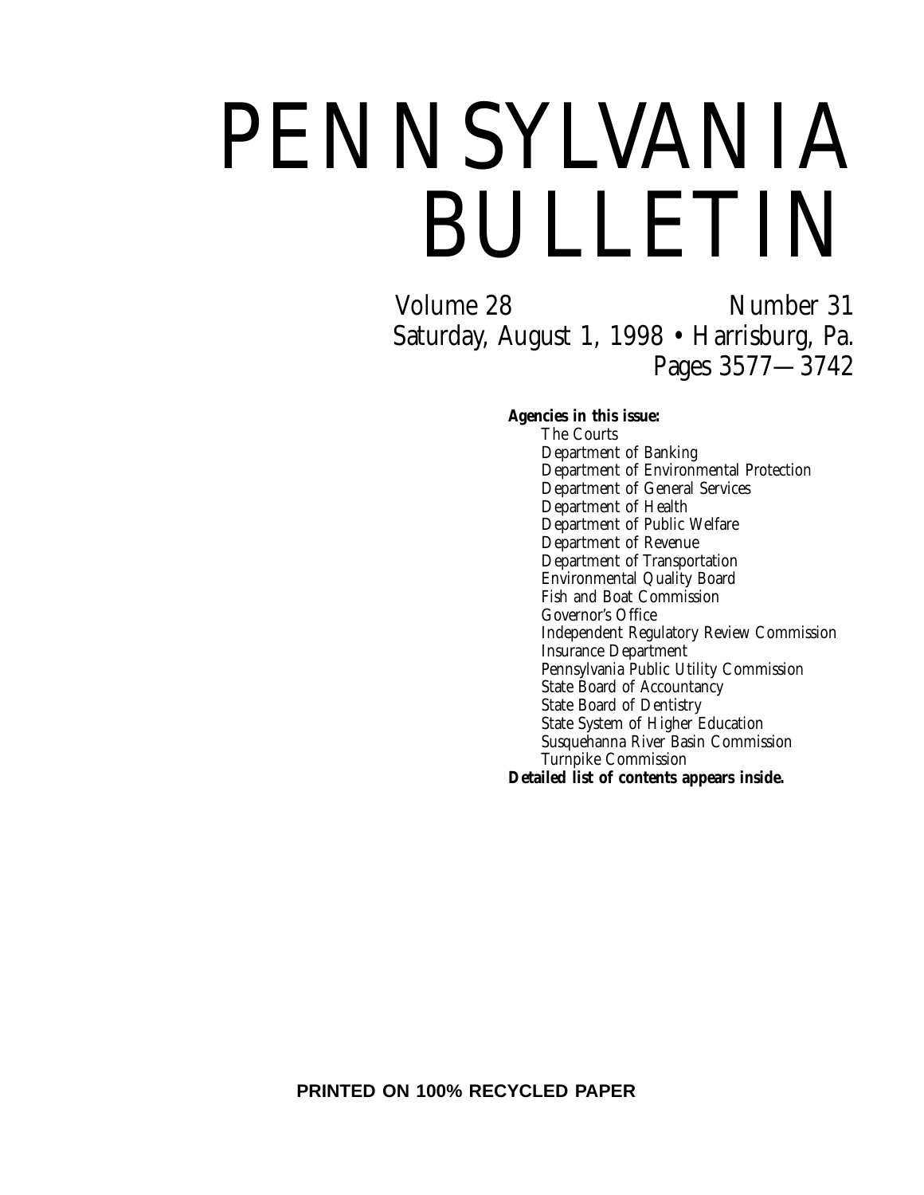# PENNSYLVANIA BULLETIN

Volume 28 Number 31

Saturday, August 1, 1998 • Harrisburg, Pa.

Pages 3577—3742

**Agencies in this issue:**

- The Courts
- Department of Banking
- Department of Environmental Protection
- Department of General Services
- Department of Health
- Department of Public Welfare
- Department of Revenue
- Department of Transportation
- Environmental Quality Board
- Fish and Boat Commission
- Governor's Office
- Independent Regulatory Review Commission
- Insurance Department
- Pennsylvania Public Utility Commission
- State Board of Accountancy
- State Board of Dentistry
- State System of Higher Education
- Susquehanna River Basin Commission
- Turnpike Commission

**Detailed list of contents appears inside.**

**PRINTED ON 100% RECYCLED PAPER**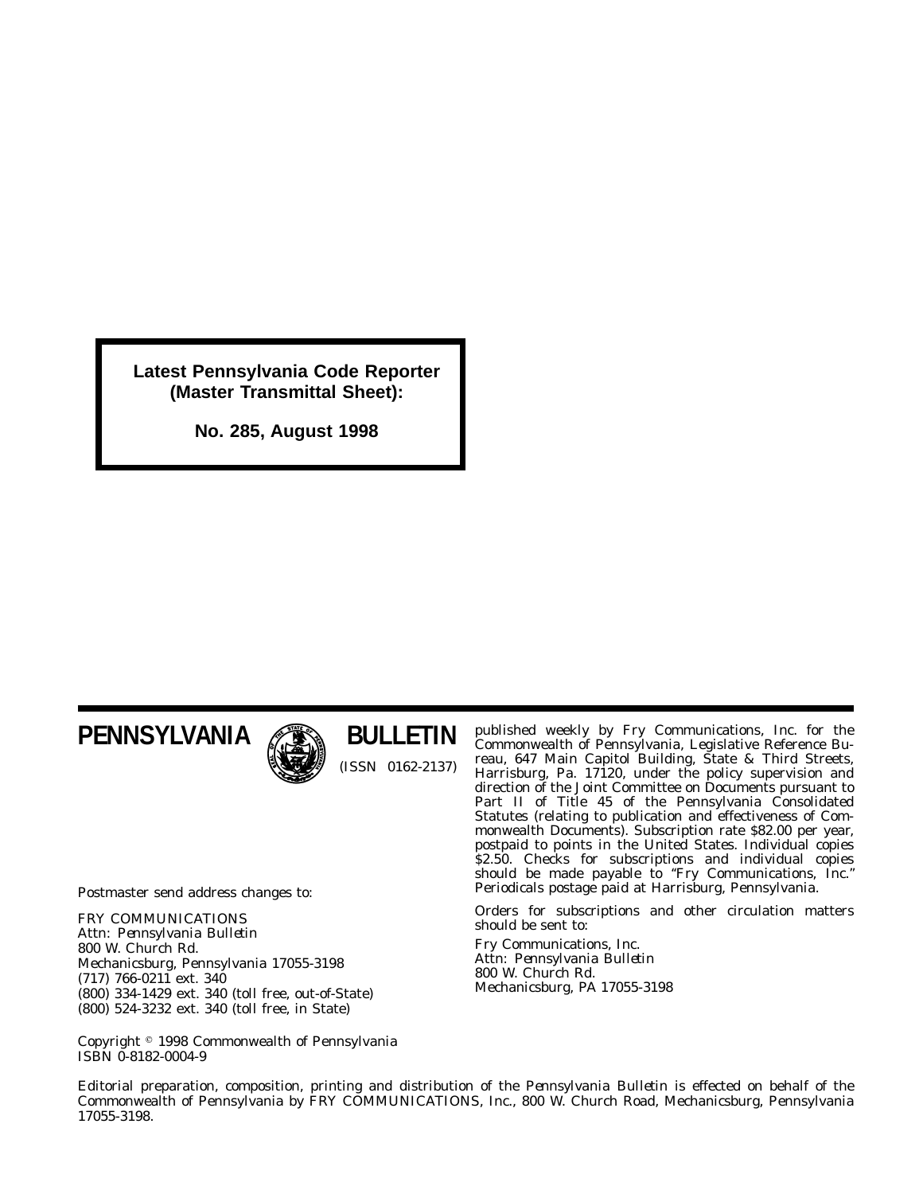**Latest Pennsylvania Code Reporter (Master Transmittal Sheet):**

**No. 285, August 1998**

# PENNSYLVANIA BULLETIN

(ISSN 0162-2137)

Postmaster send address changes to:

FRY COMMUNICATIONS
Attn: *Pennsylvania Bulletin*
800 W. Church Rd.
Mechanicsburg, Pennsylvania 17055-3198
(717) 766-0211 ext. 340
(800) 334-1429 ext. 340 (toll free, out-of-State)
(800) 524-3232 ext. 340 (toll free, in State)

Copyright © 1998 Commonwealth of Pennsylvania
ISBN 0-8182-0004-9

published weekly by Fry Communications, Inc. for the Commonwealth of Pennsylvania, Legislative Reference Bureau, 647 Main Capitol Building, State & Third Streets, Harrisburg, Pa. 17120, under the policy supervision and direction of the Joint Committee on Documents pursuant to Part II of Title 45 of the Pennsylvania Consolidated Statutes (relating to publication and effectiveness of Commonwealth Documents). Subscription rate $82.00 per year, postpaid to points in the United States. Individual copies $2.50. Checks for subscriptions and individual copies should be made payable to "Fry Communications, Inc." Periodicals postage paid at Harrisburg, Pennsylvania.

Orders for subscriptions and other circulation matters should be sent to:

Fry Communications, Inc.
Attn: *Pennsylvania Bulletin*
800 W. Church Rd.
Mechanicsburg, PA 17055-3198

Editorial preparation, composition, printing and distribution of the *Pennsylvania Bulletin* is effected on behalf of the Commonwealth of Pennsylvania by FRY COMMUNICATIONS, Inc., 800 W. Church Road, Mechanicsburg, Pennsylvania 17055-3198.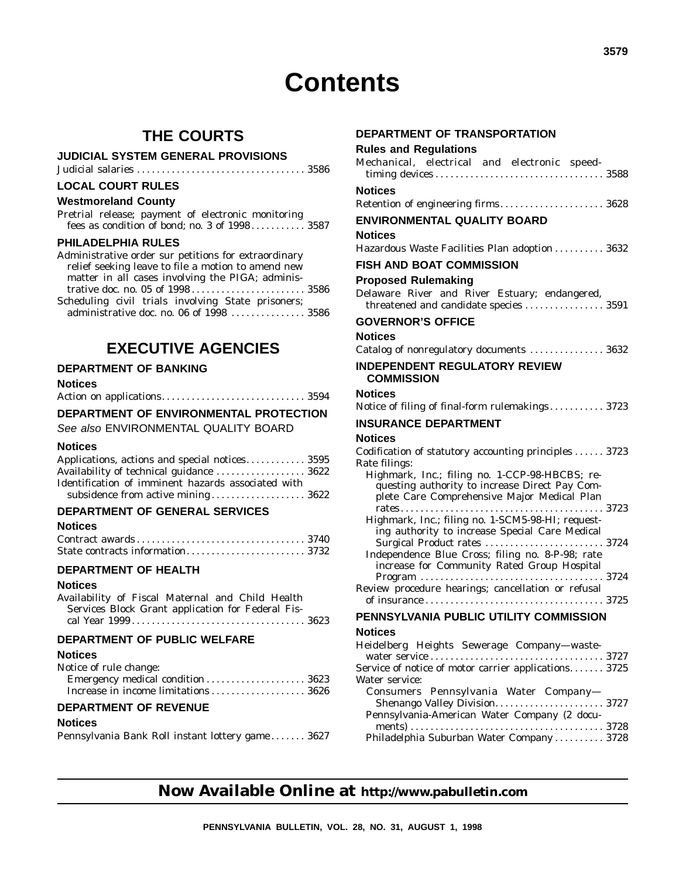# Contents

## THE COURTS

### JUDICIAL SYSTEM GENERAL PROVISIONS

Judicial salaries . . . . . . . . . . . . . . . . . . . . . . . . . . . . . . . . . . 3586

### LOCAL COURT RULES

#### Westmoreland County

Pretrial release; payment of electronic monitoring fees as condition of bond; no. 3 of 1998 . . . . . . . . . . . 3587

### PHILADELPHIA RULES

Administrative order sur petitions for extraordinary relief seeking leave to file a motion to amend new matter in all cases involving the PIGA; administrative doc. no. 05 of 1998 . . . . . . . . . . . . . . . . . . . . . . . 3586

Scheduling civil trials involving State prisoners; administrative doc. no. 06 of 1998 . . . . . . . . . . . . . . . 3586

## EXECUTIVE AGENCIES

### DEPARTMENT OF BANKING

#### Notices

Action on applications. . . . . . . . . . . . . . . . . . . . . . . . . . . . 3594

### DEPARTMENT OF ENVIRONMENTAL PROTECTION

*See also* ENVIRONMENTAL QUALITY BOARD

#### Notices

Applications, actions and special notices. . . . . . . . . . . . 3595

Availability of technical guidance . . . . . . . . . . . . . . . . . . 3622

Identification of imminent hazards associated with subsidence from active mining . . . . . . . . . . . . . . . . . . 3622

### DEPARTMENT OF GENERAL SERVICES

#### Notices

Contract awards . . . . . . . . . . . . . . . . . . . . . . . . . . . . . . . . . 3740

State contracts information . . . . . . . . . . . . . . . . . . . . . . . 3732

### DEPARTMENT OF HEALTH

#### Notices

Availability of Fiscal Maternal and Child Health Services Block Grant application for Federal Fiscal Year 1999 . . . . . . . . . . . . . . . . . . . . . . . . . . . . . . . . . . 3623

### DEPARTMENT OF PUBLIC WELFARE

#### Notices

Notice of rule change:

- Emergency medical condition . . . . . . . . . . . . . . . . . . . . 3623
- Increase in income limitations . . . . . . . . . . . . . . . . . . . 3626

### DEPARTMENT OF REVENUE

#### Notices

Pennsylvania Bank Roll instant lottery game . . . . . . . 3627

### DEPARTMENT OF TRANSPORTATION

#### Rules and Regulations

Mechanical, electrical and electronic speed-timing devices . . . . . . . . . . . . . . . . . . . . . . . . . . . . . . . . . 3588

#### Notices

Retention of engineering firms. . . . . . . . . . . . . . . . . . . . . 3628

### ENVIRONMENTAL QUALITY BOARD

#### Notices

Hazardous Waste Facilities Plan adoption . . . . . . . . . . 3632

### FISH AND BOAT COMMISSION

#### Proposed Rulemaking

Delaware River and River Estuary; endangered, threatened and candidate species . . . . . . . . . . . . . . . . 3591

### GOVERNOR'S OFFICE

#### Notices

Catalog of nonregulatory documents . . . . . . . . . . . . . . . 3632

### INDEPENDENT REGULATORY REVIEW COMMISSION

#### Notices

Notice of filing of final-form rulemakings. . . . . . . . . . . 3723

### INSURANCE DEPARTMENT

#### Notices

Codification of statutory accounting principles . . . . . . 3723

Rate filings:

- Highmark, Inc.; filing no. 1-CCP-98-HBCBS; requesting authority to increase Direct Pay Complete Care Comprehensive Major Medical Plan rates . . . . . . . . . . . . . . . . . . . . . . . . . . . . . . . . . . . . . . . . 3723
- Highmark, Inc.; filing no. 1-SCM5-98-HI; requesting authority to increase Special Care Medical Surgical Product rates . . . . . . . . . . . . . . . . . . . . . . . . 3724
- Independence Blue Cross; filing no. 8-P-98; rate increase for Community Rated Group Hospital Program . . . . . . . . . . . . . . . . . . . . . . . . . . . . . . . . . . . . . 3724

Review procedure hearings; cancellation or refusal of insurance . . . . . . . . . . . . . . . . . . . . . . . . . . . . . . . . . . . . 3725

### PENNSYLVANIA PUBLIC UTILITY COMMISSION

#### Notices

Heidelberg Heights Sewerage Company—wastewater service . . . . . . . . . . . . . . . . . . . . . . . . . . . . . . . . . . 3727

Service of notice of motor carrier applications. . . . . . . 3725

Water service:

- Consumers Pennsylvania Water Company—Shenango Valley Division. . . . . . . . . . . . . . . . . . . . . . 3727
- Pennsylvania-American Water Company (2 documents) . . . . . . . . . . . . . . . . . . . . . . . . . . . . . . . . . . . . . . . 3728
- Philadelphia Suburban Water Company . . . . . . . . . . 3728

**Now Available Online at http://www.pabulletin.com**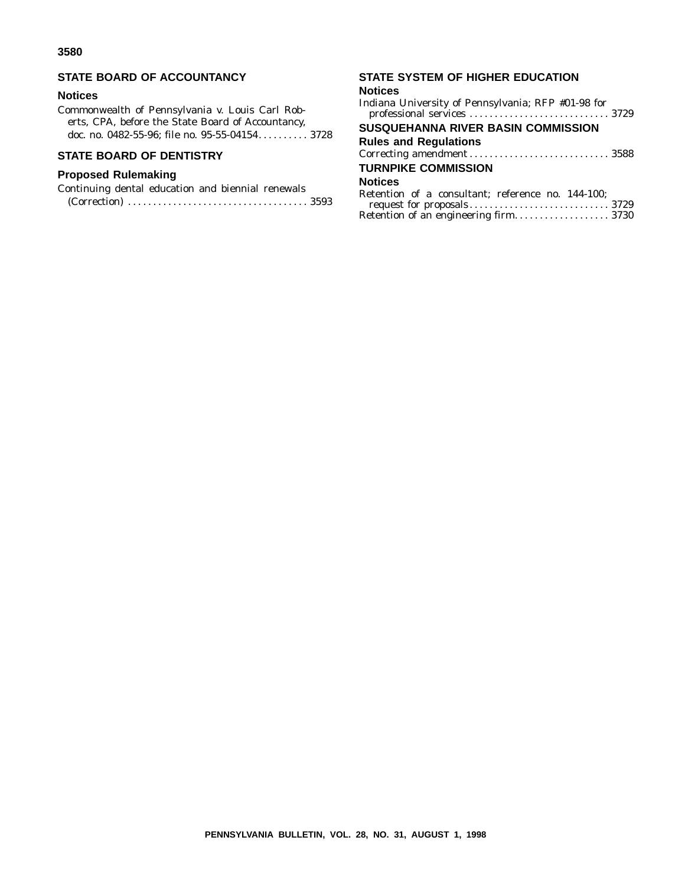## STATE BOARD OF ACCOUNTANCY

### Notices

Commonwealth of Pennsylvania v. Louis Carl Roberts, CPA, before the State Board of Accountancy, doc. no. 0482-55-96; file no. 95-55-04154 . . . . . . . . . . 3728

## STATE BOARD OF DENTISTRY

### Proposed Rulemaking

Continuing dental education and biennial renewals (Correction) . . . . . . . . . . . . . . . . . . . . . . . . . . . . . . . . . . . . 3593

## STATE SYSTEM OF HIGHER EDUCATION

### Notices

Indiana University of Pennsylvania; RFP #01-98 for professional services . . . . . . . . . . . . . . . . . . . . . . . . . . . . 3729

## SUSQUEHANNA RIVER BASIN COMMISSION

### Rules and Regulations

Correcting amendment . . . . . . . . . . . . . . . . . . . . . . . . . . . . 3588

## TURNPIKE COMMISSION

### Notices

Retention of a consultant; reference no. 144-100; request for proposals . . . . . . . . . . . . . . . . . . . . . . . . . . . . 3729

Retention of an engineering firm. . . . . . . . . . . . . . . . . . . 3730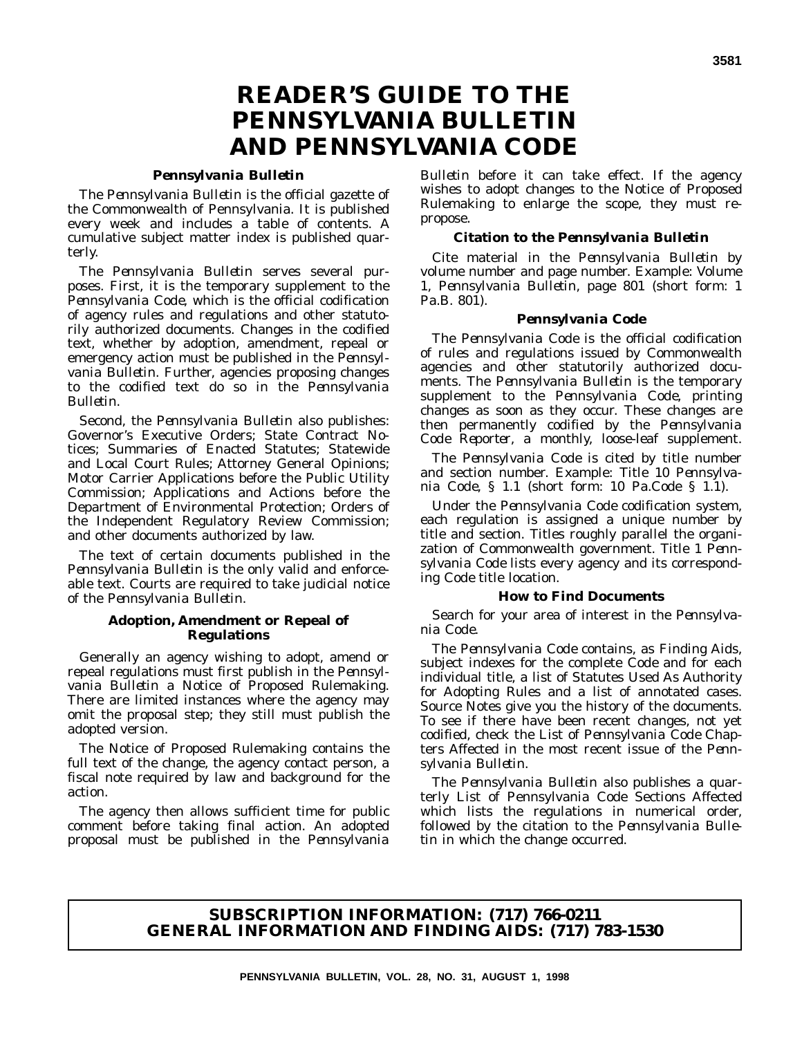# READER'S GUIDE TO THE PENNSYLVANIA BULLETIN AND PENNSYLVANIA CODE

### *Pennsylvania Bulletin*

The *Pennsylvania Bulletin* is the official gazette of the Commonwealth of Pennsylvania. It is published every week and includes a table of contents. A cumulative subject matter index is published quarterly.

The *Pennsylvania Bulletin* serves several purposes. First, it is the temporary supplement to the *Pennsylvania Code*, which is the official codification of agency rules and regulations and other statutorily authorized documents. Changes in the codified text, whether by adoption, amendment, repeal or emergency action must be published in the *Pennsylvania Bulletin*. Further, agencies proposing changes to the codified text do so in the *Pennsylvania Bulletin*.

Second, the *Pennsylvania Bulletin* also publishes: Governor's Executive Orders; State Contract Notices; Summaries of Enacted Statutes; Statewide and Local Court Rules; Attorney General Opinions; Motor Carrier Applications before the Public Utility Commission; Applications and Actions before the Department of Environmental Protection; Orders of the Independent Regulatory Review Commission; and other documents authorized by law.

The text of certain documents published in the *Pennsylvania Bulletin* is the only valid and enforceable text. Courts are required to take judicial notice of the *Pennsylvania Bulletin*.

### Adoption, Amendment or Repeal of Regulations

Generally an agency wishing to adopt, amend or repeal regulations must first publish in the *Pennsylvania Bulletin* a Notice of Proposed Rulemaking. There are limited instances where the agency may omit the proposal step; they still must publish the adopted version.

The Notice of Proposed Rulemaking contains the full text of the change, the agency contact person, a fiscal note required by law and background for the action.

The agency then allows sufficient time for public comment before taking final action. An adopted proposal must be published in the *Pennsylvania Bulletin* before it can take effect. If the agency wishes to adopt changes to the Notice of Proposed Rulemaking to enlarge the scope, they must repropose.

### Citation to the *Pennsylvania Bulletin*

Cite material in the *Pennsylvania Bulletin* by volume number and page number. Example: Volume 1, *Pennsylvania Bulletin*, page 801 (short form: 1 Pa.B. 801).

### *Pennsylvania Code*

The *Pennsylvania Code* is the official codification of rules and regulations issued by Commonwealth agencies and other statutorily authorized documents. The *Pennsylvania Bulletin* is the temporary supplement to the *Pennsylvania Code*, printing changes as soon as they occur. These changes are then permanently codified by the *Pennsylvania Code Reporter*, a monthly, loose-leaf supplement.

The *Pennsylvania Code* is cited by title number and section number. Example: Title 10 *Pennsylvania Code*, § 1.1 (short form: 10 Pa.Code § 1.1).

Under the *Pennsylvania Code* codification system, each regulation is assigned a unique number by title and section. Titles roughly parallel the organization of Commonwealth government. Title 1 *Pennsylvania Code* lists every agency and its corresponding Code title location.

### How to Find Documents

Search for your area of interest in the *Pennsylvania Code*.

The *Pennsylvania Code* contains, as Finding Aids, subject indexes for the complete Code and for each individual title, a list of Statutes Used As Authority for Adopting Rules and a list of annotated cases. Source Notes give you the history of the documents. To see if there have been recent changes, not yet codified, check the List of *Pennsylvania Code* Chapters Affected in the most recent issue of the *Pennsylvania Bulletin*.

The *Pennsylvania Bulletin* also publishes a quarterly List of Pennsylvania Code Sections Affected which lists the regulations in numerical order, followed by the citation to the *Pennsylvania Bulletin* in which the change occurred.

**SUBSCRIPTION INFORMATION: (717) 766-0211**
**GENERAL INFORMATION AND FINDING AIDS: (717) 783-1530**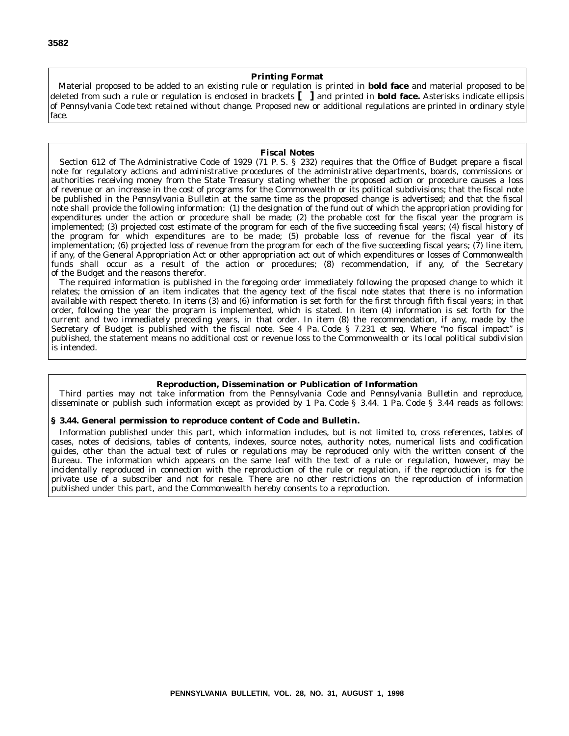## Printing Format

Material proposed to be added to an existing rule or regulation is printed in **bold face** and material proposed to be deleted from such a rule or regulation is enclosed in brackets **[ ]** and printed in **bold face.** Asterisks indicate ellipsis of *Pennsylvania Code* text retained without change. Proposed new or additional regulations are printed in ordinary style face.

## Fiscal Notes

Section 612 of The Administrative Code of 1929 (71 P. S. § 232) requires that the Office of Budget prepare a fiscal note for regulatory actions and administrative procedures of the administrative departments, boards, commissions or authorities receiving money from the State Treasury stating whether the proposed action or procedure causes a loss of revenue or an increase in the cost of programs for the Commonwealth or its political subdivisions; that the fiscal note be published in the *Pennsylvania Bulletin* at the same time as the proposed change is advertised; and that the fiscal note shall provide the following information: (1) the designation of the fund out of which the appropriation providing for expenditures under the action or procedure shall be made; (2) the probable cost for the fiscal year the program is implemented; (3) projected cost estimate of the program for each of the five succeeding fiscal years; (4) fiscal history of the program for which expenditures are to be made; (5) probable loss of revenue for the fiscal year of its implementation; (6) projected loss of revenue from the program for each of the five succeeding fiscal years; (7) line item, if any, of the General Appropriation Act or other appropriation act out of which expenditures or losses of Commonwealth funds shall occur as a result of the action or procedures; (8) recommendation, if any, of the Secretary of the Budget and the reasons therefor.

The required information is published in the foregoing order immediately following the proposed change to which it relates; the omission of an item indicates that the agency text of the fiscal note states that there is no information available with respect thereto. In items (3) and (6) information is set forth for the first through fifth fiscal years; in that order, following the year the program is implemented, which is stated. In item (4) information is set forth for the current and two immediately preceding years, in that order. In item (8) the recommendation, if any, made by the Secretary of Budget is published with the fiscal note. See 4 Pa. Code § 7.231 *et seq.* Where "no fiscal impact" is published, the statement means no additional cost or revenue loss to the Commonwealth or its local political subdivision is intended.

## Reproduction, Dissemination or Publication of Information

Third parties may not take information from the *Pennsylvania Code* and *Pennsylvania Bulletin* and reproduce, disseminate or publish such information except as provided by 1 Pa. Code § 3.44. 1 Pa. Code § 3.44 reads as follows:

### § 3.44. General permission to reproduce content of Code and Bulletin.

Information published under this part, which information includes, but is not limited to, cross references, tables of cases, notes of decisions, tables of contents, indexes, source notes, authority notes, numerical lists and codification guides, other than the actual text of rules or regulations may be reproduced only with the written consent of the Bureau. The information which appears on the same leaf with the text of a rule or regulation, however, may be incidentally reproduced in connection with the reproduction of the rule or regulation, if the reproduction is for the private use of a subscriber and not for resale. There are no other restrictions on the reproduction of information published under this part, and the Commonwealth hereby consents to a reproduction.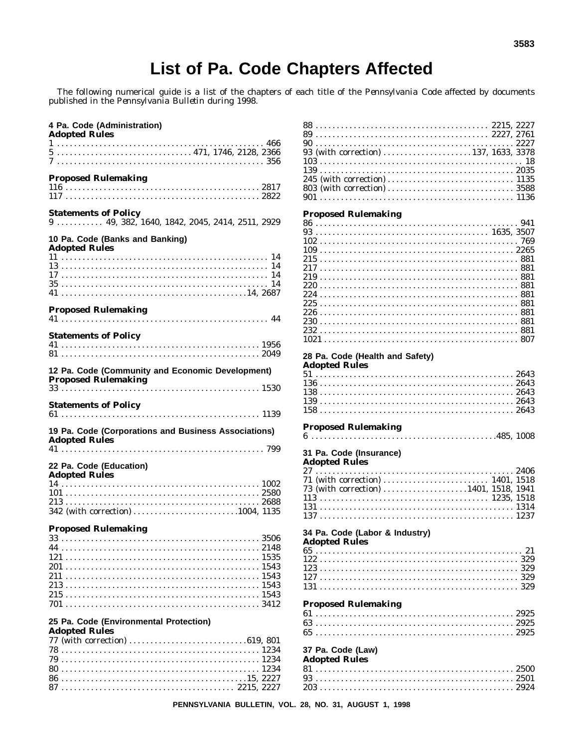# List of Pa. Code Chapters Affected

The following numerical guide is a list of the chapters of each title of the *Pennsylvania Code* affected by documents published in the *Pennsylvania Bulletin* during 1998.

**4 Pa. Code (Administration)**
**Adopted Rules**
1 . . . . . . . . . . 466
5 . . . . . . . . . . 471, 1746, 2128, 2366
7 . . . . . . . . . . 356

**Proposed Rulemaking**
116 . . . . . . . . . . 2817
117 . . . . . . . . . . 2822

**Statements of Policy**
9 . . . . . . . . . . 49, 382, 1640, 1842, 2045, 2414, 2511, 2929

**10 Pa. Code (Banks and Banking)**
**Adopted Rules**
11 . . . . . . . . . . 14
13 . . . . . . . . . . 14
17 . . . . . . . . . . 14
35 . . . . . . . . . . 14
41 . . . . . . . . . . 14, 2687

**Proposed Rulemaking**
41 . . . . . . . . . . 44

**Statements of Policy**
41 . . . . . . . . . . 1956
81 . . . . . . . . . . 2049

**12 Pa. Code (Community and Economic Development)**
**Proposed Rulemaking**
33 . . . . . . . . . . 1530

**Statements of Policy**
61 . . . . . . . . . . 1139

**19 Pa. Code (Corporations and Business Associations)**
**Adopted Rules**
41 . . . . . . . . . . 799

**22 Pa. Code (Education)**
**Adopted Rules**
14 . . . . . . . . . . 1002
101 . . . . . . . . . . 2580
213 . . . . . . . . . . 2688
342 (with correction) . . . . . . . . . . 1004, 1135

**Proposed Rulemaking**
33 . . . . . . . . . . 3506
44 . . . . . . . . . . 2148
121 . . . . . . . . . . 1535
201 . . . . . . . . . . 1543
211 . . . . . . . . . . 1543
213 . . . . . . . . . . 1543
215 . . . . . . . . . . 1543
701 . . . . . . . . . . 3412

**25 Pa. Code (Environmental Protection)**
**Adopted Rules**
77 (with correction) . . . . . . . . . . 619, 801
78 . . . . . . . . . . 1234
79 . . . . . . . . . . 1234
80 . . . . . . . . . . 1234
86 . . . . . . . . . . 15, 2227
87 . . . . . . . . . . 2215, 2227
88 . . . . . . . . . . 2215, 2227
89 . . . . . . . . . . 2227, 2761
90 . . . . . . . . . . 2227
93 (with correction) . . . . . . . . . . 137, 1633, 3378
103 . . . . . . . . . . 18
139 . . . . . . . . . . 2035
245 (with correction) . . . . . . . . . . 1135
803 (with correction) . . . . . . . . . . 3588
901 . . . . . . . . . . 1136

**Proposed Rulemaking**
86 . . . . . . . . . . 941
93 . . . . . . . . . . 1635, 3507
102 . . . . . . . . . . 769
109 . . . . . . . . . . 2265
215 . . . . . . . . . . 881
217 . . . . . . . . . . 881
219 . . . . . . . . . . 881
220 . . . . . . . . . . 881
224 . . . . . . . . . . 881
225 . . . . . . . . . . 881
226 . . . . . . . . . . 881
230 . . . . . . . . . . 881
232 . . . . . . . . . . 881
1021 . . . . . . . . . . 807

**28 Pa. Code (Health and Safety)**
**Adopted Rules**
51 . . . . . . . . . . 2643
136 . . . . . . . . . . 2643
138 . . . . . . . . . . 2643
139 . . . . . . . . . . 2643
158 . . . . . . . . . . 2643

**Proposed Rulemaking**
6 . . . . . . . . . . 485, 1008

**31 Pa. Code (Insurance)**
**Adopted Rules**
27 . . . . . . . . . . 2406
71 (with correction) . . . . . . . . . . 1401, 1518
73 (with correction) . . . . . . . . . . 1401, 1518, 1941
113 . . . . . . . . . . 1235, 1518
131 . . . . . . . . . . 1314
137 . . . . . . . . . . 1237

**34 Pa. Code (Labor & Industry)**
**Adopted Rules**
65 . . . . . . . . . . 21
122 . . . . . . . . . . 329
123 . . . . . . . . . . 329
127 . . . . . . . . . . 329
131 . . . . . . . . . . 329

**Proposed Rulemaking**
61 . . . . . . . . . . 2925
63 . . . . . . . . . . 2925
65 . . . . . . . . . . 2925

**37 Pa. Code (Law)**
**Adopted Rules**
81 . . . . . . . . . . 2500
93 . . . . . . . . . . 2501
203 . . . . . . . . . . 2924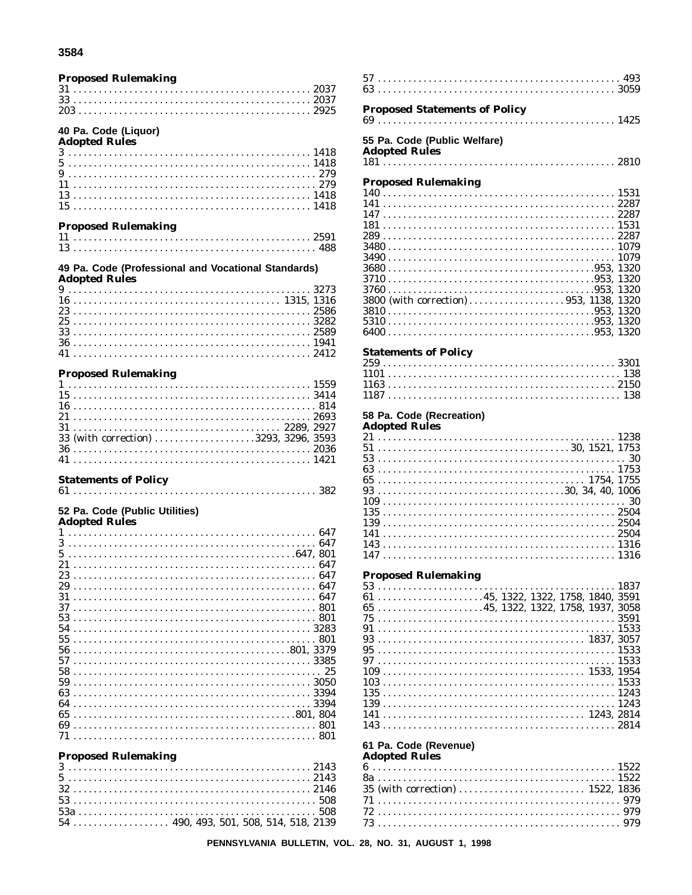**Proposed Rulemaking**

31 . . . . . . . . . . . . . . . . . . . . . . . . . . . . . . . . . . . . . . . . . . . . . 2037
33 . . . . . . . . . . . . . . . . . . . . . . . . . . . . . . . . . . . . . . . . . . . . . 2037
203 . . . . . . . . . . . . . . . . . . . . . . . . . . . . . . . . . . . . . . . . . . . . 2925

## 40 Pa. Code (Liquor)

**Adopted Rules**

3 . . . . . . . . . . . . . . . . . . . . . . . . . . . . . . . . . . . . . . . . . . . . . . 1418
5 . . . . . . . . . . . . . . . . . . . . . . . . . . . . . . . . . . . . . . . . . . . . . . 1418
9 . . . . . . . . . . . . . . . . . . . . . . . . . . . . . . . . . . . . . . . . . . . . . . 279
11 . . . . . . . . . . . . . . . . . . . . . . . . . . . . . . . . . . . . . . . . . . . . . 279
13 . . . . . . . . . . . . . . . . . . . . . . . . . . . . . . . . . . . . . . . . . . . . . 1418
15 . . . . . . . . . . . . . . . . . . . . . . . . . . . . . . . . . . . . . . . . . . . . . 1418

**Proposed Rulemaking**

11 . . . . . . . . . . . . . . . . . . . . . . . . . . . . . . . . . . . . . . . . . . . . . 2591
13 . . . . . . . . . . . . . . . . . . . . . . . . . . . . . . . . . . . . . . . . . . . . . 488

## 49 Pa. Code (Professional and Vocational Standards)

**Adopted Rules**

9 . . . . . . . . . . . . . . . . . . . . . . . . . . . . . . . . . . . . . . . . . . . . . . 3273
16 . . . . . . . . . . . . . . . . . . . . . . . . . . . . . . . . . . . . . . . . 1315, 1316
23 . . . . . . . . . . . . . . . . . . . . . . . . . . . . . . . . . . . . . . . . . . . . . 2586
25 . . . . . . . . . . . . . . . . . . . . . . . . . . . . . . . . . . . . . . . . . . . . . 3282
33 . . . . . . . . . . . . . . . . . . . . . . . . . . . . . . . . . . . . . . . . . . . . . 2589
36 . . . . . . . . . . . . . . . . . . . . . . . . . . . . . . . . . . . . . . . . . . . . . 1941
41 . . . . . . . . . . . . . . . . . . . . . . . . . . . . . . . . . . . . . . . . . . . . . 2412

**Proposed Rulemaking**

1 . . . . . . . . . . . . . . . . . . . . . . . . . . . . . . . . . . . . . . . . . . . . . . 1559
15 . . . . . . . . . . . . . . . . . . . . . . . . . . . . . . . . . . . . . . . . . . . . . 3414
16 . . . . . . . . . . . . . . . . . . . . . . . . . . . . . . . . . . . . . . . . . . . . . 814
21 . . . . . . . . . . . . . . . . . . . . . . . . . . . . . . . . . . . . . . . . . . . . . 2693
31 . . . . . . . . . . . . . . . . . . . . . . . . . . . . . . . . . . . . . . . . 2289, 2927
33 (with correction) . . . . . . . . . . . . . . . . . . . . 3293, 3296, 3593
36 . . . . . . . . . . . . . . . . . . . . . . . . . . . . . . . . . . . . . . . . . . . . . 2036
41 . . . . . . . . . . . . . . . . . . . . . . . . . . . . . . . . . . . . . . . . . . . . . 1421

**Statements of Policy**

61 . . . . . . . . . . . . . . . . . . . . . . . . . . . . . . . . . . . . . . . . . . . . . 382

## 52 Pa. Code (Public Utilities)

**Adopted Rules**

1 . . . . . . . . . . . . . . . . . . . . . . . . . . . . . . . . . . . . . . . . . . . . . . 647
3 . . . . . . . . . . . . . . . . . . . . . . . . . . . . . . . . . . . . . . . . . . . . . . 647
5 . . . . . . . . . . . . . . . . . . . . . . . . . . . . . . . . . . . . . . . . . . . 647, 801
21 . . . . . . . . . . . . . . . . . . . . . . . . . . . . . . . . . . . . . . . . . . . . . 647
23 . . . . . . . . . . . . . . . . . . . . . . . . . . . . . . . . . . . . . . . . . . . . . 647
29 . . . . . . . . . . . . . . . . . . . . . . . . . . . . . . . . . . . . . . . . . . . . . 647
31 . . . . . . . . . . . . . . . . . . . . . . . . . . . . . . . . . . . . . . . . . . . . . 647
37 . . . . . . . . . . . . . . . . . . . . . . . . . . . . . . . . . . . . . . . . . . . . . 801
53 . . . . . . . . . . . . . . . . . . . . . . . . . . . . . . . . . . . . . . . . . . . . . 801
54 . . . . . . . . . . . . . . . . . . . . . . . . . . . . . . . . . . . . . . . . . . . . . 3283
55 . . . . . . . . . . . . . . . . . . . . . . . . . . . . . . . . . . . . . . . . . . . . . 801
56 . . . . . . . . . . . . . . . . . . . . . . . . . . . . . . . . . . . . . . . . . . 801, 3379
57 . . . . . . . . . . . . . . . . . . . . . . . . . . . . . . . . . . . . . . . . . . . . . 3385
58 . . . . . . . . . . . . . . . . . . . . . . . . . . . . . . . . . . . . . . . . . . . . . 25
59 . . . . . . . . . . . . . . . . . . . . . . . . . . . . . . . . . . . . . . . . . . . . . 3050
63 . . . . . . . . . . . . . . . . . . . . . . . . . . . . . . . . . . . . . . . . . . . . . 3394
64 . . . . . . . . . . . . . . . . . . . . . . . . . . . . . . . . . . . . . . . . . . . . . 3394
65 . . . . . . . . . . . . . . . . . . . . . . . . . . . . . . . . . . . . . . . . . . . 801, 804
69 . . . . . . . . . . . . . . . . . . . . . . . . . . . . . . . . . . . . . . . . . . . . . 801
71 . . . . . . . . . . . . . . . . . . . . . . . . . . . . . . . . . . . . . . . . . . . . . 801

**Proposed Rulemaking**

3 . . . . . . . . . . . . . . . . . . . . . . . . . . . . . . . . . . . . . . . . . . . . . . 2143
5 . . . . . . . . . . . . . . . . . . . . . . . . . . . . . . . . . . . . . . . . . . . . . . 2143
32 . . . . . . . . . . . . . . . . . . . . . . . . . . . . . . . . . . . . . . . . . . . . . 2146
53 . . . . . . . . . . . . . . . . . . . . . . . . . . . . . . . . . . . . . . . . . . . . . 508
53a . . . . . . . . . . . . . . . . . . . . . . . . . . . . . . . . . . . . . . . . . . . . 508
54 . . . . . . . . . . . . . . . . . . 490, 493, 501, 508, 514, 518, 2139
57 . . . . . . . . . . . . . . . . . . . . . . . . . . . . . . . . . . . . . . . . . . . . . 493
63 . . . . . . . . . . . . . . . . . . . . . . . . . . . . . . . . . . . . . . . . . . . . . 3059

**Proposed Statements of Policy**

69 . . . . . . . . . . . . . . . . . . . . . . . . . . . . . . . . . . . . . . . . . . . . . 1425

## 55 Pa. Code (Public Welfare)

**Adopted Rules**

181 . . . . . . . . . . . . . . . . . . . . . . . . . . . . . . . . . . . . . . . . . . . . 2810

**Proposed Rulemaking**

140 . . . . . . . . . . . . . . . . . . . . . . . . . . . . . . . . . . . . . . . . . . . . 1531
141 . . . . . . . . . . . . . . . . . . . . . . . . . . . . . . . . . . . . . . . . . . . . 2287
147 . . . . . . . . . . . . . . . . . . . . . . . . . . . . . . . . . . . . . . . . . . . . 2287
181 . . . . . . . . . . . . . . . . . . . . . . . . . . . . . . . . . . . . . . . . . . . . 1531
289 . . . . . . . . . . . . . . . . . . . . . . . . . . . . . . . . . . . . . . . . . . . . 2287
3480 . . . . . . . . . . . . . . . . . . . . . . . . . . . . . . . . . . . . . . . . . . . 1079
3490 . . . . . . . . . . . . . . . . . . . . . . . . . . . . . . . . . . . . . . . . . . . 1079
3680 . . . . . . . . . . . . . . . . . . . . . . . . . . . . . . . . . . . . . . . . 953, 1320
3710 . . . . . . . . . . . . . . . . . . . . . . . . . . . . . . . . . . . . . . . . 953, 1320
3760 . . . . . . . . . . . . . . . . . . . . . . . . . . . . . . . . . . . . . . . . 953, 1320
3800 (with correction) . . . . . . . . . . . . . . . . . . . 953, 1138, 1320
3810 . . . . . . . . . . . . . . . . . . . . . . . . . . . . . . . . . . . . . . . . 953, 1320
5310 . . . . . . . . . . . . . . . . . . . . . . . . . . . . . . . . . . . . . . . . 953, 1320
6400 . . . . . . . . . . . . . . . . . . . . . . . . . . . . . . . . . . . . . . . . 953, 1320

**Statements of Policy**

259 . . . . . . . . . . . . . . . . . . . . . . . . . . . . . . . . . . . . . . . . . . . . 3301
1101 . . . . . . . . . . . . . . . . . . . . . . . . . . . . . . . . . . . . . . . . . . . 138
1163 . . . . . . . . . . . . . . . . . . . . . . . . . . . . . . . . . . . . . . . . . . . 2150
1187 . . . . . . . . . . . . . . . . . . . . . . . . . . . . . . . . . . . . . . . . . . . 138

## 58 Pa. Code (Recreation)

**Adopted Rules**

21 . . . . . . . . . . . . . . . . . . . . . . . . . . . . . . . . . . . . . . . . . . . . . 1238
51 . . . . . . . . . . . . . . . . . . . . . . . . . . . . . . . . . . . . . . . 30, 1521, 1753
53 . . . . . . . . . . . . . . . . . . . . . . . . . . . . . . . . . . . . . . . . . . . . . 30
63 . . . . . . . . . . . . . . . . . . . . . . . . . . . . . . . . . . . . . . . . . . . . . 1753
65 . . . . . . . . . . . . . . . . . . . . . . . . . . . . . . . . . . . . . . . . . 1754, 1755
93 . . . . . . . . . . . . . . . . . . . . . . . . . . . . . . . . . . . . . . 30, 34, 40, 1006
109 . . . . . . . . . . . . . . . . . . . . . . . . . . . . . . . . . . . . . . . . . . . . 30
135 . . . . . . . . . . . . . . . . . . . . . . . . . . . . . . . . . . . . . . . . . . . . 2504
139 . . . . . . . . . . . . . . . . . . . . . . . . . . . . . . . . . . . . . . . . . . . . 2504
141 . . . . . . . . . . . . . . . . . . . . . . . . . . . . . . . . . . . . . . . . . . . . 2504
143 . . . . . . . . . . . . . . . . . . . . . . . . . . . . . . . . . . . . . . . . . . . . 1316
147 . . . . . . . . . . . . . . . . . . . . . . . . . . . . . . . . . . . . . . . . . . . . 1316

**Proposed Rulemaking**

53 . . . . . . . . . . . . . . . . . . . . . . . . . . . . . . . . . . . . . . . . . . . . . 1837
61 . . . . . . . . . . . . . . . . . . . . . . 45, 1322, 1322, 1758, 1840, 3591
65 . . . . . . . . . . . . . . . . . . . . . . 45, 1322, 1322, 1758, 1937, 3058
75 . . . . . . . . . . . . . . . . . . . . . . . . . . . . . . . . . . . . . . . . . . . . . 3591
91 . . . . . . . . . . . . . . . . . . . . . . . . . . . . . . . . . . . . . . . . . . . . . 1533
93 . . . . . . . . . . . . . . . . . . . . . . . . . . . . . . . . . . . . . . . . . 1837, 3057
95 . . . . . . . . . . . . . . . . . . . . . . . . . . . . . . . . . . . . . . . . . . . . . 1533
97 . . . . . . . . . . . . . . . . . . . . . . . . . . . . . . . . . . . . . . . . . . . . . 1533
109 . . . . . . . . . . . . . . . . . . . . . . . . . . . . . . . . . . . . . . . . 1533, 1954
103 . . . . . . . . . . . . . . . . . . . . . . . . . . . . . . . . . . . . . . . . . . . . 1533
135 . . . . . . . . . . . . . . . . . . . . . . . . . . . . . . . . . . . . . . . . . . . . 1243
139 . . . . . . . . . . . . . . . . . . . . . . . . . . . . . . . . . . . . . . . . . . . . 1243
141 . . . . . . . . . . . . . . . . . . . . . . . . . . . . . . . . . . . . . . . . 1243, 2814
143 . . . . . . . . . . . . . . . . . . . . . . . . . . . . . . . . . . . . . . . . . . . . 2814

## 61 Pa. Code (Revenue)

**Adopted Rules**

6 . . . . . . . . . . . . . . . . . . . . . . . . . . . . . . . . . . . . . . . . . . . . . . 1522
8a . . . . . . . . . . . . . . . . . . . . . . . . . . . . . . . . . . . . . . . . . . . . . 1522
35 (with correction) . . . . . . . . . . . . . . . . . . . . . . . . . 1522, 1836
71 . . . . . . . . . . . . . . . . . . . . . . . . . . . . . . . . . . . . . . . . . . . . . 979
72 . . . . . . . . . . . . . . . . . . . . . . . . . . . . . . . . . . . . . . . . . . . . . 979
73 . . . . . . . . . . . . . . . . . . . . . . . . . . . . . . . . . . . . . . . . . . . . . 979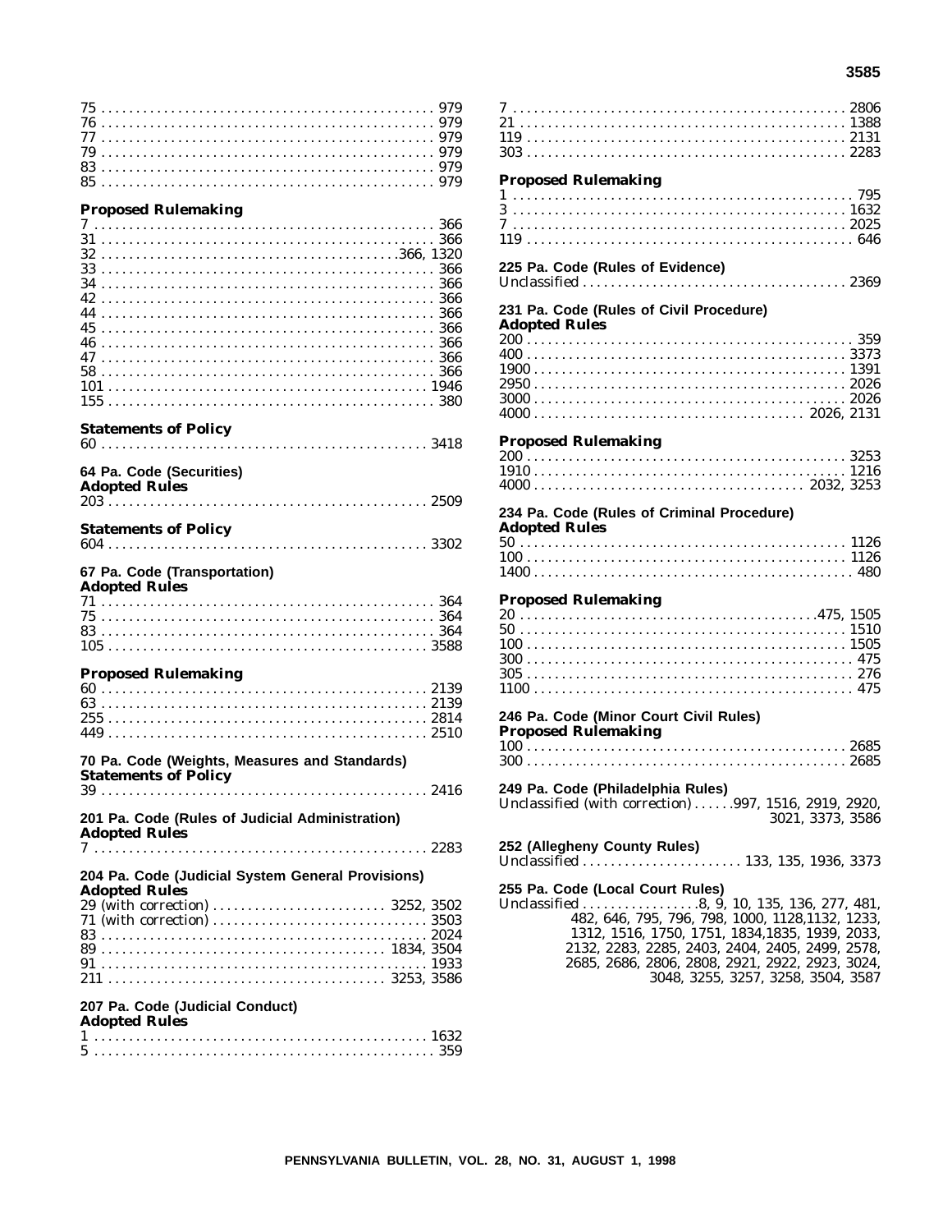75 . . . . . . . . . . . . . . . . . . . . . . . . . . . . . . . . . . . . . . . . . . . . . . . 979
76 . . . . . . . . . . . . . . . . . . . . . . . . . . . . . . . . . . . . . . . . . . . . . . . 979
77 . . . . . . . . . . . . . . . . . . . . . . . . . . . . . . . . . . . . . . . . . . . . . . . 979
79 . . . . . . . . . . . . . . . . . . . . . . . . . . . . . . . . . . . . . . . . . . . . . . . 979
83 . . . . . . . . . . . . . . . . . . . . . . . . . . . . . . . . . . . . . . . . . . . . . . . 979
85 . . . . . . . . . . . . . . . . . . . . . . . . . . . . . . . . . . . . . . . . . . . . . . . 979

**Proposed Rulemaking**

7 . . . . . . . . . . . . . . . . . . . . . . . . . . . . . . . . . . . . . . . . . . . . . . . . 366
31 . . . . . . . . . . . . . . . . . . . . . . . . . . . . . . . . . . . . . . . . . . . . . . . 366
32 . . . . . . . . . . . . . . . . . . . . . . . . . . . . . . . . . . . . . . . . . . .366, 1320
33 . . . . . . . . . . . . . . . . . . . . . . . . . . . . . . . . . . . . . . . . . . . . . . . 366
34 . . . . . . . . . . . . . . . . . . . . . . . . . . . . . . . . . . . . . . . . . . . . . . . 366
42 . . . . . . . . . . . . . . . . . . . . . . . . . . . . . . . . . . . . . . . . . . . . . . . 366
44 . . . . . . . . . . . . . . . . . . . . . . . . . . . . . . . . . . . . . . . . . . . . . . . 366
45 . . . . . . . . . . . . . . . . . . . . . . . . . . . . . . . . . . . . . . . . . . . . . . . 366
46 . . . . . . . . . . . . . . . . . . . . . . . . . . . . . . . . . . . . . . . . . . . . . . . 366
47 . . . . . . . . . . . . . . . . . . . . . . . . . . . . . . . . . . . . . . . . . . . . . . . 366
58 . . . . . . . . . . . . . . . . . . . . . . . . . . . . . . . . . . . . . . . . . . . . . . . 366
101 . . . . . . . . . . . . . . . . . . . . . . . . . . . . . . . . . . . . . . . . . . . . . 1946
155 . . . . . . . . . . . . . . . . . . . . . . . . . . . . . . . . . . . . . . . . . . . . . . 380

**Statements of Policy**

60 . . . . . . . . . . . . . . . . . . . . . . . . . . . . . . . . . . . . . . . . . . . . . . 3418

### 64 Pa. Code (Securities)

**Adopted Rules**

203 . . . . . . . . . . . . . . . . . . . . . . . . . . . . . . . . . . . . . . . . . . . . . 2509

**Statements of Policy**

604 . . . . . . . . . . . . . . . . . . . . . . . . . . . . . . . . . . . . . . . . . . . . . 3302

### 67 Pa. Code (Transportation)

**Adopted Rules**

71 . . . . . . . . . . . . . . . . . . . . . . . . . . . . . . . . . . . . . . . . . . . . . . . 364
75 . . . . . . . . . . . . . . . . . . . . . . . . . . . . . . . . . . . . . . . . . . . . . . . 364
83 . . . . . . . . . . . . . . . . . . . . . . . . . . . . . . . . . . . . . . . . . . . . . . . 364
105 . . . . . . . . . . . . . . . . . . . . . . . . . . . . . . . . . . . . . . . . . . . . . 3588

**Proposed Rulemaking**

60 . . . . . . . . . . . . . . . . . . . . . . . . . . . . . . . . . . . . . . . . . . . . . . 2139
63 . . . . . . . . . . . . . . . . . . . . . . . . . . . . . . . . . . . . . . . . . . . . . . 2139
255 . . . . . . . . . . . . . . . . . . . . . . . . . . . . . . . . . . . . . . . . . . . . . 2814
449 . . . . . . . . . . . . . . . . . . . . . . . . . . . . . . . . . . . . . . . . . . . . . 2510

### 70 Pa. Code (Weights, Measures and Standards)

**Statements of Policy**

39 . . . . . . . . . . . . . . . . . . . . . . . . . . . . . . . . . . . . . . . . . . . . . . 2416

### 201 Pa. Code (Rules of Judicial Administration)

**Adopted Rules**

7 . . . . . . . . . . . . . . . . . . . . . . . . . . . . . . . . . . . . . . . . . . . . . . . 2283

### 204 Pa. Code (Judicial System General Provisions)

**Adopted Rules**

29 (with correction) . . . . . . . . . . . . . . . . . . . . . . . . . 3252, 3502
71 (with correction) . . . . . . . . . . . . . . . . . . . . . . . . . . . . . . . 3503
83 . . . . . . . . . . . . . . . . . . . . . . . . . . . . . . . . . . . . . . . . . . . . . . 2024
89 . . . . . . . . . . . . . . . . . . . . . . . . . . . . . . . . . . . . . . . . 1834, 3504
91 . . . . . . . . . . . . . . . . . . . . . . . . . . . . . . . . . . . . . . . . . . . . . . 1933
211 . . . . . . . . . . . . . . . . . . . . . . . . . . . . . . . . . . . . . . . . 3253, 3586

### 207 Pa. Code (Judicial Conduct)

**Adopted Rules**

1 . . . . . . . . . . . . . . . . . . . . . . . . . . . . . . . . . . . . . . . . . . . . . . . 1632
5 . . . . . . . . . . . . . . . . . . . . . . . . . . . . . . . . . . . . . . . . . . . . . . . . 359

7 . . . . . . . . . . . . . . . . . . . . . . . . . . . . . . . . . . . . . . . . . . . . . . . 2806
21 . . . . . . . . . . . . . . . . . . . . . . . . . . . . . . . . . . . . . . . . . . . . . . 1388
119 . . . . . . . . . . . . . . . . . . . . . . . . . . . . . . . . . . . . . . . . . . . . . 2131
303 . . . . . . . . . . . . . . . . . . . . . . . . . . . . . . . . . . . . . . . . . . . . . 2283

**Proposed Rulemaking**

1 . . . . . . . . . . . . . . . . . . . . . . . . . . . . . . . . . . . . . . . . . . . . . . . . 795
3 . . . . . . . . . . . . . . . . . . . . . . . . . . . . . . . . . . . . . . . . . . . . . . . 1632
7 . . . . . . . . . . . . . . . . . . . . . . . . . . . . . . . . . . . . . . . . . . . . . . . 2025
119 . . . . . . . . . . . . . . . . . . . . . . . . . . . . . . . . . . . . . . . . . . . . . . 646

### 225 Pa. Code (Rules of Evidence)

Unclassified . . . . . . . . . . . . . . . . . . . . . . . . . . . . . . . . . . . . . . 2369

### 231 Pa. Code (Rules of Civil Procedure)

**Adopted Rules**

200 . . . . . . . . . . . . . . . . . . . . . . . . . . . . . . . . . . . . . . . . . . . . . . 359
400 . . . . . . . . . . . . . . . . . . . . . . . . . . . . . . . . . . . . . . . . . . . . . 3373
1900 . . . . . . . . . . . . . . . . . . . . . . . . . . . . . . . . . . . . . . . . . . . . 1391
2950 . . . . . . . . . . . . . . . . . . . . . . . . . . . . . . . . . . . . . . . . . . . . 2026
3000 . . . . . . . . . . . . . . . . . . . . . . . . . . . . . . . . . . . . . . . . . . . . 2026
4000 . . . . . . . . . . . . . . . . . . . . . . . . . . . . . . . . . . . . . . . 2026, 2131

**Proposed Rulemaking**

200 . . . . . . . . . . . . . . . . . . . . . . . . . . . . . . . . . . . . . . . . . . . . . 3253
1910 . . . . . . . . . . . . . . . . . . . . . . . . . . . . . . . . . . . . . . . . . . . . 1216
4000 . . . . . . . . . . . . . . . . . . . . . . . . . . . . . . . . . . . . . . . 2032, 3253

### 234 Pa. Code (Rules of Criminal Procedure)

**Adopted Rules**

50 . . . . . . . . . . . . . . . . . . . . . . . . . . . . . . . . . . . . . . . . . . . . . . 1126
100 . . . . . . . . . . . . . . . . . . . . . . . . . . . . . . . . . . . . . . . . . . . . . 1126
1400 . . . . . . . . . . . . . . . . . . . . . . . . . . . . . . . . . . . . . . . . . . . . . 480

**Proposed Rulemaking**

20 . . . . . . . . . . . . . . . . . . . . . . . . . . . . . . . . . . . . . . . . . . .475, 1505
50 . . . . . . . . . . . . . . . . . . . . . . . . . . . . . . . . . . . . . . . . . . . . . . 1510
100 . . . . . . . . . . . . . . . . . . . . . . . . . . . . . . . . . . . . . . . . . . . . . 1505
300 . . . . . . . . . . . . . . . . . . . . . . . . . . . . . . . . . . . . . . . . . . . . . . 475
305 . . . . . . . . . . . . . . . . . . . . . . . . . . . . . . . . . . . . . . . . . . . . . . 276
1100 . . . . . . . . . . . . . . . . . . . . . . . . . . . . . . . . . . . . . . . . . . . . . 475

### 246 Pa. Code (Minor Court Civil Rules)

**Proposed Rulemaking**

100 . . . . . . . . . . . . . . . . . . . . . . . . . . . . . . . . . . . . . . . . . . . . . 2685
300 . . . . . . . . . . . . . . . . . . . . . . . . . . . . . . . . . . . . . . . . . . . . . 2685

### 249 Pa. Code (Philadelphia Rules)

Unclassified (with correction) . . . . . .997, 1516, 2919, 2920, 3021, 3373, 3586

### 252 (Allegheny County Rules)

Unclassified . . . . . . . . . . . . . . . . . . . . . . 133, 135, 1936, 3373

### 255 Pa. Code (Local Court Rules)

Unclassified . . . . . . . . . . . . . . . . .8, 9, 10, 135, 136, 277, 481, 482, 646, 795, 796, 798, 1000, 1128,1132, 1233, 1312, 1516, 1750, 1751, 1834,1835, 1939, 2033, 2132, 2283, 2285, 2403, 2404, 2405, 2499, 2578, 2685, 2686, 2806, 2808, 2921, 2922, 2923, 3024, 3048, 3255, 3257, 3258, 3504, 3587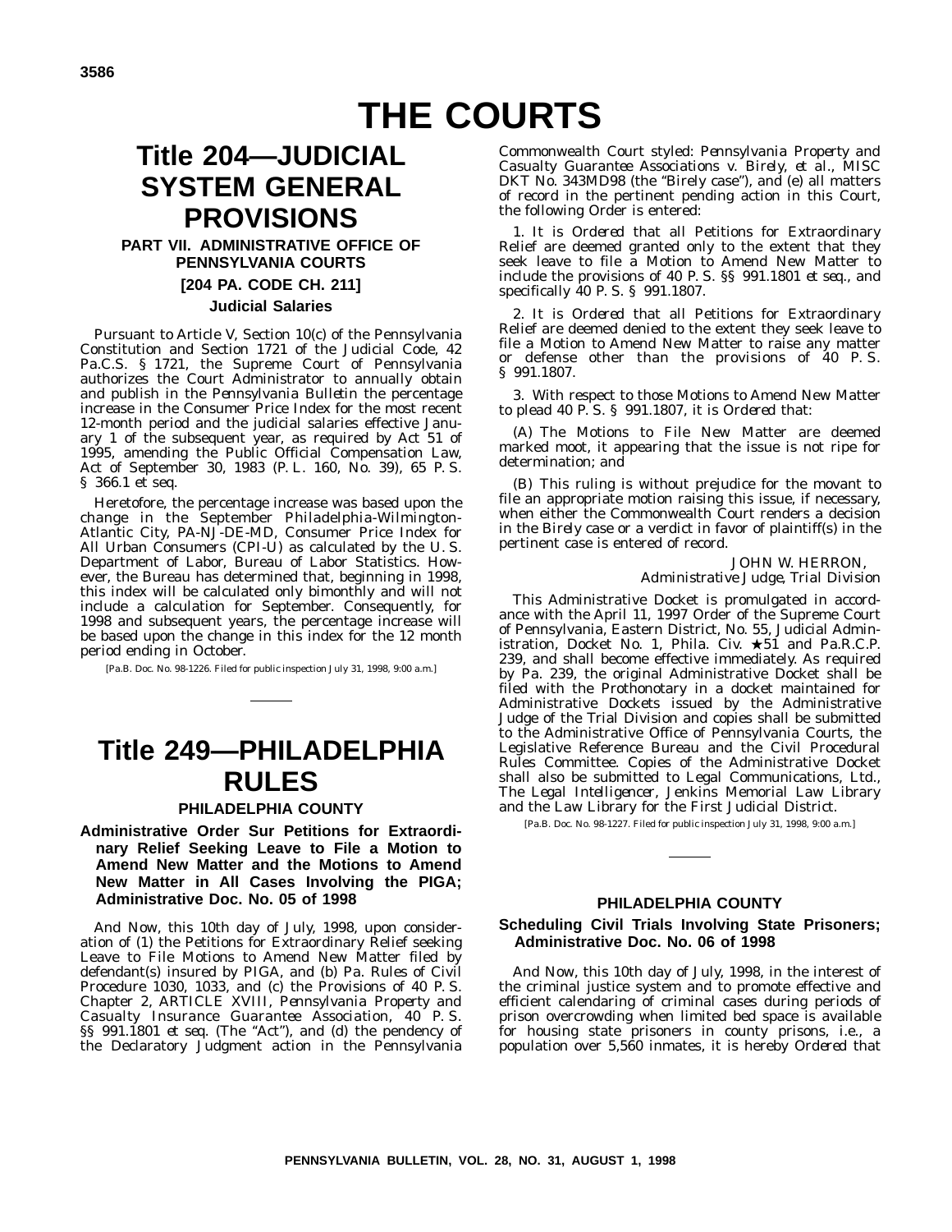# THE COURTS

# Title 204—JUDICIAL SYSTEM GENERAL PROVISIONS

## PART VII. ADMINISTRATIVE OFFICE OF PENNSYLVANIA COURTS

## [204 PA. CODE CH. 211]

### Judicial Salaries

Pursuant to Article V, Section 10(c) of the Pennsylvania Constitution and Section 1721 of the Judicial Code, 42 Pa.C.S. § 1721, the Supreme Court of Pennsylvania authorizes the Court Administrator to annually obtain and publish in the *Pennsylvania Bulletin* the percentage increase in the Consumer Price Index for the most recent 12-month period and the judicial salaries effective January 1 of the subsequent year, as required by Act 51 of 1995, amending the Public Official Compensation Law, Act of September 30, 1983 (P. L. 160, No. 39), 65 P. S. § 366.1 *et seq.*

Heretofore, the percentage increase was based upon the change in the September Philadelphia-Wilmington-Atlantic City, PA-NJ-DE-MD, Consumer Price Index for All Urban Consumers (CPI-U) as calculated by the U. S. Department of Labor, Bureau of Labor Statistics. However, the Bureau has determined that, beginning in 1998, this index will be calculated only bimonthly and will not include a calculation for September. Consequently, for 1998 and subsequent years, the percentage increase will be based upon the change in this index for the 12 month period ending in October.

[Pa.B. Doc. No. 98-1226. Filed for public inspection July 31, 1998, 9:00 a.m.]

# Title 249—PHILADELPHIA RULES

## PHILADELPHIA COUNTY

### Administrative Order Sur Petitions for Extraordinary Relief Seeking Leave to File a Motion to Amend New Matter and the Motions to Amend New Matter in All Cases Involving the PIGA; Administrative Doc. No. 05 of 1998

*And Now*, this 10th day of July, 1998, upon consideration of (1) the Petitions for Extraordinary Relief seeking Leave to File Motions to Amend New Matter filed by defendant(s) insured by PIGA, and (b) Pa. Rules of Civil Procedure 1030, 1033, and (c) the Provisions of 40 P. S. Chapter 2, ARTICLE XVIII, *Pennsylvania Property and Casualty Insurance Guarantee Association*, 40 P. S. §§ 991.1801 *et seq.* (The "Act"), and (d) the pendency of the Declaratory Judgment action in the Pennsylvania Commonwealth Court styled: *Pennsylvania Property and Casualty Guarantee Associations v. Birely, et al.*, MISC DKT No. 343MD98 (the "Birely case"), and (e) all matters of record in the pertinent pending action in this Court, the following Order is entered:

1. It is *Ordered* that all Petitions for Extraordinary Relief are deemed granted only to the extent that they seek leave to file a Motion to Amend New Matter to include the provisions of 40 P. S. §§ 991.1801 *et seq.*, and specifically 40 P. S. § 991.1807.

2. It is *Ordered* that all Petitions for Extraordinary Relief are deemed denied to the extent they seek leave to file a Motion to Amend New Matter to raise any matter or defense other than the provisions of 40 P. S. § 991.1807.

3. With respect to those Motions to Amend New Matter to plead 40 P. S. § 991.1807, it is *Ordered* that:

(A) The Motions to File New Matter are deemed marked moot, it appearing that the issue is not ripe for determination; and

(B) This ruling is without prejudice for the movant to file an appropriate motion raising this issue, if necessary, when either the Commonwealth Court renders a decision in the *Birely* case or a verdict in favor of plaintiff(s) in the pertinent case is entered of record.

JOHN W. HERRON,
*Administrative Judge, Trial Division*

This Administrative Docket is promulgated in accordance with the April 11, 1997 Order of the Supreme Court of Pennsylvania, Eastern District, No. 55, Judicial Administration, Docket No. 1, Phila. Civ. ★51 and Pa.R.C.P. 239, and shall become effective immediately. As required by Pa. 239, the original Administrative Docket shall be filed with the Prothonotary in a docket maintained for Administrative Dockets issued by the Administrative Judge of the Trial Division and copies shall be submitted to the Administrative Office of Pennsylvania Courts, the Legislative Reference Bureau and the Civil Procedural Rules Committee. Copies of the Administrative Docket shall also be submitted to Legal Communications, Ltd., *The Legal Intelligencer*, Jenkins Memorial Law Library and the Law Library for the First Judicial District.

[Pa.B. Doc. No. 98-1227. Filed for public inspection July 31, 1998, 9:00 a.m.]

## PHILADELPHIA COUNTY

### Scheduling Civil Trials Involving State Prisoners; Administrative Doc. No. 06 of 1998

*And Now*, this 10th day of July, 1998, in the interest of the criminal justice system and to promote effective and efficient calendaring of criminal cases during periods of prison overcrowding when limited bed space is available for housing state prisoners in county prisons, i.e., a population over 5,560 inmates, it is hereby *Ordered* that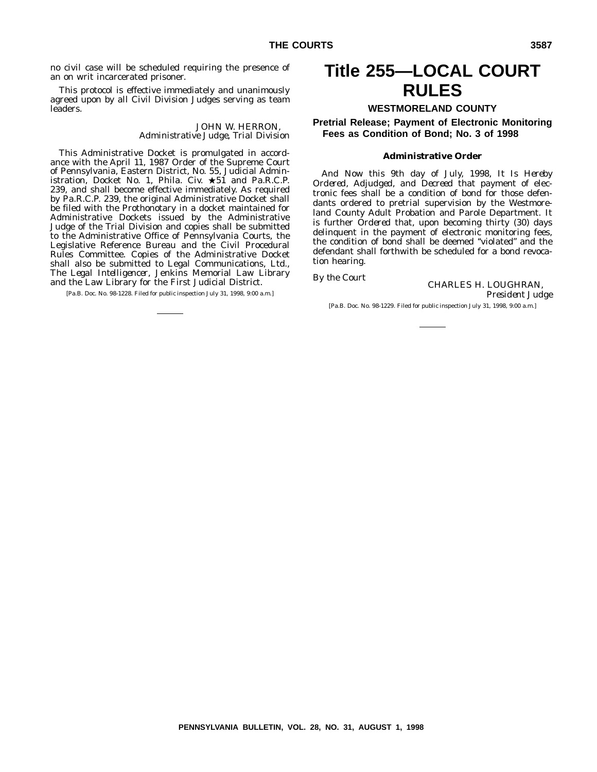no civil case will be scheduled requiring the presence of an on writ incarcerated prisoner.

This protocol is effective immediately and unanimously agreed upon by all Civil Division Judges serving as team leaders.

JOHN W. HERRON,
*Administrative Judge, Trial Division*

This Administrative Docket is promulgated in accordance with the April 11, 1987 Order of the Supreme Court of Pennsylvania, Eastern District, No. 55, Judicial Administration, Docket No. 1, Phila. Civ. ★51 and Pa.R.C.P. 239, and shall become effective immediately. As required by Pa.R.C.P. 239, the original Administrative Docket shall be filed with the Prothonotary in a docket maintained for Administrative Dockets issued by the Administrative Judge of the Trial Division and copies shall be submitted to the Administrative Office of Pennsylvania Courts, the Legislative Reference Bureau and the Civil Procedural Rules Committee. Copies of the Administrative Docket shall also be submitted to Legal Communications, Ltd., *The Legal Intelligencer*, Jenkins Memorial Law Library and the Law Library for the First Judicial District.

[Pa.B. Doc. No. 98-1228. Filed for public inspection July 31, 1998, 9:00 a.m.]

# Title 255—LOCAL COURT RULES

## WESTMORELAND COUNTY

### Pretrial Release; Payment of Electronic Monitoring Fees as Condition of Bond; No. 3 of 1998

#### Administrative Order

*And Now* this 9th day of July, 1998, *It Is Hereby Ordered, Adjudged*, and *Decreed* that payment of electronic fees shall be a condition of bond for those defendants ordered to pretrial supervision by the Westmoreland County Adult Probation and Parole Department. It is further *Ordered* that, upon becoming thirty (30) days delinquent in the payment of electronic monitoring fees, the condition of bond shall be deemed "violated" and the defendant shall forthwith be scheduled for a bond revocation hearing.

*By the Court*

CHARLES H. LOUGHRAN,
*President Judge*

[Pa.B. Doc. No. 98-1229. Filed for public inspection July 31, 1998, 9:00 a.m.]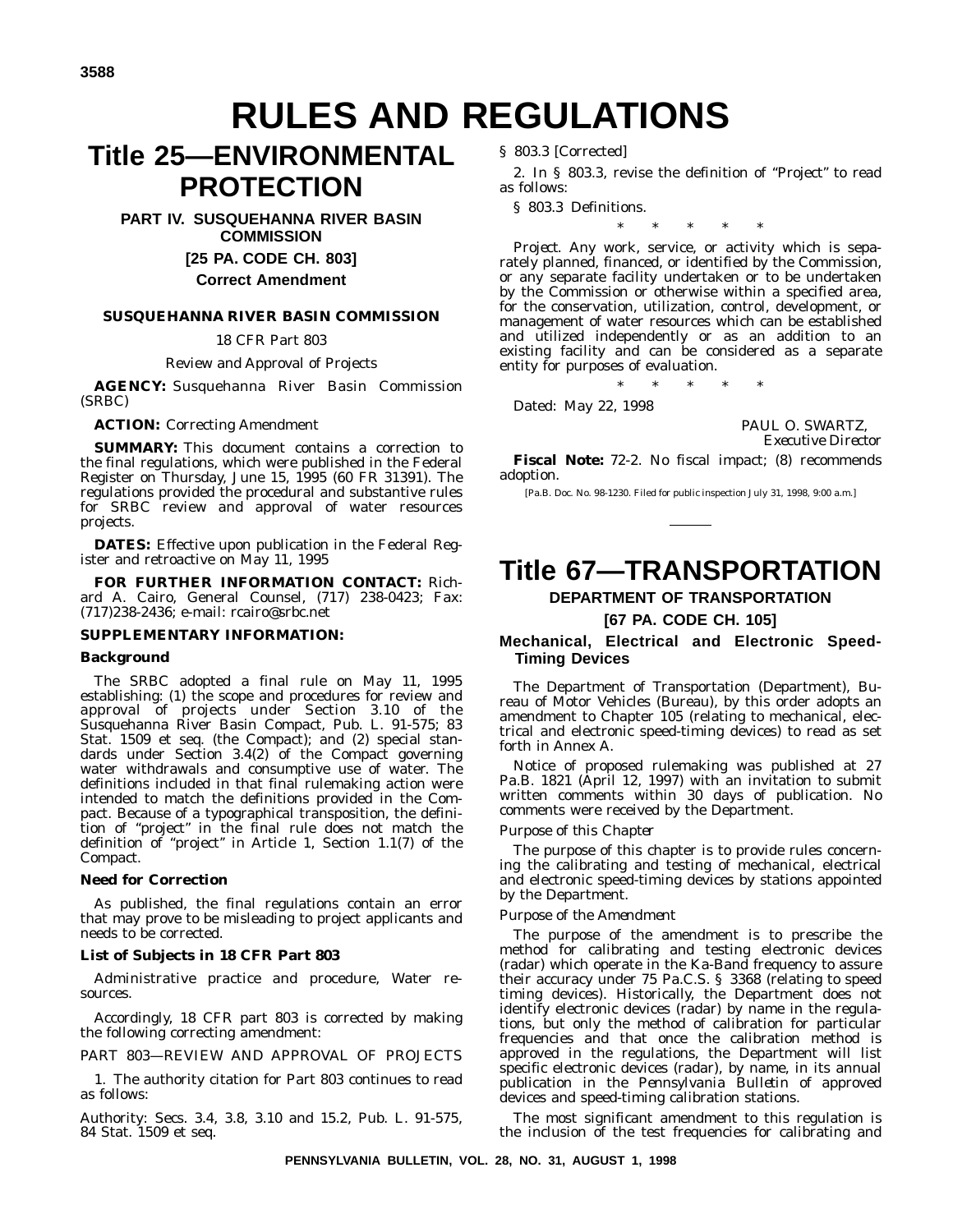# RULES AND REGULATIONS

# Title 25—ENVIRONMENTAL PROTECTION

## PART IV. SUSQUEHANNA RIVER BASIN COMMISSION

### [25 PA. CODE CH. 803]

### Correct Amendment

**SUSQUEHANNA RIVER BASIN COMMISSION**

18 CFR Part 803

Review and Approval of Projects

**AGENCY:** Susquehanna River Basin Commission (SRBC)

**ACTION:** Correcting Amendment

**SUMMARY:** This document contains a correction to the final regulations, which were published in the Federal Register on Thursday, June 15, 1995 (60 FR 31391). The regulations provided the procedural and substantive rules for SRBC review and approval of water resources projects.

**DATES:** Effective upon publication in the Federal Register and retroactive on May 11, 1995

**FOR FURTHER INFORMATION CONTACT:** Richard A. Cairo, General Counsel, (717) 238-0423; Fax: (717)238-2436; e-mail: rcairo@srbc.net

**SUPPLEMENTARY INFORMATION:**

**Background**

The SRBC adopted a final rule on May 11, 1995 establishing: (1) the scope and procedures for review and approval of projects under Section 3.10 of the Susquehanna River Basin Compact, Pub. L. 91-575; 83 Stat. 1509 et seq. (the Compact); and (2) special standards under Section 3.4(2) of the Compact governing water withdrawals and consumptive use of water. The definitions included in that final rulemaking action were intended to match the definitions provided in the Compact. Because of a typographical transposition, the definition of "project" in the final rule does not match the definition of "project" in Article 1, Section 1.1(7) of the Compact.

**Need for Correction**

As published, the final regulations contain an error that may prove to be misleading to project applicants and needs to be corrected.

**List of Subjects in 18 CFR Part 803**

Administrative practice and procedure, Water resources.

Accordingly, 18 CFR part 803 is corrected by making the following correcting amendment:

PART 803—REVIEW AND APPROVAL OF PROJECTS

1. The authority citation for Part 803 continues to read as follows:

Authority: Secs. 3.4, 3.8, 3.10 and 15.2, Pub. L. 91-575, 84 Stat. 1509 et seq.

§ 803.3 [Corrected]

2. In § 803.3, revise the definition of "Project" to read as follows:

§ 803.3 Definitions.

\* \* \* \* \*

*Project.* Any work, service, or activity which is separately planned, financed, or identified by the Commission, or any separate facility undertaken or to be undertaken by the Commission or otherwise within a specified area, for the conservation, utilization, control, development, or management of water resources which can be established and utilized independently or as an addition to an existing facility and can be considered as a separate entity for purposes of evaluation.

\* \* \* \* \*

Dated: May 22, 1998

PAUL O. SWARTZ,
*Executive Director*

**Fiscal Note:** 72-2. No fiscal impact; (8) recommends adoption.

[Pa.B. Doc. No. 98-1230. Filed for public inspection July 31, 1998, 9:00 a.m.]

# Title 67—TRANSPORTATION

## DEPARTMENT OF TRANSPORTATION

### [67 PA. CODE CH. 105]

### Mechanical, Electrical and Electronic Speed-Timing Devices

The Department of Transportation (Department), Bureau of Motor Vehicles (Bureau), by this order adopts an amendment to Chapter 105 (relating to mechanical, electrical and electronic speed-timing devices) to read as set forth in Annex A.

Notice of proposed rulemaking was published at 27 Pa.B. 1821 (April 12, 1997) with an invitation to submit written comments within 30 days of publication. No comments were received by the Department.

*Purpose of this Chapter*

The purpose of this chapter is to provide rules concerning the calibrating and testing of mechanical, electrical and electronic speed-timing devices by stations appointed by the Department.

*Purpose of the Amendment*

The purpose of the amendment is to prescribe the method for calibrating and testing electronic devices (radar) which operate in the Ka-Band frequency to assure their accuracy under 75 Pa.C.S. § 3368 (relating to speed timing devices). Historically, the Department does not identify electronic devices (radar) by name in the regulations, but only the method of calibration for particular frequencies and that once the calibration method is approved in the regulations, the Department will list specific electronic devices (radar), by name, in its annual publication in the *Pennsylvania Bulletin* of approved devices and speed-timing calibration stations.

The most significant amendment to this regulation is the inclusion of the test frequencies for calibrating and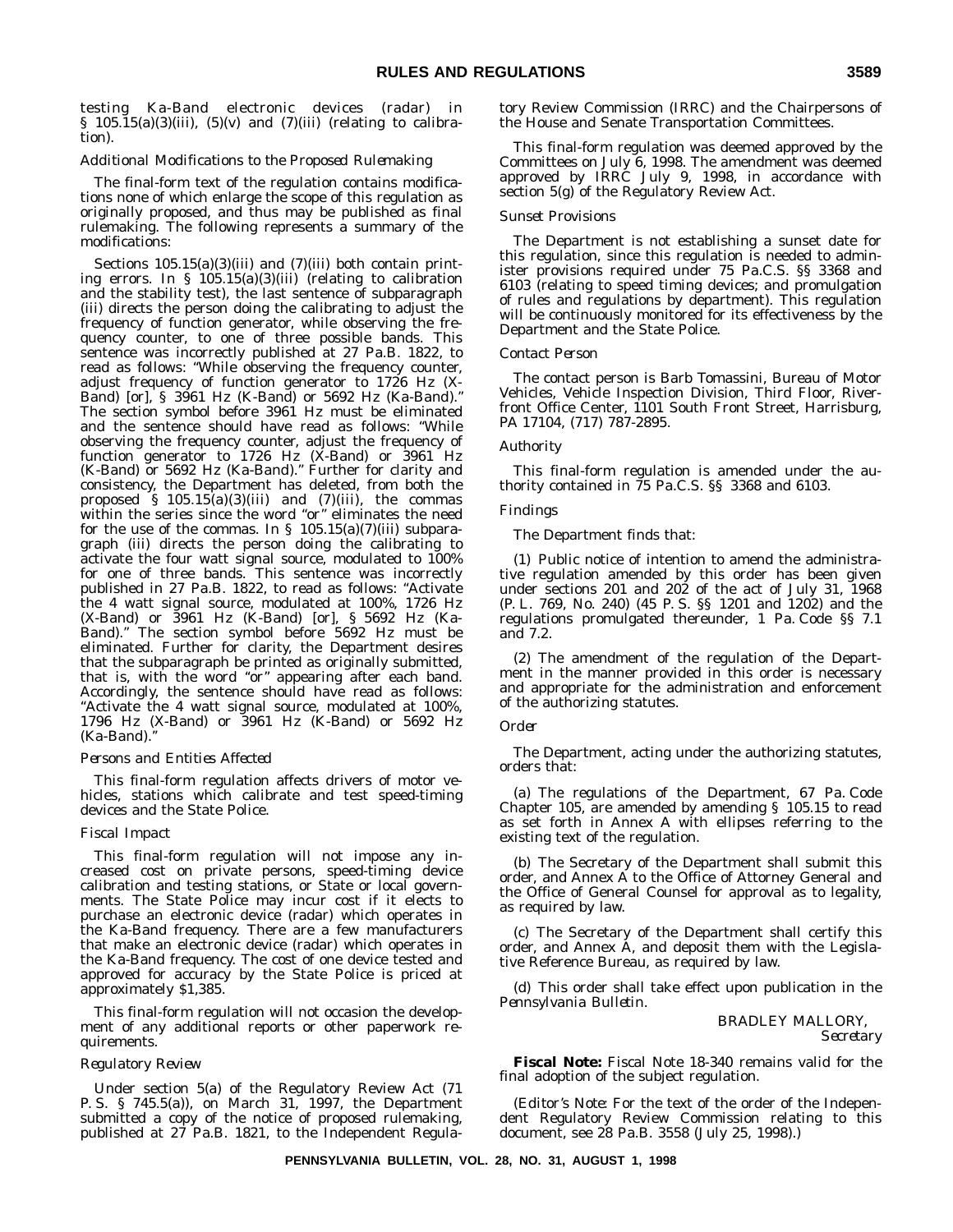testing Ka-Band electronic devices (radar) in § 105.15(a)(3)(iii), (5)(v) and (7)(iii) (relating to calibration).

*Additional Modifications to the Proposed Rulemaking*

The final-form text of the regulation contains modifications none of which enlarge the scope of this regulation as originally proposed, and thus may be published as final rulemaking. The following represents a summary of the modifications:

Sections 105.15(a)(3)(iii) and (7)(iii) both contain printing errors. In § 105.15(a)(3)(iii) (relating to calibration and the stability test), the last sentence of subparagraph (iii) directs the person doing the calibrating to adjust the frequency of function generator, while observing the frequency counter, to one of three possible bands. This sentence was incorrectly published at 27 Pa.B. 1822, to read as follows: "While observing the frequency counter, adjust frequency of function generator to 1726 Hz (X-Band) [or], § 3961 Hz (K-Band) or 5692 Hz (Ka-Band)." The section symbol before 3961 Hz must be eliminated and the sentence should have read as follows: "While observing the frequency counter, adjust the frequency of function generator to 1726 Hz (X-Band) or 3961 Hz (K-Band) or 5692 Hz (Ka-Band)." Further for clarity and consistency, the Department has deleted, from both the proposed § 105.15(a)(3)(iii) and (7)(iii), the commas within the series since the word "or" eliminates the need for the use of the commas. In § 105.15(a)(7)(iii) subparagraph (iii) directs the person doing the calibrating to activate the four watt signal source, modulated to 100% for one of three bands. This sentence was incorrectly published in 27 Pa.B. 1822, to read as follows: "Activate the 4 watt signal source, modulated at 100%, 1726 Hz (X-Band) or 3961 Hz (K-Band) [or], § 5692 Hz (Ka-Band)." The section symbol before 5692 Hz must be eliminated. Further, for clarity, the Department desires that the subparagraph be printed as originally submitted, that is, with the word "or" appearing after each band. Accordingly, the sentence should have read as follows: "Activate the 4 watt signal source, modulated at 100%, 1796 Hz (X-Band) or 3961 Hz (K-Band) or 5692 Hz (Ka-Band)."

*Persons and Entities Affected*

This final-form regulation affects drivers of motor vehicles, stations which calibrate and test speed-timing devices and the State Police.

*Fiscal Impact*

This final-form regulation will not impose any increased cost on private persons, speed-timing device calibration and testing stations, or State or local governments. The State Police may incur cost if it elects to purchase an electronic device (radar) which operates in the Ka-Band frequency. There are a few manufacturers that make an electronic device (radar) which operates in the Ka-Band frequency. The cost of one device tested and approved for accuracy by the State Police is priced at approximately $1,385.

This final-form regulation will not occasion the development of any additional reports or other paperwork requirements.

*Regulatory Review*

Under section 5(a) of the Regulatory Review Act (71 P. S. § 745.5(a)), on March 31, 1997, the Department submitted a copy of the notice of proposed rulemaking, published at 27 Pa.B. 1821, to the Independent Regulatory Review Commission (IRRC) and the Chairpersons of the House and Senate Transportation Committees.

This final-form regulation was deemed approved by the Committees on July 6, 1998. The amendment was deemed approved by IRRC July 9, 1998, in accordance with section 5(g) of the Regulatory Review Act.

*Sunset Provisions*

The Department is not establishing a sunset date for this regulation, since this regulation is needed to administer provisions required under 75 Pa.C.S. §§ 3368 and 6103 (relating to speed timing devices; and promulgation of rules and regulations by department). This regulation will be continuously monitored for its effectiveness by the Department and the State Police.

*Contact Person*

The contact person is Barb Tomassini, Bureau of Motor Vehicles, Vehicle Inspection Division, Third Floor, Riverfront Office Center, 1101 South Front Street, Harrisburg, PA 17104, (717) 787-2895.

*Authority*

This final-form regulation is amended under the authority contained in 75 Pa.C.S. §§ 3368 and 6103.

*Findings*

The Department finds that:

(1) Public notice of intention to amend the administrative regulation amended by this order has been given under sections 201 and 202 of the act of July 31, 1968 (P. L. 769, No. 240) (45 P. S. §§ 1201 and 1202) and the regulations promulgated thereunder, 1 Pa. Code §§ 7.1 and 7.2.

(2) The amendment of the regulation of the Department in the manner provided in this order is necessary and appropriate for the administration and enforcement of the authorizing statutes.

*Order*

The Department, acting under the authorizing statutes, orders that:

(a) The regulations of the Department, 67 Pa. Code Chapter 105, are amended by amending § 105.15 to read as set forth in Annex A with ellipses referring to the existing text of the regulation.

(b) The Secretary of the Department shall submit this order, and Annex A to the Office of Attorney General and the Office of General Counsel for approval as to legality, as required by law.

(c) The Secretary of the Department shall certify this order, and Annex A, and deposit them with the Legislative Reference Bureau, as required by law.

(d) This order shall take effect upon publication in the *Pennsylvania Bulletin*.

BRADLEY MALLORY,
*Secretary*

**Fiscal Note:** Fiscal Note 18-340 remains valid for the final adoption of the subject regulation.

(*Editor's Note*: For the text of the order of the Independent Regulatory Review Commission relating to this document, see 28 Pa.B. 3558 (July 25, 1998).)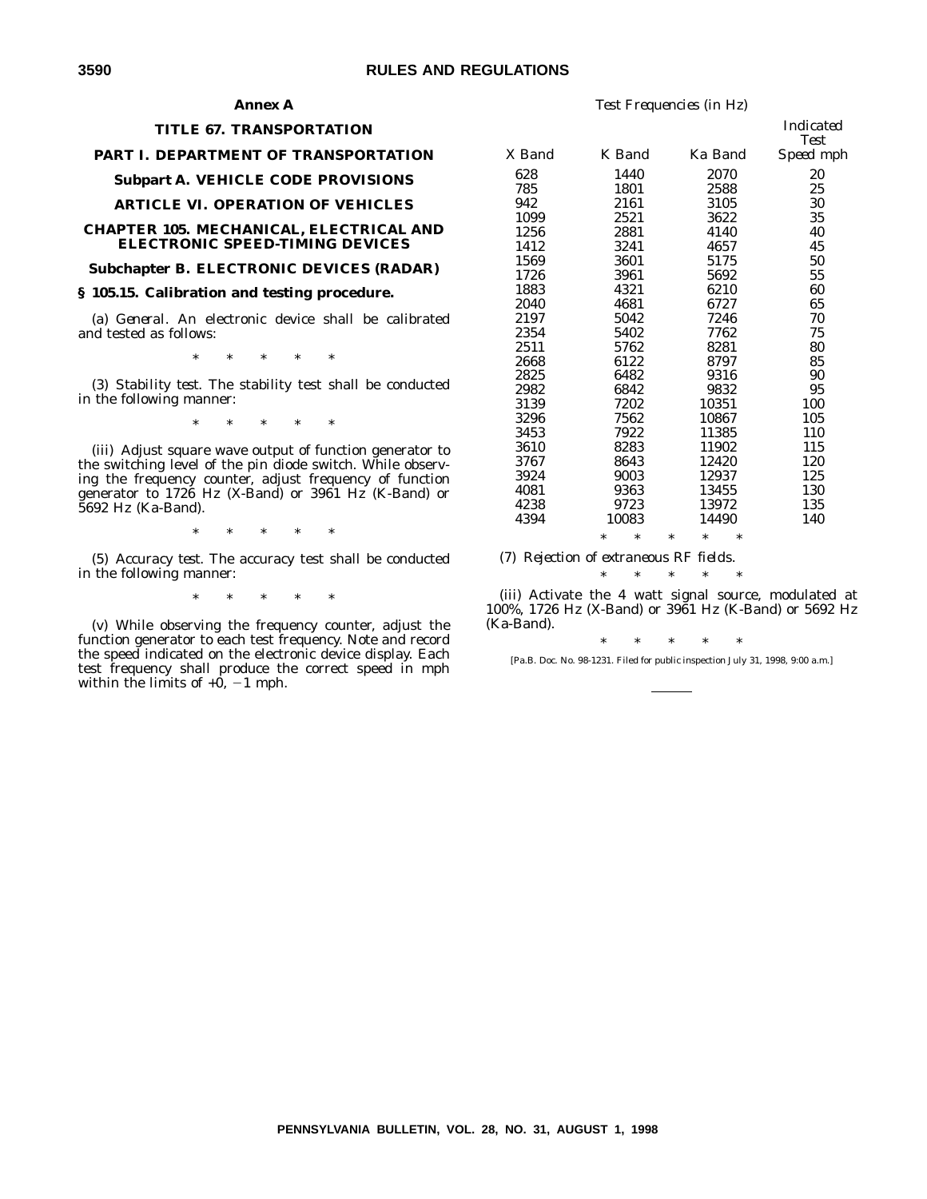## Annex A

## TITLE 67. TRANSPORTATION

## PART I. DEPARTMENT OF TRANSPORTATION

### Subpart A. VEHICLE CODE PROVISIONS

### ARTICLE VI. OPERATION OF VEHICLES

### CHAPTER 105. MECHANICAL, ELECTRICAL AND ELECTRONIC SPEED-TIMING DEVICES

### Subchapter B. ELECTRONIC DEVICES (RADAR)

### § 105.15. Calibration and testing procedure.

(a) *General*. An electronic device shall be calibrated and tested as follows:

\* \* \* \* \*

(3) *Stability test*. The stability test shall be conducted in the following manner:

\* \* \* \* \*

(iii) Adjust square wave output of function generator to the switching level of the pin diode switch. While observing the frequency counter, adjust frequency of function generator to 1726 Hz (X-Band) or 3961 Hz (K-Band) or 5692 Hz (Ka-Band).

\* \* \* \* \*

(5) *Accuracy test*. The accuracy test shall be conducted in the following manner:

\* \* \* \* \*

(v) While observing the frequency counter, adjust the function generator to each test frequency. Note and record the speed indicated on the electronic device display. Each test frequency shall produce the correct speed in mph within the limits of +0, −1 mph.

*Test Frequencies (in Hz)*

| *X Band* | *K Band* | *Ka Band* | *Indicated Test Speed mph* |
|---|---|---|---|
| 628 | 1440 | 2070 | 20 |
| 785 | 1801 | 2588 | 25 |
| 942 | 2161 | 3105 | 30 |
| 1099 | 2521 | 3622 | 35 |
| 1256 | 2881 | 4140 | 40 |
| 1412 | 3241 | 4657 | 45 |
| 1569 | 3601 | 5175 | 50 |
| 1726 | 3961 | 5692 | 55 |
| 1883 | 4321 | 6210 | 60 |
| 2040 | 4681 | 6727 | 65 |
| 2197 | 5042 | 7246 | 70 |
| 2354 | 5402 | 7762 | 75 |
| 2511 | 5762 | 8281 | 80 |
| 2668 | 6122 | 8797 | 85 |
| 2825 | 6482 | 9316 | 90 |
| 2982 | 6842 | 9832 | 95 |
| 3139 | 7202 | 10351 | 100 |
| 3296 | 7562 | 10867 | 105 |
| 3453 | 7922 | 11385 | 110 |
| 3610 | 8283 | 11902 | 115 |
| 3767 | 8643 | 12420 | 120 |
| 3924 | 9003 | 12937 | 125 |
| 4081 | 9363 | 13455 | 130 |
| 4238 | 9723 | 13972 | 135 |
| 4394 | 10083 | 14490 | 140 |

\* \* \* \* \*

(7) *Rejection of extraneous RF fields.*

\* \* \* \* \*

(iii) Activate the 4 watt signal source, modulated at 100%, 1726 Hz (X-Band) or 3961 Hz (K-Band) or 5692 Hz (Ka-Band).

\* \* \* \* \*

[Pa.B. Doc. No. 98-1231. Filed for public inspection July 31, 1998, 9:00 a.m.]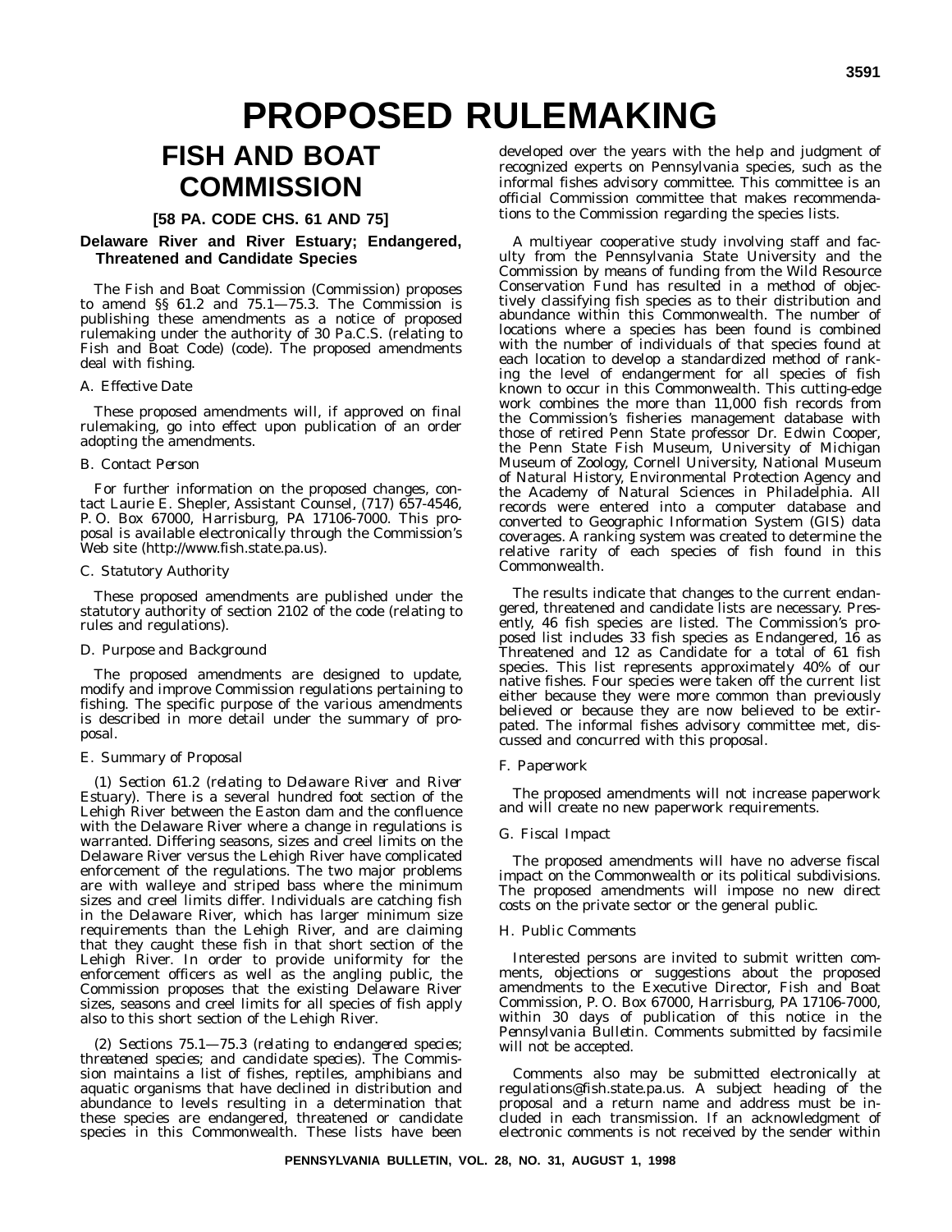# PROPOSED RULEMAKING

## FISH AND BOAT COMMISSION

### [58 PA. CODE CHS. 61 AND 75]

### Delaware River and River Estuary; Endangered, Threatened and Candidate Species

The Fish and Boat Commission (Commission) proposes to amend §§ 61.2 and 75.1—75.3. The Commission is publishing these amendments as a notice of proposed rulemaking under the authority of 30 Pa.C.S. (relating to Fish and Boat Code) (code). The proposed amendments deal with fishing.

*A. Effective Date*

These proposed amendments will, if approved on final rulemaking, go into effect upon publication of an order adopting the amendments.

*B. Contact Person*

For further information on the proposed changes, contact Laurie E. Shepler, Assistant Counsel, (717) 657-4546, P. O. Box 67000, Harrisburg, PA 17106-7000. This proposal is available electronically through the Commission's Web site (http://www.fish.state.pa.us).

*C. Statutory Authority*

These proposed amendments are published under the statutory authority of section 2102 of the code (relating to rules and regulations).

*D. Purpose and Background*

The proposed amendments are designed to update, modify and improve Commission regulations pertaining to fishing. The specific purpose of the various amendments is described in more detail under the summary of proposal.

*E. Summary of Proposal*

(1) *Section 61.2 (relating to Delaware River and River Estuary)*. There is a several hundred foot section of the Lehigh River between the Easton dam and the confluence with the Delaware River where a change in regulations is warranted. Differing seasons, sizes and creel limits on the Delaware River versus the Lehigh River have complicated enforcement of the regulations. The two major problems are with walleye and striped bass where the minimum sizes and creel limits differ. Individuals are catching fish in the Delaware River, which has larger minimum size requirements than the Lehigh River, and are claiming that they caught these fish in that short section of the Lehigh River. In order to provide uniformity for the enforcement officers as well as the angling public, the Commission proposes that the existing Delaware River sizes, seasons and creel limits for all species of fish apply also to this short section of the Lehigh River.

(2) *Sections 75.1—75.3 (relating to endangered species; threatened species; and candidate species)*. The Commission maintains a list of fishes, reptiles, amphibians and aquatic organisms that have declined in distribution and abundance to levels resulting in a determination that these species are endangered, threatened or candidate species in this Commonwealth. These lists have been developed over the years with the help and judgment of recognized experts on Pennsylvania species, such as the informal fishes advisory committee. This committee is an official Commission committee that makes recommendations to the Commission regarding the species lists.

A multiyear cooperative study involving staff and faculty from the Pennsylvania State University and the Commission by means of funding from the Wild Resource Conservation Fund has resulted in a method of objectively classifying fish species as to their distribution and abundance within this Commonwealth. The number of locations where a species has been found is combined with the number of individuals of that species found at each location to develop a standardized method of ranking the level of endangerment for all species of fish known to occur in this Commonwealth. This cutting-edge work combines the more than 11,000 fish records from the Commission's fisheries management database with those of retired Penn State professor Dr. Edwin Cooper, the Penn State Fish Museum, University of Michigan Museum of Zoology, Cornell University, National Museum of Natural History, Environmental Protection Agency and the Academy of Natural Sciences in Philadelphia. All records were entered into a computer database and converted to Geographic Information System (GIS) data coverages. A ranking system was created to determine the relative rarity of each species of fish found in this Commonwealth.

The results indicate that changes to the current endangered, threatened and candidate lists are necessary. Presently, 46 fish species are listed. The Commission's proposed list includes 33 fish species as Endangered, 16 as Threatened and 12 as Candidate for a total of 61 fish species. This list represents approximately 40% of our native fishes. Four species were taken off the current list either because they were more common than previously believed or because they are now believed to be extirpated. The informal fishes advisory committee met, discussed and concurred with this proposal.

*F. Paperwork*

The proposed amendments will not increase paperwork and will create no new paperwork requirements.

*G. Fiscal Impact*

The proposed amendments will have no adverse fiscal impact on the Commonwealth or its political subdivisions. The proposed amendments will impose no new direct costs on the private sector or the general public.

*H. Public Comments*

Interested persons are invited to submit written comments, objections or suggestions about the proposed amendments to the Executive Director, Fish and Boat Commission, P. O. Box 67000, Harrisburg, PA 17106-7000, within 30 days of publication of this notice in the *Pennsylvania Bulletin*. Comments submitted by facsimile will not be accepted.

Comments also may be submitted electronically at regulations@fish.state.pa.us. A subject heading of the proposal and a return name and address must be included in each transmission. If an acknowledgment of electronic comments is not received by the sender within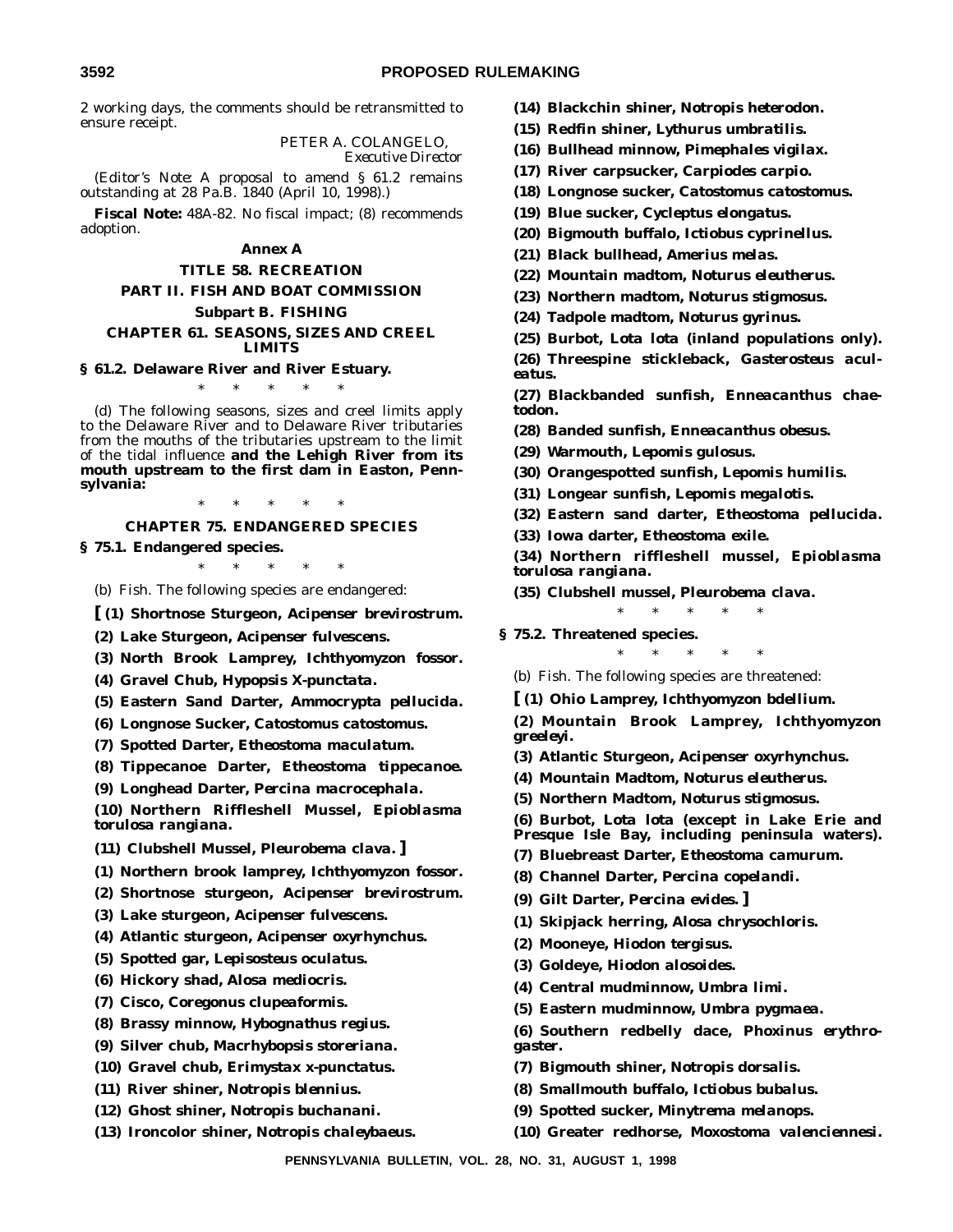2 working days, the comments should be retransmitted to ensure receipt.

PETER A. COLANGELO,
*Executive Director*

(*Editor's Note*: A proposal to amend § 61.2 remains outstanding at 28 Pa.B. 1840 (April 10, 1998).)

**Fiscal Note:** 48A-82. No fiscal impact; (8) recommends adoption.

## Annex A

## TITLE 58. RECREATION

## PART II. FISH AND BOAT COMMISSION

### Subpart B. FISHING

### CHAPTER 61. SEASONS, SIZES AND CREEL LIMITS

**§ 61.2. Delaware River and River Estuary.**

\* \* \* \* \*

(d) The following seasons, sizes and creel limits apply to the Delaware River and to Delaware River tributaries from the mouths of the tributaries upstream to the limit of the tidal influence **and the Lehigh River from its mouth upstream to the first dam in Easton, Pennsylvania:**

\* \* \* \* \*

### CHAPTER 75. ENDANGERED SPECIES

**§ 75.1. Endangered species.**

\* \* \* \* \*

(b) *Fish*. The following species are endangered:

**[ (1) Shortnose Sturgeon, *Acipenser brevirostrum*.**

**(2) Lake Sturgeon, *Acipenser fulvescens*.**

**(3) North Brook Lamprey, *Ichthyomyzon fossor*.**

**(4) Gravel Chub, *Hypopsis X-punctata*.**

**(5) Eastern Sand Darter, *Ammocrypta pellucida*.**

**(6) Longnose Sucker, *Catostomus catostomus*.**

**(7) Spotted Darter, *Etheostoma maculatum*.**

**(8) Tippecanoe Darter, *Etheostoma tippecanoe*.**

**(9) Longhead Darter, *Percina macrocephala*.**

**(10) Northern Riffleshell Mussel, *Epioblasma torulosa rangiana*.**

**(11) Clubshell Mussel, *Pleurobema clava*. ]**

**(1) Northern brook lamprey, *Ichthyomyzon fossor*.**

**(2) Shortnose sturgeon, *Acipenser brevirostrum*.**

**(3) Lake sturgeon, *Acipenser fulvescens*.**

**(4) Atlantic sturgeon, *Acipenser oxyrhynchus*.**

**(5) Spotted gar, *Lepisosteus oculatus*.**

**(6) Hickory shad, *Alosa mediocris*.**

**(7) Cisco, *Coregonus clupeaformis*.**

**(8) Brassy minnow, *Hybognathus regius*.**

**(9) Silver chub, *Macrhybopsis storeriana*.**

**(10) Gravel chub, *Erimystax x-punctatus*.**

**(11) River shiner, *Notropis blennius*.**

**(12) Ghost shiner, *Notropis buchanani*.**

**(13) Ironcolor shiner, *Notropis chaleybaeus*.**

**(14) Blackchin shiner, *Notropis heterodon*.**

**(15) Redfin shiner, *Lythurus umbratilis*.**

**(16) Bullhead minnow, *Pimephales vigilax*.**

**(17) River carpsucker, *Carpiodes carpio*.**

**(18) Longnose sucker, *Catostomus catostomus*.**

**(19) Blue sucker, *Cycleptus elongatus*.**

**(20) Bigmouth buffalo, *Ictiobus cyprinellus*.**

**(21) Black bullhead, *Amerius melas*.**

**(22) Mountain madtom, *Noturus eleutherus*.**

**(23) Northern madtom, *Noturus stigmosus*.**

**(24) Tadpole madtom, *Noturus gyrinus*.**

**(25) Burbot, *Lota lota* (inland populations only).**

**(26) Threespine stickleback, *Gasterosteus aculeatus*.**

**(27) Blackbanded sunfish, *Enneacanthus chaetodon*.**

**(28) Banded sunfish, *Enneacanthus obesus*.**

**(29) Warmouth, *Lepomis gulosus*.**

**(30) Orangespotted sunfish, *Lepomis humilis*.**

**(31) Longear sunfish, *Lepomis megalotis*.**

**(32) Eastern sand darter, *Etheostoma pellucida*.**

**(33) Iowa darter, *Etheostoma exile*.**

**(34) Northern riffleshell mussel, *Epioblasma torulosa rangiana*.**

**(35) Clubshell mussel, *Pleurobema clava*.**

\* \* \* \* \*

**§ 75.2. Threatened species.**

\* \* \* \* \*

(b) *Fish*. The following species are threatened:

**[ (1) Ohio Lamprey, *Ichthyomyzon bdellium*.**

**(2) Mountain Brook Lamprey, *Ichthyomyzon greeleyi*.**

**(3) Atlantic Sturgeon, *Acipenser oxyrhynchus*.**

**(4) Mountain Madtom, *Noturus eleutherus*.**

**(5) Northern Madtom, *Noturus stigmosus*.**

**(6) Burbot, *Lota lota* (except in Lake Erie and Presque Isle Bay, including peninsula waters).**

**(7) Bluebreast Darter, *Etheostoma camurum*.**

**(8) Channel Darter, *Percina copelandi*.**

**(9) Gilt Darter, *Percina evides*. ]**

**(1) Skipjack herring, *Alosa chrysochloris*.**

**(2) Mooneye, *Hiodon tergisus*.**

**(3) Goldeye, *Hiodon alosoides*.**

**(4) Central mudminnow, *Umbra limi*.**

**(5) Eastern mudminnow, *Umbra pygmaea*.**

**(6) Southern redbelly dace, *Phoxinus erythrogaster*.**

**(7) Bigmouth shiner, *Notropis dorsalis*.**

**(8) Smallmouth buffalo, *Ictiobus bubalus*.**

**(9) Spotted sucker, *Minytrema melanops*.**

**(10) Greater redhorse, *Moxostoma valenciennesi*.**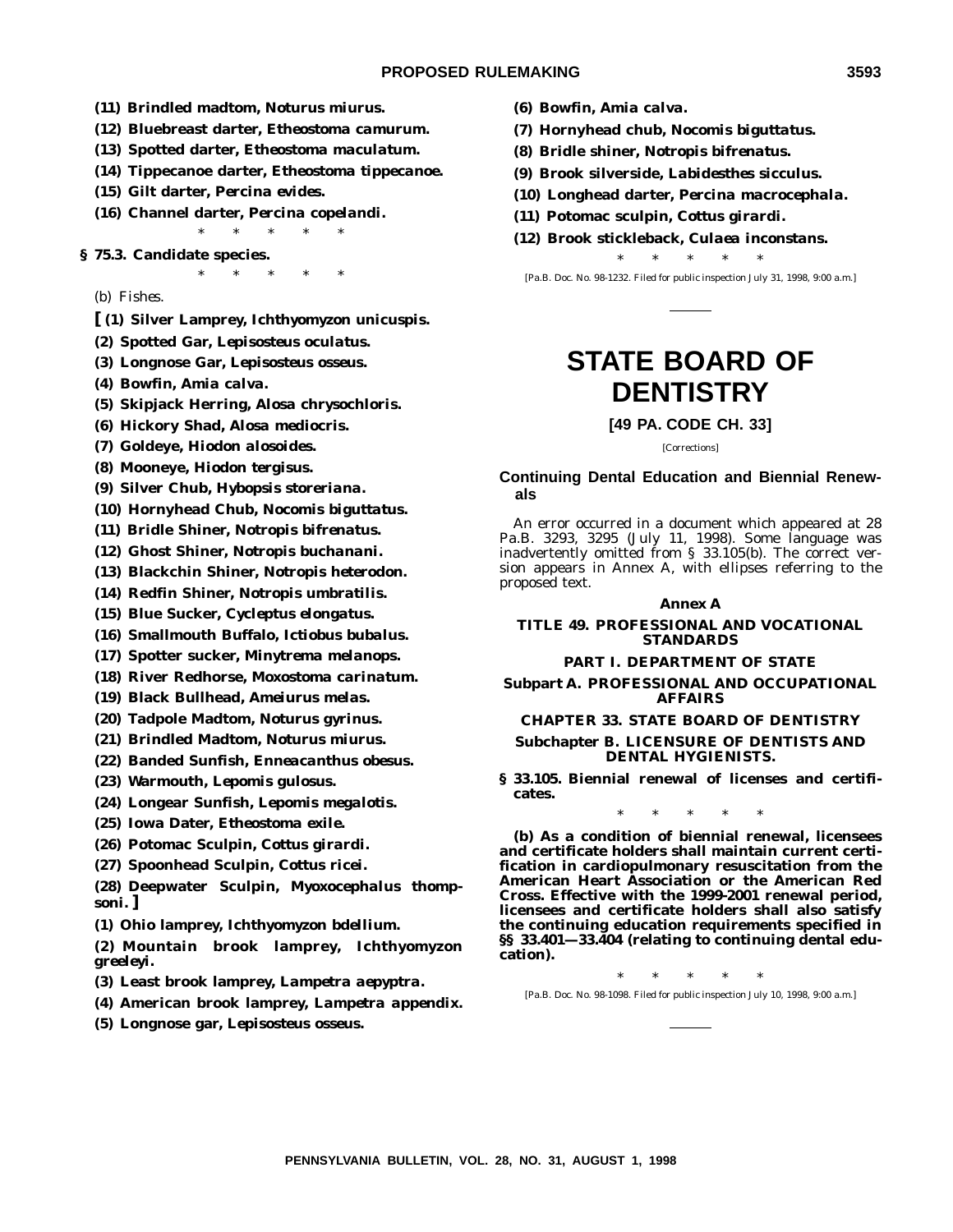**(11) Brindled madtom, *Noturus miurus*.**

**(12) Bluebreast darter, *Etheostoma camurum*.**

**(13) Spotted darter, *Etheostoma maculatum*.**

**(14) Tippecanoe darter, *Etheostoma tippecanoe*.**

**(15) Gilt darter, *Percina evides*.**

**(16) Channel darter, *Percina copelandi*.**

\* \* \* \* \*

**§ 75.3. Candidate species.**

\* \* \* \* \*

(b) *Fishes.*

**[ (1) Silver Lamprey, *Ichthyomyzon unicuspis*.**

**(2) Spotted Gar, *Lepisosteus oculatus*.**

**(3) Longnose Gar, *Lepisosteus osseus*.**

**(4) Bowfin, *Amia calva*.**

**(5) Skipjack Herring, *Alosa chrysochloris*.**

**(6) Hickory Shad, *Alosa mediocris*.**

**(7) Goldeye, *Hiodon alosoides*.**

**(8) Mooneye, *Hiodon tergisus*.**

**(9) Silver Chub, *Hybopsis storeriana*.**

**(10) Hornyhead Chub, *Nocomis biguttatus*.**

**(11) Bridle Shiner, *Notropis bifrenatus*.**

**(12) Ghost Shiner, *Notropis buchanani*.**

**(13) Blackchin Shiner, *Notropis heterodon*.**

**(14) Redfin Shiner, *Notropis umbratilis*.**

**(15) Blue Sucker, *Cycleptus elongatus*.**

**(16) Smallmouth Buffalo, *Ictiobus bubalus*.**

**(17) Spotter sucker, *Minytrema melanops*.**

**(18) River Redhorse, *Moxostoma carinatum*.**

**(19) Black Bullhead, *Ameiurus melas*.**

**(20) Tadpole Madtom, *Noturus gyrinus*.**

**(21) Brindled Madtom, *Noturus miurus*.**

**(22) Banded Sunfish, *Enneacanthus obesus*.**

**(23) Warmouth, *Lepomis gulosus*.**

**(24) Longear Sunfish, *Lepomis megalotis*.**

**(25) Iowa Dater, *Etheostoma exile*.**

**(26) Potomac Sculpin, *Cottus girardi*.**

**(27) Spoonhead Sculpin, *Cottus ricei*.**

**(28) Deepwater Sculpin, *Myoxocephalus thompsoni*. ]**

**(1) Ohio lamprey, *Ichthyomyzon bdellium*.**

**(2) Mountain brook lamprey, *Ichthyomyzon greeleyi*.**

**(3) Least brook lamprey, *Lampetra aepyptra*.**

**(4) American brook lamprey, *Lampetra appendix*.**

**(5) Longnose gar, *Lepisosteus osseus*.**

**(6) Bowfin, *Amia calva*.**

**(7) Hornyhead chub, *Nocomis biguttatus*.**

**(8) Bridle shiner, *Notropis bifrenatus*.**

**(9) Brook silverside, *Labidesthes sicculus*.**

**(10) Longhead darter, *Percina macrocephala*.**

**(11) Potomac sculpin, *Cottus girardi*.**

**(12) Brook stickleback, *Culaea inconstans*.**

\* \* \* \* \*

[Pa.B. Doc. No. 98-1232. Filed for public inspection July 31, 1998, 9:00 a.m.]

---

# STATE BOARD OF DENTISTRY

## [49 PA. CODE CH. 33]

*[Corrections]*

### Continuing Dental Education and Biennial Renewals

An error occurred in a document which appeared at 28 Pa.B. 3293, 3295 (July 11, 1998). Some language was inadvertently omitted from § 33.105(b). The correct version appears in Annex A, with ellipses referring to the proposed text.

**Annex A**

**TITLE 49. PROFESSIONAL AND VOCATIONAL STANDARDS**

**PART I. DEPARTMENT OF STATE**

**Subpart A. PROFESSIONAL AND OCCUPATIONAL AFFAIRS**

**CHAPTER 33. STATE BOARD OF DENTISTRY**

**Subchapter B. LICENSURE OF DENTISTS AND DENTAL HYGIENISTS.**

**§ 33.105. Biennial renewal of licenses and certificates.**

\* \* \* \* \*

**(b) As a condition of biennial renewal, licensees and certificate holders shall maintain current certification in cardiopulmonary resuscitation from the American Heart Association or the American Red Cross. Effective with the 1999-2001 renewal period, licensees and certificate holders shall also satisfy the continuing education requirements specified in §§ 33.401—33.404 (relating to continuing dental education).**

\* \* \* \* \*

[Pa.B. Doc. No. 98-1098. Filed for public inspection July 10, 1998, 9:00 a.m.]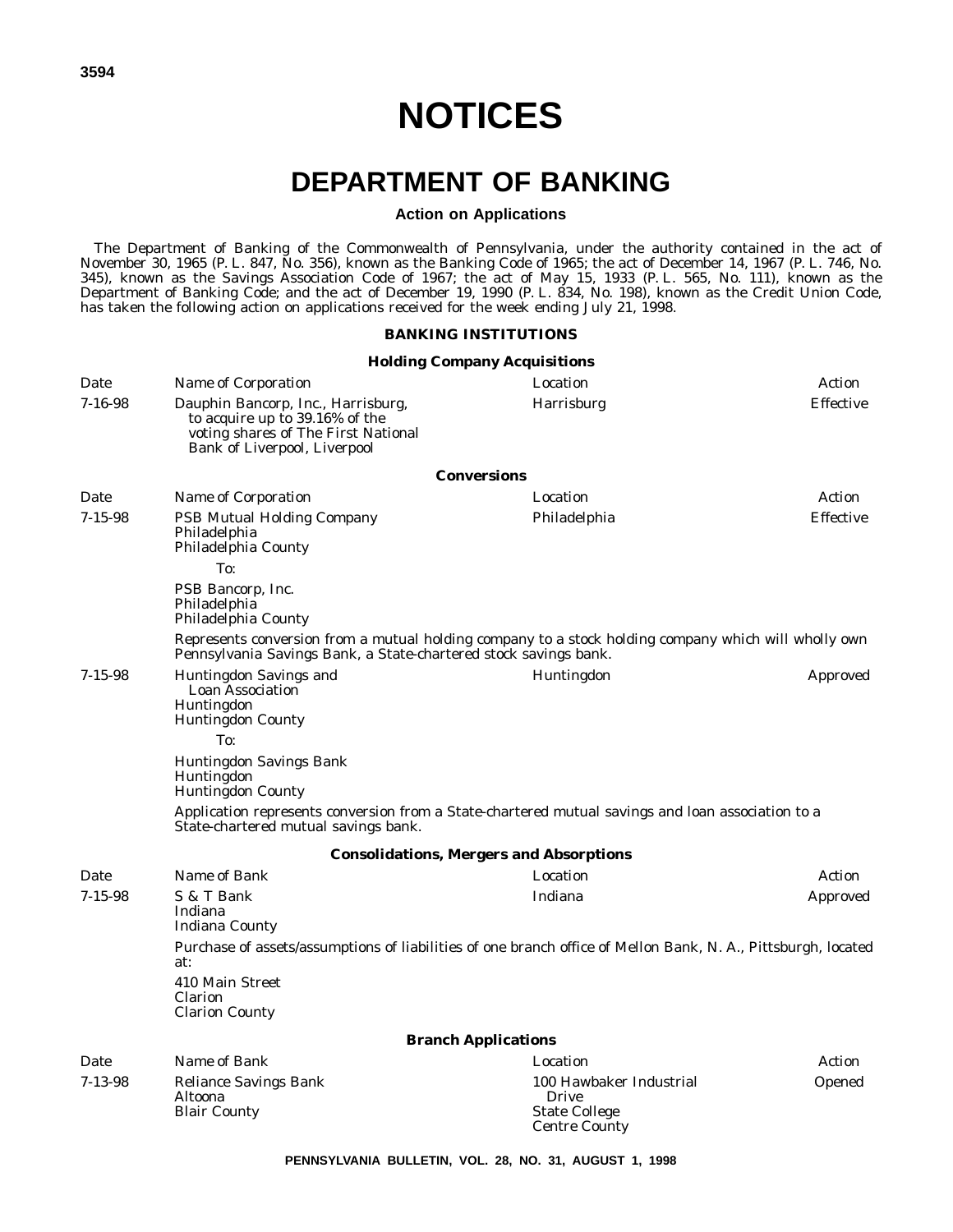# NOTICES

# DEPARTMENT OF BANKING

### Action on Applications

The Department of Banking of the Commonwealth of Pennsylvania, under the authority contained in the act of November 30, 1965 (P. L. 847, No. 356), known as the Banking Code of 1965; the act of December 14, 1967 (P. L. 746, No. 345), known as the Savings Association Code of 1967; the act of May 15, 1933 (P. L. 565, No. 111), known as the Department of Banking Code; and the act of December 19, 1990 (P. L. 834, No. 198), known as the Credit Union Code, has taken the following action on applications received for the week ending July 21, 1998.

#### BANKING INSTITUTIONS

**Holding Company Acquisitions**

| Date | Name of Corporation | Location | Action |
|---|---|---|---|
| 7-16-98 | Dauphin Bancorp, Inc., Harrisburg, to acquire up to 39.16% of the voting shares of The First National Bank of Liverpool, Liverpool | Harrisburg | Effective |

**Conversions**

| Date | Name of Corporation | Location | Action |
|---|---|---|---|
| 7-15-98 | PSB Mutual Holding Company<br>Philadelphia<br>Philadelphia County<br>To:<br>PSB Bancorp, Inc.<br>Philadelphia<br>Philadelphia County | Philadelphia | Effective |

Represents conversion from a mutual holding company to a stock holding company which will wholly own Pennsylvania Savings Bank, a State-chartered stock savings bank.

| Date | Name of Corporation | Location | Action |
|---|---|---|---|
| 7-15-98 | Huntingdon Savings and Loan Association<br>Huntingdon<br>Huntingdon County<br>To:<br>Huntingdon Savings Bank<br>Huntingdon<br>Huntingdon County | Huntingdon | Approved |

Application represents conversion from a State-chartered mutual savings and loan association to a State-chartered mutual savings bank.

**Consolidations, Mergers and Absorptions**

| Date | Name of Bank | Location | Action |
|---|---|---|---|
| 7-15-98 | S & T Bank<br>Indiana<br>Indiana County | Indiana | Approved |

Purchase of assets/assumptions of liabilities of one branch office of Mellon Bank, N. A., Pittsburgh, located at:

410 Main Street
Clarion
Clarion County

**Branch Applications**

| Date | Name of Bank | Location | Action |
|---|---|---|---|
| 7-13-98 | Reliance Savings Bank<br>Altoona<br>Blair County | 100 Hawbaker Industrial Drive<br>State College<br>Centre County | Opened |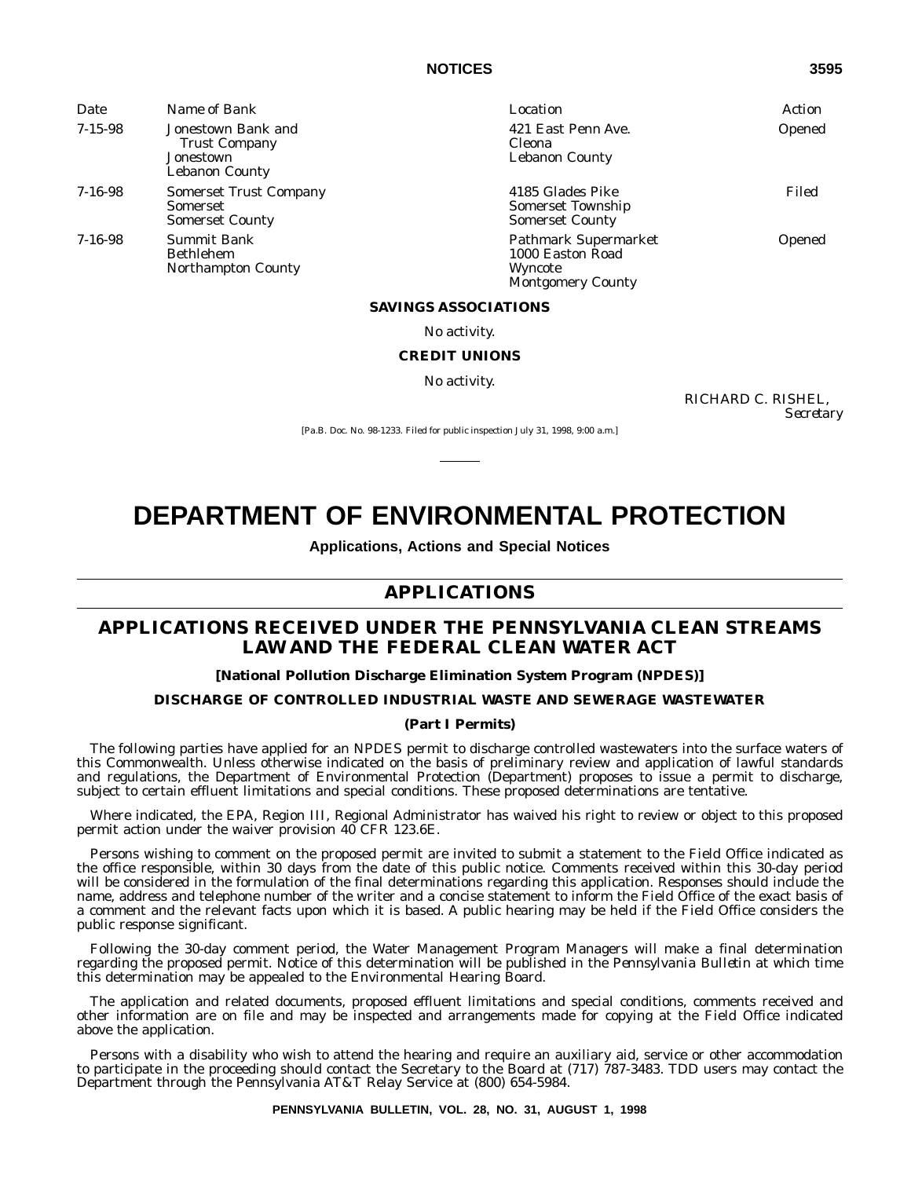| Date | Name of Bank | Location | Action |
|---|---|---|---|
| 7-15-98 | Jonestown Bank and Trust Company Jonestown Lebanon County | 421 East Penn Ave. Cleona Lebanon County | Opened |
| 7-16-98 | Somerset Trust Company Somerset Somerset County | 4185 Glades Pike Somerset Township Somerset County | Filed |
| 7-16-98 | Summit Bank Bethlehem Northampton County | Pathmark Supermarket 1000 Easton Road Wyncote Montgomery County | Opened |

**SAVINGS ASSOCIATIONS**

*No activity.*

**CREDIT UNIONS**

*No activity.*

RICHARD C. RISHEL,
*Secretary*

[Pa.B. Doc. No. 98-1233. Filed for public inspection July 31, 1998, 9:00 a.m.]

# DEPARTMENT OF ENVIRONMENTAL PROTECTION

**Applications, Actions and Special Notices**

## APPLICATIONS

## APPLICATIONS RECEIVED UNDER THE PENNSYLVANIA CLEAN STREAMS LAW AND THE FEDERAL CLEAN WATER ACT

**[National Pollution Discharge Elimination System Program (NPDES)]**

**DISCHARGE OF CONTROLLED INDUSTRIAL WASTE AND SEWERAGE WASTEWATER**

**(Part I Permits)**

The following parties have applied for an NPDES permit to discharge controlled wastewaters into the surface waters of this Commonwealth. Unless otherwise indicated on the basis of preliminary review and application of lawful standards and regulations, the Department of Environmental Protection (Department) proposes to issue a permit to discharge, subject to certain effluent limitations and special conditions. These proposed determinations are tentative.

Where indicated, the EPA, Region III, Regional Administrator has waived his right to review or object to this proposed permit action under the waiver provision 40 CFR 123.6E.

Persons wishing to comment on the proposed permit are invited to submit a statement to the Field Office indicated as the office responsible, within 30 days from the date of this public notice. Comments received within this 30-day period will be considered in the formulation of the final determinations regarding this application. Responses should include the name, address and telephone number of the writer and a concise statement to inform the Field Office of the exact basis of a comment and the relevant facts upon which it is based. A public hearing may be held if the Field Office considers the public response significant.

Following the 30-day comment period, the Water Management Program Managers will make a final determination regarding the proposed permit. Notice of this determination will be published in the *Pennsylvania Bulletin* at which time this determination may be appealed to the Environmental Hearing Board.

The application and related documents, proposed effluent limitations and special conditions, comments received and other information are on file and may be inspected and arrangements made for copying at the Field Office indicated above the application.

Persons with a disability who wish to attend the hearing and require an auxiliary aid, service or other accommodation to participate in the proceeding should contact the Secretary to the Board at (717) 787-3483. TDD users may contact the Department through the Pennsylvania AT&T Relay Service at (800) 654-5984.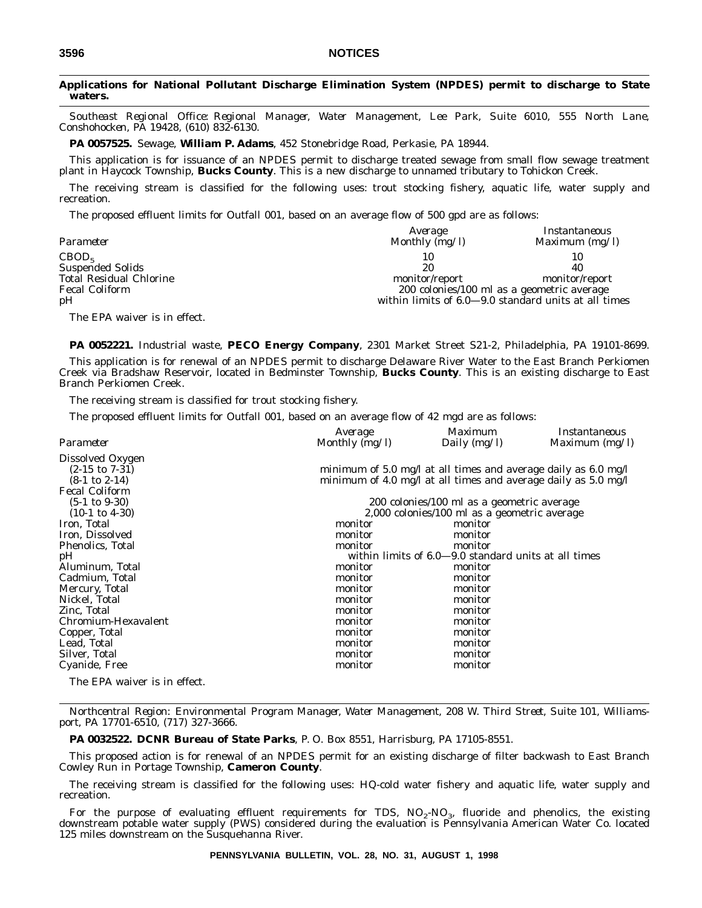## Applications for National Pollutant Discharge Elimination System (NPDES) permit to discharge to State waters.

*Southeast Regional Office: Regional Manager, Water Management, Lee Park, Suite 6010, 555 North Lane, Conshohocken, PA 19428, (610) 832-6130.*

**PA 0057525.** Sewage, **William P. Adams**, 452 Stonebridge Road, Perkasie, PA 18944.

This application is for issuance of an NPDES permit to discharge treated sewage from small flow sewage treatment plant in Haycock Township, **Bucks County**. This is a new discharge to unnamed tributary to Tohickon Creek.

The receiving stream is classified for the following uses: trout stocking fishery, aquatic life, water supply and recreation.

The proposed effluent limits for Outfall 001, based on an average flow of 500 gpd are as follows:

| *Parameter* | *Average Monthly (mg/l)* | *Instantaneous Maximum (mg/l)* |
|---|---|---|
| $CBOD_5$ | 10 | 10 |
| Suspended Solids | 20 | 40 |
| Total Residual Chlorine | monitor/report | monitor/report |
| Fecal Coliform | 200 colonies/100 ml as a geometric average | |
| pH | within limits of 6.0—9.0 standard units at all times | |

The EPA waiver is in effect.

**PA 0052221.** Industrial waste, **PECO Energy Company**, 2301 Market Street S21-2, Philadelphia, PA 19101-8699.

This application is for renewal of an NPDES permit to discharge Delaware River Water to the East Branch Perkiomen Creek via Bradshaw Reservoir, located in Bedminster Township, **Bucks County**. This is an existing discharge to East Branch Perkiomen Creek.

The receiving stream is classified for trout stocking fishery.

The proposed effluent limits for Outfall 001, based on an average flow of 42 mgd are as follows:

| *Parameter* | *Average Monthly (mg/l)* | *Maximum Daily (mg/l)* | *Instantaneous Maximum (mg/l)* |
|---|---|---|---|
| Dissolved Oxygen | | | |
| (2-15 to 7-31) | minimum of 5.0 mg/l at all times and average daily as 6.0 mg/l | | |
| (8-1 to 2-14) | minimum of 4.0 mg/l at all times and average daily as 5.0 mg/l | | |
| Fecal Coliform | | | |
| (5-1 to 9-30) | 200 colonies/100 ml as a geometric average | | |
| (10-1 to 4-30) | 2,000 colonies/100 ml as a geometric average | | |
| Iron, Total | monitor | monitor | |
| Iron, Dissolved | monitor | monitor | |
| Phenolics, Total | monitor | monitor | |
| pH | within limits of 6.0—9.0 standard units at all times | | |
| Aluminum, Total | monitor | monitor | |
| Cadmium, Total | monitor | monitor | |
| Mercury, Total | monitor | monitor | |
| Nickel, Total | monitor | monitor | |
| Zinc, Total | monitor | monitor | |
| Chromium-Hexavalent | monitor | monitor | |
| Copper, Total | monitor | monitor | |
| Lead, Total | monitor | monitor | |
| Silver, Total | monitor | monitor | |
| Cyanide, Free | monitor | monitor | |

The EPA waiver is in effect.

*Northcentral Region: Environmental Program Manager, Water Management, 208 W. Third Street, Suite 101, Williamsport, PA 17701-6510, (717) 327-3666.*

**PA 0032522. DCNR Bureau of State Parks**, P. O. Box 8551, Harrisburg, PA 17105-8551.

This proposed action is for renewal of an NPDES permit for an existing discharge of filter backwash to East Branch Cowley Run in Portage Township, **Cameron County**.

The receiving stream is classified for the following uses: HQ-cold water fishery and aquatic life, water supply and recreation.

For the purpose of evaluating effluent requirements for TDS, $NO_2$-$NO_3$, fluoride and phenolics, the existing downstream potable water supply (PWS) considered during the evaluation is Pennsylvania American Water Co. located 125 miles downstream on the Susquehanna River.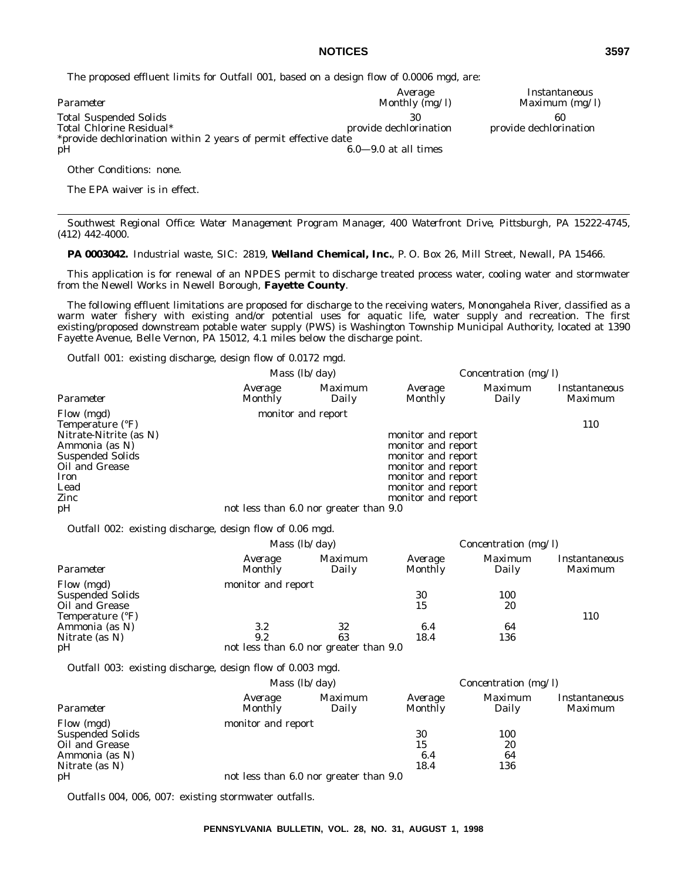The proposed effluent limits for Outfall 001, based on a design flow of 0.0006 mgd, are:

| Parameter | Average Monthly (mg/l) | Instantaneous Maximum (mg/l) |
|---|---|---|
| Total Suspended Solids | 30 | 60 |
| Total Chlorine Residual* | provide dechlorination | provide dechlorination |
| *provide dechlorination within 2 years of permit effective date | | |
| pH | 6.0—9.0 at all times | |

Other Conditions: none.

The EPA waiver is in effect.

---

*Southwest Regional Office: Water Management Program Manager, 400 Waterfront Drive, Pittsburgh, PA 15222-4745, (412) 442-4000.*

**PA 0003042.** Industrial waste, SIC: 2819, **Welland Chemical, Inc.**, P. O. Box 26, Mill Street, Newall, PA 15466.

This application is for renewal of an NPDES permit to discharge treated process water, cooling water and stormwater from the Newell Works in Newell Borough, **Fayette County**.

The following effluent limitations are proposed for discharge to the receiving waters, Monongahela River, classified as a warm water fishery with existing and/or potential uses for aquatic life, water supply and recreation. The first existing/proposed downstream potable water supply (PWS) is Washington Township Municipal Authority, located at 1390 Fayette Avenue, Belle Vernon, PA 15012, 4.1 miles below the discharge point.

Outfall 001: existing discharge, design flow of 0.0172 mgd.

| | Mass (lb/day) | | Concentration (mg/l) | | |
|---|---|---|---|---|---|
| Parameter | Average Monthly | Maximum Daily | Average Monthly | Maximum Daily | Instantaneous Maximum |
| Flow (mgd) | monitor and report | | | | |
| Temperature (°F) | | | | | 110 |
| Nitrate-Nitrite (as N) | | | monitor and report | | |
| Ammonia (as N) | | | monitor and report | | |
| Suspended Solids | | | monitor and report | | |
| Oil and Grease | | | monitor and report | | |
| Iron | | | monitor and report | | |
| Lead | | | monitor and report | | |
| Zinc | | | monitor and report | | |
| pH | not less than 6.0 nor greater than 9.0 | | | | |

Outfall 002: existing discharge, design flow of 0.06 mgd.

| | Mass (lb/day) | | Concentration (mg/l) | | |
|---|---|---|---|---|---|
| Parameter | Average Monthly | Maximum Daily | Average Monthly | Maximum Daily | Instantaneous Maximum |
| Flow (mgd) | monitor and report | | | | |
| Suspended Solids | | | 30 | 100 | |
| Oil and Grease | | | 15 | 20 | |
| Temperature (°F) | | | | | 110 |
| Ammonia (as N) | 3.2 | 32 | 6.4 | 64 | |
| Nitrate (as N) | 9.2 | 63 | 18.4 | 136 | |
| pH | not less than 6.0 nor greater than 9.0 | | | | |

Outfall 003: existing discharge, design flow of 0.003 mgd.

| | Mass (lb/day) | | Concentration (mg/l) | | |
|---|---|---|---|---|---|
| Parameter | Average Monthly | Maximum Daily | Average Monthly | Maximum Daily | Instantaneous Maximum |
| Flow (mgd) | monitor and report | | | | |
| Suspended Solids | | | 30 | 100 | |
| Oil and Grease | | | 15 | 20 | |
| Ammonia (as N) | | | 6.4 | 64 | |
| Nitrate (as N) | | | 18.4 | 136 | |
| pH | not less than 6.0 nor greater than 9.0 | | | | |

Outfalls 004, 006, 007: existing stormwater outfalls.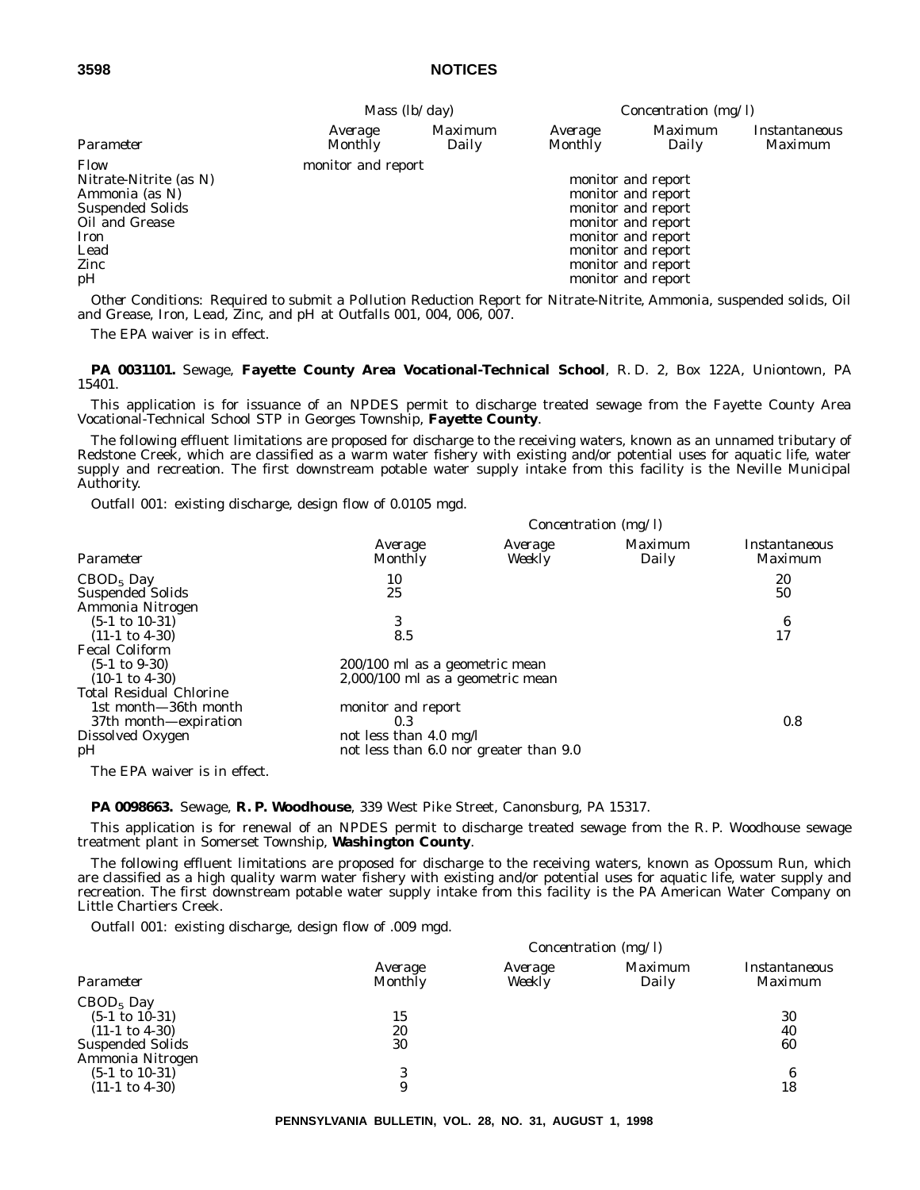| Parameter | Mass (lb/day) | | Concentration (mg/l) | | |
|---|---|---|---|---|---|
| | Average Monthly | Maximum Daily | Average Monthly | Maximum Daily | Instantaneous Maximum |
| Flow | monitor and report | | | | |
| Nitrate-Nitrite (as N) | | | | monitor and report | |
| Ammonia (as N) | | | | monitor and report | |
| Suspended Solids | | | | monitor and report | |
| Oil and Grease | | | | monitor and report | |
| Iron | | | | monitor and report | |
| Lead | | | | monitor and report | |
| Zinc | | | | monitor and report | |
| pH | | | | monitor and report | |

*Other Conditions*: Required to submit a Pollution Reduction Report for Nitrate-Nitrite, Ammonia, suspended solids, Oil and Grease, Iron, Lead, Zinc, and pH at Outfalls 001, 004, 006, 007.

The EPA waiver is in effect.

**PA 0031101.** Sewage, **Fayette County Area Vocational-Technical School**, R. D. 2, Box 122A, Uniontown, PA 15401.

This application is for issuance of an NPDES permit to discharge treated sewage from the Fayette County Area Vocational-Technical School STP in Georges Township, **Fayette County**.

The following effluent limitations are proposed for discharge to the receiving waters, known as an unnamed tributary of Redstone Creek, which are classified as a warm water fishery with existing and/or potential uses for aquatic life, water supply and recreation. The first downstream potable water supply intake from this facility is the Neville Municipal Authority.

Outfall 001: existing discharge, design flow of 0.0105 mgd.

| Parameter | Concentration (mg/l) | | | |
|---|---|---|---|---|
| | Average Monthly | Average Weekly | Maximum Daily | Instantaneous Maximum |
| $CBOD_5$ Day | 10 | | | 20 |
| Suspended Solids | 25 | | | 50 |
| Ammonia Nitrogen | | | | |
| (5-1 to 10-31) | 3 | | | 6 |
| (11-1 to 4-30) | 8.5 | | | 17 |
| Fecal Coliform | | | | |
| (5-1 to 9-30) | 200/100 ml as a geometric mean | | | |
| (10-1 to 4-30) | 2,000/100 ml as a geometric mean | | | |
| Total Residual Chlorine | | | | |
| 1st month—36th month | monitor and report | | | |
| 37th month—expiration | 0.3 | | | 0.8 |
| Dissolved Oxygen | not less than 4.0 mg/l | | | |
| pH | not less than 6.0 nor greater than 9.0 | | | |

The EPA waiver is in effect.

**PA 0098663.** Sewage, **R. P. Woodhouse**, 339 West Pike Street, Canonsburg, PA 15317.

This application is for renewal of an NPDES permit to discharge treated sewage from the R. P. Woodhouse sewage treatment plant in Somerset Township, **Washington County**.

The following effluent limitations are proposed for discharge to the receiving waters, known as Opossum Run, which are classified as a high quality warm water fishery with existing and/or potential uses for aquatic life, water supply and recreation. The first downstream potable water supply intake from this facility is the PA American Water Company on Little Chartiers Creek.

Outfall 001: existing discharge, design flow of .009 mgd.

| Parameter | Concentration (mg/l) | | | |
|---|---|---|---|---|
| | Average Monthly | Average Weekly | Maximum Daily | Instantaneous Maximum |
| $CBOD_5$ Day | | | | |
| (5-1 to 10-31) | 15 | | | 30 |
| (11-1 to 4-30) | 20 | | | 40 |
| Suspended Solids | 30 | | | 60 |
| Ammonia Nitrogen | | | | |
| (5-1 to 10-31) | 3 | | | 6 |
| (11-1 to 4-30) | 9 | | | 18 |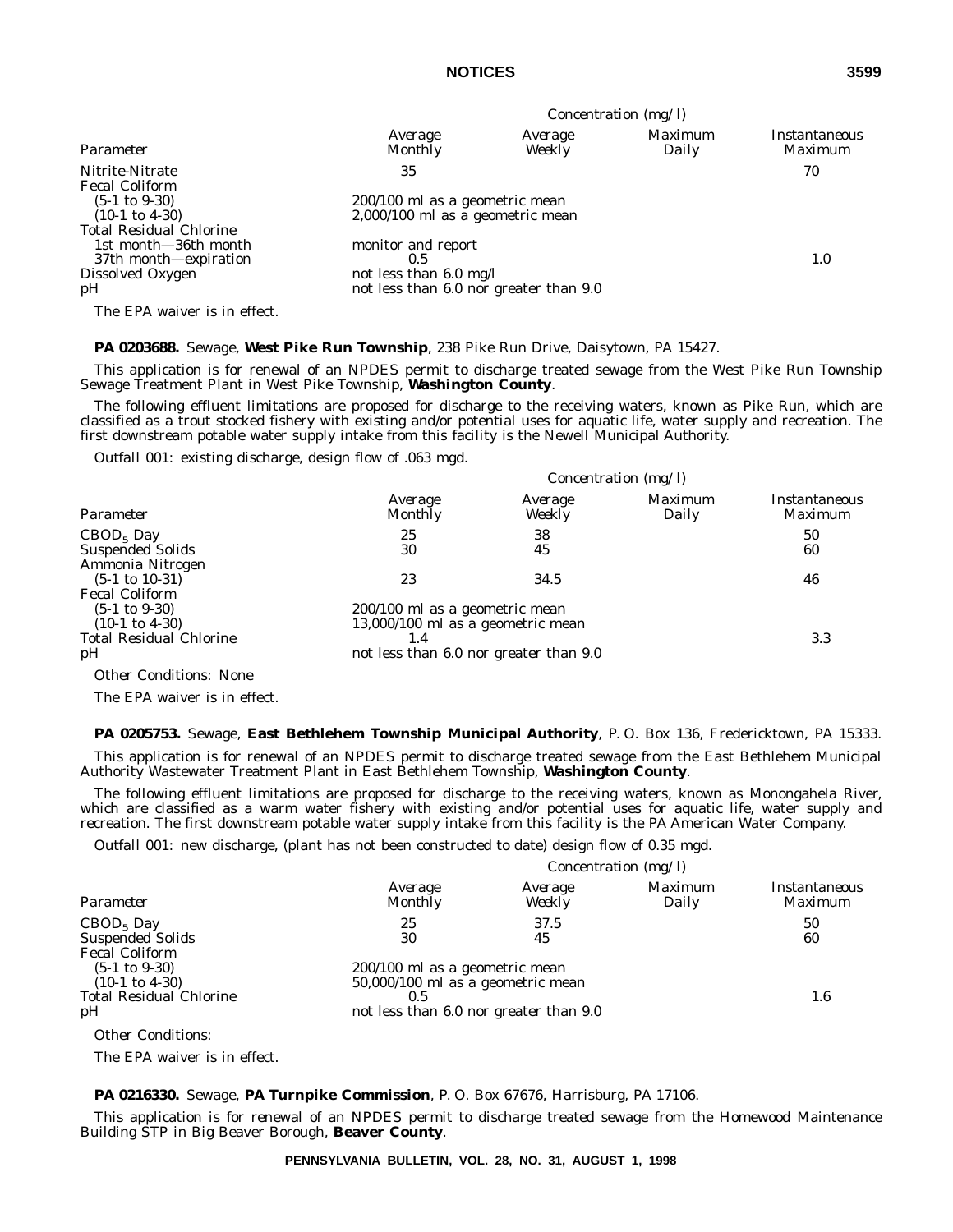| Parameter | Concentration (mg/l) Average Monthly | Average Weekly | Maximum Daily | Instantaneous Maximum |
|---|---|---|---|---|
| Nitrite-Nitrate | 35 | | | 70 |
| Fecal Coliform | | | | |
| (5-1 to 9-30) | 200/100 ml as a geometric mean | | | |
| (10-1 to 4-30) | 2,000/100 ml as a geometric mean | | | |
| Total Residual Chlorine | | | | |
| 1st month—36th month | monitor and report | | | |
| 37th month—expiration | 0.5 | | | 1.0 |
| Dissolved Oxygen | not less than 6.0 mg/l | | | |
| pH | not less than 6.0 nor greater than 9.0 | | | |

The EPA waiver is in effect.

**PA 0203688.** Sewage, **West Pike Run Township**, 238 Pike Run Drive, Daisytown, PA 15427.

This application is for renewal of an NPDES permit to discharge treated sewage from the West Pike Run Township Sewage Treatment Plant in West Pike Township, **Washington County**.

The following effluent limitations are proposed for discharge to the receiving waters, known as Pike Run, which are classified as a trout stocked fishery with existing and/or potential uses for aquatic life, water supply and recreation. The first downstream potable water supply intake from this facility is the Newell Municipal Authority.

Outfall 001: existing discharge, design flow of .063 mgd.

| Parameter | Concentration (mg/l) Average Monthly | Average Weekly | Maximum Daily | Instantaneous Maximum |
|---|---|---|---|---|
| $CBOD_5$ Day | 25 | 38 | | 50 |
| Suspended Solids | 30 | 45 | | 60 |
| Ammonia Nitrogen | | | | |
| (5-1 to 10-31) | 23 | 34.5 | | 46 |
| Fecal Coliform | | | | |
| (5-1 to 9-30) | 200/100 ml as a geometric mean | | | |
| (10-1 to 4-30) | 13,000/100 ml as a geometric mean | | | |
| Total Residual Chlorine | 1.4 | | | 3.3 |
| pH | not less than 6.0 nor greater than 9.0 | | | |

Other Conditions: None

The EPA waiver is in effect.

**PA 0205753.** Sewage, **East Bethlehem Township Municipal Authority**, P. O. Box 136, Fredericktown, PA 15333.

This application is for renewal of an NPDES permit to discharge treated sewage from the East Bethlehem Municipal Authority Wastewater Treatment Plant in East Bethlehem Township, **Washington County**.

The following effluent limitations are proposed for discharge to the receiving waters, known as Monongahela River, which are classified as a warm water fishery with existing and/or potential uses for aquatic life, water supply and recreation. The first downstream potable water supply intake from this facility is the PA American Water Company.

Outfall 001: new discharge, (plant has not been constructed to date) design flow of 0.35 mgd.

| Parameter | Concentration (mg/l) Average Monthly | Average Weekly | Maximum Daily | Instantaneous Maximum |
|---|---|---|---|---|
| $CBOD_5$ Day | 25 | 37.5 | | 50 |
| Suspended Solids | 30 | 45 | | 60 |
| Fecal Coliform | | | | |
| (5-1 to 9-30) | 200/100 ml as a geometric mean | | | |
| (10-1 to 4-30) | 50,000/100 ml as a geometric mean | | | |
| Total Residual Chlorine | 0.5 | | | 1.6 |
| pH | not less than 6.0 nor greater than 9.0 | | | |

Other Conditions:

The EPA waiver is in effect.

**PA 0216330.** Sewage, **PA Turnpike Commission**, P. O. Box 67676, Harrisburg, PA 17106.

This application is for renewal of an NPDES permit to discharge treated sewage from the Homewood Maintenance Building STP in Big Beaver Borough, **Beaver County**.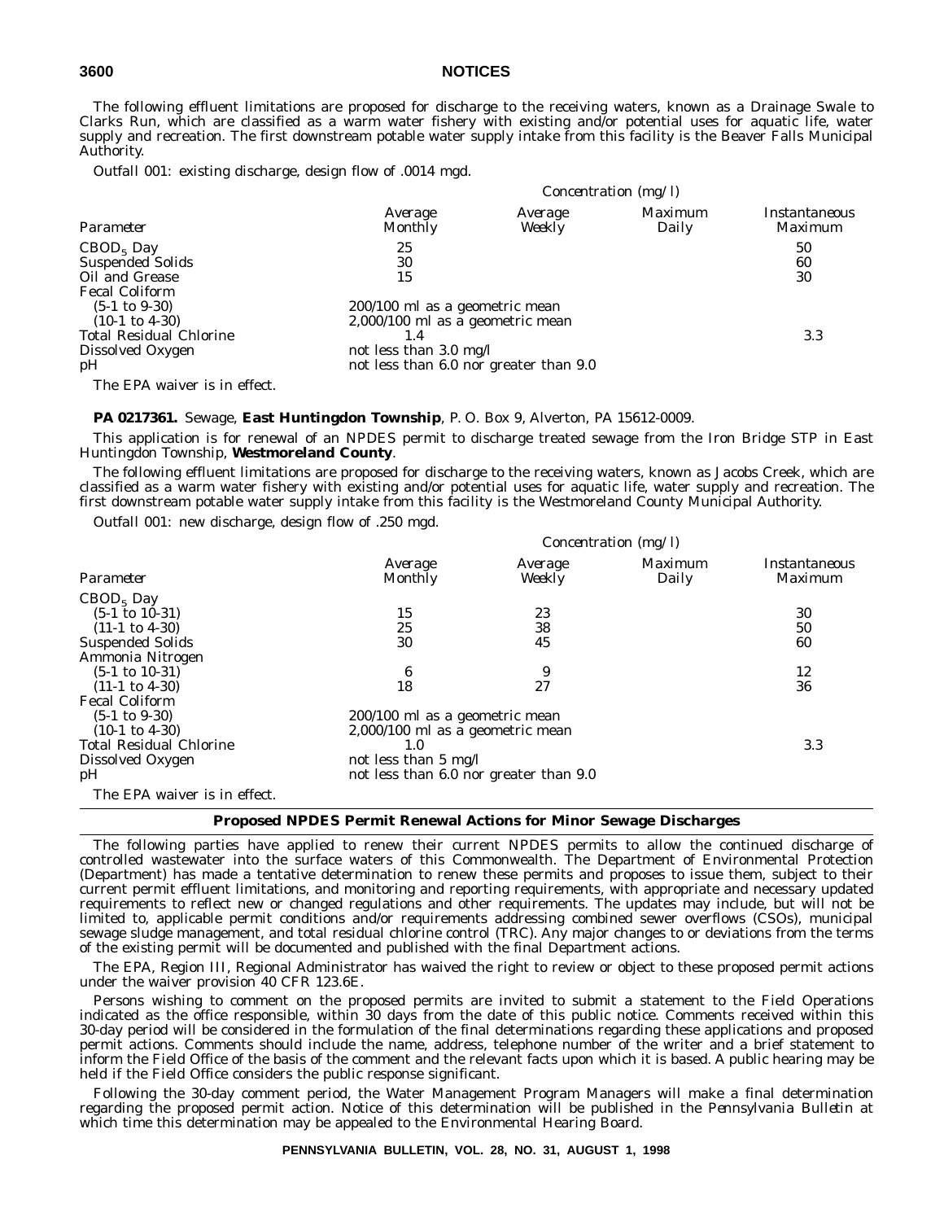The following effluent limitations are proposed for discharge to the receiving waters, known as a Drainage Swale to Clarks Run, which are classified as a warm water fishery with existing and/or potential uses for aquatic life, water supply and recreation. The first downstream potable water supply intake from this facility is the Beaver Falls Municipal Authority.

Outfall 001: existing discharge, design flow of .0014 mgd.

| | Concentration (mg/l) | | | |
|---|---|---|---|---|
| *Parameter* | *Average Monthly* | *Average Weekly* | *Maximum Daily* | *Instantaneous Maximum* |
| $CBOD_5$ Day | 25 | | | 50 |
| Suspended Solids | 30 | | | 60 |
| Oil and Grease | 15 | | | 30 |
| Fecal Coliform | | | | |
| (5-1 to 9-30) | 200/100 ml as a geometric mean | | | |
| (10-1 to 4-30) | 2,000/100 ml as a geometric mean | | | |
| Total Residual Chlorine | 1.4 | | | 3.3 |
| Dissolved Oxygen | not less than 3.0 mg/l | | | |
| pH | not less than 6.0 nor greater than 9.0 | | | |

The EPA waiver is in effect.

**PA 0217361.** Sewage, **East Huntingdon Township**, P. O. Box 9, Alverton, PA 15612-0009.

This application is for renewal of an NPDES permit to discharge treated sewage from the Iron Bridge STP in East Huntingdon Township, **Westmoreland County**.

The following effluent limitations are proposed for discharge to the receiving waters, known as Jacobs Creek, which are classified as a warm water fishery with existing and/or potential uses for aquatic life, water supply and recreation. The first downstream potable water supply intake from this facility is the Westmoreland County Municipal Authority.

Outfall 001: new discharge, design flow of .250 mgd.

| | Concentration (mg/l) | | | |
|---|---|---|---|---|
| *Parameter* | *Average Monthly* | *Average Weekly* | *Maximum Daily* | *Instantaneous Maximum* |
| $CBOD_5$ Day | | | | |
| (5-1 to 10-31) | 15 | 23 | | 30 |
| (11-1 to 4-30) | 25 | 38 | | 50 |
| Suspended Solids | 30 | 45 | | 60 |
| Ammonia Nitrogen | | | | |
| (5-1 to 10-31) | 6 | 9 | | 12 |
| (11-1 to 4-30) | 18 | 27 | | 36 |
| Fecal Coliform | | | | |
| (5-1 to 9-30) | 200/100 ml as a geometric mean | | | |
| (10-1 to 4-30) | 2,000/100 ml as a geometric mean | | | |
| Total Residual Chlorine | 1.0 | | | 3.3 |
| Dissolved Oxygen | not less than 5 mg/l | | | |
| pH | not less than 6.0 nor greater than 9.0 | | | |

The EPA waiver is in effect.

## Proposed NPDES Permit Renewal Actions for Minor Sewage Discharges

The following parties have applied to renew their current NPDES permits to allow the continued discharge of controlled wastewater into the surface waters of this Commonwealth. The Department of Environmental Protection (Department) has made a tentative determination to renew these permits and proposes to issue them, subject to their current permit effluent limitations, and monitoring and reporting requirements, with appropriate and necessary updated requirements to reflect new or changed regulations and other requirements. The updates may include, but will not be limited to, applicable permit conditions and/or requirements addressing combined sewer overflows (CSOs), municipal sewage sludge management, and total residual chlorine control (TRC). Any major changes to or deviations from the terms of the existing permit will be documented and published with the final Department actions.

The EPA, Region III, Regional Administrator has waived the right to review or object to these proposed permit actions under the waiver provision 40 CFR 123.6E.

Persons wishing to comment on the proposed permits are invited to submit a statement to the Field Operations indicated as the office responsible, within 30 days from the date of this public notice. Comments received within this 30-day period will be considered in the formulation of the final determinations regarding these applications and proposed permit actions. Comments should include the name, address, telephone number of the writer and a brief statement to inform the Field Office of the basis of the comment and the relevant facts upon which it is based. A public hearing may be held if the Field Office considers the public response significant.

Following the 30-day comment period, the Water Management Program Managers will make a final determination regarding the proposed permit action. Notice of this determination will be published in the *Pennsylvania Bulletin* at which time this determination may be appealed to the Environmental Hearing Board.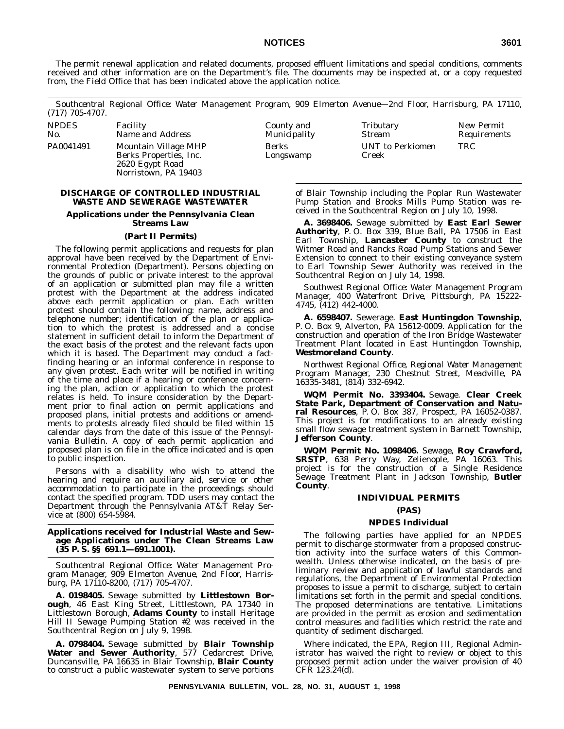The permit renewal application and related documents, proposed effluent limitations and special conditions, comments received and other information are on the Department's file. The documents may be inspected at, or a copy requested from, the Field Office that has been indicated above the application notice.

*Southcentral Regional Office: Water Management Program, 909 Elmerton Avenue—2nd Floor, Harrisburg, PA 17110, (717) 705-4707.*

| *NPDES No.* | *Facility Name and Address* | *County and Municipality* | *Tributary Stream* | *New Permit Requirements* |
|---|---|---|---|---|
| PA0041491 | Mountain Village MHP Berks Properties, Inc. 2620 Egypt Road Norristown, PA 19403 | Berks Longswamp | UNT to Perkiomen Creek | TRC |

## DISCHARGE OF CONTROLLED INDUSTRIAL WASTE AND SEWERAGE WASTEWATER

### Applications under the Pennsylvania Clean Streams Law

### (Part II Permits)

The following permit applications and requests for plan approval have been received by the Department of Environmental Protection (Department). Persons objecting on the grounds of public or private interest to the approval of an application or submitted plan may file a written protest with the Department at the address indicated above each permit application or plan. Each written protest should contain the following: name, address and telephone number; identification of the plan or application to which the protest is addressed and a concise statement in sufficient detail to inform the Department of the exact basis of the protest and the relevant facts upon which it is based. The Department may conduct a fact-finding hearing or an informal conference in response to any given protest. Each writer will be notified in writing of the time and place if a hearing or conference concerning the plan, action or application to which the protest relates is held. To insure consideration by the Department prior to final action on permit applications and proposed plans, initial protests and additions or amendments to protests already filed should be filed within 15 calendar days from the date of this issue of the *Pennsylvania Bulletin*. A copy of each permit application and proposed plan is on file in the office indicated and is open to public inspection.

Persons with a disability who wish to attend the hearing and require an auxiliary aid, service or other accommodation to participate in the proceedings should contact the specified program. TDD users may contact the Department through the Pennsylvania AT&T Relay Service at (800) 654-5984.

### Applications received for Industrial Waste and Sewage Applications under The Clean Streams Law (35 P. S. §§ 691.1—691.1001).

*Southcentral Regional Office: Water Management Program Manager, 909 Elmerton Avenue, 2nd Floor, Harrisburg, PA 17110-8200, (717) 705-4707.*

**A. 0198405.** Sewage submitted by **Littlestown Borough**, 46 East King Street, Littlestown, PA 17340 in Littlestown Borough, **Adams County** to install Heritage Hill II Sewage Pumping Station #2 was received in the Southcentral Region on July 9, 1998.

**A. 0798404.** Sewage submitted by **Blair Township Water and Sewer Authority**, 577 Cedarcrest Drive, Duncansville, PA 16635 in Blair Township, **Blair County** to construct a public wastewater system to serve portions of Blair Township including the Poplar Run Wastewater Pump Station and Brooks Mills Pump Station was received in the Southcentral Region on July 10, 1998.

**A. 3698406.** Sewage submitted by **East Earl Sewer Authority**, P. O. Box 339, Blue Ball, PA 17506 in East Earl Township, **Lancaster County** to construct the Witmer Road and Rancks Road Pump Stations and Sewer Extension to connect to their existing conveyance system to Earl Township Sewer Authority was received in the Southcentral Region on July 14, 1998.

*Southwest Regional Office: Water Management Program Manager, 400 Waterfront Drive, Pittsburgh, PA 15222-4745, (412) 442-4000.*

**A. 6598407.** Sewerage. **East Huntingdon Township**, P. O. Box 9, Alverton, PA 15612-0009. Application for the construction and operation of the Iron Bridge Wastewater Treatment Plant located in East Huntingdon Township, **Westmoreland County**.

*Northwest Regional Office, Regional Water Management Program Manager, 230 Chestnut Street, Meadville, PA 16335-3481, (814) 332-6942.*

**WQM Permit No. 3393404.** Sewage. **Clear Creek State Park, Department of Conservation and Natural Resources**, P. O. Box 387, Prospect, PA 16052-0387. This project is for modifications to an already existing small flow sewage treatment system in Barnett Township, **Jefferson County**.

**WQM Permit No. 1098406.** Sewage, **Roy Crawford, SRSTP**, 638 Perry Way, Zelienople, PA 16063. This project is for the construction of a Single Residence Sewage Treatment Plant in Jackson Township, **Butler County**.

## INDIVIDUAL PERMITS

### (PAS)

### NPDES Individual

The following parties have applied for an NPDES permit to discharge stormwater from a proposed construction activity into the surface waters of this Commonwealth. Unless otherwise indicated, on the basis of preliminary review and application of lawful standards and regulations, the Department of Environmental Protection proposes to issue a permit to discharge, subject to certain limitations set forth in the permit and special conditions. The proposed determinations are tentative. Limitations are provided in the permit as erosion and sedimentation control measures and facilities which restrict the rate and quantity of sediment discharged.

Where indicated, the EPA, Region III, Regional Administrator has waived the right to review or object to this proposed permit action under the waiver provision of 40 CFR 123.24(d).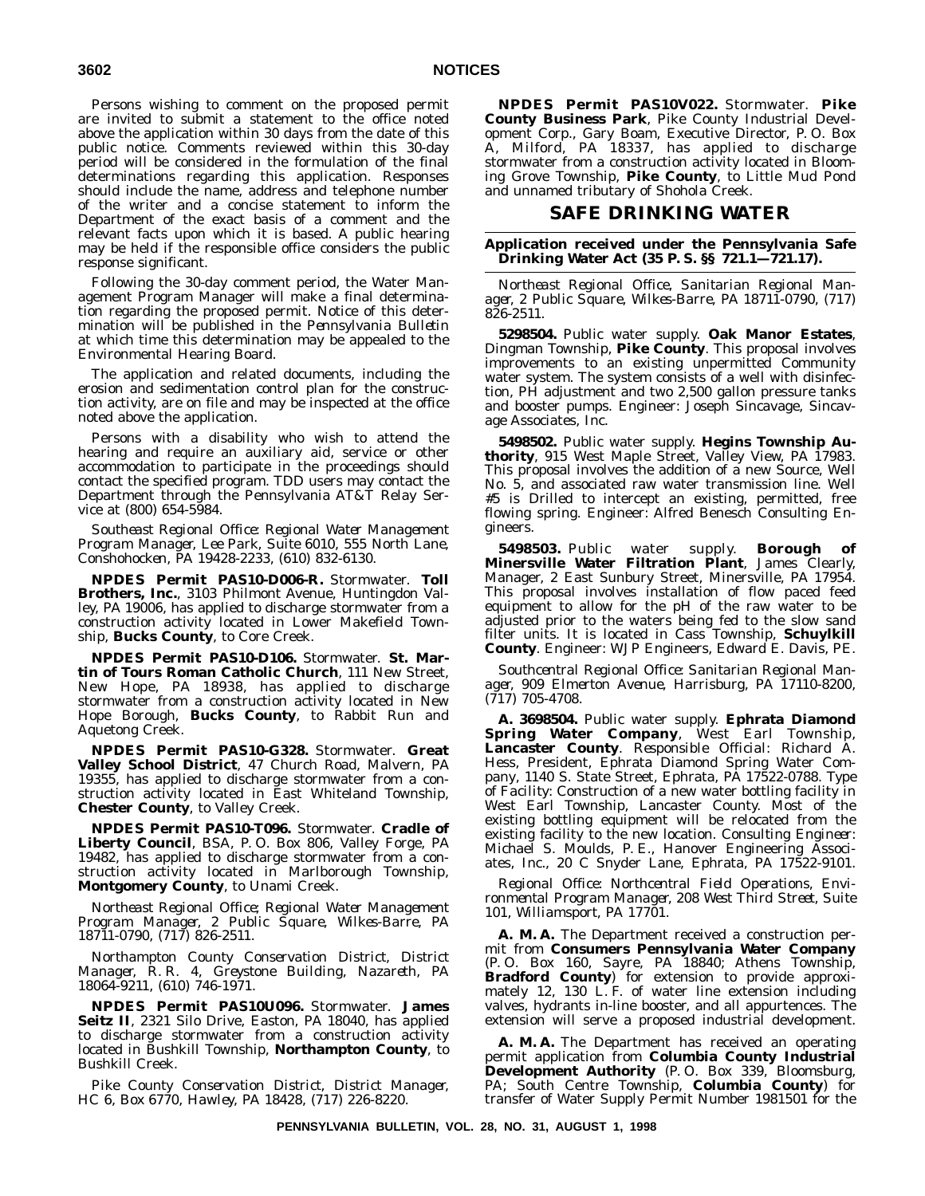Persons wishing to comment on the proposed permit are invited to submit a statement to the office noted above the application within 30 days from the date of this public notice. Comments reviewed within this 30-day period will be considered in the formulation of the final determinations regarding this application. Responses should include the name, address and telephone number of the writer and a concise statement to inform the Department of the exact basis of a comment and the relevant facts upon which it is based. A public hearing may be held if the responsible office considers the public response significant.

Following the 30-day comment period, the Water Management Program Manager will make a final determination regarding the proposed permit. Notice of this determination will be published in the *Pennsylvania Bulletin* at which time this determination may be appealed to the Environmental Hearing Board.

The application and related documents, including the erosion and sedimentation control plan for the construction activity, are on file and may be inspected at the office noted above the application.

Persons with a disability who wish to attend the hearing and require an auxiliary aid, service or other accommodation to participate in the proceedings should contact the specified program. TDD users may contact the Department through the Pennsylvania AT&T Relay Service at (800) 654-5984.

*Southeast Regional Office: Regional Water Management Program Manager, Lee Park, Suite 6010, 555 North Lane, Conshohocken, PA 19428-2233, (610) 832-6130.*

**NPDES Permit PAS10-D006-R.** Stormwater. **Toll Brothers, Inc.**, 3103 Philmont Avenue, Huntingdon Valley, PA 19006, has applied to discharge stormwater from a construction activity located in Lower Makefield Township, **Bucks County**, to Core Creek.

**NPDES Permit PAS10-D106.** Stormwater. **St. Martin of Tours Roman Catholic Church**, 111 New Street, New Hope, PA 18938, has applied to discharge stormwater from a construction activity located in New Hope Borough, **Bucks County**, to Rabbit Run and Aquetong Creek.

**NPDES Permit PAS10-G328.** Stormwater. **Great Valley School District**, 47 Church Road, Malvern, PA 19355, has applied to discharge stormwater from a construction activity located in East Whiteland Township, **Chester County**, to Valley Creek.

**NPDES Permit PAS10-T096.** Stormwater. **Cradle of Liberty Council**, BSA, P. O. Box 806, Valley Forge, PA 19482, has applied to discharge stormwater from a construction activity located in Marlborough Township, **Montgomery County**, to Unami Creek.

*Northeast Regional Office; Regional Water Management Program Manager, 2 Public Square, Wilkes-Barre, PA 18711-0790, (717) 826-2511.*

*Northampton County Conservation District, District Manager, R. R. 4, Greystone Building, Nazareth, PA 18064-9211, (610) 746-1971.*

**NPDES Permit PAS10U096.** Stormwater. **James Seitz II**, 2321 Silo Drive, Easton, PA 18040, has applied to discharge stormwater from a construction activity located in Bushkill Township, **Northampton County**, to Bushkill Creek.

*Pike County Conservation District, District Manager, HC 6, Box 6770, Hawley, PA 18428, (717) 226-8220.*

**NPDES Permit PAS10V022.** Stormwater. **Pike County Business Park**, Pike County Industrial Development Corp., Gary Boam, Executive Director, P. O. Box A, Milford, PA 18337, has applied to discharge stormwater from a construction activity located in Blooming Grove Township, **Pike County**, to Little Mud Pond and unnamed tributary of Shohola Creek.

## SAFE DRINKING WATER

### Application received under the Pennsylvania Safe Drinking Water Act (35 P. S. §§ 721.1—721.17).

*Northeast Regional Office, Sanitarian Regional Manager, 2 Public Square, Wilkes-Barre, PA 18711-0790, (717) 826-2511.*

**5298504.** Public water supply. **Oak Manor Estates**, Dingman Township, **Pike County**. This proposal involves improvements to an existing unpermitted Community water system. The system consists of a well with disinfection, PH adjustment and two 2,500 gallon pressure tanks and booster pumps. Engineer: Joseph Sincavage, Sincavage Associates, Inc.

**5498502.** Public water supply. **Hegins Township Authority**, 915 West Maple Street, Valley View, PA 17983. This proposal involves the addition of a new Source, Well No. 5, and associated raw water transmission line. Well #5 is Drilled to intercept an existing, permitted, free flowing spring. Engineer: Alfred Benesch Consulting Engineers.

**5498503.** Public water supply. **Borough of Minersville Water Filtration Plant**, James Clearly, Manager, 2 East Sunbury Street, Minersville, PA 17954. This proposal involves installation of flow paced feed equipment to allow for the pH of the raw water to be adjusted prior to the waters being fed to the slow sand filter units. It is located in Cass Township, **Schuylkill County**. Engineer: WJP Engineers, Edward E. Davis, PE.

*Southcentral Regional Office: Sanitarian Regional Manager, 909 Elmerton Avenue, Harrisburg, PA 17110-8200, (717) 705-4708.*

**A. 3698504.** Public water supply. **Ephrata Diamond Spring Water Company**, West Earl Township, **Lancaster County**. *Responsible Official*: Richard A. Hess, President, Ephrata Diamond Spring Water Company, 1140 S. State Street, Ephrata, PA 17522-0788. *Type of Facility*: Construction of a new water bottling facility in West Earl Township, Lancaster County. Most of the existing bottling equipment will be relocated from the existing facility to the new location. *Consulting Engineer*: Michael S. Moulds, P. E., Hanover Engineering Associates, Inc., 20 C Snyder Lane, Ephrata, PA 17522-9101.

*Regional Office: Northcentral Field Operations, Environmental Program Manager, 208 West Third Street, Suite 101, Williamsport, PA 17701.*

**A. M. A.** The Department received a construction permit from **Consumers Pennsylvania Water Company** (P. O. Box 160, Sayre, PA 18840; Athens Township, **Bradford County**) for extension to provide approximately 12, 130 L. F. of water line extension including valves, hydrants in-line booster, and all appurtences. The extension will serve a proposed industrial development.

**A. M. A.** The Department has received an operating permit application from **Columbia County Industrial Development Authority** (P. O. Box 339, Bloomsburg, PA; South Centre Township, **Columbia County**) for transfer of Water Supply Permit Number 1981501 for the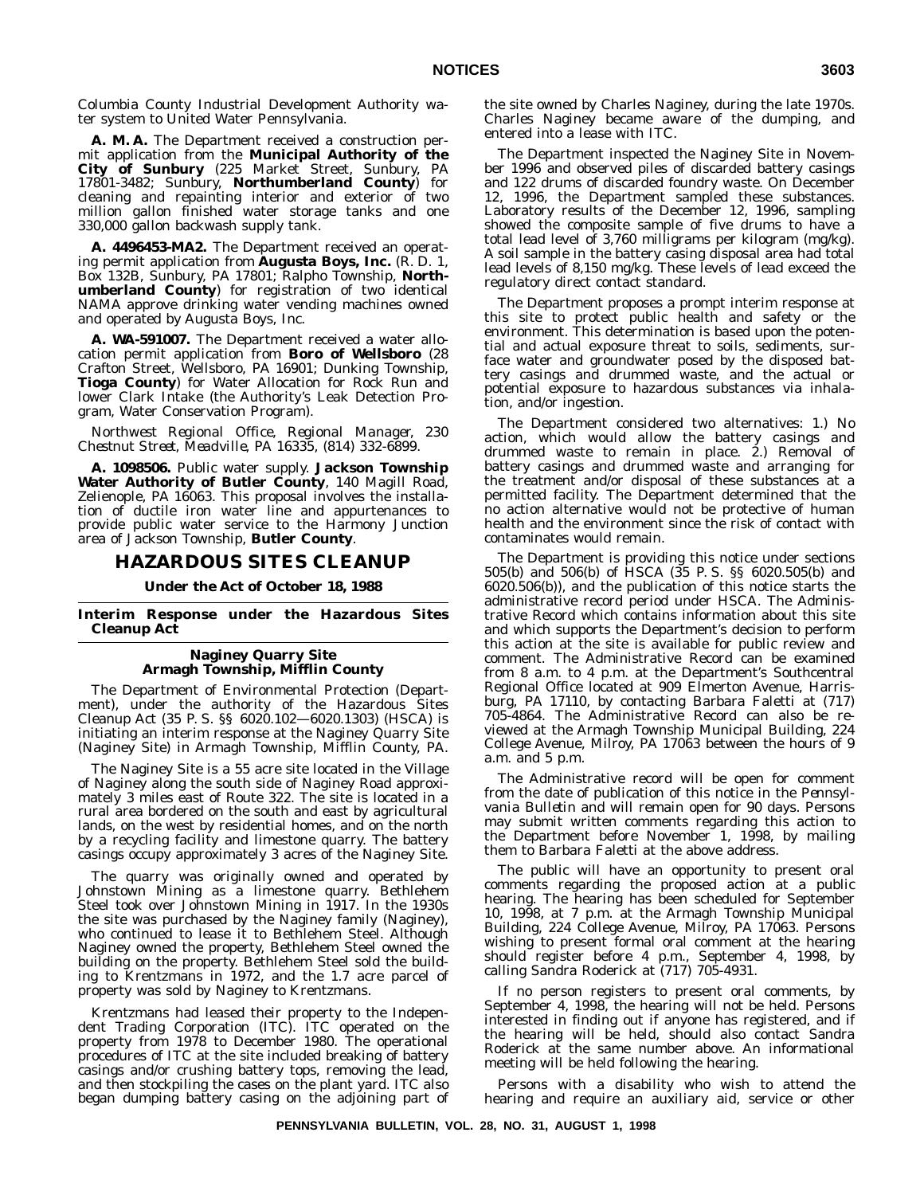Columbia County Industrial Development Authority water system to United Water Pennsylvania.

**A. M. A.** The Department received a construction permit application from the **Municipal Authority of the City of Sunbury** (225 Market Street, Sunbury, PA 17801-3482; Sunbury, **Northumberland County**) for cleaning and repainting interior and exterior of two million gallon finished water storage tanks and one 330,000 gallon backwash supply tank.

**A. 4496453-MA2.** The Department received an operating permit application from **Augusta Boys, Inc.** (R. D. 1, Box 132B, Sunbury, PA 17801; Ralpho Township, **Northumberland County**) for registration of two identical NAMA approve drinking water vending machines owned and operated by Augusta Boys, Inc.

**A. WA-591007.** The Department received a water allocation permit application from **Boro of Wellsboro** (28 Crafton Street, Wellsboro, PA 16901; Dunking Township, **Tioga County**) for Water Allocation for Rock Run and lower Clark Intake (the Authority's Leak Detection Program, Water Conservation Program).

*Northwest Regional Office, Regional Manager, 230 Chestnut Street, Meadville, PA 16335, (814) 332-6899.*

**A. 1098506.** Public water supply. **Jackson Township Water Authority of Butler County**, 140 Magill Road, Zelienople, PA 16063. This proposal involves the installation of ductile iron water line and appurtenances to provide public water service to the Harmony Junction area of Jackson Township, **Butler County**.

# HAZARDOUS SITES CLEANUP

**Under the Act of October 18, 1988**

## Interim Response under the Hazardous Sites Cleanup Act

**Naginey Quarry Site**
**Armagh Township, Mifflin County**

The Department of Environmental Protection (Department), under the authority of the Hazardous Sites Cleanup Act (35 P. S. §§ 6020.102—6020.1303) (HSCA) is initiating an interim response at the Naginey Quarry Site (Naginey Site) in Armagh Township, Mifflin County, PA.

The Naginey Site is a 55 acre site located in the Village of Naginey along the south side of Naginey Road approximately 3 miles east of Route 322. The site is located in a rural area bordered on the south and east by agricultural lands, on the west by residential homes, and on the north by a recycling facility and limestone quarry. The battery casings occupy approximately 3 acres of the Naginey Site.

The quarry was originally owned and operated by Johnstown Mining as a limestone quarry. Bethlehem Steel took over Johnstown Mining in 1917. In the 1930s the site was purchased by the Naginey family (Naginey), who continued to lease it to Bethlehem Steel. Although Naginey owned the property, Bethlehem Steel owned the building on the property. Bethlehem Steel sold the building to Krentzmans in 1972, and the 1.7 acre parcel of property was sold by Naginey to Krentzmans.

Krentzmans had leased their property to the Independent Trading Corporation (ITC). ITC operated on the property from 1978 to December 1980. The operational procedures of ITC at the site included breaking of battery casings and/or crushing battery tops, removing the lead, and then stockpiling the cases on the plant yard. ITC also began dumping battery casing on the adjoining part of the site owned by Charles Naginey, during the late 1970s. Charles Naginey became aware of the dumping, and entered into a lease with ITC.

The Department inspected the Naginey Site in November 1996 and observed piles of discarded battery casings and 122 drums of discarded foundry waste. On December 12, 1996, the Department sampled these substances. Laboratory results of the December 12, 1996, sampling showed the composite sample of five drums to have a total lead level of 3,760 milligrams per kilogram (mg/kg). A soil sample in the battery casing disposal area had total lead levels of 8,150 mg/kg. These levels of lead exceed the regulatory direct contact standard.

The Department proposes a prompt interim response at this site to protect public health and safety or the environment. This determination is based upon the potential and actual exposure threat to soils, sediments, surface water and groundwater posed by the disposed battery casings and drummed waste, and the actual or potential exposure to hazardous substances via inhalation, and/or ingestion.

The Department considered two alternatives: 1.) No action, which would allow the battery casings and drummed waste to remain in place. 2.) Removal of battery casings and drummed waste and arranging for the treatment and/or disposal of these substances at a permitted facility. The Department determined that the no action alternative would not be protective of human health and the environment since the risk of contact with contaminates would remain.

The Department is providing this notice under sections 505(b) and 506(b) of HSCA (35 P. S. §§ 6020.505(b) and 6020.506(b)), and the publication of this notice starts the administrative record period under HSCA. The Administrative Record which contains information about this site and which supports the Department's decision to perform this action at the site is available for public review and comment. The Administrative Record can be examined from 8 a.m. to 4 p.m. at the Department's Southcentral Regional Office located at 909 Elmerton Avenue, Harrisburg, PA 17110, by contacting Barbara Faletti at (717) 705-4864. The Administrative Record can also be reviewed at the Armagh Township Municipal Building, 224 College Avenue, Milroy, PA 17063 between the hours of 9 a.m. and 5 p.m.

The Administrative record will be open for comment from the date of publication of this notice in the *Pennsylvania Bulletin* and will remain open for 90 days. Persons may submit written comments regarding this action to the Department before November 1, 1998, by mailing them to Barbara Faletti at the above address.

The public will have an opportunity to present oral comments regarding the proposed action at a public hearing. The hearing has been scheduled for September 10, 1998, at 7 p.m. at the Armagh Township Municipal Building, 224 College Avenue, Milroy, PA 17063. Persons wishing to present formal oral comment at the hearing should register before 4 p.m., September 4, 1998, by calling Sandra Roderick at (717) 705-4931.

If no person registers to present oral comments, by September 4, 1998, the hearing will not be held. Persons interested in finding out if anyone has registered, and if the hearing will be held, should also contact Sandra Roderick at the same number above. An informational meeting will be held following the hearing.

Persons with a disability who wish to attend the hearing and require an auxiliary aid, service or other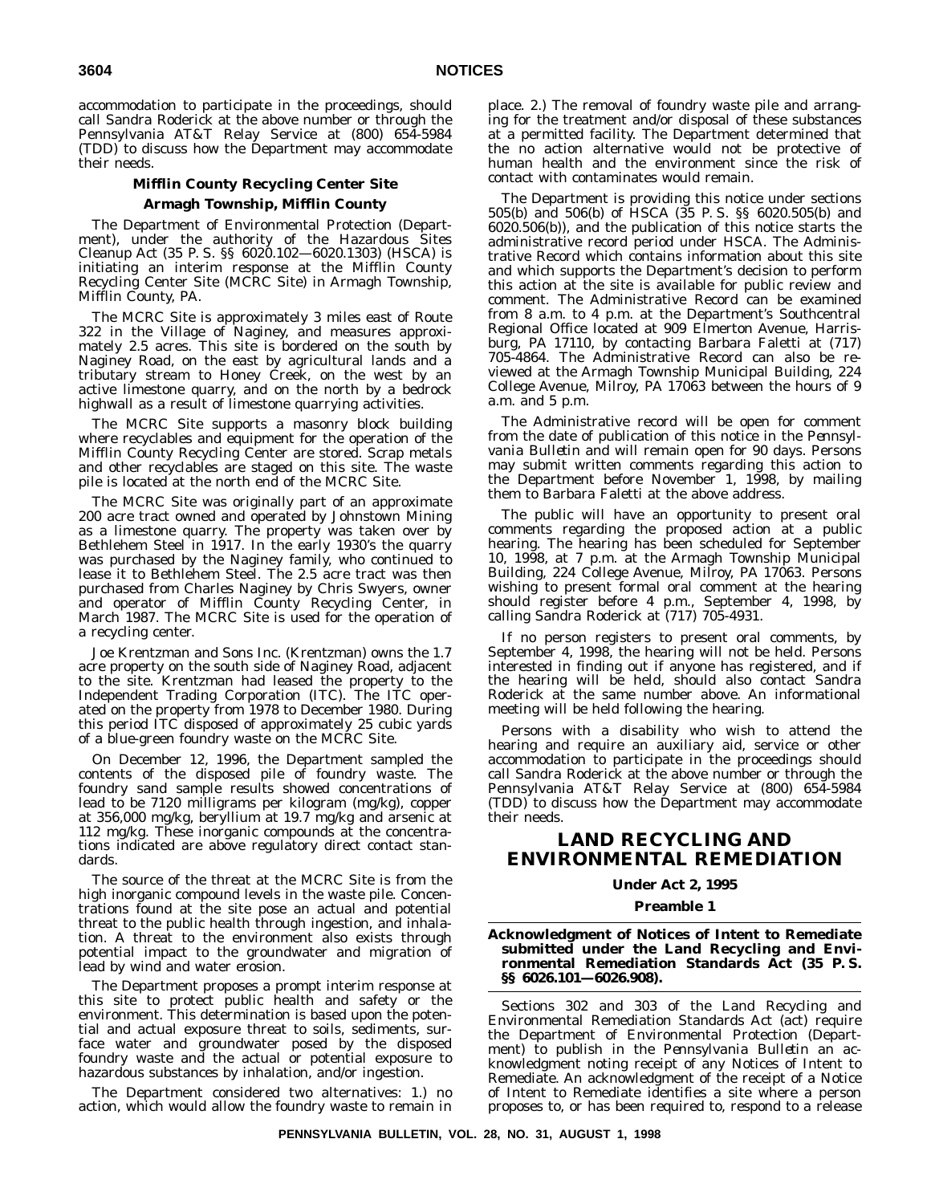accommodation to participate in the proceedings, should call Sandra Roderick at the above number or through the Pennsylvania AT&T Relay Service at (800) 654-5984 (TDD) to discuss how the Department may accommodate their needs.

### Mifflin County Recycling Center Site

### Armagh Township, Mifflin County

The Department of Environmental Protection (Department), under the authority of the Hazardous Sites Cleanup Act (35 P. S. §§ 6020.102—6020.1303) (HSCA) is initiating an interim response at the Mifflin County Recycling Center Site (MCRC Site) in Armagh Township, Mifflin County, PA.

The MCRC Site is approximately 3 miles east of Route 322 in the Village of Naginey, and measures approximately 2.5 acres. This site is bordered on the south by Naginey Road, on the east by agricultural lands and a tributary stream to Honey Creek, on the west by an active limestone quarry, and on the north by a bedrock highwall as a result of limestone quarrying activities.

The MCRC Site supports a masonry block building where recyclables and equipment for the operation of the Mifflin County Recycling Center are stored. Scrap metals and other recyclables are staged on this site. The waste pile is located at the north end of the MCRC Site.

The MCRC Site was originally part of an approximate 200 acre tract owned and operated by Johnstown Mining as a limestone quarry. The property was taken over by Bethlehem Steel in 1917. In the early 1930's the quarry was purchased by the Naginey family, who continued to lease it to Bethlehem Steel. The 2.5 acre tract was then purchased from Charles Naginey by Chris Swyers, owner and operator of Mifflin County Recycling Center, in March 1987. The MCRC Site is used for the operation of a recycling center.

Joe Krentzman and Sons Inc. (Krentzman) owns the 1.7 acre property on the south side of Naginey Road, adjacent to the site. Krentzman had leased the property to the Independent Trading Corporation (ITC). The ITC operated on the property from 1978 to December 1980. During this period ITC disposed of approximately 25 cubic yards of a blue-green foundry waste on the MCRC Site.

On December 12, 1996, the Department sampled the contents of the disposed pile of foundry waste. The foundry sand sample results showed concentrations of lead to be 7120 milligrams per kilogram (mg/kg), copper at 356,000 mg/kg, beryllium at 19.7 mg/kg and arsenic at 112 mg/kg. These inorganic compounds at the concentrations indicated are above regulatory direct contact standards.

The source of the threat at the MCRC Site is from the high inorganic compound levels in the waste pile. Concentrations found at the site pose an actual and potential threat to the public health through ingestion, and inhalation. A threat to the environment also exists through potential impact to the groundwater and migration of lead by wind and water erosion.

The Department proposes a prompt interim response at this site to protect public health and safety or the environment. This determination is based upon the potential and actual exposure threat to soils, sediments, surface water and groundwater posed by the disposed foundry waste and the actual or potential exposure to hazardous substances by inhalation, and/or ingestion.

The Department considered two alternatives: 1.) no action, which would allow the foundry waste to remain in place. 2.) The removal of foundry waste pile and arranging for the treatment and/or disposal of these substances at a permitted facility. The Department determined that the no action alternative would not be protective of human health and the environment since the risk of contact with contaminates would remain.

The Department is providing this notice under sections 505(b) and 506(b) of HSCA (35 P. S. §§ 6020.505(b) and 6020.506(b)), and the publication of this notice starts the administrative record period under HSCA. The Administrative Record which contains information about this site and which supports the Department's decision to perform this action at the site is available for public review and comment. The Administrative Record can be examined from 8 a.m. to 4 p.m. at the Department's Southcentral Regional Office located at 909 Elmerton Avenue, Harrisburg, PA 17110, by contacting Barbara Faletti at (717) 705-4864. The Administrative Record can also be reviewed at the Armagh Township Municipal Building, 224 College Avenue, Milroy, PA 17063 between the hours of 9 a.m. and 5 p.m.

The Administrative record will be open for comment from the date of publication of this notice in the *Pennsylvania Bulletin* and will remain open for 90 days. Persons may submit written comments regarding this action to the Department before November 1, 1998, by mailing them to Barbara Faletti at the above address.

The public will have an opportunity to present oral comments regarding the proposed action at a public hearing. The hearing has been scheduled for September 10, 1998, at 7 p.m. at the Armagh Township Municipal Building, 224 College Avenue, Milroy, PA 17063. Persons wishing to present formal oral comment at the hearing should register before 4 p.m., September 4, 1998, by calling Sandra Roderick at (717) 705-4931.

If no person registers to present oral comments, by September 4, 1998, the hearing will not be held. Persons interested in finding out if anyone has registered, and if the hearing will be held, should also contact Sandra Roderick at the same number above. An informational meeting will be held following the hearing.

Persons with a disability who wish to attend the hearing and require an auxiliary aid, service or other accommodation to participate in the proceedings should call Sandra Roderick at the above number or through the Pennsylvania AT&T Relay Service at (800) 654-5984 (TDD) to discuss how the Department may accommodate their needs.

# LAND RECYCLING AND ENVIRONMENTAL REMEDIATION

### Under Act 2, 1995

### Preamble 1

**Acknowledgment of Notices of Intent to Remediate submitted under the Land Recycling and Environmental Remediation Standards Act (35 P. S. §§ 6026.101—6026.908).**

Sections 302 and 303 of the Land Recycling and Environmental Remediation Standards Act (act) require the Department of Environmental Protection (Department) to publish in the *Pennsylvania Bulletin* an acknowledgment noting receipt of any Notices of Intent to Remediate. An acknowledgment of the receipt of a Notice of Intent to Remediate identifies a site where a person proposes to, or has been required to, respond to a release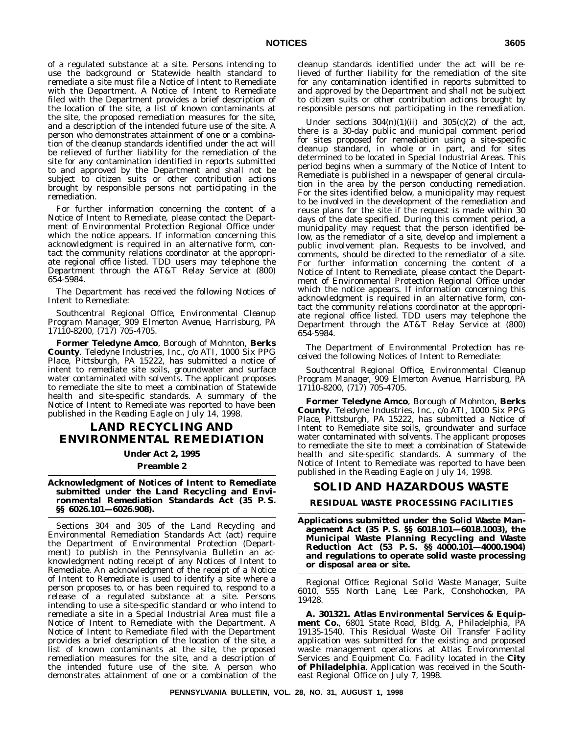of a regulated substance at a site. Persons intending to use the background or Statewide health standard to remediate a site must file a Notice of Intent to Remediate with the Department. A Notice of Intent to Remediate filed with the Department provides a brief description of the location of the site, a list of known contaminants at the site, the proposed remediation measures for the site, and a description of the intended future use of the site. A person who demonstrates attainment of one or a combination of the cleanup standards identified under the act will be relieved of further liability for the remediation of the site for any contamination identified in reports submitted to and approved by the Department and shall not be subject to citizen suits or other contribution actions brought by responsible persons not participating in the remediation.

For further information concerning the content of a Notice of Intent to Remediate, please contact the Department of Environmental Protection Regional Office under which the notice appears. If information concerning this acknowledgment is required in an alternative form, contact the community relations coordinator at the appropriate regional office listed. TDD users may telephone the Department through the AT&T Relay Service at (800) 654-5984.

The Department has received the following Notices of Intent to Remediate:

*Southcentral Regional Office, Environmental Cleanup Program Manager, 909 Elmerton Avenue, Harrisburg, PA 17110-8200, (717) 705-4705.*

**Former Teledyne Amco**, Borough of Mohnton, **Berks County**. Teledyne Industries, Inc., c/o ATI, 1000 Six PPG Place, Pittsburgh, PA 15222, has submitted a notice of intent to remediate site soils, groundwater and surface water contaminated with solvents. The applicant proposes to remediate the site to meet a combination of Statewide health and site-specific standards. A summary of the Notice of Intent to Remediate was reported to have been published in the *Reading Eagle* on July 14, 1998.

# LAND RECYCLING AND ENVIRONMENTAL REMEDIATION

**Under Act 2, 1995**

**Preamble 2**

## Acknowledgment of Notices of Intent to Remediate submitted under the Land Recycling and Environmental Remediation Standards Act (35 P. S. §§ 6026.101—6026.908).

Sections 304 and 305 of the Land Recycling and Environmental Remediation Standards Act (act) require the Department of Environmental Protection (Department) to publish in the *Pennsylvania Bulletin* an acknowledgment noting receipt of any Notices of Intent to Remediate. An acknowledgment of the receipt of a Notice of Intent to Remediate is used to identify a site where a person proposes to, or has been required to, respond to a release of a regulated substance at a site. Persons intending to use a site-specific standard or who intend to remediate a site in a Special Industrial Area must file a Notice of Intent to Remediate with the Department. A Notice of Intent to Remediate filed with the Department provides a brief description of the location of the site, a list of known contaminants at the site, the proposed remediation measures for the site, and a description of the intended future use of the site. A person who demonstrates attainment of one or a combination of the cleanup standards identified under the act will be relieved of further liability for the remediation of the site for any contamination identified in reports submitted to and approved by the Department and shall not be subject to citizen suits or other contribution actions brought by responsible persons not participating in the remediation.

Under sections 304(n)(1)(ii) and 305(c)(2) of the act, there is a 30-day public and municipal comment period for sites proposed for remediation using a site-specific cleanup standard, in whole or in part, and for sites determined to be located in Special Industrial Areas. This period begins when a summary of the Notice of Intent to Remediate is published in a newspaper of general circulation in the area by the person conducting remediation. For the sites identified below, a municipality may request to be involved in the development of the remediation and reuse plans for the site if the request is made within 30 days of the date specified. During this comment period, a municipality may request that the person identified below, as the remediator of a site, develop and implement a public involvement plan. Requests to be involved, and comments, should be directed to the remediator of a site. For further information concerning the content of a Notice of Intent to Remediate, please contact the Department of Environmental Protection Regional Office under which the notice appears. If information concerning this acknowledgment is required in an alternative form, contact the community relations coordinator at the appropriate regional office listed. TDD users may telephone the Department through the AT&T Relay Service at (800) 654-5984.

The Department of Environmental Protection has received the following Notices of Intent to Remediate:

*Southcentral Regional Office, Environmental Cleanup Program Manager, 909 Elmerton Avenue, Harrisburg, PA 17110-8200, (717) 705-4705.*

**Former Teledyne Amco**, Borough of Mohnton, **Berks County**. Teledyne Industries, Inc., c/o ATI, 1000 Six PPG Place, Pittsburgh, PA 15222, has submitted a Notice of Intent to Remediate site soils, groundwater and surface water contaminated with solvents. The applicant proposes to remediate the site to meet a combination of Statewide health and site-specific standards. A summary of the Notice of Intent to Remediate was reported to have been published in the *Reading Eagle* on July 14, 1998.

# SOLID AND HAZARDOUS WASTE

## RESIDUAL WASTE PROCESSING FACILITIES

### Applications submitted under the Solid Waste Management Act (35 P. S. §§ 6018.101—6018.1003), the Municipal Waste Planning Recycling and Waste Reduction Act (53 P. S. §§ 4000.101—4000.1904) and regulations to operate solid waste processing or disposal area or site.

*Regional Office: Regional Solid Waste Manager, Suite 6010, 555 North Lane, Lee Park, Conshohocken, PA 19428.*

**A. 301321. Atlas Environmental Services & Equipment Co.**, 6801 State Road, Bldg. A, Philadelphia, PA 19135-1540. This Residual Waste Oil Transfer Facility application was submitted for the existing and proposed waste management operations at Atlas Environmental Services and Equipment Co. Facility located in the **City of Philadelphia**. Application was received in the Southeast Regional Office on July 7, 1998.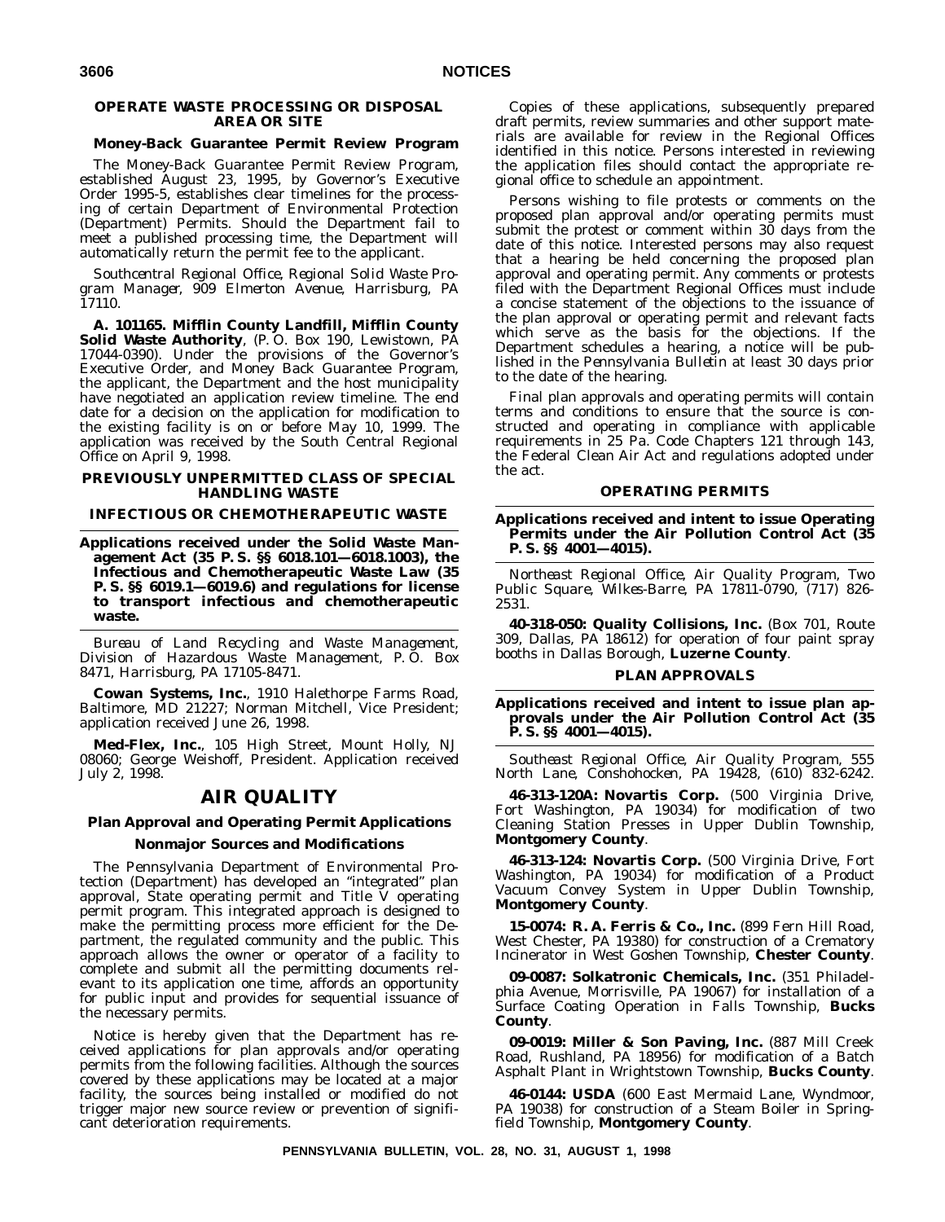### OPERATE WASTE PROCESSING OR DISPOSAL AREA OR SITE

**Money-Back Guarantee Permit Review Program**

The Money-Back Guarantee Permit Review Program, established August 23, 1995, by Governor's Executive Order 1995-5, establishes clear timelines for the processing of certain Department of Environmental Protection (Department) Permits. Should the Department fail to meet a published processing time, the Department will automatically return the permit fee to the applicant.

*Southcentral Regional Office, Regional Solid Waste Program Manager, 909 Elmerton Avenue, Harrisburg, PA 17110.*

**A. 101165. Mifflin County Landfill, Mifflin County Solid Waste Authority**, (P. O. Box 190, Lewistown, PA 17044-0390). Under the provisions of the Governor's Executive Order, and Money Back Guarantee Program, the applicant, the Department and the host municipality have negotiated an application review timeline. The end date for a decision on the application for modification to the existing facility is on or before May 10, 1999. The application was received by the South Central Regional Office on April 9, 1998.

### PREVIOUSLY UNPERMITTED CLASS OF SPECIAL HANDLING WASTE

### INFECTIOUS OR CHEMOTHERAPEUTIC WASTE

**Applications received under the Solid Waste Management Act (35 P. S. §§ 6018.101—6018.1003), the Infectious and Chemotherapeutic Waste Law (35 P. S. §§ 6019.1—6019.6) and regulations for license to transport infectious and chemotherapeutic waste.**

*Bureau of Land Recycling and Waste Management, Division of Hazardous Waste Management, P. O. Box 8471, Harrisburg, PA 17105-8471.*

**Cowan Systems, Inc.**, 1910 Halethorpe Farms Road, Baltimore, MD 21227; Norman Mitchell, Vice President; application received June 26, 1998.

**Med-Flex, Inc.**, 105 High Street, Mount Holly, NJ 08060; George Weishoff, President. Application received July 2, 1998.

## AIR QUALITY

### Plan Approval and Operating Permit Applications

### Nonmajor Sources and Modifications

The Pennsylvania Department of Environmental Protection (Department) has developed an "integrated" plan approval, State operating permit and Title V operating permit program. This integrated approach is designed to make the permitting process more efficient for the Department, the regulated community and the public. This approach allows the owner or operator of a facility to complete and submit all the permitting documents relevant to its application one time, affords an opportunity for public input and provides for sequential issuance of the necessary permits.

Notice is hereby given that the Department has received applications for plan approvals and/or operating permits from the following facilities. Although the sources covered by these applications may be located at a major facility, the sources being installed or modified do not trigger major new source review or prevention of significant deterioration requirements.

Copies of these applications, subsequently prepared draft permits, review summaries and other support materials are available for review in the Regional Offices identified in this notice. Persons interested in reviewing the application files should contact the appropriate regional office to schedule an appointment.

Persons wishing to file protests or comments on the proposed plan approval and/or operating permits must submit the protest or comment within 30 days from the date of this notice. Interested persons may also request that a hearing be held concerning the proposed plan approval and operating permit. Any comments or protests filed with the Department Regional Offices must include a concise statement of the objections to the issuance of the plan approval or operating permit and relevant facts which serve as the basis for the objections. If the Department schedules a hearing, a notice will be published in the *Pennsylvania Bulletin* at least 30 days prior to the date of the hearing.

Final plan approvals and operating permits will contain terms and conditions to ensure that the source is constructed and operating in compliance with applicable requirements in 25 Pa. Code Chapters 121 through 143, the Federal Clean Air Act and regulations adopted under the act.

### OPERATING PERMITS

**Applications received and intent to issue Operating Permits under the Air Pollution Control Act (35 P. S. §§ 4001—4015).**

*Northeast Regional Office, Air Quality Program, Two Public Square, Wilkes-Barre, PA 17811-0790, (717) 826-2531.*

**40-318-050: Quality Collisions, Inc.** (Box 701, Route 309, Dallas, PA 18612) for operation of four paint spray booths in Dallas Borough, **Luzerne County**.

### PLAN APPROVALS

**Applications received and intent to issue plan approvals under the Air Pollution Control Act (35 P. S. §§ 4001—4015).**

*Southeast Regional Office, Air Quality Program, 555 North Lane, Conshohocken, PA 19428, (610) 832-6242.*

**46-313-120A: Novartis Corp.** (500 Virginia Drive, Fort Washington, PA 19034) for modification of two Cleaning Station Presses in Upper Dublin Township, **Montgomery County**.

**46-313-124: Novartis Corp.** (500 Virginia Drive, Fort Washington, PA 19034) for modification of a Product Vacuum Convey System in Upper Dublin Township, **Montgomery County**.

**15-0074: R. A. Ferris & Co., Inc.** (899 Fern Hill Road, West Chester, PA 19380) for construction of a Crematory Incinerator in West Goshen Township, **Chester County**.

**09-0087: Solkatronic Chemicals, Inc.** (351 Philadelphia Avenue, Morrisville, PA 19067) for installation of a Surface Coating Operation in Falls Township, **Bucks County**.

**09-0019: Miller & Son Paving, Inc.** (887 Mill Creek Road, Rushland, PA 18956) for modification of a Batch Asphalt Plant in Wrightstown Township, **Bucks County**.

**46-0144: USDA** (600 East Mermaid Lane, Wyndmoor, PA 19038) for construction of a Steam Boiler in Springfield Township, **Montgomery County**.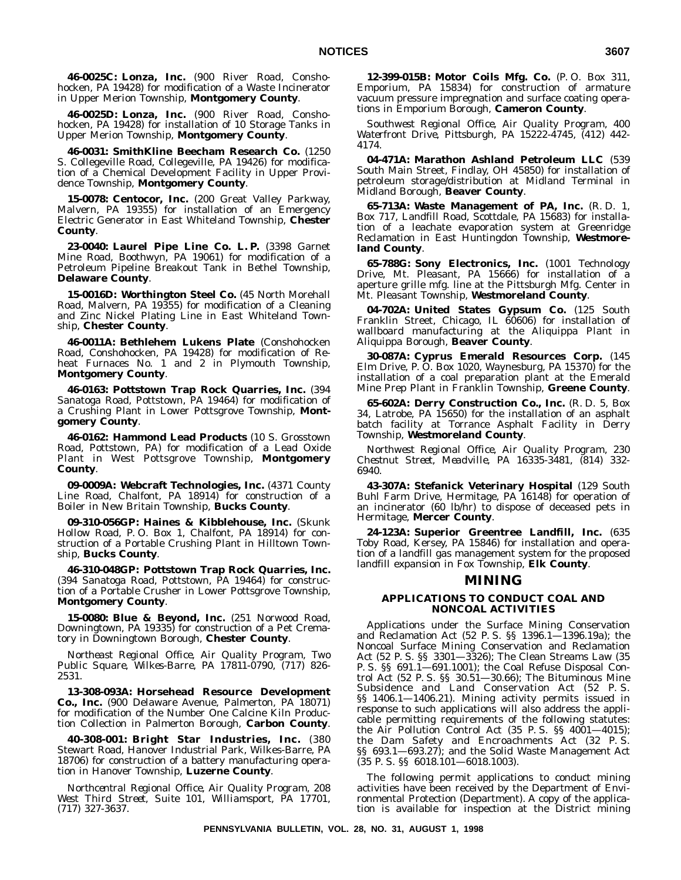**46-0025C: Lonza, Inc.** (900 River Road, Conshohocken, PA 19428) for modification of a Waste Incinerator in Upper Merion Township, **Montgomery County**.

**46-0025D: Lonza, Inc.** (900 River Road, Conshohocken, PA 19428) for installation of 10 Storage Tanks in Upper Merion Township, **Montgomery County**.

**46-0031: SmithKline Beecham Research Co.** (1250 S. Collegeville Road, Collegeville, PA 19426) for modification of a Chemical Development Facility in Upper Providence Township, **Montgomery County**.

**15-0078: Centocor, Inc.** (200 Great Valley Parkway, Malvern, PA 19355) for installation of an Emergency Electric Generator in East Whiteland Township, **Chester County**.

**23-0040: Laurel Pipe Line Co. L. P.** (3398 Garnet Mine Road, Boothwyn, PA 19061) for modification of a Petroleum Pipeline Breakout Tank in Bethel Township, **Delaware County**.

**15-0016D: Worthington Steel Co.** (45 North Morehall Road, Malvern, PA 19355) for modification of a Cleaning and Zinc Nickel Plating Line in East Whiteland Township, **Chester County**.

**46-0011A: Bethlehem Lukens Plate** (Conshohocken Road, Conshohocken, PA 19428) for modification of Reheat Furnaces No. 1 and 2 in Plymouth Township, **Montgomery County**.

**46-0163: Pottstown Trap Rock Quarries, Inc.** (394 Sanatoga Road, Pottstown, PA 19464) for modification of a Crushing Plant in Lower Pottsgrove Township, **Montgomery County**.

**46-0162: Hammond Lead Products** (10 S. Grosstown Road, Pottstown, PA) for modification of a Lead Oxide Plant in West Pottsgrove Township, **Montgomery County**.

**09-0009A: Webcraft Technologies, Inc.** (4371 County Line Road, Chalfont, PA 18914) for construction of a Boiler in New Britain Township, **Bucks County**.

**09-310-056GP: Haines & Kibblehouse, Inc.** (Skunk Hollow Road, P. O. Box 1, Chalfont, PA 18914) for construction of a Portable Crushing Plant in Hilltown Township, **Bucks County**.

**46-310-048GP: Pottstown Trap Rock Quarries, Inc.** (394 Sanatoga Road, Pottstown, PA 19464) for construction of a Portable Crusher in Lower Pottsgrove Township, **Montgomery County**.

**15-0080: Blue & Beyond, Inc.** (251 Norwood Road, Downingtown, PA 19335) for construction of a Pet Crematory in Downingtown Borough, **Chester County**.

*Northeast Regional Office, Air Quality Program, Two Public Square, Wilkes-Barre, PA 17811-0790, (717) 826-2531.*

**13-308-093A: Horsehead Resource Development Co., Inc.** (900 Delaware Avenue, Palmerton, PA 18071) for modification of the Number One Calcine Kiln Production Collection in Palmerton Borough, **Carbon County**.

**40-308-001: Bright Star Industries, Inc.** (380 Stewart Road, Hanover Industrial Park, Wilkes-Barre, PA 18706) for construction of a battery manufacturing operation in Hanover Township, **Luzerne County**.

*Northcentral Regional Office, Air Quality Program, 208 West Third Street, Suite 101, Williamsport, PA 17701, (717) 327-3637.*

**12-399-015B: Motor Coils Mfg. Co.** (P. O. Box 311, Emporium, PA 15834) for construction of armature vacuum pressure impregnation and surface coating operations in Emporium Borough, **Cameron County**.

*Southwest Regional Office, Air Quality Program, 400 Waterfront Drive, Pittsburgh, PA 15222-4745, (412) 442-4174.*

**04-471A: Marathon Ashland Petroleum LLC** (539 South Main Street, Findlay, OH 45850) for installation of petroleum storage/distribution at Midland Terminal in Midland Borough, **Beaver County**.

**65-713A: Waste Management of PA, Inc.** (R. D. 1, Box 717, Landfill Road, Scottdale, PA 15683) for installation of a leachate evaporation system at Greenridge Reclamation in East Huntingdon Township, **Westmoreland County**.

**65-788G: Sony Electronics, Inc.** (1001 Technology Drive, Mt. Pleasant, PA 15666) for installation of a aperture grille mfg. line at the Pittsburgh Mfg. Center in Mt. Pleasant Township, **Westmoreland County**.

**04-702A: United States Gypsum Co.** (125 South Franklin Street, Chicago, IL 60606) for installation of wallboard manufacturing at the Aliquippa Plant in Aliquippa Borough, **Beaver County**.

**30-087A: Cyprus Emerald Resources Corp.** (145 Elm Drive, P. O. Box 1020, Waynesburg, PA 15370) for the installation of a coal preparation plant at the Emerald Mine Prep Plant in Franklin Township, **Greene County**.

**65-602A: Derry Construction Co., Inc.** (R. D. 5, Box 34, Latrobe, PA 15650) for the installation of an asphalt batch facility at Torrance Asphalt Facility in Derry Township, **Westmoreland County**.

*Northwest Regional Office, Air Quality Program, 230 Chestnut Street, Meadville, PA 16335-3481, (814) 332-6940.*

**43-307A: Stefanick Veterinary Hospital** (129 South Buhl Farm Drive, Hermitage, PA 16148) for operation of an incinerator (60 lb/hr) to dispose of deceased pets in Hermitage, **Mercer County**.

**24-123A: Superior Greentree Landfill, Inc.** (635 Toby Road, Kersey, PA 15846) for installation and operation of a landfill gas management system for the proposed landfill expansion in Fox Township, **Elk County**.

# MINING

## APPLICATIONS TO CONDUCT COAL AND NONCOAL ACTIVITIES

Applications under the Surface Mining Conservation and Reclamation Act (52 P. S. §§ 1396.1—1396.19a); the Noncoal Surface Mining Conservation and Reclamation Act (52 P. S. §§ 3301—3326); The Clean Streams Law (35 P. S. §§ 691.1—691.1001); the Coal Refuse Disposal Control Act (52 P. S. §§ 30.51—30.66); The Bituminous Mine Subsidence and Land Conservation Act (52 P. S. §§ 1406.1—1406.21). Mining activity permits issued in response to such applications will also address the applicable permitting requirements of the following statutes: the Air Pollution Control Act (35 P. S. §§ 4001—4015); the Dam Safety and Encroachments Act (32 P. S. §§ 693.1—693.27); and the Solid Waste Management Act (35 P. S. §§ 6018.101—6018.1003).

The following permit applications to conduct mining activities have been received by the Department of Environmental Protection (Department). A copy of the application is available for inspection at the District mining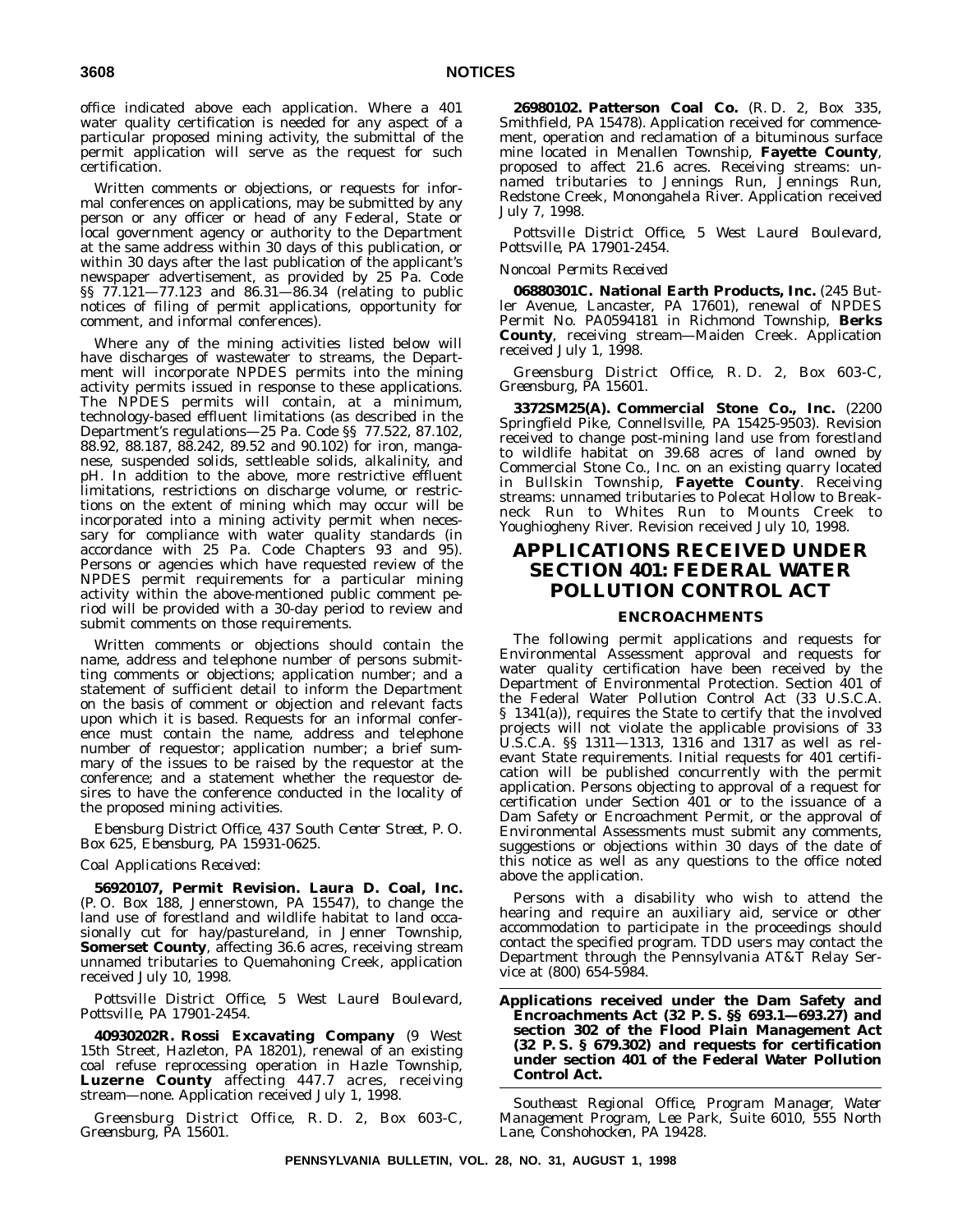office indicated above each application. Where a 401 water quality certification is needed for any aspect of a particular proposed mining activity, the submittal of the permit application will serve as the request for such certification.

Written comments or objections, or requests for informal conferences on applications, may be submitted by any person or any officer or head of any Federal, State or local government agency or authority to the Department at the same address within 30 days of this publication, or within 30 days after the last publication of the applicant's newspaper advertisement, as provided by 25 Pa. Code §§ 77.121—77.123 and 86.31—86.34 (relating to public notices of filing of permit applications, opportunity for comment, and informal conferences).

Where any of the mining activities listed below will have discharges of wastewater to streams, the Department will incorporate NPDES permits into the mining activity permits issued in response to these applications. The NPDES permits will contain, at a minimum, technology-based effluent limitations (as described in the Department's regulations—25 Pa. Code §§ 77.522, 87.102, 88.92, 88.187, 88.242, 89.52 and 90.102) for iron, manganese, suspended solids, settleable solids, alkalinity, and pH. In addition to the above, more restrictive effluent limitations, restrictions on discharge volume, or restrictions on the extent of mining which may occur will be incorporated into a mining activity permit when necessary for compliance with water quality standards (in accordance with 25 Pa. Code Chapters 93 and 95). Persons or agencies which have requested review of the NPDES permit requirements for a particular mining activity within the above-mentioned public comment period will be provided with a 30-day period to review and submit comments on those requirements.

Written comments or objections should contain the name, address and telephone number of persons submitting comments or objections; application number; and a statement of sufficient detail to inform the Department on the basis of comment or objection and relevant facts upon which it is based. Requests for an informal conference must contain the name, address and telephone number of requestor; application number; a brief summary of the issues to be raised by the requestor at the conference; and a statement whether the requestor desires to have the conference conducted in the locality of the proposed mining activities.

*Ebensburg District Office, 437 South Center Street, P. O. Box 625, Ebensburg, PA 15931-0625.*

*Coal Applications Received:*

**56920107, Permit Revision. Laura D. Coal, Inc.** (P. O. Box 188, Jennerstown, PA 15547), to change the land use of forestland and wildlife habitat to land occasionally cut for hay/pastureland, in Jenner Township, **Somerset County**, affecting 36.6 acres, receiving stream unnamed tributaries to Quemahoning Creek, application received July 10, 1998.

*Pottsville District Office, 5 West Laurel Boulevard, Pottsville, PA 17901-2454.*

**40930202R. Rossi Excavating Company** (9 West 15th Street, Hazleton, PA 18201), renewal of an existing coal refuse reprocessing operation in Hazle Township, **Luzerne County** affecting 447.7 acres, receiving stream—none. Application received July 1, 1998.

*Greensburg District Office, R. D. 2, Box 603-C, Greensburg, PA 15601.*

**26980102. Patterson Coal Co.** (R. D. 2, Box 335, Smithfield, PA 15478). Application received for commencement, operation and reclamation of a bituminous surface mine located in Menallen Township, **Fayette County**, proposed to affect 21.6 acres. Receiving streams: unnamed tributaries to Jennings Run, Jennings Run, Redstone Creek, Monongahela River. Application received July 7, 1998.

*Pottsville District Office, 5 West Laurel Boulevard, Pottsville, PA 17901-2454.*

*Noncoal Permits Received*

**06880301C. National Earth Products, Inc.** (245 Butler Avenue, Lancaster, PA 17601), renewal of NPDES Permit No. PA0594181 in Richmond Township, **Berks County**, receiving stream—Maiden Creek. Application received July 1, 1998.

*Greensburg District Office, R. D. 2, Box 603-C, Greensburg, PA 15601.*

**3372SM25(A). Commercial Stone Co., Inc.** (2200 Springfield Pike, Connellsville, PA 15425-9503). Revision received to change post-mining land use from forestland to wildlife habitat on 39.68 acres of land owned by Commercial Stone Co., Inc. on an existing quarry located in Bullskin Township, **Fayette County**. Receiving streams: unnamed tributaries to Polecat Hollow to Breakneck Run to Whites Run to Mounts Creek to Youghiogheny River. Revision received July 10, 1998.

# APPLICATIONS RECEIVED UNDER SECTION 401: FEDERAL WATER POLLUTION CONTROL ACT

## ENCROACHMENTS

The following permit applications and requests for Environmental Assessment approval and requests for water quality certification have been received by the Department of Environmental Protection. Section 401 of the Federal Water Pollution Control Act (33 U.S.C.A. § 1341(a)), requires the State to certify that the involved projects will not violate the applicable provisions of 33 U.S.C.A. §§ 1311—1313, 1316 and 1317 as well as relevant State requirements. Initial requests for 401 certification will be published concurrently with the permit application. Persons objecting to approval of a request for certification under Section 401 or to the issuance of a Dam Safety or Encroachment Permit, or the approval of Environmental Assessments must submit any comments, suggestions or objections within 30 days of the date of this notice as well as any questions to the office noted above the application.

Persons with a disability who wish to attend the hearing and require an auxiliary aid, service or other accommodation to participate in the proceedings should contact the specified program. TDD users may contact the Department through the Pennsylvania AT&T Relay Service at (800) 654-5984.

**Applications received under the Dam Safety and Encroachments Act (32 P. S. §§ 693.1—693.27) and section 302 of the Flood Plain Management Act (32 P. S. § 679.302) and requests for certification under section 401 of the Federal Water Pollution Control Act.**

*Southeast Regional Office, Program Manager, Water Management Program, Lee Park, Suite 6010, 555 North Lane, Conshohocken, PA 19428.*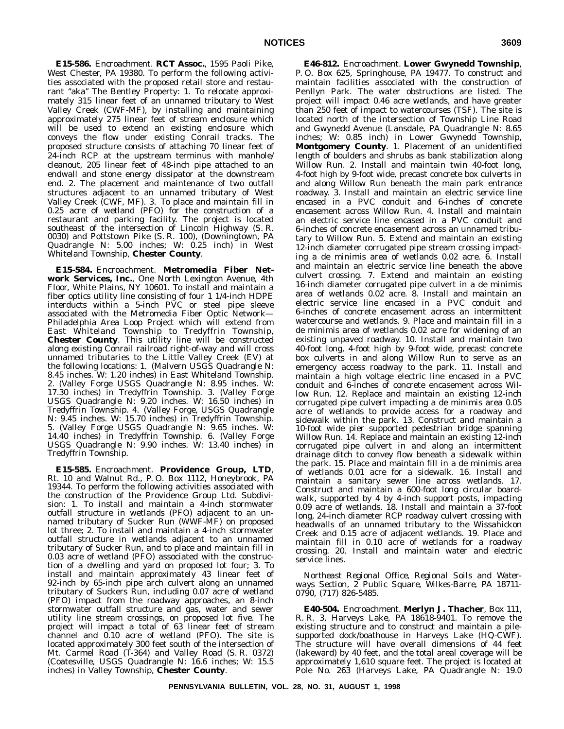**E15-586.** Encroachment. **RCT Assoc.**, 1595 Paoli Pike, West Chester, PA 19380. To perform the following activities associated with the proposed retail store and restaurant "aka" The Bentley Property: 1. To relocate approximately 315 linear feet of an unnamed tributary to West Valley Creek (CWF-MF), by installing and maintaining approximately 275 linear feet of stream enclosure which will be used to extend an existing enclosure which conveys the flow under existing Conrail tracks. The proposed structure consists of attaching 70 linear feet of 24-inch RCP at the upstream terminus with manhole/cleanout, 205 linear feet of 48-inch pipe attached to an endwall and stone energy dissipator at the downstream end. 2. The placement and maintenance of two outfall structures adjacent to an unnamed tributary of West Valley Creek (CWF, MF). 3. To place and maintain fill in 0.25 acre of wetland (PFO) for the construction of a restaurant and parking facility. The project is located southeast of the intersection of Lincoln Highway (S. R. 0030) and Pottstown Pike (S. R. 100), (Downingtown, PA Quadrangle N: 5.00 inches; W: 0.25 inch) in West Whiteland Township, **Chester County**.

**E15-584.** Encroachment. **Metromedia Fiber Network Services, Inc.**, One North Lexington Avenue, 4th Floor, White Plains, NY 10601. To install and maintain a fiber optics utility line consisting of four 1 1/4-inch HDPE interducts within a 5-inch PVC or steel pipe sleeve associated with the Metromedia Fiber Optic Network—Philadelphia Area Loop Project which will extend from East Whiteland Township to Tredyffrin Township, **Chester County**. This utility line will be constructed along existing Conrail railroad right-of-way and will cross unnamed tributaries to the Little Valley Creek (EV) at the following locations: 1. (Malvern USGS Quadrangle N: 8.45 inches. W: 1.20 inches) in East Whiteland Township. 2. (Valley Forge USGS Quadrangle N: 8.95 inches. W: 17.30 inches) in Tredyffrin Township. 3. (Valley Forge USGS Quadrangle N: 9.20 inches. W: 16.50 inches) in Tredyffrin Township. 4. (Valley Forge, USGS Quadrangle N: 9.45 inches. W: 15.70 inches) in Tredyffrin Township. 5. (Valley Forge USGS Quadrangle N: 9.65 inches. W: 14.40 inches) in Tredyffrin Township. 6. (Valley Forge USGS Quadrangle N: 9.90 inches. W: 13.40 inches) in Tredyffrin Township.

**E15-585.** Encroachment. **Providence Group, LTD**, Rt. 10 and Walnut Rd., P. O. Box 1112, Honeybrook, PA 19344. To perform the following activities associated with the construction of the Providence Group Ltd. Subdivision: 1. To install and maintain a 4-inch stormwater outfall structure in wetlands (PFO) adjacent to an unnamed tributary of Sucker Run (WWF-MF) on proposed lot three; 2. To install and maintain a 4-inch stormwater outfall structure in wetlands adjacent to an unnamed tributary of Sucker Run, and to place and maintain fill in 0.03 acre of wetland (PFO) associated with the construction of a dwelling and yard on proposed lot four; 3. To install and maintain approximately 43 linear feet of 92-inch by 65-inch pipe arch culvert along an unnamed tributary of Suckers Run, including 0.07 acre of wetland (PFO) impact from the roadway approaches, an 8-inch stormwater outfall structure and gas, water and sewer utility line stream crossings, on proposed lot five. The project will impact a total of 63 linear feet of stream channel and 0.10 acre of wetland (PFO). The site is located approximately 300 feet south of the intersection of Mt. Carmel Road (T-364) and Valley Road (S. R. 0372) (Coatesville, USGS Quadrangle N: 16.6 inches; W: 15.5 inches) in Valley Township, **Chester County**.

**E46-812.** Encroachment. **Lower Gwynedd Township**, P. O. Box 625, Springhouse, PA 19477. To construct and maintain facilities associated with the construction of Penllyn Park. The water obstructions are listed. The project will impact 0.46 acre wetlands, and have greater than 250 feet of impact to watercourses (TSF). The site is located north of the intersection of Township Line Road and Gwynedd Avenue (Lansdale, PA Quadrangle N: 8.65 inches; W: 0.85 inch) in Lower Gwynedd Township, **Montgomery County**. 1. Placement of an unidentified length of boulders and shrubs as bank stabilization along Willow Run. 2. Install and maintain twin 40-foot long, 4-foot high by 9-foot wide, precast concrete box culverts in and along Willow Run beneath the main park entrance roadway. 3. Install and maintain an electric service line encased in a PVC conduit and 6-inches of concrete encasement across Willow Run. 4. Install and maintain an electric service line encased in a PVC conduit and 6-inches of concrete encasement across an unnamed tributary to Willow Run. 5. Extend and maintain an existing 12-inch diameter corrugated pipe stream crossing impacting a de minimis area of wetlands 0.02 acre. 6. Install and maintain an electric service line beneath the above culvert crossing. 7. Extend and maintain an existing 16-inch diameter corrugated pipe culvert in a de minimis area of wetlands 0.02 acre. 8. Install and maintain an electric service line encased in a PVC conduit and 6-inches of concrete encasement across an intermittent watercourse and wetlands. 9. Place and maintain fill in a de minimis area of wetlands 0.02 acre for widening of an existing unpaved roadway. 10. Install and maintain two 40-foot long, 4-foot high by 9-foot wide, precast concrete box culverts in and along Willow Run to serve as an emergency access roadway to the park. 11. Install and maintain a high voltage electric line encased in a PVC conduit and 6-inches of concrete encasement across Willow Run. 12. Replace and maintain an existing 12-inch corrugated pipe culvert impacting a de minimis area 0.05 acre of wetlands to provide access for a roadway and sidewalk within the park. 13. Construct and maintain a 10-foot wide pier supported pedestrian bridge spanning Willow Run. 14. Replace and maintain an existing 12-inch corrugated pipe culvert in and along an intermittent drainage ditch to convey flow beneath a sidewalk within the park. 15. Place and maintain fill in a de minimis area of wetlands 0.01 acre for a sidewalk. 16. Install and maintain a sanitary sewer line across wetlands. 17. Construct and maintain a 600-foot long circular boardwalk, supported by 4 by 4-inch support posts, impacting 0.09 acre of wetlands. 18. Install and maintain a 37-foot long, 24-inch diameter RCP roadway culvert crossing with headwalls of an unnamed tributary to the Wissahickon Creek and 0.15 acre of adjacent wetlands. 19. Place and maintain fill in 0.10 acre of wetlands for a roadway crossing. 20. Install and maintain water and electric service lines.

*Northeast Regional Office, Regional Soils and Waterways Section, 2 Public Square, Wilkes-Barre, PA 18711-0790, (717) 826-5485.*

**E40-504.** Encroachment. **Merlyn J. Thacher**, Box 111, R. R. 3, Harveys Lake, PA 18618-9401. To remove the existing structure and to construct and maintain a pile-supported dock/boathouse in Harveys Lake (HQ-CWF). The structure will have overall dimensions of 44 feet (lakeward) by 40 feet, and the total areal coverage will be approximately 1,610 square feet. The project is located at Pole No. 263 (Harveys Lake, PA Quadrangle N: 19.0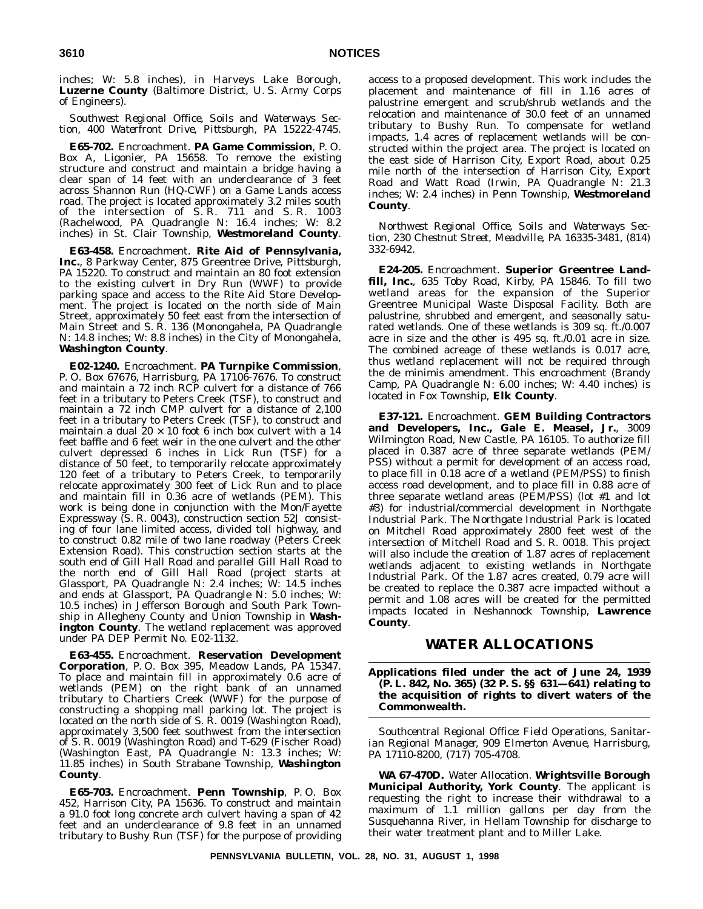inches; W: 5.8 inches), in Harveys Lake Borough, **Luzerne County** (Baltimore District, U. S. Army Corps of Engineers).

*Southwest Regional Office, Soils and Waterways Section, 400 Waterfront Drive, Pittsburgh, PA 15222-4745.*

**E65-702.** Encroachment. **PA Game Commission**, P. O. Box A, Ligonier, PA 15658. To remove the existing structure and construct and maintain a bridge having a clear span of 14 feet with an underclearance of 3 feet across Shannon Run (HQ-CWF) on a Game Lands access road. The project is located approximately 3.2 miles south of the intersection of S. R. 711 and S. R. 1003 (Rachelwood, PA Quadrangle N: 16.4 inches; W: 8.2 inches) in St. Clair Township, **Westmoreland County**.

**E63-458.** Encroachment. **Rite Aid of Pennsylvania, Inc.**, 8 Parkway Center, 875 Greentree Drive, Pittsburgh, PA 15220. To construct and maintain an 80 foot extension to the existing culvert in Dry Run (WWF) to provide parking space and access to the Rite Aid Store Development. The project is located on the north side of Main Street, approximately 50 feet east from the intersection of Main Street and S. R. 136 (Monongahela, PA Quadrangle N: 14.8 inches; W: 8.8 inches) in the City of Monongahela, **Washington County**.

**E02-1240.** Encroachment. **PA Turnpike Commission**, P. O. Box 67676, Harrisburg, PA 17106-7676. To construct and maintain a 72 inch RCP culvert for a distance of 766 feet in a tributary to Peters Creek (TSF), to construct and maintain a 72 inch CMP culvert for a distance of 2,100 feet in a tributary to Peters Creek (TSF), to construct and maintain a dual 20 × 10 foot 6 inch box culvert with a 14 feet baffle and 6 feet weir in the one culvert and the other culvert depressed 6 inches in Lick Run (TSF) for a distance of 50 feet, to temporarily relocate approximately 120 feet of a tributary to Peters Creek, to temporarily relocate approximately 300 feet of Lick Run and to place and maintain fill in 0.36 acre of wetlands (PEM). This work is being done in conjunction with the Mon/Fayette Expressway (S. R. 0043), construction section 52J consisting of four lane limited access, divided toll highway, and to construct 0.82 mile of two lane roadway (Peters Creek Extension Road). This construction section starts at the south end of Gill Hall Road and parallel Gill Hall Road to the north end of Gill Hall Road (project starts at Glassport, PA Quadrangle N: 2.4 inches; W: 14.5 inches and ends at Glassport, PA Quadrangle N: 5.0 inches; W: 10.5 inches) in Jefferson Borough and South Park Township in Allegheny County and Union Township in **Washington County**. The wetland replacement was approved under PA DEP Permit No. E02-1132.

**E63-455.** Encroachment. **Reservation Development Corporation**, P. O. Box 395, Meadow Lands, PA 15347. To place and maintain fill in approximately 0.6 acre of wetlands (PEM) on the right bank of an unnamed tributary to Chartiers Creek (WWF) for the purpose of constructing a shopping mall parking lot. The project is located on the north side of S. R. 0019 (Washington Road), approximately 3,500 feet southwest from the intersection of S. R. 0019 (Washington Road) and T-629 (Fischer Road) (Washington East, PA Quadrangle N: 13.3 inches; W: 11.85 inches) in South Strabane Township, **Washington County**.

**E65-703.** Encroachment. **Penn Township**, P. O. Box 452, Harrison City, PA 15636. To construct and maintain a 91.0 foot long concrete arch culvert having a span of 42 feet and an underclearance of 9.8 feet in an unnamed tributary to Bushy Run (TSF) for the purpose of providing access to a proposed development. This work includes the placement and maintenance of fill in 1.16 acres of palustrine emergent and scrub/shrub wetlands and the relocation and maintenance of 30.0 feet of an unnamed tributary to Bushy Run. To compensate for wetland impacts, 1.4 acres of replacement wetlands will be constructed within the project area. The project is located on the east side of Harrison City, Export Road, about 0.25 mile north of the intersection of Harrison City, Export Road and Watt Road (Irwin, PA Quadrangle N: 21.3 inches; W: 2.4 inches) in Penn Township, **Westmoreland County**.

*Northwest Regional Office, Soils and Waterways Section, 230 Chestnut Street, Meadville, PA 16335-3481, (814) 332-6942.*

**E24-205.** Encroachment. **Superior Greentree Landfill, Inc.**, 635 Toby Road, Kirby, PA 15846. To fill two wetland areas for the expansion of the Superior Greentree Municipal Waste Disposal Facility. Both are palustrine, shrubbed and emergent, and seasonally saturated wetlands. One of these wetlands is 309 sq. ft./0.007 acre in size and the other is 495 sq. ft./0.01 acre in size. The combined acreage of these wetlands is 0.017 acre, thus wetland replacement will not be required through the de minimis amendment. This encroachment (Brandy Camp, PA Quadrangle N: 6.00 inches; W: 4.40 inches) is located in Fox Township, **Elk County**.

**E37-121.** Encroachment. **GEM Building Contractors and Developers, Inc., Gale E. Measel, Jr.**, 3009 Wilmington Road, New Castle, PA 16105. To authorize fill placed in 0.387 acre of three separate wetlands (PEM/PSS) without a permit for development of an access road, to place fill in 0.18 acre of a wetland (PEM/PSS) to finish access road development, and to place fill in 0.88 acre of three separate wetland areas (PEM/PSS) (lot #1 and lot #3) for industrial/commercial development in Northgate Industrial Park. The Northgate Industrial Park is located on Mitchell Road approximately 2800 feet west of the intersection of Mitchell Road and S. R. 0018. This project will also include the creation of 1.87 acres of replacement wetlands adjacent to existing wetlands in Northgate Industrial Park. Of the 1.87 acres created, 0.79 acre will be created to replace the 0.387 acre impacted without a permit and 1.08 acres will be created for the permitted impacts located in Neshannock Township, **Lawrence County**.

## WATER ALLOCATIONS

**Applications filed under the act of June 24, 1939 (P. L. 842, No. 365) (32 P. S. §§ 631—641) relating to the acquisition of rights to divert waters of the Commonwealth.**

*Southcentral Regional Office: Field Operations, Sanitarian Regional Manager, 909 Elmerton Avenue, Harrisburg, PA 17110-8200, (717) 705-4708.*

**WA 67-470D.** Water Allocation. **Wrightsville Borough Municipal Authority, York County**. The applicant is requesting the right to increase their withdrawal to a maximum of 1.1 million gallons per day from the Susquehanna River, in Hellam Township for discharge to their water treatment plant and to Miller Lake.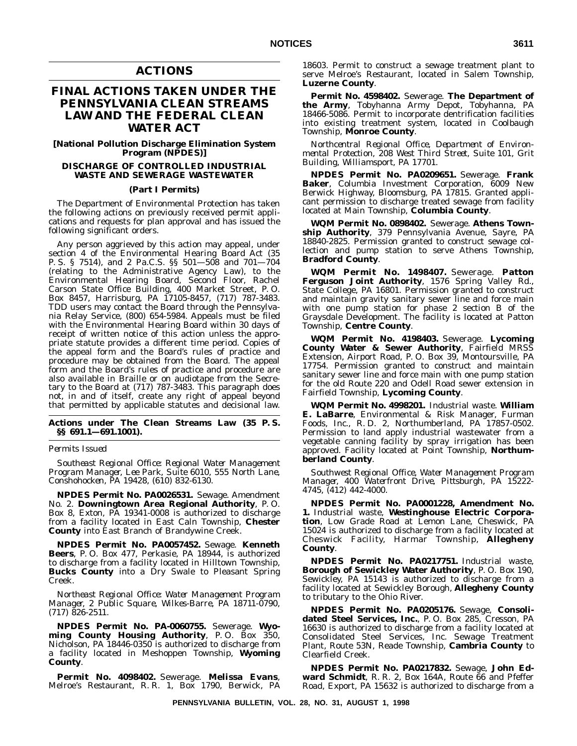# ACTIONS

# FINAL ACTIONS TAKEN UNDER THE PENNSYLVANIA CLEAN STREAMS LAW AND THE FEDERAL CLEAN WATER ACT

### [National Pollution Discharge Elimination System Program (NPDES)]

### DISCHARGE OF CONTROLLED INDUSTRIAL WASTE AND SEWERAGE WASTEWATER

### (Part I Permits)

The Department of Environmental Protection has taken the following actions on previously received permit applications and requests for plan approval and has issued the following significant orders.

Any person aggrieved by this action may appeal, under section 4 of the Environmental Hearing Board Act (35 P. S. § 7514), and 2 Pa.C.S. §§ 501—508 and 701—704 (relating to the Administrative Agency Law), to the Environmental Hearing Board, Second Floor, Rachel Carson State Office Building, 400 Market Street, P. O. Box 8457, Harrisburg, PA 17105-8457, (717) 787-3483. TDD users may contact the Board through the Pennsylvania Relay Service, (800) 654-5984. Appeals must be filed with the Environmental Hearing Board within 30 days of receipt of written notice of this action unless the appropriate statute provides a different time period. Copies of the appeal form and the Board's rules of practice and procedure may be obtained from the Board. The appeal form and the Board's rules of practice and procedure are also available in Braille or on audiotape from the Secretary to the Board at (717) 787-3483. This paragraph does not, in and of itself, create any right of appeal beyond that permitted by applicable statutes and decisional law.

### Actions under The Clean Streams Law (35 P. S. §§ 691.1—691.1001).

*Permits Issued*

*Southeast Regional Office: Regional Water Management Program Manager, Lee Park, Suite 6010, 555 North Lane, Conshohocken, PA 19428, (610) 832-6130.*

**NPDES Permit No. PA0026531.** Sewage. Amendment No. 2. **Downingtown Area Regional Authority**, P. O. Box 8, Exton, PA 19341-0008 is authorized to discharge from a facility located in East Caln Township, **Chester County** into East Branch of Brandywine Creek.

**NPDES Permit No. PA0057452.** Sewage. **Kenneth Beers**, P. O. Box 477, Perkasie, PA 18944, is authorized to discharge from a facility located in Hilltown Township, **Bucks County** into a Dry Swale to Pleasant Spring Creek.

*Northeast Regional Office: Water Management Program Manager, 2 Public Square, Wilkes-Barre, PA 18711-0790, (717) 826-2511.*

**NPDES Permit No. PA-0060755.** Sewerage. **Wyoming County Housing Authority**, P. O. Box 350, Nicholson, PA 18446-0350 is authorized to discharge from a facility located in Meshoppen Township, **Wyoming County**.

**Permit No. 4098402.** Sewerage. **Melissa Evans**, Melroe's Restaurant, R. R. 1, Box 1790, Berwick, PA 18603. Permit to construct a sewage treatment plant to serve Melroe's Restaurant, located in Salem Township, **Luzerne County**.

**Permit No. 4598402.** Sewerage. **The Department of the Army**, Tobyhanna Army Depot, Tobyhanna, PA 18466-5086. Permit to incorporate dentrification facilities into existing treatment system, located in Coolbaugh Township, **Monroe County**.

*Northcentral Regional Office, Department of Environmental Protection, 208 West Third Street, Suite 101, Grit Building, Williamsport, PA 17701.*

**NPDES Permit No. PA0209651.** Sewerage. **Frank Baker**, Columbia Investment Corporation, 6009 New Berwick Highway, Bloomsburg, PA 17815. Granted applicant permission to discharge treated sewage from facility located at Main Township, **Columbia County**.

**WQM Permit No. 0898402.** Sewerage. **Athens Township Authority**, 379 Pennsylvania Avenue, Sayre, PA 18840-2825. Permission granted to construct sewage collection and pump station to serve Athens Township, **Bradford County**.

**WQM Permit No. 1498407.** Sewerage. **Patton Ferguson Joint Authority**, 1576 Spring Valley Rd., State College, PA 16801. Permission granted to construct and maintain gravity sanitary sewer line and force main with one pump station for phase 2 section B of the Graysdale Development. The facility is located at Patton Township, **Centre County**.

**WQM Permit No. 4198403.** Sewerage. **Lycoming County Water & Sewer Authority**, Fairfield MRSS Extension, Airport Road, P. O. Box 39, Montoursville, PA 17754. Permission granted to construct and maintain sanitary sewer line and force main with one pump station for the old Route 220 and Odell Road sewer extension in Fairfield Township, **Lycoming County**.

**WQM Permit No. 4998201.** Industrial waste. **William E. LaBarre**, Environmental & Risk Manager, Furman Foods, Inc., R. D. 2, Northumberland, PA 17857-0502. Permission to land apply industrial wastewater from a vegetable canning facility by spray irrigation has been approved. Facility located at Point Township, **Northumberland County**.

*Southwest Regional Office, Water Management Program Manager, 400 Waterfront Drive, Pittsburgh, PA 15222-4745, (412) 442-4000.*

**NPDES Permit No. PA0001228, Amendment No. 1.** Industrial waste, **Westinghouse Electric Corporation**, Low Grade Road at Lemon Lane, Cheswick, PA 15024 is authorized to discharge from a facility located at Cheswick Facility, Harmar Township, **Allegheny County**.

**NPDES Permit No. PA0217751.** Industrial waste, **Borough of Sewickley Water Authority**, P. O. Box 190, Sewickley, PA 15143 is authorized to discharge from a facility located at Sewickley Borough, **Allegheny County** to tributary to the Ohio River.

**NPDES Permit No. PA0205176.** Sewage, **Consolidated Steel Services, Inc.**, P. O. Box 285, Cresson, PA 16630 is authorized to discharge from a facility located at Consolidated Steel Services, Inc. Sewage Treatment Plant, Route 53N, Reade Township, **Cambria County** to Clearfield Creek.

**NPDES Permit No. PA0217832.** Sewage, **John Edward Schmidt**, R. R. 2, Box 164A, Route 66 and Pfeffer Road, Export, PA 15632 is authorized to discharge from a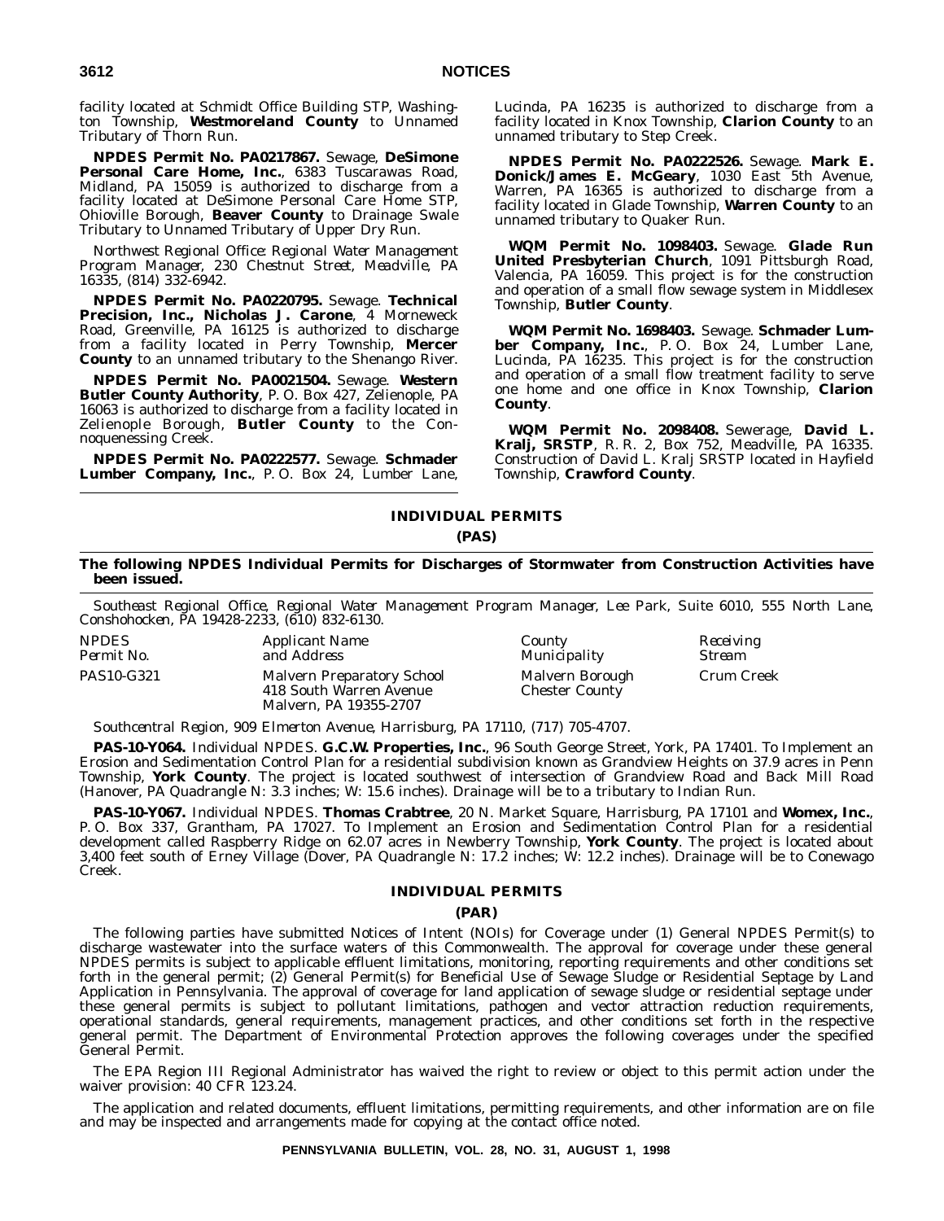facility located at Schmidt Office Building STP, Washington Township, **Westmoreland County** to Unnamed Tributary of Thorn Run.

**NPDES Permit No. PA0217867.** Sewage, **DeSimone Personal Care Home, Inc.**, 6383 Tuscarawas Road, Midland, PA 15059 is authorized to discharge from a facility located at DeSimone Personal Care Home STP, Ohioville Borough, **Beaver County** to Drainage Swale Tributary to Unnamed Tributary of Upper Dry Run.

*Northwest Regional Office: Regional Water Management Program Manager, 230 Chestnut Street, Meadville, PA 16335, (814) 332-6942.*

**NPDES Permit No. PA0220795.** Sewage. **Technical Precision, Inc., Nicholas J. Carone**, 4 Morneweck Road, Greenville, PA 16125 is authorized to discharge from a facility located in Perry Township, **Mercer County** to an unnamed tributary to the Shenango River.

**NPDES Permit No. PA0021504.** Sewage. **Western Butler County Authority**, P. O. Box 427, Zelienople, PA 16063 is authorized to discharge from a facility located in Zelienople Borough, **Butler County** to the Connoquenessing Creek.

**NPDES Permit No. PA0222577.** Sewage. **Schmader Lumber Company, Inc.**, P. O. Box 24, Lumber Lane, Lucinda, PA 16235 is authorized to discharge from a facility located in Knox Township, **Clarion County** to an unnamed tributary to Step Creek.

**NPDES Permit No. PA0222526.** Sewage. **Mark E. Donick/James E. McGeary**, 1030 East 5th Avenue, Warren, PA 16365 is authorized to discharge from a facility located in Glade Township, **Warren County** to an unnamed tributary to Quaker Run.

**WQM Permit No. 1098403.** Sewage. **Glade Run United Presbyterian Church**, 1091 Pittsburgh Road, Valencia, PA 16059. This project is for the construction and operation of a small flow sewage system in Middlesex Township, **Butler County**.

**WQM Permit No. 1698403.** Sewage. **Schmader Lumber Company, Inc.**, P. O. Box 24, Lumber Lane, Lucinda, PA 16235. This project is for the construction and operation of a small flow treatment facility to serve one home and one office in Knox Township, **Clarion County**.

**WQM Permit No. 2098408.** Sewerage, **David L. Kralj, SRSTP**, R. R. 2, Box 752, Meadville, PA 16335. Construction of David L. Kralj SRSTP located in Hayfield Township, **Crawford County**.

## INDIVIDUAL PERMITS

## (PAS)

**The following NPDES Individual Permits for Discharges of Stormwater from Construction Activities have been issued.**

*Southeast Regional Office, Regional Water Management Program Manager, Lee Park, Suite 6010, 555 North Lane, Conshohocken, PA 19428-2233, (610) 832-6130.*

| *NPDES Permit No.* | *Applicant Name and Address* | *County Municipality* | *Receiving Stream* |
|---|---|---|---|
| PAS10-G321 | Malvern Preparatory School 418 South Warren Avenue Malvern, PA 19355-2707 | Malvern Borough Chester County | Crum Creek |

*Southcentral Region, 909 Elmerton Avenue, Harrisburg, PA 17110, (717) 705-4707.*

**PAS-10-Y064.** Individual NPDES. **G.C.W. Properties, Inc.**, 96 South George Street, York, PA 17401. To Implement an Erosion and Sedimentation Control Plan for a residential subdivision known as Grandview Heights on 37.9 acres in Penn Township, **York County**. The project is located southwest of intersection of Grandview Road and Back Mill Road (Hanover, PA Quadrangle N: 3.3 inches; W: 15.6 inches). Drainage will be to a tributary to Indian Run.

**PAS-10-Y067.** Individual NPDES. **Thomas Crabtree**, 20 N. Market Square, Harrisburg, PA 17101 and **Womex, Inc.**, P. O. Box 337, Grantham, PA 17027. To Implement an Erosion and Sedimentation Control Plan for a residential development called Raspberry Ridge on 62.07 acres in Newberry Township, **York County**. The project is located about 3,400 feet south of Erney Village (Dover, PA Quadrangle N: 17.2 inches; W: 12.2 inches). Drainage will be to Conewago Creek.

## INDIVIDUAL PERMITS

## (PAR)

The following parties have submitted Notices of Intent (NOIs) for Coverage under (1) General NPDES Permit(s) to discharge wastewater into the surface waters of this Commonwealth. The approval for coverage under these general NPDES permits is subject to applicable effluent limitations, monitoring, reporting requirements and other conditions set forth in the general permit; (2) General Permit(s) for Beneficial Use of Sewage Sludge or Residential Septage by Land Application in Pennsylvania. The approval of coverage for land application of sewage sludge or residential septage under these general permits is subject to pollutant limitations, pathogen and vector attraction reduction requirements, operational standards, general requirements, management practices, and other conditions set forth in the respective general permit. The Department of Environmental Protection approves the following coverages under the specified General Permit.

The EPA Region III Regional Administrator has waived the right to review or object to this permit action under the waiver provision: 40 CFR 123.24.

The application and related documents, effluent limitations, permitting requirements, and other information are on file and may be inspected and arrangements made for copying at the contact office noted.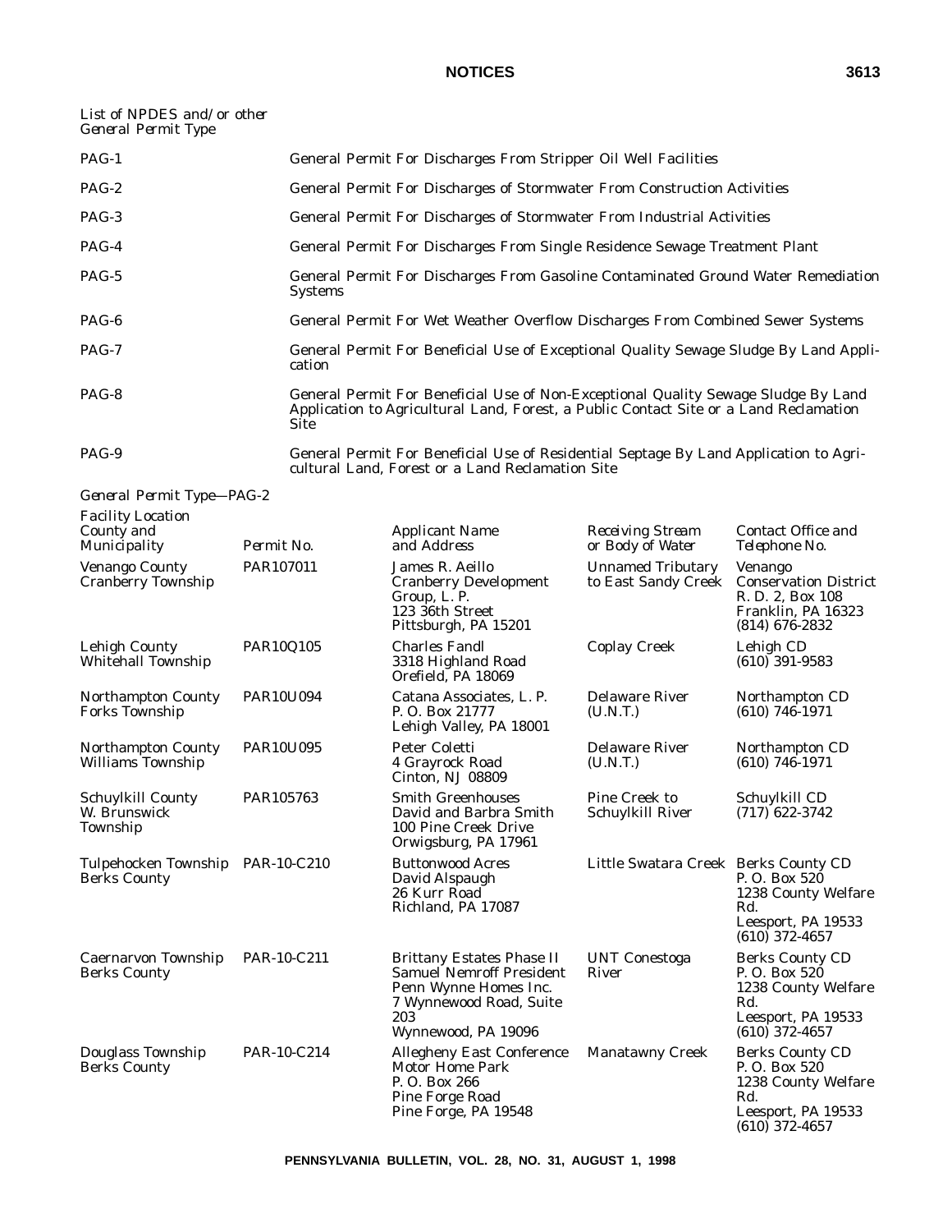*List of NPDES and/or other General Permit Type*

| | |
|---|---|
| PAG-1 | *General Permit For Discharges From Stripper Oil Well Facilities* |
| PAG-2 | *General Permit For Discharges of Stormwater From Construction Activities* |
| PAG-3 | *General Permit For Discharges of Stormwater From Industrial Activities* |
| PAG-4 | *General Permit For Discharges From Single Residence Sewage Treatment Plant* |
| PAG-5 | *General Permit For Discharges From Gasoline Contaminated Ground Water Remediation Systems* |
| PAG-6 | *General Permit For Wet Weather Overflow Discharges From Combined Sewer Systems* |
| PAG-7 | *General Permit For Beneficial Use of Exceptional Quality Sewage Sludge By Land Application* |
| PAG-8 | *General Permit For Beneficial Use of Non-Exceptional Quality Sewage Sludge By Land Application to Agricultural Land, Forest, a Public Contact Site or a Land Reclamation Site* |
| PAG-9 | *General Permit For Beneficial Use of Residential Septage By Land Application to Agricultural Land, Forest or a Land Reclamation Site* |

*General Permit Type—PAG-2*

| *Facility Location County and Municipality* | *Permit No.* | *Applicant Name and Address* | *Receiving Stream or Body of Water* | *Contact Office and Telephone No.* |
|---|---|---|---|---|
| Venango County Cranberry Township | PAR107011 | James R. Aeillo Cranberry Development Group, L. P. 123 36th Street Pittsburgh, PA 15201 | Unnamed Tributary to East Sandy Creek | Venango Conservation District R. D. 2, Box 108 Franklin, PA 16323 (814) 676-2832 |
| Lehigh County Whitehall Township | PAR10Q105 | Charles Fandl 3318 Highland Road Orefield, PA 18069 | Coplay Creek | Lehigh CD (610) 391-9583 |
| Northampton County Forks Township | PAR10U094 | Catana Associates, L. P. P. O. Box 21777 Lehigh Valley, PA 18001 | Delaware River (U.N.T.) | Northampton CD (610) 746-1971 |
| Northampton County Williams Township | PAR10U095 | Peter Coletti 4 Grayrock Road Cinton, NJ 08809 | Delaware River (U.N.T.) | Northampton CD (610) 746-1971 |
| Schuylkill County W. Brunswick Township | PAR105763 | Smith Greenhouses David and Barbra Smith 100 Pine Creek Drive Orwigsburg, PA 17961 | Pine Creek to Schuylkill River | Schuylkill CD (717) 622-3742 |
| Tulpehocken Township Berks County | PAR-10-C210 | Buttonwood Acres David Alspaugh 26 Kurr Road Richland, PA 17087 | Little Swatara Creek | Berks County CD P. O. Box 520 1238 County Welfare Rd. Leesport, PA 19533 (610) 372-4657 |
| Caernarvon Township Berks County | PAR-10-C211 | Brittany Estates Phase II Samuel Nemroff President Penn Wynne Homes Inc. 7 Wynnewood Road, Suite 203 Wynnewood, PA 19096 | UNT Conestoga River | Berks County CD P. O. Box 520 1238 County Welfare Rd. Leesport, PA 19533 (610) 372-4657 |
| Douglass Township Berks County | PAR-10-C214 | Allegheny East Conference Motor Home Park P. O. Box 266 Pine Forge Road Pine Forge, PA 19548 | Manatawny Creek | Berks County CD P. O. Box 520 1238 County Welfare Rd. Leesport, PA 19533 (610) 372-4657 |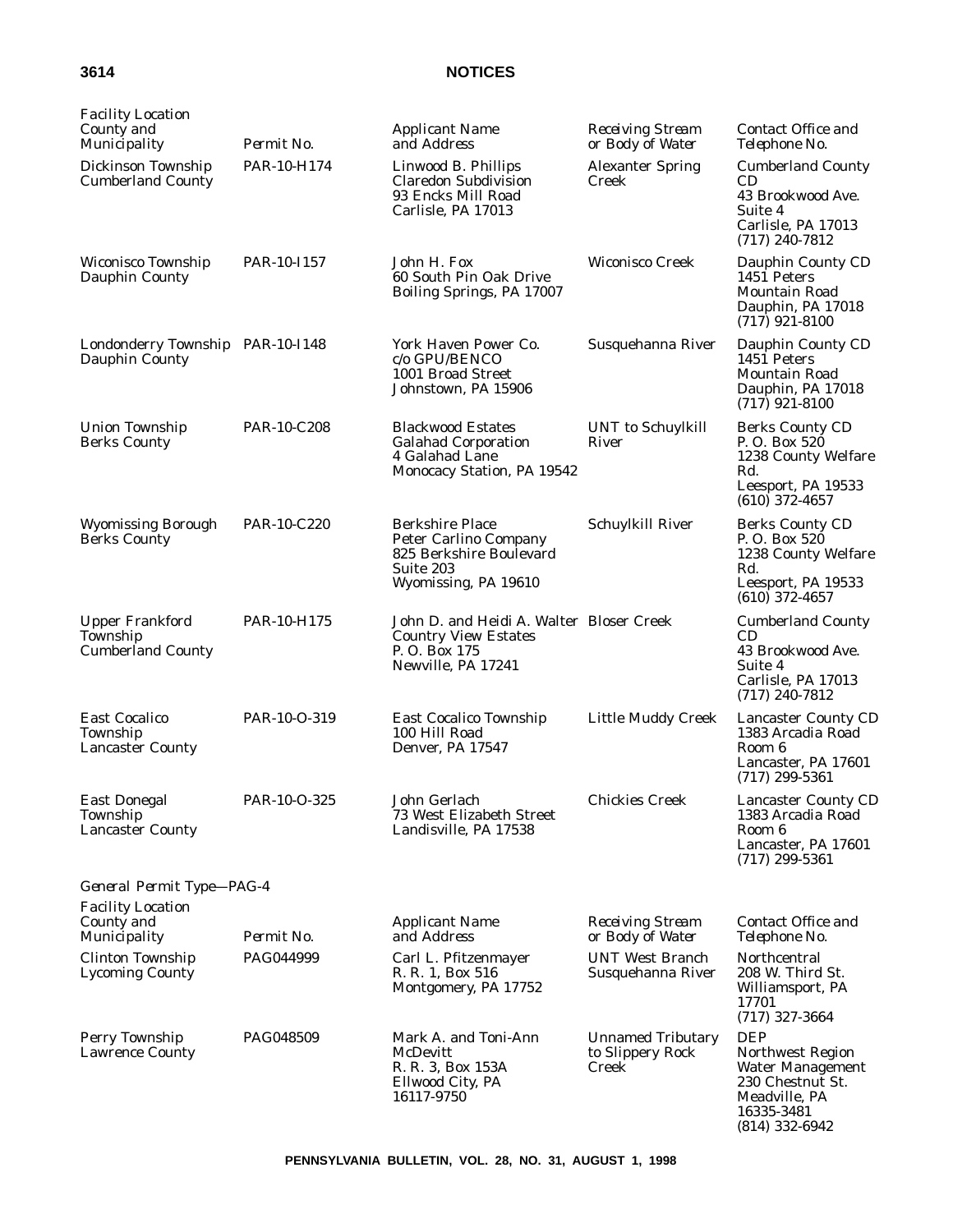| Facility Location County and Municipality | Permit No. | Applicant Name and Address | Receiving Stream or Body of Water | Contact Office and Telephone No. |
|---|---|---|---|---|
| Dickinson Township Cumberland County | PAR-10-H174 | Linwood B. Phillips Claredon Subdivision 93 Encks Mill Road Carlisle, PA 17013 | Alexander Spring Creek | Cumberland County CD 43 Brookwood Ave. Suite 4 Carlisle, PA 17013 (717) 240-7812 |
| Wiconisco Township Dauphin County | PAR-10-I157 | John H. Fox 60 South Pin Oak Drive Boiling Springs, PA 17007 | Wiconisco Creek | Dauphin County CD 1451 Peters Mountain Road Dauphin, PA 17018 (717) 921-8100 |
| Londonderry Township Dauphin County | PAR-10-I148 | York Haven Power Co. c/o GPU/BENCO 1001 Broad Street Johnstown, PA 15906 | Susquehanna River | Dauphin County CD 1451 Peters Mountain Road Dauphin, PA 17018 (717) 921-8100 |
| Union Township Berks County | PAR-10-C208 | Blackwood Estates Galahad Corporation 4 Galahad Lane Monocacy Station, PA 19542 | UNT to Schuylkill River | Berks County CD P. O. Box 520 1238 County Welfare Rd. Leesport, PA 19533 (610) 372-4657 |
| Wyomissing Borough Berks County | PAR-10-C220 | Berkshire Place Peter Carlino Company 825 Berkshire Boulevard Suite 203 Wyomissing, PA 19610 | Schuylkill River | Berks County CD P. O. Box 520 1238 County Welfare Rd. Leesport, PA 19533 (610) 372-4657 |
| Upper Frankford Township Cumberland County | PAR-10-H175 | John D. and Heidi A. Walter Country View Estates P. O. Box 175 Newville, PA 17241 | Bloser Creek | Cumberland County CD 43 Brookwood Ave. Suite 4 Carlisle, PA 17013 (717) 240-7812 |
| East Cocalico Township Lancaster County | PAR-10-O-319 | East Cocalico Township 100 Hill Road Denver, PA 17547 | Little Muddy Creek | Lancaster County CD 1383 Arcadia Road Room 6 Lancaster, PA 17601 (717) 299-5361 |
| East Donegal Township Lancaster County | PAR-10-O-325 | John Gerlach 73 West Elizabeth Street Landisville, PA 17538 | Chickies Creek | Lancaster County CD 1383 Arcadia Road Room 6 Lancaster, PA 17601 (717) 299-5361 |

*General Permit Type—PAG-4*

| Facility Location County and Municipality | Permit No. | Applicant Name and Address | Receiving Stream or Body of Water | Contact Office and Telephone No. |
|---|---|---|---|---|
| Clinton Township Lycoming County | PAG044999 | Carl L. Pfitzenmayer R. R. 1, Box 516 Montgomery, PA 17752 | UNT West Branch Susquehanna River | Northcentral 208 W. Third St. Williamsport, PA 17701 (717) 327-3664 |
| Perry Township Lawrence County | PAG048509 | Mark A. and Toni-Ann McDevitt R. R. 3, Box 153A Ellwood City, PA 16117-9750 | Unnamed Tributary to Slippery Rock Creek | DEP Northwest Region Water Management 230 Chestnut St. Meadville, PA 16335-3481 (814) 332-6942 |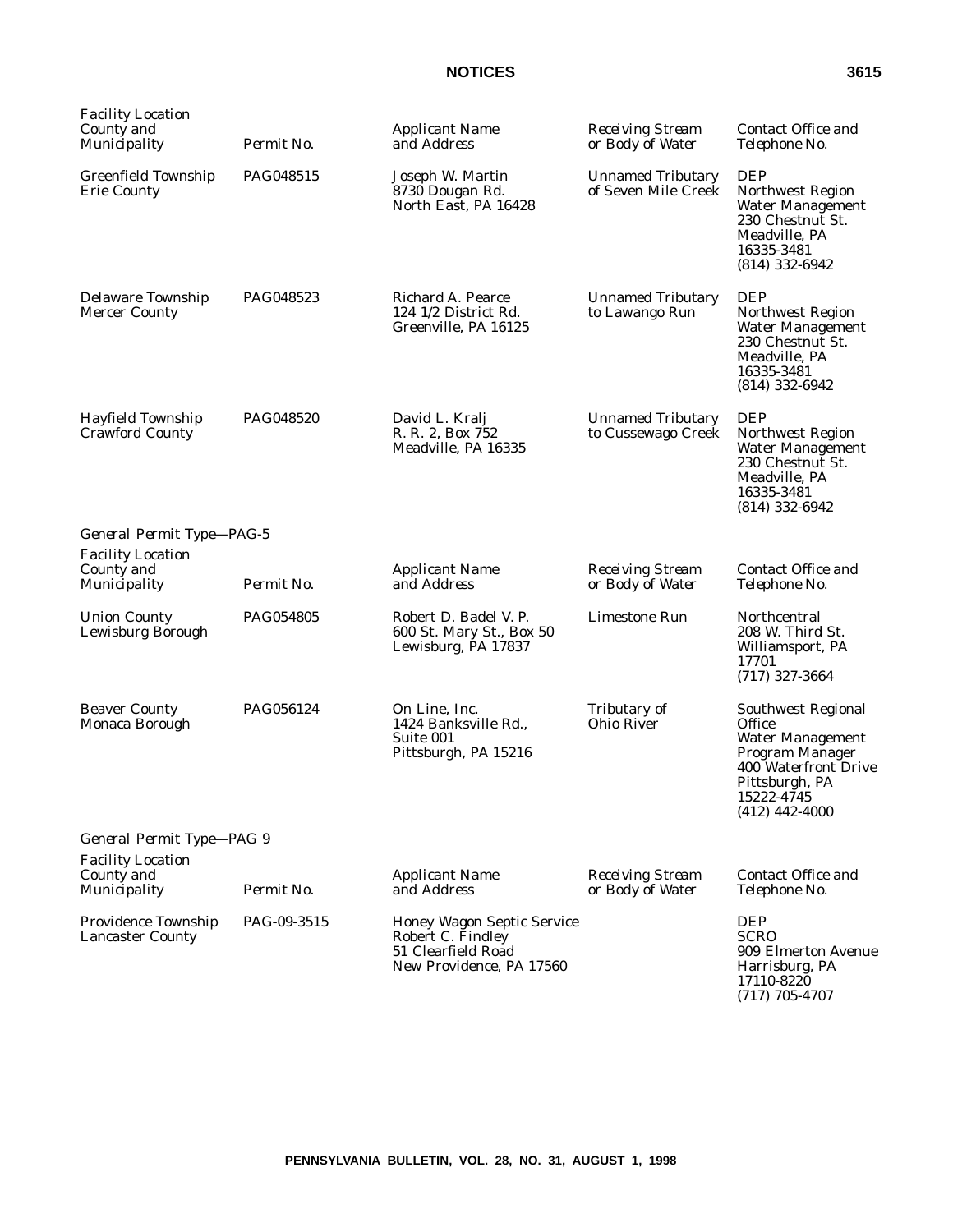| Facility Location County and Municipality | Permit No. | Applicant Name and Address | Receiving Stream or Body of Water | Contact Office and Telephone No. |
|---|---|---|---|---|
| Greenfield Township Erie County | PAG048515 | Joseph W. Martin 8730 Dougan Rd. North East, PA 16428 | Unnamed Tributary of Seven Mile Creek | DEP Northwest Region Water Management 230 Chestnut St. Meadville, PA 16335-3481 (814) 332-6942 |
| Delaware Township Mercer County | PAG048523 | Richard A. Pearce 124 1/2 District Rd. Greenville, PA 16125 | Unnamed Tributary to Lawango Run | DEP Northwest Region Water Management 230 Chestnut St. Meadville, PA 16335-3481 (814) 332-6942 |
| Hayfield Township Crawford County | PAG048520 | David L. Kralj R. R. 2, Box 752 Meadville, PA 16335 | Unnamed Tributary to Cussewago Creek | DEP Northwest Region Water Management 230 Chestnut St. Meadville, PA 16335-3481 (814) 332-6942 |

*General Permit Type—PAG-5*

| Facility Location County and Municipality | Permit No. | Applicant Name and Address | Receiving Stream or Body of Water | Contact Office and Telephone No. |
|---|---|---|---|---|
| Union County Lewisburg Borough | PAG054805 | Robert D. Badel V. P. 600 St. Mary St., Box 50 Lewisburg, PA 17837 | Limestone Run | Northcentral 208 W. Third St. Williamsport, PA 17701 (717) 327-3664 |
| Beaver County Monaca Borough | PAG056124 | On Line, Inc. 1424 Banksville Rd., Suite 001 Pittsburgh, PA 15216 | Tributary of Ohio River | Southwest Regional Office Water Management Program Manager 400 Waterfront Drive Pittsburgh, PA 15222-4745 (412) 442-4000 |

*General Permit Type—PAG 9*

| Facility Location County and Municipality | Permit No. | Applicant Name and Address | Receiving Stream or Body of Water | Contact Office and Telephone No. |
|---|---|---|---|---|
| Providence Township Lancaster County | PAG-09-3515 | Honey Wagon Septic Service Robert C. Findley 51 Clearfield Road New Providence, PA 17560 | | DEP SCRO 909 Elmerton Avenue Harrisburg, PA 17110-8220 (717) 705-4707 |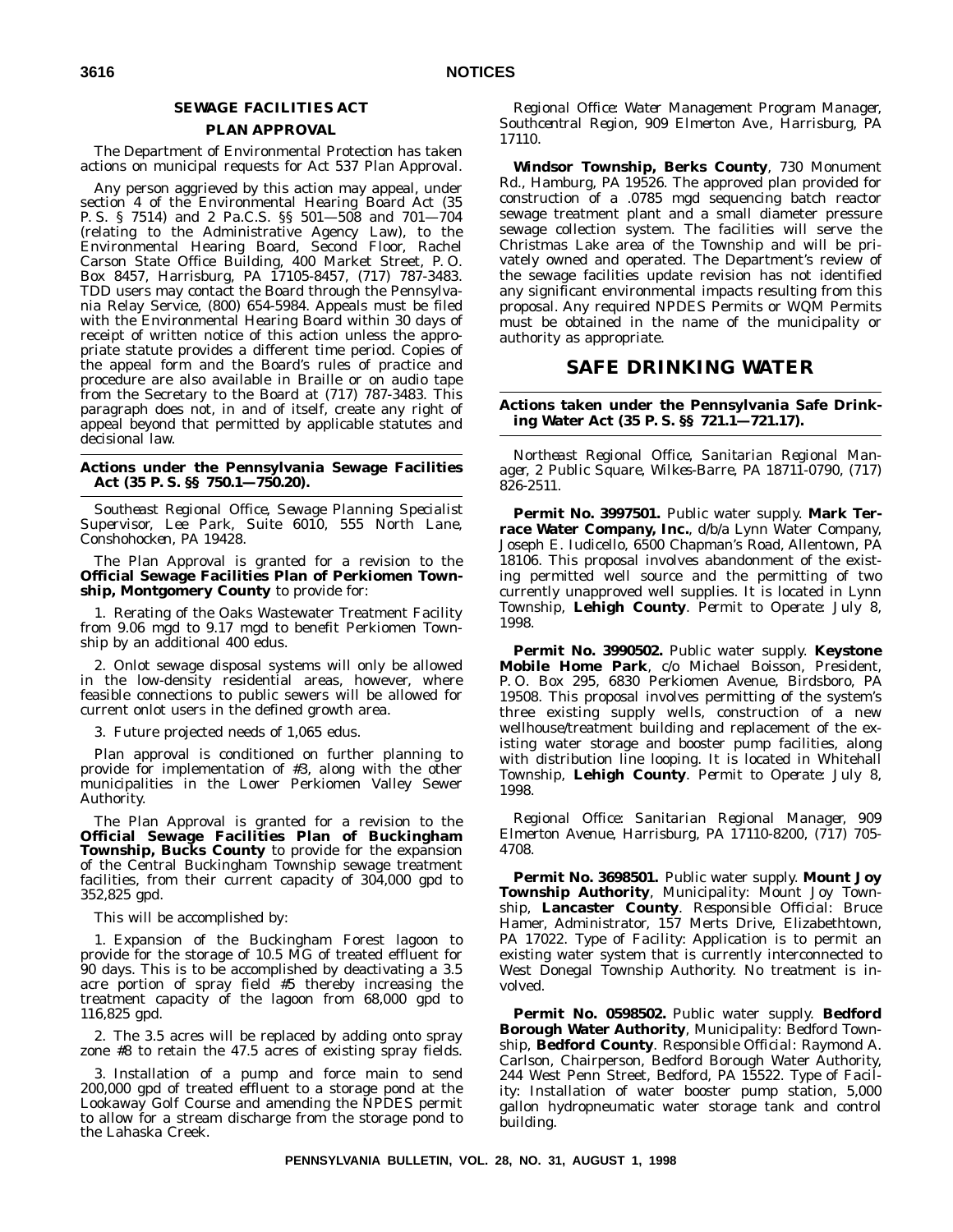### SEWAGE FACILITIES ACT

### PLAN APPROVAL

The Department of Environmental Protection has taken actions on municipal requests for Act 537 Plan Approval.

Any person aggrieved by this action may appeal, under section 4 of the Environmental Hearing Board Act (35 P. S. § 7514) and 2 Pa.C.S. §§ 501—508 and 701—704 (relating to the Administrative Agency Law), to the Environmental Hearing Board, Second Floor, Rachel Carson State Office Building, 400 Market Street, P. O. Box 8457, Harrisburg, PA 17105-8457, (717) 787-3483. TDD users may contact the Board through the Pennsylvania Relay Service, (800) 654-5984. Appeals must be filed with the Environmental Hearing Board within 30 days of receipt of written notice of this action unless the appropriate statute provides a different time period. Copies of the appeal form and the Board's rules of practice and procedure are also available in Braille or on audio tape from the Secretary to the Board at (717) 787-3483. This paragraph does not, in and of itself, create any right of appeal beyond that permitted by applicable statutes and decisional law.

**Actions under the Pennsylvania Sewage Facilities Act (35 P. S. §§ 750.1—750.20).**

*Southeast Regional Office, Sewage Planning Specialist Supervisor, Lee Park, Suite 6010, 555 North Lane, Conshohocken, PA 19428.*

The Plan Approval is granted for a revision to the **Official Sewage Facilities Plan of Perkiomen Township, Montgomery County** to provide for:

1. Rerating of the Oaks Wastewater Treatment Facility from 9.06 mgd to 9.17 mgd to benefit Perkiomen Township by an additional 400 edus.

2. Onlot sewage disposal systems will only be allowed in the low-density residential areas, however, where feasible connections to public sewers will be allowed for current onlot users in the defined growth area.

3. Future projected needs of 1,065 edus.

Plan approval is conditioned on further planning to provide for implementation of #3, along with the other municipalities in the Lower Perkiomen Valley Sewer Authority.

The Plan Approval is granted for a revision to the **Official Sewage Facilities Plan of Buckingham Township, Bucks County** to provide for the expansion of the Central Buckingham Township sewage treatment facilities, from their current capacity of 304,000 gpd to 352,825 gpd.

This will be accomplished by:

1. Expansion of the Buckingham Forest lagoon to provide for the storage of 10.5 MG of treated effluent for 90 days. This is to be accomplished by deactivating a 3.5 acre portion of spray field #5 thereby increasing the treatment capacity of the lagoon from 68,000 gpd to 116,825 gpd.

2. The 3.5 acres will be replaced by adding onto spray zone #8 to retain the 47.5 acres of existing spray fields.

3. Installation of a pump and force main to send 200,000 gpd of treated effluent to a storage pond at the Lookaway Golf Course and amending the NPDES permit to allow for a stream discharge from the storage pond to the Lahaska Creek.

*Regional Office: Water Management Program Manager, Southcentral Region, 909 Elmerton Ave., Harrisburg, PA 17110.*

**Windsor Township, Berks County**, 730 Monument Rd., Hamburg, PA 19526. The approved plan provided for construction of a .0785 mgd sequencing batch reactor sewage treatment plant and a small diameter pressure sewage collection system. The facilities will serve the Christmas Lake area of the Township and will be privately owned and operated. The Department's review of the sewage facilities update revision has not identified any significant environmental impacts resulting from this proposal. Any required NPDES Permits or WQM Permits must be obtained in the name of the municipality or authority as appropriate.

## SAFE DRINKING WATER

**Actions taken under the Pennsylvania Safe Drinking Water Act (35 P. S. §§ 721.1—721.17).**

*Northeast Regional Office, Sanitarian Regional Manager, 2 Public Square, Wilkes-Barre, PA 18711-0790, (717) 826-2511.*

**Permit No. 3997501.** Public water supply. **Mark Terrace Water Company, Inc.**, d/b/a Lynn Water Company, Joseph E. Iudicello, 6500 Chapman's Road, Allentown, PA 18106. This proposal involves abandonment of the existing permitted well source and the permitting of two currently unapproved well supplies. It is located in Lynn Township, **Lehigh County**. *Permit to Operate*: July 8, 1998.

**Permit No. 3990502.** Public water supply. **Keystone Mobile Home Park**, c/o Michael Boisson, President, P. O. Box 295, 6830 Perkiomen Avenue, Birdsboro, PA 19508. This proposal involves permitting of the system's three existing supply wells, construction of a new wellhouse/treatment building and replacement of the existing water storage and booster pump facilities, along with distribution line looping. It is located in Whitehall Township, **Lehigh County**. *Permit to Operate*: July 8, 1998.

*Regional Office: Sanitarian Regional Manager, 909 Elmerton Avenue, Harrisburg, PA 17110-8200, (717) 705-4708.*

**Permit No. 3698501.** Public water supply. **Mount Joy Township Authority**, *Municipality*: Mount Joy Township, **Lancaster County**. *Responsible Official*: Bruce Hamer, Administrator, 157 Merts Drive, Elizabethtown, PA 17022. *Type of Facility*: Application is to permit an existing water system that is currently interconnected to West Donegal Township Authority. No treatment is involved.

**Permit No. 0598502.** Public water supply. **Bedford Borough Water Authority**, *Municipality*: Bedford Township, **Bedford County**. *Responsible Official*: Raymond A. Carlson, Chairperson, Bedford Borough Water Authority, 244 West Penn Street, Bedford, PA 15522. *Type of Facility*: Installation of water booster pump station, 5,000 gallon hydropneumatic water storage tank and control building.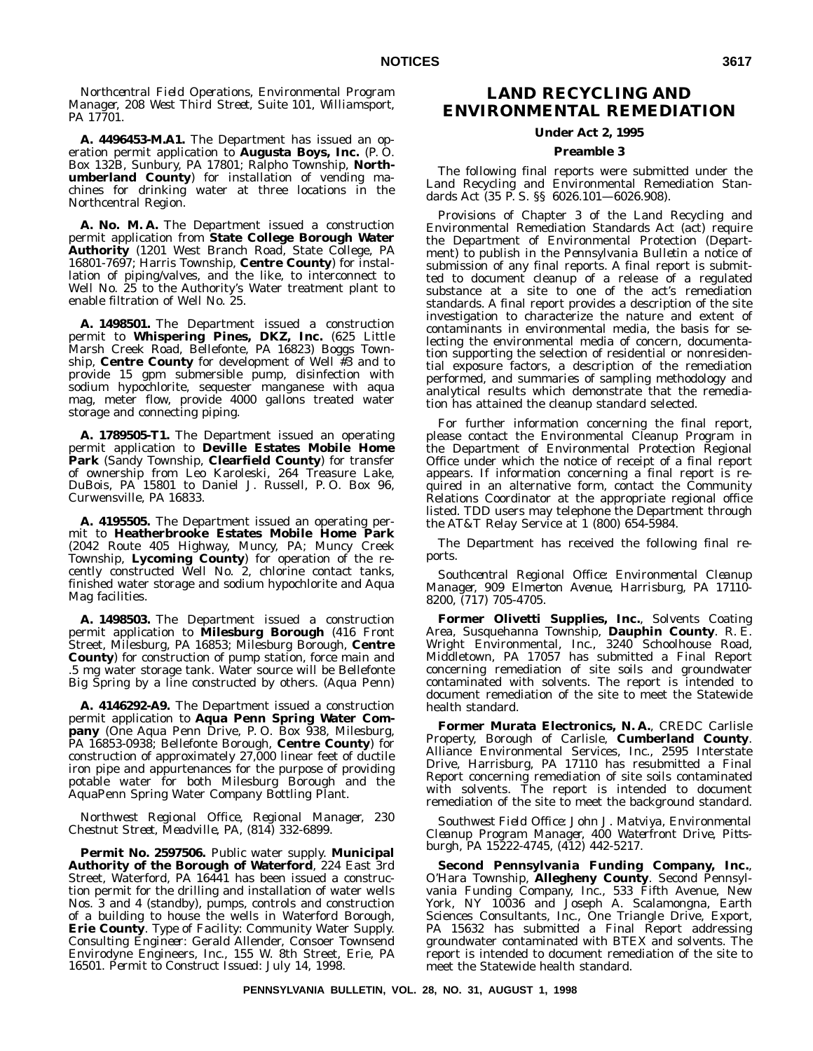*Northcentral Field Operations, Environmental Program Manager, 208 West Third Street, Suite 101, Williamsport, PA 17701.*

**A. 4496453-M.A1.** The Department has issued an operation permit application to **Augusta Boys, Inc.** (P. O. Box 132B, Sunbury, PA 17801; Ralpho Township, **Northumberland County**) for installation of vending machines for drinking water at three locations in the Northcentral Region.

**A. No. M. A.** The Department issued a construction permit application from **State College Borough Water Authority** (1201 West Branch Road, State College, PA 16801-7697; Harris Township, **Centre County**) for installation of piping/valves, and the like, to interconnect to Well No. 25 to the Authority's Water treatment plant to enable filtration of Well No. 25.

**A. 1498501.** The Department issued a construction permit to **Whispering Pines, DKZ, Inc.** (625 Little Marsh Creek Road, Bellefonte, PA 16823) Boggs Township, **Centre County** for development of Well #3 and to provide 15 gpm submersible pump, disinfection with sodium hypochlorite, sequester manganese with aqua mag, meter flow, provide 4000 gallons treated water storage and connecting piping.

**A. 1789505-T1.** The Department issued an operating permit application to **Deville Estates Mobile Home Park** (Sandy Township, **Clearfield County**) for transfer of ownership from Leo Karoleski, 264 Treasure Lake, DuBois, PA 15801 to Daniel J. Russell, P. O. Box 96, Curwensville, PA 16833.

**A. 4195505.** The Department issued an operating permit to **Heatherbrooke Estates Mobile Home Park** (2042 Route 405 Highway, Muncy, PA; Muncy Creek Township, **Lycoming County**) for operation of the recently constructed Well No. 2, chlorine contact tanks, finished water storage and sodium hypochlorite and Aqua Mag facilities.

**A. 1498503.** The Department issued a construction permit application to **Milesburg Borough** (416 Front Street, Milesburg, PA 16853; Milesburg Borough, **Centre County**) for construction of pump station, force main and .5 mg water storage tank. Water source will be Bellefonte Big Spring by a line constructed by others. (Aqua Penn)

**A. 4146292-A9.** The Department issued a construction permit application to **Aqua Penn Spring Water Company** (One Aqua Penn Drive, P. O. Box 938, Milesburg, PA 16853-0938; Bellefonte Borough, **Centre County**) for construction of approximately 27,000 linear feet of ductile iron pipe and appurtenances for the purpose of providing potable water for both Milesburg Borough and the AquaPenn Spring Water Company Bottling Plant.

*Northwest Regional Office, Regional Manager, 230 Chestnut Street, Meadville, PA, (814) 332-6899.*

**Permit No. 2597506.** Public water supply. **Municipal Authority of the Borough of Waterford**, 224 East 3rd Street, Waterford, PA 16441 has been issued a construction permit for the drilling and installation of water wells Nos. 3 and 4 (standby), pumps, controls and construction of a building to house the wells in Waterford Borough, **Erie County**. *Type of Facility:* Community Water Supply. *Consulting Engineer:* Gerald Allender, Consoer Townsend Envirodyne Engineers, Inc., 155 W. 8th Street, Erie, PA 16501. *Permit to Construct Issued:* July 14, 1998.

# LAND RECYCLING AND ENVIRONMENTAL REMEDIATION

### Under Act 2, 1995

### Preamble 3

The following final reports were submitted under the Land Recycling and Environmental Remediation Standards Act (35 P. S. §§ 6026.101—6026.908).

Provisions of Chapter 3 of the Land Recycling and Environmental Remediation Standards Act (act) require the Department of Environmental Protection (Department) to publish in the *Pennsylvania Bulletin* a notice of submission of any final reports. A final report is submitted to document cleanup of a release of a regulated substance at a site to one of the act's remediation standards. A final report provides a description of the site investigation to characterize the nature and extent of contaminants in environmental media, the basis for selecting the environmental media of concern, documentation supporting the selection of residential or nonresidential exposure factors, a description of the remediation performed, and summaries of sampling methodology and analytical results which demonstrate that the remediation has attained the cleanup standard selected.

For further information concerning the final report, please contact the Environmental Cleanup Program in the Department of Environmental Protection Regional Office under which the notice of receipt of a final report appears. If information concerning a final report is required in an alternative form, contact the Community Relations Coordinator at the appropriate regional office listed. TDD users may telephone the Department through the AT&T Relay Service at 1 (800) 654-5984.

The Department has received the following final reports.

*Southcentral Regional Office: Environmental Cleanup Manager, 909 Elmerton Avenue, Harrisburg, PA 17110-8200, (717) 705-4705.*

**Former Olivetti Supplies, Inc.**, Solvents Coating Area, Susquehanna Township, **Dauphin County**. R. E. Wright Environmental, Inc., 3240 Schoolhouse Road, Middletown, PA 17057 has submitted a Final Report concerning remediation of site soils and groundwater contaminated with solvents. The report is intended to document remediation of the site to meet the Statewide health standard.

**Former Murata Electronics, N. A.**, CREDC Carlisle Property, Borough of Carlisle, **Cumberland County**. Alliance Environmental Services, Inc., 2595 Interstate Drive, Harrisburg, PA 17110 has resubmitted a Final Report concerning remediation of site soils contaminated with solvents. The report is intended to document remediation of the site to meet the background standard.

*Southwest Field Office: John J. Matviya, Environmental Cleanup Program Manager, 400 Waterfront Drive, Pittsburgh, PA 15222-4745, (412) 442-5217.*

**Second Pennsylvania Funding Company, Inc.**, O'Hara Township, **Allegheny County**. Second Pennsylvania Funding Company, Inc., 533 Fifth Avenue, New York, NY 10036 and Joseph A. Scalamongna, Earth Sciences Consultants, Inc., One Triangle Drive, Export, PA 15632 has submitted a Final Report addressing groundwater contaminated with BTEX and solvents. The report is intended to document remediation of the site to meet the Statewide health standard.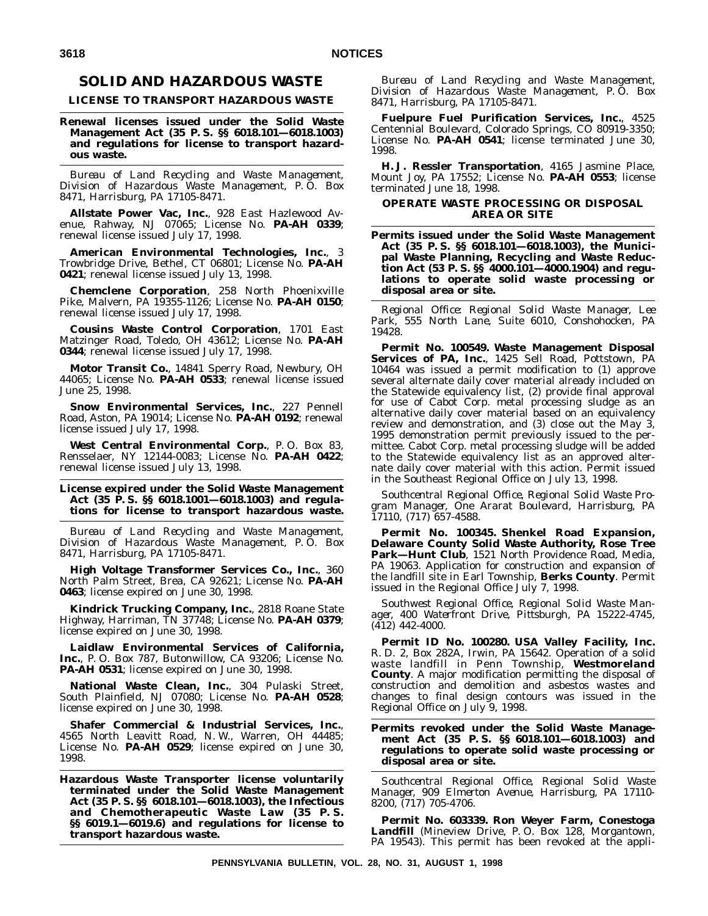## SOLID AND HAZARDOUS WASTE

### LICENSE TO TRANSPORT HAZARDOUS WASTE

**Renewal licenses issued under the Solid Waste Management Act (35 P. S. §§ 6018.101—6018.1003) and regulations for license to transport hazardous waste.**

*Bureau of Land Recycling and Waste Management, Division of Hazardous Waste Management, P. O. Box 8471, Harrisburg, PA 17105-8471.*

**Allstate Power Vac, Inc.**, 928 East Hazlewood Avenue, Rahway, NJ 07065; License No. **PA-AH 0339**; renewal license issued July 17, 1998.

**American Environmental Technologies, Inc.**, 3 Trowbridge Drive, Bethel, CT 06801; License No. **PA-AH 0421**; renewal license issued July 13, 1998.

**Chemclene Corporation**, 258 North Phoenixville Pike, Malvern, PA 19355-1126; License No. **PA-AH 0150**; renewal license issued July 17, 1998.

**Cousins Waste Control Corporation**, 1701 East Matzinger Road, Toledo, OH 43612; License No. **PA-AH 0344**; renewal license issued July 17, 1998.

**Motor Transit Co.**, 14841 Sperry Road, Newbury, OH 44065; License No. **PA-AH 0533**; renewal license issued June 25, 1998.

**Snow Environmental Services, Inc.**, 227 Pennell Road, Aston, PA 19014; License No. **PA-AH 0192**; renewal license issued July 17, 1998.

**West Central Environmental Corp.**, P. O. Box 83, Rensselaer, NY 12144-0083; License No. **PA-AH 0422**; renewal license issued July 13, 1998.

**License expired under the Solid Waste Management Act (35 P. S. §§ 6018.1001—6018.1003) and regulations for license to transport hazardous waste.**

*Bureau of Land Recycling and Waste Management, Division of Hazardous Waste Management, P. O. Box 8471, Harrisburg, PA 17105-8471.*

**High Voltage Transformer Services Co., Inc.**, 360 North Palm Street, Brea, CA 92621; License No. **PA-AH 0463**; license expired on June 30, 1998.

**Kindrick Trucking Company, Inc.**, 2818 Roane State Highway, Harriman, TN 37748; License No. **PA-AH 0379**; license expired on June 30, 1998.

**Laidlaw Environmental Services of California, Inc.**, P. O. Box 787, Butonwillow, CA 93206; License No. **PA-AH 0531**; license expired on June 30, 1998.

**National Waste Clean, Inc.**, 304 Pulaski Street, South Plainfield, NJ 07080; License No. **PA-AH 0528**; license expired on June 30, 1998.

**Shafer Commercial & Industrial Services, Inc.**, 4565 North Leavitt Road, N. W., Warren, OH 44485; License No. **PA-AH 0529**; license expired on June 30, 1998.

**Hazardous Waste Transporter license voluntarily terminated under the Solid Waste Management Act (35 P. S. §§ 6018.101—6018.1003), the Infectious and Chemotherapeutic Waste Law (35 P. S. §§ 6019.1—6019.6) and regulations for license to transport hazardous waste.**

*Bureau of Land Recycling and Waste Management, Division of Hazardous Waste Management, P. O. Box 8471, Harrisburg, PA 17105-8471.*

**Fuelpure Fuel Purification Services, Inc.**, 4525 Centennial Boulevard, Colorado Springs, CO 80919-3350; License No. **PA-AH 0541**; license terminated June 30, 1998.

**H. J. Ressler Transportation**, 4165 Jasmine Place, Mount Joy, PA 17552; License No. **PA-AH 0553**; license terminated June 18, 1998.

### OPERATE WASTE PROCESSING OR DISPOSAL AREA OR SITE

**Permits issued under the Solid Waste Management Act (35 P. S. §§ 6018.101—6018.1003), the Municipal Waste Planning, Recycling and Waste Reduction Act (53 P. S. §§ 4000.101—4000.1904) and regulations to operate solid waste processing or disposal area or site.**

*Regional Office: Regional Solid Waste Manager, Lee Park, 555 North Lane, Suite 6010, Conshohocken, PA 19428.*

**Permit No. 100549. Waste Management Disposal Services of PA, Inc.**, 1425 Sell Road, Pottstown, PA 10464 was issued a permit modification to (1) approve several alternate daily cover material already included on the Statewide equivalency list, (2) provide final approval for use of Cabot Corp. metal processing sludge as an alternative daily cover material based on an equivalency review and demonstration, and (3) close out the May 3, 1995 demonstration permit previously issued to the permittee. Cabot Corp. metal processing sludge will be added to the Statewide equivalency list as an approved alternate daily cover material with this action. Permit issued in the Southeast Regional Office on July 13, 1998.

*Southcentral Regional Office, Regional Solid Waste Program Manager, One Ararat Boulevard, Harrisburg, PA 17110, (717) 657-4588.*

**Permit No. 100345. Shenkel Road Expansion, Delaware County Solid Waste Authority, Rose Tree Park—Hunt Club**, 1521 North Providence Road, Media, PA 19063. Application for construction and expansion of the landfill site in Earl Township, **Berks County**. Permit issued in the Regional Office July 7, 1998.

*Southwest Regional Office, Regional Solid Waste Manager, 400 Waterfront Drive, Pittsburgh, PA 15222-4745, (412) 442-4000.*

**Permit ID No. 100280. USA Valley Facility, Inc.** R. D. 2, Box 282A, Irwin, PA 15642. Operation of a solid waste landfill in Penn Township, **Westmoreland County**. A major modification permitting the disposal of construction and demolition and asbestos wastes and changes to final design contours was issued in the Regional Office on July 9, 1998.

**Permits revoked under the Solid Waste Management Act (35 P. S. §§ 6018.101—6018.1003) and regulations to operate solid waste processing or disposal area or site.**

*Southcentral Regional Office, Regional Solid Waste Manager, 909 Elmerton Avenue, Harrisburg, PA 17110-8200, (717) 705-4706.*

**Permit No. 603339. Ron Weyer Farm, Conestoga Landfill** (Mineview Drive, P. O. Box 128, Morgantown, PA 19543). This permit has been revoked at the appli-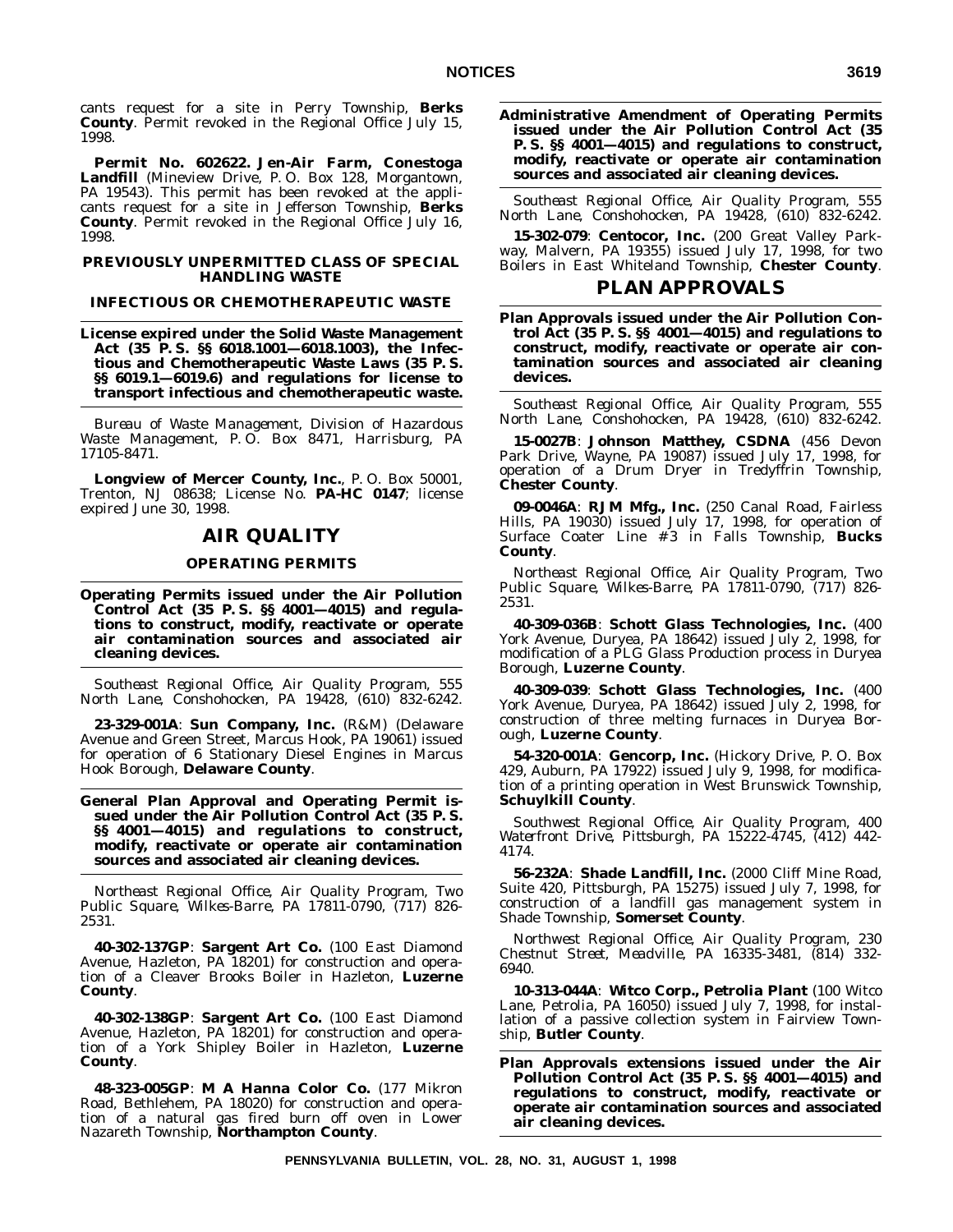cants request for a site in Perry Township, **Berks County**. Permit revoked in the Regional Office July 15, 1998.

**Permit No. 602622. Jen-Air Farm, Conestoga Landfill** (Mineview Drive, P. O. Box 128, Morgantown, PA 19543). This permit has been revoked at the applicants request for a site in Jefferson Township, **Berks County**. Permit revoked in the Regional Office July 16, 1998.

**PREVIOUSLY UNPERMITTED CLASS OF SPECIAL HANDLING WASTE**

**INFECTIOUS OR CHEMOTHERAPEUTIC WASTE**

**License expired under the Solid Waste Management Act (35 P. S. §§ 6018.1001—6018.1003), the Infectious and Chemotherapeutic Waste Laws (35 P. S. §§ 6019.1—6019.6) and regulations for license to transport infectious and chemotherapeutic waste.**

*Bureau of Waste Management, Division of Hazardous Waste Management, P. O. Box 8471, Harrisburg, PA 17105-8471.*

**Longview of Mercer County, Inc.**, P. O. Box 50001, Trenton, NJ 08638; License No. **PA-HC 0147**; license expired June 30, 1998.

## AIR QUALITY

### OPERATING PERMITS

**Operating Permits issued under the Air Pollution Control Act (35 P. S. §§ 4001—4015) and regulations to construct, modify, reactivate or operate air contamination sources and associated air cleaning devices.**

*Southeast Regional Office, Air Quality Program, 555 North Lane, Conshohocken, PA 19428, (610) 832-6242.*

**23-329-001A**: **Sun Company, Inc.** (R&M) (Delaware Avenue and Green Street, Marcus Hook, PA 19061) issued for operation of 6 Stationary Diesel Engines in Marcus Hook Borough, **Delaware County**.

**General Plan Approval and Operating Permit issued under the Air Pollution Control Act (35 P. S. §§ 4001—4015) and regulations to construct, modify, reactivate or operate air contamination sources and associated air cleaning devices.**

*Northeast Regional Office, Air Quality Program, Two Public Square, Wilkes-Barre, PA 17811-0790, (717) 826-2531.*

**40-302-137GP**: **Sargent Art Co.** (100 East Diamond Avenue, Hazleton, PA 18201) for construction and operation of a Cleaver Brooks Boiler in Hazleton, **Luzerne County**.

**40-302-138GP**: **Sargent Art Co.** (100 East Diamond Avenue, Hazleton, PA 18201) for construction and operation of a York Shipley Boiler in Hazleton, **Luzerne County**.

**48-323-005GP**: **M A Hanna Color Co.** (177 Mikron Road, Bethlehem, PA 18020) for construction and operation of a natural gas fired burn off oven in Lower Nazareth Township, **Northampton County**.

**Administrative Amendment of Operating Permits issued under the Air Pollution Control Act (35 P. S. §§ 4001—4015) and regulations to construct, modify, reactivate or operate air contamination sources and associated air cleaning devices.**

*Southeast Regional Office, Air Quality Program, 555 North Lane, Conshohocken, PA 19428, (610) 832-6242.*

**15-302-079**: **Centocor, Inc.** (200 Great Valley Parkway, Malvern, PA 19355) issued July 17, 1998, for two Boilers in East Whiteland Township, **Chester County**.

## PLAN APPROVALS

**Plan Approvals issued under the Air Pollution Control Act (35 P. S. §§ 4001—4015) and regulations to construct, modify, reactivate or operate air contamination sources and associated air cleaning devices.**

*Southeast Regional Office, Air Quality Program, 555 North Lane, Conshohocken, PA 19428, (610) 832-6242.*

**15-0027B**: **Johnson Matthey, CSDNA** (456 Devon Park Drive, Wayne, PA 19087) issued July 17, 1998, for operation of a Drum Dryer in Tredyffrin Township, **Chester County**.

**09-0046A**: **RJM Mfg., Inc.** (250 Canal Road, Fairless Hills, PA 19030) issued July 17, 1998, for operation of Surface Coater Line #3 in Falls Township, **Bucks County**.

*Northeast Regional Office, Air Quality Program, Two Public Square, Wilkes-Barre, PA 17811-0790, (717) 826-2531.*

**40-309-036B**: **Schott Glass Technologies, Inc.** (400 York Avenue, Duryea, PA 18642) issued July 2, 1998, for modification of a PLG Glass Production process in Duryea Borough, **Luzerne County**.

**40-309-039**: **Schott Glass Technologies, Inc.** (400 York Avenue, Duryea, PA 18642) issued July 2, 1998, for construction of three melting furnaces in Duryea Borough, **Luzerne County**.

**54-320-001A**: **Gencorp, Inc.** (Hickory Drive, P. O. Box 429, Auburn, PA 17922) issued July 9, 1998, for modification of a printing operation in West Brunswick Township, **Schuylkill County**.

*Southwest Regional Office, Air Quality Program, 400 Waterfront Drive, Pittsburgh, PA 15222-4745, (412) 442-4174.*

**56-232A**: **Shade Landfill, Inc.** (2000 Cliff Mine Road, Suite 420, Pittsburgh, PA 15275) issued July 7, 1998, for construction of a landfill gas management system in Shade Township, **Somerset County**.

*Northwest Regional Office, Air Quality Program, 230 Chestnut Street, Meadville, PA 16335-3481, (814) 332-6940.*

**10-313-044A**: **Witco Corp., Petrolia Plant** (100 Witco Lane, Petrolia, PA 16050) issued July 7, 1998, for installation of a passive collection system in Fairview Township, **Butler County**.

**Plan Approvals extensions issued under the Air Pollution Control Act (35 P. S. §§ 4001—4015) and regulations to construct, modify, reactivate or operate air contamination sources and associated air cleaning devices.**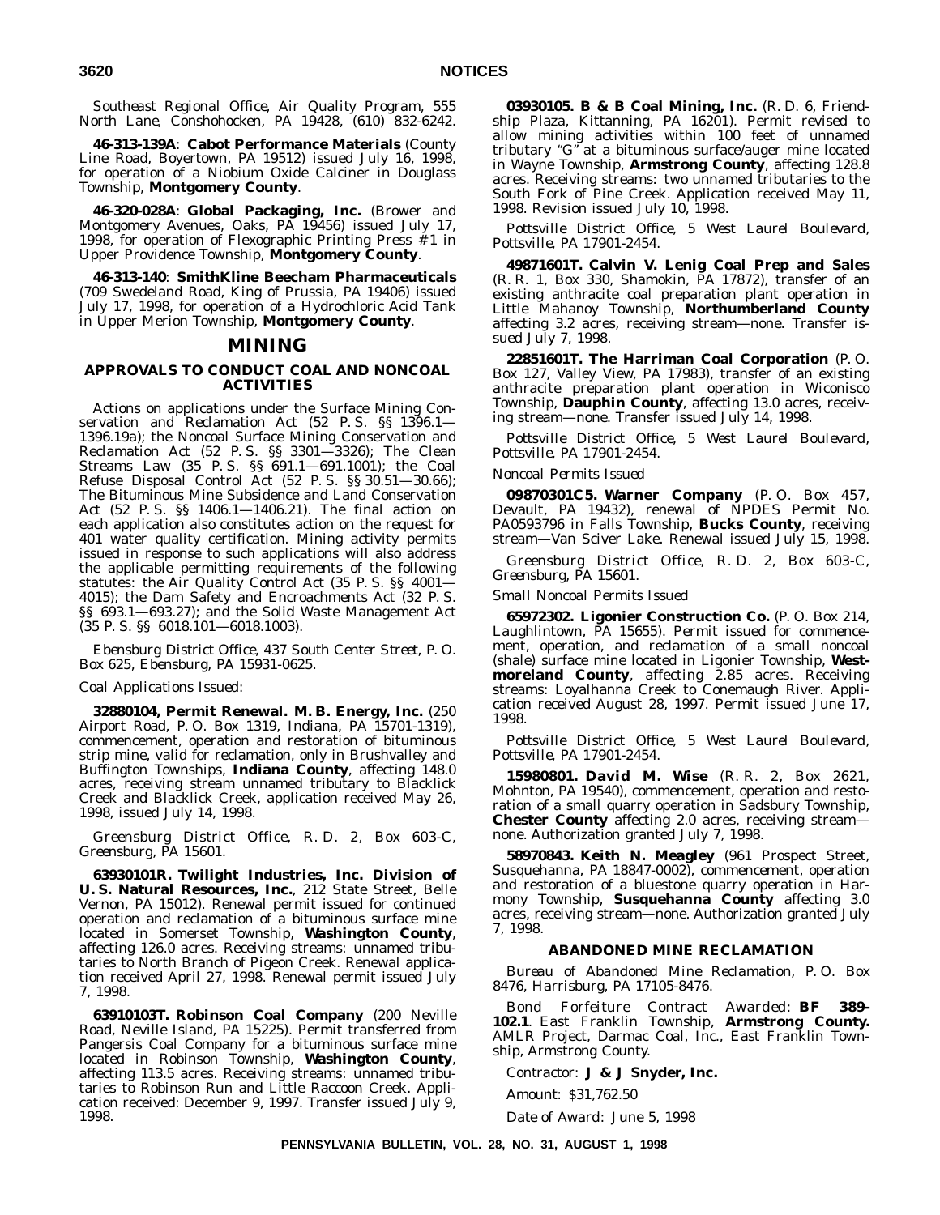*Southeast Regional Office, Air Quality Program, 555 North Lane, Conshohocken, PA 19428, (610) 832-6242.*

**46-313-139A**: **Cabot Performance Materials** (County Line Road, Boyertown, PA 19512) issued July 16, 1998, for operation of a Niobium Oxide Calciner in Douglass Township, **Montgomery County**.

**46-320-028A**: **Global Packaging, Inc.** (Brower and Montgomery Avenues, Oaks, PA 19456) issued July 17, 1998, for operation of Flexographic Printing Press #1 in Upper Providence Township, **Montgomery County**.

**46-313-140**: **SmithKline Beecham Pharmaceuticals** (709 Swedeland Road, King of Prussia, PA 19406) issued July 17, 1998, for operation of a Hydrochloric Acid Tank in Upper Merion Township, **Montgomery County**.

# MINING

## APPROVALS TO CONDUCT COAL AND NONCOAL ACTIVITIES

Actions on applications under the Surface Mining Conservation and Reclamation Act (52 P. S. §§ 1396.1—1396.19a); the Noncoal Surface Mining Conservation and Reclamation Act (52 P. S. §§ 3301—3326); The Clean Streams Law (35 P. S. §§ 691.1—691.1001); the Coal Refuse Disposal Control Act (52 P. S. §§ 30.51—30.66); The Bituminous Mine Subsidence and Land Conservation Act (52 P. S. §§ 1406.1—1406.21). The final action on each application also constitutes action on the request for 401 water quality certification. Mining activity permits issued in response to such applications will also address the applicable permitting requirements of the following statutes: the Air Quality Control Act (35 P. S. §§ 4001—4015); the Dam Safety and Encroachments Act (32 P. S. §§ 693.1—693.27); and the Solid Waste Management Act (35 P. S. §§ 6018.101—6018.1003).

*Ebensburg District Office, 437 South Center Street, P. O. Box 625, Ebensburg, PA 15931-0625.*

*Coal Applications Issued:*

**32880104, Permit Renewal. M. B. Energy, Inc.** (250 Airport Road, P. O. Box 1319, Indiana, PA 15701-1319), commencement, operation and restoration of bituminous strip mine, valid for reclamation, only in Brushvalley and Buffington Townships, **Indiana County**, affecting 148.0 acres, receiving stream unnamed tributary to Blacklick Creek and Blacklick Creek, application received May 26, 1998, issued July 14, 1998.

*Greensburg District Office, R. D. 2, Box 603-C, Greensburg, PA 15601.*

**63930101R. Twilight Industries, Inc. Division of U. S. Natural Resources, Inc.**, 212 State Street, Belle Vernon, PA 15012). Renewal permit issued for continued operation and reclamation of a bituminous surface mine located in Somerset Township, **Washington County**, affecting 126.0 acres. Receiving streams: unnamed tributaries to North Branch of Pigeon Creek. Renewal application received April 27, 1998. Renewal permit issued July 7, 1998.

**63910103T. Robinson Coal Company** (200 Neville Road, Neville Island, PA 15225). Permit transferred from Pangersis Coal Company for a bituminous surface mine located in Robinson Township, **Washington County**, affecting 113.5 acres. Receiving streams: unnamed tributaries to Robinson Run and Little Raccoon Creek. Application received: December 9, 1997. Transfer issued July 9, 1998.

**03930105. B & B Coal Mining, Inc.** (R. D. 6, Friendship Plaza, Kittanning, PA 16201). Permit revised to allow mining activities within 100 feet of unnamed tributary "G" at a bituminous surface/auger mine located in Wayne Township, **Armstrong County**, affecting 128.8 acres. Receiving streams: two unnamed tributaries to the South Fork of Pine Creek. Application received May 11, 1998. Revision issued July 10, 1998.

*Pottsville District Office, 5 West Laurel Boulevard, Pottsville, PA 17901-2454.*

**49871601T. Calvin V. Lenig Coal Prep and Sales** (R. R. 1, Box 330, Shamokin, PA 17872), transfer of an existing anthracite coal preparation plant operation in Little Mahanoy Township, **Northumberland County** affecting 3.2 acres, receiving stream—none. Transfer issued July 7, 1998.

**22851601T. The Harriman Coal Corporation** (P. O. Box 127, Valley View, PA 17983), transfer of an existing anthracite preparation plant operation in Wiconisco Township, **Dauphin County**, affecting 13.0 acres, receiving stream—none. Transfer issued July 14, 1998.

*Pottsville District Office, 5 West Laurel Boulevard, Pottsville, PA 17901-2454.*

*Noncoal Permits Issued*

**09870301C5. Warner Company** (P. O. Box 457, Devault, PA 19432), renewal of NPDES Permit No. PA0593796 in Falls Township, **Bucks County**, receiving stream—Van Sciver Lake. Renewal issued July 15, 1998.

*Greensburg District Office, R. D. 2, Box 603-C, Greensburg, PA 15601.*

*Small Noncoal Permits Issued*

**65972302. Ligonier Construction Co.** (P. O. Box 214, Laughlintown, PA 15655). Permit issued for commencement, operation, and reclamation of a small noncoal (shale) surface mine located in Ligonier Township, **Westmoreland County**, affecting 2.85 acres. Receiving streams: Loyalhanna Creek to Conemaugh River. Application received August 28, 1997. Permit issued June 17, 1998.

*Pottsville District Office, 5 West Laurel Boulevard, Pottsville, PA 17901-2454.*

**15980801. David M. Wise** (R. R. 2, Box 2621, Mohnton, PA 19540), commencement, operation and restoration of a small quarry operation in Sadsbury Township, **Chester County** affecting 2.0 acres, receiving stream—none. Authorization granted July 7, 1998.

**58970843. Keith N. Meagley** (961 Prospect Street, Susquehanna, PA 18847-0002), commencement, operation and restoration of a bluestone quarry operation in Harmony Township, **Susquehanna County** affecting 3.0 acres, receiving stream—none. Authorization granted July 7, 1998.

## ABANDONED MINE RECLAMATION

*Bureau of Abandoned Mine Reclamation, P. O. Box 8476, Harrisburg, PA 17105-8476.*

*Bond Forfeiture Contract Awarded:* **BF 389-102.1**. East Franklin Township, **Armstrong County.** AMLR Project, Darmac Coal, Inc., East Franklin Township, Armstrong County.

*Contractor:* **J & J Snyder, Inc.**

*Amount:* $31,762.50

*Date of Award:* June 5, 1998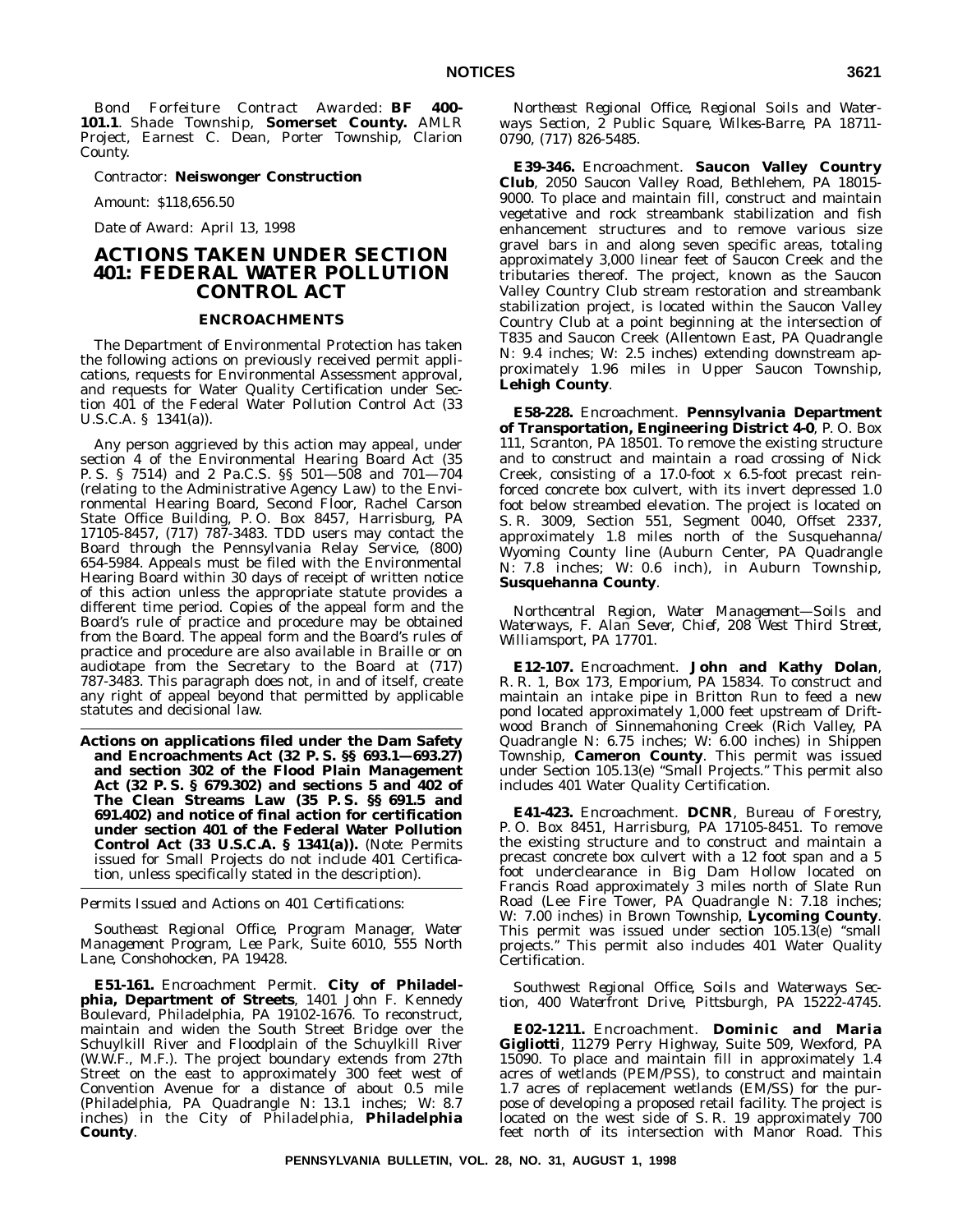*Bond Forfeiture Contract Awarded*: **BF 400-101.1**. Shade Township, **Somerset County.** AMLR Project, Earnest C. Dean, Porter Township, Clarion County.

Contractor: **Neiswonger Construction**

Amount: $118,656.50

Date of Award: April 13, 1998

# ACTIONS TAKEN UNDER SECTION 401: FEDERAL WATER POLLUTION CONTROL ACT

## ENCROACHMENTS

The Department of Environmental Protection has taken the following actions on previously received permit applications, requests for Environmental Assessment approval, and requests for Water Quality Certification under Section 401 of the Federal Water Pollution Control Act (33 U.S.C.A. § 1341(a)).

Any person aggrieved by this action may appeal, under section 4 of the Environmental Hearing Board Act (35 P. S. § 7514) and 2 Pa.C.S. §§ 501—508 and 701—704 (relating to the Administrative Agency Law) to the Environmental Hearing Board, Second Floor, Rachel Carson State Office Building, P. O. Box 8457, Harrisburg, PA 17105-8457, (717) 787-3483. TDD users may contact the Board through the Pennsylvania Relay Service, (800) 654-5984. Appeals must be filed with the Environmental Hearing Board within 30 days of receipt of written notice of this action unless the appropriate statute provides a different time period. Copies of the appeal form and the Board's rule of practice and procedure may be obtained from the Board. The appeal form and the Board's rules of practice and procedure are also available in Braille or on audiotape from the Secretary to the Board at (717) 787-3483. This paragraph does not, in and of itself, create any right of appeal beyond that permitted by applicable statutes and decisional law.

**Actions on applications filed under the Dam Safety and Encroachments Act (32 P. S. §§ 693.1—693.27) and section 302 of the Flood Plain Management Act (32 P. S. § 679.302) and sections 5 and 402 of The Clean Streams Law (35 P. S. §§ 691.5 and 691.402) and notice of final action for certification under section 401 of the Federal Water Pollution Control Act (33 U.S.C.A. § 1341(a)).** (*Note*: Permits issued for Small Projects do not include 401 Certification, unless specifically stated in the description).

*Permits Issued and Actions on 401 Certifications:*

*Southeast Regional Office, Program Manager, Water Management Program, Lee Park, Suite 6010, 555 North Lane, Conshohocken, PA 19428.*

**E51-161.** Encroachment Permit. **City of Philadelphia, Department of Streets**, 1401 John F. Kennedy Boulevard, Philadelphia, PA 19102-1676. To reconstruct, maintain and widen the South Street Bridge over the Schuylkill River and Floodplain of the Schuylkill River (W.W.F., M.F.). The project boundary extends from 27th Street on the east to approximately 300 feet west of Convention Avenue for a distance of about 0.5 mile (Philadelphia, PA Quadrangle N: 13.1 inches; W: 8.7 inches) in the City of Philadelphia, **Philadelphia County**.

*Northeast Regional Office, Regional Soils and Waterways Section, 2 Public Square, Wilkes-Barre, PA 18711-0790, (717) 826-5485.*

**E39-346.** Encroachment. **Saucon Valley Country Club**, 2050 Saucon Valley Road, Bethlehem, PA 18015-9000. To place and maintain fill, construct and maintain vegetative and rock streambank stabilization and fish enhancement structures and to remove various size gravel bars in and along seven specific areas, totaling approximately 3,000 linear feet of Saucon Creek and the tributaries thereof. The project, known as the Saucon Valley Country Club stream restoration and streambank stabilization project, is located within the Saucon Valley Country Club at a point beginning at the intersection of T835 and Saucon Creek (Allentown East, PA Quadrangle N: 9.4 inches; W: 2.5 inches) extending downstream approximately 1.96 miles in Upper Saucon Township, **Lehigh County**.

**E58-228.** Encroachment. **Pennsylvania Department of Transportation, Engineering District 4-0**, P. O. Box 111, Scranton, PA 18501. To remove the existing structure and to construct and maintain a road crossing of Nick Creek, consisting of a 17.0-foot x 6.5-foot precast reinforced concrete box culvert, with its invert depressed 1.0 foot below streambed elevation. The project is located on S. R. 3009, Section 551, Segment 0040, Offset 2337, approximately 1.8 miles north of the Susquehanna/Wyoming County line (Auburn Center, PA Quadrangle N: 7.8 inches; W: 0.6 inch), in Auburn Township, **Susquehanna County**.

*Northcentral Region, Water Management—Soils and Waterways, F. Alan Sever, Chief, 208 West Third Street, Williamsport, PA 17701.*

**E12-107.** Encroachment. **John and Kathy Dolan**, R. R. 1, Box 173, Emporium, PA 15834. To construct and maintain an intake pipe in Britton Run to feed a new pond located approximately 1,000 feet upstream of Driftwood Branch of Sinnemahoning Creek (Rich Valley, PA Quadrangle N: 6.75 inches; W: 6.00 inches) in Shippen Township, **Cameron County**. This permit was issued under Section 105.13(e) "Small Projects." This permit also includes 401 Water Quality Certification.

**E41-423.** Encroachment. **DCNR**, Bureau of Forestry, P. O. Box 8451, Harrisburg, PA 17105-8451. To remove the existing structure and to construct and maintain a precast concrete box culvert with a 12 foot span and a 5 foot underclearance in Big Dam Hollow located on Francis Road approximately 3 miles north of Slate Run Road (Lee Fire Tower, PA Quadrangle N: 7.18 inches; W: 7.00 inches) in Brown Township, **Lycoming County**. This permit was issued under section 105.13(e) "small projects." This permit also includes 401 Water Quality Certification.

*Southwest Regional Office, Soils and Waterways Section, 400 Waterfront Drive, Pittsburgh, PA 15222-4745.*

**E02-1211.** Encroachment. **Dominic and Maria Gigliotti**, 11279 Perry Highway, Suite 509, Wexford, PA 15090. To place and maintain fill in approximately 1.4 acres of wetlands (PEM/PSS), to construct and maintain 1.7 acres of replacement wetlands (EM/SS) for the purpose of developing a proposed retail facility. The project is located on the west side of S. R. 19 approximately 700 feet north of its intersection with Manor Road. This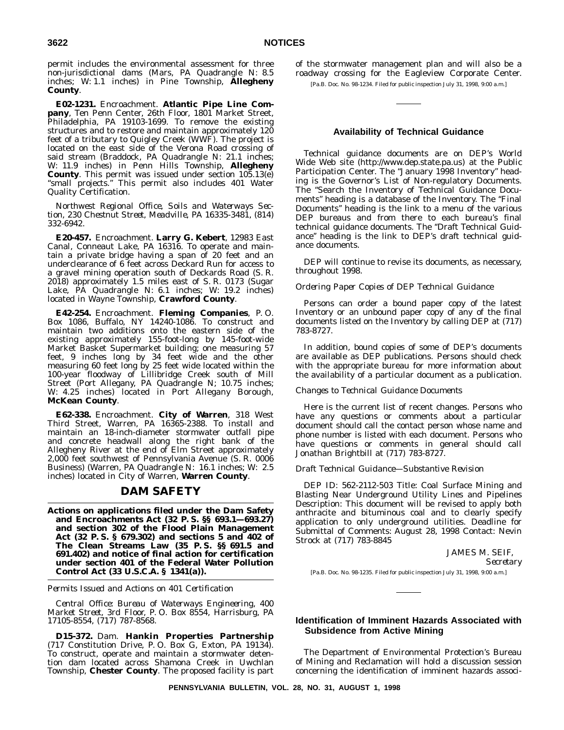permit includes the environmental assessment for three non-jurisdictional dams (Mars, PA Quadrangle N: 8.5 inches; W: 1.1 inches) in Pine Township, **Allegheny County**.

**E02-1231.** Encroachment. **Atlantic Pipe Line Company**, Ten Penn Center, 26th Floor, 1801 Market Street, Philadelphia, PA 19103-1699. To remove the existing structures and to restore and maintain approximately 120 feet of a tributary to Quigley Creek (WWF). The project is located on the east side of the Verona Road crossing of said stream (Braddock, PA Quadrangle N: 21.1 inches; W: 11.9 inches) in Penn Hills Township, **Allegheny County**. This permit was issued under section 105.13(e) "small projects." This permit also includes 401 Water Quality Certification.

*Northwest Regional Office, Soils and Waterways Section, 230 Chestnut Street, Meadville, PA 16335-3481, (814) 332-6942.*

**E20-457.** Encroachment. **Larry G. Kebert**, 12983 East Canal, Conneaut Lake, PA 16316. To operate and maintain a private bridge having a span of 20 feet and an underclearance of 6 feet across Deckard Run for access to a gravel mining operation south of Deckards Road (S. R. 2018) approximately 1.5 miles east of S. R. 0173 (Sugar Lake, PA Quadrangle N: 6.1 inches; W: 19.2 inches) located in Wayne Township, **Crawford County**.

**E42-254.** Encroachment. **Fleming Companies**, P. O. Box 1086, Buffalo, NY 14240-1086. To construct and maintain two additions onto the eastern side of the existing approximately 155-foot-long by 145-foot-wide Market Basket Supermarket building; one measuring 57 feet, 9 inches long by 34 feet wide and the other measuring 60 feet long by 25 feet wide located within the 100-year floodway of Lillibridge Creek south of Mill Street (Port Allegany, PA Quadrangle N; 10.75 inches; W: 4.25 inches) located in Port Allegany Borough, **McKean County**.

**E62-338.** Encroachment. **City of Warren**, 318 West Third Street, Warren, PA 16365-2388. To install and maintain an 18-inch-diameter stormwater outfall pipe and concrete headwall along the right bank of the Allegheny River at the end of Elm Street approximately 2,000 feet southwest of Pennsylvania Avenue (S. R. 0006 Business) (Warren, PA Quadrangle N: 16.1 inches; W: 2.5 inches) located in City of Warren, **Warren County**.

## DAM SAFETY

**Actions on applications filed under the Dam Safety and Encroachments Act (32 P. S. §§ 693.1—693.27) and section 302 of the Flood Plain Management Act (32 P. S. § 679.302) and sections 5 and 402 of The Clean Streams Law (35 P. S. §§ 691.5 and 691.402) and notice of final action for certification under section 401 of the Federal Water Pollution Control Act (33 U.S.C.A. § 1341(a)).**

*Permits Issued and Actions on 401 Certification*

*Central Office: Bureau of Waterways Engineering, 400 Market Street, 3rd Floor, P. O. Box 8554, Harrisburg, PA 17105-8554, (717) 787-8568.*

**D15-372.** Dam. **Hankin Properties Partnership** (717 Constitution Drive, P. O. Box G, Exton, PA 19134). To construct, operate and maintain a stormwater detention dam located across Shamona Creek in Uwchlan Township, **Chester County**. The proposed facility is part of the stormwater management plan and will also be a roadway crossing for the Eagleview Corporate Center.

[Pa.B. Doc. No. 98-1234. Filed for public inspection July 31, 1998, 9:00 a.m.]

### Availability of Technical Guidance

Technical guidance documents are on DEP's World Wide Web site (http://www.dep.state.pa.us) at the Public Participation Center. The "January 1998 Inventory" heading is the Governor's List of Non-regulatory Documents. The "Search the Inventory of Technical Guidance Documents" heading is a database of the Inventory. The "Final Documents" heading is the link to a menu of the various DEP bureaus and from there to each bureau's final technical guidance documents. The "Draft Technical Guidance" heading is the link to DEP's draft technical guidance documents.

DEP will continue to revise its documents, as necessary, throughout 1998.

*Ordering Paper Copies of DEP Technical Guidance*

Persons can order a bound paper copy of the latest Inventory or an unbound paper copy of any of the final documents listed on the Inventory by calling DEP at (717) 783-8727.

In addition, bound copies of some of DEP's documents are available as DEP publications. Persons should check with the appropriate bureau for more information about the availability of a particular document as a publication.

*Changes to Technical Guidance Documents*

Here is the current list of recent changes. Persons who have any questions or comments about a particular document should call the contact person whose name and phone number is listed with each document. Persons who have questions or comments in general should call Jonathan Brightbill at (717) 783-8727.

*Draft Technical Guidance—Substantive Revision*

DEP ID: 562-2112-503 Title: Coal Surface Mining and Blasting Near Underground Utility Lines and Pipelines Description: This document will be revised to apply both anthracite and bituminous coal and to clearly specify application to only underground utilities. Deadline for Submittal of Comments: August 28, 1998 Contact: Nevin Strock at (717) 783-8845

JAMES M. SEIF,
*Secretary*

[Pa.B. Doc. No. 98-1235. Filed for public inspection July 31, 1998, 9:00 a.m.]

### Identification of Imminent Hazards Associated with Subsidence from Active Mining

The Department of Environmental Protection's Bureau of Mining and Reclamation will hold a discussion session concerning the identification of imminent hazards associ-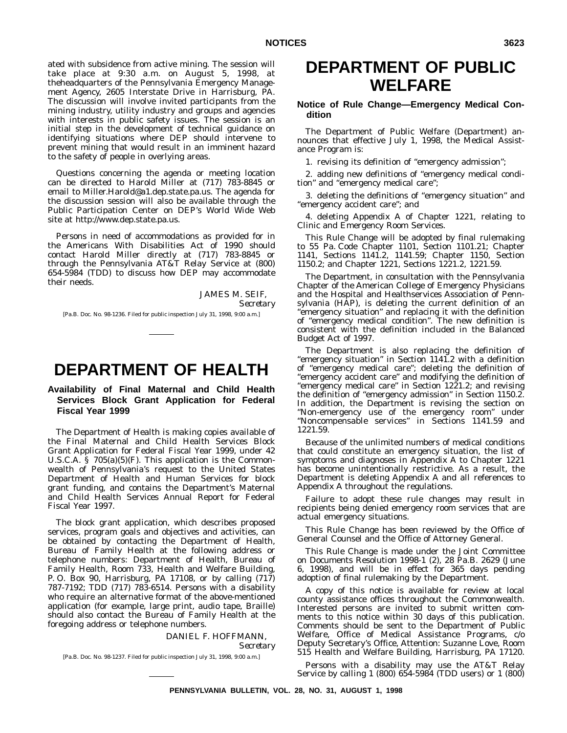ated with subsidence from active mining. The session will take place at 9:30 a.m. on August 5, 1998, at theheadquarters of the Pennsylvania Emergency Management Agency, 2605 Interstate Drive in Harrisburg, PA. The discussion will involve invited participants from the mining industry, utility industry and groups and agencies with interests in public safety issues. The session is an initial step in the development of technical guidance on identifying situations where DEP should intervene to prevent mining that would result in an imminent hazard to the safety of people in overlying areas.

Questions concerning the agenda or meeting location can be directed to Harold Miller at (717) 783-8845 or email to Miller.Harold@a1.dep.state.pa.us. The agenda for the discussion session will also be available through the Public Participation Center on DEP's World Wide Web site at http://www.dep.state.pa.us.

Persons in need of accommodations as provided for in the Americans With Disabilities Act of 1990 should contact Harold Miller directly at (717) 783-8845 or through the Pennsylvania AT&T Relay Service at (800) 654-5984 (TDD) to discuss how DEP may accommodate their needs.

JAMES M. SEIF,
*Secretary*

[Pa.B. Doc. No. 98-1236. Filed for public inspection July 31, 1998, 9:00 a.m.]

# DEPARTMENT OF HEALTH

## Availability of Final Maternal and Child Health Services Block Grant Application for Federal Fiscal Year 1999

The Department of Health is making copies available of the Final Maternal and Child Health Services Block Grant Application for Federal Fiscal Year 1999, under 42 U.S.C.A. § 705(a)(5)(F). This application is the Commonwealth of Pennsylvania's request to the United States Department of Health and Human Services for block grant funding, and contains the Department's Maternal and Child Health Services Annual Report for Federal Fiscal Year 1997.

The block grant application, which describes proposed services, program goals and objectives and activities, can be obtained by contacting the Department of Health, Bureau of Family Health at the following address or telephone numbers: Department of Health, Bureau of Family Health, Room 733, Health and Welfare Building, P. O. Box 90, Harrisburg, PA 17108, or by calling (717) 787-7192; TDD (717) 783-6514. Persons with a disability who require an alternative format of the above-mentioned application (for example, large print, audio tape, Braille) should also contact the Bureau of Family Health at the foregoing address or telephone numbers.

DANIEL F. HOFFMANN,
*Secretary*

[Pa.B. Doc. No. 98-1237. Filed for public inspection July 31, 1998, 9:00 a.m.]

# DEPARTMENT OF PUBLIC WELFARE

## Notice of Rule Change—Emergency Medical Condition

The Department of Public Welfare (Department) announces that effective July 1, 1998, the Medical Assistance Program is:

1. revising its definition of "emergency admission";

2. adding new definitions of "emergency medical condition" and "emergency medical care";

3. deleting the definitions of "emergency situation" and "emergency accident care"; and

4. deleting Appendix A of Chapter 1221, relating to Clinic and Emergency Room Services.

This Rule Change will be adopted by final rulemaking to 55 Pa. Code Chapter 1101, Section 1101.21; Chapter 1141, Sections 1141.2, 1141.59; Chapter 1150, Section 1150.2; and Chapter 1221, Sections 1221.2, 1221.59.

The Department, in consultation with the Pennsylvania Chapter of the American College of Emergency Physicians and the Hospital and Healthservices Association of Pennsylvania (HAP), is deleting the current definition of an "emergency situation" and replacing it with the definition of "emergency medical condition". The new definition is consistent with the definition included in the Balanced Budget Act of 1997.

The Department is also replacing the definition of "emergency situation" in Section 1141.2 with a definition of "emergency medical care"; deleting the definition of "emergency accident care" and modifying the definition of "emergency medical care" in Section 1221.2; and revising the definition of "emergency admission" in Section 1150.2. In addition, the Department is revising the section on "Non-emergency use of the emergency room" under "Noncompensable services" in Sections 1141.59 and 1221.59.

Because of the unlimited numbers of medical conditions that could constitute an emergency situation, the list of symptoms and diagnoses in Appendix A to Chapter 1221 has become unintentionally restrictive. As a result, the Department is deleting Appendix A and all references to Appendix A throughout the regulations.

Failure to adopt these rule changes may result in recipients being denied emergency room services that are actual emergency situations.

This Rule Change has been reviewed by the Office of General Counsel and the Office of Attorney General.

This Rule Change is made under the Joint Committee on Documents Resolution 1998-1 (2), 28 Pa.B. 2629 (June 6, 1998), and will be in effect for 365 days pending adoption of final rulemaking by the Department.

A copy of this notice is available for review at local county assistance offices throughout the Commonwealth. Interested persons are invited to submit written comments to this notice within 30 days of this publication. Comments should be sent to the Department of Public Welfare, Office of Medical Assistance Programs, c/o Deputy Secretary's Office, Attention: Suzanne Love, Room 515 Health and Welfare Building, Harrisburg, PA 17120.

Persons with a disability may use the AT&T Relay Service by calling 1 (800) 654-5984 (TDD users) or 1 (800)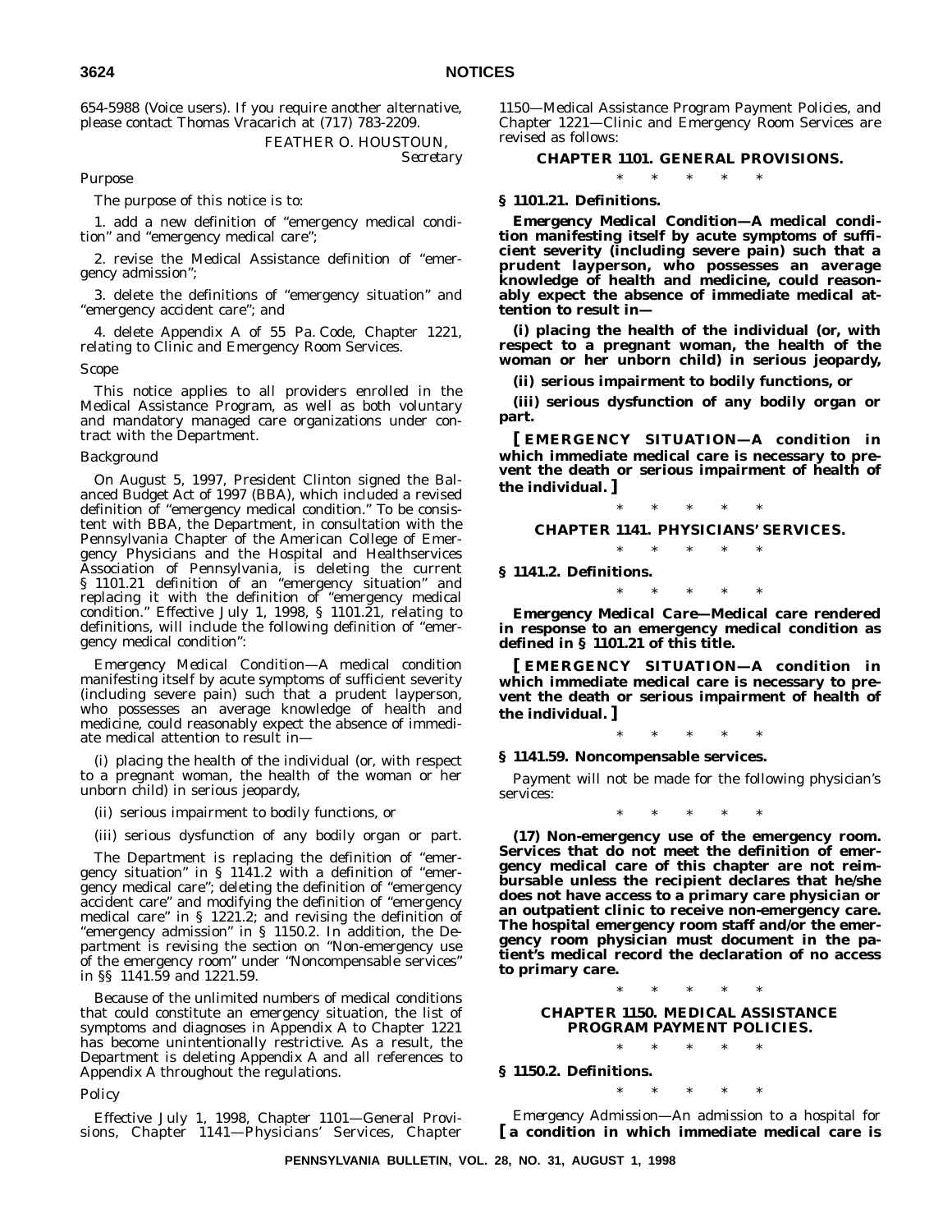654-5988 (Voice users). If you require another alternative, please contact Thomas Vracarich at (717) 783-2209.

FEATHER O. HOUSTOUN,
*Secretary*

*Purpose*

The purpose of this notice is to:

1. add a new definition of "emergency medical condition" and "emergency medical care";

2. revise the Medical Assistance definition of "emergency admission";

3. delete the definitions of "emergency situation" and "emergency accident care"; and

4. delete Appendix A of 55 Pa. Code, Chapter 1221, relating to Clinic and Emergency Room Services.

*Scope*

This notice applies to all providers enrolled in the Medical Assistance Program, as well as both voluntary and mandatory managed care organizations under contract with the Department.

*Background*

On August 5, 1997, President Clinton signed the Balanced Budget Act of 1997 (BBA), which included a revised definition of "emergency medical condition." To be consistent with BBA, the Department, in consultation with the Pennsylvania Chapter of the American College of Emergency Physicians and the Hospital and Healthservices Association of Pennsylvania, is deleting the current § 1101.21 definition of an "emergency situation" and replacing it with the definition of "emergency medical condition." Effective July 1, 1998, § 1101.21, relating to definitions, will include the following definition of "emergency medical condition":

*Emergency Medical Condition*—A medical condition manifesting itself by acute symptoms of sufficient severity (including severe pain) such that a prudent layperson, who possesses an average knowledge of health and medicine, could reasonably expect the absence of immediate medical attention to result in—

(i) placing the health of the individual (or, with respect to a pregnant woman, the health of the woman or her unborn child) in serious jeopardy,

(ii) serious impairment to bodily functions, or

(iii) serious dysfunction of any bodily organ or part.

The Department is replacing the definition of "emergency situation" in § 1141.2 with a definition of "emergency medical care"; deleting the definition of "emergency accident care" and modifying the definition of "emergency medical care" in § 1221.2; and revising the definition of "emergency admission" in § 1150.2. In addition, the Department is revising the section on "Non-emergency use of the emergency room" under "Noncompensable services" in §§ 1141.59 and 1221.59.

Because of the unlimited numbers of medical conditions that could constitute an emergency situation, the list of symptoms and diagnoses in Appendix A to Chapter 1221 has become unintentionally restrictive. As a result, the Department is deleting Appendix A and all references to Appendix A throughout the regulations.

*Policy*

Effective July 1, 1998, Chapter 1101—General Provisions, Chapter 1141—Physicians' Services, Chapter 1150—Medical Assistance Program Payment Policies, and Chapter 1221—Clinic and Emergency Room Services are revised as follows:

### CHAPTER 1101. GENERAL PROVISIONS.

\* \* \* \* \*

**§ 1101.21. Definitions.**

***Emergency Medical Condition*—A medical condition manifesting itself by acute symptoms of sufficient severity (including severe pain) such that a prudent layperson, who possesses an average knowledge of health and medicine, could reasonably expect the absence of immediate medical attention to result in—**

**(i) placing the health of the individual (or, with respect to a pregnant woman, the health of the woman or her unborn child) in serious jeopardy,**

**(ii) serious impairment to bodily functions, or**

**(iii) serious dysfunction of any bodily organ or part.**

**[ *EMERGENCY SITUATION*—A condition in which immediate medical care is necessary to prevent the death or serious impairment of health of the individual. ]**

\* \* \* \* \*

### CHAPTER 1141. PHYSICIANS' SERVICES.

\* \* \* \* \*

**§ 1141.2. Definitions.**

\* \* \* \* \*

***Emergency Medical Care*—Medical care rendered in response to an emergency medical condition as defined in § 1101.21 of this title.**

**[ *EMERGENCY SITUATION*—A condition in which immediate medical care is necessary to prevent the death or serious impairment of health of the individual. ]**

\* \* \* \* \*

**§ 1141.59. Noncompensable services.**

Payment will not be made for the following physician's services:

\* \* \* \* \*

**(17) Non-emergency use of the emergency room. Services that do not meet the definition of emergency medical care of this chapter are not reimbursable unless the recipient declares that he/she does not have access to a primary care physician or an outpatient clinic to receive non-emergency care. The hospital emergency room staff and/or the emergency room physician must document in the patient's medical record the declaration of no access to primary care.**

\* \* \* \* \*

### CHAPTER 1150. MEDICAL ASSISTANCE PROGRAM PAYMENT POLICIES.

\* \* \* \* \*

**§ 1150.2. Definitions.**

\* \* \* \* \*

*Emergency Admission*—An admission to a hospital for **[ a condition in which immediate medical care is**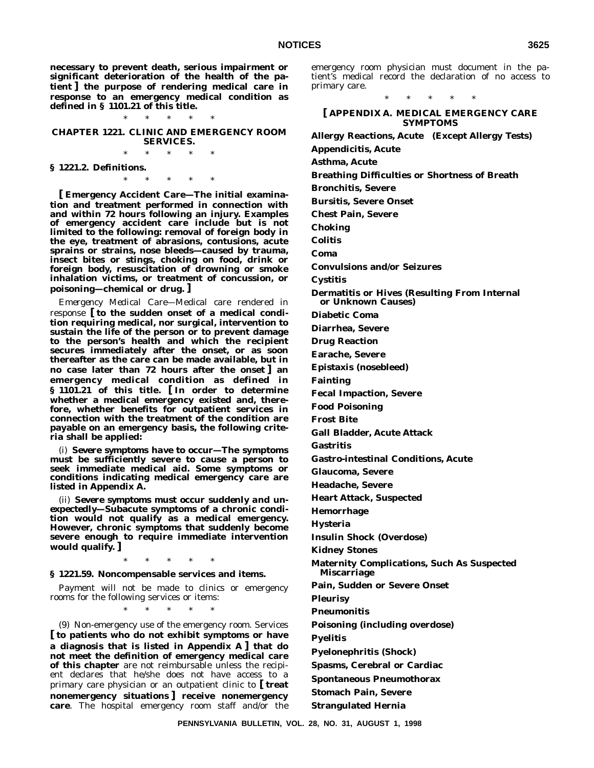**necessary to prevent death, serious impairment or significant deterioration of the health of the patient ] the purpose of rendering medical care in response to an emergency medical condition as defined in § 1101.21 of this title.**

\* \* \* \* \*

### CHAPTER 1221. CLINIC AND EMERGENCY ROOM SERVICES.

\* \* \* \* \*

#### § 1221.2. Definitions.

\* \* \* \* \*

**[ *Emergency Accident Care*—The initial examination and treatment performed in connection with and within 72 hours following an injury. Examples of emergency accident care include but is not limited to the following: removal of foreign body in the eye, treatment of abrasions, contusions, acute sprains or strains, nose bleeds—caused by trauma, insect bites or stings, choking on food, drink or foreign body, resuscitation of drowning or smoke inhalation victims, or treatment of concussion, or poisoning—chemical or drug. ]**

*Emergency Medical Care*—Medical care rendered in response **[ to the sudden onset of a medical condition requiring medical, nor surgical, intervention to sustain the life of the person or to prevent damage to the person's health and which the recipient secures immediately after the onset, or as soon thereafter as the care can be made available, but in no case later than 72 hours after the onset ] an emergency medical condition as defined in § 1101.21 of this title. [ In order to determine whether a medical emergency existed and, therefore, whether benefits for outpatient services in connection with the treatment of the condition are payable on an emergency basis, the following criteria shall be applied:**

(i) ***Severe symptoms have to occur*—The symptoms must be sufficiently severe to cause a person to seek immediate medical aid. Some symptoms or conditions indicating medical emergency care are listed in Appendix A.**

(ii) ***Severe symptoms must occur suddenly and unexpectedly*—Subacute symptoms of a chronic condition would not qualify as a medical emergency. However, chronic symptoms that suddenly become severe enough to require immediate intervention would qualify. ]**

\* \* \* \* \*

#### § 1221.59. Noncompensable services and items.

Payment will not be made to clinics or emergency rooms for the following services or items:

\* \* \* \* \*

(9) Non-emergency use of the emergency room. Services **[ to patients who do not exhibit symptoms or have a diagnosis that is listed in Appendix A ] that do not meet the definition of emergency medical care of this chapter** are not reimbursable unless the recipient declares that he/she does not have access to a primary care physician or an outpatient clinic to **[ treat nonemergency situations ] receive nonemergency care**. The hospital emergency room staff and/or the emergency room physician must document in the patient's medical record the declaration of no access to primary care.

\* \* \* \* \*

### [ APPENDIX A. MEDICAL EMERGENCY CARE SYMPTOMS

**Allergy Reactions, Acute (Except Allergy Tests)**

**Appendicitis, Acute**

**Asthma, Acute**

**Breathing Difficulties or Shortness of Breath**

**Bronchitis, Severe**

**Bursitis, Severe Onset**

**Chest Pain, Severe**

**Choking**

**Colitis**

**Coma**

**Convulsions and/or Seizures**

**Cystitis**

**Dermatitis or Hives (Resulting From Internal or Unknown Causes)**

**Diabetic Coma**

**Diarrhea, Severe**

**Drug Reaction**

**Earache, Severe**

**Epistaxis (nosebleed)**

**Fainting**

**Fecal Impaction, Severe**

**Food Poisoning**

**Frost Bite**

**Gall Bladder, Acute Attack**

**Gastritis**

**Gastro-intestinal Conditions, Acute**

**Glaucoma, Severe**

**Headache, Severe**

**Heart Attack, Suspected**

**Hemorrhage**

**Hysteria**

**Insulin Shock (Overdose)**

**Kidney Stones**

**Maternity Complications, Such As Suspected Miscarriage**

**Pain, Sudden or Severe Onset**

**Pleurisy**

**Pneumonitis**

**Poisoning (including overdose)**

**Pyelitis**

**Pyelonephritis (Shock)**

**Spasms, Cerebral or Cardiac**

**Spontaneous Pneumothorax**

**Stomach Pain, Severe**

**Strangulated Hernia**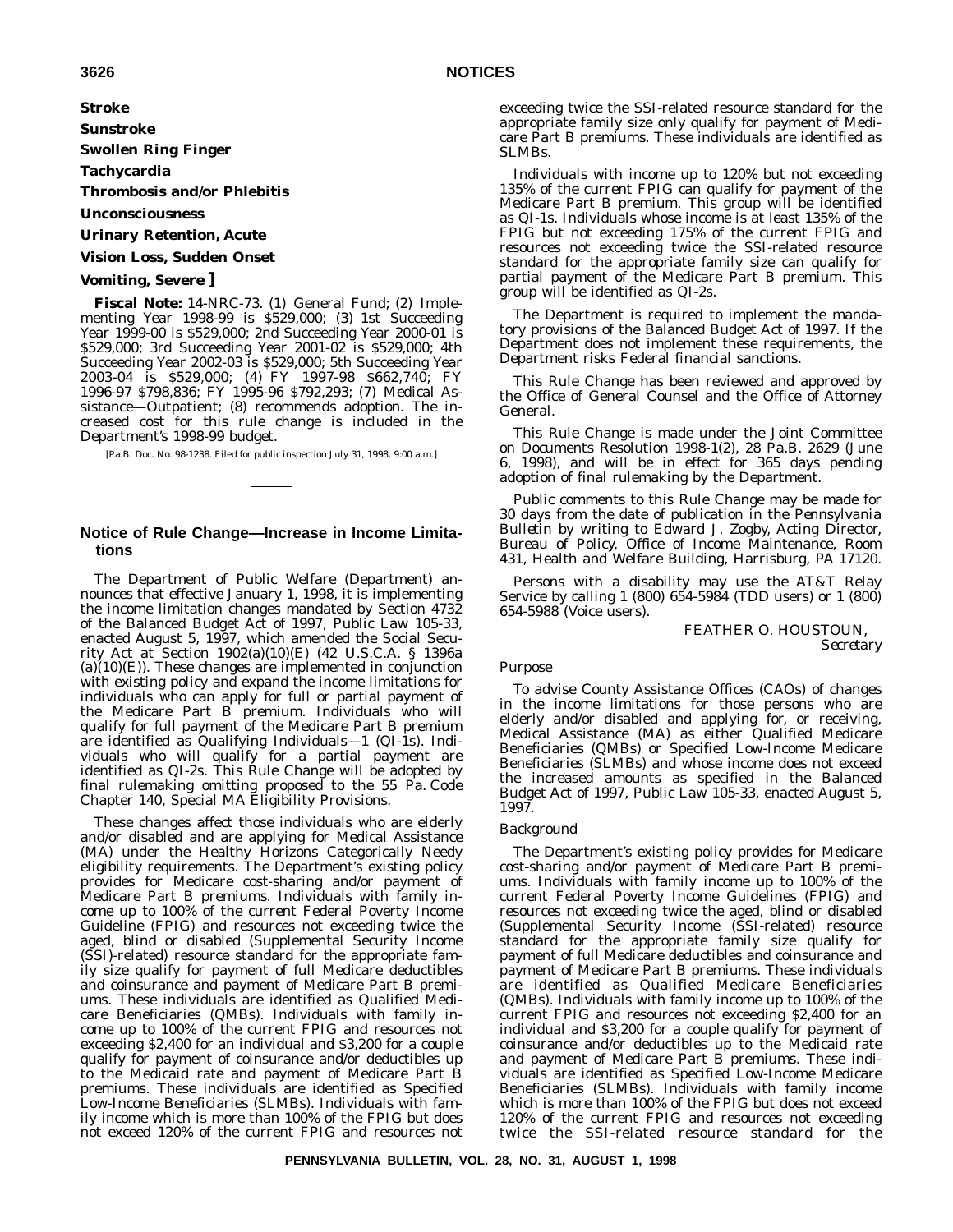**Stroke**

**Sunstroke**

**Swollen Ring Finger**

**Tachycardia**

**Thrombosis and/or Phlebitis**

**Unconsciousness**

**Urinary Retention, Acute**

**Vision Loss, Sudden Onset**

**Vomiting, Severe ]**

**Fiscal Note:** 14-NRC-73. (1) General Fund; (2) Implementing Year 1998-99 is $529,000; (3) 1st Succeeding Year 1999-00 is $529,000; 2nd Succeeding Year 2000-01 is $529,000; 3rd Succeeding Year 2001-02 is $529,000; 4th Succeeding Year 2002-03 is $529,000; 5th Succeeding Year 2003-04 is $529,000; (4) FY 1997-98 $662,740; FY 1996-97 $798,836; FY 1995-96 $792,293; (7) Medical Assistance—Outpatient; (8) recommends adoption. The increased cost for this rule change is included in the Department's 1998-99 budget.

[Pa.B. Doc. No. 98-1238. Filed for public inspection July 31, 1998, 9:00 a.m.]

## Notice of Rule Change—Increase in Income Limitations

The Department of Public Welfare (Department) announces that effective January 1, 1998, it is implementing the income limitation changes mandated by Section 4732 of the Balanced Budget Act of 1997, Public Law 105-33, enacted August 5, 1997, which amended the Social Security Act at Section 1902(a)(10)(E) (42 U.S.C.A. § 1396a (a)(10)(E)). These changes are implemented in conjunction with existing policy and expand the income limitations for individuals who can apply for full or partial payment of the Medicare Part B premium. Individuals who will qualify for full payment of the Medicare Part B premium are identified as Qualifying Individuals—1 (QI-1s). Individuals who will qualify for a partial payment are identified as QI-2s. This Rule Change will be adopted by final rulemaking omitting proposed to the 55 Pa. Code Chapter 140, Special MA Eligibility Provisions.

These changes affect those individuals who are elderly and/or disabled and are applying for Medical Assistance (MA) under the Healthy Horizons Categorically Needy eligibility requirements. The Department's existing policy provides for Medicare cost-sharing and/or payment of Medicare Part B premiums. Individuals with family income up to 100% of the current Federal Poverty Income Guideline (FPIG) and resources not exceeding twice the aged, blind or disabled (Supplemental Security Income (SSI)-related) resource standard for the appropriate family size qualify for payment of full Medicare deductibles and coinsurance and payment of Medicare Part B premiums. These individuals are identified as Qualified Medicare Beneficiaries (QMBs). Individuals with family income up to 100% of the current FPIG and resources not exceeding $2,400 for an individual and $3,200 for a couple qualify for payment of coinsurance and/or deductibles up to the Medicaid rate and payment of Medicare Part B premiums. These individuals are identified as Specified Low-Income Beneficiaries (SLMBs). Individuals with family income which is more than 100% of the FPIG but does not exceed 120% of the current FPIG and resources not exceeding twice the SSI-related resource standard for the appropriate family size only qualify for payment of Medicare Part B premiums. These individuals are identified as SLMBs.

Individuals with income up to 120% but not exceeding 135% of the current FPIG can qualify for payment of the Medicare Part B premium. This group will be identified as QI-1s. Individuals whose income is at least 135% of the FPIG but not exceeding 175% of the current FPIG and resources not exceeding twice the SSI-related resource standard for the appropriate family size can qualify for partial payment of the Medicare Part B premium. This group will be identified as QI-2s.

The Department is required to implement the mandatory provisions of the Balanced Budget Act of 1997. If the Department does not implement these requirements, the Department risks Federal financial sanctions.

This Rule Change has been reviewed and approved by the Office of General Counsel and the Office of Attorney General.

This Rule Change is made under the Joint Committee on Documents Resolution 1998-1(2), 28 Pa.B. 2629 (June 6, 1998), and will be in effect for 365 days pending adoption of final rulemaking by the Department.

Public comments to this Rule Change may be made for 30 days from the date of publication in the *Pennsylvania Bulletin* by writing to Edward J. Zogby, Acting Director, Bureau of Policy, Office of Income Maintenance, Room 431, Health and Welfare Building, Harrisburg, PA 17120.

Persons with a disability may use the AT&T Relay Service by calling 1 (800) 654-5984 (TDD users) or 1 (800) 654-5988 (Voice users).

FEATHER O. HOUSTOUN,
*Secretary*

*Purpose*

To advise County Assistance Offices (CAOs) of changes in the income limitations for those persons who are elderly and/or disabled and applying for, or receiving, Medical Assistance (MA) as either Qualified Medicare Beneficiaries (QMBs) or Specified Low-Income Medicare Beneficiaries (SLMBs) and whose income does not exceed the increased amounts as specified in the Balanced Budget Act of 1997, Public Law 105-33, enacted August 5, 1997.

*Background*

The Department's existing policy provides for Medicare cost-sharing and/or payment of Medicare Part B premiums. Individuals with family income up to 100% of the current Federal Poverty Income Guidelines (FPIG) and resources not exceeding twice the aged, blind or disabled (Supplemental Security Income (SSI-related) resource standard for the appropriate family size qualify for payment of full Medicare deductibles and coinsurance and payment of Medicare Part B premiums. These individuals are identified as Qualified Medicare Beneficiaries (QMBs). Individuals with family income up to 100% of the current FPIG and resources not exceeding $2,400 for an individual and $3,200 for a couple qualify for payment of coinsurance and/or deductibles up to the Medicaid rate and payment of Medicare Part B premiums. These individuals are identified as Specified Low-Income Medicare Beneficiaries (SLMBs). Individuals with family income which is more than 100% of the FPIG but does not exceed 120% of the current FPIG and resources not exceeding twice the SSI-related resource standard for the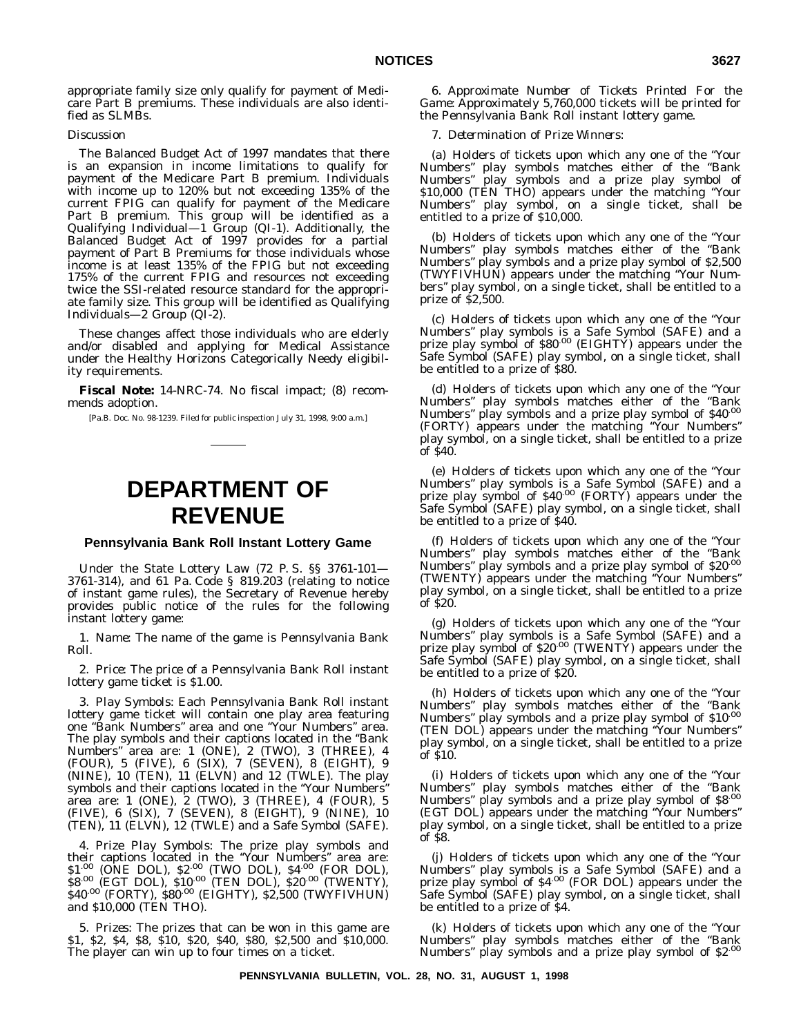appropriate family size only qualify for payment of Medicare Part B premiums. These individuals are also identified as SLMBs.

*Discussion*

The Balanced Budget Act of 1997 mandates that there is an expansion in income limitations to qualify for payment of the Medicare Part B premium. Individuals with income up to 120% but not exceeding 135% of the current FPIG can qualify for payment of the Medicare Part B premium. This group will be identified as a Qualifying Individual—1 Group (QI-1). Additionally, the Balanced Budget Act of 1997 provides for a partial payment of Part B Premiums for those individuals whose income is at least 135% of the FPIG but not exceeding 175% of the current FPIG and resources not exceeding twice the SSI-related resource standard for the appropriate family size. This group will be identified as Qualifying Individuals—2 Group (QI-2).

These changes affect those individuals who are elderly and/or disabled and applying for Medical Assistance under the Healthy Horizons Categorically Needy eligibility requirements.

**Fiscal Note:** 14-NRC-74. No fiscal impact; (8) recommends adoption.

[Pa.B. Doc. No. 98-1239. Filed for public inspection July 31, 1998, 9:00 a.m.]

# DEPARTMENT OF REVENUE

## Pennsylvania Bank Roll Instant Lottery Game

Under the State Lottery Law (72 P. S. §§ 3761-101—3761-314), and 61 Pa. Code § 819.203 (relating to notice of instant game rules), the Secretary of Revenue hereby provides public notice of the rules for the following instant lottery game:

1. *Name*: The name of the game is Pennsylvania Bank Roll.

2. *Price*: The price of a Pennsylvania Bank Roll instant lottery game ticket is $1.00.

3. *Play Symbols*: Each Pennsylvania Bank Roll instant lottery game ticket will contain one play area featuring one "Bank Numbers" area and one "Your Numbers" area. The play symbols and their captions located in the "Bank Numbers" area are: 1 (ONE), 2 (TWO), 3 (THREE), 4 (FOUR), 5 (FIVE), 6 (SIX), 7 (SEVEN), 8 (EIGHT), 9 (NINE), 10 (TEN), 11 (ELVN) and 12 (TWLE). The play symbols and their captions located in the "Your Numbers" area are: 1 (ONE), 2 (TWO), 3 (THREE), 4 (FOUR), 5 (FIVE), 6 (SIX), 7 (SEVEN), 8 (EIGHT), 9 (NINE), 10 (TEN), 11 (ELVN), 12 (TWLE) and a Safe Symbol (SAFE).

4. *Prize Play Symbols*: The prize play symbols and their captions located in the "Your Numbers" area are: $1.00 (ONE DOL), $2.00 (TWO DOL), $4.00 (FOR DOL), $8.00 (EGT DOL), $10.00 (TEN DOL), $20.00 (TWENTY), $40.00 (FORTY), $80.00 (EIGHTY), $2,500 (TWYFIVHUN) and $10,000 (TEN THO).

5. *Prizes*: The prizes that can be won in this game are $1, $2, $4, $8, $10, $20, $40, $80, $2,500 and $10,000. The player can win up to four times on a ticket.

6. *Approximate Number of Tickets Printed For the Game*: Approximately 5,760,000 tickets will be printed for the Pennsylvania Bank Roll instant lottery game.

7. *Determination of Prize Winners*:

(a) Holders of tickets upon which any one of the "Your Numbers" play symbols matches either of the "Bank Numbers" play symbols and a prize play symbol of $10,000 (TEN THO) appears under the matching "Your Numbers" play symbol, on a single ticket, shall be entitled to a prize of $10,000.

(b) Holders of tickets upon which any one of the "Your Numbers" play symbols matches either of the "Bank Numbers" play symbols and a prize play symbol of $2,500 (TWYFIVHUN) appears under the matching "Your Numbers" play symbol, on a single ticket, shall be entitled to a prize of $2,500.

(c) Holders of tickets upon which any one of the "Your Numbers" play symbols is a Safe Symbol (SAFE) and a prize play symbol of $80.00 (EIGHTY) appears under the Safe Symbol (SAFE) play symbol, on a single ticket, shall be entitled to a prize of $80.

(d) Holders of tickets upon which any one of the "Your Numbers" play symbols matches either of the "Bank Numbers" play symbols and a prize play symbol of $40.00 (FORTY) appears under the matching "Your Numbers" play symbol, on a single ticket, shall be entitled to a prize of $40.

(e) Holders of tickets upon which any one of the "Your Numbers" play symbols is a Safe Symbol (SAFE) and a prize play symbol of $40.00 (FORTY) appears under the Safe Symbol (SAFE) play symbol, on a single ticket, shall be entitled to a prize of $40.

(f) Holders of tickets upon which any one of the "Your Numbers" play symbols matches either of the "Bank Numbers" play symbols and a prize play symbol of $20.00 (TWENTY) appears under the matching "Your Numbers" play symbol, on a single ticket, shall be entitled to a prize of $20.

(g) Holders of tickets upon which any one of the "Your Numbers" play symbols is a Safe Symbol (SAFE) and a prize play symbol of $20.00 (TWENTY) appears under the Safe Symbol (SAFE) play symbol, on a single ticket, shall be entitled to a prize of $20.

(h) Holders of tickets upon which any one of the "Your Numbers" play symbols matches either of the "Bank Numbers" play symbols and a prize play symbol of $10.00 (TEN DOL) appears under the matching "Your Numbers" play symbol, on a single ticket, shall be entitled to a prize of $10.

(i) Holders of tickets upon which any one of the "Your Numbers" play symbols matches either of the "Bank Numbers" play symbols and a prize play symbol of $8.00 (EGT DOL) appears under the matching "Your Numbers" play symbol, on a single ticket, shall be entitled to a prize of $8.

(j) Holders of tickets upon which any one of the "Your Numbers" play symbols is a Safe Symbol (SAFE) and a prize play symbol of $4.00 (FOR DOL) appears under the Safe Symbol (SAFE) play symbol, on a single ticket, shall be entitled to a prize of $4.

(k) Holders of tickets upon which any one of the "Your Numbers" play symbols matches either of the "Bank Numbers" play symbols and a prize play symbol of $2.00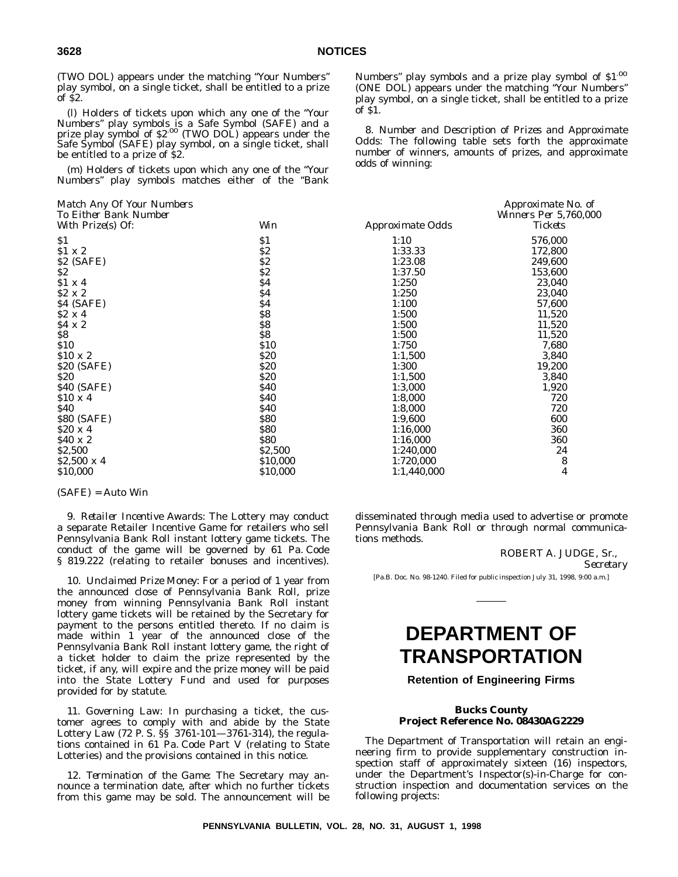(TWO DOL) appears under the matching "Your Numbers" play symbol, on a single ticket, shall be entitled to a prize of $2.

(l) Holders of tickets upon which any one of the "Your Numbers" play symbols is a Safe Symbol (SAFE) and a prize play symbol of $2.00 (TWO DOL) appears under the Safe Symbol (SAFE) play symbol, on a single ticket, shall be entitled to a prize of $2.

(m) Holders of tickets upon which any one of the "Your Numbers" play symbols matches either of the "Bank Numbers" play symbols and a prize play symbol of $1.00 (ONE DOL) appears under the matching "Your Numbers" play symbol, on a single ticket, shall be entitled to a prize of $1.

8. *Number and Description of Prizes and Approximate Odds*: The following table sets forth the approximate number of winners, amounts of prizes, and approximate odds of winning:

| *Match Any Of Your Numbers To Either Bank Number With Prize(s) Of:* | *Win* | *Approximate Odds* | *Approximate No. of Winners Per 5,760,000 Tickets* |
|---|---|---|---|
| $1 | $1 | 1:10 | 576,000 |
| $1 x 2 | $2 | 1:33.33 | 172,800 |
| $2 (SAFE) | $2 | 1:23.08 | 249,600 |
| $2 | $2 | 1:37.50 | 153,600 |
| $1 x 4 | $4 | 1:250 | 23,040 |
| $2 x 2 | $4 | 1:250 | 23,040 |
| $4 (SAFE) | $4 | 1:100 | 57,600 |
| $2 x 4 | $8 | 1:500 | 11,520 |
| $4 x 2 | $8 | 1:500 | 11,520 |
| $8 | $8 | 1:500 | 11,520 |
| $10 | $10 | 1:750 | 7,680 |
| $10 x 2 | $20 | 1:1,500 | 3,840 |
| $20 (SAFE) | $20 | 1:300 | 19,200 |
| $20 | $20 | 1:1,500 | 3,840 |
| $40 (SAFE) | $40 | 1:3,000 | 1,920 |
| $10 x 4 | $40 | 1:8,000 | 720 |
| $40 | $40 | 1:8,000 | 720 |
| $80 (SAFE) | $80 | 1:9,600 | 600 |
| $20 x 4 | $80 | 1:16,000 | 360 |
| $40 x 2 | $80 | 1:16,000 | 360 |
| $2,500 | $2,500 | 1:240,000 | 24 |
| $2,500 x 4 | $10,000 | 1:720,000 | 8 |
| $10,000 | $10,000 | 1:1,440,000 | 4 |

(SAFE) = Auto Win

9. *Retailer Incentive Awards*: The Lottery may conduct a separate Retailer Incentive Game for retailers who sell Pennsylvania Bank Roll instant lottery game tickets. The conduct of the game will be governed by 61 Pa. Code § 819.222 (relating to retailer bonuses and incentives).

10. *Unclaimed Prize Money*: For a period of 1 year from the announced close of Pennsylvania Bank Roll, prize money from winning Pennsylvania Bank Roll instant lottery game tickets will be retained by the Secretary for payment to the persons entitled thereto. If no claim is made within 1 year of the announced close of the Pennsylvania Bank Roll instant lottery game, the right of a ticket holder to claim the prize represented by the ticket, if any, will expire and the prize money will be paid into the State Lottery Fund and used for purposes provided for by statute.

11. *Governing Law*: In purchasing a ticket, the customer agrees to comply with and abide by the State Lottery Law (72 P. S. §§ 3761-101—3761-314), the regulations contained in 61 Pa. Code Part V (relating to State Lotteries) and the provisions contained in this notice.

12. *Termination of the Game*: The Secretary may announce a termination date, after which no further tickets from this game may be sold. The announcement will be disseminated through media used to advertise or promote Pennsylvania Bank Roll or through normal communications methods.

ROBERT A. JUDGE, Sr.,
*Secretary*

[Pa.B. Doc. No. 98-1240. Filed for public inspection July 31, 1998, 9:00 a.m.]

# DEPARTMENT OF TRANSPORTATION

## Retention of Engineering Firms

### Bucks County
### Project Reference No. 08430AG2229

The Department of Transportation will retain an engineering firm to provide supplementary construction inspection staff of approximately sixteen (16) inspectors, under the Department's Inspector(s)-in-Charge for construction inspection and documentation services on the following projects: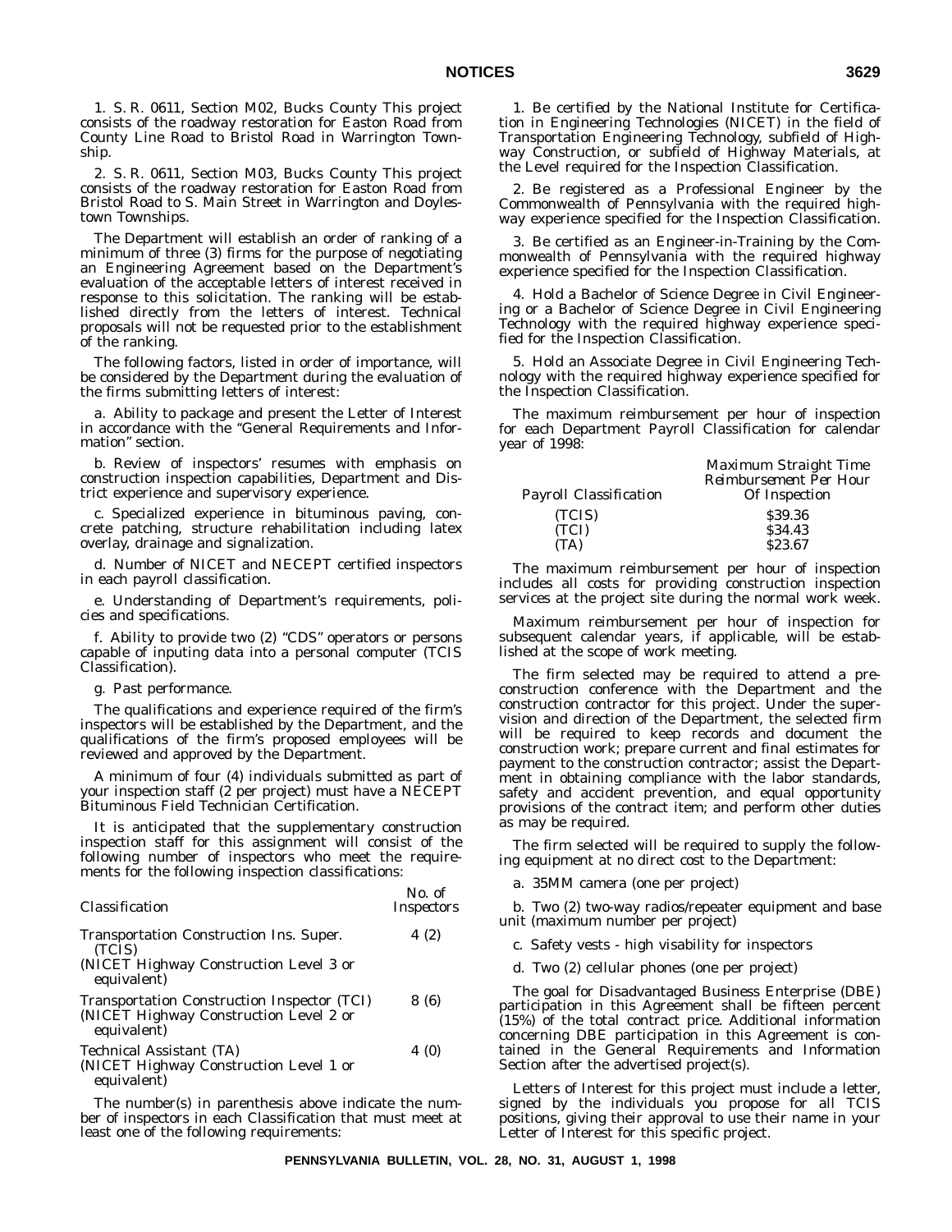1. S. R. 0611, Section M02, Bucks County This project consists of the roadway restoration for Easton Road from County Line Road to Bristol Road in Warrington Township.

2. S. R. 0611, Section M03, Bucks County This project consists of the roadway restoration for Easton Road from Bristol Road to S. Main Street in Warrington and Doylestown Townships.

The Department will establish an order of ranking of a minimum of three (3) firms for the purpose of negotiating an Engineering Agreement based on the Department's evaluation of the acceptable letters of interest received in response to this solicitation. The ranking will be established directly from the letters of interest. Technical proposals will not be requested prior to the establishment of the ranking.

The following factors, listed in order of importance, will be considered by the Department during the evaluation of the firms submitting letters of interest:

a. Ability to package and present the Letter of Interest in accordance with the "General Requirements and Information" section.

b. Review of inspectors' resumes with emphasis on construction inspection capabilities, Department and District experience and supervisory experience.

c. Specialized experience in bituminous paving, concrete patching, structure rehabilitation including latex overlay, drainage and signalization.

d. Number of NICET and NECEPT certified inspectors in each payroll classification.

e. Understanding of Department's requirements, policies and specifications.

f. Ability to provide two (2) "CDS" operators or persons capable of inputing data into a personal computer (TCIS Classification).

g. Past performance.

The qualifications and experience required of the firm's inspectors will be established by the Department, and the qualifications of the firm's proposed employees will be reviewed and approved by the Department.

A minimum of four (4) individuals submitted as part of your inspection staff (2 per project) must have a NECEPT Bituminous Field Technician Certification.

It is anticipated that the supplementary construction inspection staff for this assignment will consist of the following number of inspectors who meet the requirements for the following inspection classifications:

| Classification | No. of Inspectors |
|---|---|
| Transportation Construction Ins. Super. (TCIS) (NICET Highway Construction Level 3 or equivalent) | 4 (2) |
| Transportation Construction Inspector (TCI) (NICET Highway Construction Level 2 or equivalent) | 8 (6) |
| Technical Assistant (TA) (NICET Highway Construction Level 1 or equivalent) | 4 (0) |

The number(s) in parenthesis above indicate the number of inspectors in each Classification that must meet at least one of the following requirements:

1. Be certified by the National Institute for Certification in Engineering Technologies (NICET) in the field of Transportation Engineering Technology, subfield of Highway Construction, or subfield of Highway Materials, at the Level required for the Inspection Classification.

2. Be registered as a Professional Engineer by the Commonwealth of Pennsylvania with the required highway experience specified for the Inspection Classification.

3. Be certified as an Engineer-in-Training by the Commonwealth of Pennsylvania with the required highway experience specified for the Inspection Classification.

4. Hold a Bachelor of Science Degree in Civil Engineering or a Bachelor of Science Degree in Civil Engineering Technology with the required highway experience specified for the Inspection Classification.

5. Hold an Associate Degree in Civil Engineering Technology with the required highway experience specified for the Inspection Classification.

The maximum reimbursement per hour of inspection for each Department Payroll Classification for calendar year of 1998:

| *Payroll Classification* | *Maximum Straight Time Reimbursement Per Hour Of Inspection* |
|---|---|
| (TCIS) | $39.36 |
| (TCI) | $34.43 |
| (TA) | $23.67 |

The maximum reimbursement per hour of inspection includes all costs for providing construction inspection services at the project site during the normal work week.

Maximum reimbursement per hour of inspection for subsequent calendar years, if applicable, will be established at the scope of work meeting.

The firm selected may be required to attend a preconstruction conference with the Department and the construction contractor for this project. Under the supervision and direction of the Department, the selected firm will be required to keep records and document the construction work; prepare current and final estimates for payment to the construction contractor; assist the Department in obtaining compliance with the labor standards, safety and accident prevention, and equal opportunity provisions of the contract item; and perform other duties as may be required.

The firm selected will be required to supply the following equipment at no direct cost to the Department:

a. 35MM camera (one per project)

b. Two (2) two-way radios/repeater equipment and base unit (maximum number per project)

c. Safety vests - high visability for inspectors

d. Two (2) cellular phones (one per project)

The goal for Disadvantaged Business Enterprise (DBE) participation in this Agreement shall be fifteen percent (15%) of the total contract price. Additional information concerning DBE participation in this Agreement is contained in the General Requirements and Information Section after the advertised project(s).

Letters of Interest for this project must include a letter, signed by the individuals you propose for all TCIS positions, giving their approval to use their name in your Letter of Interest for this specific project.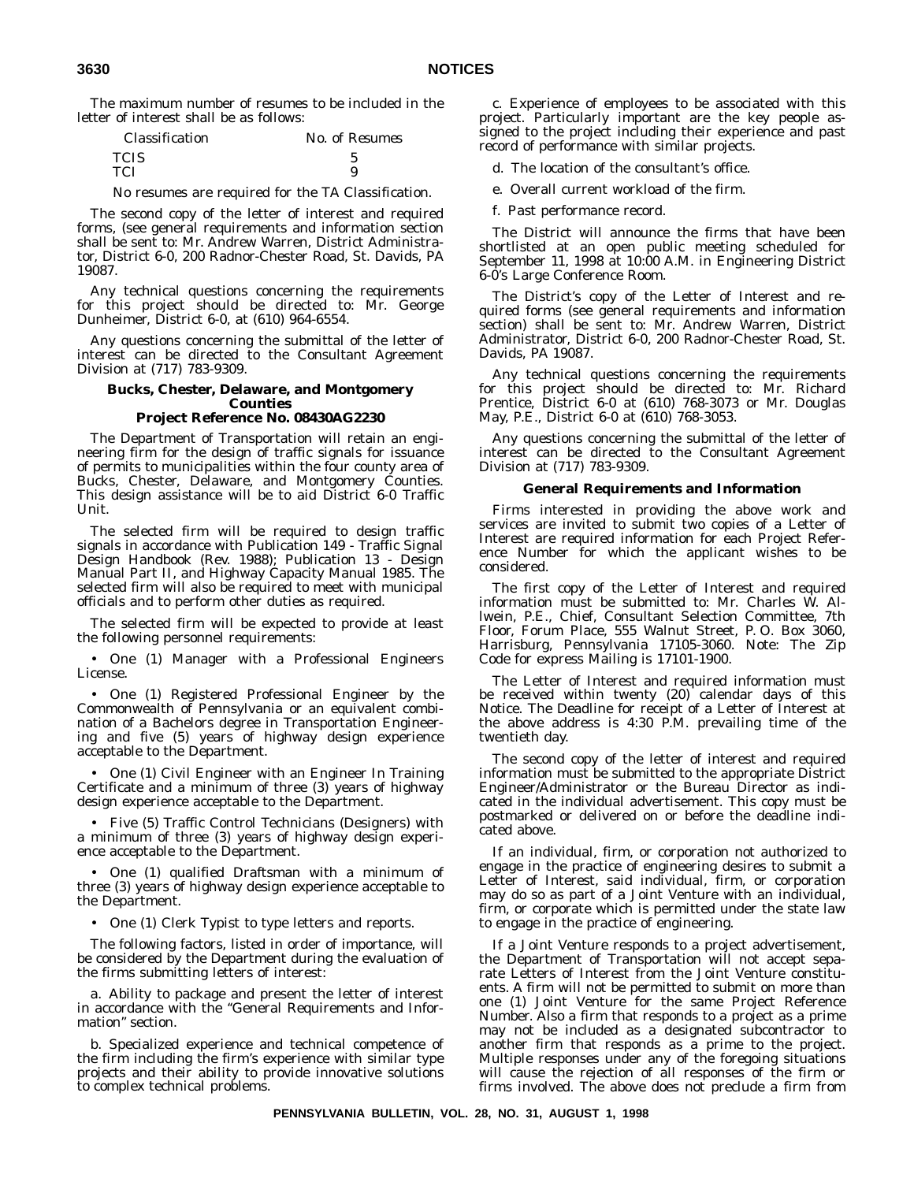The maximum number of resumes to be included in the letter of interest shall be as follows:

| Classification | No. of Resumes |
|---|---|
| TCIS | 5 |
| TCI | 9 |

No resumes are required for the TA Classification.

The second copy of the letter of interest and required forms, (see general requirements and information section shall be sent to: Mr. Andrew Warren, District Administrator, District 6-0, 200 Radnor-Chester Road, St. Davids, PA 19087.

Any technical questions concerning the requirements for this project should be directed to: Mr. George Dunheimer, District 6-0, at (610) 964-6554.

Any questions concerning the submittal of the letter of interest can be directed to the Consultant Agreement Division at (717) 783-9309.

**Bucks, Chester, Delaware, and Montgomery Counties**
**Project Reference No. 08430AG2230**

The Department of Transportation will retain an engineering firm for the design of traffic signals for issuance of permits to municipalities within the four county area of Bucks, Chester, Delaware, and Montgomery Counties. This design assistance will be to aid District 6-0 Traffic Unit.

The selected firm will be required to design traffic signals in accordance with Publication 149 - Traffic Signal Design Handbook (Rev. 1988); Publication 13 - Design Manual Part II, and Highway Capacity Manual 1985. The selected firm will also be required to meet with municipal officials and to perform other duties as required.

The selected firm will be expected to provide at least the following personnel requirements:

• One (1) Manager with a Professional Engineers License.

• One (1) Registered Professional Engineer by the Commonwealth of Pennsylvania or an equivalent combination of a Bachelors degree in Transportation Engineering and five (5) years of highway design experience acceptable to the Department.

• One (1) Civil Engineer with an Engineer In Training Certificate and a minimum of three (3) years of highway design experience acceptable to the Department.

• Five (5) Traffic Control Technicians (Designers) with a minimum of three (3) years of highway design experience acceptable to the Department.

• One (1) qualified Draftsman with a minimum of three (3) years of highway design experience acceptable to the Department.

• One (1) Clerk Typist to type letters and reports.

The following factors, listed in order of importance, will be considered by the Department during the evaluation of the firms submitting letters of interest:

a. Ability to package and present the letter of interest in accordance with the "General Requirements and Information" section.

b. Specialized experience and technical competence of the firm including the firm's experience with similar type projects and their ability to provide innovative solutions to complex technical problems.

c. Experience of employees to be associated with this project. Particularly important are the key people assigned to the project including their experience and past record of performance with similar projects.

d. The location of the consultant's office.

e. Overall current workload of the firm.

f. Past performance record.

The District will announce the firms that have been shortlisted at an open public meeting scheduled for September 11, 1998 at 10:00 A.M. in Engineering District 6-0's Large Conference Room.

The District's copy of the Letter of Interest and required forms (see general requirements and information section) shall be sent to: Mr. Andrew Warren, District Administrator, District 6-0, 200 Radnor-Chester Road, St. Davids, PA 19087.

Any technical questions concerning the requirements for this project should be directed to: Mr. Richard Prentice, District 6-0 at (610) 768-3073 or Mr. Douglas May, P.E., District 6-0 at (610) 768-3053.

Any questions concerning the submittal of the letter of interest can be directed to the Consultant Agreement Division at (717) 783-9309.

**General Requirements and Information**

Firms interested in providing the above work and services are invited to submit two copies of a Letter of Interest are required information for each Project Reference Number for which the applicant wishes to be considered.

The first copy of the Letter of Interest and required information must be submitted to: Mr. Charles W. Allwein, P.E., Chief, Consultant Selection Committee, 7th Floor, Forum Place, 555 Walnut Street, P. O. Box 3060, Harrisburg, Pennsylvania 17105-3060. Note: The Zip Code for express Mailing is 17101-1900.

The Letter of Interest and required information must be received within twenty (20) calendar days of this Notice. The Deadline for receipt of a Letter of Interest at the above address is 4:30 P.M. prevailing time of the twentieth day.

The second copy of the letter of interest and required information must be submitted to the appropriate District Engineer/Administrator or the Bureau Director as indicated in the individual advertisement. This copy must be postmarked or delivered on or before the deadline indicated above.

If an individual, firm, or corporation not authorized to engage in the practice of engineering desires to submit a Letter of Interest, said individual, firm, or corporation may do so as part of a Joint Venture with an individual, firm, or corporate which is permitted under the state law to engage in the practice of engineering.

If a Joint Venture responds to a project advertisement, the Department of Transportation will not accept separate Letters of Interest from the Joint Venture constituents. A firm will not be permitted to submit on more than one (1) Joint Venture for the same Project Reference Number. Also a firm that responds to a project as a prime may not be included as a designated subcontractor to another firm that responds as a prime to the project. Multiple responses under any of the foregoing situations will cause the rejection of all responses of the firm or firms involved. The above does not preclude a firm from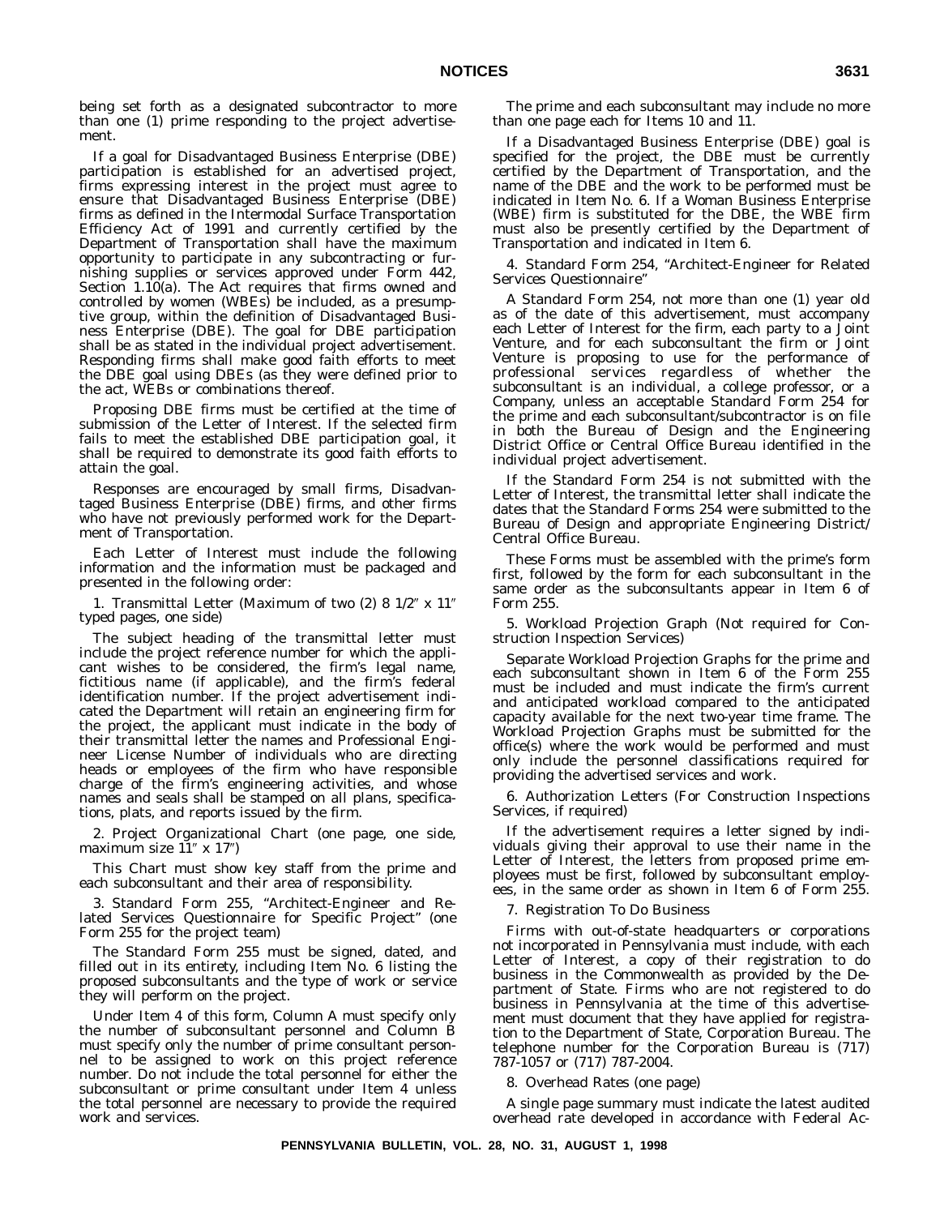being set forth as a designated subcontractor to more than one (1) prime responding to the project advertisement.

If a goal for Disadvantaged Business Enterprise (DBE) participation is established for an advertised project, firms expressing interest in the project must agree to ensure that Disadvantaged Business Enterprise (DBE) firms as defined in the Intermodal Surface Transportation Efficiency Act of 1991 and currently certified by the Department of Transportation shall have the maximum opportunity to participate in any subcontracting or furnishing supplies or services approved under Form 442, Section 1.10(a). The Act requires that firms owned and controlled by women (WBEs) be included, as a presumptive group, within the definition of Disadvantaged Business Enterprise (DBE). The goal for DBE participation shall be as stated in the individual project advertisement. Responding firms shall make good faith efforts to meet the DBE goal using DBEs (as they were defined prior to the act, WEBs or combinations thereof.

Proposing DBE firms must be certified at the time of submission of the Letter of Interest. If the selected firm fails to meet the established DBE participation goal, it shall be required to demonstrate its good faith efforts to attain the goal.

Responses are encouraged by small firms, Disadvantaged Business Enterprise (DBE) firms, and other firms who have not previously performed work for the Department of Transportation.

Each Letter of Interest must include the following information and the information must be packaged and presented in the following order:

1. Transmittal Letter (Maximum of two (2) 8 1/2″ x 11″ typed pages, one side)

The subject heading of the transmittal letter must include the project reference number for which the applicant wishes to be considered, the firm's legal name, fictitious name (if applicable), and the firm's federal identification number. If the project advertisement indicated the Department will retain an engineering firm for the project, the applicant must indicate in the body of their transmittal letter the names and Professional Engineer License Number of individuals who are directing heads or employees of the firm who have responsible charge of the firm's engineering activities, and whose names and seals shall be stamped on all plans, specifications, plats, and reports issued by the firm.

2. Project Organizational Chart (one page, one side, maximum size 11″ x 17″)

This Chart must show key staff from the prime and each subconsultant and their area of responsibility.

3. Standard Form 255, "Architect-Engineer and Related Services Questionnaire for Specific Project" (one Form 255 for the project team)

The Standard Form 255 must be signed, dated, and filled out in its entirety, including Item No. 6 listing the proposed subconsultants and the type of work or service they will perform on the project.

Under Item 4 of this form, Column A must specify only the number of subconsultant personnel and Column B must specify only the number of prime consultant personnel to be assigned to work on this project reference number. Do not include the total personnel for either the subconsultant or prime consultant under Item 4 unless the total personnel are necessary to provide the required work and services.

The prime and each subconsultant may include no more than one page each for Items 10 and 11.

If a Disadvantaged Business Enterprise (DBE) goal is specified for the project, the DBE must be currently certified by the Department of Transportation, and the name of the DBE and the work to be performed must be indicated in Item No. 6. If a Woman Business Enterprise (WBE) firm is substituted for the DBE, the WBE firm must also be presently certified by the Department of Transportation and indicated in Item 6.

4. Standard Form 254, "Architect-Engineer for Related Services Questionnaire"

A Standard Form 254, not more than one (1) year old as of the date of this advertisement, must accompany each Letter of Interest for the firm, each party to a Joint Venture, and for each subconsultant the firm or Joint Venture is proposing to use for the performance of professional services regardless of whether the subconsultant is an individual, a college professor, or a Company, unless an acceptable Standard Form 254 for the prime and each subconsultant/subcontractor is on file in both the Bureau of Design and the Engineering District Office or Central Office Bureau identified in the individual project advertisement.

If the Standard Form 254 is not submitted with the Letter of Interest, the transmittal letter shall indicate the dates that the Standard Forms 254 were submitted to the Bureau of Design and appropriate Engineering District/Central Office Bureau.

These Forms must be assembled with the prime's form first, followed by the form for each subconsultant in the same order as the subconsultants appear in Item 6 of Form 255.

5. Workload Projection Graph (Not required for Construction Inspection Services)

Separate Workload Projection Graphs for the prime and each subconsultant shown in Item 6 of the Form 255 must be included and must indicate the firm's current and anticipated workload compared to the anticipated capacity available for the next two-year time frame. The Workload Projection Graphs must be submitted for the office(s) where the work would be performed and must only include the personnel classifications required for providing the advertised services and work.

6. Authorization Letters (For Construction Inspections Services, if required)

If the advertisement requires a letter signed by individuals giving their approval to use their name in the Letter of Interest, the letters from proposed prime employees must be first, followed by subconsultant employees, in the same order as shown in Item 6 of Form 255.

7. Registration To Do Business

Firms with out-of-state headquarters or corporations not incorporated in Pennsylvania must include, with each Letter of Interest, a copy of their registration to do business in the Commonwealth as provided by the Department of State. Firms who are not registered to do business in Pennsylvania at the time of this advertisement must document that they have applied for registration to the Department of State, Corporation Bureau. The telephone number for the Corporation Bureau is (717) 787-1057 or (717) 787-2004.

8. Overhead Rates (one page)

A single page summary must indicate the latest audited overhead rate developed in accordance with Federal Ac-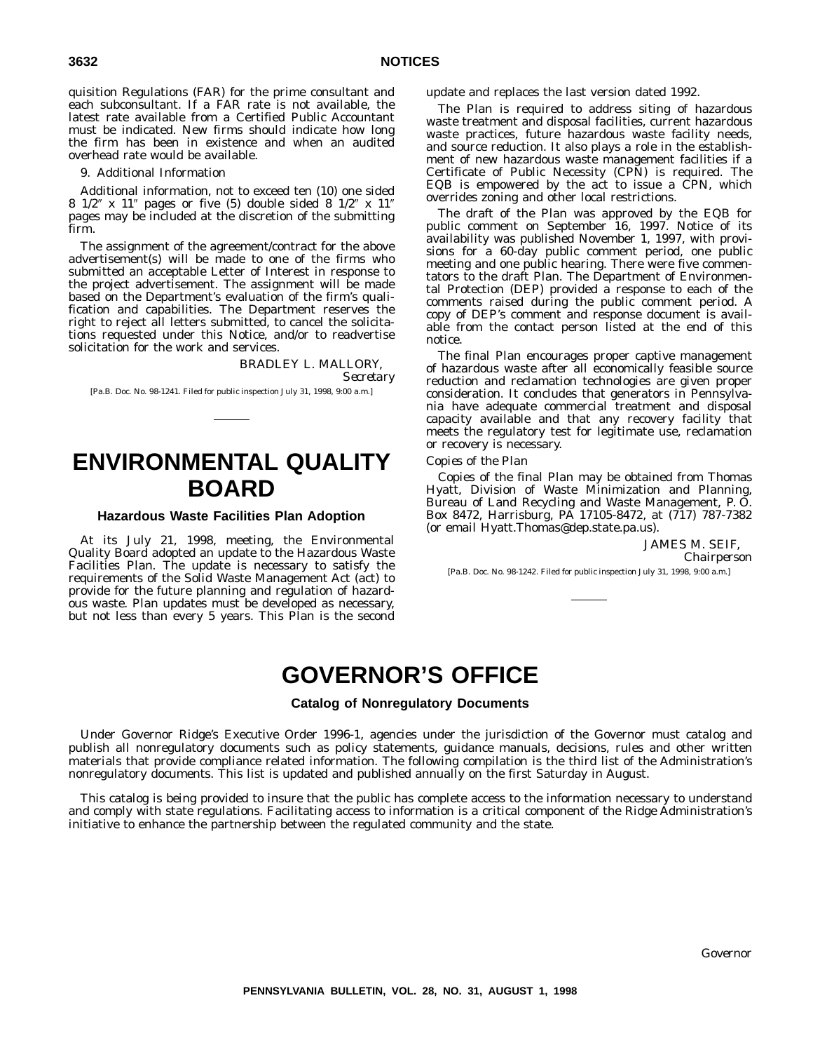quisition Regulations (FAR) for the prime consultant and each subconsultant. If a FAR rate is not available, the latest rate available from a Certified Public Accountant must be indicated. New firms should indicate how long the firm has been in existence and when an audited overhead rate would be available.

9. Additional Information

Additional information, not to exceed ten (10) one sided 8 1/2″ x 11″ pages or five (5) double sided 8 1/2″ x 11″ pages may be included at the discretion of the submitting firm.

The assignment of the agreement/contract for the above advertisement(s) will be made to one of the firms who submitted an acceptable Letter of Interest in response to the project advertisement. The assignment will be made based on the Department's evaluation of the firm's qualification and capabilities. The Department reserves the right to reject all letters submitted, to cancel the solicitations requested under this Notice, and/or to readvertise solicitation for the work and services.

BRADLEY L. MALLORY,
*Secretary*

[Pa.B. Doc. No. 98-1241. Filed for public inspection July 31, 1998, 9:00 a.m.]

# ENVIRONMENTAL QUALITY BOARD

### Hazardous Waste Facilities Plan Adoption

At its July 21, 1998, meeting, the Environmental Quality Board adopted an update to the Hazardous Waste Facilities Plan. The update is necessary to satisfy the requirements of the Solid Waste Management Act (act) to provide for the future planning and regulation of hazardous waste. Plan updates must be developed as necessary, but not less than every 5 years. This Plan is the second update and replaces the last version dated 1992.

The Plan is required to address siting of hazardous waste treatment and disposal facilities, current hazardous waste practices, future hazardous waste facility needs, and source reduction. It also plays a role in the establishment of new hazardous waste management facilities if a Certificate of Public Necessity (CPN) is required. The EQB is empowered by the act to issue a CPN, which overrides zoning and other local restrictions.

The draft of the Plan was approved by the EQB for public comment on September 16, 1997. Notice of its availability was published November 1, 1997, with provisions for a 60-day public comment period, one public meeting and one public hearing. There were five commentators to the draft Plan. The Department of Environmental Protection (DEP) provided a response to each of the comments raised during the public comment period. A copy of DEP's comment and response document is available from the contact person listed at the end of this notice.

The final Plan encourages proper captive management of hazardous waste after all economically feasible source reduction and reclamation technologies are given proper consideration. It concludes that generators in Pennsylvania have adequate commercial treatment and disposal capacity available and that any recovery facility that meets the regulatory test for legitimate use, reclamation or recovery is necessary.

*Copies of the Plan*

Copies of the final Plan may be obtained from Thomas Hyatt, Division of Waste Minimization and Planning, Bureau of Land Recycling and Waste Management, P. O. Box 8472, Harrisburg, PA 17105-8472, at (717) 787-7382 (or email Hyatt.Thomas@dep.state.pa.us).

JAMES M. SEIF,
*Chairperson*

[Pa.B. Doc. No. 98-1242. Filed for public inspection July 31, 1998, 9:00 a.m.]

# GOVERNOR'S OFFICE

### Catalog of Nonregulatory Documents

Under Governor Ridge's Executive Order 1996-1, agencies under the jurisdiction of the Governor must catalog and publish all nonregulatory documents such as policy statements, guidance manuals, decisions, rules and other written materials that provide compliance related information. The following compilation is the third list of the Administration's nonregulatory documents. This list is updated and published annually on the first Saturday in August.

This catalog is being provided to insure that the public has complete access to the information necessary to understand and comply with state regulations. Facilitating access to information is a critical component of the Ridge Administration's initiative to enhance the partnership between the regulated community and the state.

*Governor*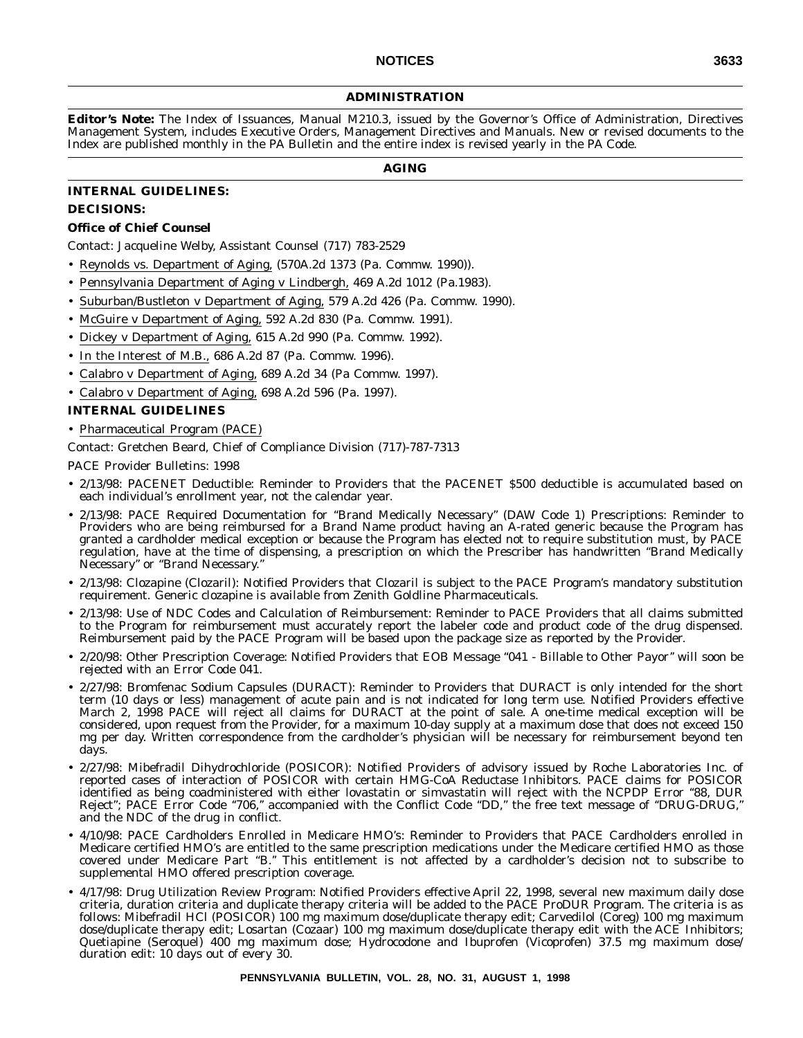## ADMINISTRATION

**Editor's Note:** The Index of Issuances, Manual M210.3, issued by the Governor's Office of Administration, Directives Management System, includes Executive Orders, Management Directives and Manuals. New or revised documents to the Index are published monthly in the PA Bulletin and the entire index is revised yearly in the PA Code.

## AGING

**INTERNAL GUIDELINES:**

**DECISIONS:**

**Office of Chief Counsel**

Contact: Jacqueline Welby, Assistant Counsel (717) 783-2529

- Reynolds vs. Department of Aging, (570A.2d 1373 (Pa. Commw. 1990)).
- Pennsylvania Department of Aging v Lindbergh, 469 A.2d 1012 (Pa.1983).
- Suburban/Bustleton v Department of Aging, 579 A.2d 426 (Pa. Commw. 1990).
- McGuire v Department of Aging, 592 A.2d 830 (Pa. Commw. 1991).
- Dickey v Department of Aging, 615 A.2d 990 (Pa. Commw. 1992).
- In the Interest of M.B., 686 A.2d 87 (Pa. Commw. 1996).
- Calabro v Department of Aging, 689 A.2d 34 (Pa Commw. 1997).
- Calabro v Department of Aging, 698 A.2d 596 (Pa. 1997).

**INTERNAL GUIDELINES**

- Pharmaceutical Program (PACE)

Contact: Gretchen Beard, Chief of Compliance Division (717)-787-7313

PACE Provider Bulletins: 1998

- 2/13/98: PACENET Deductible: Reminder to Providers that the PACENET $500 deductible is accumulated based on each individual's enrollment year, not the calendar year.
- 2/13/98: PACE Required Documentation for "Brand Medically Necessary" (DAW Code 1) Prescriptions: Reminder to Providers who are being reimbursed for a Brand Name product having an A-rated generic because the Program has granted a cardholder medical exception or because the Program has elected not to require substitution must, by PACE regulation, have at the time of dispensing, a prescription on which the Prescriber has handwritten "Brand Medically Necessary" or "Brand Necessary."
- 2/13/98: Clozapine (Clozaril): Notified Providers that Clozaril is subject to the PACE Program's mandatory substitution requirement. Generic clozapine is available from Zenith Goldline Pharmaceuticals.
- 2/13/98: Use of NDC Codes and Calculation of Reimbursement: Reminder to PACE Providers that all claims submitted to the Program for reimbursement must accurately report the labeler code and product code of the drug dispensed. Reimbursement paid by the PACE Program will be based upon the package size as reported by the Provider.
- 2/20/98: Other Prescription Coverage: Notified Providers that EOB Message "041 - Billable to Other Payor" will soon be rejected with an Error Code 041.
- 2/27/98: Bromfenac Sodium Capsules (DURACT): Reminder to Providers that DURACT is only intended for the short term (10 days or less) management of acute pain and is not indicated for long term use. Notified Providers effective March 2, 1998 PACE will reject all claims for DURACT at the point of sale. A one-time medical exception will be considered, upon request from the Provider, for a maximum 10-day supply at a maximum dose that does not exceed 150 mg per day. Written correspondence from the cardholder's physician will be necessary for reimbursement beyond ten days.
- 2/27/98: Mibefradil Dihydrochloride (POSICOR): Notified Providers of advisory issued by Roche Laboratories Inc. of reported cases of interaction of POSICOR with certain HMG-CoA Reductase Inhibitors. PACE claims for POSICOR identified as being coadministered with either lovastatin or simvastatin will reject with the NCPDP Error "88, DUR Reject"; PACE Error Code "706," accompanied with the Conflict Code "DD," the free text message of "DRUG-DRUG," and the NDC of the drug in conflict.
- 4/10/98: PACE Cardholders Enrolled in Medicare HMO's: Reminder to Providers that PACE Cardholders enrolled in Medicare certified HMO's are entitled to the same prescription medications under the Medicare certified HMO as those covered under Medicare Part "B." This entitlement is not affected by a cardholder's decision not to subscribe to supplemental HMO offered prescription coverage.
- 4/17/98: Drug Utilization Review Program: Notified Providers effective April 22, 1998, several new maximum daily dose criteria, duration criteria and duplicate therapy criteria will be added to the PACE ProDUR Program. The criteria is as follows: Mibefradil HCl (POSICOR) 100 mg maximum dose/duplicate therapy edit; Carvedilol (Coreg) 100 mg maximum dose/duplicate therapy edit; Losartan (Cozaar) 100 mg maximum dose/duplicate therapy edit with the ACE Inhibitors; Quetiapine (Seroquel) 400 mg maximum dose; Hydrocodone and Ibuprofen (Vicoprofen) 37.5 mg maximum dose/duration edit: 10 days out of every 30.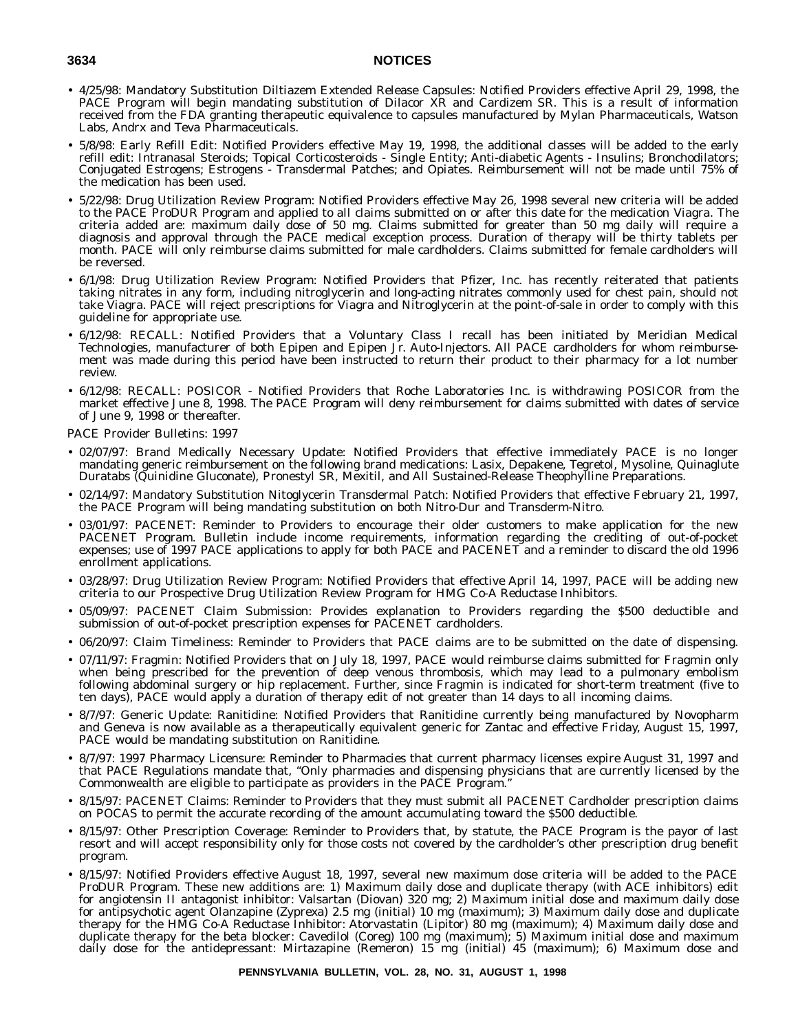- 4/25/98: Mandatory Substitution Diltiazem Extended Release Capsules: Notified Providers effective April 29, 1998, the PACE Program will begin mandating substitution of Dilacor XR and Cardizem SR. This is a result of information received from the FDA granting therapeutic equivalence to capsules manufactured by Mylan Pharmaceuticals, Watson Labs, Andrx and Teva Pharmaceuticals.
- 5/8/98: Early Refill Edit: Notified Providers effective May 19, 1998, the additional classes will be added to the early refill edit: Intranasal Steroids; Topical Corticosteroids - Single Entity; Anti-diabetic Agents - Insulins; Bronchodilators; Conjugated Estrogens; Estrogens - Transdermal Patches; and Opiates. Reimbursement will not be made until 75% of the medication has been used.
- 5/22/98: Drug Utilization Review Program: Notified Providers effective May 26, 1998 several new criteria will be added to the PACE ProDUR Program and applied to all claims submitted on or after this date for the medication Viagra. The criteria added are: maximum daily dose of 50 mg. Claims submitted for greater than 50 mg daily will require a diagnosis and approval through the PACE medical exception process. Duration of therapy will be thirty tablets per month. PACE will only reimburse claims submitted for male cardholders. Claims submitted for female cardholders will be reversed.
- 6/1/98: Drug Utilization Review Program: Notified Providers that Pfizer, Inc. has recently reiterated that patients taking nitrates in any form, including nitroglycerin and long-acting nitrates commonly used for chest pain, should not take Viagra. PACE will reject prescriptions for Viagra and Nitroglycerin at the point-of-sale in order to comply with this guideline for appropriate use.
- 6/12/98: RECALL: Notified Providers that a Voluntary Class I recall has been initiated by Meridian Medical Technologies, manufacturer of both Epipen and Epipen Jr. Auto-Injectors. All PACE cardholders for whom reimbursement was made during this period have been instructed to return their product to their pharmacy for a lot number review.
- 6/12/98: RECALL: POSICOR - Notified Providers that Roche Laboratories Inc. is withdrawing POSICOR from the market effective June 8, 1998. The PACE Program will deny reimbursement for claims submitted with dates of service of June 9, 1998 or thereafter.

PACE Provider Bulletins: 1997

- 02/07/97: Brand Medically Necessary Update: Notified Providers that effective immediately PACE is no longer mandating generic reimbursement on the following brand medications: Lasix, Depakene, Tegretol, Mysoline, Quinaglute Duratabs (Quinidine Gluconate), Pronestyl SR, Mexitil, and All Sustained-Release Theophylline Preparations.
- 02/14/97: Mandatory Substitution Nitoglycerin Transdermal Patch: Notified Providers that effective February 21, 1997, the PACE Program will being mandating substitution on both Nitro-Dur and Transderm-Nitro.
- 03/01/97: PACENET: Reminder to Providers to encourage their older customers to make application for the new PACENET Program. Bulletin include income requirements, information regarding the crediting of out-of-pocket expenses; use of 1997 PACE applications to apply for both PACE and PACENET and a reminder to discard the old 1996 enrollment applications.
- 03/28/97: Drug Utilization Review Program: Notified Providers that effective April 14, 1997, PACE will be adding new criteria to our Prospective Drug Utilization Review Program for HMG Co-A Reductase Inhibitors.
- 05/09/97: PACENET Claim Submission: Provides explanation to Providers regarding the $500 deductible and submission of out-of-pocket prescription expenses for PACENET cardholders.
- 06/20/97: Claim Timeliness: Reminder to Providers that PACE claims are to be submitted on the date of dispensing.
- 07/11/97: Fragmin: Notified Providers that on July 18, 1997, PACE would reimburse claims submitted for Fragmin only when being prescribed for the prevention of deep venous thrombosis, which may lead to a pulmonary embolism following abdominal surgery or hip replacement. Further, since Fragmin is indicated for short-term treatment (five to ten days), PACE would apply a duration of therapy edit of not greater than 14 days to all incoming claims.
- 8/7/97: Generic Update: Ranitidine: Notified Providers that Ranitidine currently being manufactured by Novopharm and Geneva is now available as a therapeutically equivalent generic for Zantac and effective Friday, August 15, 1997, PACE would be mandating substitution on Ranitidine.
- 8/7/97: 1997 Pharmacy Licensure: Reminder to Pharmacies that current pharmacy licenses expire August 31, 1997 and that PACE Regulations mandate that, "Only pharmacies and dispensing physicians that are currently licensed by the Commonwealth are eligible to participate as providers in the PACE Program."
- 8/15/97: PACENET Claims: Reminder to Providers that they must submit all PACENET Cardholder prescription claims on POCAS to permit the accurate recording of the amount accumulating toward the $500 deductible.
- 8/15/97: Other Prescription Coverage: Reminder to Providers that, by statute, the PACE Program is the payor of last resort and will accept responsibility only for those costs not covered by the cardholder's other prescription drug benefit program.
- 8/15/97: Notified Providers effective August 18, 1997, several new maximum dose criteria will be added to the PACE ProDUR Program. These new additions are: 1) Maximum daily dose and duplicate therapy (with ACE inhibitors) edit for angiotensin II antagonist inhibitor: Valsartan (Diovan) 320 mg; 2) Maximum initial dose and maximum daily dose for antipsychotic agent Olanzapine (Zyprexa) 2.5 mg (initial) 10 mg (maximum); 3) Maximum daily dose and duplicate therapy for the HMG Co-A Reductase Inhibitor: Atorvastatin (Lipitor) 80 mg (maximum); 4) Maximum daily dose and duplicate therapy for the beta blocker: Cavedilol (Coreg) 100 mg (maximum); 5) Maximum initial dose and maximum daily dose for the antidepressant: Mirtazapine (Remeron) 15 mg (initial) 45 (maximum); 6) Maximum dose and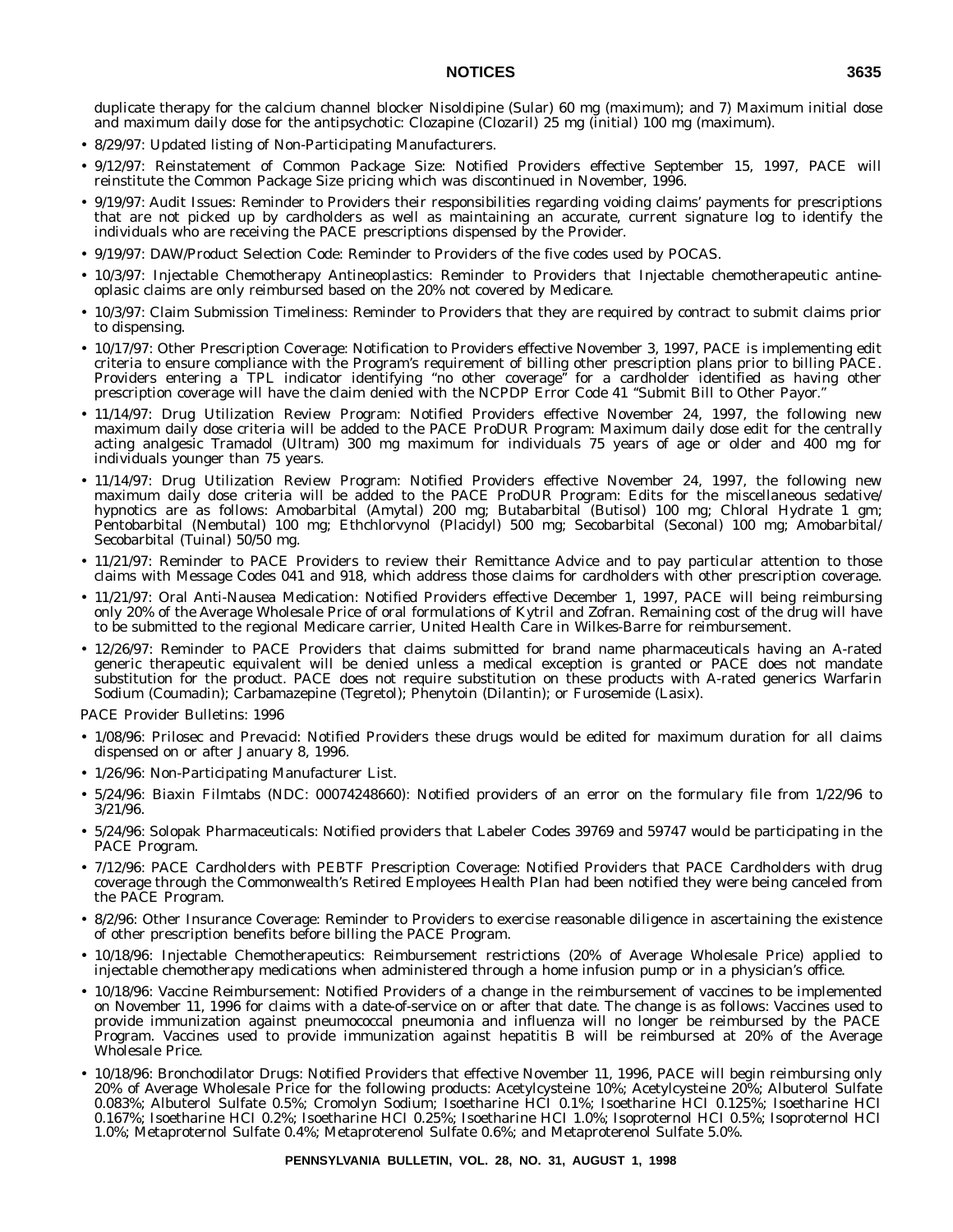duplicate therapy for the calcium channel blocker Nisoldipine (Sular) 60 mg (maximum); and 7) Maximum initial dose and maximum daily dose for the antipsychotic: Clozapine (Clozaril) 25 mg (initial) 100 mg (maximum).

- 8/29/97: Updated listing of Non-Participating Manufacturers.
- 9/12/97: Reinstatement of Common Package Size: Notified Providers effective September 15, 1997, PACE will reinstitute the Common Package Size pricing which was discontinued in November, 1996.
- 9/19/97: Audit Issues: Reminder to Providers their responsibilities regarding voiding claims' payments for prescriptions that are not picked up by cardholders as well as maintaining an accurate, current signature log to identify the individuals who are receiving the PACE prescriptions dispensed by the Provider.
- 9/19/97: DAW/Product Selection Code: Reminder to Providers of the five codes used by POCAS.
- 10/3/97: Injectable Chemotherapy Antineoplastics: Reminder to Providers that Injectable chemotherapeutic antineoplasic claims are only reimbursed based on the 20% not covered by Medicare.
- 10/3/97: Claim Submission Timeliness: Reminder to Providers that they are required by contract to submit claims prior to dispensing.
- 10/17/97: Other Prescription Coverage: Notification to Providers effective November 3, 1997, PACE is implementing edit criteria to ensure compliance with the Program's requirement of billing other prescription plans prior to billing PACE. Providers entering a TPL indicator identifying "no other coverage" for a cardholder identified as having other prescription coverage will have the claim denied with the NCPDP Error Code 41 "Submit Bill to Other Payor."
- 11/14/97: Drug Utilization Review Program: Notified Providers effective November 24, 1997, the following new maximum daily dose criteria will be added to the PACE ProDUR Program: Maximum daily dose edit for the centrally acting analgesic Tramadol (Ultram) 300 mg maximum for individuals 75 years of age or older and 400 mg for individuals younger than 75 years.
- 11/14/97: Drug Utilization Review Program: Notified Providers effective November 24, 1997, the following new maximum daily dose criteria will be added to the PACE ProDUR Program: Edits for the miscellaneous sedative/hypnotics are as follows: Amobarbital (Amytal) 200 mg; Butabarbital (Butisol) 100 mg; Chloral Hydrate 1 gm; Pentobarbital (Nembutal) 100 mg; Ethchlorvynol (Placidyl) 500 mg; Secobarbital (Seconal) 100 mg; Amobarbital/Secobarbital (Tuinal) 50/50 mg.
- 11/21/97: Reminder to PACE Providers to review their Remittance Advice and to pay particular attention to those claims with Message Codes 041 and 918, which address those claims for cardholders with other prescription coverage.
- 11/21/97: Oral Anti-Nausea Medication: Notified Providers effective December 1, 1997, PACE will being reimbursing only 20% of the Average Wholesale Price of oral formulations of Kytril and Zofran. Remaining cost of the drug will have to be submitted to the regional Medicare carrier, United Health Care in Wilkes-Barre for reimbursement.
- 12/26/97: Reminder to PACE Providers that claims submitted for brand name pharmaceuticals having an A-rated generic therapeutic equivalent will be denied unless a medical exception is granted or PACE does not mandate substitution for the product. PACE does not require substitution on these products with A-rated generics Warfarin Sodium (Coumadin); Carbamazepine (Tegretol); Phenytoin (Dilantin); or Furosemide (Lasix).

PACE Provider Bulletins: 1996

- 1/08/96: Prilosec and Prevacid: Notified Providers these drugs would be edited for maximum duration for all claims dispensed on or after January 8, 1996.
- 1/26/96: Non-Participating Manufacturer List.
- 5/24/96: Biaxin Filmtabs (NDC: 00074248660): Notified providers of an error on the formulary file from 1/22/96 to 3/21/96.
- 5/24/96: Solopak Pharmaceuticals: Notified providers that Labeler Codes 39769 and 59747 would be participating in the PACE Program.
- 7/12/96: PACE Cardholders with PEBTF Prescription Coverage: Notified Providers that PACE Cardholders with drug coverage through the Commonwealth's Retired Employees Health Plan had been notified they were being canceled from the PACE Program.
- 8/2/96: Other Insurance Coverage: Reminder to Providers to exercise reasonable diligence in ascertaining the existence of other prescription benefits before billing the PACE Program.
- 10/18/96: Injectable Chemotherapeutics: Reimbursement restrictions (20% of Average Wholesale Price) applied to injectable chemotherapy medications when administered through a home infusion pump or in a physician's office.
- 10/18/96: Vaccine Reimbursement: Notified Providers of a change in the reimbursement of vaccines to be implemented on November 11, 1996 for claims with a date-of-service on or after that date. The change is as follows: Vaccines used to provide immunization against pneumococcal pneumonia and influenza will no longer be reimbursed by the PACE Program. Vaccines used to provide immunization against hepatitis B will be reimbursed at 20% of the Average Wholesale Price.
- 10/18/96: Bronchodilator Drugs: Notified Providers that effective November 11, 1996, PACE will begin reimbursing only 20% of Average Wholesale Price for the following products: Acetylcysteine 10%; Acetylcysteine 20%; Albuterol Sulfate 0.083%; Albuterol Sulfate 0.5%; Cromolyn Sodium; Isoetharine HCl 0.1%; Isoetharine HCl 0.125%; Isoetharine HCl 0.167%; Isoetharine HCl 0.2%; Isoetharine HCl 0.25%; Isoetharine HCl 1.0%; Isoproternol HCl 0.5%; Isoproternol HCl 1.0%; Metaproternol Sulfate 0.4%; Metaproterenol Sulfate 0.6%; and Metaproterenol Sulfate 5.0%.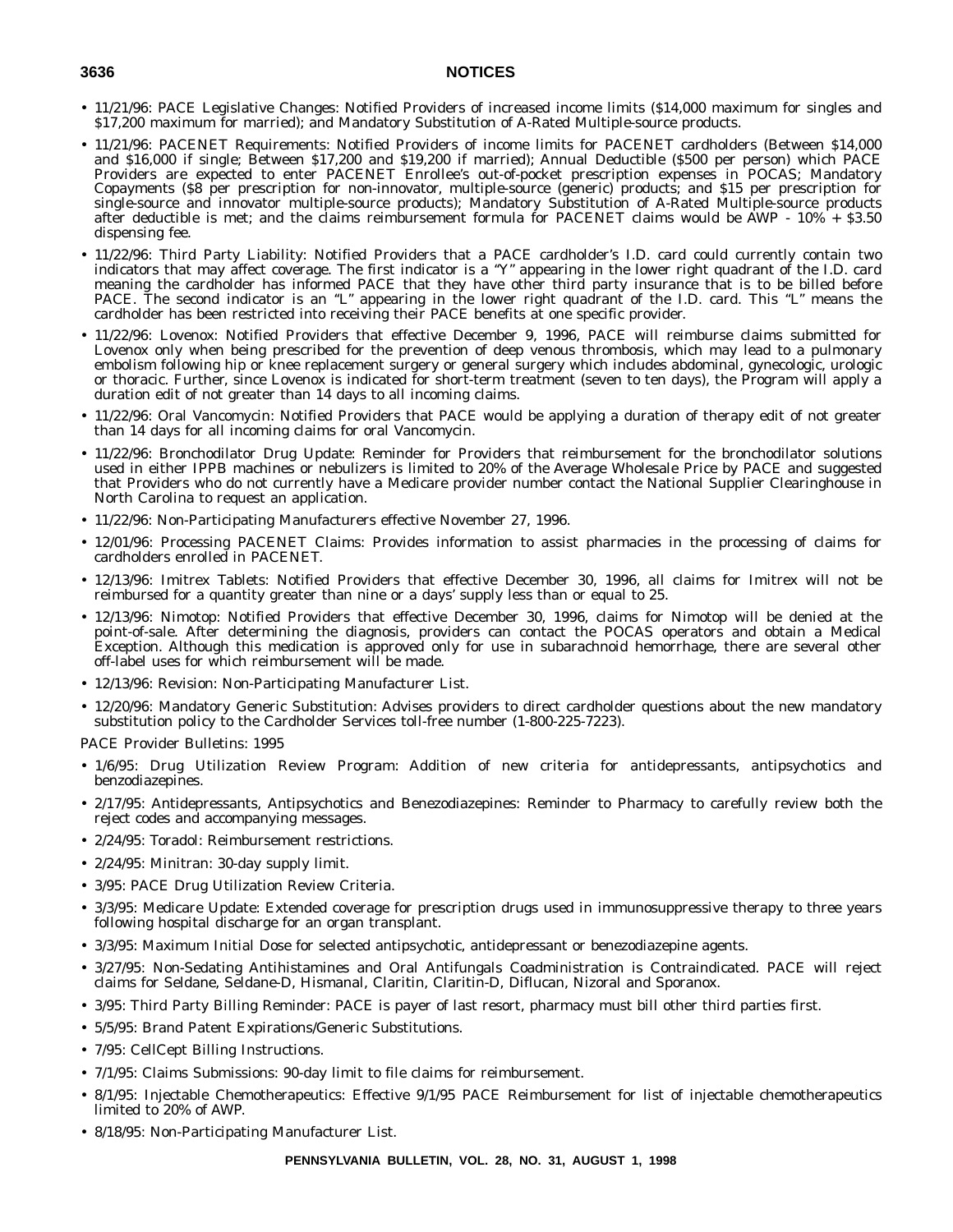- 11/21/96: PACE Legislative Changes: Notified Providers of increased income limits ($14,000 maximum for singles and $17,200 maximum for married); and Mandatory Substitution of A-Rated Multiple-source products.
- 11/21/96: PACENET Requirements: Notified Providers of income limits for PACENET cardholders (Between $14,000 and $16,000 if single; Between $17,200 and $19,200 if married); Annual Deductible ($500 per person) which PACE Providers are expected to enter PACENET Enrollee's out-of-pocket prescription expenses in POCAS; Mandatory Copayments ($8 per prescription for non-innovator, multiple-source (generic) products; and $15 per prescription for single-source and innovator multiple-source products); Mandatory Substitution of A-Rated Multiple-source products after deductible is met; and the claims reimbursement formula for PACENET claims would be AWP - 10% + $3.50 dispensing fee.
- 11/22/96: Third Party Liability: Notified Providers that a PACE cardholder's I.D. card could currently contain two indicators that may affect coverage. The first indicator is a "Y" appearing in the lower right quadrant of the I.D. card meaning the cardholder has informed PACE that they have other third party insurance that is to be billed before PACE. The second indicator is an "L" appearing in the lower right quadrant of the I.D. card. This "L" means the cardholder has been restricted into receiving their PACE benefits at one specific provider.
- 11/22/96: Lovenox: Notified Providers that effective December 9, 1996, PACE will reimburse claims submitted for Lovenox only when being prescribed for the prevention of deep venous thrombosis, which may lead to a pulmonary embolism following hip or knee replacement surgery or general surgery which includes abdominal, gynecologic, urologic or thoracic. Further, since Lovenox is indicated for short-term treatment (seven to ten days), the Program will apply a duration edit of not greater than 14 days to all incoming claims.
- 11/22/96: Oral Vancomycin: Notified Providers that PACE would be applying a duration of therapy edit of not greater than 14 days for all incoming claims for oral Vancomycin.
- 11/22/96: Bronchodilator Drug Update: Reminder for Providers that reimbursement for the bronchodilator solutions used in either IPPB machines or nebulizers is limited to 20% of the Average Wholesale Price by PACE and suggested that Providers who do not currently have a Medicare provider number contact the National Supplier Clearinghouse in North Carolina to request an application.
- 11/22/96: Non-Participating Manufacturers effective November 27, 1996.
- 12/01/96: Processing PACENET Claims: Provides information to assist pharmacies in the processing of claims for cardholders enrolled in PACENET.
- 12/13/96: Imitrex Tablets: Notified Providers that effective December 30, 1996, all claims for Imitrex will not be reimbursed for a quantity greater than nine or a days' supply less than or equal to 25.
- 12/13/96: Nimotop: Notified Providers that effective December 30, 1996, claims for Nimotop will be denied at the point-of-sale. After determining the diagnosis, providers can contact the POCAS operators and obtain a Medical Exception. Although this medication is approved only for use in subarachnoid hemorrhage, there are several other off-label uses for which reimbursement will be made.
- 12/13/96: Revision: Non-Participating Manufacturer List.
- 12/20/96: Mandatory Generic Substitution: Advises providers to direct cardholder questions about the new mandatory substitution policy to the Cardholder Services toll-free number (1-800-225-7223).

PACE Provider Bulletins: 1995

- 1/6/95: Drug Utilization Review Program: Addition of new criteria for antidepressants, antipsychotics and benzodiazepines.
- 2/17/95: Antidepressants, Antipsychotics and Benezodiazepines: Reminder to Pharmacy to carefully review both the reject codes and accompanying messages.
- 2/24/95: Toradol: Reimbursement restrictions.
- 2/24/95: Minitran: 30-day supply limit.
- 3/95: PACE Drug Utilization Review Criteria.
- 3/3/95: Medicare Update: Extended coverage for prescription drugs used in immunosuppressive therapy to three years following hospital discharge for an organ transplant.
- 3/3/95: Maximum Initial Dose for selected antipsychotic, antidepressant or benezodiazepine agents.
- 3/27/95: Non-Sedating Antihistamines and Oral Antifungals Coadministration is Contraindicated. PACE will reject claims for Seldane, Seldane-D, Hismanal, Claritin, Claritin-D, Diflucan, Nizoral and Sporanox.
- 3/95: Third Party Billing Reminder: PACE is payer of last resort, pharmacy must bill other third parties first.
- 5/5/95: Brand Patent Expirations/Generic Substitutions.
- 7/95: CellCept Billing Instructions.
- 7/1/95: Claims Submissions: 90-day limit to file claims for reimbursement.
- 8/1/95: Injectable Chemotherapeutics: Effective 9/1/95 PACE Reimbursement for list of injectable chemotherapeutics limited to 20% of AWP.
- 8/18/95: Non-Participating Manufacturer List.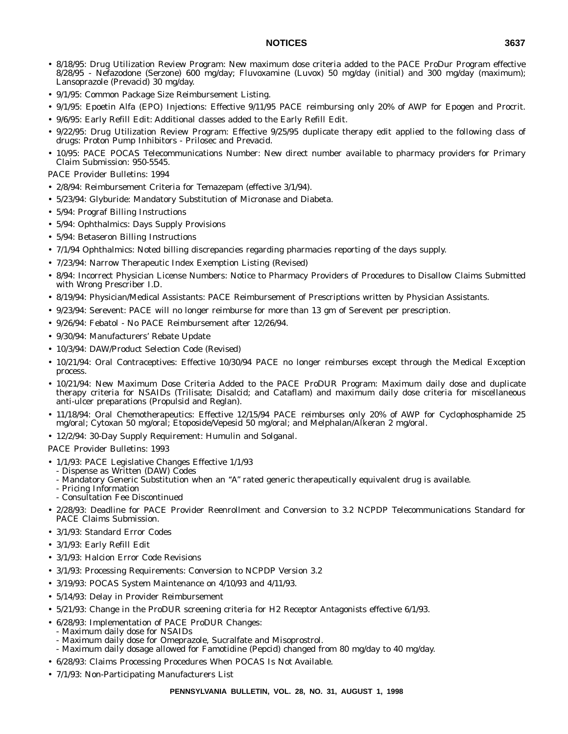- 8/18/95: Drug Utilization Review Program: New maximum dose criteria added to the PACE ProDur Program effective 8/28/95 - Nefazodone (Serzone) 600 mg/day; Fluvoxamine (Luvox) 50 mg/day (initial) and 300 mg/day (maximum); Lansoprazole (Prevacid) 30 mg/day.
- 9/1/95: Common Package Size Reimbursement Listing.
- 9/1/95: Epoetin Alfa (EPO) Injections: Effective 9/11/95 PACE reimbursing only 20% of AWP for Epogen and Procrit.
- 9/6/95: Early Refill Edit: Additional classes added to the Early Refill Edit.
- 9/22/95: Drug Utilization Review Program: Effective 9/25/95 duplicate therapy edit applied to the following class of drugs: Proton Pump Inhibitors - Prilosec and Prevacid.
- 10/95: PACE POCAS Telecommunications Number: New direct number available to pharmacy providers for Primary Claim Submission: 950-5545.

PACE Provider Bulletins: 1994

- 2/8/94: Reimbursement Criteria for Temazepam (effective 3/1/94).
- 5/23/94: Glyburide: Mandatory Substitution of Micronase and Diabeta.
- 5/94: Prograf Billing Instructions
- 5/94: Ophthalmics: Days Supply Provisions
- 5/94: Betaseron Billing Instructions
- 7/1/94 Ophthalmics: Noted billing discrepancies regarding pharmacies reporting of the days supply.
- 7/23/94: Narrow Therapeutic Index Exemption Listing (Revised)
- 8/94: Incorrect Physician License Numbers: Notice to Pharmacy Providers of Procedures to Disallow Claims Submitted with Wrong Prescriber I.D.
- 8/19/94: Physician/Medical Assistants: PACE Reimbursement of Prescriptions written by Physician Assistants.
- 9/23/94: Serevent: PACE will no longer reimburse for more than 13 gm of Serevent per prescription.
- 9/26/94: Febatol - No PACE Reimbursement after 12/26/94.
- 9/30/94: Manufacturers' Rebate Update
- 10/3/94: DAW/Product Selection Code (Revised)
- 10/21/94: Oral Contraceptives: Effective 10/30/94 PACE no longer reimburses except through the Medical Exception process.
- 10/21/94: New Maximum Dose Criteria Added to the PACE ProDUR Program: Maximum daily dose and duplicate therapy criteria for NSAIDs (Trilisate; Disalcid; and Cataflam) and maximum daily dose criteria for miscellaneous anti-ulcer preparations (Propulsid and Reglan).
- 11/18/94: Oral Chemotherapeutics: Effective 12/15/94 PACE reimburses only 20% of AWP for Cyclophosphamide 25 mg/oral; Cytoxan 50 mg/oral; Etoposide/Vepesid 50 mg/oral; and Melphalan/Alkeran 2 mg/oral.
- 12/2/94: 30-Day Supply Requirement: Humulin and Solganal.

PACE Provider Bulletins: 1993

- 1/1/93: PACE Legislative Changes Effective 1/1/93
  - Dispense as Written (DAW) Codes
  - Mandatory Generic Substitution when an "A" rated generic therapeutically equivalent drug is available.
  - Pricing Information
  - Consultation Fee Discontinued
- 2/28/93: Deadline for PACE Provider Reenrollment and Conversion to 3.2 NCPDP Telecommunications Standard for PACE Claims Submission.
- 3/1/93: Standard Error Codes
- 3/1/93: Early Refill Edit
- 3/1/93: Halcion Error Code Revisions
- 3/1/93: Processing Requirements: Conversion to NCPDP Version 3.2
- 3/19/93: POCAS System Maintenance on 4/10/93 and 4/11/93.
- 5/14/93: Delay in Provider Reimbursement
- 5/21/93: Change in the ProDUR screening criteria for H2 Receptor Antagonists effective 6/1/93.
- 6/28/93: Implementation of PACE ProDUR Changes:
  - Maximum daily dose for NSAIDs
  - Maximum daily dose for Omeprazole, Sucralfate and Misoprostrol.
  - Maximum daily dosage allowed for Famotidine (Pepcid) changed from 80 mg/day to 40 mg/day.
- 6/28/93: Claims Processing Procedures When POCAS Is Not Available.
- 7/1/93: Non-Participating Manufacturers List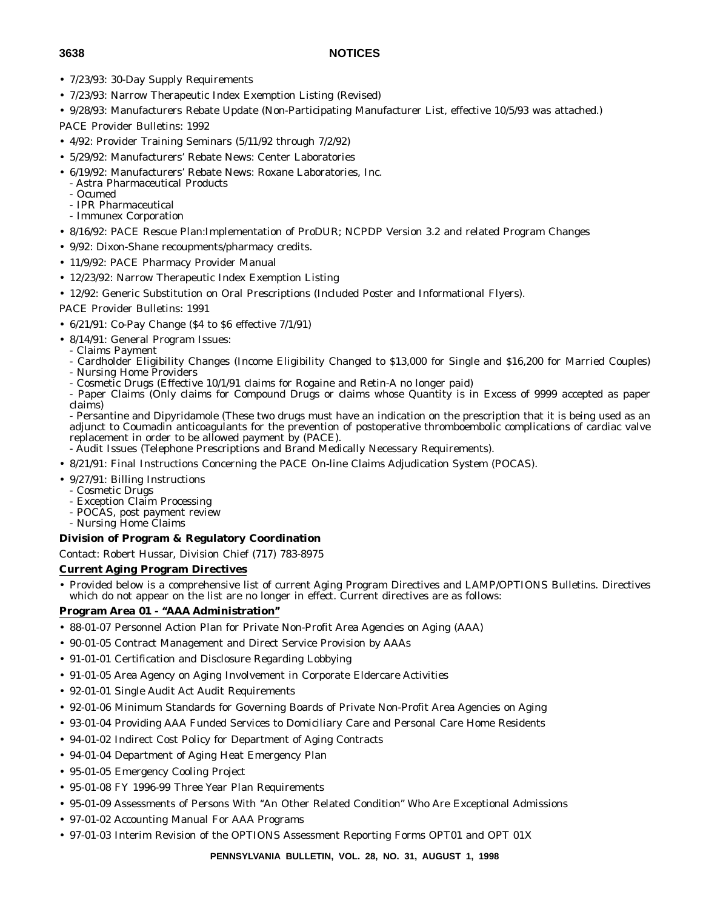- 7/23/93: 30-Day Supply Requirements
- 7/23/93: Narrow Therapeutic Index Exemption Listing (Revised)
- 9/28/93: Manufacturers Rebate Update (Non-Participating Manufacturer List, effective 10/5/93 was attached.)

PACE Provider Bulletins: 1992

- 4/92: Provider Training Seminars (5/11/92 through 7/2/92)
- 5/29/92: Manufacturers' Rebate News: Center Laboratories
- 6/19/92: Manufacturers' Rebate News: Roxane Laboratories, Inc.
  - Astra Pharmaceutical Products
  - Ocumed
  - IPR Pharmaceutical
  - Immunex Corporation
- 8/16/92: PACE Rescue Plan:Implementation of ProDUR; NCPDP Version 3.2 and related Program Changes
- 9/92: Dixon-Shane recoupments/pharmacy credits.
- 11/9/92: PACE Pharmacy Provider Manual
- 12/23/92: Narrow Therapeutic Index Exemption Listing
- 12/92: Generic Substitution on Oral Prescriptions (Included Poster and Informational Flyers).

PACE Provider Bulletins: 1991

- 6/21/91: Co-Pay Change ($4 to $6 effective 7/1/91)
- 8/14/91: General Program Issues:
  - Claims Payment
  - Cardholder Eligibility Changes (Income Eligibility Changed to $13,000 for Single and $16,200 for Married Couples)
  - Nursing Home Providers
  - Cosmetic Drugs (Effective 10/1/91 claims for Rogaine and Retin-A no longer paid)
  - Paper Claims (Only claims for Compound Drugs or claims whose Quantity is in Excess of 9999 accepted as paper claims)
  - Persantine and Dipyridamole (These two drugs must have an indication on the prescription that it is being used as an adjunct to Coumadin anticoagulants for the prevention of postoperative thromboembolic complications of cardiac valve replacement in order to be allowed payment by (PACE).
  - Audit Issues (Telephone Prescriptions and Brand Medically Necessary Requirements).
- 8/21/91: Final Instructions Concerning the PACE On-line Claims Adjudication System (POCAS).
- 9/27/91: Billing Instructions
  - Cosmetic Drugs
  - Exception Claim Processing
  - POCAS, post payment review
  - Nursing Home Claims

**Division of Program & Regulatory Coordination**

Contact: Robert Hussar, Division Chief (717) 783-8975

**Current Aging Program Directives**

- Provided below is a comprehensive list of current Aging Program Directives and LAMP/OPTIONS Bulletins. Directives which do not appear on the list are no longer in effect. Current directives are as follows:

**Program Area 01 - "AAA Administration"**

- 88-01-07 Personnel Action Plan for Private Non-Profit Area Agencies on Aging (AAA)
- 90-01-05 Contract Management and Direct Service Provision by AAAs
- 91-01-01 Certification and Disclosure Regarding Lobbying
- 91-01-05 Area Agency on Aging Involvement in Corporate Eldercare Activities
- 92-01-01 Single Audit Act Audit Requirements
- 92-01-06 Minimum Standards for Governing Boards of Private Non-Profit Area Agencies on Aging
- 93-01-04 Providing AAA Funded Services to Domiciliary Care and Personal Care Home Residents
- 94-01-02 Indirect Cost Policy for Department of Aging Contracts
- 94-01-04 Department of Aging Heat Emergency Plan
- 95-01-05 Emergency Cooling Project
- 95-01-08 FY 1996-99 Three Year Plan Requirements
- 95-01-09 Assessments of Persons With "An Other Related Condition" Who Are Exceptional Admissions
- 97-01-02 Accounting Manual For AAA Programs
- 97-01-03 Interim Revision of the OPTIONS Assessment Reporting Forms OPT01 and OPT 01X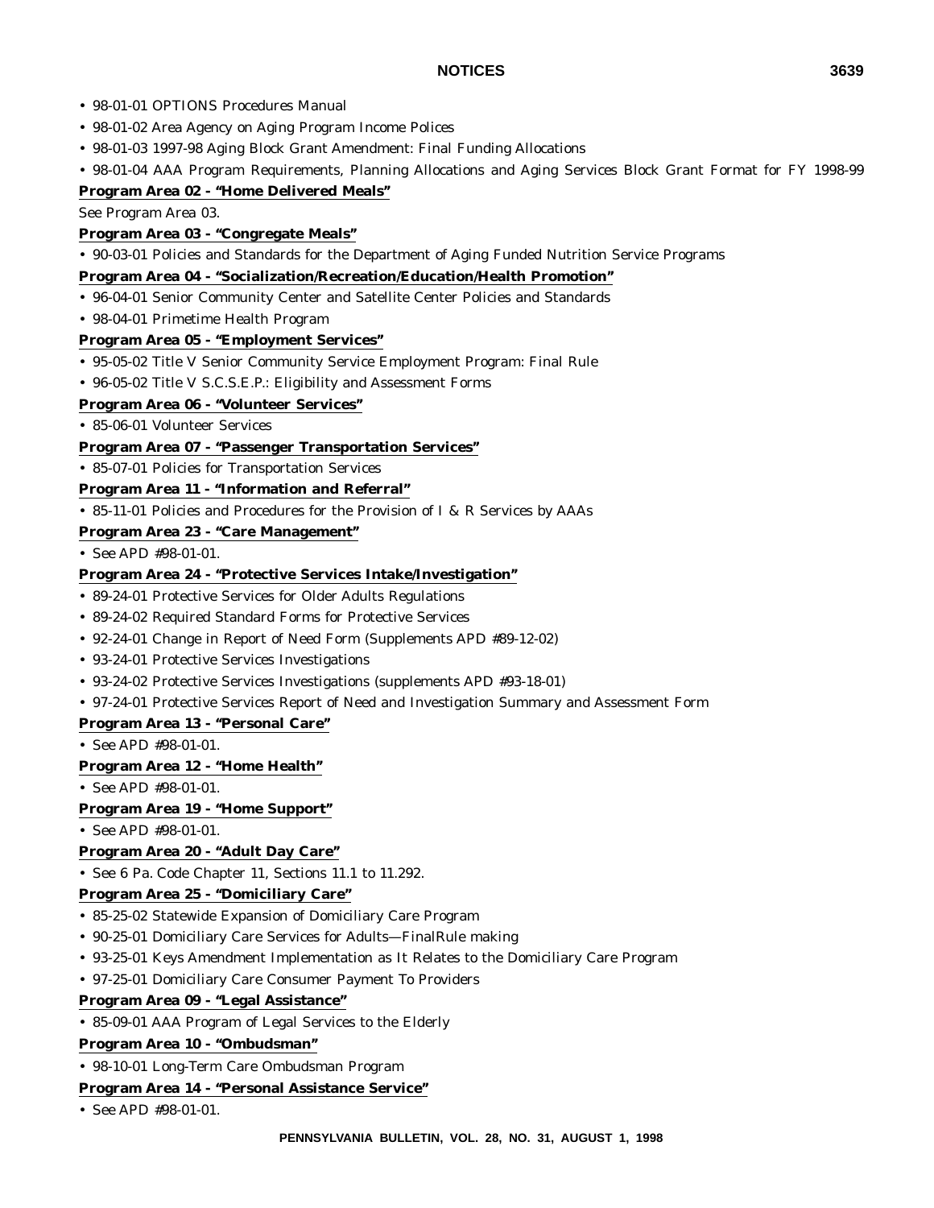- 98-01-01 OPTIONS Procedures Manual
- 98-01-02 Area Agency on Aging Program Income Polices
- 98-01-03 1997-98 Aging Block Grant Amendment: Final Funding Allocations
- 98-01-04 AAA Program Requirements, Planning Allocations and Aging Services Block Grant Format for FY 1998-99

**Program Area 02 - "Home Delivered Meals"**

See Program Area 03.

**Program Area 03 - "Congregate Meals"**

- 90-03-01 Policies and Standards for the Department of Aging Funded Nutrition Service Programs

**Program Area 04 - "Socialization/Recreation/Education/Health Promotion"**

- 96-04-01 Senior Community Center and Satellite Center Policies and Standards
- 98-04-01 Primetime Health Program

**Program Area 05 - "Employment Services"**

- 95-05-02 Title V Senior Community Service Employment Program: Final Rule
- 96-05-02 Title V S.C.S.E.P.: Eligibility and Assessment Forms

**Program Area 06 - "Volunteer Services"**

- 85-06-01 Volunteer Services

**Program Area 07 - "Passenger Transportation Services"**

- 85-07-01 Policies for Transportation Services

**Program Area 11 - "Information and Referral"**

- 85-11-01 Policies and Procedures for the Provision of I & R Services by AAAs

**Program Area 23 - "Care Management"**

- See APD #98-01-01.

**Program Area 24 - "Protective Services Intake/Investigation"**

- 89-24-01 Protective Services for Older Adults Regulations
- 89-24-02 Required Standard Forms for Protective Services
- 92-24-01 Change in Report of Need Form (Supplements APD #89-12-02)
- 93-24-01 Protective Services Investigations
- 93-24-02 Protective Services Investigations (supplements APD #93-18-01)
- 97-24-01 Protective Services Report of Need and Investigation Summary and Assessment Form

**Program Area 13 - "Personal Care"**

- See APD #98-01-01.

**Program Area 12 - "Home Health"**

- See APD #98-01-01.

**Program Area 19 - "Home Support"**

- See APD #98-01-01.

**Program Area 20 - "Adult Day Care"**

- See 6 Pa. Code Chapter 11, Sections 11.1 to 11.292.

**Program Area 25 - "Domiciliary Care"**

- 85-25-02 Statewide Expansion of Domiciliary Care Program
- 90-25-01 Domiciliary Care Services for Adults—FinalRule making
- 93-25-01 Keys Amendment Implementation as It Relates to the Domiciliary Care Program
- 97-25-01 Domiciliary Care Consumer Payment To Providers

**Program Area 09 - "Legal Assistance"**

- 85-09-01 AAA Program of Legal Services to the Elderly

**Program Area 10 - "Ombudsman"**

- 98-10-01 Long-Term Care Ombudsman Program

**Program Area 14 - "Personal Assistance Service"**

- See APD #98-01-01.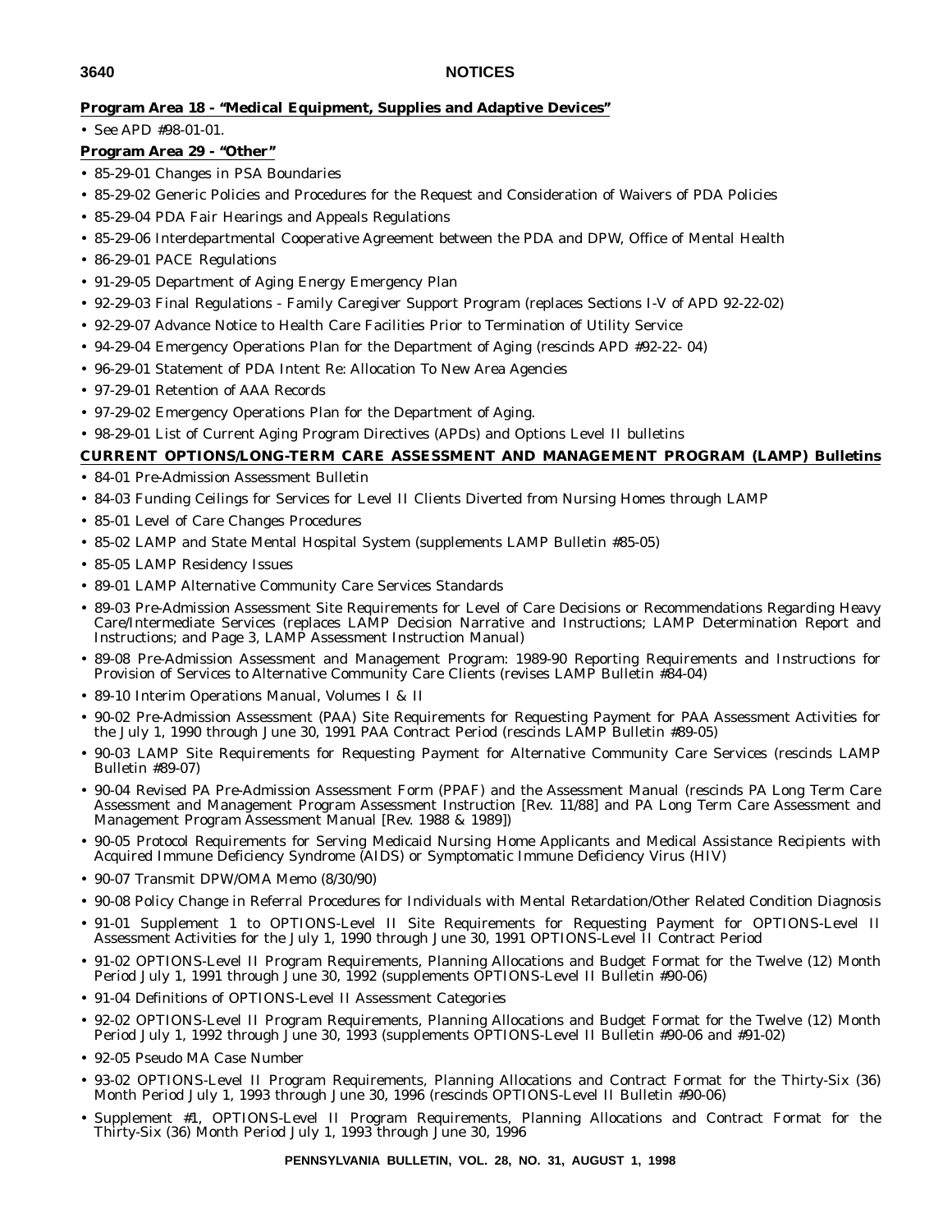**Program Area 18 - "Medical Equipment, Supplies and Adaptive Devices"**

- See APD #98-01-01.

**Program Area 29 - "Other"**

- 85-29-01 Changes in PSA Boundaries
- 85-29-02 Generic Policies and Procedures for the Request and Consideration of Waivers of PDA Policies
- 85-29-04 PDA Fair Hearings and Appeals Regulations
- 85-29-06 Interdepartmental Cooperative Agreement between the PDA and DPW, Office of Mental Health
- 86-29-01 PACE Regulations
- 91-29-05 Department of Aging Energy Emergency Plan
- 92-29-03 Final Regulations - Family Caregiver Support Program (replaces Sections I-V of APD 92-22-02)
- 92-29-07 Advance Notice to Health Care Facilities Prior to Termination of Utility Service
- 94-29-04 Emergency Operations Plan for the Department of Aging (rescinds APD #92-22- 04)
- 96-29-01 Statement of PDA Intent Re: Allocation To New Area Agencies
- 97-29-01 Retention of AAA Records
- 97-29-02 Emergency Operations Plan for the Department of Aging.
- 98-29-01 List of Current Aging Program Directives (APDs) and Options Level II bulletins

**CURRENT OPTIONS/LONG-TERM CARE ASSESSMENT AND MANAGEMENT PROGRAM (LAMP) Bulletins**

- 84-01 Pre-Admission Assessment Bulletin
- 84-03 Funding Ceilings for Services for Level II Clients Diverted from Nursing Homes through LAMP
- 85-01 Level of Care Changes Procedures
- 85-02 LAMP and State Mental Hospital System (supplements LAMP Bulletin #85-05)
- 85-05 LAMP Residency Issues
- 89-01 LAMP Alternative Community Care Services Standards
- 89-03 Pre-Admission Assessment Site Requirements for Level of Care Decisions or Recommendations Regarding Heavy Care/Intermediate Services (replaces LAMP Decision Narrative and Instructions; LAMP Determination Report and Instructions; and Page 3, LAMP Assessment Instruction Manual)
- 89-08 Pre-Admission Assessment and Management Program: 1989-90 Reporting Requirements and Instructions for Provision of Services to Alternative Community Care Clients (revises LAMP Bulletin #84-04)
- 89-10 Interim Operations Manual, Volumes I & II
- 90-02 Pre-Admission Assessment (PAA) Site Requirements for Requesting Payment for PAA Assessment Activities for the July 1, 1990 through June 30, 1991 PAA Contract Period (rescinds LAMP Bulletin #89-05)
- 90-03 LAMP Site Requirements for Requesting Payment for Alternative Community Care Services (rescinds LAMP Bulletin #89-07)
- 90-04 Revised PA Pre-Admission Assessment Form (PPAF) and the Assessment Manual (rescinds PA Long Term Care Assessment and Management Program Assessment Instruction [Rev. 11/88] and PA Long Term Care Assessment and Management Program Assessment Manual [Rev. 1988 & 1989])
- 90-05 Protocol Requirements for Serving Medicaid Nursing Home Applicants and Medical Assistance Recipients with Acquired Immune Deficiency Syndrome (AIDS) or Symptomatic Immune Deficiency Virus (HIV)
- 90-07 Transmit DPW/OMA Memo (8/30/90)
- 90-08 Policy Change in Referral Procedures for Individuals with Mental Retardation/Other Related Condition Diagnosis
- 91-01 Supplement 1 to OPTIONS-Level II Site Requirements for Requesting Payment for OPTIONS-Level II Assessment Activities for the July 1, 1990 through June 30, 1991 OPTIONS-Level II Contract Period
- 91-02 OPTIONS-Level II Program Requirements, Planning Allocations and Budget Format for the Twelve (12) Month Period July 1, 1991 through June 30, 1992 (supplements OPTIONS-Level II Bulletin #90-06)
- 91-04 Definitions of OPTIONS-Level II Assessment Categories
- 92-02 OPTIONS-Level II Program Requirements, Planning Allocations and Budget Format for the Twelve (12) Month Period July 1, 1992 through June 30, 1993 (supplements OPTIONS-Level II Bulletin #90-06 and #91-02)
- 92-05 Pseudo MA Case Number
- 93-02 OPTIONS-Level II Program Requirements, Planning Allocations and Contract Format for the Thirty-Six (36) Month Period July 1, 1993 through June 30, 1996 (rescinds OPTIONS-Level II Bulletin #90-06)
- Supplement #1, OPTIONS-Level II Program Requirements, Planning Allocations and Contract Format for the Thirty-Six (36) Month Period July 1, 1993 through June 30, 1996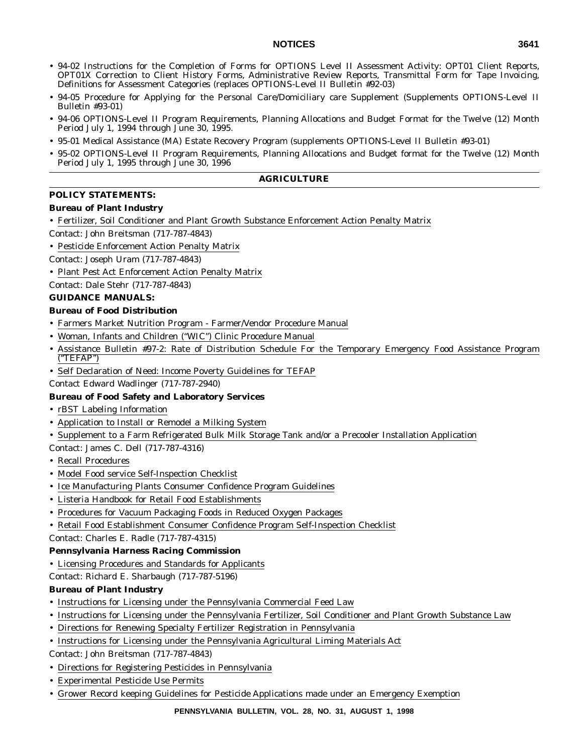- 94-02 Instructions for the Completion of Forms for OPTIONS Level II Assessment Activity: OPT01 Client Reports, OPT01X Correction to Client History Forms, Administrative Review Reports, Transmittal Form for Tape Invoicing, Definitions for Assessment Categories (replaces OPTIONS-Level II Bulletin #92-03)
- 94-05 Procedure for Applying for the Personal Care/Domiciliary care Supplement (Supplements OPTIONS-Level II Bulletin #93-01)
- 94-06 OPTIONS-Level II Program Requirements, Planning Allocations and Budget Format for the Twelve (12) Month Period July 1, 1994 through June 30, 1995.
- 95-01 Medical Assistance (MA) Estate Recovery Program (supplements OPTIONS-Level II Bulletin #93-01)
- 95-02 OPTIONS-Level II Program Requirements, Planning Allocations and Budget format for the Twelve (12) Month Period July 1, 1995 through June 30, 1996

## AGRICULTURE

### POLICY STATEMENTS:

**Bureau of Plant Industry**

- Fertilizer, Soil Conditioner and Plant Growth Substance Enforcement Action Penalty Matrix

Contact: John Breitsman (717-787-4843)

- Pesticide Enforcement Action Penalty Matrix

Contact: Joseph Uram (717-787-4843)

- Plant Pest Act Enforcement Action Penalty Matrix

Contact: Dale Stehr (717-787-4843)

### GUIDANCE MANUALS:

**Bureau of Food Distribution**

- Farmers Market Nutrition Program - Farmer/Vendor Procedure Manual
- Woman, Infants and Children ("WIC") Clinic Procedure Manual
- Assistance Bulletin #97-2: Rate of Distribution Schedule For the Temporary Emergency Food Assistance Program ("TEFAP")
- Self Declaration of Need: Income Poverty Guidelines for TEFAP

Contact Edward Wadlinger (717-787-2940)

**Bureau of Food Safety and Laboratory Services**

- rBST Labeling Information
- Application to Install or Remodel a Milking System
- Supplement to a Farm Refrigerated Bulk Milk Storage Tank and/or a Precooler Installation Application

Contact: James C. Dell (717-787-4316)

- Recall Procedures
- Model Food service Self-Inspection Checklist
- Ice Manufacturing Plants Consumer Confidence Program Guidelines
- Listeria Handbook for Retail Food Establishments
- Procedures for Vacuum Packaging Foods in Reduced Oxygen Packages
- Retail Food Establishment Consumer Confidence Program Self-Inspection Checklist

Contact: Charles E. Radle (717-787-4315)

**Pennsylvania Harness Racing Commission**

- Licensing Procedures and Standards for Applicants

Contact: Richard E. Sharbaugh (717-787-5196)

**Bureau of Plant Industry**

- Instructions for Licensing under the Pennsylvania Commercial Feed Law
- Instructions for Licensing under the Pennsylvania Fertilizer, Soil Conditioner and Plant Growth Substance Law
- Directions for Renewing Specialty Fertilizer Registration in Pennsylvania
- Instructions for Licensing under the Pennsylvania Agricultural Liming Materials Act

Contact: John Breitsman (717-787-4843)

- Directions for Registering Pesticides in Pennsylvania
- Experimental Pesticide Use Permits
- Grower Record keeping Guidelines for Pesticide Applications made under an Emergency Exemption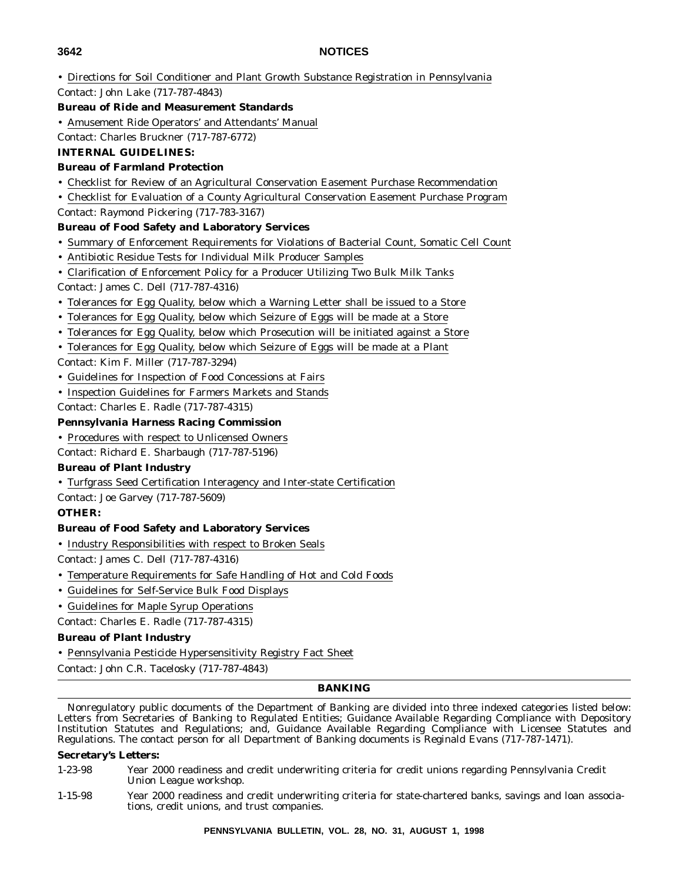- Directions for Soil Conditioner and Plant Growth Substance Registration in Pennsylvania

Contact: John Lake (717-787-4843)

**Bureau of Ride and Measurement Standards**

- Amusement Ride Operators' and Attendants' Manual

Contact: Charles Bruckner (717-787-6772)

**INTERNAL GUIDELINES:**

**Bureau of Farmland Protection**

- Checklist for Review of an Agricultural Conservation Easement Purchase Recommendation
- Checklist for Evaluation of a County Agricultural Conservation Easement Purchase Program

Contact: Raymond Pickering (717-783-3167)

**Bureau of Food Safety and Laboratory Services**

- Summary of Enforcement Requirements for Violations of Bacterial Count, Somatic Cell Count
- Antibiotic Residue Tests for Individual Milk Producer Samples
- Clarification of Enforcement Policy for a Producer Utilizing Two Bulk Milk Tanks

Contact: James C. Dell (717-787-4316)

- Tolerances for Egg Quality, below which a Warning Letter shall be issued to a Store
- Tolerances for Egg Quality, below which Seizure of Eggs will be made at a Store
- Tolerances for Egg Quality, below which Prosecution will be initiated against a Store
- Tolerances for Egg Quality, below which Seizure of Eggs will be made at a Plant

Contact: Kim F. Miller (717-787-3294)

- Guidelines for Inspection of Food Concessions at Fairs
- Inspection Guidelines for Farmers Markets and Stands

Contact: Charles E. Radle (717-787-4315)

**Pennsylvania Harness Racing Commission**

- Procedures with respect to Unlicensed Owners

Contact: Richard E. Sharbaugh (717-787-5196)

**Bureau of Plant Industry**

- Turfgrass Seed Certification Interagency and Inter-state Certification

Contact: Joe Garvey (717-787-5609)

**OTHER:**

**Bureau of Food Safety and Laboratory Services**

- Industry Responsibilities with respect to Broken Seals

Contact: James C. Dell (717-787-4316)

- Temperature Requirements for Safe Handling of Hot and Cold Foods
- Guidelines for Self-Service Bulk Food Displays
- Guidelines for Maple Syrup Operations

Contact: Charles E. Radle (717-787-4315)

**Bureau of Plant Industry**

- Pennsylvania Pesticide Hypersensitivity Registry Fact Sheet

Contact: John C.R. Tacelosky (717-787-4843)

## BANKING

Nonregulatory public documents of the Department of Banking are divided into three indexed categories listed below: Letters from Secretaries of Banking to Regulated Entities; Guidance Available Regarding Compliance with Depository Institution Statutes and Regulations; and, Guidance Available Regarding Compliance with Licensee Statutes and Regulations. The contact person for all Department of Banking documents is Reginald Evans (717-787-1471).

**Secretary's Letters:**

1-23-98 Year 2000 readiness and credit underwriting criteria for credit unions regarding Pennsylvania Credit Union League workshop.

1-15-98 Year 2000 readiness and credit underwriting criteria for state-chartered banks, savings and loan associations, credit unions, and trust companies.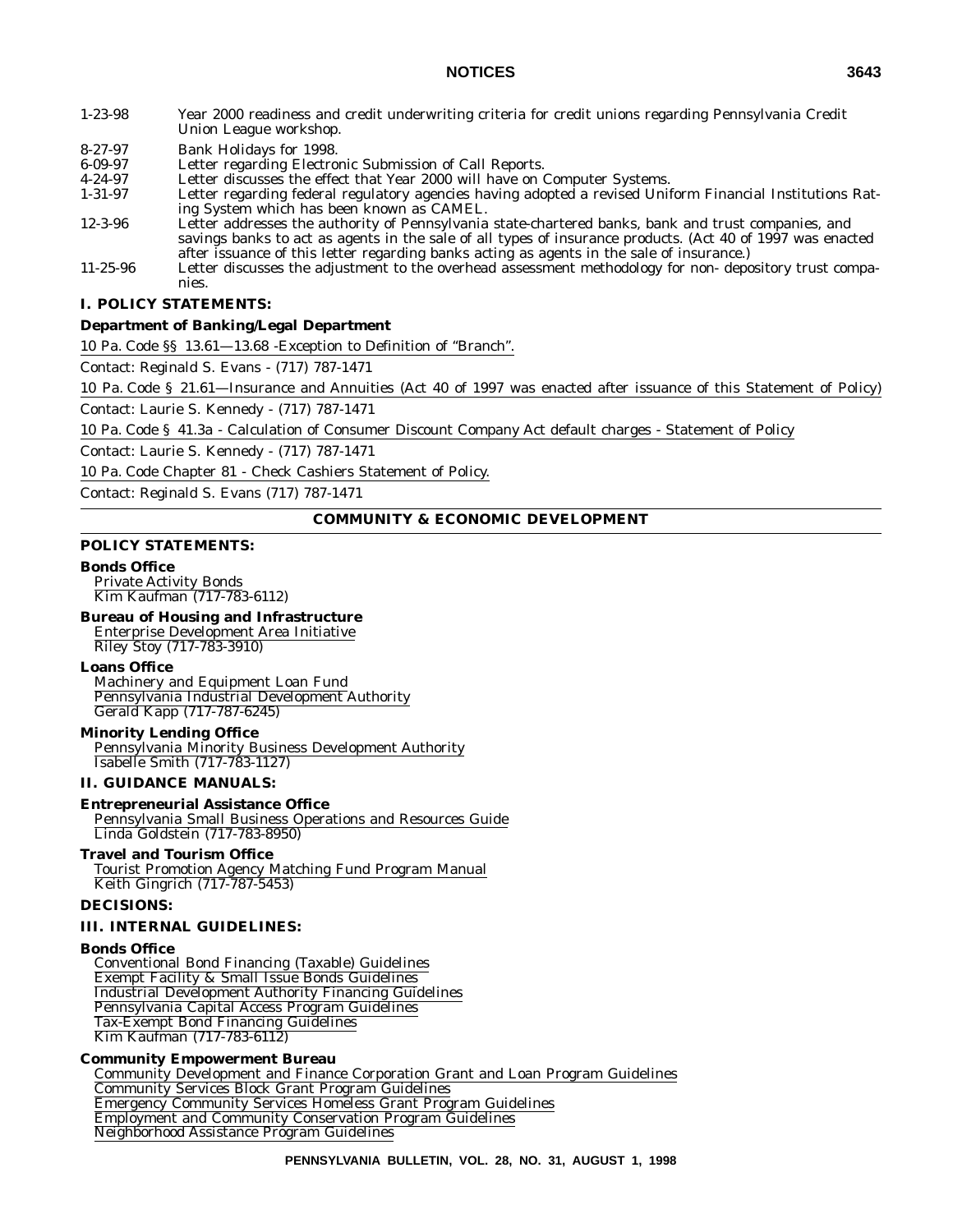| | |
|---|---|
| 1-23-98 | Year 2000 readiness and credit underwriting criteria for credit unions regarding Pennsylvania Credit Union League workshop. |
| 8-27-97 | Bank Holidays for 1998. |
| 6-09-97 | Letter regarding Electronic Submission of Call Reports. |
| 4-24-97 | Letter discusses the effect that Year 2000 will have on Computer Systems. |
| 1-31-97 | Letter regarding federal regulatory agencies having adopted a revised Uniform Financial Institutions Rating System which has been known as CAMEL. |
| 12-3-96 | Letter addresses the authority of Pennsylvania state-chartered banks, bank and trust companies, and savings banks to act as agents in the sale of all types of insurance products. (Act 40 of 1997 was enacted after issuance of this letter regarding banks acting as agents in the sale of insurance.) |
| 11-25-96 | Letter discusses the adjustment to the overhead assessment methodology for non- depository trust companies. |

**I. POLICY STATEMENTS:**

**Department of Banking/Legal Department**

10 Pa. Code §§ 13.61—13.68 -Exception to Definition of "Branch".

Contact: Reginald S. Evans - (717) 787-1471

10 Pa. Code § 21.61—Insurance and Annuities (Act 40 of 1997 was enacted after issuance of this Statement of Policy)

Contact: Laurie S. Kennedy - (717) 787-1471

10 Pa. Code § 41.3a - Calculation of Consumer Discount Company Act default charges - Statement of Policy

Contact: Laurie S. Kennedy - (717) 787-1471

10 Pa. Code Chapter 81 - Check Cashiers Statement of Policy.

Contact: Reginald S. Evans (717) 787-1471

## COMMUNITY & ECONOMIC DEVELOPMENT

**POLICY STATEMENTS:**

**Bonds Office**

Private Activity Bonds
Kim Kaufman (717-783-6112)

**Bureau of Housing and Infrastructure**

Enterprise Development Area Initiative
Riley Stoy (717-783-3910)

**Loans Office**

Machinery and Equipment Loan Fund
Pennsylvania Industrial Development Authority
Gerald Kapp (717-787-6245)

**Minority Lending Office**

Pennsylvania Minority Business Development Authority
Isabelle Smith (717-783-1127)

**II. GUIDANCE MANUALS:**

**Entrepreneurial Assistance Office**

Pennsylvania Small Business Operations and Resources Guide
Linda Goldstein (717-783-8950)

**Travel and Tourism Office**

Tourist Promotion Agency Matching Fund Program Manual
Keith Gingrich (717-787-5453)

**DECISIONS:**

**III. INTERNAL GUIDELINES:**

**Bonds Office**

Conventional Bond Financing (Taxable) Guidelines
Exempt Facility & Small Issue Bonds Guidelines
Industrial Development Authority Financing Guidelines
Pennsylvania Capital Access Program Guidelines
Tax-Exempt Bond Financing Guidelines
Kim Kaufman (717-783-6112)

**Community Empowerment Bureau**

Community Development and Finance Corporation Grant and Loan Program Guidelines
Community Services Block Grant Program Guidelines
Emergency Community Services Homeless Grant Program Guidelines
Employment and Community Conservation Program Guidelines
Neighborhood Assistance Program Guidelines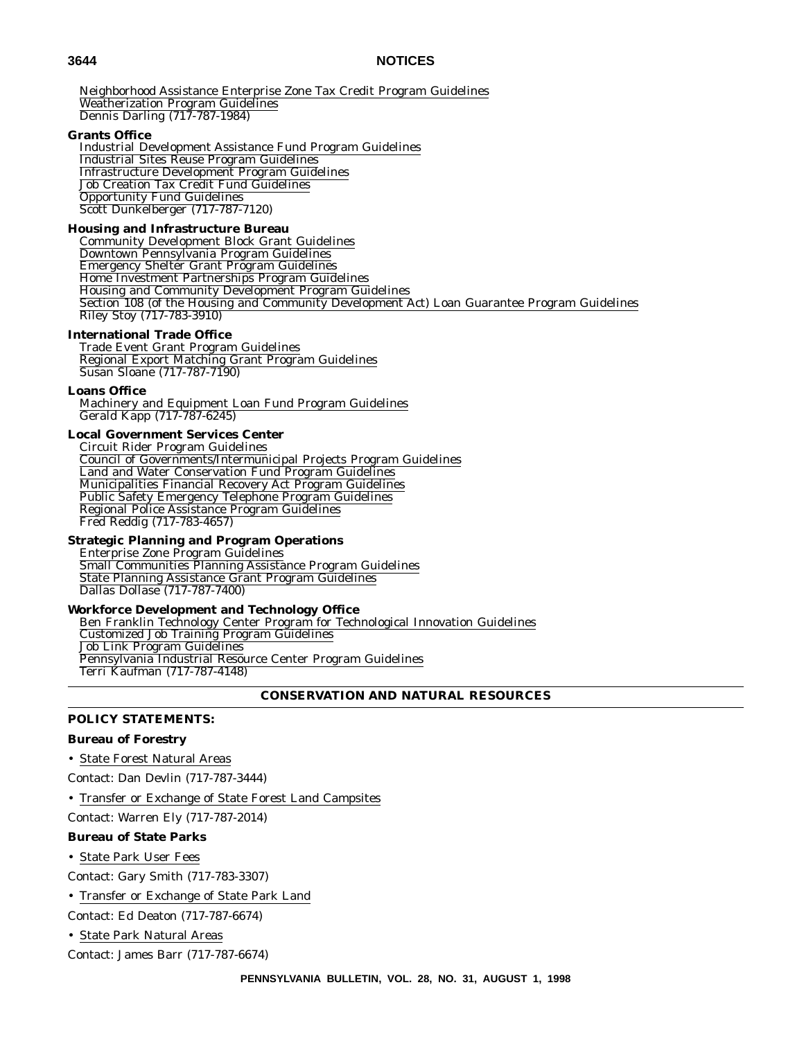Neighborhood Assistance Enterprise Zone Tax Credit Program Guidelines
Weatherization Program Guidelines
Dennis Darling (717-787-1984)

**Grants Office**

Industrial Development Assistance Fund Program Guidelines
Industrial Sites Reuse Program Guidelines
Infrastructure Development Program Guidelines
Job Creation Tax Credit Fund Guidelines
Opportunity Fund Guidelines
Scott Dunkelberger (717-787-7120)

**Housing and Infrastructure Bureau**

Community Development Block Grant Guidelines
Downtown Pennsylvania Program Guidelines
Emergency Shelter Grant Program Guidelines
Home Investment Partnerships Program Guidelines
Housing and Community Development Program Guidelines
Section 108 (of the Housing and Community Development Act) Loan Guarantee Program Guidelines
Riley Stoy (717-783-3910)

**International Trade Office**

Trade Event Grant Program Guidelines
Regional Export Matching Grant Program Guidelines
Susan Sloane (717-787-7190)

**Loans Office**

Machinery and Equipment Loan Fund Program Guidelines
Gerald Kapp (717-787-6245)

**Local Government Services Center**

Circuit Rider Program Guidelines
Council of Governments/Intermunicipal Projects Program Guidelines
Land and Water Conservation Fund Program Guidelines
Municipalities Financial Recovery Act Program Guidelines
Public Safety Emergency Telephone Program Guidelines
Regional Police Assistance Program Guidelines
Fred Reddig (717-783-4657)

**Strategic Planning and Program Operations**

Enterprise Zone Program Guidelines
Small Communities Planning Assistance Program Guidelines
State Planning Assistance Grant Program Guidelines
Dallas Dollase (717-787-7400)

**Workforce Development and Technology Office**

Ben Franklin Technology Center Program for Technological Innovation Guidelines
Customized Job Training Program Guidelines
Job Link Program Guidelines
Pennsylvania Industrial Resource Center Program Guidelines
Terri Kaufman (717-787-4148)

## CONSERVATION AND NATURAL RESOURCES

**POLICY STATEMENTS:**

**Bureau of Forestry**

- State Forest Natural Areas

Contact: Dan Devlin (717-787-3444)

- Transfer or Exchange of State Forest Land Campsites

Contact: Warren Ely (717-787-2014)

**Bureau of State Parks**

- State Park User Fees

Contact: Gary Smith (717-783-3307)

- Transfer or Exchange of State Park Land

Contact: Ed Deaton (717-787-6674)

- State Park Natural Areas

Contact: James Barr (717-787-6674)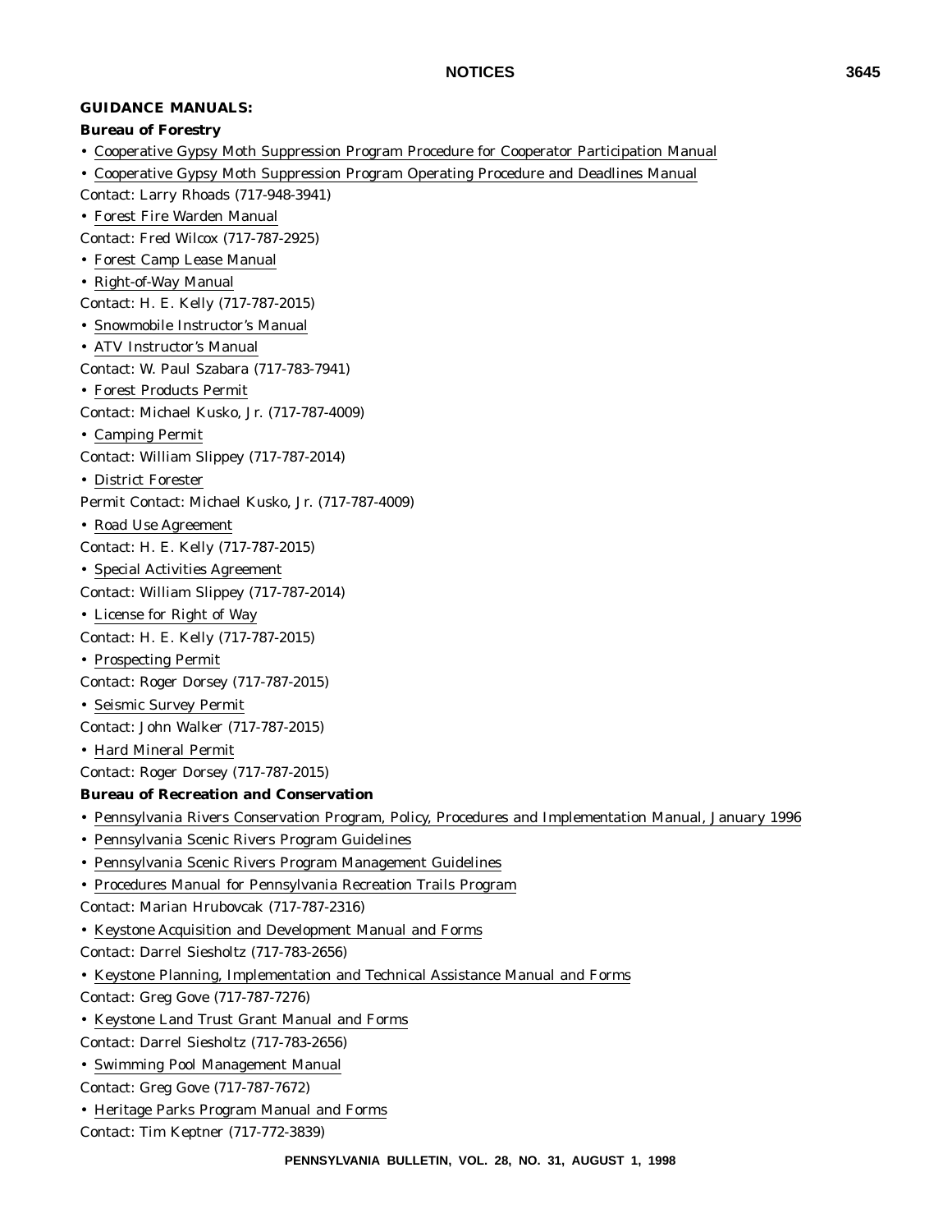**GUIDANCE MANUALS:**

**Bureau of Forestry**

- Cooperative Gypsy Moth Suppression Program Procedure for Cooperator Participation Manual
- Cooperative Gypsy Moth Suppression Program Operating Procedure and Deadlines Manual

Contact: Larry Rhoads (717-948-3941)

- Forest Fire Warden Manual

Contact: Fred Wilcox (717-787-2925)

- Forest Camp Lease Manual
- Right-of-Way Manual

Contact: H. E. Kelly (717-787-2015)

- Snowmobile Instructor's Manual
- ATV Instructor's Manual

Contact: W. Paul Szabara (717-783-7941)

- Forest Products Permit

Contact: Michael Kusko, Jr. (717-787-4009)

- Camping Permit

Contact: William Slippey (717-787-2014)

- District Forester

Permit Contact: Michael Kusko, Jr. (717-787-4009)

- Road Use Agreement

Contact: H. E. Kelly (717-787-2015)

- Special Activities Agreement

Contact: William Slippey (717-787-2014)

- License for Right of Way

Contact: H. E. Kelly (717-787-2015)

- Prospecting Permit

Contact: Roger Dorsey (717-787-2015)

- Seismic Survey Permit

Contact: John Walker (717-787-2015)

- Hard Mineral Permit

Contact: Roger Dorsey (717-787-2015)

**Bureau of Recreation and Conservation**

- Pennsylvania Rivers Conservation Program, Policy, Procedures and Implementation Manual, January 1996
- Pennsylvania Scenic Rivers Program Guidelines
- Pennsylvania Scenic Rivers Program Management Guidelines
- Procedures Manual for Pennsylvania Recreation Trails Program

Contact: Marian Hrubovcak (717-787-2316)

- Keystone Acquisition and Development Manual and Forms

Contact: Darrel Siesholtz (717-783-2656)

- Keystone Planning, Implementation and Technical Assistance Manual and Forms

Contact: Greg Gove (717-787-7276)

- Keystone Land Trust Grant Manual and Forms

Contact: Darrel Siesholtz (717-783-2656)

- Swimming Pool Management Manual

Contact: Greg Gove (717-787-7672)

- Heritage Parks Program Manual and Forms

Contact: Tim Keptner (717-772-3839)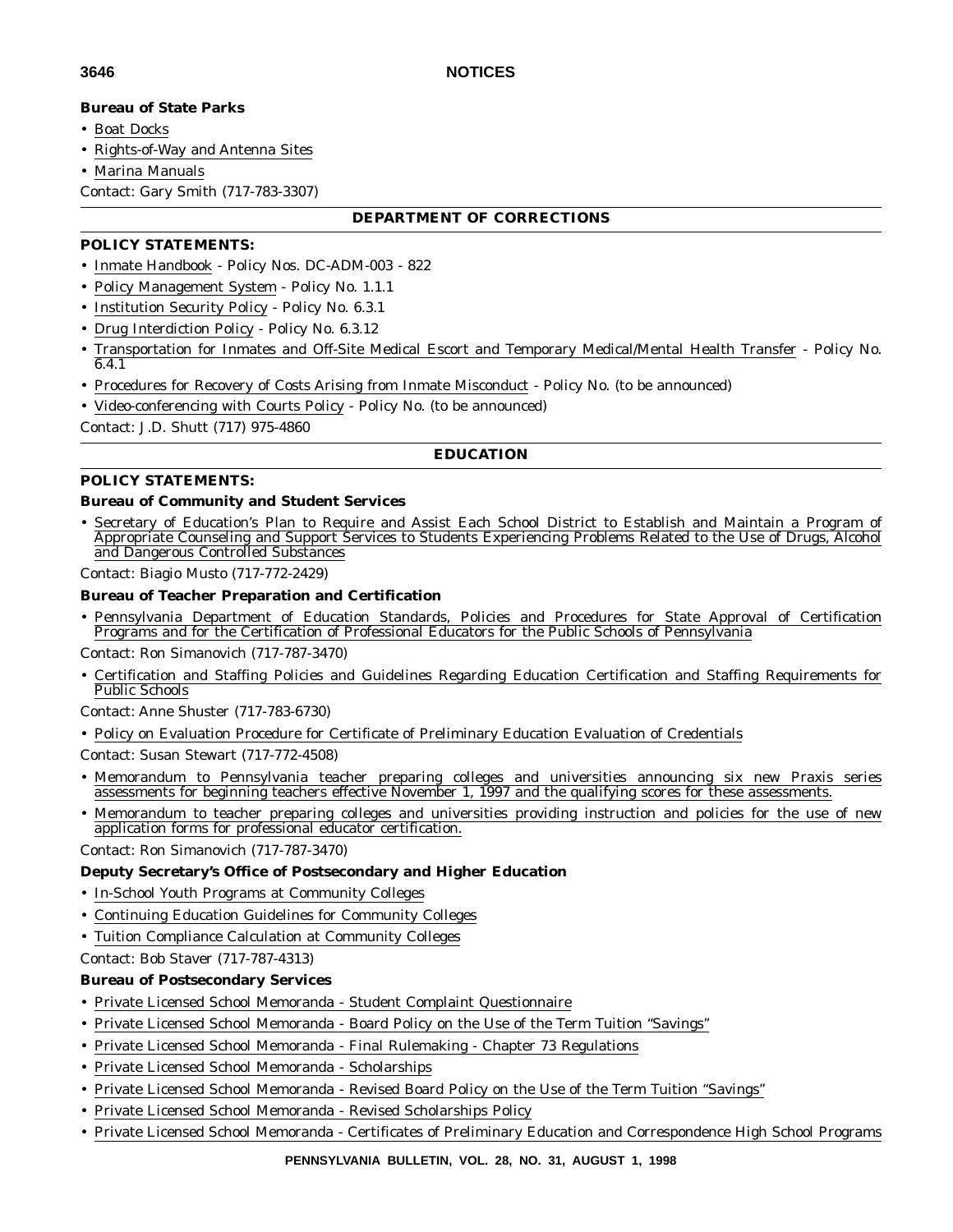**Bureau of State Parks**

- Boat Docks
- Rights-of-Way and Antenna Sites
- Marina Manuals

Contact: Gary Smith (717-783-3307)

## DEPARTMENT OF CORRECTIONS

**POLICY STATEMENTS:**

- Inmate Handbook - Policy Nos. DC-ADM-003 - 822
- Policy Management System - Policy No. 1.1.1
- Institution Security Policy - Policy No. 6.3.1
- Drug Interdiction Policy - Policy No. 6.3.12
- Transportation for Inmates and Off-Site Medical Escort and Temporary Medical/Mental Health Transfer - Policy No. 6.4.1
- Procedures for Recovery of Costs Arising from Inmate Misconduct - Policy No. (to be announced)
- Video-conferencing with Courts Policy - Policy No. (to be announced)

Contact: J.D. Shutt (717) 975-4860

## EDUCATION

**POLICY STATEMENTS:**

**Bureau of Community and Student Services**

- Secretary of Education's Plan to Require and Assist Each School District to Establish and Maintain a Program of Appropriate Counseling and Support Services to Students Experiencing Problems Related to the Use of Drugs, Alcohol and Dangerous Controlled Substances

Contact: Biagio Musto (717-772-2429)

**Bureau of Teacher Preparation and Certification**

- Pennsylvania Department of Education Standards, Policies and Procedures for State Approval of Certification Programs and for the Certification of Professional Educators for the Public Schools of Pennsylvania

Contact: Ron Simanovich (717-787-3470)

- Certification and Staffing Policies and Guidelines Regarding Education Certification and Staffing Requirements for Public Schools

Contact: Anne Shuster (717-783-6730)

- Policy on Evaluation Procedure for Certificate of Preliminary Education Evaluation of Credentials

Contact: Susan Stewart (717-772-4508)

- Memorandum to Pennsylvania teacher preparing colleges and universities announcing six new Praxis series assessments for beginning teachers effective November 1, 1997 and the qualifying scores for these assessments.
- Memorandum to teacher preparing colleges and universities providing instruction and policies for the use of new application forms for professional educator certification.

Contact: Ron Simanovich (717-787-3470)

**Deputy Secretary's Office of Postsecondary and Higher Education**

- In-School Youth Programs at Community Colleges
- Continuing Education Guidelines for Community Colleges
- Tuition Compliance Calculation at Community Colleges

Contact: Bob Staver (717-787-4313)

**Bureau of Postsecondary Services**

- Private Licensed School Memoranda - Student Complaint Questionnaire
- Private Licensed School Memoranda - Board Policy on the Use of the Term Tuition "Savings"
- Private Licensed School Memoranda - Final Rulemaking - Chapter 73 Regulations
- Private Licensed School Memoranda - Scholarships
- Private Licensed School Memoranda - Revised Board Policy on the Use of the Term Tuition "Savings"
- Private Licensed School Memoranda - Revised Scholarships Policy
- Private Licensed School Memoranda - Certificates of Preliminary Education and Correspondence High School Programs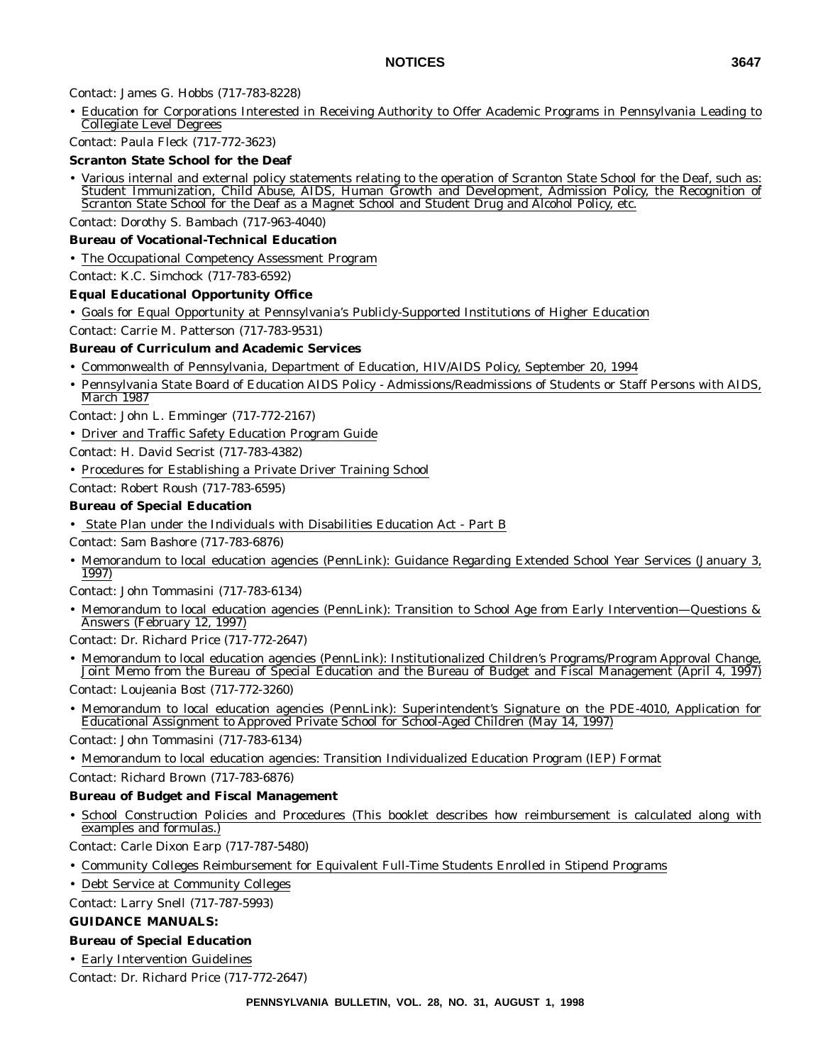Contact: James G. Hobbs (717-783-8228)

- Education for Corporations Interested in Receiving Authority to Offer Academic Programs in Pennsylvania Leading to Collegiate Level Degrees

Contact: Paula Fleck (717-772-3623)

**Scranton State School for the Deaf**

- Various internal and external policy statements relating to the operation of Scranton State School for the Deaf, such as: Student Immunization, Child Abuse, AIDS, Human Growth and Development, Admission Policy, the Recognition of Scranton State School for the Deaf as a Magnet School and Student Drug and Alcohol Policy, etc.

Contact: Dorothy S. Bambach (717-963-4040)

**Bureau of Vocational-Technical Education**

- The Occupational Competency Assessment Program

Contact: K.C. Simchock (717-783-6592)

**Equal Educational Opportunity Office**

- Goals for Equal Opportunity at Pennsylvania's Publicly-Supported Institutions of Higher Education

Contact: Carrie M. Patterson (717-783-9531)

**Bureau of Curriculum and Academic Services**

- Commonwealth of Pennsylvania, Department of Education, HIV/AIDS Policy, September 20, 1994
- Pennsylvania State Board of Education AIDS Policy - Admissions/Readmissions of Students or Staff Persons with AIDS, March 1987

Contact: John L. Emminger (717-772-2167)

- Driver and Traffic Safety Education Program Guide

Contact: H. David Secrist (717-783-4382)

- Procedures for Establishing a Private Driver Training School

Contact: Robert Roush (717-783-6595)

**Bureau of Special Education**

- State Plan under the Individuals with Disabilities Education Act - Part B

Contact: Sam Bashore (717-783-6876)

- Memorandum to local education agencies (PennLink): Guidance Regarding Extended School Year Services (January 3, 1997)

Contact: John Tommasini (717-783-6134)

- Memorandum to local education agencies (PennLink): Transition to School Age from Early Intervention—Questions & Answers (February 12, 1997)

Contact: Dr. Richard Price (717-772-2647)

- Memorandum to local education agencies (PennLink): Institutionalized Children's Programs/Program Approval Change, Joint Memo from the Bureau of Special Education and the Bureau of Budget and Fiscal Management (April 4, 1997)

Contact: Loujeania Bost (717-772-3260)

- Memorandum to local education agencies (PennLink): Superintendent's Signature on the PDE-4010, Application for Educational Assignment to Approved Private School for School-Aged Children (May 14, 1997)

Contact: John Tommasini (717-783-6134)

- Memorandum to local education agencies: Transition Individualized Education Program (IEP) Format

Contact: Richard Brown (717-783-6876)

**Bureau of Budget and Fiscal Management**

- School Construction Policies and Procedures (This booklet describes how reimbursement is calculated along with examples and formulas.)

Contact: Carle Dixon Earp (717-787-5480)

- Community Colleges Reimbursement for Equivalent Full-Time Students Enrolled in Stipend Programs
- Debt Service at Community Colleges

Contact: Larry Snell (717-787-5993)

**GUIDANCE MANUALS:**

**Bureau of Special Education**

- Early Intervention Guidelines

Contact: Dr. Richard Price (717-772-2647)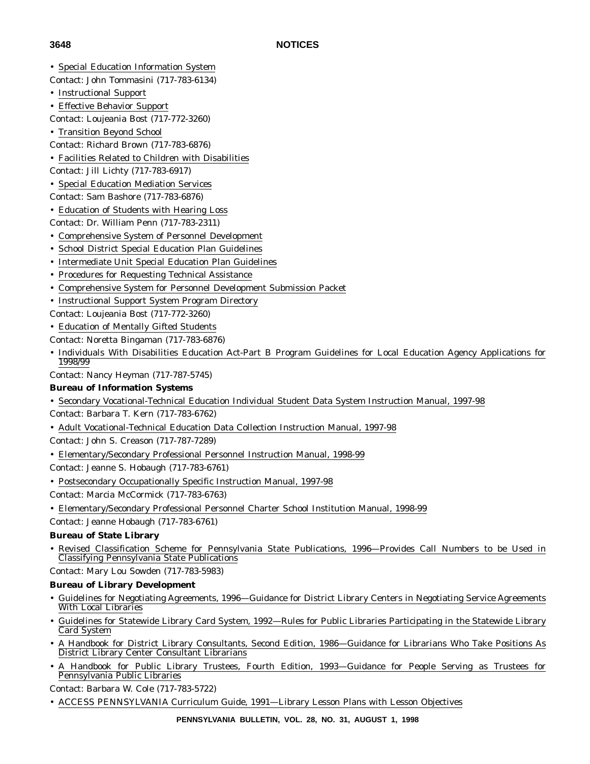- Special Education Information System

Contact: John Tommasini (717-783-6134)

- Instructional Support
- Effective Behavior Support

Contact: Loujeania Bost (717-772-3260)

- Transition Beyond School

Contact: Richard Brown (717-783-6876)

- Facilities Related to Children with Disabilities

Contact: Jill Lichty (717-783-6917)

- Special Education Mediation Services

Contact: Sam Bashore (717-783-6876)

- Education of Students with Hearing Loss

Contact: Dr. William Penn (717-783-2311)

- Comprehensive System of Personnel Development
- School District Special Education Plan Guidelines
- Intermediate Unit Special Education Plan Guidelines
- Procedures for Requesting Technical Assistance
- Comprehensive System for Personnel Development Submission Packet
- Instructional Support System Program Directory

Contact: Loujeania Bost (717-772-3260)

- Education of Mentally Gifted Students

Contact: Noretta Bingaman (717-783-6876)

- Individuals With Disabilities Education Act-Part B Program Guidelines for Local Education Agency Applications for 1998/99

Contact: Nancy Heyman (717-787-5745)

**Bureau of Information Systems**

- Secondary Vocational-Technical Education Individual Student Data System Instruction Manual, 1997-98

Contact: Barbara T. Kern (717-783-6762)

- Adult Vocational-Technical Education Data Collection Instruction Manual, 1997-98

Contact: John S. Creason (717-787-7289)

- Elementary/Secondary Professional Personnel Instruction Manual, 1998-99

Contact: Jeanne S. Hobaugh (717-783-6761)

- Postsecondary Occupationally Specific Instruction Manual, 1997-98

Contact: Marcia McCormick (717-783-6763)

- Elementary/Secondary Professional Personnel Charter School Institution Manual, 1998-99

Contact: Jeanne Hobaugh (717-783-6761)

**Bureau of State Library**

- Revised Classification Scheme for Pennsylvania State Publications, 1996—Provides Call Numbers to be Used in Classifying Pennsylvania State Publications

Contact: Mary Lou Sowden (717-783-5983)

**Bureau of Library Development**

- Guidelines for Negotiating Agreements, 1996—Guidance for District Library Centers in Negotiating Service Agreements With Local Libraries
- Guidelines for Statewide Library Card System, 1992—Rules for Public Libraries Participating in the Statewide Library Card System
- A Handbook for District Library Consultants, Second Edition, 1986—Guidance for Librarians Who Take Positions As District Library Center Consultant Librarians
- A Handbook for Public Library Trustees, Fourth Edition, 1993—Guidance for People Serving as Trustees for Pennsylvania Public Libraries

Contact: Barbara W. Cole (717-783-5722)

- ACCESS PENNSYLVANIA Curriculum Guide, 1991—Library Lesson Plans with Lesson Objectives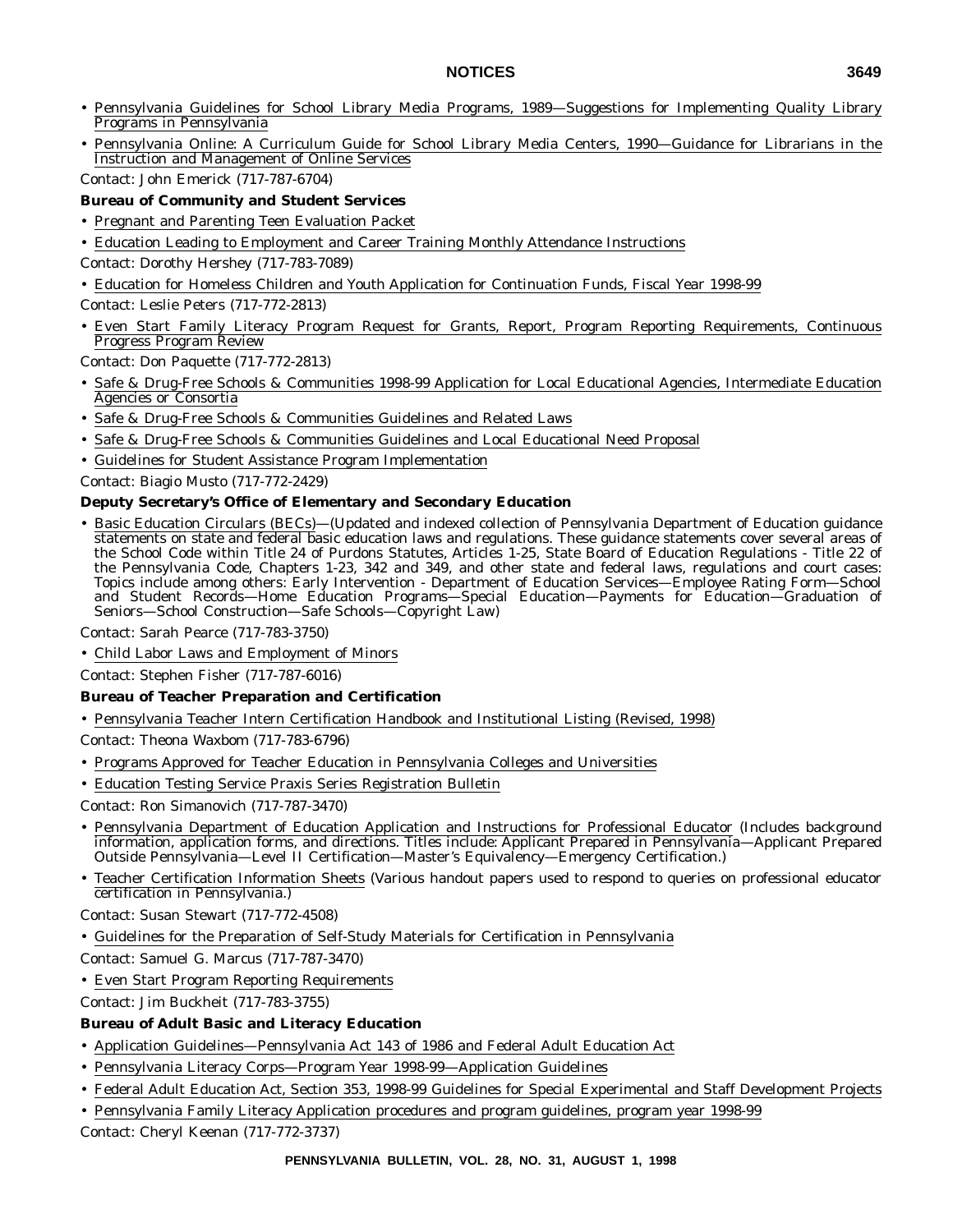- Pennsylvania Guidelines for School Library Media Programs, 1989—Suggestions for Implementing Quality Library Programs in Pennsylvania
- Pennsylvania Online: A Curriculum Guide for School Library Media Centers, 1990—Guidance for Librarians in the Instruction and Management of Online Services

Contact: John Emerick (717-787-6704)

**Bureau of Community and Student Services**

- Pregnant and Parenting Teen Evaluation Packet
- Education Leading to Employment and Career Training Monthly Attendance Instructions

Contact: Dorothy Hershey (717-783-7089)

- Education for Homeless Children and Youth Application for Continuation Funds, Fiscal Year 1998-99

Contact: Leslie Peters (717-772-2813)

- Even Start Family Literacy Program Request for Grants, Report, Program Reporting Requirements, Continuous Progress Program Review

Contact: Don Paquette (717-772-2813)

- Safe & Drug-Free Schools & Communities 1998-99 Application for Local Educational Agencies, Intermediate Education Agencies or Consortia
- Safe & Drug-Free Schools & Communities Guidelines and Related Laws
- Safe & Drug-Free Schools & Communities Guidelines and Local Educational Need Proposal
- Guidelines for Student Assistance Program Implementation

Contact: Biagio Musto (717-772-2429)

**Deputy Secretary's Office of Elementary and Secondary Education**

- Basic Education Circulars (BECs)—(Updated and indexed collection of Pennsylvania Department of Education guidance statements on state and federal basic education laws and regulations. These guidance statements cover several areas of the School Code within Title 24 of Purdons Statutes, Articles 1-25, State Board of Education Regulations - Title 22 of the Pennsylvania Code, Chapters 1-23, 342 and 349, and other state and federal laws, regulations and court cases: Topics include among others: Early Intervention - Department of Education Services—Employee Rating Form—School and Student Records—Home Education Programs—Special Education—Payments for Education—Graduation of Seniors—School Construction—Safe Schools—Copyright Law)

Contact: Sarah Pearce (717-783-3750)

- Child Labor Laws and Employment of Minors

Contact: Stephen Fisher (717-787-6016)

**Bureau of Teacher Preparation and Certification**

- Pennsylvania Teacher Intern Certification Handbook and Institutional Listing (Revised, 1998)

Contact: Theona Waxbom (717-783-6796)

- Programs Approved for Teacher Education in Pennsylvania Colleges and Universities
- Education Testing Service Praxis Series Registration Bulletin

Contact: Ron Simanovich (717-787-3470)

- Pennsylvania Department of Education Application and Instructions for Professional Educator (Includes background information, application forms, and directions. Titles include: Applicant Prepared in Pennsylvania—Applicant Prepared Outside Pennsylvania—Level II Certification—Master's Equivalency—Emergency Certification.)
- Teacher Certification Information Sheets (Various handout papers used to respond to queries on professional educator certification in Pennsylvania.)

Contact: Susan Stewart (717-772-4508)

- Guidelines for the Preparation of Self-Study Materials for Certification in Pennsylvania

Contact: Samuel G. Marcus (717-787-3470)

- Even Start Program Reporting Requirements

Contact: Jim Buckheit (717-783-3755)

**Bureau of Adult Basic and Literacy Education**

- Application Guidelines—Pennsylvania Act 143 of 1986 and Federal Adult Education Act
- Pennsylvania Literacy Corps—Program Year 1998-99—Application Guidelines
- Federal Adult Education Act, Section 353, 1998-99 Guidelines for Special Experimental and Staff Development Projects
- Pennsylvania Family Literacy Application procedures and program guidelines, program year 1998-99

Contact: Cheryl Keenan (717-772-3737)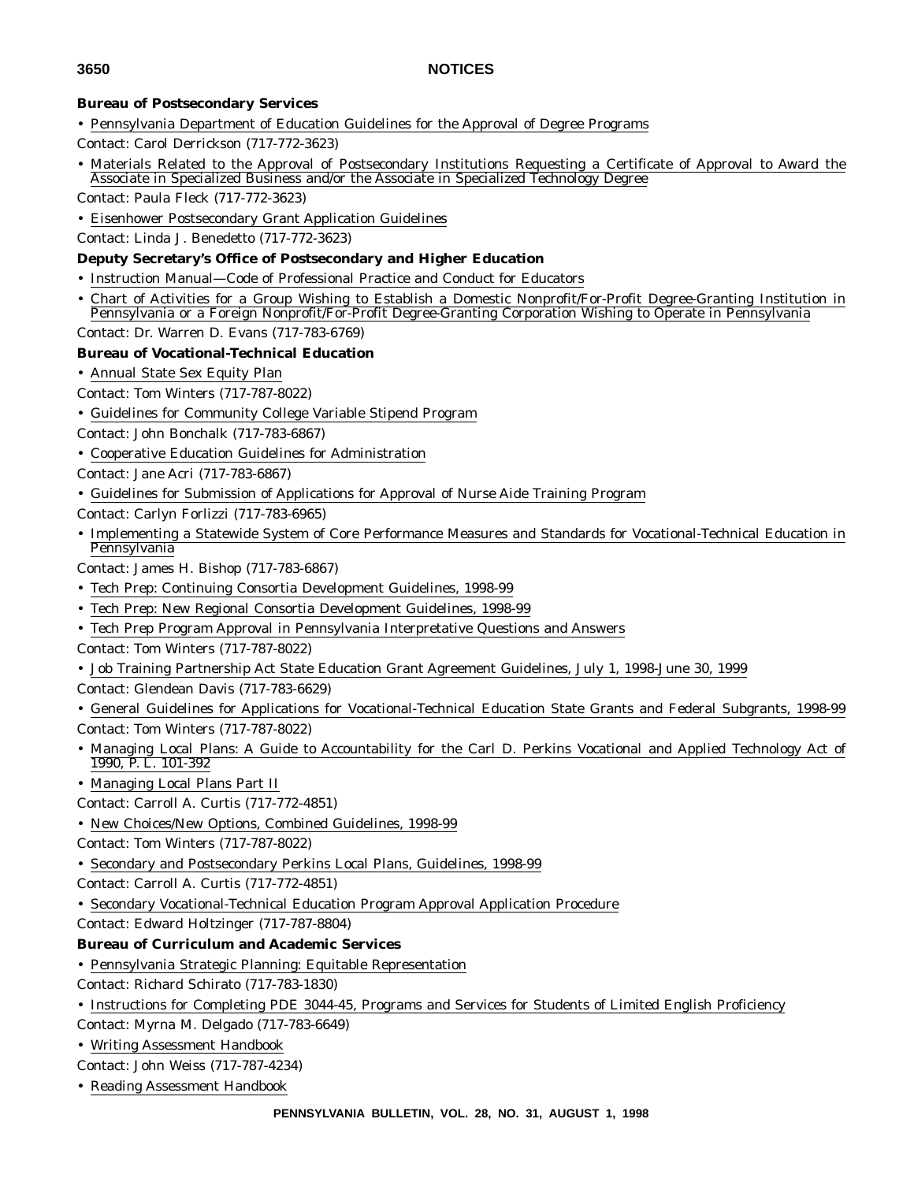**Bureau of Postsecondary Services**

- Pennsylvania Department of Education Guidelines for the Approval of Degree Programs

Contact: Carol Derrickson (717-772-3623)

- Materials Related to the Approval of Postsecondary Institutions Requesting a Certificate of Approval to Award the Associate in Specialized Business and/or the Associate in Specialized Technology Degree

Contact: Paula Fleck (717-772-3623)

- Eisenhower Postsecondary Grant Application Guidelines

Contact: Linda J. Benedetto (717-772-3623)

**Deputy Secretary's Office of Postsecondary and Higher Education**

- Instruction Manual—Code of Professional Practice and Conduct for Educators
- Chart of Activities for a Group Wishing to Establish a Domestic Nonprofit/For-Profit Degree-Granting Institution in Pennsylvania or a Foreign Nonprofit/For-Profit Degree-Granting Corporation Wishing to Operate in Pennsylvania

Contact: Dr. Warren D. Evans (717-783-6769)

**Bureau of Vocational-Technical Education**

- Annual State Sex Equity Plan

Contact: Tom Winters (717-787-8022)

- Guidelines for Community College Variable Stipend Program

Contact: John Bonchalk (717-783-6867)

- Cooperative Education Guidelines for Administration

Contact: Jane Acri (717-783-6867)

- Guidelines for Submission of Applications for Approval of Nurse Aide Training Program

Contact: Carlyn Forlizzi (717-783-6965)

- Implementing a Statewide System of Core Performance Measures and Standards for Vocational-Technical Education in Pennsylvania

Contact: James H. Bishop (717-783-6867)

- Tech Prep: Continuing Consortia Development Guidelines, 1998-99
- Tech Prep: New Regional Consortia Development Guidelines, 1998-99
- Tech Prep Program Approval in Pennsylvania Interpretative Questions and Answers

Contact: Tom Winters (717-787-8022)

- Job Training Partnership Act State Education Grant Agreement Guidelines, July 1, 1998-June 30, 1999

Contact: Glendean Davis (717-783-6629)

- General Guidelines for Applications for Vocational-Technical Education State Grants and Federal Subgrants, 1998-99

Contact: Tom Winters (717-787-8022)

- Managing Local Plans: A Guide to Accountability for the Carl D. Perkins Vocational and Applied Technology Act of 1990, P. L. 101-392
- Managing Local Plans Part II

Contact: Carroll A. Curtis (717-772-4851)

- New Choices/New Options, Combined Guidelines, 1998-99

Contact: Tom Winters (717-787-8022)

- Secondary and Postsecondary Perkins Local Plans, Guidelines, 1998-99

Contact: Carroll A. Curtis (717-772-4851)

- Secondary Vocational-Technical Education Program Approval Application Procedure

Contact: Edward Holtzinger (717-787-8804)

**Bureau of Curriculum and Academic Services**

- Pennsylvania Strategic Planning: Equitable Representation

Contact: Richard Schirato (717-783-1830)

- Instructions for Completing PDE 3044-45, Programs and Services for Students of Limited English Proficiency

Contact: Myrna M. Delgado (717-783-6649)

- Writing Assessment Handbook

Contact: John Weiss (717-787-4234)

- Reading Assessment Handbook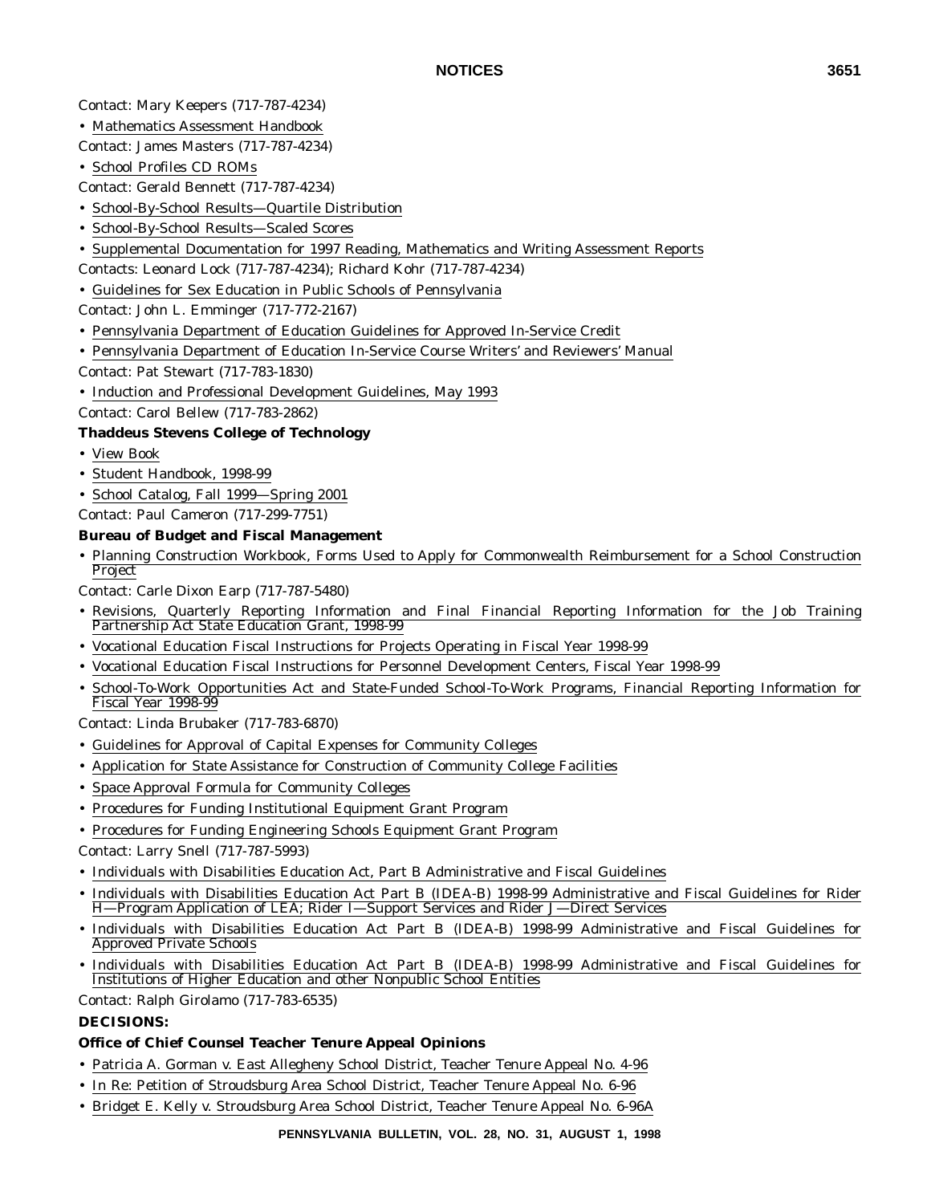Contact: Mary Keepers (717-787-4234)

- Mathematics Assessment Handbook

Contact: James Masters (717-787-4234)

- School Profiles CD ROMs

Contact: Gerald Bennett (717-787-4234)

- School-By-School Results—Quartile Distribution
- School-By-School Results—Scaled Scores
- Supplemental Documentation for 1997 Reading, Mathematics and Writing Assessment Reports

Contacts: Leonard Lock (717-787-4234); Richard Kohr (717-787-4234)

- Guidelines for Sex Education in Public Schools of Pennsylvania

Contact: John L. Emminger (717-772-2167)

- Pennsylvania Department of Education Guidelines for Approved In-Service Credit
- Pennsylvania Department of Education In-Service Course Writers' and Reviewers' Manual

Contact: Pat Stewart (717-783-1830)

- Induction and Professional Development Guidelines, May 1993

Contact: Carol Bellew (717-783-2862)

**Thaddeus Stevens College of Technology**

- View Book
- Student Handbook, 1998-99
- School Catalog, Fall 1999—Spring 2001

Contact: Paul Cameron (717-299-7751)

**Bureau of Budget and Fiscal Management**

- Planning Construction Workbook, Forms Used to Apply for Commonwealth Reimbursement for a School Construction Project

Contact: Carle Dixon Earp (717-787-5480)

- Revisions, Quarterly Reporting Information and Final Financial Reporting Information for the Job Training Partnership Act State Education Grant, 1998-99
- Vocational Education Fiscal Instructions for Projects Operating in Fiscal Year 1998-99
- Vocational Education Fiscal Instructions for Personnel Development Centers, Fiscal Year 1998-99
- School-To-Work Opportunities Act and State-Funded School-To-Work Programs, Financial Reporting Information for Fiscal Year 1998-99

Contact: Linda Brubaker (717-783-6870)

- Guidelines for Approval of Capital Expenses for Community Colleges
- Application for State Assistance for Construction of Community College Facilities
- Space Approval Formula for Community Colleges
- Procedures for Funding Institutional Equipment Grant Program
- Procedures for Funding Engineering Schools Equipment Grant Program

Contact: Larry Snell (717-787-5993)

- Individuals with Disabilities Education Act, Part B Administrative and Fiscal Guidelines
- Individuals with Disabilities Education Act Part B (IDEA-B) 1998-99 Administrative and Fiscal Guidelines for Rider H—Program Application of LEA; Rider I—Support Services and Rider J—Direct Services
- Individuals with Disabilities Education Act Part B (IDEA-B) 1998-99 Administrative and Fiscal Guidelines for Approved Private Schools
- Individuals with Disabilities Education Act Part B (IDEA-B) 1998-99 Administrative and Fiscal Guidelines for Institutions of Higher Education and other Nonpublic School Entities

Contact: Ralph Girolamo (717-783-6535)

**DECISIONS:**

**Office of Chief Counsel Teacher Tenure Appeal Opinions**

- Patricia A. Gorman v. East Allegheny School District, Teacher Tenure Appeal No. 4-96
- In Re: Petition of Stroudsburg Area School District, Teacher Tenure Appeal No. 6-96
- Bridget E. Kelly v. Stroudsburg Area School District, Teacher Tenure Appeal No. 6-96A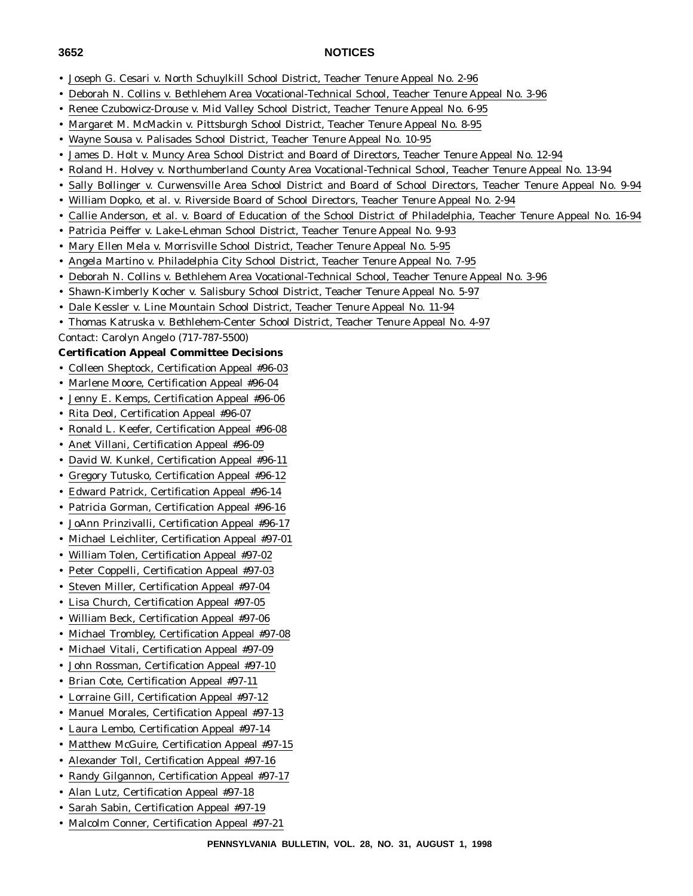- Joseph G. Cesari v. North Schuylkill School District, Teacher Tenure Appeal No. 2-96
- Deborah N. Collins v. Bethlehem Area Vocational-Technical School, Teacher Tenure Appeal No. 3-96
- Renee Czubowicz-Drouse v. Mid Valley School District, Teacher Tenure Appeal No. 6-95
- Margaret M. McMackin v. Pittsburgh School District, Teacher Tenure Appeal No. 8-95
- Wayne Sousa v. Palisades School District, Teacher Tenure Appeal No. 10-95
- James D. Holt v. Muncy Area School District and Board of Directors, Teacher Tenure Appeal No. 12-94
- Roland H. Holvey v. Northumberland County Area Vocational-Technical School, Teacher Tenure Appeal No. 13-94
- Sally Bollinger v. Curwensville Area School District and Board of School Directors, Teacher Tenure Appeal No. 9-94
- William Dopko, et al. v. Riverside Board of School Directors, Teacher Tenure Appeal No. 2-94
- Callie Anderson, et al. v. Board of Education of the School District of Philadelphia, Teacher Tenure Appeal No. 16-94
- Patricia Peiffer v. Lake-Lehman School District, Teacher Tenure Appeal No. 9-93
- Mary Ellen Mela v. Morrisville School District, Teacher Tenure Appeal No. 5-95
- Angela Martino v. Philadelphia City School District, Teacher Tenure Appeal No. 7-95
- Deborah N. Collins v. Bethlehem Area Vocational-Technical School, Teacher Tenure Appeal No. 3-96
- Shawn-Kimberly Kocher v. Salisbury School District, Teacher Tenure Appeal No. 5-97
- Dale Kessler v. Line Mountain School District, Teacher Tenure Appeal No. 11-94
- Thomas Katruska v. Bethlehem-Center School District, Teacher Tenure Appeal No. 4-97

Contact: Carolyn Angelo (717-787-5500)

**Certification Appeal Committee Decisions**

- Colleen Sheptock, Certification Appeal #96-03
- Marlene Moore, Certification Appeal #96-04
- Jenny E. Kemps, Certification Appeal #96-06
- Rita Deol, Certification Appeal #96-07
- Ronald L. Keefer, Certification Appeal #96-08
- Anet Villani, Certification Appeal #96-09
- David W. Kunkel, Certification Appeal #96-11
- Gregory Tutusko, Certification Appeal #96-12
- Edward Patrick, Certification Appeal #96-14
- Patricia Gorman, Certification Appeal #96-16
- JoAnn Prinzivalli, Certification Appeal #96-17
- Michael Leichliter, Certification Appeal #97-01
- William Tolen, Certification Appeal #97-02
- Peter Coppelli, Certification Appeal #97-03
- Steven Miller, Certification Appeal #97-04
- Lisa Church, Certification Appeal #97-05
- William Beck, Certification Appeal #97-06
- Michael Trombley, Certification Appeal #97-08
- Michael Vitali, Certification Appeal #97-09
- John Rossman, Certification Appeal #97-10
- Brian Cote, Certification Appeal #97-11
- Lorraine Gill, Certification Appeal #97-12
- Manuel Morales, Certification Appeal #97-13
- Laura Lembo, Certification Appeal #97-14
- Matthew McGuire, Certification Appeal #97-15
- Alexander Toll, Certification Appeal #97-16
- Randy Gilgannon, Certification Appeal #97-17
- Alan Lutz, Certification Appeal #97-18
- Sarah Sabin, Certification Appeal #97-19
- Malcolm Conner, Certification Appeal #97-21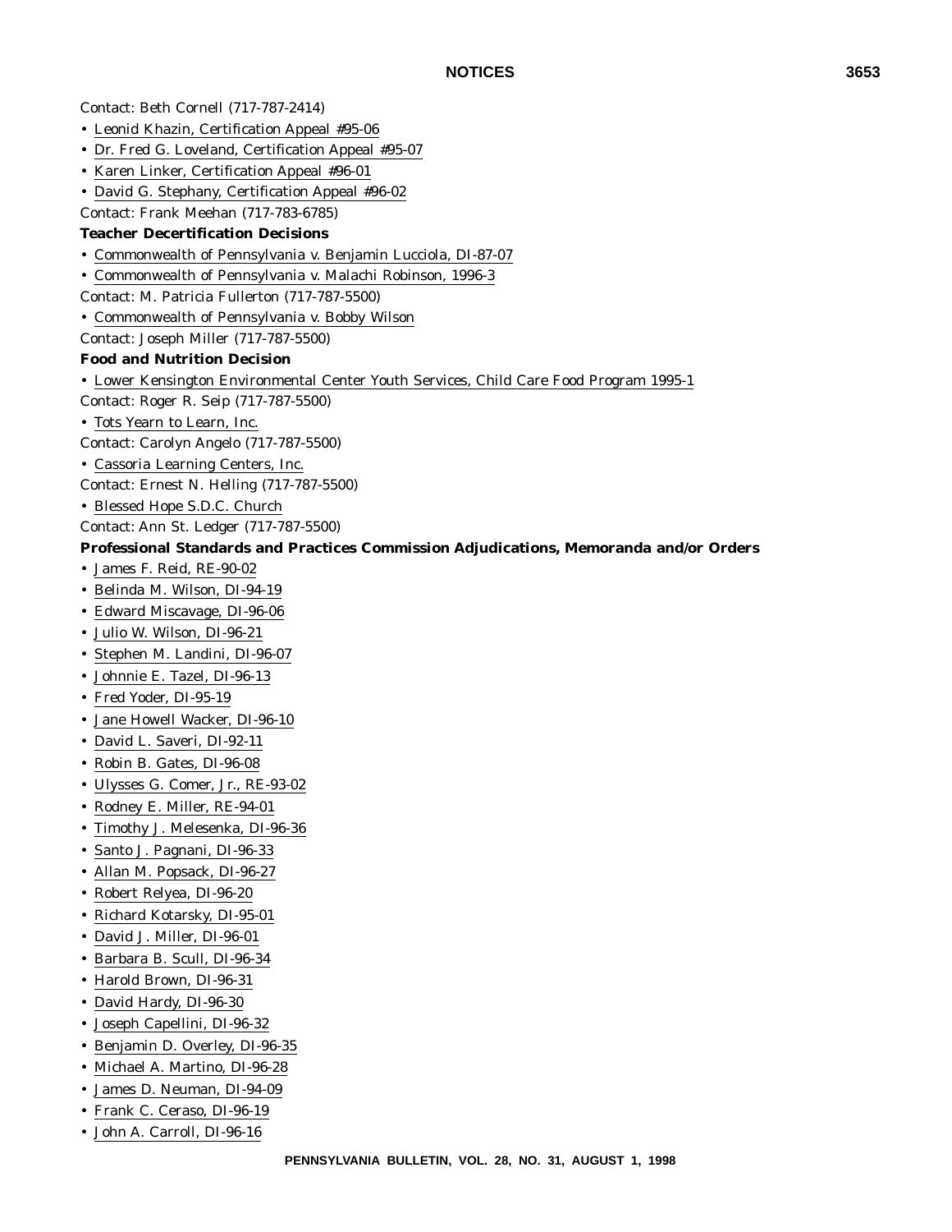Contact: Beth Cornell (717-787-2414)

- Leonid Khazin, Certification Appeal #95-06
- Dr. Fred G. Loveland, Certification Appeal #95-07
- Karen Linker, Certification Appeal #96-01
- David G. Stephany, Certification Appeal #96-02

Contact: Frank Meehan (717-783-6785)

**Teacher Decertification Decisions**

- Commonwealth of Pennsylvania v. Benjamin Lucciola, DI-87-07
- Commonwealth of Pennsylvania v. Malachi Robinson, 1996-3

Contact: M. Patricia Fullerton (717-787-5500)

- Commonwealth of Pennsylvania v. Bobby Wilson

Contact: Joseph Miller (717-787-5500)

**Food and Nutrition Decision**

- Lower Kensington Environmental Center Youth Services, Child Care Food Program 1995-1

Contact: Roger R. Seip (717-787-5500)

- Tots Yearn to Learn, Inc.

Contact: Carolyn Angelo (717-787-5500)

- Cassoria Learning Centers, Inc.

Contact: Ernest N. Helling (717-787-5500)

- Blessed Hope S.D.C. Church

Contact: Ann St. Ledger (717-787-5500)

**Professional Standards and Practices Commission Adjudications, Memoranda and/or Orders**

- James F. Reid, RE-90-02
- Belinda M. Wilson, DI-94-19
- Edward Miscavage, DI-96-06
- Julio W. Wilson, DI-96-21
- Stephen M. Landini, DI-96-07
- Johnnie E. Tazel, DI-96-13
- Fred Yoder, DI-95-19
- Jane Howell Wacker, DI-96-10
- David L. Saveri, DI-92-11
- Robin B. Gates, DI-96-08
- Ulysses G. Comer, Jr., RE-93-02
- Rodney E. Miller, RE-94-01
- Timothy J. Melesenka, DI-96-36
- Santo J. Pagnani, DI-96-33
- Allan M. Popsack, DI-96-27
- Robert Relyea, DI-96-20
- Richard Kotarsky, DI-95-01
- David J. Miller, DI-96-01
- Barbara B. Scull, DI-96-34
- Harold Brown, DI-96-31
- David Hardy, DI-96-30
- Joseph Capellini, DI-96-32
- Benjamin D. Overley, DI-96-35
- Michael A. Martino, DI-96-28
- James D. Neuman, DI-94-09
- Frank C. Ceraso, DI-96-19
- John A. Carroll, DI-96-16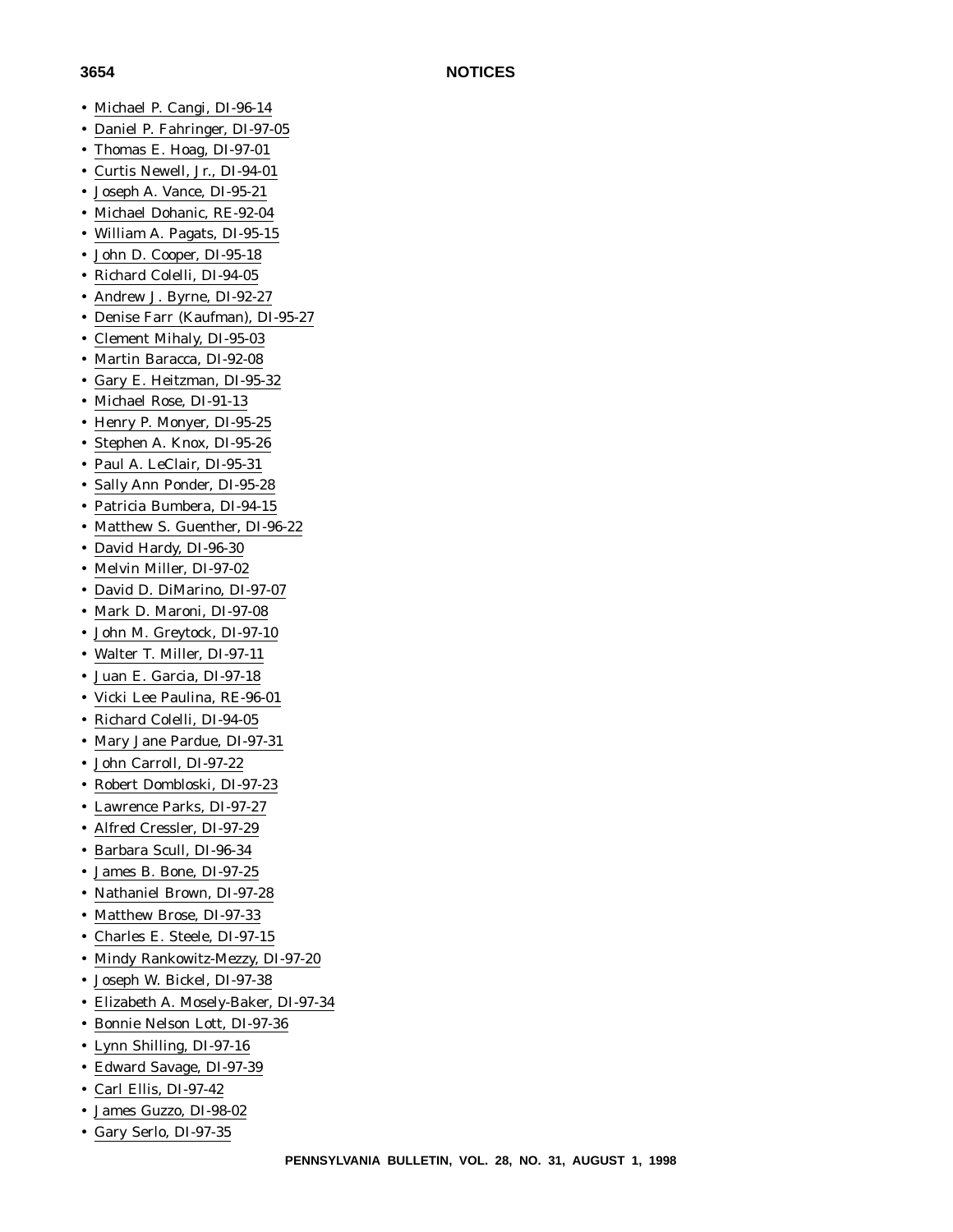- Michael P. Cangi, DI-96-14
- Daniel P. Fahringer, DI-97-05
- Thomas E. Hoag, DI-97-01
- Curtis Newell, Jr., DI-94-01
- Joseph A. Vance, DI-95-21
- Michael Dohanic, RE-92-04
- William A. Pagats, DI-95-15
- John D. Cooper, DI-95-18
- Richard Colelli, DI-94-05
- Andrew J. Byrne, DI-92-27
- Denise Farr (Kaufman), DI-95-27
- Clement Mihaly, DI-95-03
- Martin Baracca, DI-92-08
- Gary E. Heitzman, DI-95-32
- Michael Rose, DI-91-13
- Henry P. Monyer, DI-95-25
- Stephen A. Knox, DI-95-26
- Paul A. LeClair, DI-95-31
- Sally Ann Ponder, DI-95-28
- Patricia Bumbera, DI-94-15
- Matthew S. Guenther, DI-96-22
- David Hardy, DI-96-30
- Melvin Miller, DI-97-02
- David D. DiMarino, DI-97-07
- Mark D. Maroni, DI-97-08
- John M. Greytock, DI-97-10
- Walter T. Miller, DI-97-11
- Juan E. Garcia, DI-97-18
- Vicki Lee Paulina, RE-96-01
- Richard Colelli, DI-94-05
- Mary Jane Pardue, DI-97-31
- John Carroll, DI-97-22
- Robert Dombloski, DI-97-23
- Lawrence Parks, DI-97-27
- Alfred Cressler, DI-97-29
- Barbara Scull, DI-96-34
- James B. Bone, DI-97-25
- Nathaniel Brown, DI-97-28
- Matthew Brose, DI-97-33
- Charles E. Steele, DI-97-15
- Mindy Rankowitz-Mezzy, DI-97-20
- Joseph W. Bickel, DI-97-38
- Elizabeth A. Mosely-Baker, DI-97-34
- Bonnie Nelson Lott, DI-97-36
- Lynn Shilling, DI-97-16
- Edward Savage, DI-97-39
- Carl Ellis, DI-97-42
- James Guzzo, DI-98-02
- Gary Serlo, DI-97-35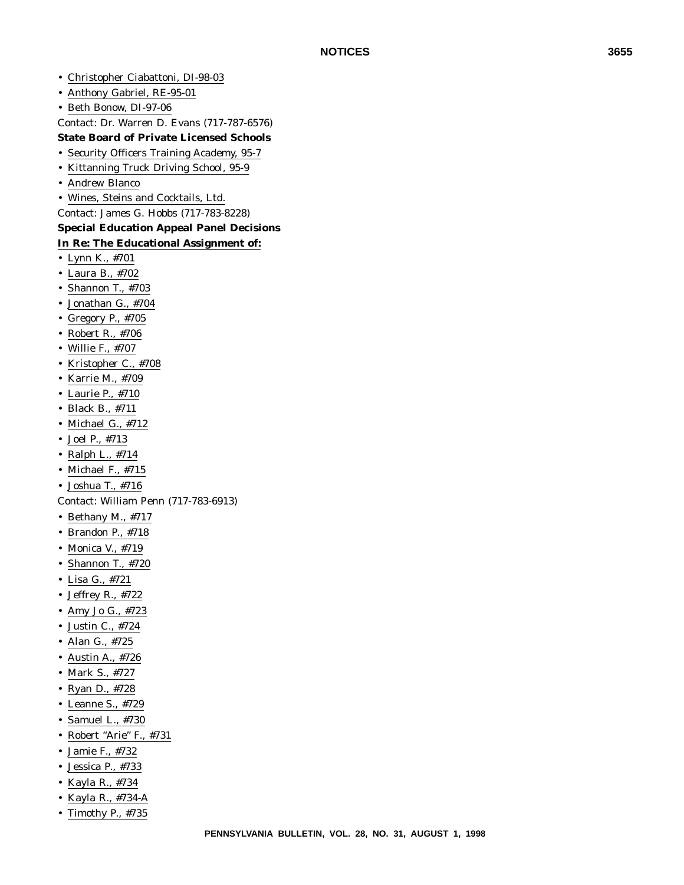- Christopher Ciabattoni, DI-98-03
- Anthony Gabriel, RE-95-01
- Beth Bonow, DI-97-06

Contact: Dr. Warren D. Evans (717-787-6576)

**State Board of Private Licensed Schools**

- Security Officers Training Academy, 95-7
- Kittanning Truck Driving School, 95-9
- Andrew Blanco
- Wines, Steins and Cocktails, Ltd.

Contact: James G. Hobbs (717-783-8228)

**Special Education Appeal Panel Decisions**

**In Re: The Educational Assignment of:**

- Lynn K., #701
- Laura B., #702
- Shannon T., #703
- Jonathan G., #704
- Gregory P., #705
- Robert R., #706
- Willie F., #707
- Kristopher C., #708
- Karrie M., #709
- Laurie P., #710
- Black B., #711
- Michael G., #712
- Joel P., #713
- Ralph L., #714
- Michael F., #715
- Joshua T., #716

Contact: William Penn (717-783-6913)

- Bethany M., #717
- Brandon P., #718
- Monica V., #719
- Shannon T., #720
- Lisa G., #721
- Jeffrey R., #722
- Amy Jo G., #723
- Justin C., #724
- Alan G., #725
- Austin A., #726
- Mark S., #727
- Ryan D., #728
- Leanne S., #729
- Samuel L., #730
- Robert "Arie" F., #731
- Jamie F., #732
- Jessica P., #733
- Kayla R., #734
- Kayla R., #734-A
- Timothy P., #735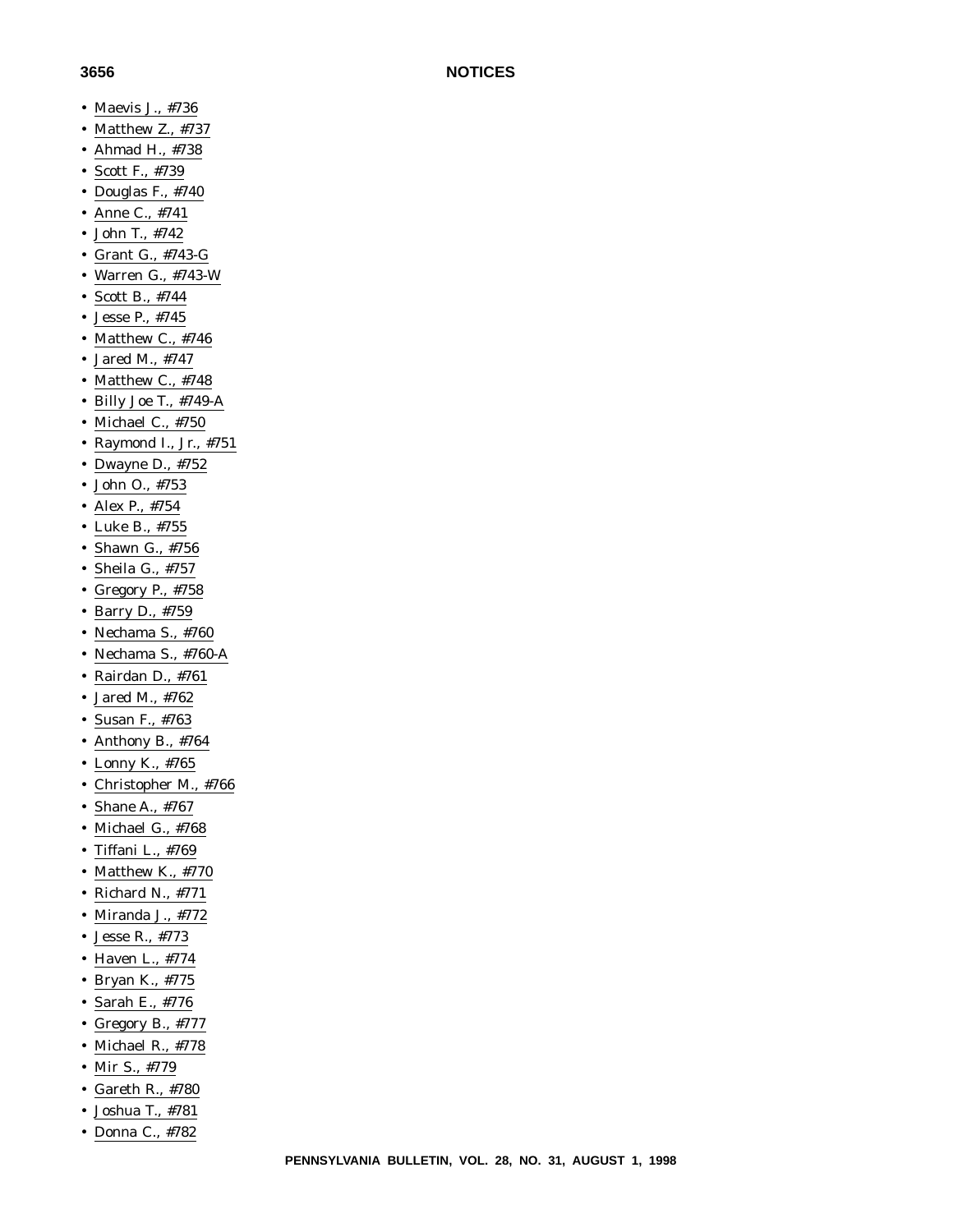- Maevis J., #736
- Matthew Z., #737
- Ahmad H., #738
- Scott F., #739
- Douglas F., #740
- Anne C., #741
- John T., #742
- Grant G., #743-G
- Warren G., #743-W
- Scott B., #744
- Jesse P., #745
- Matthew C., #746
- Jared M., #747
- Matthew C., #748
- Billy Joe T., #749-A
- Michael C., #750
- Raymond I., Jr., #751
- Dwayne D., #752
- John O., #753
- Alex P., #754
- Luke B., #755
- Shawn G., #756
- Sheila G., #757
- Gregory P., #758
- Barry D., #759
- Nechama S., #760
- Nechama S., #760-A
- Rairdan D., #761
- Jared M., #762
- Susan F., #763
- Anthony B., #764
- Lonny K., #765
- Christopher M., #766
- Shane A., #767
- Michael G., #768
- Tiffani L., #769
- Matthew K., #770
- Richard N., #771
- Miranda J., #772
- Jesse R., #773
- Haven L., #774
- Bryan K., #775
- Sarah E., #776
- Gregory B., #777
- Michael R., #778
- Mir S., #779
- Gareth R., #780
- Joshua T., #781
- Donna C., #782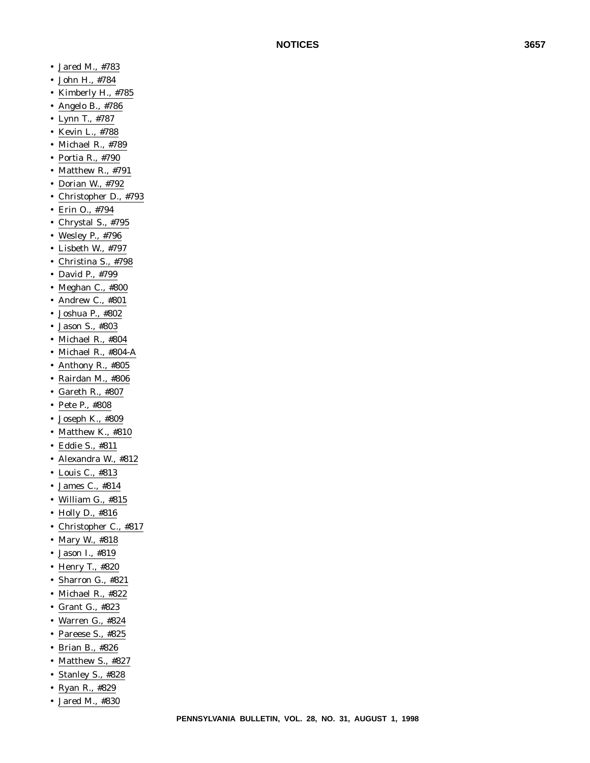- Jared M., #783
- John H., #784
- Kimberly H., #785
- Angelo B., #786
- Lynn T., #787
- Kevin L., #788
- Michael R., #789
- Portia R., #790
- Matthew R., #791
- Dorian W., #792
- Christopher D., #793
- Erin O., #794
- Chrystal S., #795
- Wesley P., #796
- Lisbeth W., #797
- Christina S., #798
- David P., #799
- Meghan C., #800
- Andrew C., #801
- Joshua P., #802
- Jason S., #803
- Michael R., #804
- Michael R., #804-A
- Anthony R., #805
- Rairdan M., #806
- Gareth R., #807
- Pete P., #808
- Joseph K., #809
- Matthew K., #810
- Eddie S., #811
- Alexandra W., #812
- Louis C., #813
- James C., #814
- William G., #815
- Holly D., #816
- Christopher C., #817
- Mary W., #818
- Jason I., #819
- Henry T., #820
- Sharron G., #821
- Michael R., #822
- Grant G., #823
- Warren G., #824
- Pareese S., #825
- Brian B., #826
- Matthew S., #827
- Stanley S., #828
- Ryan R., #829
- Jared M., #830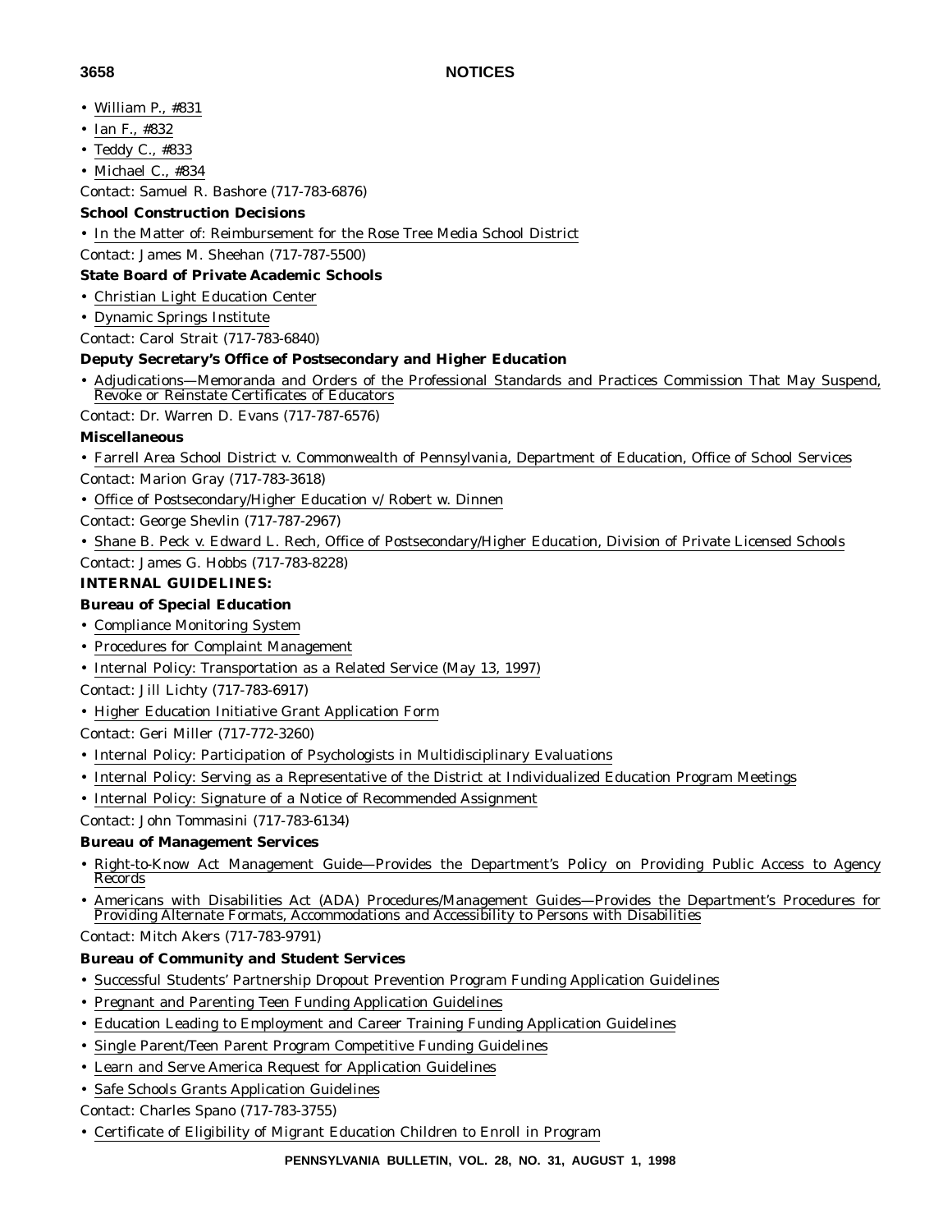- William P., #831
- Ian F., #832
- Teddy C., #833
- Michael C., #834

Contact: Samuel R. Bashore (717-783-6876)

**School Construction Decisions**

- In the Matter of: Reimbursement for the Rose Tree Media School District

Contact: James M. Sheehan (717-787-5500)

**State Board of Private Academic Schools**

- Christian Light Education Center
- Dynamic Springs Institute

Contact: Carol Strait (717-783-6840)

**Deputy Secretary's Office of Postsecondary and Higher Education**

- Adjudications—Memoranda and Orders of the Professional Standards and Practices Commission That May Suspend, Revoke or Reinstate Certificates of Educators

Contact: Dr. Warren D. Evans (717-787-6576)

**Miscellaneous**

- Farrell Area School District v. Commonwealth of Pennsylvania, Department of Education, Office of School Services

Contact: Marion Gray (717-783-3618)

- Office of Postsecondary/Higher Education v/ Robert w. Dinnen

Contact: George Shevlin (717-787-2967)

- Shane B. Peck v. Edward L. Rech, Office of Postsecondary/Higher Education, Division of Private Licensed Schools

Contact: James G. Hobbs (717-783-8228)

**INTERNAL GUIDELINES:**

**Bureau of Special Education**

- Compliance Monitoring System
- Procedures for Complaint Management
- Internal Policy: Transportation as a Related Service (May 13, 1997)

Contact: Jill Lichty (717-783-6917)

- Higher Education Initiative Grant Application Form

Contact: Geri Miller (717-772-3260)

- Internal Policy: Participation of Psychologists in Multidisciplinary Evaluations
- Internal Policy: Serving as a Representative of the District at Individualized Education Program Meetings
- Internal Policy: Signature of a Notice of Recommended Assignment

Contact: John Tommasini (717-783-6134)

**Bureau of Management Services**

- Right-to-Know Act Management Guide—Provides the Department's Policy on Providing Public Access to Agency Records
- Americans with Disabilities Act (ADA) Procedures/Management Guides—Provides the Department's Procedures for Providing Alternate Formats, Accommodations and Accessibility to Persons with Disabilities

Contact: Mitch Akers (717-783-9791)

**Bureau of Community and Student Services**

- Successful Students' Partnership Dropout Prevention Program Funding Application Guidelines
- Pregnant and Parenting Teen Funding Application Guidelines
- Education Leading to Employment and Career Training Funding Application Guidelines
- Single Parent/Teen Parent Program Competitive Funding Guidelines
- Learn and Serve America Request for Application Guidelines
- Safe Schools Grants Application Guidelines

Contact: Charles Spano (717-783-3755)

- Certificate of Eligibility of Migrant Education Children to Enroll in Program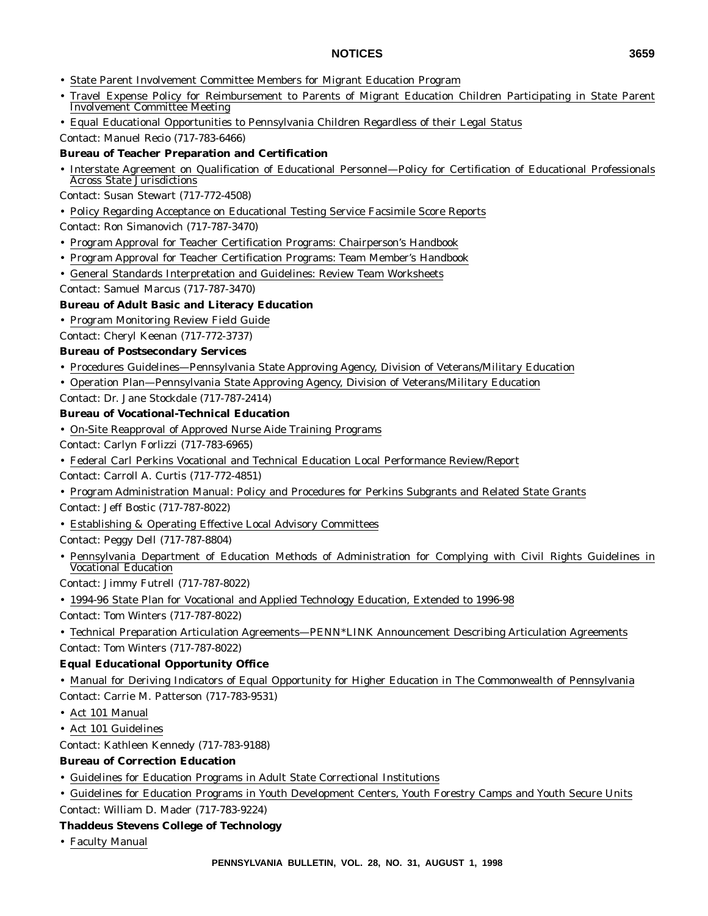- State Parent Involvement Committee Members for Migrant Education Program
- Travel Expense Policy for Reimbursement to Parents of Migrant Education Children Participating in State Parent Involvement Committee Meeting
- Equal Educational Opportunities to Pennsylvania Children Regardless of their Legal Status

Contact: Manuel Recio (717-783-6466)

**Bureau of Teacher Preparation and Certification**

- Interstate Agreement on Qualification of Educational Personnel—Policy for Certification of Educational Professionals Across State Jurisdictions

Contact: Susan Stewart (717-772-4508)

- Policy Regarding Acceptance on Educational Testing Service Facsimile Score Reports

Contact: Ron Simanovich (717-787-3470)

- Program Approval for Teacher Certification Programs: Chairperson's Handbook
- Program Approval for Teacher Certification Programs: Team Member's Handbook
- General Standards Interpretation and Guidelines: Review Team Worksheets

Contact: Samuel Marcus (717-787-3470)

**Bureau of Adult Basic and Literacy Education**

- Program Monitoring Review Field Guide

Contact: Cheryl Keenan (717-772-3737)

**Bureau of Postsecondary Services**

- Procedures Guidelines—Pennsylvania State Approving Agency, Division of Veterans/Military Education
- Operation Plan—Pennsylvania State Approving Agency, Division of Veterans/Military Education

Contact: Dr. Jane Stockdale (717-787-2414)

**Bureau of Vocational-Technical Education**

- On-Site Reapproval of Approved Nurse Aide Training Programs

Contact: Carlyn Forlizzi (717-783-6965)

- Federal Carl Perkins Vocational and Technical Education Local Performance Review/Report

Contact: Carroll A. Curtis (717-772-4851)

- Program Administration Manual: Policy and Procedures for Perkins Subgrants and Related State Grants

Contact: Jeff Bostic (717-787-8022)

- Establishing & Operating Effective Local Advisory Committees

Contact: Peggy Dell (717-787-8804)

- Pennsylvania Department of Education Methods of Administration for Complying with Civil Rights Guidelines in Vocational Education

Contact: Jimmy Futrell (717-787-8022)

- 1994-96 State Plan for Vocational and Applied Technology Education, Extended to 1996-98

Contact: Tom Winters (717-787-8022)

- Technical Preparation Articulation Agreements—PENN*LINK Announcement Describing Articulation Agreements

Contact: Tom Winters (717-787-8022)

**Equal Educational Opportunity Office**

- Manual for Deriving Indicators of Equal Opportunity for Higher Education in The Commonwealth of Pennsylvania

Contact: Carrie M. Patterson (717-783-9531)

- Act 101 Manual
- Act 101 Guidelines

Contact: Kathleen Kennedy (717-783-9188)

**Bureau of Correction Education**

- Guidelines for Education Programs in Adult State Correctional Institutions
- Guidelines for Education Programs in Youth Development Centers, Youth Forestry Camps and Youth Secure Units

Contact: William D. Mader (717-783-9224)

**Thaddeus Stevens College of Technology**

- Faculty Manual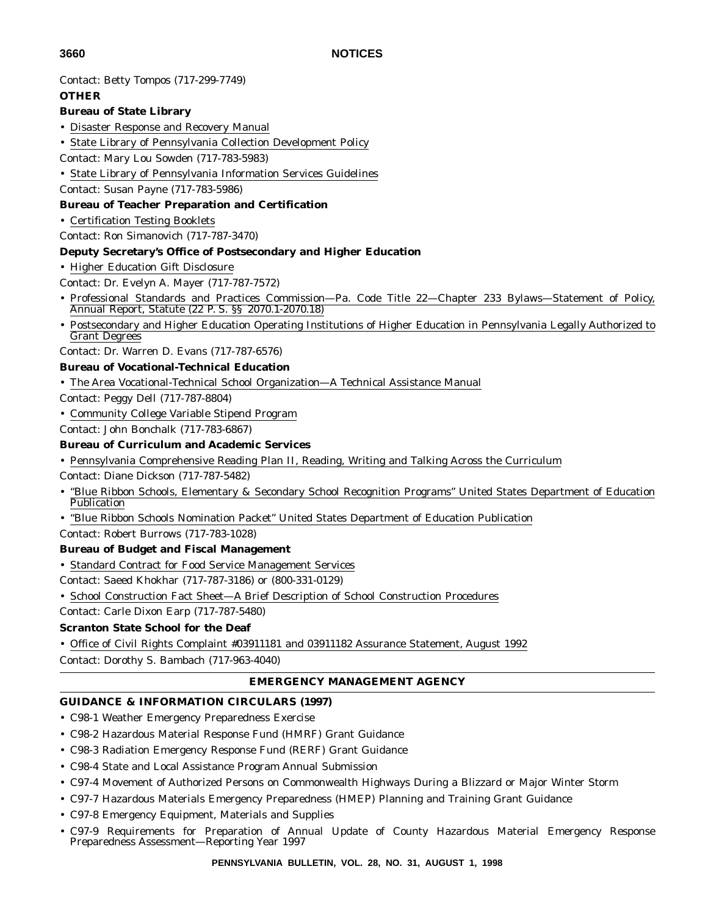Contact: Betty Tompos (717-299-7749)

**OTHER**

**Bureau of State Library**

- Disaster Response and Recovery Manual
- State Library of Pennsylvania Collection Development Policy

Contact: Mary Lou Sowden (717-783-5983)

- State Library of Pennsylvania Information Services Guidelines

Contact: Susan Payne (717-783-5986)

**Bureau of Teacher Preparation and Certification**

- Certification Testing Booklets

Contact: Ron Simanovich (717-787-3470)

**Deputy Secretary's Office of Postsecondary and Higher Education**

- Higher Education Gift Disclosure

Contact: Dr. Evelyn A. Mayer (717-787-7572)

- Professional Standards and Practices Commission—Pa. Code Title 22—Chapter 233 Bylaws—Statement of Policy, Annual Report, Statute (22 P. S. §§ 2070.1-2070.18)
- Postsecondary and Higher Education Operating Institutions of Higher Education in Pennsylvania Legally Authorized to Grant Degrees

Contact: Dr. Warren D. Evans (717-787-6576)

**Bureau of Vocational-Technical Education**

- The Area Vocational-Technical School Organization—A Technical Assistance Manual

Contact: Peggy Dell (717-787-8804)

- Community College Variable Stipend Program

Contact: John Bonchalk (717-783-6867)

**Bureau of Curriculum and Academic Services**

- Pennsylvania Comprehensive Reading Plan II, Reading, Writing and Talking Across the Curriculum

Contact: Diane Dickson (717-787-5482)

- "Blue Ribbon Schools, Elementary & Secondary School Recognition Programs" United States Department of Education Publication
- "Blue Ribbon Schools Nomination Packet" United States Department of Education Publication

Contact: Robert Burrows (717-783-1028)

**Bureau of Budget and Fiscal Management**

- Standard Contract for Food Service Management Services

Contact: Saeed Khokhar (717-787-3186) or (800-331-0129)

- School Construction Fact Sheet—A Brief Description of School Construction Procedures

Contact: Carle Dixon Earp (717-787-5480)

**Scranton State School for the Deaf**

- Office of Civil Rights Complaint #03911181 and 03911182 Assurance Statement, August 1992

Contact: Dorothy S. Bambach (717-963-4040)

## EMERGENCY MANAGEMENT AGENCY

**GUIDANCE & INFORMATION CIRCULARS (1997)**

- C98-1 Weather Emergency Preparedness Exercise
- C98-2 Hazardous Material Response Fund (HMRF) Grant Guidance
- C98-3 Radiation Emergency Response Fund (RERF) Grant Guidance
- C98-4 State and Local Assistance Program Annual Submission
- C97-4 Movement of Authorized Persons on Commonwealth Highways During a Blizzard or Major Winter Storm
- C97-7 Hazardous Materials Emergency Preparedness (HMEP) Planning and Training Grant Guidance
- C97-8 Emergency Equipment, Materials and Supplies
- C97-9 Requirements for Preparation of Annual Update of County Hazardous Material Emergency Response Preparedness Assessment—Reporting Year 1997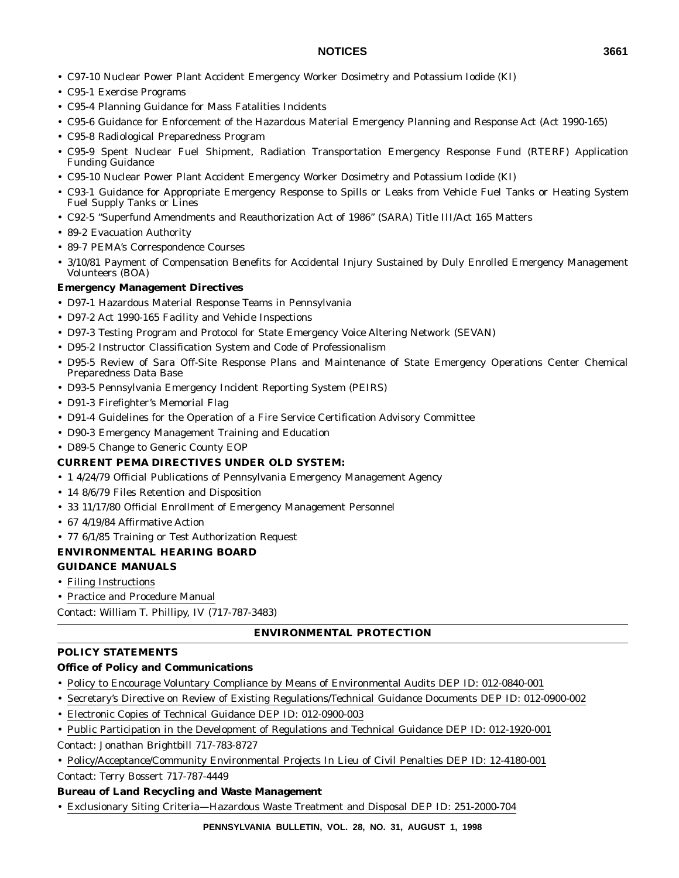- C97-10 Nuclear Power Plant Accident Emergency Worker Dosimetry and Potassium Iodide (KI)
- C95-1 Exercise Programs
- C95-4 Planning Guidance for Mass Fatalities Incidents
- C95-6 Guidance for Enforcement of the Hazardous Material Emergency Planning and Response Act (Act 1990-165)
- C95-8 Radiological Preparedness Program
- C95-9 Spent Nuclear Fuel Shipment, Radiation Transportation Emergency Response Fund (RTERF) Application Funding Guidance
- C95-10 Nuclear Power Plant Accident Emergency Worker Dosimetry and Potassium Iodide (KI)
- C93-1 Guidance for Appropriate Emergency Response to Spills or Leaks from Vehicle Fuel Tanks or Heating System Fuel Supply Tanks or Lines
- C92-5 "Superfund Amendments and Reauthorization Act of 1986" (SARA) Title III/Act 165 Matters
- 89-2 Evacuation Authority
- 89-7 PEMA's Correspondence Courses
- 3/10/81 Payment of Compensation Benefits for Accidental Injury Sustained by Duly Enrolled Emergency Management Volunteers (BOA)

**Emergency Management Directives**

- D97-1 Hazardous Material Response Teams in Pennsylvania
- D97-2 Act 1990-165 Facility and Vehicle Inspections
- D97-3 Testing Program and Protocol for State Emergency Voice Altering Network (SEVAN)
- D95-2 Instructor Classification System and Code of Professionalism
- D95-5 Review of Sara Off-Site Response Plans and Maintenance of State Emergency Operations Center Chemical Preparedness Data Base
- D93-5 Pennsylvania Emergency Incident Reporting System (PEIRS)
- D91-3 Firefighter's Memorial Flag
- D91-4 Guidelines for the Operation of a Fire Service Certification Advisory Committee
- D90-3 Emergency Management Training and Education
- D89-5 Change to Generic County EOP

**CURRENT PEMA DIRECTIVES UNDER OLD SYSTEM:**

- 1 4/24/79 Official Publications of Pennsylvania Emergency Management Agency
- 14 8/6/79 Files Retention and Disposition
- 33 11/17/80 Official Enrollment of Emergency Management Personnel
- 67 4/19/84 Affirmative Action
- 77 6/1/85 Training or Test Authorization Request

**ENVIRONMENTAL HEARING BOARD**

**GUIDANCE MANUALS**

- Filing Instructions
- Practice and Procedure Manual

Contact: William T. Phillipy, IV (717-787-3483)

## ENVIRONMENTAL PROTECTION

**POLICY STATEMENTS**

**Office of Policy and Communications**

- Policy to Encourage Voluntary Compliance by Means of Environmental Audits DEP ID: 012-0840-001
- Secretary's Directive on Review of Existing Regulations/Technical Guidance Documents DEP ID: 012-0900-002
- Electronic Copies of Technical Guidance DEP ID: 012-0900-003
- Public Participation in the Development of Regulations and Technical Guidance DEP ID: 012-1920-001

Contact: Jonathan Brightbill 717-783-8727

- Policy/Acceptance/Community Environmental Projects In Lieu of Civil Penalties DEP ID: 12-4180-001

Contact: Terry Bossert 717-787-4449

**Bureau of Land Recycling and Waste Management**

- Exclusionary Siting Criteria—Hazardous Waste Treatment and Disposal DEP ID: 251-2000-704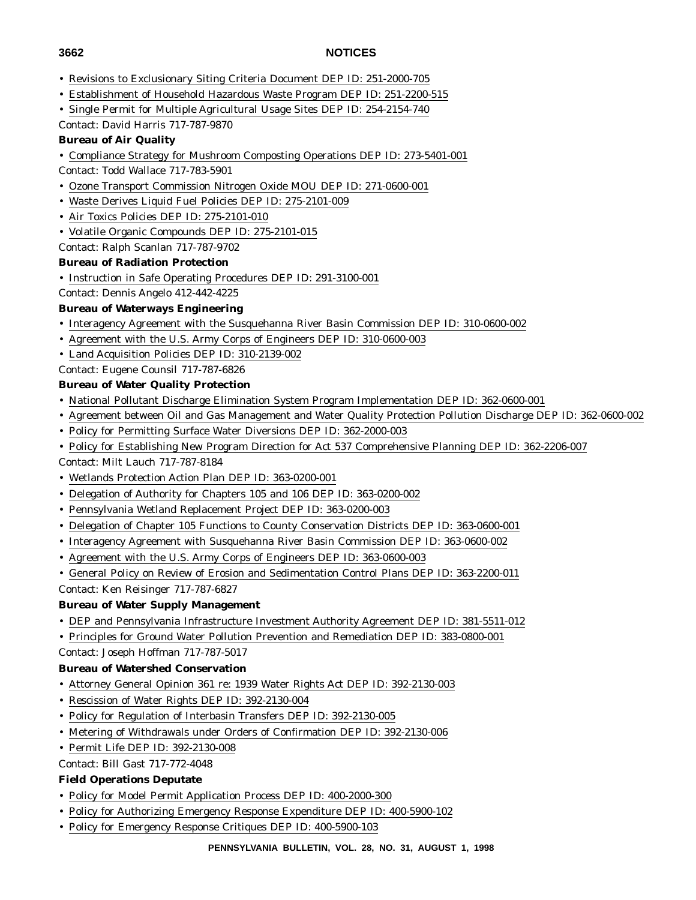- Revisions to Exclusionary Siting Criteria Document DEP ID: 251-2000-705
- Establishment of Household Hazardous Waste Program DEP ID: 251-2200-515
- Single Permit for Multiple Agricultural Usage Sites DEP ID: 254-2154-740

Contact: David Harris 717-787-9870

**Bureau of Air Quality**

- Compliance Strategy for Mushroom Composting Operations DEP ID: 273-5401-001

Contact: Todd Wallace 717-783-5901

- Ozone Transport Commission Nitrogen Oxide MOU DEP ID: 271-0600-001
- Waste Derives Liquid Fuel Policies DEP ID: 275-2101-009
- Air Toxics Policies DEP ID: 275-2101-010
- Volatile Organic Compounds DEP ID: 275-2101-015

Contact: Ralph Scanlan 717-787-9702

**Bureau of Radiation Protection**

- Instruction in Safe Operating Procedures DEP ID: 291-3100-001

Contact: Dennis Angelo 412-442-4225

**Bureau of Waterways Engineering**

- Interagency Agreement with the Susquehanna River Basin Commission DEP ID: 310-0600-002
- Agreement with the U.S. Army Corps of Engineers DEP ID: 310-0600-003
- Land Acquisition Policies DEP ID: 310-2139-002

Contact: Eugene Counsil 717-787-6826

**Bureau of Water Quality Protection**

- National Pollutant Discharge Elimination System Program Implementation DEP ID: 362-0600-001
- Agreement between Oil and Gas Management and Water Quality Protection Pollution Discharge DEP ID: 362-0600-002
- Policy for Permitting Surface Water Diversions DEP ID: 362-2000-003
- Policy for Establishing New Program Direction for Act 537 Comprehensive Planning DEP ID: 362-2206-007

Contact: Milt Lauch 717-787-8184

- Wetlands Protection Action Plan DEP ID: 363-0200-001
- Delegation of Authority for Chapters 105 and 106 DEP ID: 363-0200-002
- Pennsylvania Wetland Replacement Project DEP ID: 363-0200-003
- Delegation of Chapter 105 Functions to County Conservation Districts DEP ID: 363-0600-001
- Interagency Agreement with Susquehanna River Basin Commission DEP ID: 363-0600-002
- Agreement with the U.S. Army Corps of Engineers DEP ID: 363-0600-003
- General Policy on Review of Erosion and Sedimentation Control Plans DEP ID: 363-2200-011

Contact: Ken Reisinger 717-787-6827

**Bureau of Water Supply Management**

- DEP and Pennsylvania Infrastructure Investment Authority Agreement DEP ID: 381-5511-012
- Principles for Ground Water Pollution Prevention and Remediation DEP ID: 383-0800-001

Contact: Joseph Hoffman 717-787-5017

**Bureau of Watershed Conservation**

- Attorney General Opinion 361 re: 1939 Water Rights Act DEP ID: 392-2130-003
- Rescission of Water Rights DEP ID: 392-2130-004
- Policy for Regulation of Interbasin Transfers DEP ID: 392-2130-005
- Metering of Withdrawals under Orders of Confirmation DEP ID: 392-2130-006
- Permit Life DEP ID: 392-2130-008

Contact: Bill Gast 717-772-4048

**Field Operations Deputate**

- Policy for Model Permit Application Process DEP ID: 400-2000-300
- Policy for Authorizing Emergency Response Expenditure DEP ID: 400-5900-102
- Policy for Emergency Response Critiques DEP ID: 400-5900-103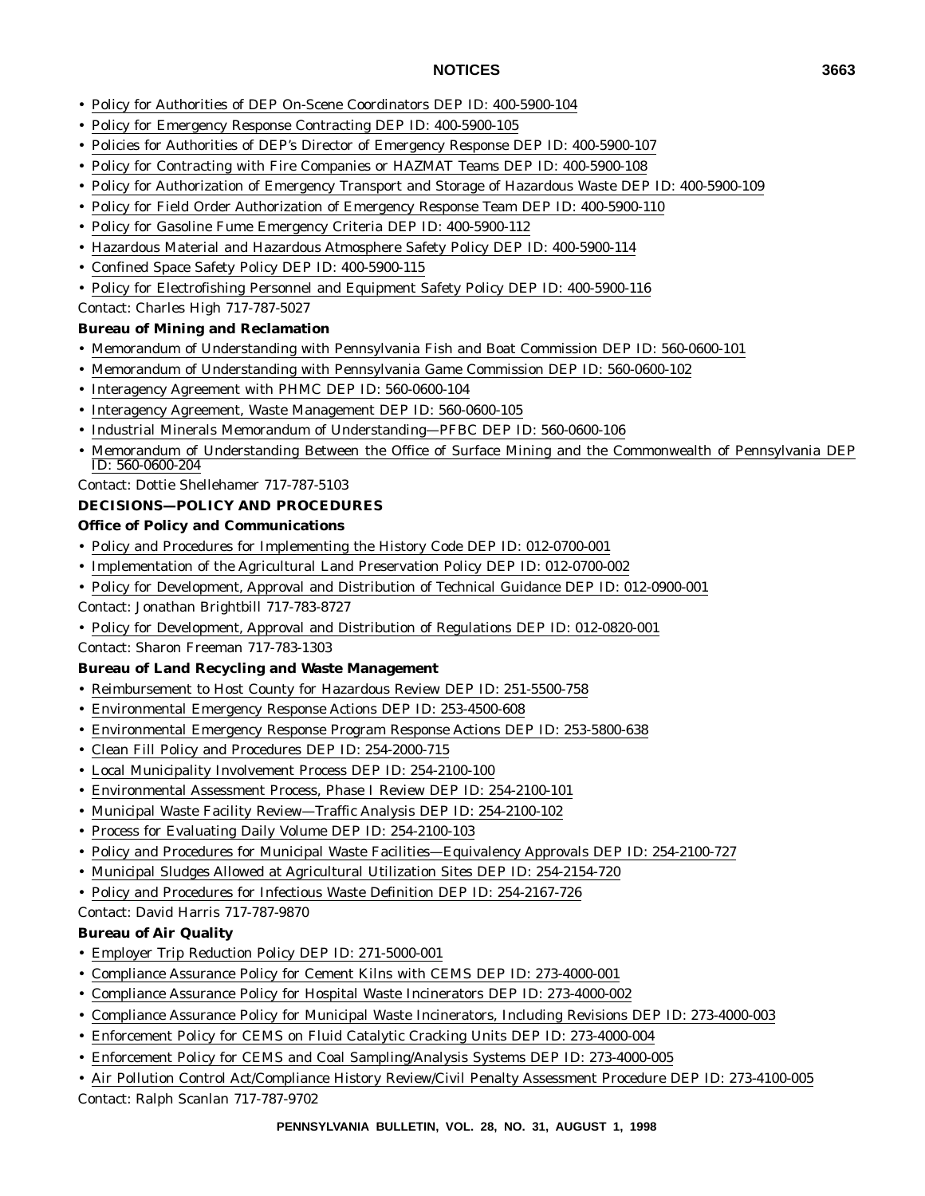- Policy for Authorities of DEP On-Scene Coordinators DEP ID: 400-5900-104
- Policy for Emergency Response Contracting DEP ID: 400-5900-105
- Policies for Authorities of DEP's Director of Emergency Response DEP ID: 400-5900-107
- Policy for Contracting with Fire Companies or HAZMAT Teams DEP ID: 400-5900-108
- Policy for Authorization of Emergency Transport and Storage of Hazardous Waste DEP ID: 400-5900-109
- Policy for Field Order Authorization of Emergency Response Team DEP ID: 400-5900-110
- Policy for Gasoline Fume Emergency Criteria DEP ID: 400-5900-112
- Hazardous Material and Hazardous Atmosphere Safety Policy DEP ID: 400-5900-114
- Confined Space Safety Policy DEP ID: 400-5900-115
- Policy for Electrofishing Personnel and Equipment Safety Policy DEP ID: 400-5900-116

Contact: Charles High 717-787-5027

**Bureau of Mining and Reclamation**

- Memorandum of Understanding with Pennsylvania Fish and Boat Commission DEP ID: 560-0600-101
- Memorandum of Understanding with Pennsylvania Game Commission DEP ID: 560-0600-102
- Interagency Agreement with PHMC DEP ID: 560-0600-104
- Interagency Agreement, Waste Management DEP ID: 560-0600-105
- Industrial Minerals Memorandum of Understanding—PFBC DEP ID: 560-0600-106
- Memorandum of Understanding Between the Office of Surface Mining and the Commonwealth of Pennsylvania DEP ID: 560-0600-204

Contact: Dottie Shellehamer 717-787-5103

**DECISIONS—POLICY AND PROCEDURES**

**Office of Policy and Communications**

- Policy and Procedures for Implementing the History Code DEP ID: 012-0700-001
- Implementation of the Agricultural Land Preservation Policy DEP ID: 012-0700-002
- Policy for Development, Approval and Distribution of Technical Guidance DEP ID: 012-0900-001

Contact: Jonathan Brightbill 717-783-8727

- Policy for Development, Approval and Distribution of Regulations DEP ID: 012-0820-001

Contact: Sharon Freeman 717-783-1303

**Bureau of Land Recycling and Waste Management**

- Reimbursement to Host County for Hazardous Review DEP ID: 251-5500-758
- Environmental Emergency Response Actions DEP ID: 253-4500-608
- Environmental Emergency Response Program Response Actions DEP ID: 253-5800-638
- Clean Fill Policy and Procedures DEP ID: 254-2000-715
- Local Municipality Involvement Process DEP ID: 254-2100-100
- Environmental Assessment Process, Phase I Review DEP ID: 254-2100-101
- Municipal Waste Facility Review—Traffic Analysis DEP ID: 254-2100-102
- Process for Evaluating Daily Volume DEP ID: 254-2100-103
- Policy and Procedures for Municipal Waste Facilities—Equivalency Approvals DEP ID: 254-2100-727
- Municipal Sludges Allowed at Agricultural Utilization Sites DEP ID: 254-2154-720
- Policy and Procedures for Infectious Waste Definition DEP ID: 254-2167-726

Contact: David Harris 717-787-9870

**Bureau of Air Quality**

- Employer Trip Reduction Policy DEP ID: 271-5000-001
- Compliance Assurance Policy for Cement Kilns with CEMS DEP ID: 273-4000-001
- Compliance Assurance Policy for Hospital Waste Incinerators DEP ID: 273-4000-002
- Compliance Assurance Policy for Municipal Waste Incinerators, Including Revisions DEP ID: 273-4000-003
- Enforcement Policy for CEMS on Fluid Catalytic Cracking Units DEP ID: 273-4000-004
- Enforcement Policy for CEMS and Coal Sampling/Analysis Systems DEP ID: 273-4000-005
- Air Pollution Control Act/Compliance History Review/Civil Penalty Assessment Procedure DEP ID: 273-4100-005

Contact: Ralph Scanlan 717-787-9702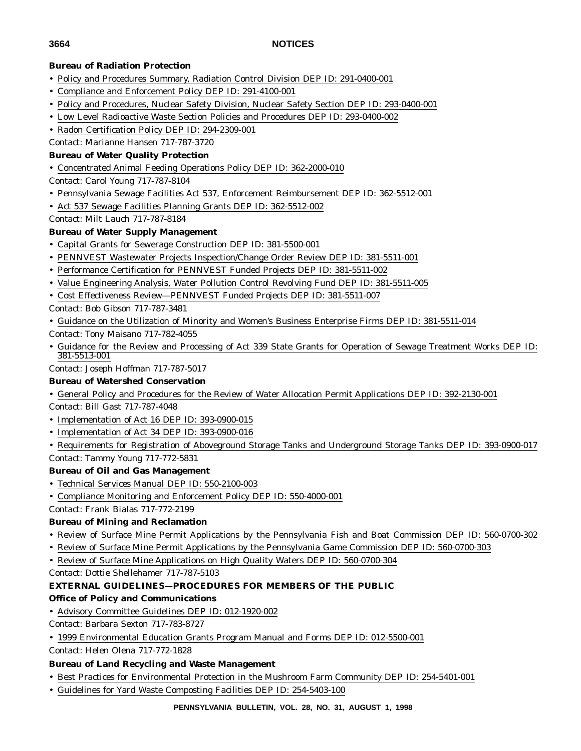**Bureau of Radiation Protection**

- Policy and Procedures Summary, Radiation Control Division DEP ID: 291-0400-001
- Compliance and Enforcement Policy DEP ID: 291-4100-001
- Policy and Procedures, Nuclear Safety Division, Nuclear Safety Section DEP ID: 293-0400-001
- Low Level Radioactive Waste Section Policies and Procedures DEP ID: 293-0400-002
- Radon Certification Policy DEP ID: 294-2309-001

Contact: Marianne Hansen 717-787-3720

**Bureau of Water Quality Protection**

- Concentrated Animal Feeding Operations Policy DEP ID: 362-2000-010

Contact: Carol Young 717-787-8104

- Pennsylvania Sewage Facilities Act 537, Enforcement Reimbursement DEP ID: 362-5512-001
- Act 537 Sewage Facilities Planning Grants DEP ID: 362-5512-002

Contact: Milt Lauch 717-787-8184

**Bureau of Water Supply Management**

- Capital Grants for Sewerage Construction DEP ID: 381-5500-001
- PENNVEST Wastewater Projects Inspection/Change Order Review DEP ID: 381-5511-001
- Performance Certification for PENNVEST Funded Projects DEP ID: 381-5511-002
- Value Engineering Analysis, Water Pollution Control Revolving Fund DEP ID: 381-5511-005
- Cost Effectiveness Review—PENNVEST Funded Projects DEP ID: 381-5511-007

Contact: Bob Gibson 717-787-3481

- Guidance on the Utilization of Minority and Women's Business Enterprise Firms DEP ID: 381-5511-014

Contact: Tony Maisano 717-782-4055

- Guidance for the Review and Processing of Act 339 State Grants for Operation of Sewage Treatment Works DEP ID: 381-5513-001

Contact: Joseph Hoffman 717-787-5017

**Bureau of Watershed Conservation**

- General Policy and Procedures for the Review of Water Allocation Permit Applications DEP ID: 392-2130-001

Contact: Bill Gast 717-787-4048

- Implementation of Act 16 DEP ID: 393-0900-015
- Implementation of Act 34 DEP ID: 393-0900-016
- Requirements for Registration of Aboveground Storage Tanks and Underground Storage Tanks DEP ID: 393-0900-017

Contact: Tammy Young 717-772-5831

**Bureau of Oil and Gas Management**

- Technical Services Manual DEP ID: 550-2100-003
- Compliance Monitoring and Enforcement Policy DEP ID: 550-4000-001

Contact: Frank Bialas 717-772-2199

**Bureau of Mining and Reclamation**

- Review of Surface Mine Permit Applications by the Pennsylvania Fish and Boat Commission DEP ID: 560-0700-302
- Review of Surface Mine Permit Applications by the Pennsylvania Game Commission DEP ID: 560-0700-303
- Review of Surface Mine Applications on High Quality Waters DEP ID: 560-0700-304

Contact: Dottie Shellehamer 717-787-5103

**EXTERNAL GUIDELINES—PROCEDURES FOR MEMBERS OF THE PUBLIC**

**Office of Policy and Communications**

- Advisory Committee Guidelines DEP ID: 012-1920-002

Contact: Barbara Sexton 717-783-8727

- 1999 Environmental Education Grants Program Manual and Forms DEP ID: 012-5500-001

Contact: Helen Olena 717-772-1828

**Bureau of Land Recycling and Waste Management**

- Best Practices for Environmental Protection in the Mushroom Farm Community DEP ID: 254-5401-001
- Guidelines for Yard Waste Composting Facilities DEP ID: 254-5403-100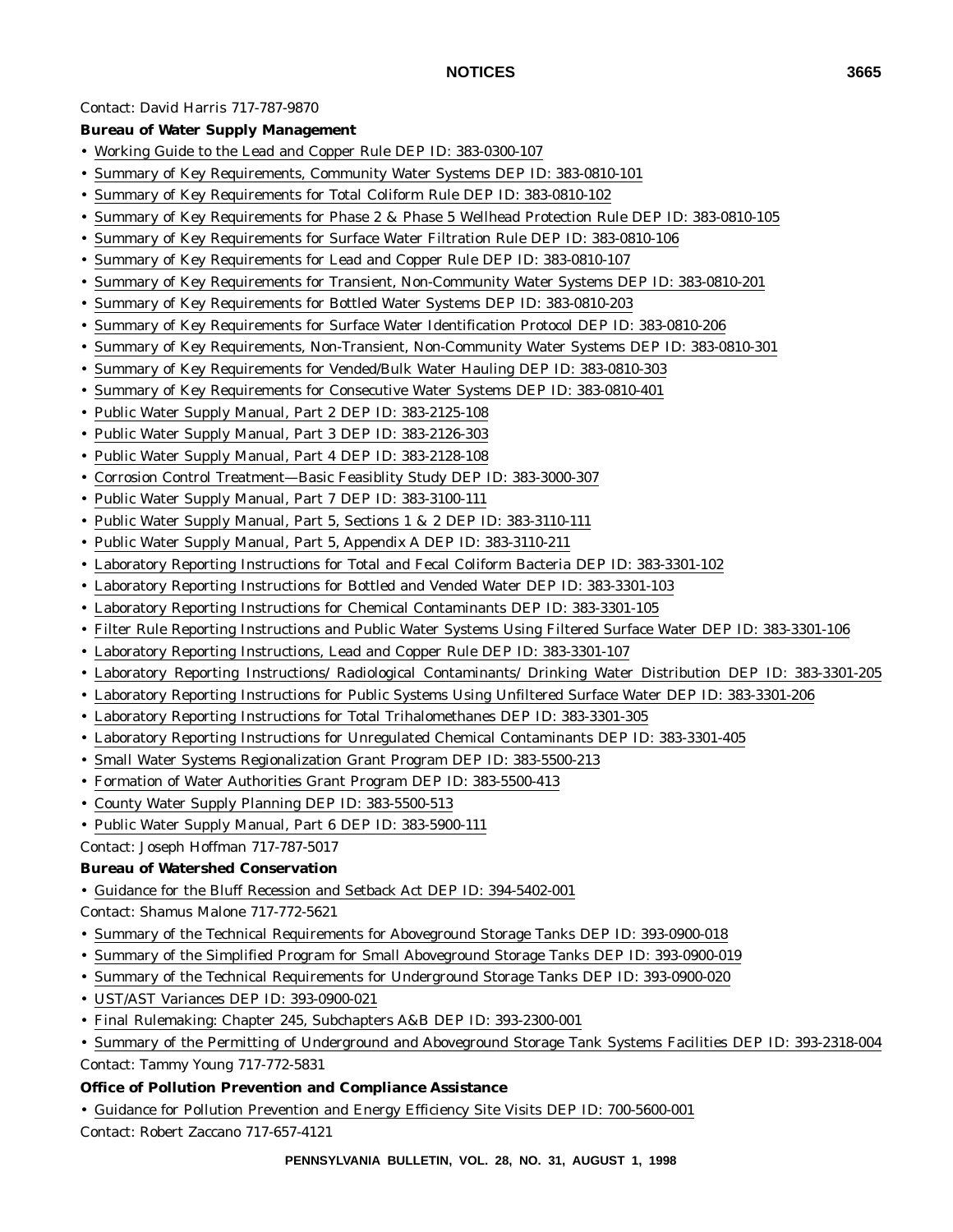Contact: David Harris 717-787-9870

**Bureau of Water Supply Management**

- Working Guide to the Lead and Copper Rule DEP ID: 383-0300-107
- Summary of Key Requirements, Community Water Systems DEP ID: 383-0810-101
- Summary of Key Requirements for Total Coliform Rule DEP ID: 383-0810-102
- Summary of Key Requirements for Phase 2 & Phase 5 Wellhead Protection Rule DEP ID: 383-0810-105
- Summary of Key Requirements for Surface Water Filtration Rule DEP ID: 383-0810-106
- Summary of Key Requirements for Lead and Copper Rule DEP ID: 383-0810-107
- Summary of Key Requirements for Transient, Non-Community Water Systems DEP ID: 383-0810-201
- Summary of Key Requirements for Bottled Water Systems DEP ID: 383-0810-203
- Summary of Key Requirements for Surface Water Identification Protocol DEP ID: 383-0810-206
- Summary of Key Requirements, Non-Transient, Non-Community Water Systems DEP ID: 383-0810-301
- Summary of Key Requirements for Vended/Bulk Water Hauling DEP ID: 383-0810-303
- Summary of Key Requirements for Consecutive Water Systems DEP ID: 383-0810-401
- Public Water Supply Manual, Part 2 DEP ID: 383-2125-108
- Public Water Supply Manual, Part 3 DEP ID: 383-2126-303
- Public Water Supply Manual, Part 4 DEP ID: 383-2128-108
- Corrosion Control Treatment—Basic Feasiblity Study DEP ID: 383-3000-307
- Public Water Supply Manual, Part 7 DEP ID: 383-3100-111
- Public Water Supply Manual, Part 5, Sections 1 & 2 DEP ID: 383-3110-111
- Public Water Supply Manual, Part 5, Appendix A DEP ID: 383-3110-211
- Laboratory Reporting Instructions for Total and Fecal Coliform Bacteria DEP ID: 383-3301-102
- Laboratory Reporting Instructions for Bottled and Vended Water DEP ID: 383-3301-103
- Laboratory Reporting Instructions for Chemical Contaminants DEP ID: 383-3301-105
- Filter Rule Reporting Instructions and Public Water Systems Using Filtered Surface Water DEP ID: 383-3301-106
- Laboratory Reporting Instructions, Lead and Copper Rule DEP ID: 383-3301-107
- Laboratory Reporting Instructions/ Radiological Contaminants/ Drinking Water Distribution DEP ID: 383-3301-205
- Laboratory Reporting Instructions for Public Systems Using Unfiltered Surface Water DEP ID: 383-3301-206
- Laboratory Reporting Instructions for Total Trihalomethanes DEP ID: 383-3301-305
- Laboratory Reporting Instructions for Unregulated Chemical Contaminants DEP ID: 383-3301-405
- Small Water Systems Regionalization Grant Program DEP ID: 383-5500-213
- Formation of Water Authorities Grant Program DEP ID: 383-5500-413
- County Water Supply Planning DEP ID: 383-5500-513
- Public Water Supply Manual, Part 6 DEP ID: 383-5900-111

Contact: Joseph Hoffman 717-787-5017

**Bureau of Watershed Conservation**

- Guidance for the Bluff Recession and Setback Act DEP ID: 394-5402-001

Contact: Shamus Malone 717-772-5621

- Summary of the Technical Requirements for Aboveground Storage Tanks DEP ID: 393-0900-018
- Summary of the Simplified Program for Small Aboveground Storage Tanks DEP ID: 393-0900-019
- Summary of the Technical Requirements for Underground Storage Tanks DEP ID: 393-0900-020
- UST/AST Variances DEP ID: 393-0900-021
- Final Rulemaking: Chapter 245, Subchapters A&B DEP ID: 393-2300-001
- Summary of the Permitting of Underground and Aboveground Storage Tank Systems Facilities DEP ID: 393-2318-004

Contact: Tammy Young 717-772-5831

**Office of Pollution Prevention and Compliance Assistance**

- Guidance for Pollution Prevention and Energy Efficiency Site Visits DEP ID: 700-5600-001

Contact: Robert Zaccano 717-657-4121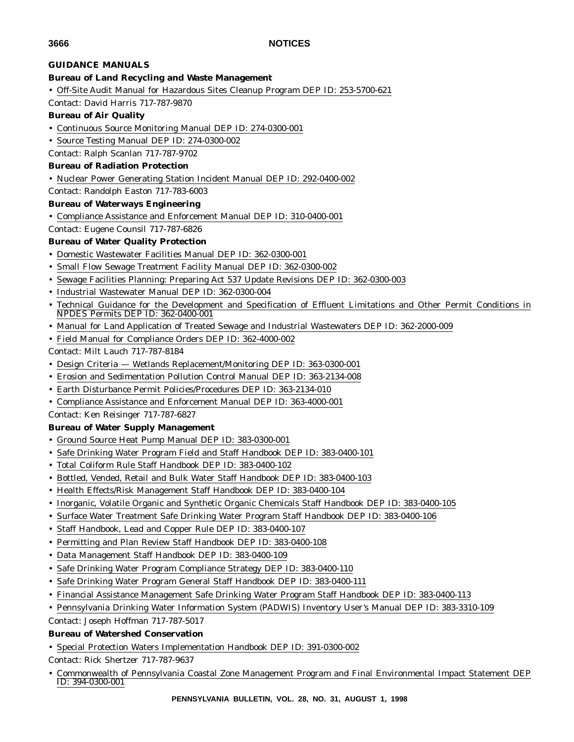**GUIDANCE MANUALS**

**Bureau of Land Recycling and Waste Management**

- Off-Site Audit Manual for Hazardous Sites Cleanup Program DEP ID: 253-5700-621

Contact: David Harris 717-787-9870

**Bureau of Air Quality**

- Continuous Source Monitoring Manual DEP ID: 274-0300-001
- Source Testing Manual DEP ID: 274-0300-002

Contact: Ralph Scanlan 717-787-9702

**Bureau of Radiation Protection**

- Nuclear Power Generating Station Incident Manual DEP ID: 292-0400-002

Contact: Randolph Easton 717-783-6003

**Bureau of Waterways Engineering**

- Compliance Assistance and Enforcement Manual DEP ID: 310-0400-001

Contact: Eugene Counsil 717-787-6826

**Bureau of Water Quality Protection**

- Domestic Wastewater Facilities Manual DEP ID: 362-0300-001
- Small Flow Sewage Treatment Facility Manual DEP ID: 362-0300-002
- Sewage Facilities Planning: Preparing Act 537 Update Revisions DEP ID: 362-0300-003
- Industrial Wastewater Manual DEP ID: 362-0300-004
- Technical Guidance for the Development and Specification of Effluent Limitations and Other Permit Conditions in NPDES Permits DEP ID: 362-0400-001
- Manual for Land Application of Treated Sewage and Industrial Wastewaters DEP ID: 362-2000-009
- Field Manual for Compliance Orders DEP ID: 362-4000-002

Contact: Milt Lauch 717-787-8184

- Design Criteria — Wetlands Replacement/Monitoring DEP ID: 363-0300-001
- Erosion and Sedimentation Pollution Control Manual DEP ID: 363-2134-008
- Earth Disturbance Permit Policies/Procedures DEP ID: 363-2134-010
- Compliance Assistance and Enforcement Manual DEP ID: 363-4000-001

Contact: Ken Reisinger 717-787-6827

**Bureau of Water Supply Management**

- Ground Source Heat Pump Manual DEP ID: 383-0300-001
- Safe Drinking Water Program Field and Staff Handbook DEP ID: 383-0400-101
- Total Coliform Rule Staff Handbook DEP ID: 383-0400-102
- Bottled, Vended, Retail and Bulk Water Staff Handbook DEP ID: 383-0400-103
- Health Effects/Risk Management Staff Handbook DEP ID: 383-0400-104
- Inorganic, Volatile Organic and Synthetic Organic Chemicals Staff Handbook DEP ID: 383-0400-105
- Surface Water Treatment Safe Drinking Water Program Staff Handbook DEP ID: 383-0400-106
- Staff Handbook, Lead and Copper Rule DEP ID: 383-0400-107
- Permitting and Plan Review Staff Handbook DEP ID: 383-0400-108
- Data Management Staff Handbook DEP ID: 383-0400-109
- Safe Drinking Water Program Compliance Strategy DEP ID: 383-0400-110
- Safe Drinking Water Program General Staff Handbook DEP ID: 383-0400-111
- Financial Assistance Management Safe Drinking Water Program Staff Handbook DEP ID: 383-0400-113
- Pennsylvania Drinking Water Information System (PADWIS) Inventory User's Manual DEP ID: 383-3310-109

Contact: Joseph Hoffman 717-787-5017

**Bureau of Watershed Conservation**

- Special Protection Waters Implementation Handbook DEP ID: 391-0300-002

Contact: Rick Shertzer 717-787-9637

- Commonwealth of Pennsylvania Coastal Zone Management Program and Final Environmental Impact Statement DEP ID: 394-0300-001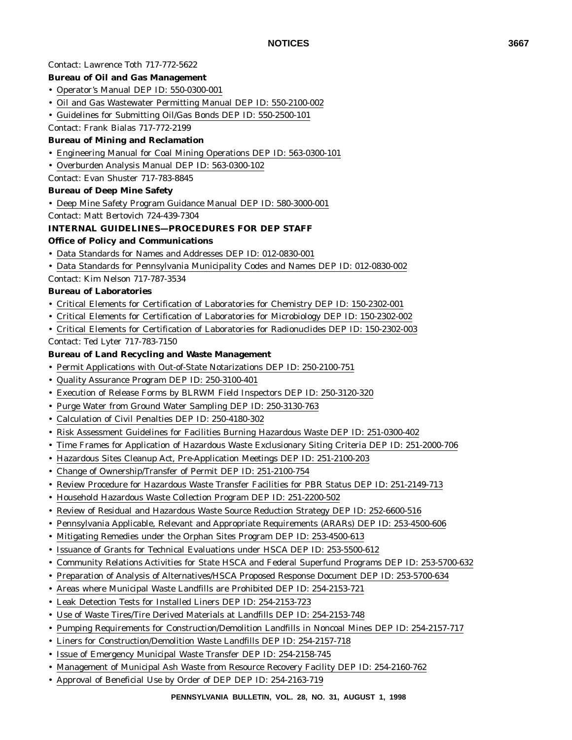Contact: Lawrence Toth 717-772-5622

**Bureau of Oil and Gas Management**

- Operator's Manual DEP ID: 550-0300-001
- Oil and Gas Wastewater Permitting Manual DEP ID: 550-2100-002
- Guidelines for Submitting Oil/Gas Bonds DEP ID: 550-2500-101

Contact: Frank Bialas 717-772-2199

**Bureau of Mining and Reclamation**

- Engineering Manual for Coal Mining Operations DEP ID: 563-0300-101
- Overburden Analysis Manual DEP ID: 563-0300-102

Contact: Evan Shuster 717-783-8845

**Bureau of Deep Mine Safety**

- Deep Mine Safety Program Guidance Manual DEP ID: 580-3000-001

Contact: Matt Bertovich 724-439-7304

**INTERNAL GUIDELINES—PROCEDURES FOR DEP STAFF**

**Office of Policy and Communications**

- Data Standards for Names and Addresses DEP ID: 012-0830-001
- Data Standards for Pennsylvania Municipality Codes and Names DEP ID: 012-0830-002

Contact: Kim Nelson 717-787-3534

**Bureau of Laboratories**

- Critical Elements for Certification of Laboratories for Chemistry DEP ID: 150-2302-001
- Critical Elements for Certification of Laboratories for Microbiology DEP ID: 150-2302-002
- Critical Elements for Certification of Laboratories for Radionuclides DEP ID: 150-2302-003

Contact: Ted Lyter 717-783-7150

**Bureau of Land Recycling and Waste Management**

- Permit Applications with Out-of-State Notarizations DEP ID: 250-2100-751
- Quality Assurance Program DEP ID: 250-3100-401
- Execution of Release Forms by BLRWM Field Inspectors DEP ID: 250-3120-320
- Purge Water from Ground Water Sampling DEP ID: 250-3130-763
- Calculation of Civil Penalties DEP ID: 250-4180-302
- Risk Assessment Guidelines for Facilities Burning Hazardous Waste DEP ID: 251-0300-402
- Time Frames for Application of Hazardous Waste Exclusionary Siting Criteria DEP ID: 251-2000-706
- Hazardous Sites Cleanup Act, Pre-Application Meetings DEP ID: 251-2100-203
- Change of Ownership/Transfer of Permit DEP ID: 251-2100-754
- Review Procedure for Hazardous Waste Transfer Facilities for PBR Status DEP ID: 251-2149-713
- Household Hazardous Waste Collection Program DEP ID: 251-2200-502
- Review of Residual and Hazardous Waste Source Reduction Strategy DEP ID: 252-6600-516
- Pennsylvania Applicable, Relevant and Appropriate Requirements (ARARs) DEP ID: 253-4500-606
- Mitigating Remedies under the Orphan Sites Program DEP ID: 253-4500-613
- Issuance of Grants for Technical Evaluations under HSCA DEP ID: 253-5500-612
- Community Relations Activities for State HSCA and Federal Superfund Programs DEP ID: 253-5700-632
- Preparation of Analysis of Alternatives/HSCA Proposed Response Document DEP ID: 253-5700-634
- Areas where Municipal Waste Landfills are Prohibited DEP ID: 254-2153-721
- Leak Detection Tests for Installed Liners DEP ID: 254-2153-723
- Use of Waste Tires/Tire Derived Materials at Landfills DEP ID: 254-2153-748
- Pumping Requirements for Construction/Demolition Landfills in Noncoal Mines DEP ID: 254-2157-717
- Liners for Construction/Demolition Waste Landfills DEP ID: 254-2157-718
- Issue of Emergency Municipal Waste Transfer DEP ID: 254-2158-745
- Management of Municipal Ash Waste from Resource Recovery Facility DEP ID: 254-2160-762
- Approval of Beneficial Use by Order of DEP DEP ID: 254-2163-719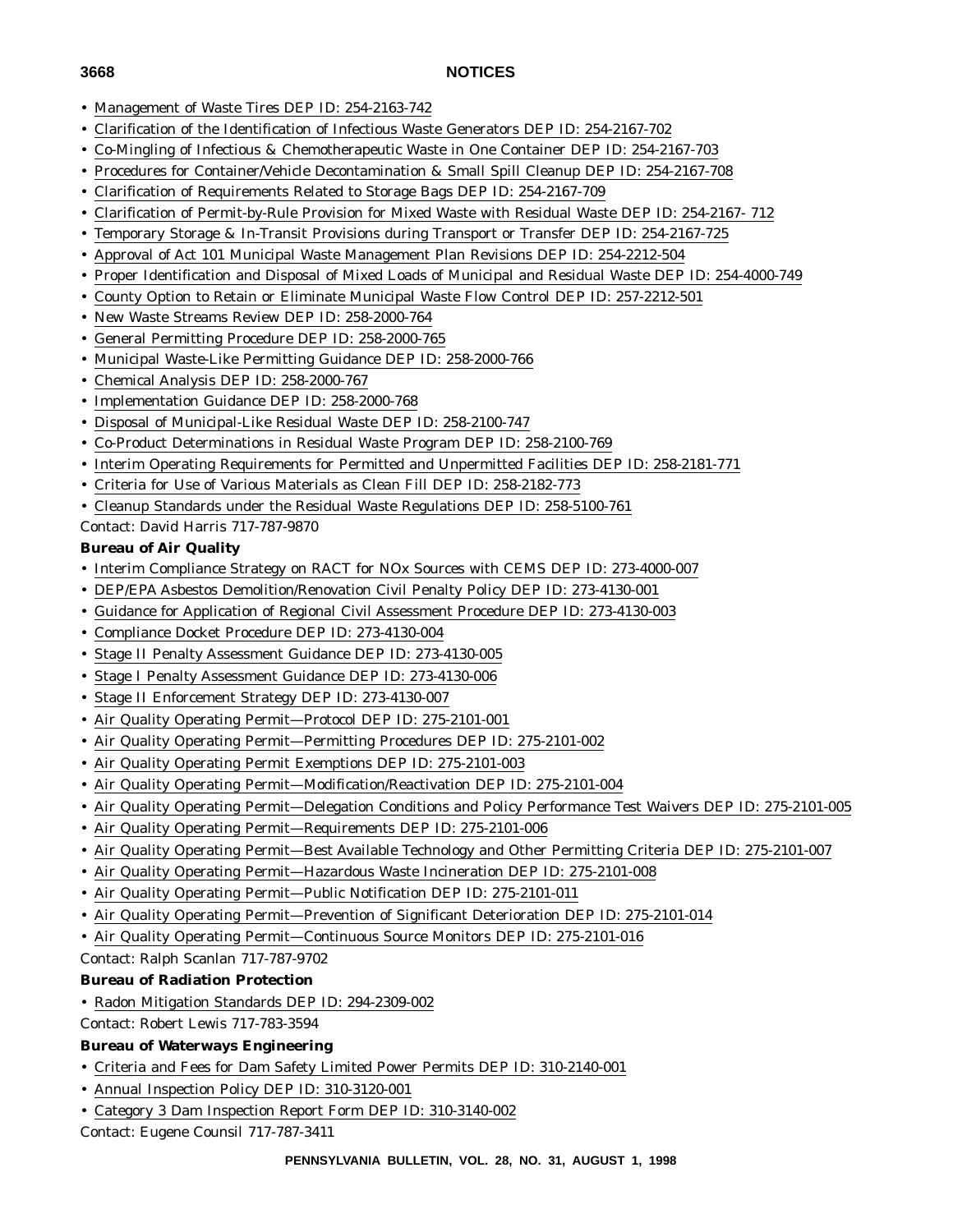- Management of Waste Tires DEP ID: 254-2163-742
- Clarification of the Identification of Infectious Waste Generators DEP ID: 254-2167-702
- Co-Mingling of Infectious & Chemotherapeutic Waste in One Container DEP ID: 254-2167-703
- Procedures for Container/Vehicle Decontamination & Small Spill Cleanup DEP ID: 254-2167-708
- Clarification of Requirements Related to Storage Bags DEP ID: 254-2167-709
- Clarification of Permit-by-Rule Provision for Mixed Waste with Residual Waste DEP ID: 254-2167- 712
- Temporary Storage & In-Transit Provisions during Transport or Transfer DEP ID: 254-2167-725
- Approval of Act 101 Municipal Waste Management Plan Revisions DEP ID: 254-2212-504
- Proper Identification and Disposal of Mixed Loads of Municipal and Residual Waste DEP ID: 254-4000-749
- County Option to Retain or Eliminate Municipal Waste Flow Control DEP ID: 257-2212-501
- New Waste Streams Review DEP ID: 258-2000-764
- General Permitting Procedure DEP ID: 258-2000-765
- Municipal Waste-Like Permitting Guidance DEP ID: 258-2000-766
- Chemical Analysis DEP ID: 258-2000-767
- Implementation Guidance DEP ID: 258-2000-768
- Disposal of Municipal-Like Residual Waste DEP ID: 258-2100-747
- Co-Product Determinations in Residual Waste Program DEP ID: 258-2100-769
- Interim Operating Requirements for Permitted and Unpermitted Facilities DEP ID: 258-2181-771
- Criteria for Use of Various Materials as Clean Fill DEP ID: 258-2182-773
- Cleanup Standards under the Residual Waste Regulations DEP ID: 258-5100-761

Contact: David Harris 717-787-9870

**Bureau of Air Quality**

- Interim Compliance Strategy on RACT for NOx Sources with CEMS DEP ID: 273-4000-007
- DEP/EPA Asbestos Demolition/Renovation Civil Penalty Policy DEP ID: 273-4130-001
- Guidance for Application of Regional Civil Assessment Procedure DEP ID: 273-4130-003
- Compliance Docket Procedure DEP ID: 273-4130-004
- Stage II Penalty Assessment Guidance DEP ID: 273-4130-005
- Stage I Penalty Assessment Guidance DEP ID: 273-4130-006
- Stage II Enforcement Strategy DEP ID: 273-4130-007
- Air Quality Operating Permit—Protocol DEP ID: 275-2101-001
- Air Quality Operating Permit—Permitting Procedures DEP ID: 275-2101-002
- Air Quality Operating Permit Exemptions DEP ID: 275-2101-003
- Air Quality Operating Permit—Modification/Reactivation DEP ID: 275-2101-004
- Air Quality Operating Permit—Delegation Conditions and Policy Performance Test Waivers DEP ID: 275-2101-005
- Air Quality Operating Permit—Requirements DEP ID: 275-2101-006
- Air Quality Operating Permit—Best Available Technology and Other Permitting Criteria DEP ID: 275-2101-007
- Air Quality Operating Permit—Hazardous Waste Incineration DEP ID: 275-2101-008
- Air Quality Operating Permit—Public Notification DEP ID: 275-2101-011
- Air Quality Operating Permit—Prevention of Significant Deterioration DEP ID: 275-2101-014
- Air Quality Operating Permit—Continuous Source Monitors DEP ID: 275-2101-016

Contact: Ralph Scanlan 717-787-9702

**Bureau of Radiation Protection**

- Radon Mitigation Standards DEP ID: 294-2309-002

Contact: Robert Lewis 717-783-3594

**Bureau of Waterways Engineering**

- Criteria and Fees for Dam Safety Limited Power Permits DEP ID: 310-2140-001
- Annual Inspection Policy DEP ID: 310-3120-001
- Category 3 Dam Inspection Report Form DEP ID: 310-3140-002

Contact: Eugene Counsil 717-787-3411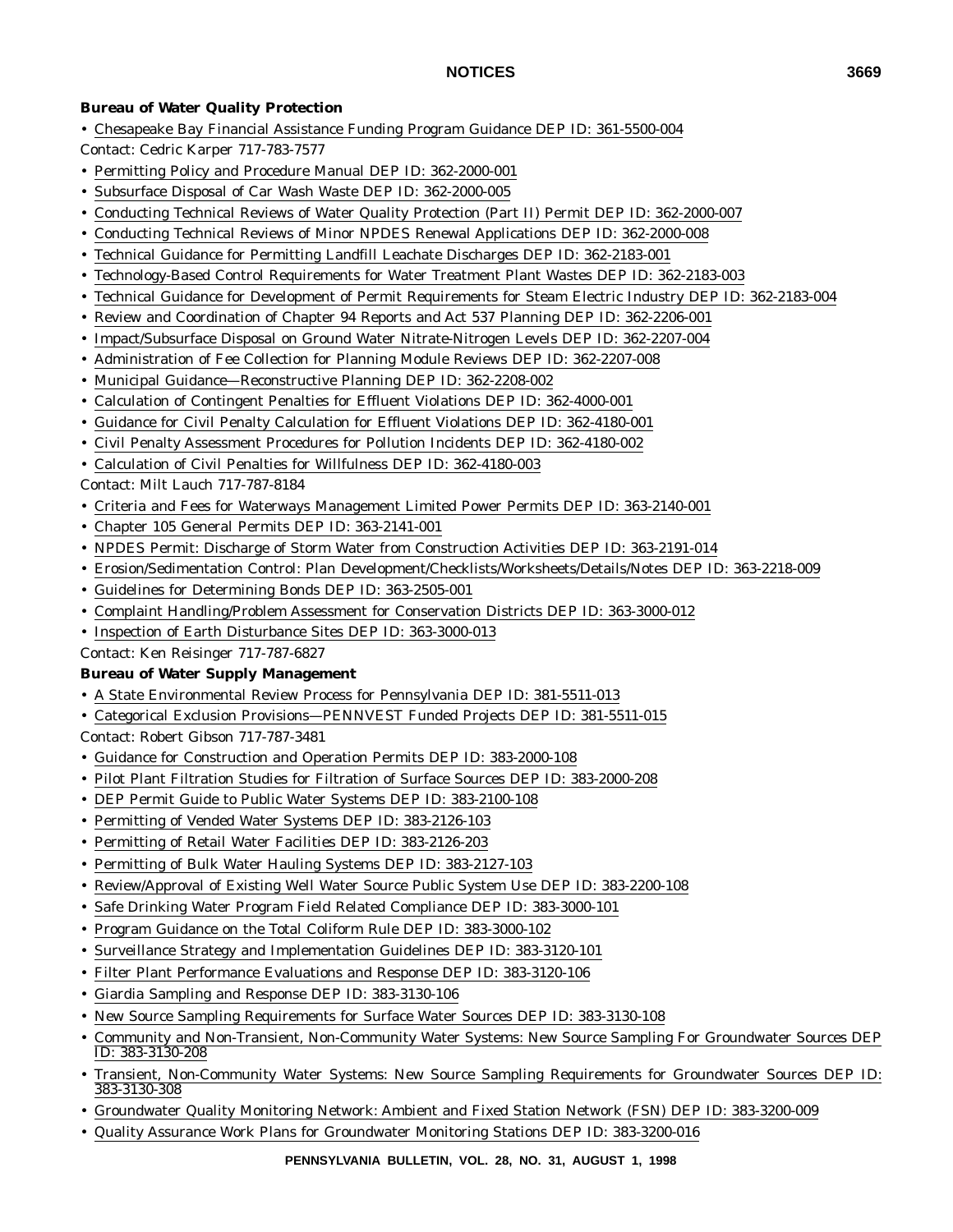**Bureau of Water Quality Protection**

- Chesapeake Bay Financial Assistance Funding Program Guidance DEP ID: 361-5500-004

Contact: Cedric Karper 717-783-7577

- Permitting Policy and Procedure Manual DEP ID: 362-2000-001
- Subsurface Disposal of Car Wash Waste DEP ID: 362-2000-005
- Conducting Technical Reviews of Water Quality Protection (Part II) Permit DEP ID: 362-2000-007
- Conducting Technical Reviews of Minor NPDES Renewal Applications DEP ID: 362-2000-008
- Technical Guidance for Permitting Landfill Leachate Discharges DEP ID: 362-2183-001
- Technology-Based Control Requirements for Water Treatment Plant Wastes DEP ID: 362-2183-003
- Technical Guidance for Development of Permit Requirements for Steam Electric Industry DEP ID: 362-2183-004
- Review and Coordination of Chapter 94 Reports and Act 537 Planning DEP ID: 362-2206-001
- Impact/Subsurface Disposal on Ground Water Nitrate-Nitrogen Levels DEP ID: 362-2207-004
- Administration of Fee Collection for Planning Module Reviews DEP ID: 362-2207-008
- Municipal Guidance—Reconstructive Planning DEP ID: 362-2208-002
- Calculation of Contingent Penalties for Effluent Violations DEP ID: 362-4000-001
- Guidance for Civil Penalty Calculation for Effluent Violations DEP ID: 362-4180-001
- Civil Penalty Assessment Procedures for Pollution Incidents DEP ID: 362-4180-002
- Calculation of Civil Penalties for Willfulness DEP ID: 362-4180-003

Contact: Milt Lauch 717-787-8184

- Criteria and Fees for Waterways Management Limited Power Permits DEP ID: 363-2140-001
- Chapter 105 General Permits DEP ID: 363-2141-001
- NPDES Permit: Discharge of Storm Water from Construction Activities DEP ID: 363-2191-014
- Erosion/Sedimentation Control: Plan Development/Checklists/Worksheets/Details/Notes DEP ID: 363-2218-009
- Guidelines for Determining Bonds DEP ID: 363-2505-001
- Complaint Handling/Problem Assessment for Conservation Districts DEP ID: 363-3000-012
- Inspection of Earth Disturbance Sites DEP ID: 363-3000-013

Contact: Ken Reisinger 717-787-6827

**Bureau of Water Supply Management**

- A State Environmental Review Process for Pennsylvania DEP ID: 381-5511-013
- Categorical Exclusion Provisions—PENNVEST Funded Projects DEP ID: 381-5511-015

Contact: Robert Gibson 717-787-3481

- Guidance for Construction and Operation Permits DEP ID: 383-2000-108
- Pilot Plant Filtration Studies for Filtration of Surface Sources DEP ID: 383-2000-208
- DEP Permit Guide to Public Water Systems DEP ID: 383-2100-108
- Permitting of Vended Water Systems DEP ID: 383-2126-103
- Permitting of Retail Water Facilities DEP ID: 383-2126-203
- Permitting of Bulk Water Hauling Systems DEP ID: 383-2127-103
- Review/Approval of Existing Well Water Source Public System Use DEP ID: 383-2200-108
- Safe Drinking Water Program Field Related Compliance DEP ID: 383-3000-101
- Program Guidance on the Total Coliform Rule DEP ID: 383-3000-102
- Surveillance Strategy and Implementation Guidelines DEP ID: 383-3120-101
- Filter Plant Performance Evaluations and Response DEP ID: 383-3120-106
- Giardia Sampling and Response DEP ID: 383-3130-106
- New Source Sampling Requirements for Surface Water Sources DEP ID: 383-3130-108
- Community and Non-Transient, Non-Community Water Systems: New Source Sampling For Groundwater Sources DEP ID: 383-3130-208
- Transient, Non-Community Water Systems: New Source Sampling Requirements for Groundwater Sources DEP ID: 383-3130-308
- Groundwater Quality Monitoring Network: Ambient and Fixed Station Network (FSN) DEP ID: 383-3200-009
- Quality Assurance Work Plans for Groundwater Monitoring Stations DEP ID: 383-3200-016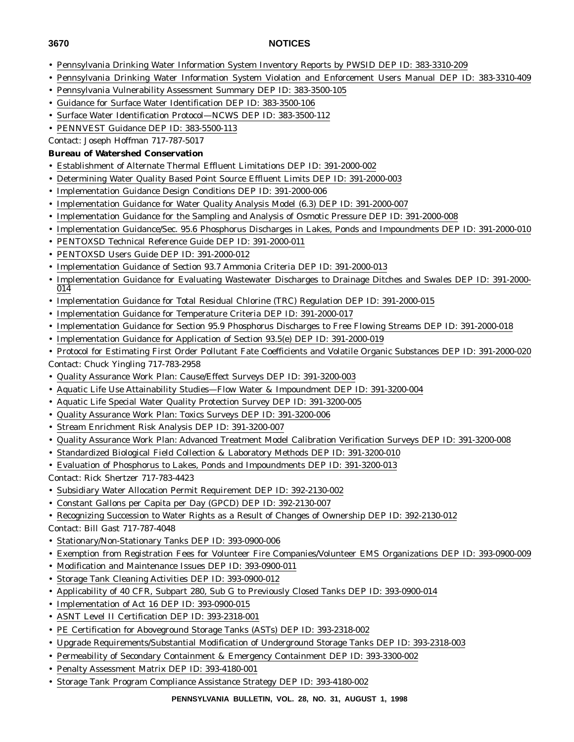- Pennsylvania Drinking Water Information System Inventory Reports by PWSID DEP ID: 383-3310-209
- Pennsylvania Drinking Water Information System Violation and Enforcement Users Manual DEP ID: 383-3310-409
- Pennsylvania Vulnerability Assessment Summary DEP ID: 383-3500-105
- Guidance for Surface Water Identification DEP ID: 383-3500-106
- Surface Water Identification Protocol—NCWS DEP ID: 383-3500-112
- PENNVEST Guidance DEP ID: 383-5500-113

Contact: Joseph Hoffman 717-787-5017

**Bureau of Watershed Conservation**

- Establishment of Alternate Thermal Effluent Limitations DEP ID: 391-2000-002
- Determining Water Quality Based Point Source Effluent Limits DEP ID: 391-2000-003
- Implementation Guidance Design Conditions DEP ID: 391-2000-006
- Implementation Guidance for Water Quality Analysis Model (6.3) DEP ID: 391-2000-007
- Implementation Guidance for the Sampling and Analysis of Osmotic Pressure DEP ID: 391-2000-008
- Implementation Guidance/Sec. 95.6 Phosphorus Discharges in Lakes, Ponds and Impoundments DEP ID: 391-2000-010
- PENTOXSD Technical Reference Guide DEP ID: 391-2000-011
- PENTOXSD Users Guide DEP ID: 391-2000-012
- Implementation Guidance of Section 93.7 Ammonia Criteria DEP ID: 391-2000-013
- Implementation Guidance for Evaluating Wastewater Discharges to Drainage Ditches and Swales DEP ID: 391-2000-014
- Implementation Guidance for Total Residual Chlorine (TRC) Regulation DEP ID: 391-2000-015
- Implementation Guidance for Temperature Criteria DEP ID: 391-2000-017
- Implementation Guidance for Section 95.9 Phosphorus Discharges to Free Flowing Streams DEP ID: 391-2000-018
- Implementation Guidance for Application of Section 93.5(e) DEP ID: 391-2000-019
- Protocol for Estimating First Order Pollutant Fate Coefficients and Volatile Organic Substances DEP ID: 391-2000-020

Contact: Chuck Yingling 717-783-2958

- Quality Assurance Work Plan: Cause/Effect Surveys DEP ID: 391-3200-003
- Aquatic Life Use Attainability Studies—Flow Water & Impoundment DEP ID: 391-3200-004
- Aquatic Life Special Water Quality Protection Survey DEP ID: 391-3200-005
- Quality Assurance Work Plan: Toxics Surveys DEP ID: 391-3200-006
- Stream Enrichment Risk Analysis DEP ID: 391-3200-007
- Quality Assurance Work Plan: Advanced Treatment Model Calibration Verification Surveys DEP ID: 391-3200-008
- Standardized Biological Field Collection & Laboratory Methods DEP ID: 391-3200-010
- Evaluation of Phosphorus to Lakes, Ponds and Impoundments DEP ID: 391-3200-013

Contact: Rick Shertzer 717-783-4423

- Subsidiary Water Allocation Permit Requirement DEP ID: 392-2130-002
- Constant Gallons per Capita per Day (GPCD) DEP ID: 392-2130-007
- Recognizing Succession to Water Rights as a Result of Changes of Ownership DEP ID: 392-2130-012

Contact: Bill Gast 717-787-4048

- Stationary/Non-Stationary Tanks DEP ID: 393-0900-006
- Exemption from Registration Fees for Volunteer Fire Companies/Volunteer EMS Organizations DEP ID: 393-0900-009
- Modification and Maintenance Issues DEP ID: 393-0900-011
- Storage Tank Cleaning Activities DEP ID: 393-0900-012
- Applicability of 40 CFR, Subpart 280, Sub G to Previously Closed Tanks DEP ID: 393-0900-014
- Implementation of Act 16 DEP ID: 393-0900-015
- ASNT Level II Certification DEP ID: 393-2318-001
- PE Certification for Aboveground Storage Tanks (ASTs) DEP ID: 393-2318-002
- Upgrade Requirements/Substantial Modification of Underground Storage Tanks DEP ID: 393-2318-003
- Permeability of Secondary Containment & Emergency Containment DEP ID: 393-3300-002
- Penalty Assessment Matrix DEP ID: 393-4180-001
- Storage Tank Program Compliance Assistance Strategy DEP ID: 393-4180-002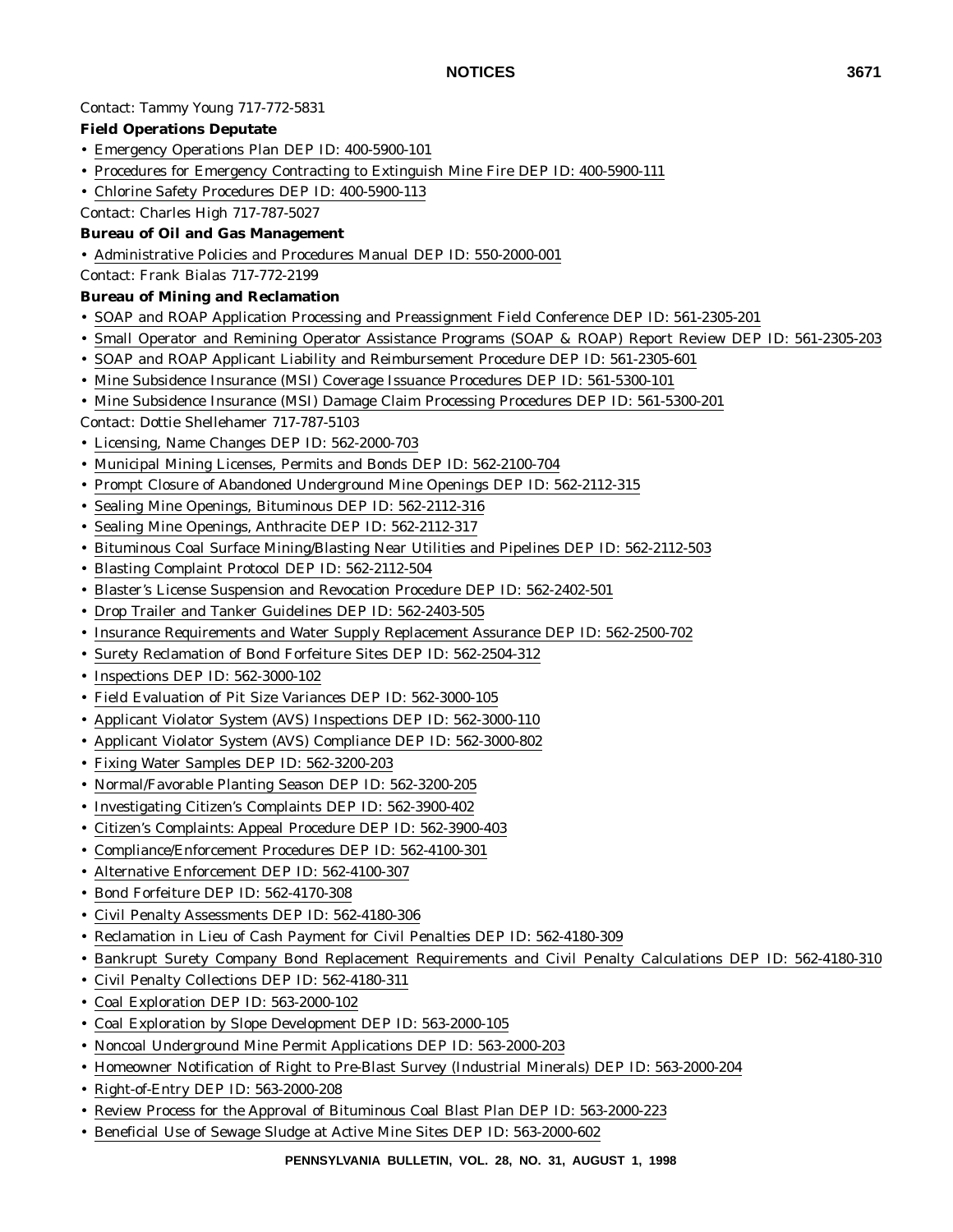Contact: Tammy Young 717-772-5831

**Field Operations Deputate**

- Emergency Operations Plan DEP ID: 400-5900-101
- Procedures for Emergency Contracting to Extinguish Mine Fire DEP ID: 400-5900-111
- Chlorine Safety Procedures DEP ID: 400-5900-113

Contact: Charles High 717-787-5027

**Bureau of Oil and Gas Management**

- Administrative Policies and Procedures Manual DEP ID: 550-2000-001

Contact: Frank Bialas 717-772-2199

**Bureau of Mining and Reclamation**

- SOAP and ROAP Application Processing and Preassignment Field Conference DEP ID: 561-2305-201
- Small Operator and Remining Operator Assistance Programs (SOAP & ROAP) Report Review DEP ID: 561-2305-203
- SOAP and ROAP Applicant Liability and Reimbursement Procedure DEP ID: 561-2305-601
- Mine Subsidence Insurance (MSI) Coverage Issuance Procedures DEP ID: 561-5300-101
- Mine Subsidence Insurance (MSI) Damage Claim Processing Procedures DEP ID: 561-5300-201

Contact: Dottie Shellehamer 717-787-5103

- Licensing, Name Changes DEP ID: 562-2000-703
- Municipal Mining Licenses, Permits and Bonds DEP ID: 562-2100-704
- Prompt Closure of Abandoned Underground Mine Openings DEP ID: 562-2112-315
- Sealing Mine Openings, Bituminous DEP ID: 562-2112-316
- Sealing Mine Openings, Anthracite DEP ID: 562-2112-317
- Bituminous Coal Surface Mining/Blasting Near Utilities and Pipelines DEP ID: 562-2112-503
- Blasting Complaint Protocol DEP ID: 562-2112-504
- Blaster's License Suspension and Revocation Procedure DEP ID: 562-2402-501
- Drop Trailer and Tanker Guidelines DEP ID: 562-2403-505
- Insurance Requirements and Water Supply Replacement Assurance DEP ID: 562-2500-702
- Surety Reclamation of Bond Forfeiture Sites DEP ID: 562-2504-312
- Inspections DEP ID: 562-3000-102
- Field Evaluation of Pit Size Variances DEP ID: 562-3000-105
- Applicant Violator System (AVS) Inspections DEP ID: 562-3000-110
- Applicant Violator System (AVS) Compliance DEP ID: 562-3000-802
- Fixing Water Samples DEP ID: 562-3200-203
- Normal/Favorable Planting Season DEP ID: 562-3200-205
- Investigating Citizen's Complaints DEP ID: 562-3900-402
- Citizen's Complaints: Appeal Procedure DEP ID: 562-3900-403
- Compliance/Enforcement Procedures DEP ID: 562-4100-301
- Alternative Enforcement DEP ID: 562-4100-307
- Bond Forfeiture DEP ID: 562-4170-308
- Civil Penalty Assessments DEP ID: 562-4180-306
- Reclamation in Lieu of Cash Payment for Civil Penalties DEP ID: 562-4180-309
- Bankrupt Surety Company Bond Replacement Requirements and Civil Penalty Calculations DEP ID: 562-4180-310
- Civil Penalty Collections DEP ID: 562-4180-311
- Coal Exploration DEP ID: 563-2000-102
- Coal Exploration by Slope Development DEP ID: 563-2000-105
- Noncoal Underground Mine Permit Applications DEP ID: 563-2000-203
- Homeowner Notification of Right to Pre-Blast Survey (Industrial Minerals) DEP ID: 563-2000-204
- Right-of-Entry DEP ID: 563-2000-208
- Review Process for the Approval of Bituminous Coal Blast Plan DEP ID: 563-2000-223
- Beneficial Use of Sewage Sludge at Active Mine Sites DEP ID: 563-2000-602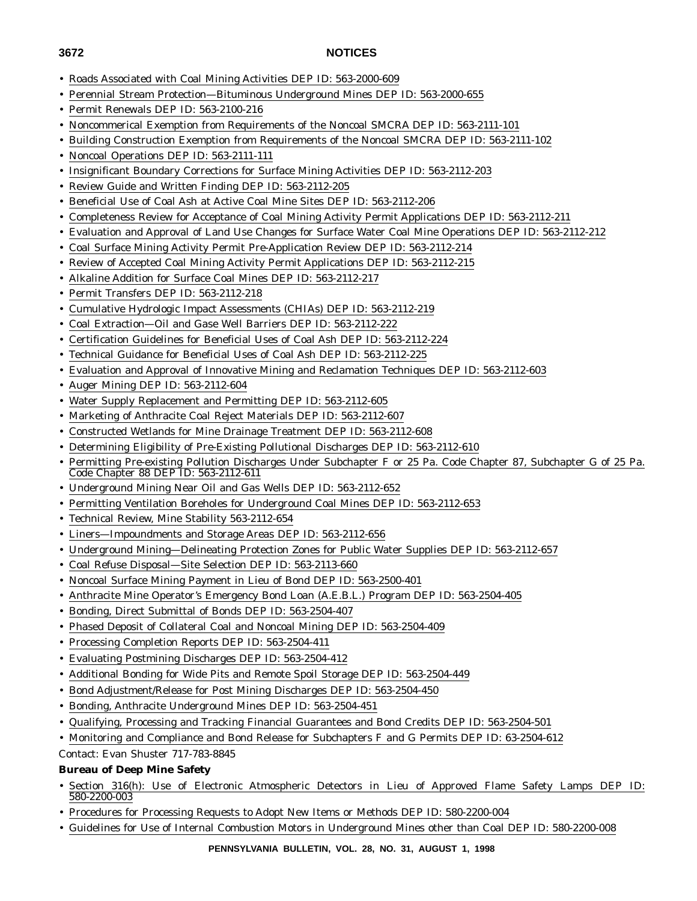- Roads Associated with Coal Mining Activities DEP ID: 563-2000-609
- Perennial Stream Protection—Bituminous Underground Mines DEP ID: 563-2000-655
- Permit Renewals DEP ID: 563-2100-216
- Noncommerical Exemption from Requirements of the Noncoal SMCRA DEP ID: 563-2111-101
- Building Construction Exemption from Requirements of the Noncoal SMCRA DEP ID: 563-2111-102
- Noncoal Operations DEP ID: 563-2111-111
- Insignificant Boundary Corrections for Surface Mining Activities DEP ID: 563-2112-203
- Review Guide and Written Finding DEP ID: 563-2112-205
- Beneficial Use of Coal Ash at Active Coal Mine Sites DEP ID: 563-2112-206
- Completeness Review for Acceptance of Coal Mining Activity Permit Applications DEP ID: 563-2112-211
- Evaluation and Approval of Land Use Changes for Surface Water Coal Mine Operations DEP ID: 563-2112-212
- Coal Surface Mining Activity Permit Pre-Application Review DEP ID: 563-2112-214
- Review of Accepted Coal Mining Activity Permit Applications DEP ID: 563-2112-215
- Alkaline Addition for Surface Coal Mines DEP ID: 563-2112-217
- Permit Transfers DEP ID: 563-2112-218
- Cumulative Hydrologic Impact Assessments (CHIAs) DEP ID: 563-2112-219
- Coal Extraction—Oil and Gase Well Barriers DEP ID: 563-2112-222
- Certification Guidelines for Beneficial Uses of Coal Ash DEP ID: 563-2112-224
- Technical Guidance for Beneficial Uses of Coal Ash DEP ID: 563-2112-225
- Evaluation and Approval of Innovative Mining and Reclamation Techniques DEP ID: 563-2112-603
- Auger Mining DEP ID: 563-2112-604
- Water Supply Replacement and Permitting DEP ID: 563-2112-605
- Marketing of Anthracite Coal Reject Materials DEP ID: 563-2112-607
- Constructed Wetlands for Mine Drainage Treatment DEP ID: 563-2112-608
- Determining Eligibility of Pre-Existing Pollutional Discharges DEP ID: 563-2112-610
- Permitting Pre-existing Pollution Discharges Under Subchapter F or 25 Pa. Code Chapter 87, Subchapter G of 25 Pa. Code Chapter 88 DEP ID: 563-2112-611
- Underground Mining Near Oil and Gas Wells DEP ID: 563-2112-652
- Permitting Ventilation Boreholes for Underground Coal Mines DEP ID: 563-2112-653
- Technical Review, Mine Stability 563-2112-654
- Liners—Impoundments and Storage Areas DEP ID: 563-2112-656
- Underground Mining—Delineating Protection Zones for Public Water Supplies DEP ID: 563-2112-657
- Coal Refuse Disposal—Site Selection DEP ID: 563-2113-660
- Noncoal Surface Mining Payment in Lieu of Bond DEP ID: 563-2500-401
- Anthracite Mine Operator's Emergency Bond Loan (A.E.B.L.) Program DEP ID: 563-2504-405
- Bonding, Direct Submittal of Bonds DEP ID: 563-2504-407
- Phased Deposit of Collateral Coal and Noncoal Mining DEP ID: 563-2504-409
- Processing Completion Reports DEP ID: 563-2504-411
- Evaluating Postmining Discharges DEP ID: 563-2504-412
- Additional Bonding for Wide Pits and Remote Spoil Storage DEP ID: 563-2504-449
- Bond Adjustment/Release for Post Mining Discharges DEP ID: 563-2504-450
- Bonding, Anthracite Underground Mines DEP ID: 563-2504-451
- Qualifying, Processing and Tracking Financial Guarantees and Bond Credits DEP ID: 563-2504-501
- Monitoring and Compliance and Bond Release for Subchapters F and G Permits DEP ID: 63-2504-612

Contact: Evan Shuster 717-783-8845

**Bureau of Deep Mine Safety**

- Section 316(h): Use of Electronic Atmospheric Detectors in Lieu of Approved Flame Safety Lamps DEP ID: 580-2200-003
- Procedures for Processing Requests to Adopt New Items or Methods DEP ID: 580-2200-004
- Guidelines for Use of Internal Combustion Motors in Underground Mines other than Coal DEP ID: 580-2200-008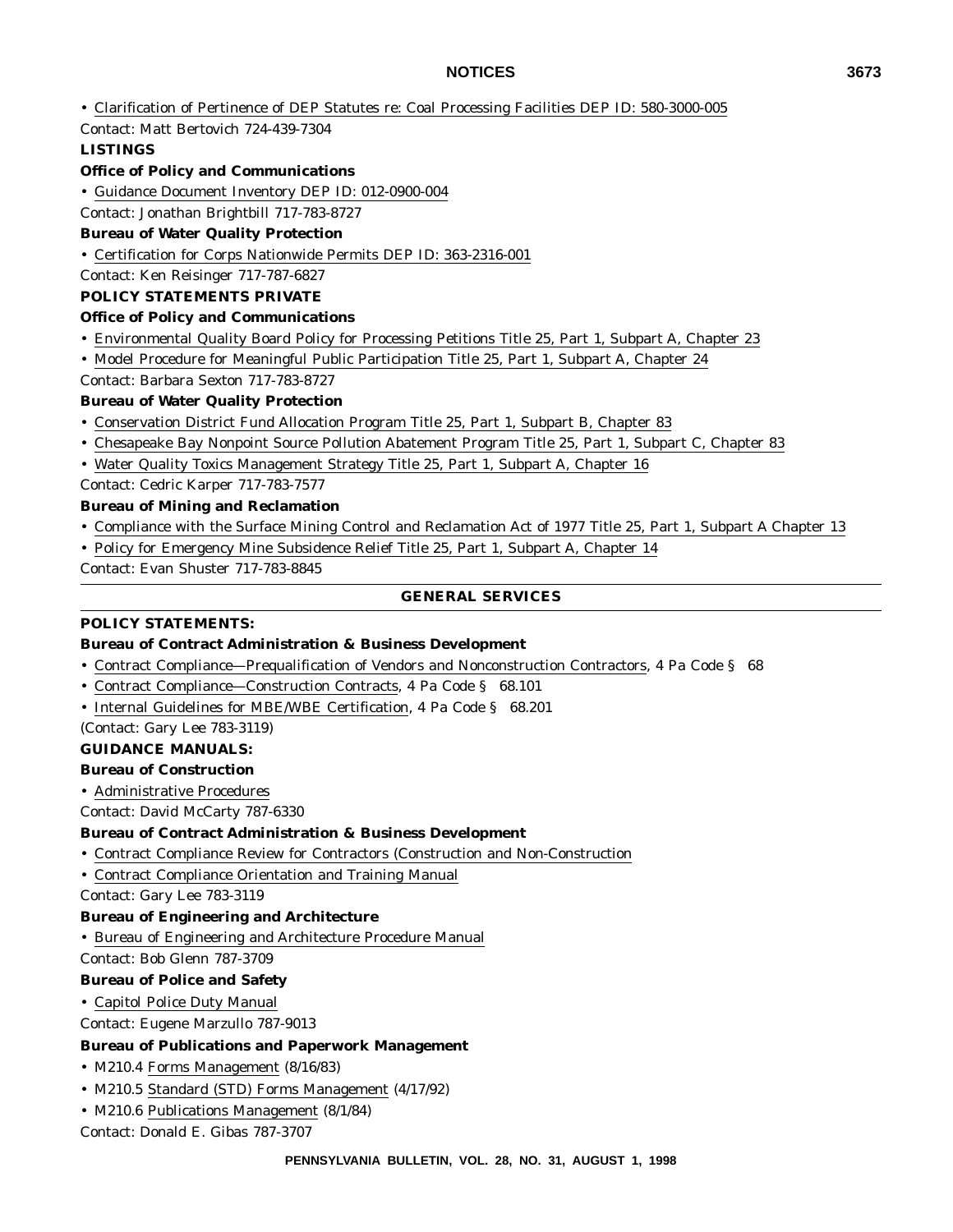- Clarification of Pertinence of DEP Statutes re: Coal Processing Facilities DEP ID: 580-3000-005

Contact: Matt Bertovich 724-439-7304

**LISTINGS**

**Office of Policy and Communications**

- Guidance Document Inventory DEP ID: 012-0900-004

Contact: Jonathan Brightbill 717-783-8727

**Bureau of Water Quality Protection**

- Certification for Corps Nationwide Permits DEP ID: 363-2316-001

Contact: Ken Reisinger 717-787-6827

**POLICY STATEMENTS PRIVATE**

**Office of Policy and Communications**

- Environmental Quality Board Policy for Processing Petitions Title 25, Part 1, Subpart A, Chapter 23
- Model Procedure for Meaningful Public Participation Title 25, Part 1, Subpart A, Chapter 24

Contact: Barbara Sexton 717-783-8727

**Bureau of Water Quality Protection**

- Conservation District Fund Allocation Program Title 25, Part 1, Subpart B, Chapter 83
- Chesapeake Bay Nonpoint Source Pollution Abatement Program Title 25, Part 1, Subpart C, Chapter 83
- Water Quality Toxics Management Strategy Title 25, Part 1, Subpart A, Chapter 16

Contact: Cedric Karper 717-783-7577

**Bureau of Mining and Reclamation**

- Compliance with the Surface Mining Control and Reclamation Act of 1977 Title 25, Part 1, Subpart A Chapter 13
- Policy for Emergency Mine Subsidence Relief Title 25, Part 1, Subpart A, Chapter 14

Contact: Evan Shuster 717-783-8845

## GENERAL SERVICES

**POLICY STATEMENTS:**

**Bureau of Contract Administration & Business Development**

- Contract Compliance—Prequalification of Vendors and Nonconstruction Contractors, 4 Pa Code § 68
- Contract Compliance—Construction Contracts, 4 Pa Code § 68.101
- Internal Guidelines for MBE/WBE Certification, 4 Pa Code § 68.201

(Contact: Gary Lee 783-3119)

**GUIDANCE MANUALS:**

**Bureau of Construction**

- Administrative Procedures

Contact: David McCarty 787-6330

**Bureau of Contract Administration & Business Development**

- Contract Compliance Review for Contractors (Construction and Non-Construction
- Contract Compliance Orientation and Training Manual

Contact: Gary Lee 783-3119

**Bureau of Engineering and Architecture**

- Bureau of Engineering and Architecture Procedure Manual

Contact: Bob Glenn 787-3709

**Bureau of Police and Safety**

- Capitol Police Duty Manual

Contact: Eugene Marzullo 787-9013

**Bureau of Publications and Paperwork Management**

- M210.4 Forms Management (8/16/83)
- M210.5 Standard (STD) Forms Management (4/17/92)
- M210.6 Publications Management (8/1/84)

Contact: Donald E. Gibas 787-3707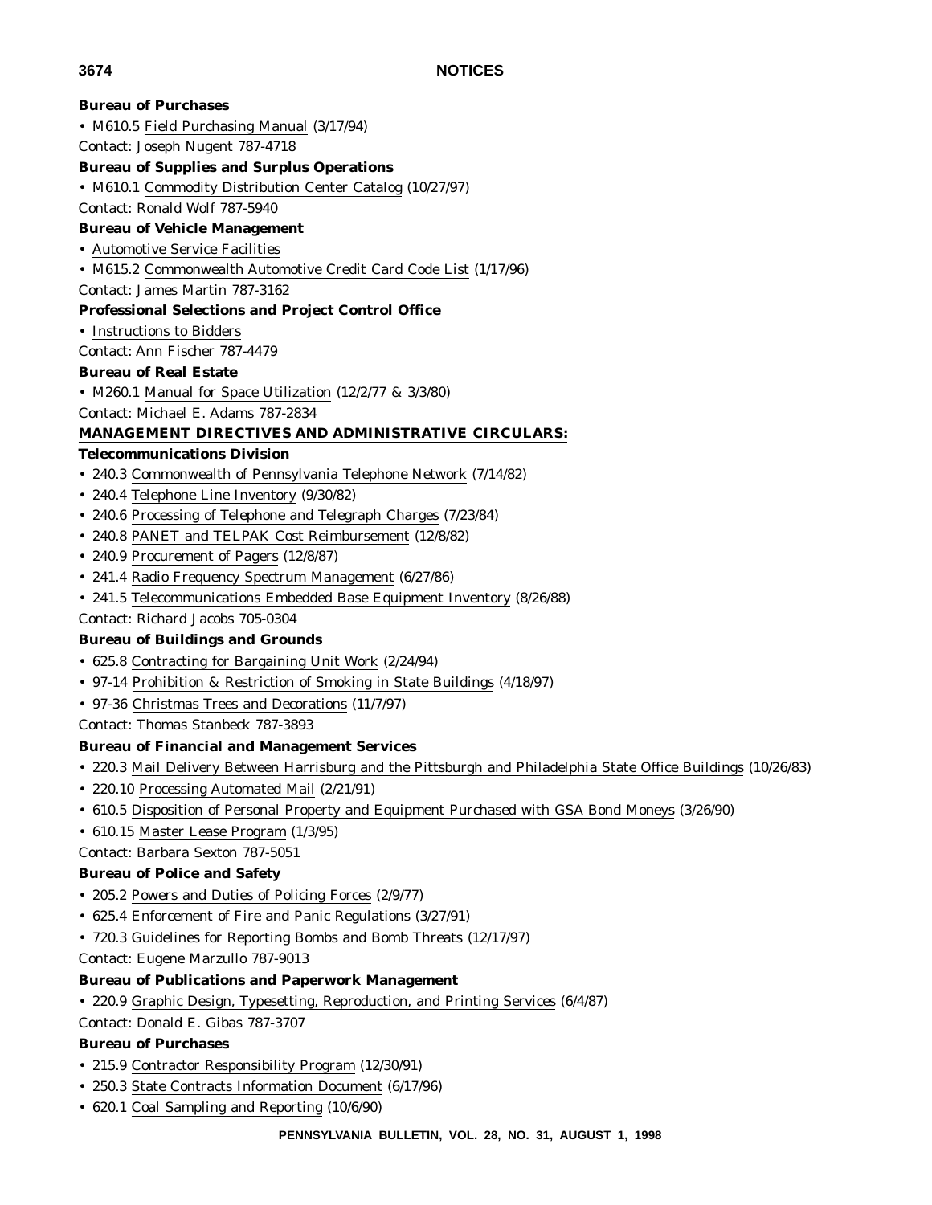**Bureau of Purchases**

• M610.5 Field Purchasing Manual (3/17/94)

Contact: Joseph Nugent 787-4718

**Bureau of Supplies and Surplus Operations**

• M610.1 Commodity Distribution Center Catalog (10/27/97)

Contact: Ronald Wolf 787-5940

**Bureau of Vehicle Management**

• Automotive Service Facilities

• M615.2 Commonwealth Automotive Credit Card Code List (1/17/96)

Contact: James Martin 787-3162

**Professional Selections and Project Control Office**

• Instructions to Bidders

Contact: Ann Fischer 787-4479

**Bureau of Real Estate**

• M260.1 Manual for Space Utilization (12/2/77 & 3/3/80)

Contact: Michael E. Adams 787-2834

**MANAGEMENT DIRECTIVES AND ADMINISTRATIVE CIRCULARS:**

**Telecommunications Division**

• 240.3 Commonwealth of Pennsylvania Telephone Network (7/14/82)

• 240.4 Telephone Line Inventory (9/30/82)

• 240.6 Processing of Telephone and Telegraph Charges (7/23/84)

• 240.8 PANET and TELPAK Cost Reimbursement (12/8/82)

• 240.9 Procurement of Pagers (12/8/87)

• 241.4 Radio Frequency Spectrum Management (6/27/86)

• 241.5 Telecommunications Embedded Base Equipment Inventory (8/26/88)

Contact: Richard Jacobs 705-0304

**Bureau of Buildings and Grounds**

• 625.8 Contracting for Bargaining Unit Work (2/24/94)

• 97-14 Prohibition & Restriction of Smoking in State Buildings (4/18/97)

• 97-36 Christmas Trees and Decorations (11/7/97)

Contact: Thomas Stanbeck 787-3893

**Bureau of Financial and Management Services**

• 220.3 Mail Delivery Between Harrisburg and the Pittsburgh and Philadelphia State Office Buildings (10/26/83)

• 220.10 Processing Automated Mail (2/21/91)

• 610.5 Disposition of Personal Property and Equipment Purchased with GSA Bond Moneys (3/26/90)

• 610.15 Master Lease Program (1/3/95)

Contact: Barbara Sexton 787-5051

**Bureau of Police and Safety**

• 205.2 Powers and Duties of Policing Forces (2/9/77)

• 625.4 Enforcement of Fire and Panic Regulations (3/27/91)

• 720.3 Guidelines for Reporting Bombs and Bomb Threats (12/17/97)

Contact: Eugene Marzullo 787-9013

**Bureau of Publications and Paperwork Management**

• 220.9 Graphic Design, Typesetting, Reproduction, and Printing Services (6/4/87)

Contact: Donald E. Gibas 787-3707

**Bureau of Purchases**

• 215.9 Contractor Responsibility Program (12/30/91)

• 250.3 State Contracts Information Document (6/17/96)

• 620.1 Coal Sampling and Reporting (10/6/90)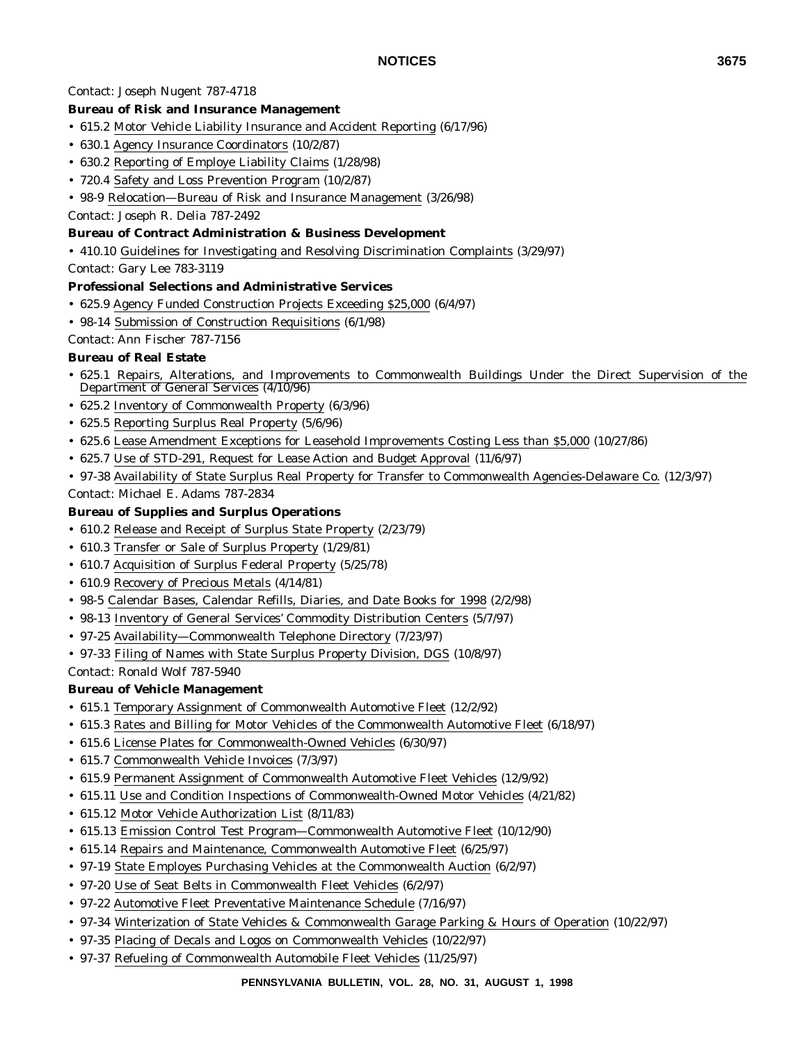Contact: Joseph Nugent 787-4718

**Bureau of Risk and Insurance Management**

- 615.2 Motor Vehicle Liability Insurance and Accident Reporting (6/17/96)
- 630.1 Agency Insurance Coordinators (10/2/87)
- 630.2 Reporting of Employe Liability Claims (1/28/98)
- 720.4 Safety and Loss Prevention Program (10/2/87)
- 98-9 Relocation—Bureau of Risk and Insurance Management (3/26/98)

Contact: Joseph R. Delia 787-2492

**Bureau of Contract Administration & Business Development**

- 410.10 Guidelines for Investigating and Resolving Discrimination Complaints (3/29/97)

Contact: Gary Lee 783-3119

**Professional Selections and Administrative Services**

- 625.9 Agency Funded Construction Projects Exceeding $25,000 (6/4/97)
- 98-14 Submission of Construction Requisitions (6/1/98)

Contact: Ann Fischer 787-7156

**Bureau of Real Estate**

- 625.1 Repairs, Alterations, and Improvements to Commonwealth Buildings Under the Direct Supervision of the Department of General Services (4/10/96)
- 625.2 Inventory of Commonwealth Property (6/3/96)
- 625.5 Reporting Surplus Real Property (5/6/96)
- 625.6 Lease Amendment Exceptions for Leasehold Improvements Costing Less than $5,000 (10/27/86)
- 625.7 Use of STD-291, Request for Lease Action and Budget Approval (11/6/97)
- 97-38 Availability of State Surplus Real Property for Transfer to Commonwealth Agencies-Delaware Co. (12/3/97)

Contact: Michael E. Adams 787-2834

**Bureau of Supplies and Surplus Operations**

- 610.2 Release and Receipt of Surplus State Property (2/23/79)
- 610.3 Transfer or Sale of Surplus Property (1/29/81)
- 610.7 Acquisition of Surplus Federal Property (5/25/78)
- 610.9 Recovery of Precious Metals (4/14/81)
- 98-5 Calendar Bases, Calendar Refills, Diaries, and Date Books for 1998 (2/2/98)
- 98-13 Inventory of General Services' Commodity Distribution Centers (5/7/97)
- 97-25 Availability—Commonwealth Telephone Directory (7/23/97)
- 97-33 Filing of Names with State Surplus Property Division, DGS (10/8/97)

Contact: Ronald Wolf 787-5940

**Bureau of Vehicle Management**

- 615.1 Temporary Assignment of Commonwealth Automotive Fleet (12/2/92)
- 615.3 Rates and Billing for Motor Vehicles of the Commonwealth Automotive Fleet (6/18/97)
- 615.6 License Plates for Commonwealth-Owned Vehicles (6/30/97)
- 615.7 Commonwealth Vehicle Invoices (7/3/97)
- 615.9 Permanent Assignment of Commonwealth Automotive Fleet Vehicles (12/9/92)
- 615.11 Use and Condition Inspections of Commonwealth-Owned Motor Vehicles (4/21/82)
- 615.12 Motor Vehicle Authorization List (8/11/83)
- 615.13 Emission Control Test Program—Commonwealth Automotive Fleet (10/12/90)
- 615.14 Repairs and Maintenance, Commonwealth Automotive Fleet (6/25/97)
- 97-19 State Employes Purchasing Vehicles at the Commonwealth Auction (6/2/97)
- 97-20 Use of Seat Belts in Commonwealth Fleet Vehicles (6/2/97)
- 97-22 Automotive Fleet Preventative Maintenance Schedule (7/16/97)
- 97-34 Winterization of State Vehicles & Commonwealth Garage Parking & Hours of Operation (10/22/97)
- 97-35 Placing of Decals and Logos on Commonwealth Vehicles (10/22/97)
- 97-37 Refueling of Commonwealth Automobile Fleet Vehicles (11/25/97)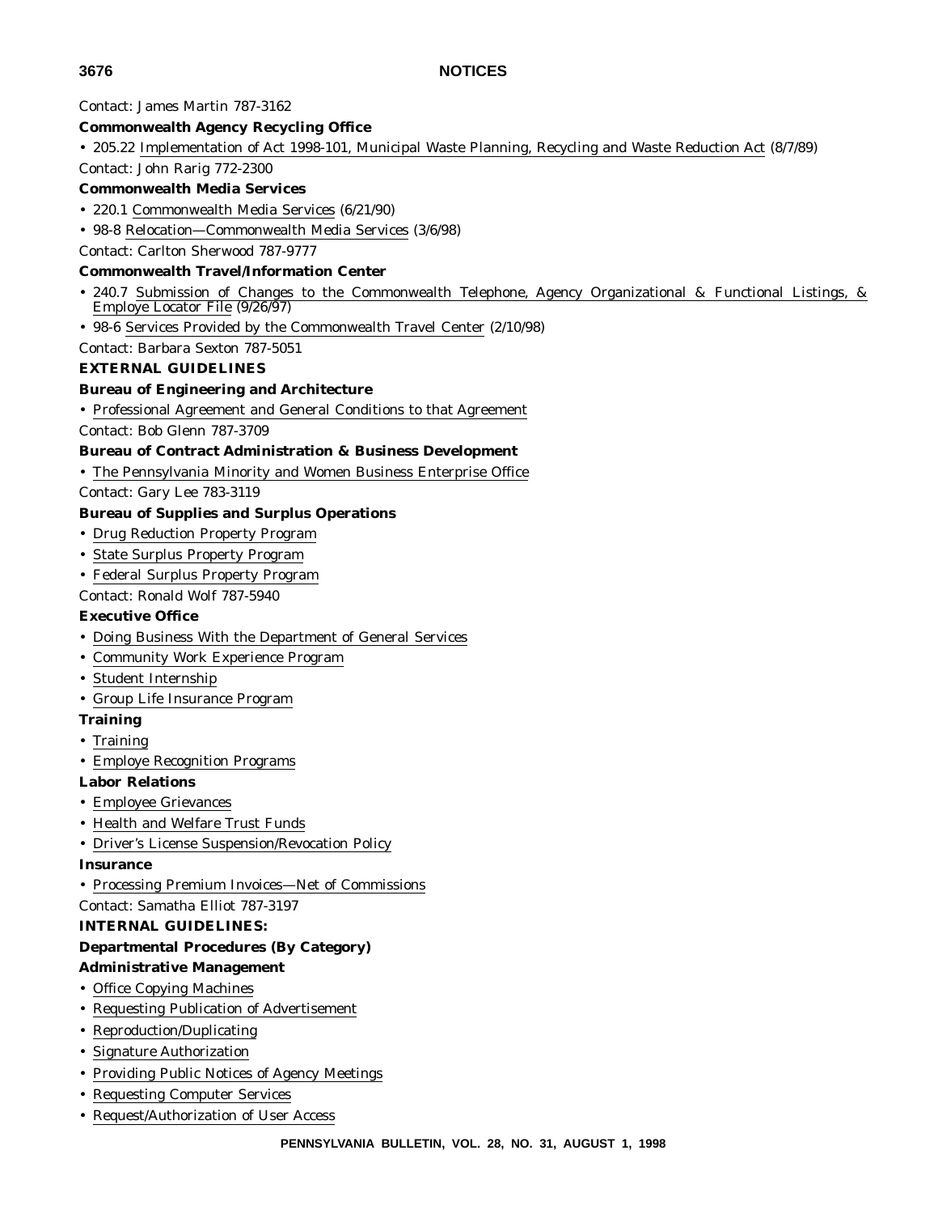Contact: James Martin 787-3162

**Commonwealth Agency Recycling Office**

- 205.22 Implementation of Act 1998-101, Municipal Waste Planning, Recycling and Waste Reduction Act (8/7/89)

Contact: John Rarig 772-2300

**Commonwealth Media Services**

- 220.1 Commonwealth Media Services (6/21/90)
- 98-8 Relocation—Commonwealth Media Services (3/6/98)

Contact: Carlton Sherwood 787-9777

**Commonwealth Travel/Information Center**

- 240.7 Submission of Changes to the Commonwealth Telephone, Agency Organizational & Functional Listings, & Employe Locator File (9/26/97)
- 98-6 Services Provided by the Commonwealth Travel Center (2/10/98)

Contact: Barbara Sexton 787-5051

**EXTERNAL GUIDELINES**

**Bureau of Engineering and Architecture**

- Professional Agreement and General Conditions to that Agreement

Contact: Bob Glenn 787-3709

**Bureau of Contract Administration & Business Development**

- The Pennsylvania Minority and Women Business Enterprise Office

Contact: Gary Lee 783-3119

**Bureau of Supplies and Surplus Operations**

- Drug Reduction Property Program
- State Surplus Property Program
- Federal Surplus Property Program

Contact: Ronald Wolf 787-5940

**Executive Office**

- Doing Business With the Department of General Services
- Community Work Experience Program
- Student Internship
- Group Life Insurance Program

**Training**

- Training
- Employe Recognition Programs

**Labor Relations**

- Employee Grievances
- Health and Welfare Trust Funds
- Driver's License Suspension/Revocation Policy

**Insurance**

- Processing Premium Invoices—Net of Commissions

Contact: Samatha Elliot 787-3197

**INTERNAL GUIDELINES:**

**Departmental Procedures (By Category)**

**Administrative Management**

- Office Copying Machines
- Requesting Publication of Advertisement
- Reproduction/Duplicating
- Signature Authorization
- Providing Public Notices of Agency Meetings
- Requesting Computer Services
- Request/Authorization of User Access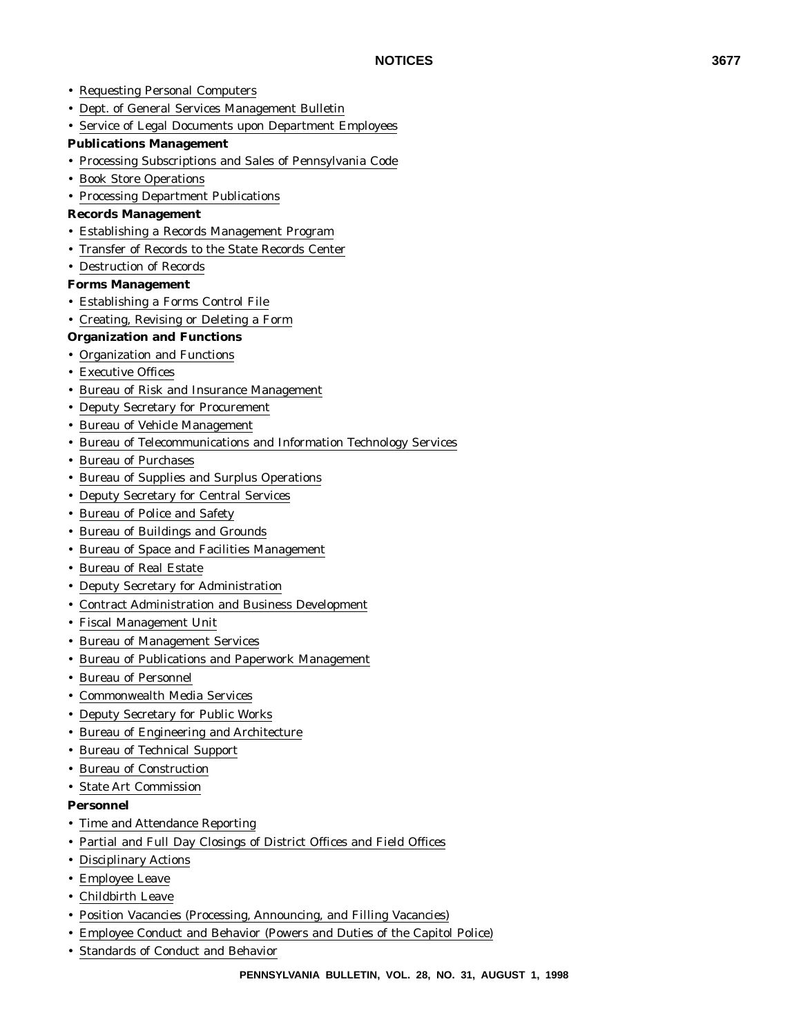- Requesting Personal Computers
- Dept. of General Services Management Bulletin
- Service of Legal Documents upon Department Employees

**Publications Management**

- Processing Subscriptions and Sales of Pennsylvania Code
- Book Store Operations
- Processing Department Publications

**Records Management**

- Establishing a Records Management Program
- Transfer of Records to the State Records Center
- Destruction of Records

**Forms Management**

- Establishing a Forms Control File
- Creating, Revising or Deleting a Form

**Organization and Functions**

- Organization and Functions
- Executive Offices
- Bureau of Risk and Insurance Management
- Deputy Secretary for Procurement
- Bureau of Vehicle Management
- Bureau of Telecommunications and Information Technology Services
- Bureau of Purchases
- Bureau of Supplies and Surplus Operations
- Deputy Secretary for Central Services
- Bureau of Police and Safety
- Bureau of Buildings and Grounds
- Bureau of Space and Facilities Management
- Bureau of Real Estate
- Deputy Secretary for Administration
- Contract Administration and Business Development
- Fiscal Management Unit
- Bureau of Management Services
- Bureau of Publications and Paperwork Management
- Bureau of Personnel
- Commonwealth Media Services
- Deputy Secretary for Public Works
- Bureau of Engineering and Architecture
- Bureau of Technical Support
- Bureau of Construction
- State Art Commission

**Personnel**

- Time and Attendance Reporting
- Partial and Full Day Closings of District Offices and Field Offices
- Disciplinary Actions
- Employee Leave
- Childbirth Leave
- Position Vacancies (Processing, Announcing, and Filling Vacancies)
- Employee Conduct and Behavior (Powers and Duties of the Capitol Police)
- Standards of Conduct and Behavior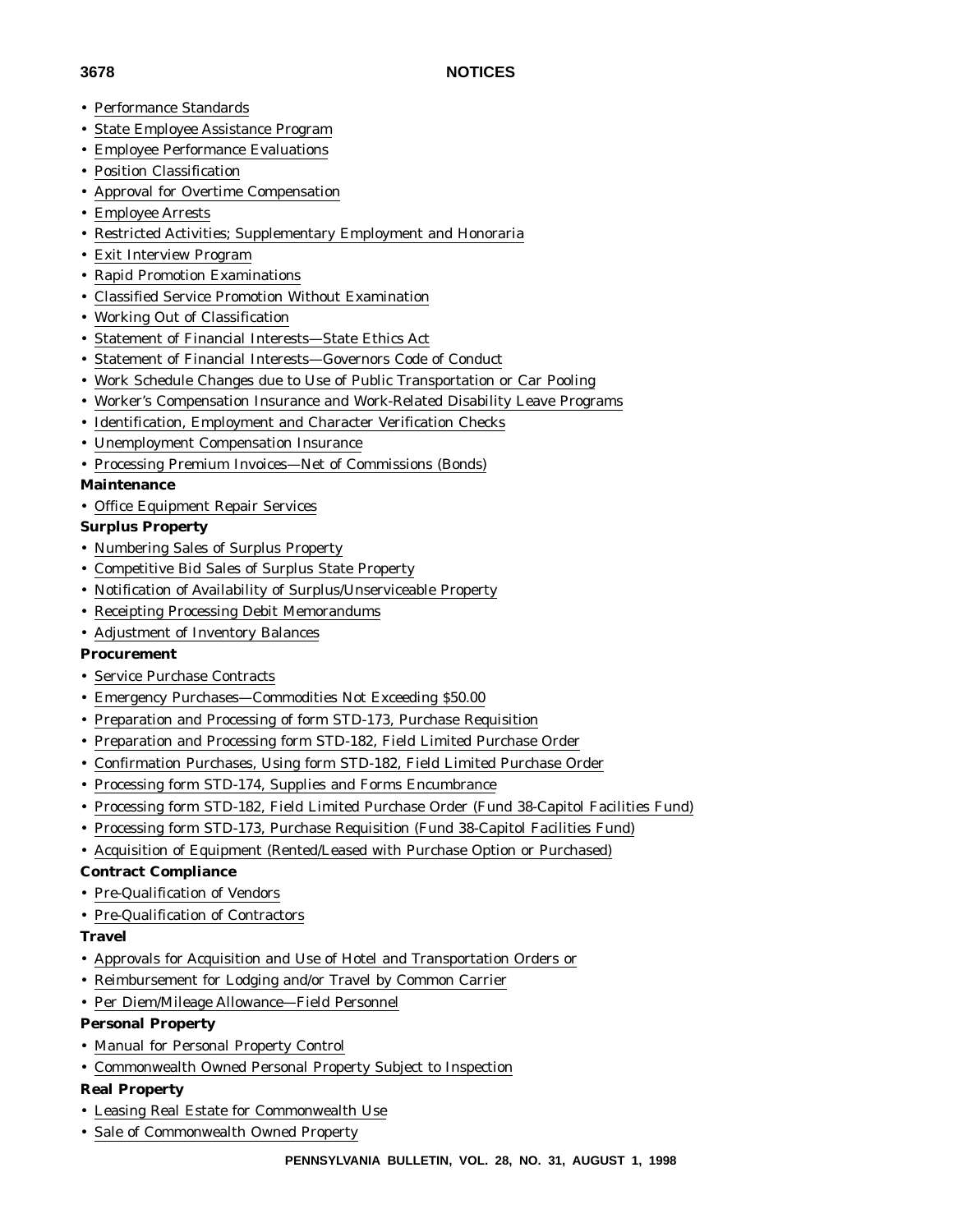- Performance Standards
- State Employee Assistance Program
- Employee Performance Evaluations
- Position Classification
- Approval for Overtime Compensation
- Employee Arrests
- Restricted Activities; Supplementary Employment and Honoraria
- Exit Interview Program
- Rapid Promotion Examinations
- Classified Service Promotion Without Examination
- Working Out of Classification
- Statement of Financial Interests—State Ethics Act
- Statement of Financial Interests—Governors Code of Conduct
- Work Schedule Changes due to Use of Public Transportation or Car Pooling
- Worker's Compensation Insurance and Work-Related Disability Leave Programs
- Identification, Employment and Character Verification Checks
- Unemployment Compensation Insurance
- Processing Premium Invoices—Net of Commissions (Bonds)

**Maintenance**

- Office Equipment Repair Services

**Surplus Property**

- Numbering Sales of Surplus Property
- Competitive Bid Sales of Surplus State Property
- Notification of Availability of Surplus/Unserviceable Property
- Receipting Processing Debit Memorandums
- Adjustment of Inventory Balances

**Procurement**

- Service Purchase Contracts
- Emergency Purchases—Commodities Not Exceeding $50.00
- Preparation and Processing of form STD-173, Purchase Requisition
- Preparation and Processing form STD-182, Field Limited Purchase Order
- Confirmation Purchases, Using form STD-182, Field Limited Purchase Order
- Processing form STD-174, Supplies and Forms Encumbrance
- Processing form STD-182, Field Limited Purchase Order (Fund 38-Capitol Facilities Fund)
- Processing form STD-173, Purchase Requisition (Fund 38-Capitol Facilities Fund)
- Acquisition of Equipment (Rented/Leased with Purchase Option or Purchased)

**Contract Compliance**

- Pre-Qualification of Vendors
- Pre-Qualification of Contractors

**Travel**

- Approvals for Acquisition and Use of Hotel and Transportation Orders or
- Reimbursement for Lodging and/or Travel by Common Carrier
- Per Diem/Mileage Allowance—Field Personnel

**Personal Property**

- Manual for Personal Property Control
- Commonwealth Owned Personal Property Subject to Inspection

**Real Property**

- Leasing Real Estate for Commonwealth Use
- Sale of Commonwealth Owned Property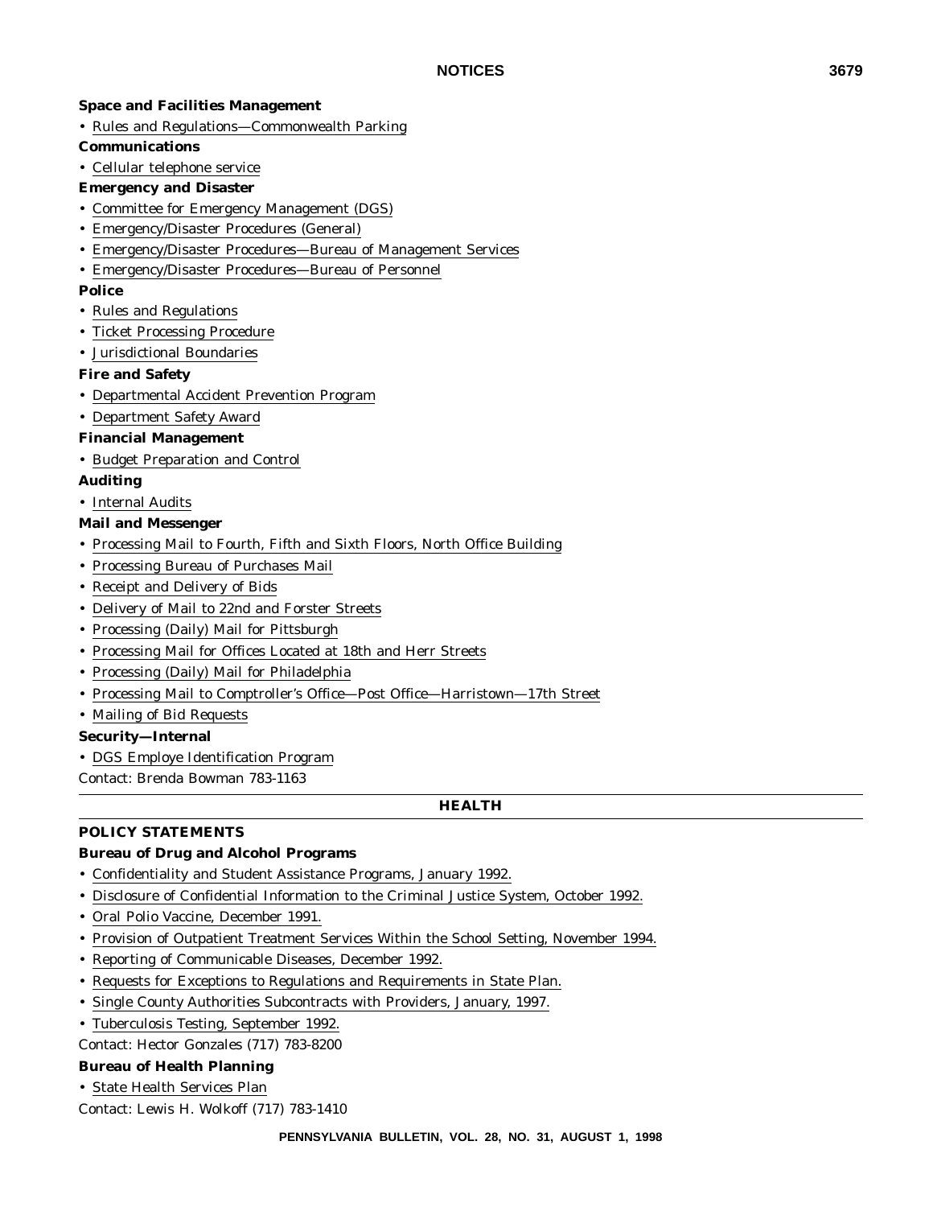**Space and Facilities Management**

- Rules and Regulations—Commonwealth Parking

**Communications**

- Cellular telephone service

**Emergency and Disaster**

- Committee for Emergency Management (DGS)
- Emergency/Disaster Procedures (General)
- Emergency/Disaster Procedures—Bureau of Management Services
- Emergency/Disaster Procedures—Bureau of Personnel

**Police**

- Rules and Regulations
- Ticket Processing Procedure
- Jurisdictional Boundaries

**Fire and Safety**

- Departmental Accident Prevention Program
- Department Safety Award

**Financial Management**

- Budget Preparation and Control

**Auditing**

- Internal Audits

**Mail and Messenger**

- Processing Mail to Fourth, Fifth and Sixth Floors, North Office Building
- Processing Bureau of Purchases Mail
- Receipt and Delivery of Bids
- Delivery of Mail to 22nd and Forster Streets
- Processing (Daily) Mail for Pittsburgh
- Processing Mail for Offices Located at 18th and Herr Streets
- Processing (Daily) Mail for Philadelphia
- Processing Mail to Comptroller's Office—Post Office—Harristown—17th Street
- Mailing of Bid Requests

**Security—Internal**

- DGS Employe Identification Program

Contact: Brenda Bowman 783-1163

## HEALTH

### POLICY STATEMENTS

**Bureau of Drug and Alcohol Programs**

- Confidentiality and Student Assistance Programs, January 1992.
- Disclosure of Confidential Information to the Criminal Justice System, October 1992.
- Oral Polio Vaccine, December 1991.
- Provision of Outpatient Treatment Services Within the School Setting, November 1994.
- Reporting of Communicable Diseases, December 1992.
- Requests for Exceptions to Regulations and Requirements in State Plan.
- Single County Authorities Subcontracts with Providers, January, 1997.
- Tuberculosis Testing, September 1992.

Contact: Hector Gonzales (717) 783-8200

**Bureau of Health Planning**

- State Health Services Plan

Contact: Lewis H. Wolkoff (717) 783-1410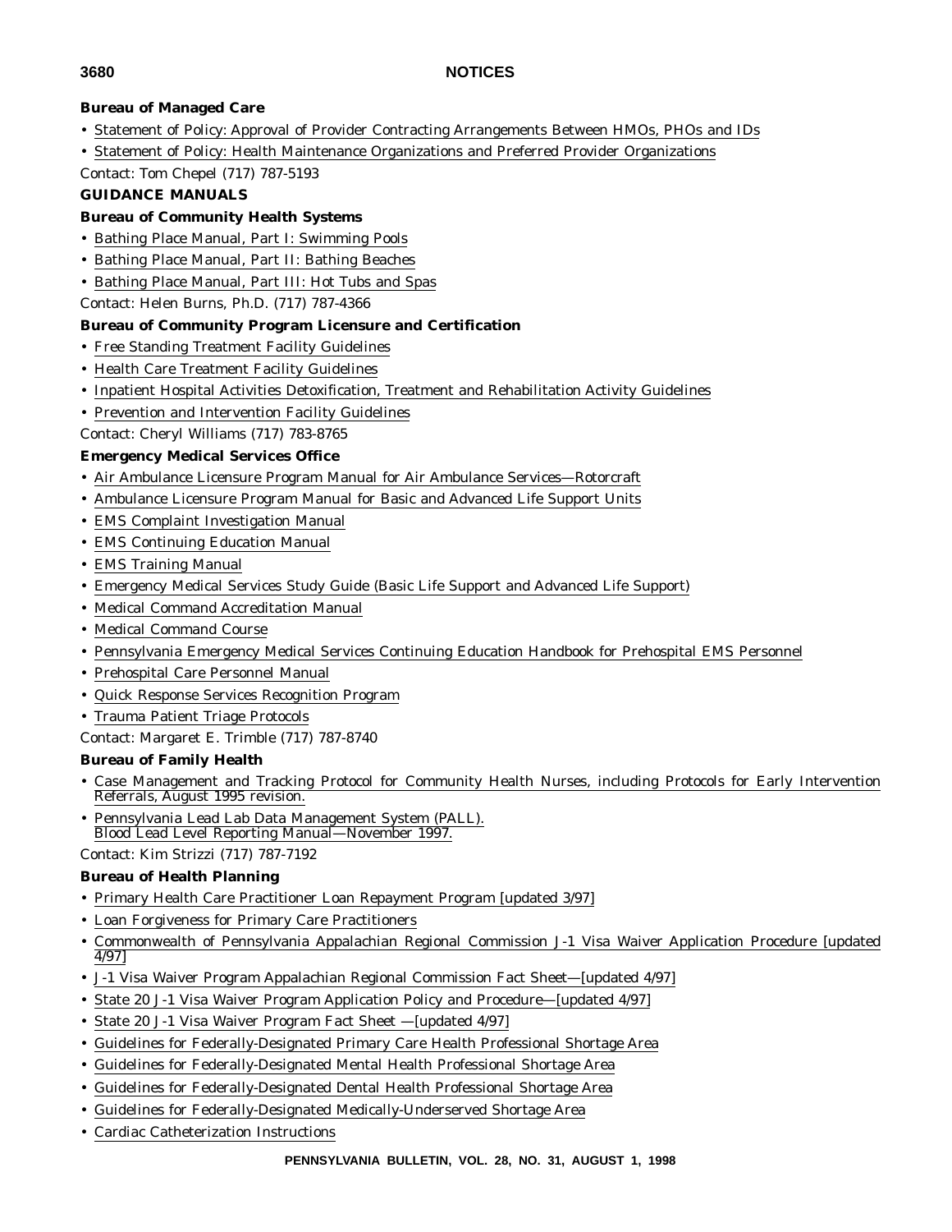**Bureau of Managed Care**

- Statement of Policy: Approval of Provider Contracting Arrangements Between HMOs, PHOs and IDs
- Statement of Policy: Health Maintenance Organizations and Preferred Provider Organizations

Contact: Tom Chepel (717) 787-5193

**GUIDANCE MANUALS**

**Bureau of Community Health Systems**

- Bathing Place Manual, Part I: Swimming Pools
- Bathing Place Manual, Part II: Bathing Beaches
- Bathing Place Manual, Part III: Hot Tubs and Spas

Contact: Helen Burns, Ph.D. (717) 787-4366

**Bureau of Community Program Licensure and Certification**

- Free Standing Treatment Facility Guidelines
- Health Care Treatment Facility Guidelines
- Inpatient Hospital Activities Detoxification, Treatment and Rehabilitation Activity Guidelines
- Prevention and Intervention Facility Guidelines

Contact: Cheryl Williams (717) 783-8765

**Emergency Medical Services Office**

- Air Ambulance Licensure Program Manual for Air Ambulance Services—Rotorcraft
- Ambulance Licensure Program Manual for Basic and Advanced Life Support Units
- EMS Complaint Investigation Manual
- EMS Continuing Education Manual
- EMS Training Manual
- Emergency Medical Services Study Guide (Basic Life Support and Advanced Life Support)
- Medical Command Accreditation Manual
- Medical Command Course
- Pennsylvania Emergency Medical Services Continuing Education Handbook for Prehospital EMS Personnel
- Prehospital Care Personnel Manual
- Quick Response Services Recognition Program
- Trauma Patient Triage Protocols

Contact: Margaret E. Trimble (717) 787-8740

**Bureau of Family Health**

- Case Management and Tracking Protocol for Community Health Nurses, including Protocols for Early Intervention Referrals, August 1995 revision.
- Pennsylvania Lead Lab Data Management System (PALL). Blood Lead Level Reporting Manual—November 1997.

Contact: Kim Strizzi (717) 787-7192

**Bureau of Health Planning**

- Primary Health Care Practitioner Loan Repayment Program [updated 3/97]
- Loan Forgiveness for Primary Care Practitioners
- Commonwealth of Pennsylvania Appalachian Regional Commission J-1 Visa Waiver Application Procedure [updated 4/97]
- J-1 Visa Waiver Program Appalachian Regional Commission Fact Sheet—[updated 4/97]
- State 20 J-1 Visa Waiver Program Application Policy and Procedure—[updated 4/97]
- State 20 J-1 Visa Waiver Program Fact Sheet —[updated 4/97]
- Guidelines for Federally-Designated Primary Care Health Professional Shortage Area
- Guidelines for Federally-Designated Mental Health Professional Shortage Area
- Guidelines for Federally-Designated Dental Health Professional Shortage Area
- Guidelines for Federally-Designated Medically-Underserved Shortage Area
- Cardiac Catheterization Instructions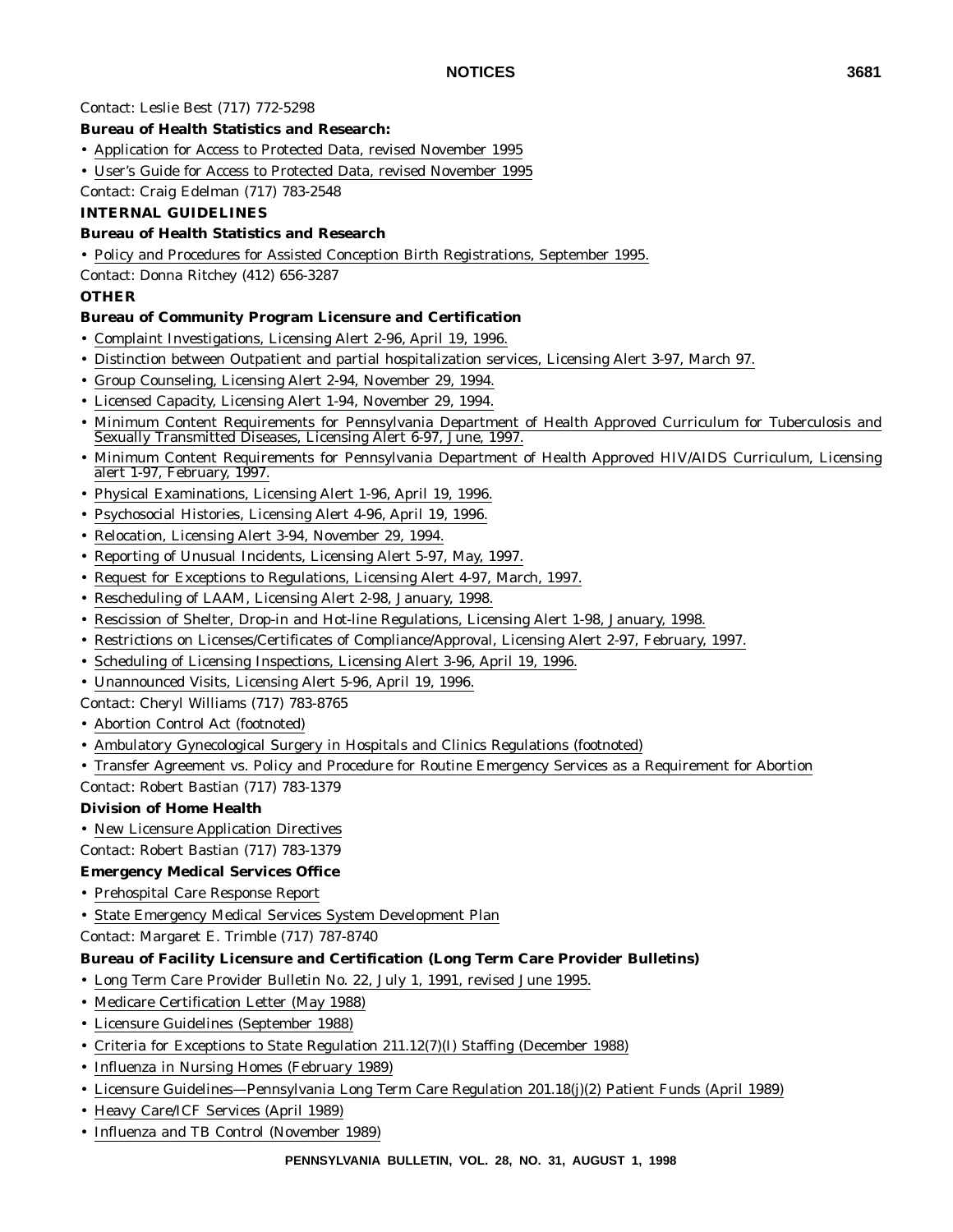Contact: Leslie Best (717) 772-5298

**Bureau of Health Statistics and Research:**

- Application for Access to Protected Data, revised November 1995
- User's Guide for Access to Protected Data, revised November 1995

Contact: Craig Edelman (717) 783-2548

**INTERNAL GUIDELINES**

**Bureau of Health Statistics and Research**

- Policy and Procedures for Assisted Conception Birth Registrations, September 1995.

Contact: Donna Ritchey (412) 656-3287

**OTHER**

**Bureau of Community Program Licensure and Certification**

- Complaint Investigations, Licensing Alert 2-96, April 19, 1996.
- Distinction between Outpatient and partial hospitalization services, Licensing Alert 3-97, March 97.
- Group Counseling, Licensing Alert 2-94, November 29, 1994.
- Licensed Capacity, Licensing Alert 1-94, November 29, 1994.
- Minimum Content Requirements for Pennsylvania Department of Health Approved Curriculum for Tuberculosis and Sexually Transmitted Diseases, Licensing Alert 6-97, June, 1997.
- Minimum Content Requirements for Pennsylvania Department of Health Approved HIV/AIDS Curriculum, Licensing alert 1-97, February, 1997.
- Physical Examinations, Licensing Alert 1-96, April 19, 1996.
- Psychosocial Histories, Licensing Alert 4-96, April 19, 1996.
- Relocation, Licensing Alert 3-94, November 29, 1994.
- Reporting of Unusual Incidents, Licensing Alert 5-97, May, 1997.
- Request for Exceptions to Regulations, Licensing Alert 4-97, March, 1997.
- Rescheduling of LAAM, Licensing Alert 2-98, January, 1998.
- Rescission of Shelter, Drop-in and Hot-line Regulations, Licensing Alert 1-98, January, 1998.
- Restrictions on Licenses/Certificates of Compliance/Approval, Licensing Alert 2-97, February, 1997.
- Scheduling of Licensing Inspections, Licensing Alert 3-96, April 19, 1996.
- Unannounced Visits, Licensing Alert 5-96, April 19, 1996.

Contact: Cheryl Williams (717) 783-8765

- Abortion Control Act (footnoted)
- Ambulatory Gynecological Surgery in Hospitals and Clinics Regulations (footnoted)
- Transfer Agreement vs. Policy and Procedure for Routine Emergency Services as a Requirement for Abortion

Contact: Robert Bastian (717) 783-1379

**Division of Home Health**

- New Licensure Application Directives

Contact: Robert Bastian (717) 783-1379

**Emergency Medical Services Office**

- Prehospital Care Response Report
- State Emergency Medical Services System Development Plan

Contact: Margaret E. Trimble (717) 787-8740

**Bureau of Facility Licensure and Certification (Long Term Care Provider Bulletins)**

- Long Term Care Provider Bulletin No. 22, July 1, 1991, revised June 1995.
- Medicare Certification Letter (May 1988)
- Licensure Guidelines (September 1988)
- Criteria for Exceptions to State Regulation 211.12(7)(I) Staffing (December 1988)
- Influenza in Nursing Homes (February 1989)
- Licensure Guidelines—Pennsylvania Long Term Care Regulation 201.18(j)(2) Patient Funds (April 1989)
- Heavy Care/ICF Services (April 1989)
- Influenza and TB Control (November 1989)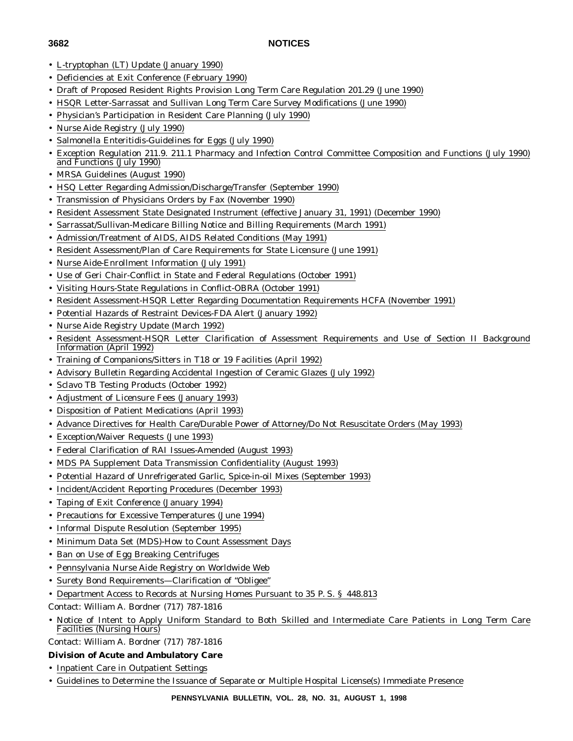- L-tryptophan (LT) Update (January 1990)
- Deficiencies at Exit Conference (February 1990)
- Draft of Proposed Resident Rights Provision Long Term Care Regulation 201.29 (June 1990)
- HSQR Letter-Sarrassat and Sullivan Long Term Care Survey Modifications (June 1990)
- Physician's Participation in Resident Care Planning (July 1990)
- Nurse Aide Registry (July 1990)
- Salmonella Enteritidis-Guidelines for Eggs (July 1990)
- Exception Regulation 211.9. 211.1 Pharmacy and Infection Control Committee Composition and Functions (July 1990) and Functions (July 1990)
- MRSA Guidelines (August 1990)
- HSQ Letter Regarding Admission/Discharge/Transfer (September 1990)
- Transmission of Physicians Orders by Fax (November 1990)
- Resident Assessment State Designated Instrument (effective January 31, 1991) (December 1990)
- Sarrassat/Sullivan-Medicare Billing Notice and Billing Requirements (March 1991)
- Admission/Treatment of AIDS, AIDS Related Conditions (May 1991)
- Resident Assessment/Plan of Care Requirements for State Licensure (June 1991)
- Nurse Aide-Enrollment Information (July 1991)
- Use of Geri Chair-Conflict in State and Federal Regulations (October 1991)
- Visiting Hours-State Regulations in Conflict-OBRA (October 1991)
- Resident Assessment-HSQR Letter Regarding Documentation Requirements HCFA (November 1991)
- Potential Hazards of Restraint Devices-FDA Alert (January 1992)
- Nurse Aide Registry Update (March 1992)
- Resident Assessment-HSQR Letter Clarification of Assessment Requirements and Use of Section II Background Information (April 1992)
- Training of Companions/Sitters in T18 or 19 Facilities (April 1992)
- Advisory Bulletin Regarding Accidental Ingestion of Ceramic Glazes (July 1992)
- Sclavo TB Testing Products (October 1992)
- Adjustment of Licensure Fees (January 1993)
- Disposition of Patient Medications (April 1993)
- Advance Directives for Health Care/Durable Power of Attorney/Do Not Resuscitate Orders (May 1993)
- Exception/Waiver Requests (June 1993)
- Federal Clarification of RAI Issues-Amended (August 1993)
- MDS PA Supplement Data Transmission Confidentiality (August 1993)
- Potential Hazard of Unrefrigerated Garlic, Spice-in-oil Mixes (September 1993)
- Incident/Accident Reporting Procedures (December 1993)
- Taping of Exit Conference (January 1994)
- Precautions for Excessive Temperatures (June 1994)
- Informal Dispute Resolution (September 1995)
- Minimum Data Set (MDS)-How to Count Assessment Days
- Ban on Use of Egg Breaking Centrifuges
- Pennsylvania Nurse Aide Registry on Worldwide Web
- Surety Bond Requirements—Clarification of "Obligee"
- Department Access to Records at Nursing Homes Pursuant to 35 P. S. § 448.813

Contact: William A. Bordner (717) 787-1816

- Notice of Intent to Apply Uniform Standard to Both Skilled and Intermediate Care Patients in Long Term Care Facilities (Nursing Hours)

Contact: William A. Bordner (717) 787-1816

**Division of Acute and Ambulatory Care**

- Inpatient Care in Outpatient Settings
- Guidelines to Determine the Issuance of Separate or Multiple Hospital License(s) Immediate Presence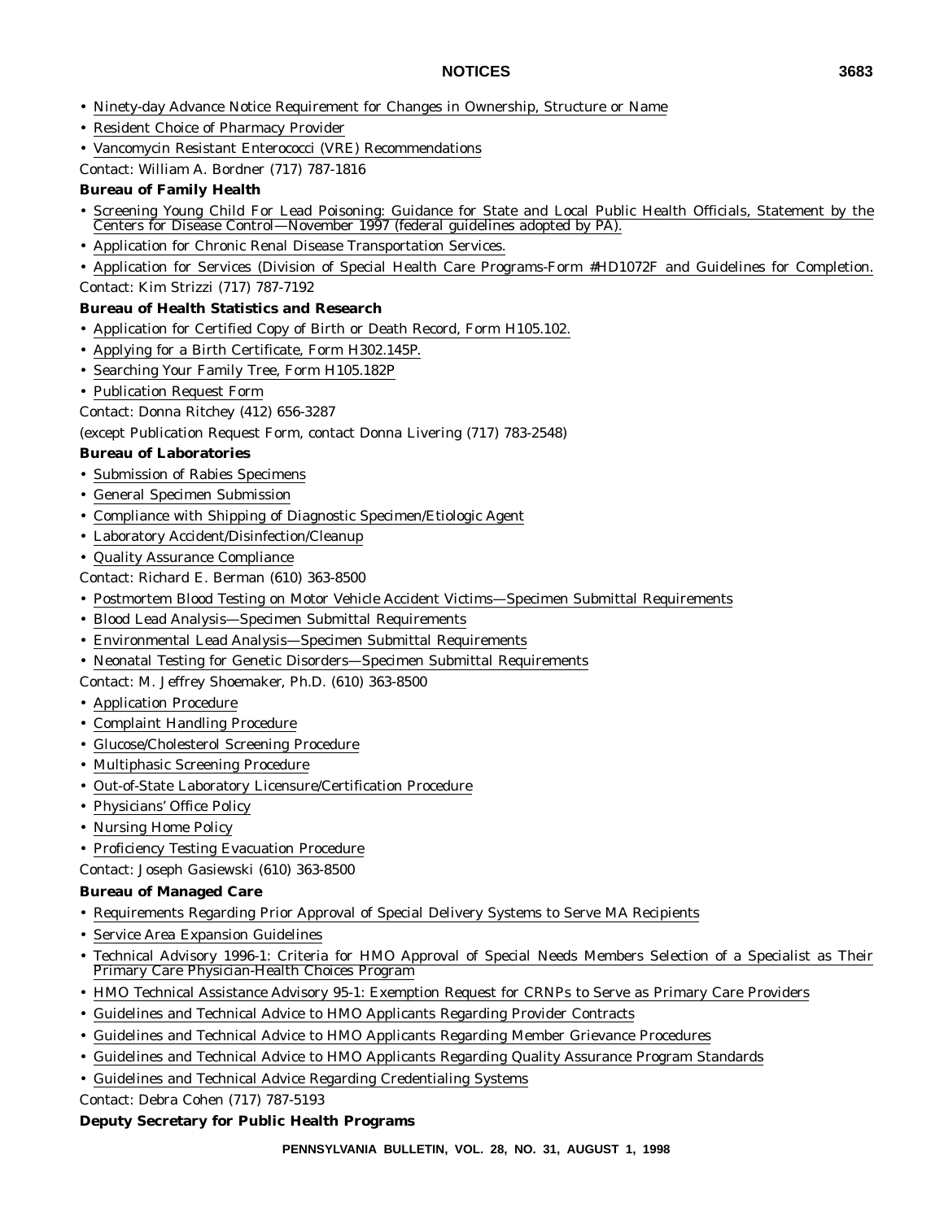- Ninety-day Advance Notice Requirement for Changes in Ownership, Structure or Name
- Resident Choice of Pharmacy Provider
- Vancomycin Resistant Enterococci (VRE) Recommendations

Contact: William A. Bordner (717) 787-1816

**Bureau of Family Health**

- Screening Young Child For Lead Poisoning: Guidance for State and Local Public Health Officials, Statement by the Centers for Disease Control—November 1997 (federal guidelines adopted by PA).
- Application for Chronic Renal Disease Transportation Services.
- Application for Services (Division of Special Health Care Programs-Form #HD1072F and Guidelines for Completion.

Contact: Kim Strizzi (717) 787-7192

**Bureau of Health Statistics and Research**

- Application for Certified Copy of Birth or Death Record, Form H105.102.
- Applying for a Birth Certificate, Form H302.145P.
- Searching Your Family Tree, Form H105.182P
- Publication Request Form

Contact: Donna Ritchey (412) 656-3287

(except Publication Request Form, contact Donna Livering (717) 783-2548)

**Bureau of Laboratories**

- Submission of Rabies Specimens
- General Specimen Submission
- Compliance with Shipping of Diagnostic Specimen/Etiologic Agent
- Laboratory Accident/Disinfection/Cleanup
- Quality Assurance Compliance

Contact: Richard E. Berman (610) 363-8500

- Postmortem Blood Testing on Motor Vehicle Accident Victims—Specimen Submittal Requirements
- Blood Lead Analysis—Specimen Submittal Requirements
- Environmental Lead Analysis—Specimen Submittal Requirements
- Neonatal Testing for Genetic Disorders—Specimen Submittal Requirements

Contact: M. Jeffrey Shoemaker, Ph.D. (610) 363-8500

- Application Procedure
- Complaint Handling Procedure
- Glucose/Cholesterol Screening Procedure
- Multiphasic Screening Procedure
- Out-of-State Laboratory Licensure/Certification Procedure
- Physicians' Office Policy
- Nursing Home Policy
- Proficiency Testing Evacuation Procedure

Contact: Joseph Gasiewski (610) 363-8500

**Bureau of Managed Care**

- Requirements Regarding Prior Approval of Special Delivery Systems to Serve MA Recipients
- Service Area Expansion Guidelines
- Technical Advisory 1996-1: Criteria for HMO Approval of Special Needs Members Selection of a Specialist as Their Primary Care Physician-Health Choices Program
- HMO Technical Assistance Advisory 95-1: Exemption Request for CRNPs to Serve as Primary Care Providers
- Guidelines and Technical Advice to HMO Applicants Regarding Provider Contracts
- Guidelines and Technical Advice to HMO Applicants Regarding Member Grievance Procedures
- Guidelines and Technical Advice to HMO Applicants Regarding Quality Assurance Program Standards
- Guidelines and Technical Advice Regarding Credentialing Systems

Contact: Debra Cohen (717) 787-5193

**Deputy Secretary for Public Health Programs**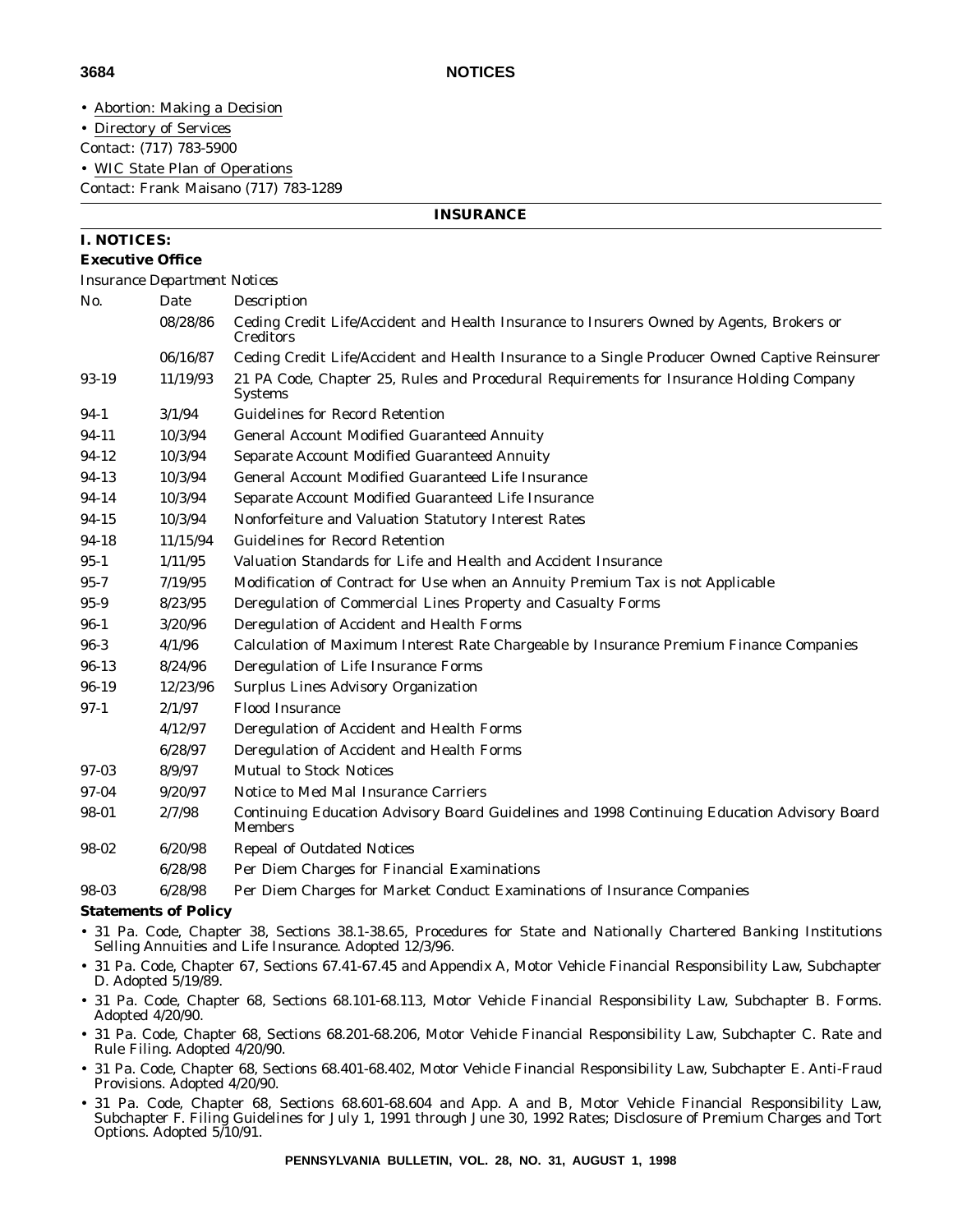- Abortion: Making a Decision
- Directory of Services

Contact: (717) 783-5900

- WIC State Plan of Operations

Contact: Frank Maisano (717) 783-1289

## INSURANCE

### I. NOTICES:

**Executive Office**

*Insurance Department Notices*

| No. | Date | Description |
|---|---|---|
| | 08/28/86 | Ceding Credit Life/Accident and Health Insurance to Insurers Owned by Agents, Brokers or Creditors |
| | 06/16/87 | Ceding Credit Life/Accident and Health Insurance to a Single Producer Owned Captive Reinsurer |
| 93-19 | 11/19/93 | 21 PA Code, Chapter 25, Rules and Procedural Requirements for Insurance Holding Company Systems |
| 94-1 | 3/1/94 | Guidelines for Record Retention |
| 94-11 | 10/3/94 | General Account Modified Guaranteed Annuity |
| 94-12 | 10/3/94 | Separate Account Modified Guaranteed Annuity |
| 94-13 | 10/3/94 | General Account Modified Guaranteed Life Insurance |
| 94-14 | 10/3/94 | Separate Account Modified Guaranteed Life Insurance |
| 94-15 | 10/3/94 | Nonforfeiture and Valuation Statutory Interest Rates |
| 94-18 | 11/15/94 | Guidelines for Record Retention |
| 95-1 | 1/11/95 | Valuation Standards for Life and Health and Accident Insurance |
| 95-7 | 7/19/95 | Modification of Contract for Use when an Annuity Premium Tax is not Applicable |
| 95-9 | 8/23/95 | Deregulation of Commercial Lines Property and Casualty Forms |
| 96-1 | 3/20/96 | Deregulation of Accident and Health Forms |
| 96-3 | 4/1/96 | Calculation of Maximum Interest Rate Chargeable by Insurance Premium Finance Companies |
| 96-13 | 8/24/96 | Deregulation of Life Insurance Forms |
| 96-19 | 12/23/96 | Surplus Lines Advisory Organization |
| 97-1 | 2/1/97 | Flood Insurance |
| | 4/12/97 | Deregulation of Accident and Health Forms |
| | 6/28/97 | Deregulation of Accident and Health Forms |
| 97-03 | 8/9/97 | Mutual to Stock Notices |
| 97-04 | 9/20/97 | Notice to Med Mal Insurance Carriers |
| 98-01 | 2/7/98 | Continuing Education Advisory Board Guidelines and 1998 Continuing Education Advisory Board Members |
| 98-02 | 6/20/98 | Repeal of Outdated Notices |
| | 6/28/98 | Per Diem Charges for Financial Examinations |
| 98-03 | 6/28/98 | Per Diem Charges for Market Conduct Examinations of Insurance Companies |

**Statements of Policy**

- 31 Pa. Code, Chapter 38, Sections 38.1-38.65, Procedures for State and Nationally Chartered Banking Institutions Selling Annuities and Life Insurance. Adopted 12/3/96.
- 31 Pa. Code, Chapter 67, Sections 67.41-67.45 and Appendix A, Motor Vehicle Financial Responsibility Law, Subchapter D. Adopted 5/19/89.
- 31 Pa. Code, Chapter 68, Sections 68.101-68.113, Motor Vehicle Financial Responsibility Law, Subchapter B. Forms. Adopted 4/20/90.
- 31 Pa. Code, Chapter 68, Sections 68.201-68.206, Motor Vehicle Financial Responsibility Law, Subchapter C. Rate and Rule Filing. Adopted 4/20/90.
- 31 Pa. Code, Chapter 68, Sections 68.401-68.402, Motor Vehicle Financial Responsibility Law, Subchapter E. Anti-Fraud Provisions. Adopted 4/20/90.
- 31 Pa. Code, Chapter 68, Sections 68.601-68.604 and App. A and B, Motor Vehicle Financial Responsibility Law, Subchapter F. Filing Guidelines for July 1, 1991 through June 30, 1992 Rates; Disclosure of Premium Charges and Tort Options. Adopted 5/10/91.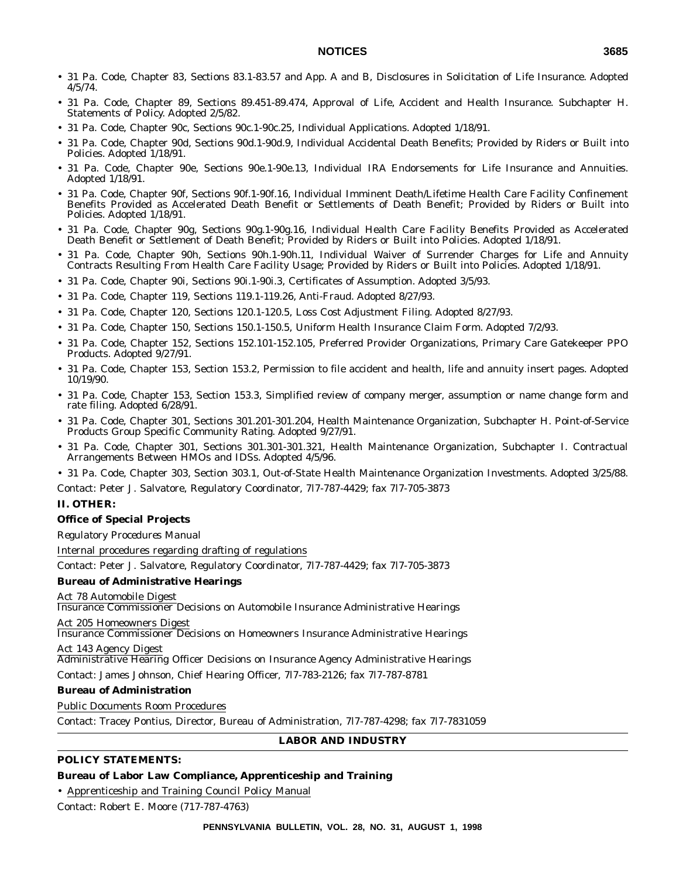- 31 Pa. Code, Chapter 83, Sections 83.1-83.57 and App. A and B, Disclosures in Solicitation of Life Insurance. Adopted 4/5/74.
- 31 Pa. Code, Chapter 89, Sections 89.451-89.474, Approval of Life, Accident and Health Insurance. Subchapter H. Statements of Policy. Adopted 2/5/82.
- 31 Pa. Code, Chapter 90c, Sections 90c.1-90c.25, Individual Applications. Adopted 1/18/91.
- 31 Pa. Code, Chapter 90d, Sections 90d.1-90d.9, Individual Accidental Death Benefits; Provided by Riders or Built into Policies. Adopted 1/18/91.
- 31 Pa. Code, Chapter 90e, Sections 90e.1-90e.13, Individual IRA Endorsements for Life Insurance and Annuities. Adopted 1/18/91.
- 31 Pa. Code, Chapter 90f, Sections 90f.1-90f.16, Individual Imminent Death/Lifetime Health Care Facility Confinement Benefits Provided as Accelerated Death Benefit or Settlements of Death Benefit; Provided by Riders or Built into Policies. Adopted 1/18/91.
- 31 Pa. Code, Chapter 90g, Sections 90g.1-90g.16, Individual Health Care Facility Benefits Provided as Accelerated Death Benefit or Settlement of Death Benefit; Provided by Riders or Built into Policies. Adopted 1/18/91.
- 31 Pa. Code, Chapter 90h, Sections 90h.1-90h.11, Individual Waiver of Surrender Charges for Life and Annuity Contracts Resulting From Health Care Facility Usage; Provided by Riders or Built into Policies. Adopted 1/18/91.
- 31 Pa. Code, Chapter 90i, Sections 90i.1-90i.3, Certificates of Assumption. Adopted 3/5/93.
- 31 Pa. Code, Chapter 119, Sections 119.1-119.26, Anti-Fraud. Adopted 8/27/93.
- 31 Pa. Code, Chapter 120, Sections 120.1-120.5, Loss Cost Adjustment Filing. Adopted 8/27/93.
- 31 Pa. Code, Chapter 150, Sections 150.1-150.5, Uniform Health Insurance Claim Form. Adopted 7/2/93.
- 31 Pa. Code, Chapter 152, Sections 152.101-152.105, Preferred Provider Organizations, Primary Care Gatekeeper PPO Products. Adopted 9/27/91.
- 31 Pa. Code, Chapter 153, Section 153.2, Permission to file accident and health, life and annuity insert pages. Adopted 10/19/90.
- 31 Pa. Code, Chapter 153, Section 153.3, Simplified review of company merger, assumption or name change form and rate filing. Adopted 6/28/91.
- 31 Pa. Code, Chapter 301, Sections 301.201-301.204, Health Maintenance Organization, Subchapter H. Point-of-Service Products Group Specific Community Rating. Adopted 9/27/91.
- 31 Pa. Code, Chapter 301, Sections 301.301-301.321, Health Maintenance Organization, Subchapter I. Contractual Arrangements Between HMOs and IDSs. Adopted 4/5/96.
- 31 Pa. Code, Chapter 303, Section 303.1, Out-of-State Health Maintenance Organization Investments. Adopted 3/25/88.

Contact: Peter J. Salvatore, Regulatory Coordinator, 717-787-4429; fax 717-705-3873

**II. OTHER:**

**Office of Special Projects**

*Regulatory Procedures Manual*

Internal procedures regarding drafting of regulations

Contact: Peter J. Salvatore, Regulatory Coordinator, 717-787-4429; fax 717-705-3873

**Bureau of Administrative Hearings**

Act 78 Automobile Digest
Insurance Commissioner Decisions on Automobile Insurance Administrative Hearings

Act 205 Homeowners Digest
Insurance Commissioner Decisions on Homeowners Insurance Administrative Hearings

Act 143 Agency Digest
Administrative Hearing Officer Decisions on Insurance Agency Administrative Hearings

Contact: James Johnson, Chief Hearing Officer, 717-783-2126; fax 717-787-8781

**Bureau of Administration**

Public Documents Room Procedures

Contact: Tracey Pontius, Director, Bureau of Administration, 717-787-4298; fax 717-7831059

## LABOR AND INDUSTRY

**POLICY STATEMENTS:**

**Bureau of Labor Law Compliance, Apprenticeship and Training**

- Apprenticeship and Training Council Policy Manual

Contact: Robert E. Moore (717-787-4763)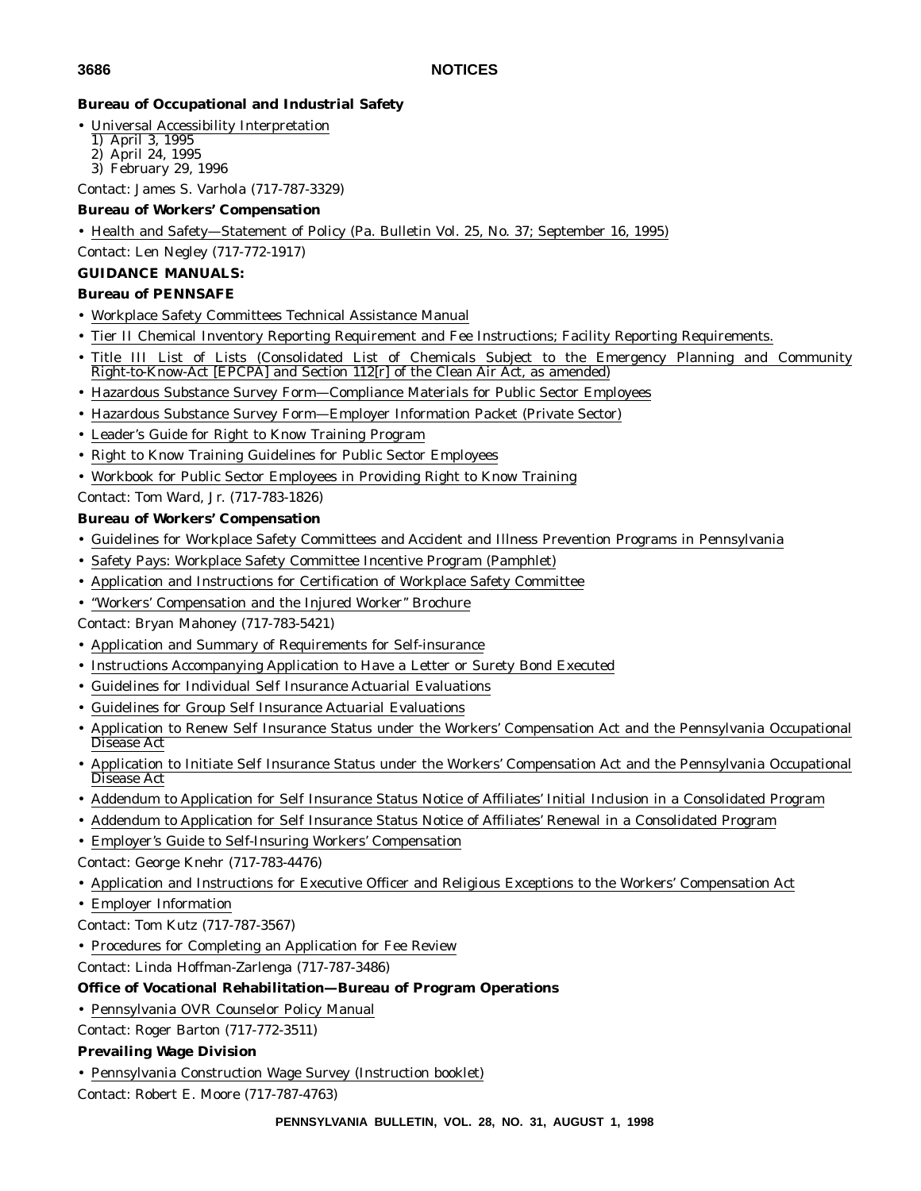**Bureau of Occupational and Industrial Safety**

- Universal Accessibility Interpretation
  1) April 3, 1995
  2) April 24, 1995
  3) February 29, 1996

Contact: James S. Varhola (717-787-3329)

**Bureau of Workers' Compensation**

- Health and Safety—Statement of Policy (Pa. Bulletin Vol. 25, No. 37; September 16, 1995)

Contact: Len Negley (717-772-1917)

**GUIDANCE MANUALS:**

**Bureau of PENNSAFE**

- Workplace Safety Committees Technical Assistance Manual
- Tier II Chemical Inventory Reporting Requirement and Fee Instructions; Facility Reporting Requirements.
- Title III List of Lists (Consolidated List of Chemicals Subject to the Emergency Planning and Community Right-to-Know-Act [EPCPA] and Section 112[r] of the Clean Air Act, as amended)
- Hazardous Substance Survey Form—Compliance Materials for Public Sector Employees
- Hazardous Substance Survey Form—Employer Information Packet (Private Sector)
- Leader's Guide for Right to Know Training Program
- Right to Know Training Guidelines for Public Sector Employees
- Workbook for Public Sector Employees in Providing Right to Know Training

Contact: Tom Ward, Jr. (717-783-1826)

**Bureau of Workers' Compensation**

- Guidelines for Workplace Safety Committees and Accident and Illness Prevention Programs in Pennsylvania
- Safety Pays: Workplace Safety Committee Incentive Program (Pamphlet)
- Application and Instructions for Certification of Workplace Safety Committee
- "Workers' Compensation and the Injured Worker" Brochure

Contact: Bryan Mahoney (717-783-5421)

- Application and Summary of Requirements for Self-insurance
- Instructions Accompanying Application to Have a Letter or Surety Bond Executed
- Guidelines for Individual Self Insurance Actuarial Evaluations
- Guidelines for Group Self Insurance Actuarial Evaluations
- Application to Renew Self Insurance Status under the Workers' Compensation Act and the Pennsylvania Occupational Disease Act
- Application to Initiate Self Insurance Status under the Workers' Compensation Act and the Pennsylvania Occupational Disease Act
- Addendum to Application for Self Insurance Status Notice of Affiliates' Initial Inclusion in a Consolidated Program
- Addendum to Application for Self Insurance Status Notice of Affiliates' Renewal in a Consolidated Program
- Employer's Guide to Self-Insuring Workers' Compensation

Contact: George Knehr (717-783-4476)

- Application and Instructions for Executive Officer and Religious Exceptions to the Workers' Compensation Act
- Employer Information

Contact: Tom Kutz (717-787-3567)

- Procedures for Completing an Application for Fee Review

Contact: Linda Hoffman-Zarlenga (717-787-3486)

**Office of Vocational Rehabilitation—Bureau of Program Operations**

- Pennsylvania OVR Counselor Policy Manual

Contact: Roger Barton (717-772-3511)

**Prevailing Wage Division**

- Pennsylvania Construction Wage Survey (Instruction booklet)

Contact: Robert E. Moore (717-787-4763)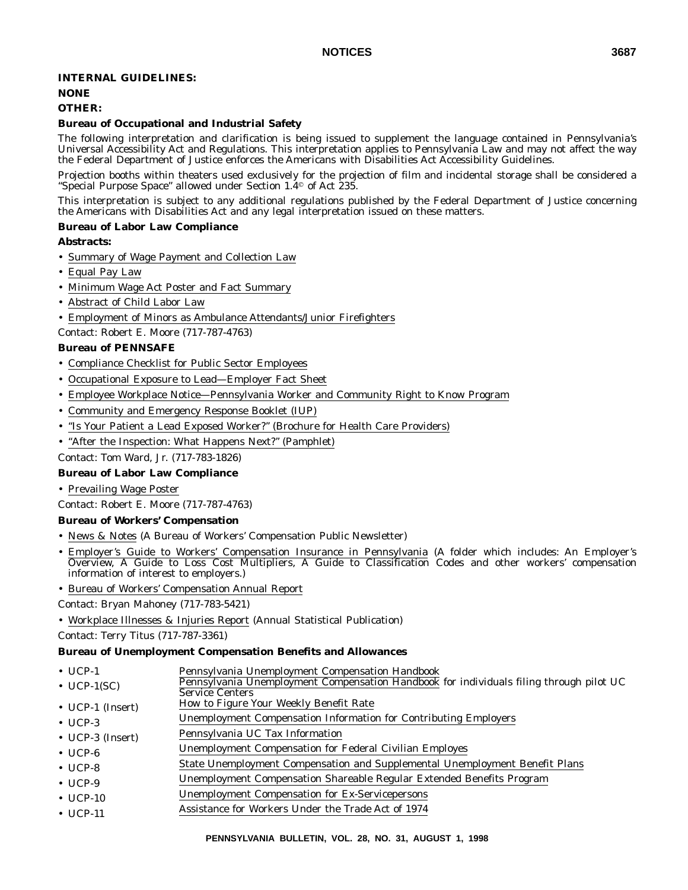**INTERNAL GUIDELINES:**

**NONE**

**OTHER:**

**Bureau of Occupational and Industrial Safety**

The following interpretation and clarification is being issued to supplement the language contained in Pennsylvania's Universal Accessibility Act and Regulations. This interpretation applies to Pennsylvania Law and may not affect the way the Federal Department of Justice enforces the Americans with Disabilities Act Accessibility Guidelines.

Projection booths within theaters used exclusively for the projection of film and incidental storage shall be considered a "Special Purpose Space" allowed under Section 1.4© of Act 235.

This interpretation is subject to any additional regulations published by the Federal Department of Justice concerning the Americans with Disabilities Act and any legal interpretation issued on these matters.

**Bureau of Labor Law Compliance**

**Abstracts:**

- Summary of Wage Payment and Collection Law
- Equal Pay Law
- Minimum Wage Act Poster and Fact Summary
- Abstract of Child Labor Law
- Employment of Minors as Ambulance Attendants/Junior Firefighters

Contact: Robert E. Moore (717-787-4763)

**Bureau of PENNSAFE**

- Compliance Checklist for Public Sector Employees
- Occupational Exposure to Lead—Employer Fact Sheet
- Employee Workplace Notice—Pennsylvania Worker and Community Right to Know Program
- Community and Emergency Response Booklet (IUP)
- "Is Your Patient a Lead Exposed Worker?" (Brochure for Health Care Providers)
- "After the Inspection: What Happens Next?" (Pamphlet)

Contact: Tom Ward, Jr. (717-783-1826)

**Bureau of Labor Law Compliance**

- Prevailing Wage Poster

Contact: Robert E. Moore (717-787-4763)

**Bureau of Workers' Compensation**

- News & Notes (A Bureau of Workers' Compensation Public Newsletter)
- Employer's Guide to Workers' Compensation Insurance in Pennsylvania (A folder which includes: An Employer's Overview, A Guide to Loss Cost Multipliers, A Guide to Classification Codes and other workers' compensation information of interest to employers.)
- Bureau of Workers' Compensation Annual Report

Contact: Bryan Mahoney (717-783-5421)

- Workplace Illnesses & Injuries Report (Annual Statistical Publication)

Contact: Terry Titus (717-787-3361)

**Bureau of Unemployment Compensation Benefits and Allowances**

- UCP-1 — Pennsylvania Unemployment Compensation Handbook
- UCP-1(SC) — Pennsylvania Unemployment Compensation Handbook for individuals filing through pilot UC Service Centers
- UCP-1 (Insert) — How to Figure Your Weekly Benefit Rate
- UCP-3 — Unemployment Compensation Information for Contributing Employers
- UCP-3 (Insert) — Pennsylvania UC Tax Information
- UCP-6 — Unemployment Compensation for Federal Civilian Employes
- UCP-8 — State Unemployment Compensation and Supplemental Unemployment Benefit Plans
- UCP-9 — Unemployment Compensation Shareable Regular Extended Benefits Program
- UCP-10 — Unemployment Compensation for Ex-Servicepersons
- UCP-11 — Assistance for Workers Under the Trade Act of 1974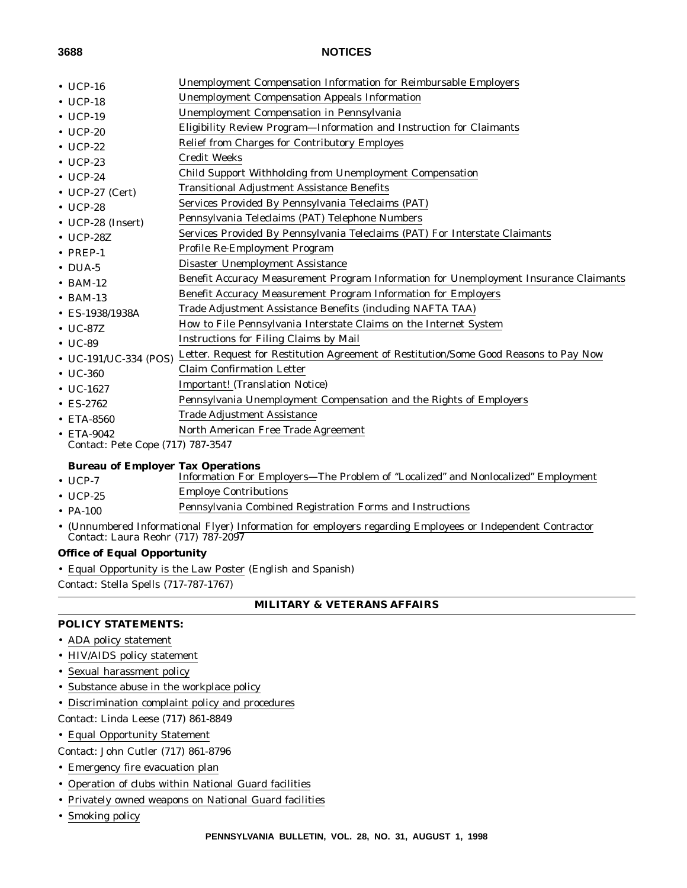- UCP-16 Unemployment Compensation Information for Reimbursable Employers
- UCP-18 Unemployment Compensation Appeals Information
- UCP-19 Unemployment Compensation in Pennsylvania
- UCP-20 Eligibility Review Program—Information and Instruction for Claimants
- UCP-22 Relief from Charges for Contributory Employes
- UCP-23 Credit Weeks
- UCP-24 Child Support Withholding from Unemployment Compensation
- UCP-27 (Cert) Transitional Adjustment Assistance Benefits
- UCP-28 Services Provided By Pennsylvania Teleclaims (PAT)
- UCP-28 (Insert) Pennsylvania Teleclaims (PAT) Telephone Numbers
- UCP-28Z Services Provided By Pennsylvania Teleclaims (PAT) For Interstate Claimants
- PREP-1 Profile Re-Employment Program
- DUA-5 Disaster Unemployment Assistance
- BAM-12 Benefit Accuracy Measurement Program Information for Unemployment Insurance Claimants
- BAM-13 Benefit Accuracy Measurement Program Information for Employers
- ES-1938/1938A Trade Adjustment Assistance Benefits (including NAFTA TAA)
- UC-87Z How to File Pennsylvania Interstate Claims on the Internet System
- UC-89 Instructions for Filing Claims by Mail
- UC-191/UC-334 (POS) Letter. Request for Restitution Agreement of Restitution/Some Good Reasons to Pay Now
- UC-360 Claim Confirmation Letter
- UC-1627 Important! (Translation Notice)
- ES-2762 Pennsylvania Unemployment Compensation and the Rights of Employers
- ETA-8560 Trade Adjustment Assistance
- ETA-9042 North American Free Trade Agreement

Contact: Pete Cope (717) 787-3547

**Bureau of Employer Tax Operations**

- UCP-7 Information For Employers—The Problem of "Localized" and Nonlocalized" Employment
- UCP-25 Employe Contributions
- PA-100 Pennsylvania Combined Registration Forms and Instructions
- (Unnumbered Informational Flyer) Information for employers regarding Employees or Independent Contractor

Contact: Laura Reohr (717) 787-2097

**Office of Equal Opportunity**

- Equal Opportunity is the Law Poster (English and Spanish)

Contact: Stella Spells (717-787-1767)

## MILITARY & VETERANS AFFAIRS

**POLICY STATEMENTS:**

- ADA policy statement
- HIV/AIDS policy statement
- Sexual harassment policy
- Substance abuse in the workplace policy
- Discrimination complaint policy and procedures

Contact: Linda Leese (717) 861-8849

- Equal Opportunity Statement

Contact: John Cutler (717) 861-8796

- Emergency fire evacuation plan
- Operation of clubs within National Guard facilities
- Privately owned weapons on National Guard facilities
- Smoking policy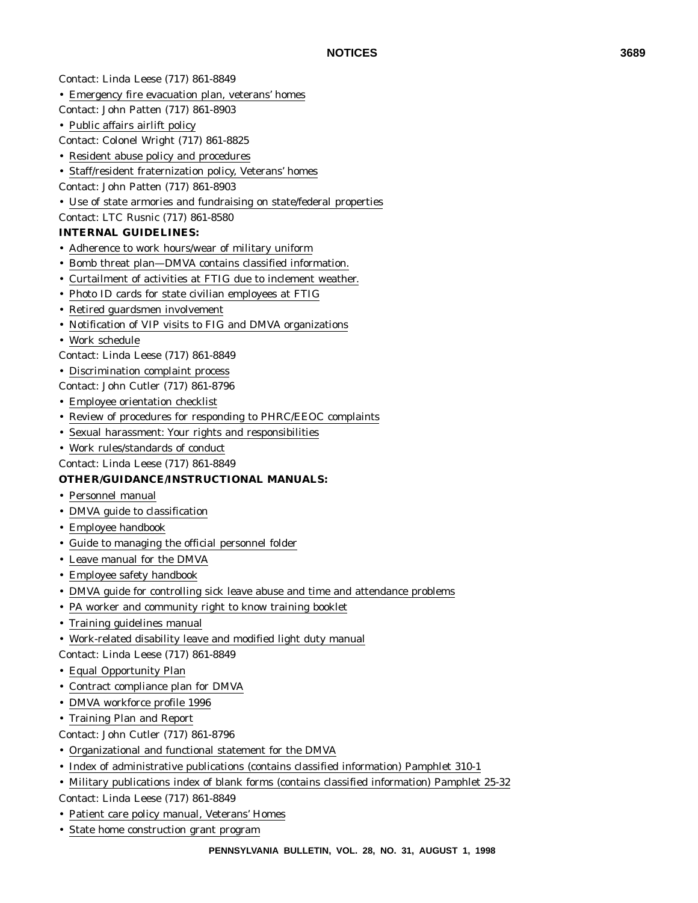Contact: Linda Leese (717) 861-8849

- Emergency fire evacuation plan, veterans' homes

Contact: John Patten (717) 861-8903

- Public affairs airlift policy

Contact: Colonel Wright (717) 861-8825

- Resident abuse policy and procedures
- Staff/resident fraternization policy, Veterans' homes

Contact: John Patten (717) 861-8903

- Use of state armories and fundraising on state/federal properties

Contact: LTC Rusnic (717) 861-8580

**INTERNAL GUIDELINES:**

- Adherence to work hours/wear of military uniform
- Bomb threat plan—DMVA contains classified information.
- Curtailment of activities at FTIG due to inclement weather.
- Photo ID cards for state civilian employees at FTIG
- Retired guardsmen involvement
- Notification of VIP visits to FIG and DMVA organizations
- Work schedule

Contact: Linda Leese (717) 861-8849

- Discrimination complaint process

Contact: John Cutler (717) 861-8796

- Employee orientation checklist
- Review of procedures for responding to PHRC/EEOC complaints
- Sexual harassment: Your rights and responsibilities
- Work rules/standards of conduct

Contact: Linda Leese (717) 861-8849

**OTHER/GUIDANCE/INSTRUCTIONAL MANUALS:**

- Personnel manual
- DMVA guide to classification
- Employee handbook
- Guide to managing the official personnel folder
- Leave manual for the DMVA
- Employee safety handbook
- DMVA guide for controlling sick leave abuse and time and attendance problems
- PA worker and community right to know training booklet
- Training guidelines manual
- Work-related disability leave and modified light duty manual

Contact: Linda Leese (717) 861-8849

- Equal Opportunity Plan
- Contract compliance plan for DMVA
- DMVA workforce profile 1996
- Training Plan and Report

Contact: John Cutler (717) 861-8796

- Organizational and functional statement for the DMVA
- Index of administrative publications (contains classified information) Pamphlet 310-1
- Military publications index of blank forms (contains classified information) Pamphlet 25-32

Contact: Linda Leese (717) 861-8849

- Patient care policy manual, Veterans' Homes
- State home construction grant program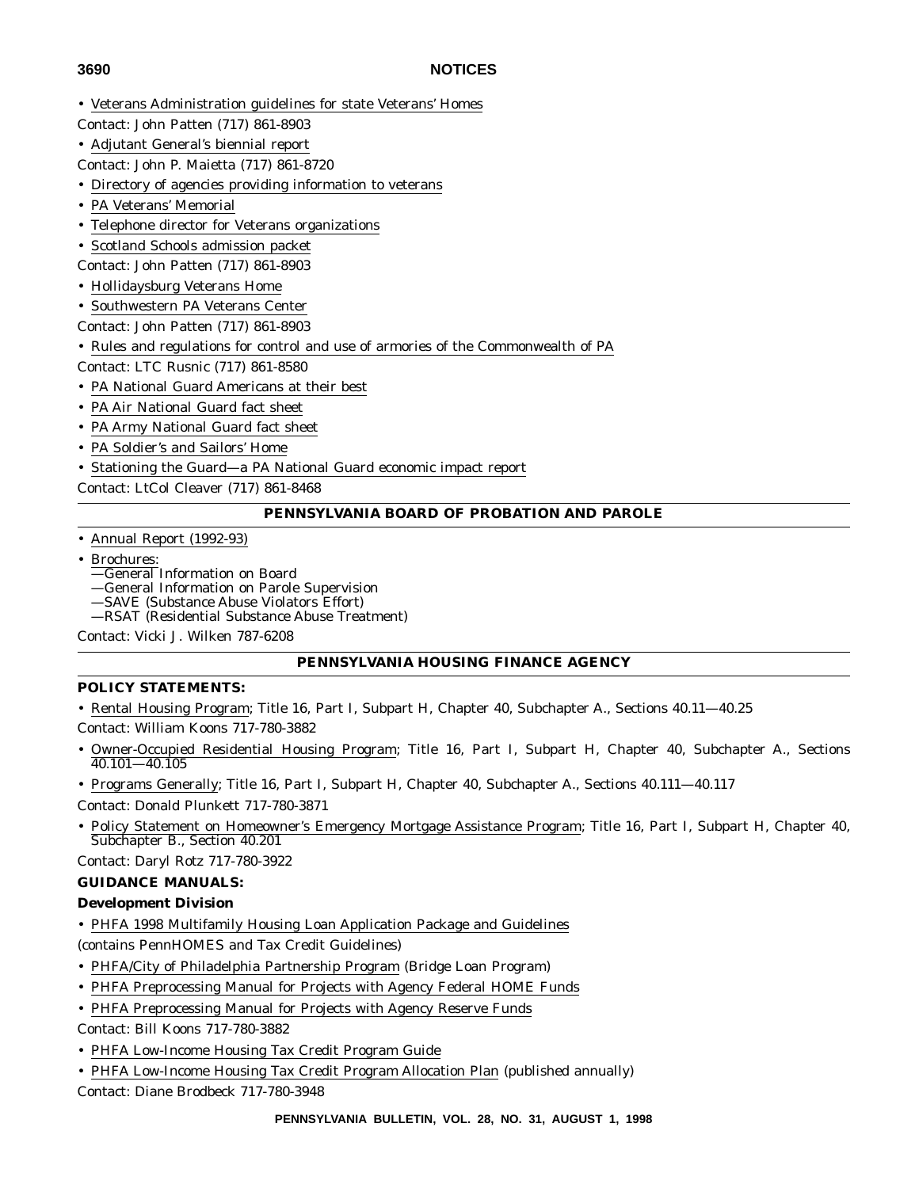- Veterans Administration guidelines for state Veterans' Homes

Contact: John Patten (717) 861-8903

- Adjutant General's biennial report

Contact: John P. Maietta (717) 861-8720

- Directory of agencies providing information to veterans
- PA Veterans' Memorial
- Telephone director for Veterans organizations
- Scotland Schools admission packet

Contact: John Patten (717) 861-8903

- Hollidaysburg Veterans Home
- Southwestern PA Veterans Center

Contact: John Patten (717) 861-8903

- Rules and regulations for control and use of armories of the Commonwealth of PA

Contact: LTC Rusnic (717) 861-8580

- PA National Guard Americans at their best
- PA Air National Guard fact sheet
- PA Army National Guard fact sheet
- PA Soldier's and Sailors' Home
- Stationing the Guard—a PA National Guard economic impact report

Contact: LtCol Cleaver (717) 861-8468

## PENNSYLVANIA BOARD OF PROBATION AND PAROLE

- Annual Report (1992-93)
- Brochures:
  - —General Information on Board
  - —General Information on Parole Supervision
  - —SAVE (Substance Abuse Violators Effort)
  - —RSAT (Residential Substance Abuse Treatment)

Contact: Vicki J. Wilken 787-6208

## PENNSYLVANIA HOUSING FINANCE AGENCY

**POLICY STATEMENTS:**

- Rental Housing Program; Title 16, Part I, Subpart H, Chapter 40, Subchapter A., Sections 40.11—40.25

Contact: William Koons 717-780-3882

- Owner-Occupied Residential Housing Program; Title 16, Part I, Subpart H, Chapter 40, Subchapter A., Sections 40.101—40.105
- Programs Generally; Title 16, Part I, Subpart H, Chapter 40, Subchapter A., Sections 40.111—40.117

Contact: Donald Plunkett 717-780-3871

- Policy Statement on Homeowner's Emergency Mortgage Assistance Program; Title 16, Part I, Subpart H, Chapter 40, Subchapter B., Section 40.201

Contact: Daryl Rotz 717-780-3922

**GUIDANCE MANUALS:**

**Development Division**

- PHFA 1998 Multifamily Housing Loan Application Package and Guidelines

(contains PennHOMES and Tax Credit Guidelines)

- PHFA/City of Philadelphia Partnership Program (Bridge Loan Program)
- PHFA Preprocessing Manual for Projects with Agency Federal HOME Funds
- PHFA Preprocessing Manual for Projects with Agency Reserve Funds

Contact: Bill Koons 717-780-3882

- PHFA Low-Income Housing Tax Credit Program Guide
- PHFA Low-Income Housing Tax Credit Program Allocation Plan (published annually)

Contact: Diane Brodbeck 717-780-3948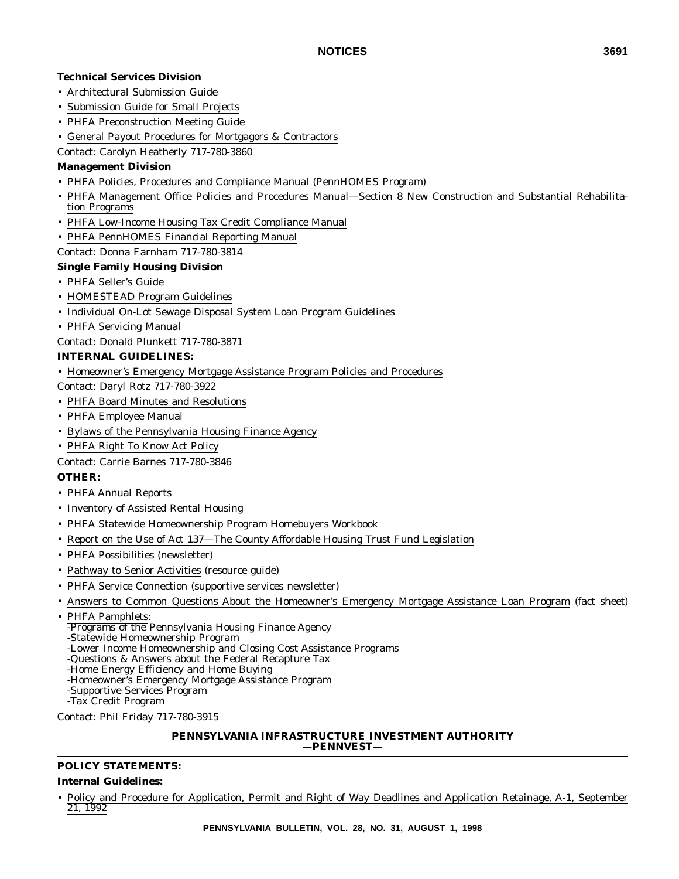**Technical Services Division**

- Architectural Submission Guide
- Submission Guide for Small Projects
- PHFA Preconstruction Meeting Guide
- General Payout Procedures for Mortgagors & Contractors

Contact: Carolyn Heatherly 717-780-3860

**Management Division**

- PHFA Policies, Procedures and Compliance Manual (PennHOMES Program)
- PHFA Management Office Policies and Procedures Manual—Section 8 New Construction and Substantial Rehabilitation Programs
- PHFA Low-Income Housing Tax Credit Compliance Manual
- PHFA PennHOMES Financial Reporting Manual

Contact: Donna Farnham 717-780-3814

**Single Family Housing Division**

- PHFA Seller's Guide
- HOMESTEAD Program Guidelines
- Individual On-Lot Sewage Disposal System Loan Program Guidelines
- PHFA Servicing Manual

Contact: Donald Plunkett 717-780-3871

**INTERNAL GUIDELINES:**

- Homeowner's Emergency Mortgage Assistance Program Policies and Procedures

Contact: Daryl Rotz 717-780-3922

- PHFA Board Minutes and Resolutions
- PHFA Employee Manual
- Bylaws of the Pennsylvania Housing Finance Agency
- PHFA Right To Know Act Policy

Contact: Carrie Barnes 717-780-3846

**OTHER:**

- PHFA Annual Reports
- Inventory of Assisted Rental Housing
- PHFA Statewide Homeownership Program Homebuyers Workbook
- Report on the Use of Act 137—The County Affordable Housing Trust Fund Legislation
- PHFA Possibilities (newsletter)
- Pathway to Senior Activities (resource guide)
- PHFA Service Connection (supportive services newsletter)
- Answers to Common Questions About the Homeowner's Emergency Mortgage Assistance Loan Program (fact sheet)
- PHFA Pamphlets:
  -Programs of the Pennsylvania Housing Finance Agency
  -Statewide Homeownership Program
  -Lower Income Homeownership and Closing Cost Assistance Programs
  -Questions & Answers about the Federal Recapture Tax
  -Home Energy Efficiency and Home Buying
  -Homeowner's Emergency Mortgage Assistance Program
  -Supportive Services Program
  -Tax Credit Program

Contact: Phil Friday 717-780-3915

## PENNSYLVANIA INFRASTRUCTURE INVESTMENT AUTHORITY —PENNVEST—

**POLICY STATEMENTS:**

**Internal Guidelines:**

- Policy and Procedure for Application, Permit and Right of Way Deadlines and Application Retainage, A-1, September 21, 1992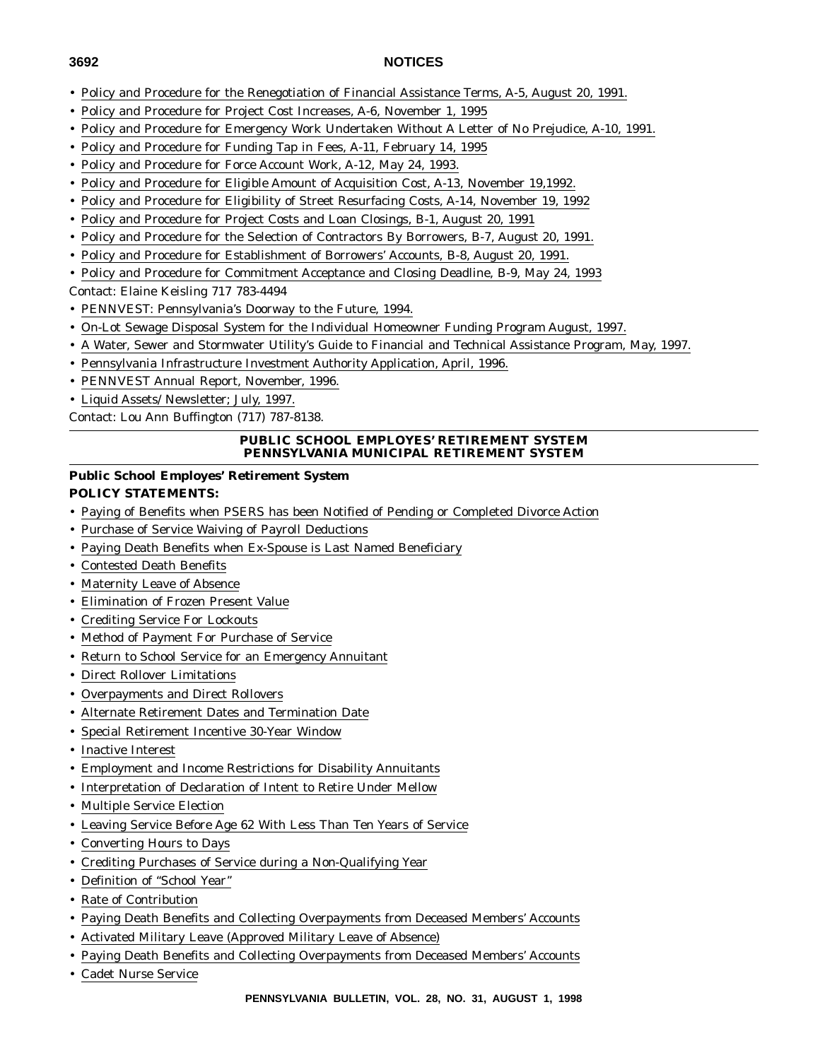- Policy and Procedure for the Renegotiation of Financial Assistance Terms, A-5, August 20, 1991.
- Policy and Procedure for Project Cost Increases, A-6, November 1, 1995
- Policy and Procedure for Emergency Work Undertaken Without A Letter of No Prejudice, A-10, 1991.
- Policy and Procedure for Funding Tap in Fees, A-11, February 14, 1995
- Policy and Procedure for Force Account Work, A-12, May 24, 1993.
- Policy and Procedure for Eligible Amount of Acquisition Cost, A-13, November 19,1992.
- Policy and Procedure for Eligibility of Street Resurfacing Costs, A-14, November 19, 1992
- Policy and Procedure for Project Costs and Loan Closings, B-1, August 20, 1991
- Policy and Procedure for the Selection of Contractors By Borrowers, B-7, August 20, 1991.
- Policy and Procedure for Establishment of Borrowers' Accounts, B-8, August 20, 1991.
- Policy and Procedure for Commitment Acceptance and Closing Deadline, B-9, May 24, 1993

Contact: Elaine Keisling 717 783-4494

- PENNVEST: Pennsylvania's Doorway to the Future, 1994.
- On-Lot Sewage Disposal System for the Individual Homeowner Funding Program August, 1997.
- A Water, Sewer and Stormwater Utility's Guide to Financial and Technical Assistance Program, May, 1997.
- Pennsylvania Infrastructure Investment Authority Application, April, 1996.
- PENNVEST Annual Report, November, 1996.
- Liquid Assets/Newsletter; July, 1997.

Contact: Lou Ann Buffington (717) 787-8138.

## PUBLIC SCHOOL EMPLOYES' RETIREMENT SYSTEM PENNSYLVANIA MUNICIPAL RETIREMENT SYSTEM

### Public School Employes' Retirement System

**POLICY STATEMENTS:**

- Paying of Benefits when PSERS has been Notified of Pending or Completed Divorce Action
- Purchase of Service Waiving of Payroll Deductions
- Paying Death Benefits when Ex-Spouse is Last Named Beneficiary
- Contested Death Benefits
- Maternity Leave of Absence
- Elimination of Frozen Present Value
- Crediting Service For Lockouts
- Method of Payment For Purchase of Service
- Return to School Service for an Emergency Annuitant
- Direct Rollover Limitations
- Overpayments and Direct Rollovers
- Alternate Retirement Dates and Termination Date
- Special Retirement Incentive 30-Year Window
- Inactive Interest
- Employment and Income Restrictions for Disability Annuitants
- Interpretation of Declaration of Intent to Retire Under Mellow
- Multiple Service Election
- Leaving Service Before Age 62 With Less Than Ten Years of Service
- Converting Hours to Days
- Crediting Purchases of Service during a Non-Qualifying Year
- Definition of "School Year"
- Rate of Contribution
- Paying Death Benefits and Collecting Overpayments from Deceased Members' Accounts
- Activated Military Leave (Approved Military Leave of Absence)
- Paying Death Benefits and Collecting Overpayments from Deceased Members' Accounts
- Cadet Nurse Service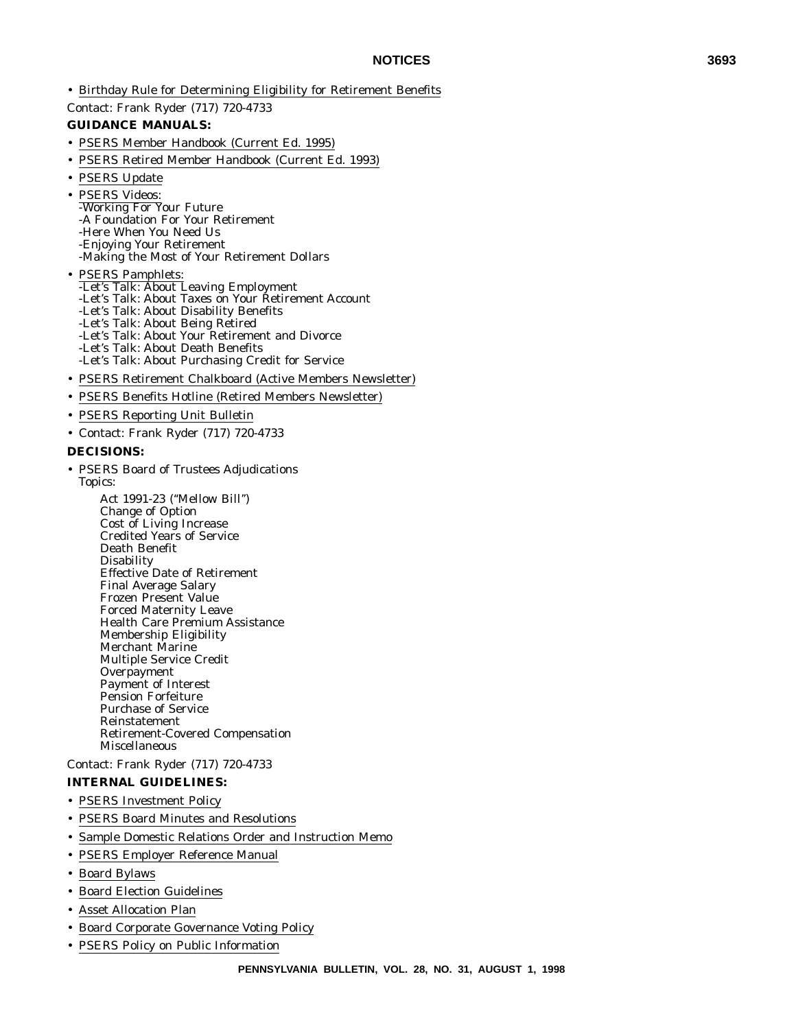- Birthday Rule for Determining Eligibility for Retirement Benefits

Contact: Frank Ryder (717) 720-4733

**GUIDANCE MANUALS:**

- PSERS Member Handbook (Current Ed. 1995)
- PSERS Retired Member Handbook (Current Ed. 1993)
- PSERS Update
- PSERS Videos:
  - -Working For Your Future
  - -A Foundation For Your Retirement
  - -Here When You Need Us
  - -Enjoying Your Retirement
  - -Making the Most of Your Retirement Dollars
- PSERS Pamphlets:
  - -Let's Talk: About Leaving Employment
  - -Let's Talk: About Taxes on Your Retirement Account
  - -Let's Talk: About Disability Benefits
  - -Let's Talk: About Being Retired
  - -Let's Talk: About Your Retirement and Divorce
  - -Let's Talk: About Death Benefits
  - -Let's Talk: About Purchasing Credit for Service
- PSERS Retirement Chalkboard (Active Members Newsletter)
- PSERS Benefits Hotline (Retired Members Newsletter)
- PSERS Reporting Unit Bulletin
- Contact: Frank Ryder (717) 720-4733

**DECISIONS:**

- PSERS Board of Trustees Adjudications

  Topics:

  - Act 1991-23 ("Mellow Bill")
  - Change of Option
  - Cost of Living Increase
  - Credited Years of Service
  - Death Benefit
  - Disability
  - Effective Date of Retirement
  - Final Average Salary
  - Frozen Present Value
  - Forced Maternity Leave
  - Health Care Premium Assistance
  - Membership Eligibility
  - Merchant Marine
  - Multiple Service Credit
  - Overpayment
  - Payment of Interest
  - Pension Forfeiture
  - Purchase of Service
  - Reinstatement
  - Retirement-Covered Compensation
  - Miscellaneous

Contact: Frank Ryder (717) 720-4733

**INTERNAL GUIDELINES:**

- PSERS Investment Policy
- PSERS Board Minutes and Resolutions
- Sample Domestic Relations Order and Instruction Memo
- PSERS Employer Reference Manual
- Board Bylaws
- Board Election Guidelines
- Asset Allocation Plan
- Board Corporate Governance Voting Policy
- PSERS Policy on Public Information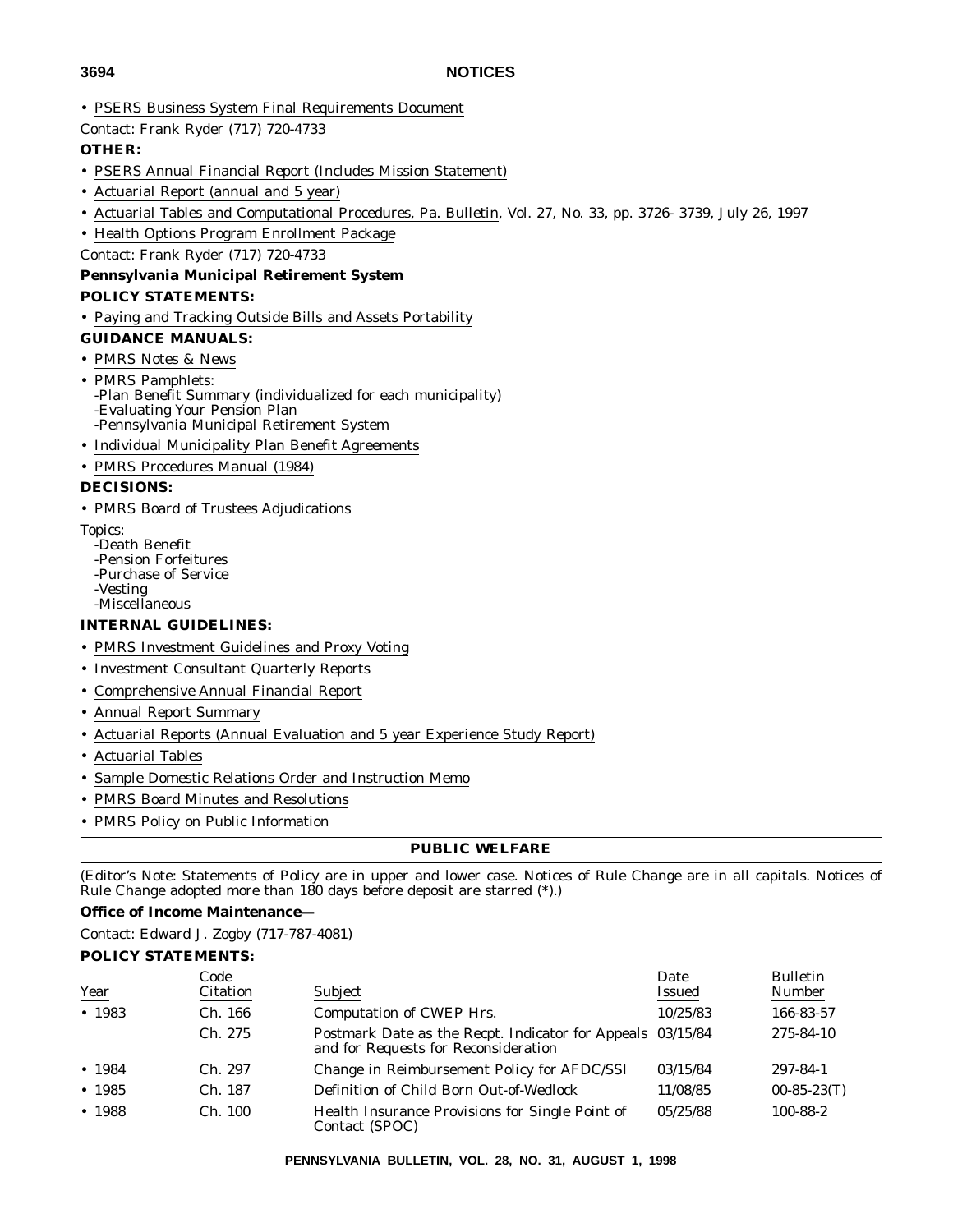• PSERS Business System Final Requirements Document

Contact: Frank Ryder (717) 720-4733

**OTHER:**

• PSERS Annual Financial Report (Includes Mission Statement)

• Actuarial Report (annual and 5 year)

• Actuarial Tables and Computational Procedures, Pa. Bulletin, Vol. 27, No. 33, pp. 3726- 3739, July 26, 1997

• Health Options Program Enrollment Package

Contact: Frank Ryder (717) 720-4733

**Pennsylvania Municipal Retirement System**

**POLICY STATEMENTS:**

• Paying and Tracking Outside Bills and Assets Portability

**GUIDANCE MANUALS:**

• PMRS Notes & News

• PMRS Pamphlets:
-Plan Benefit Summary (individualized for each municipality)
-Evaluating Your Pension Plan
-Pennsylvania Municipal Retirement System

• Individual Municipality Plan Benefit Agreements

• PMRS Procedures Manual (1984)

**DECISIONS:**

• PMRS Board of Trustees Adjudications

Topics:
-Death Benefit
-Pension Forfeitures
-Purchase of Service
-Vesting
-Miscellaneous

**INTERNAL GUIDELINES:**

• PMRS Investment Guidelines and Proxy Voting

• Investment Consultant Quarterly Reports

• Comprehensive Annual Financial Report

• Annual Report Summary

• Actuarial Reports (Annual Evaluation and 5 year Experience Study Report)

• Actuarial Tables

• Sample Domestic Relations Order and Instruction Memo

• PMRS Board Minutes and Resolutions

• PMRS Policy on Public Information

## PUBLIC WELFARE

(Editor's Note: Statements of Policy are in upper and lower case. Notices of Rule Change are in all capitals. Notices of Rule Change adopted more than 180 days before deposit are starred (*).)

**Office of Income Maintenance—**

Contact: Edward J. Zogby (717-787-4081)

**POLICY STATEMENTS:**

| Year | Code Citation | Subject | Date Issued | Bulletin Number |
|---|---|---|---|---|
| • 1983 | Ch. 166 | Computation of CWEP Hrs. | 10/25/83 | 166-83-57 |
| | Ch. 275 | Postmark Date as the Recpt. Indicator for Appeals and for Requests for Reconsideration | 03/15/84 | 275-84-10 |
| • 1984 | Ch. 297 | Change in Reimbursement Policy for AFDC/SSI | 03/15/84 | 297-84-1 |
| • 1985 | Ch. 187 | Definition of Child Born Out-of-Wedlock | 11/08/85 | 00-85-23(T) |
| • 1988 | Ch. 100 | Health Insurance Provisions for Single Point of Contact (SPOC) | 05/25/88 | 100-88-2 |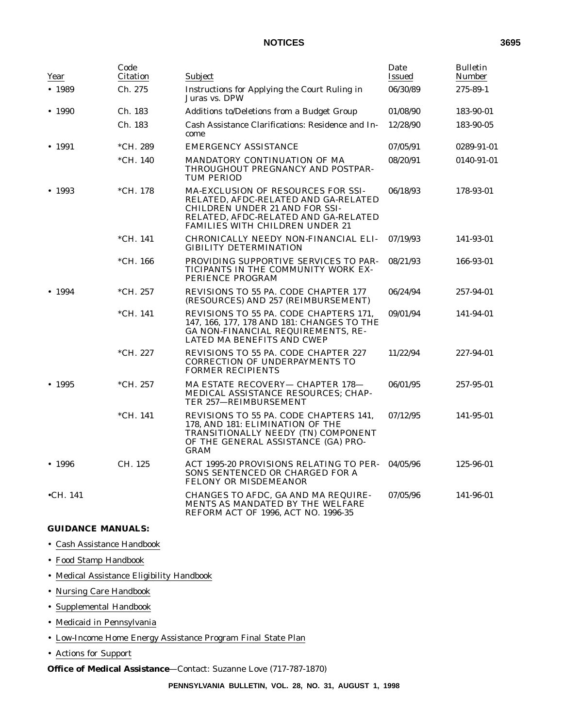| Year | Code Citation | Subject | Date Issued | Bulletin Number |
| --- | --- | --- | --- | --- |
| • 1989 | Ch. 275 | Instructions for Applying the Court Ruling in Juras vs. DPW | 06/30/89 | 275-89-1 |
| • 1990 | Ch. 183 | Additions to/Deletions from a Budget Group | 01/08/90 | 183-90-01 |
| | Ch. 183 | Cash Assistance Clarifications: Residence and Income | 12/28/90 | 183-90-05 |
| • 1991 | *CH. 289 | EMERGENCY ASSISTANCE | 07/05/91 | 0289-91-01 |
| | *CH. 140 | MANDATORY CONTINUATION OF MA THROUGHOUT PREGNANCY AND POSTPARTUM PERIOD | 08/20/91 | 0140-91-01 |
| • 1993 | *CH. 178 | MA-EXCLUSION OF RESOURCES FOR SSI-RELATED, AFDC-RELATED AND GA-RELATED CHILDREN UNDER 21 AND FOR SSI-RELATED, AFDC-RELATED AND GA-RELATED FAMILIES WITH CHILDREN UNDER 21 | 06/18/93 | 178-93-01 |
| | *CH. 141 | CHRONICALLY NEEDY NON-FINANCIAL ELIGIBILITY DETERMINATION | 07/19/93 | 141-93-01 |
| | *CH. 166 | PROVIDING SUPPORTIVE SERVICES TO PARTICIPANTS IN THE COMMUNITY WORK EXPERIENCE PROGRAM | 08/21/93 | 166-93-01 |
| • 1994 | *CH. 257 | REVISIONS TO 55 PA. CODE CHAPTER 177 (RESOURCES) AND 257 (REIMBURSEMENT) | 06/24/94 | 257-94-01 |
| | *CH. 141 | REVISIONS TO 55 PA. CODE CHAPTERS 171, 147, 166, 177, 178 AND 181: CHANGES TO THE GA NON-FINANCIAL REQUIREMENTS, RELATED MA BENEFITS AND CWEP | 09/01/94 | 141-94-01 |
| | *CH. 227 | REVISIONS TO 55 PA. CODE CHAPTER 227 CORRECTION OF UNDERPAYMENTS TO FORMER RECIPIENTS | 11/22/94 | 227-94-01 |
| • 1995 | *CH. 257 | MA ESTATE RECOVERY— CHAPTER 178— MEDICAL ASSISTANCE RESOURCES; CHAPTER 257—REIMBURSEMENT | 06/01/95 | 257-95-01 |
| | *CH. 141 | REVISIONS TO 55 PA. CODE CHAPTERS 141, 178, AND 181: ELIMINATION OF THE TRANSITIONALLY NEEDY (TN) COMPONENT OF THE GENERAL ASSISTANCE (GA) PROGRAM | 07/12/95 | 141-95-01 |
| • 1996 | CH. 125 | ACT 1995-20 PROVISIONS RELATING TO PERSONS SENTENCED OR CHARGED FOR A FELONY OR MISDEMEANOR | 04/05/96 | 125-96-01 |
| •CH. 141 | | CHANGES TO AFDC, GA AND MA REQUIREMENTS AS MANDATED BY THE WELFARE REFORM ACT OF 1996, ACT NO. 1996-35 | 07/05/96 | 141-96-01 |

**GUIDANCE MANUALS:**

- Cash Assistance Handbook
- Food Stamp Handbook
- Medical Assistance Eligibility Handbook
- Nursing Care Handbook
- Supplemental Handbook
- Medicaid in Pennsylvania
- Low-Income Home Energy Assistance Program Final State Plan
- Actions for Support

**Office of Medical Assistance**—Contact: Suzanne Love (717-787-1870)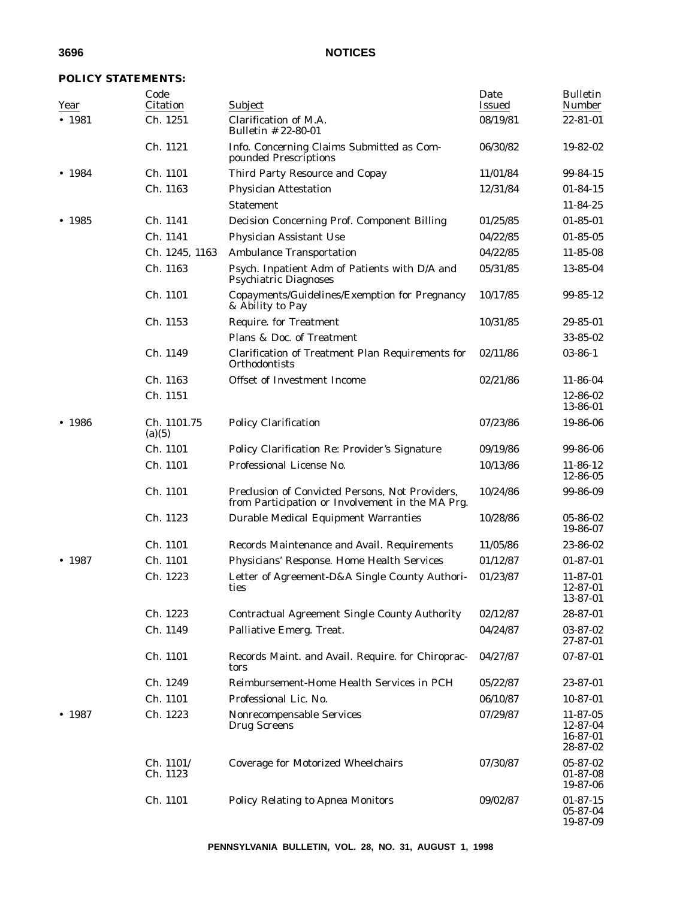**POLICY STATEMENTS:**

| Year | Code Citation | Subject | Date Issued | Bulletin Number |
|---|---|---|---|---|
| • 1981 | Ch. 1251 | Clarification of M.A. Bulletin # 22-80-01 | 08/19/81 | 22-81-01 |
| | Ch. 1121 | Info. Concerning Claims Submitted as Compounded Prescriptions | 06/30/82 | 19-82-02 |
| • 1984 | Ch. 1101 | Third Party Resource and Copay | 11/01/84 | 99-84-15 |
| | Ch. 1163 | Physician Attestation | 12/31/84 | 01-84-15 |
| | | Statement | | 11-84-25 |
| • 1985 | Ch. 1141 | Decision Concerning Prof. Component Billing | 01/25/85 | 01-85-01 |
| | Ch. 1141 | Physician Assistant Use | 04/22/85 | 01-85-05 |
| | Ch. 1245, 1163 | Ambulance Transportation | 04/22/85 | 11-85-08 |
| | Ch. 1163 | Psych. Inpatient Adm of Patients with D/A and Psychiatric Diagnoses | 05/31/85 | 13-85-04 |
| | Ch. 1101 | Copayments/Guidelines/Exemption for Pregnancy & Ability to Pay | 10/17/85 | 99-85-12 |
| | Ch. 1153 | Require. for Treatment | 10/31/85 | 29-85-01 |
| | | Plans & Doc. of Treatment | | 33-85-02 |
| | Ch. 1149 | Clarification of Treatment Plan Requirements for Orthodontists | 02/11/86 | 03-86-1 |
| | Ch. 1163 | Offset of Investment Income | 02/21/86 | 11-86-04 |
| | Ch. 1151 | | | 12-86-02<br>13-86-01 |
| • 1986 | Ch. 1101.75 (a)(5) | Policy Clarification | 07/23/86 | 19-86-06 |
| | Ch. 1101 | Policy Clarification Re: Provider's Signature | 09/19/86 | 99-86-06 |
| | Ch. 1101 | Professional License No. | 10/13/86 | 11-86-12<br>12-86-05 |
| | Ch. 1101 | Preclusion of Convicted Persons, Not Providers, from Participation or Involvement in the MA Prg. | 10/24/86 | 99-86-09 |
| | Ch. 1123 | Durable Medical Equipment Warranties | 10/28/86 | 05-86-02<br>19-86-07 |
| | Ch. 1101 | Records Maintenance and Avail. Requirements | 11/05/86 | 23-86-02 |
| • 1987 | Ch. 1101 | Physicians' Response. Home Health Services | 01/12/87 | 01-87-01 |
| | Ch. 1223 | Letter of Agreement-D&A Single County Authorities | 01/23/87 | 11-87-01<br>12-87-01<br>13-87-01 |
| | Ch. 1223 | Contractual Agreement Single County Authority | 02/12/87 | 28-87-01 |
| | Ch. 1149 | Palliative Emerg. Treat. | 04/24/87 | 03-87-02<br>27-87-01 |
| | Ch. 1101 | Records Maint. and Avail. Require. for Chiropractors | 04/27/87 | 07-87-01 |
| | Ch. 1249 | Reimbursement-Home Health Services in PCH | 05/22/87 | 23-87-01 |
| | Ch. 1101 | Professional Lic. No. | 06/10/87 | 10-87-01 |
| • 1987 | Ch. 1223 | Nonrecompensable Services<br>Drug Screens | 07/29/87 | 11-87-05<br>12-87-04<br>16-87-01<br>28-87-02 |
| | Ch. 1101/<br>Ch. 1123 | Coverage for Motorized Wheelchairs | 07/30/87 | 05-87-02<br>01-87-08<br>19-87-06 |
| | Ch. 1101 | Policy Relating to Apnea Monitors | 09/02/87 | 01-87-15<br>05-87-04<br>19-87-09 |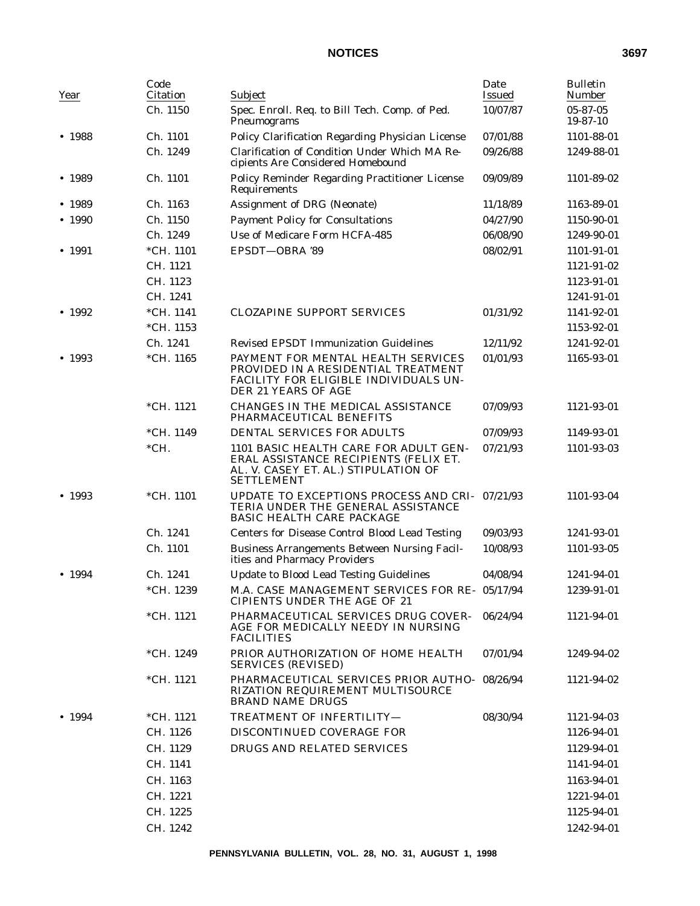| Year | Code Citation | Subject | Date Issued | Bulletin Number |
| --- | --- | --- | --- | --- |
| | Ch. 1150 | Spec. Enroll. Req. to Bill Tech. Comp. of Ped. Pneumograms | 10/07/87 | 05-87-05 19-87-10 |
| • 1988 | Ch. 1101 | Policy Clarification Regarding Physician License | 07/01/88 | 1101-88-01 |
| | Ch. 1249 | Clarification of Condition Under Which MA Recipients Are Considered Homebound | 09/26/88 | 1249-88-01 |
| • 1989 | Ch. 1101 | Policy Reminder Regarding Practitioner License Requirements | 09/09/89 | 1101-89-02 |
| • 1989 | Ch. 1163 | Assignment of DRG (Neonate) | 11/18/89 | 1163-89-01 |
| • 1990 | Ch. 1150 | Payment Policy for Consultations | 04/27/90 | 1150-90-01 |
| | Ch. 1249 | Use of Medicare Form HCFA-485 | 06/08/90 | 1249-90-01 |
| • 1991 | *CH. 1101 | EPSDT—OBRA '89 | 08/02/91 | 1101-91-01 |
| | CH. 1121 | | | 1121-91-02 |
| | CH. 1123 | | | 1123-91-01 |
| | CH. 1241 | | | 1241-91-01 |
| • 1992 | *CH. 1141 | CLOZAPINE SUPPORT SERVICES | 01/31/92 | 1141-92-01 |
| | *CH. 1153 | | | 1153-92-01 |
| | Ch. 1241 | Revised EPSDT Immunization Guidelines | 12/11/92 | 1241-92-01 |
| • 1993 | *CH. 1165 | PAYMENT FOR MENTAL HEALTH SERVICES PROVIDED IN A RESIDENTIAL TREATMENT FACILITY FOR ELIGIBLE INDIVIDUALS UNDER 21 YEARS OF AGE | 01/01/93 | 1165-93-01 |
| | *CH. 1121 | CHANGES IN THE MEDICAL ASSISTANCE PHARMACEUTICAL BENEFITS | 07/09/93 | 1121-93-01 |
| | *CH. 1149 | DENTAL SERVICES FOR ADULTS | 07/09/93 | 1149-93-01 |
| | *CH. | 1101 BASIC HEALTH CARE FOR ADULT GENERAL ASSISTANCE RECIPIENTS (FELIX ET. AL. V. CASEY ET. AL.) STIPULATION OF SETTLEMENT | 07/21/93 | 1101-93-03 |
| • 1993 | *CH. 1101 | UPDATE TO EXCEPTIONS PROCESS AND CRITERIA UNDER THE GENERAL ASSISTANCE BASIC HEALTH CARE PACKAGE | 07/21/93 | 1101-93-04 |
| | Ch. 1241 | Centers for Disease Control Blood Lead Testing | 09/03/93 | 1241-93-01 |
| | Ch. 1101 | Business Arrangements Between Nursing Facilities and Pharmacy Providers | 10/08/93 | 1101-93-05 |
| • 1994 | Ch. 1241 | Update to Blood Lead Testing Guidelines | 04/08/94 | 1241-94-01 |
| | *CH. 1239 | M.A. CASE MANAGEMENT SERVICES FOR RECIPIENTS UNDER THE AGE OF 21 | 05/17/94 | 1239-91-01 |
| | *CH. 1121 | PHARMACEUTICAL SERVICES DRUG COVERAGE FOR MEDICALLY NEEDY IN NURSING FACILITIES | 06/24/94 | 1121-94-01 |
| | *CH. 1249 | PRIOR AUTHORIZATION OF HOME HEALTH SERVICES (REVISED) | 07/01/94 | 1249-94-02 |
| | *CH. 1121 | PHARMACEUTICAL SERVICES PRIOR AUTHORIZATION REQUIREMENT MULTISOURCE BRAND NAME DRUGS | 08/26/94 | 1121-94-02 |
| • 1994 | *CH. 1121 | TREATMENT OF INFERTILITY— | 08/30/94 | 1121-94-03 |
| | CH. 1126 | DISCONTINUED COVERAGE FOR | | 1126-94-01 |
| | CH. 1129 | DRUGS AND RELATED SERVICES | | 1129-94-01 |
| | CH. 1141 | | | 1141-94-01 |
| | CH. 1163 | | | 1163-94-01 |
| | CH. 1221 | | | 1221-94-01 |
| | CH. 1225 | | | 1125-94-01 |
| | CH. 1242 | | | 1242-94-01 |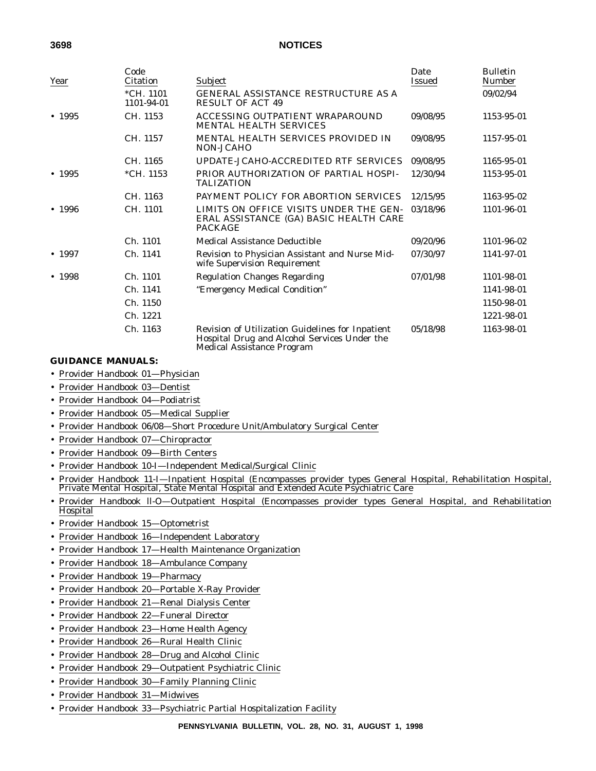| Year | Code Citation | Subject | Date Issued | Bulletin Number |
|---|---|---|---|---|
| | *CH. 1101 1101-94-01 | GENERAL ASSISTANCE RESTRUCTURE AS A RESULT OF ACT 49 | | 09/02/94 |
| • 1995 | CH. 1153 | ACCESSING OUTPATIENT WRAPAROUND MENTAL HEALTH SERVICES | 09/08/95 | 1153-95-01 |
| | CH. 1157 | MENTAL HEALTH SERVICES PROVIDED IN NON-JCAHO | 09/08/95 | 1157-95-01 |
| | CH. 1165 | UPDATE-JCAHO-ACCREDITED RTF SERVICES | 09/08/95 | 1165-95-01 |
| • 1995 | *CH. 1153 | PRIOR AUTHORIZATION OF PARTIAL HOSPITALIZATION | 12/30/94 | 1153-95-01 |
| | CH. 1163 | PAYMENT POLICY FOR ABORTION SERVICES | 12/15/95 | 1163-95-02 |
| • 1996 | CH. 1101 | LIMITS ON OFFICE VISITS UNDER THE GENERAL ASSISTANCE (GA) BASIC HEALTH CARE PACKAGE | 03/18/96 | 1101-96-01 |
| | Ch. 1101 | Medical Assistance Deductible | 09/20/96 | 1101-96-02 |
| • 1997 | Ch. 1141 | Revision to Physician Assistant and Nurse Midwife Supervision Requirement | 07/30/97 | 1141-97-01 |
| • 1998 | Ch. 1101 | Regulation Changes Regarding | 07/01/98 | 1101-98-01 |
| | Ch. 1141 | "Emergency Medical Condition" | | 1141-98-01 |
| | Ch. 1150 | | | 1150-98-01 |
| | Ch. 1221 | | | 1221-98-01 |
| | Ch. 1163 | Revision of Utilization Guidelines for Inpatient Hospital Drug and Alcohol Services Under the Medical Assistance Program | 05/18/98 | 1163-98-01 |

**GUIDANCE MANUALS:**

- Provider Handbook 01—Physician
- Provider Handbook 03—Dentist
- Provider Handbook 04—Podiatrist
- Provider Handbook 05—Medical Supplier
- Provider Handbook 06/08—Short Procedure Unit/Ambulatory Surgical Center
- Provider Handbook 07—Chiropractor
- Provider Handbook 09—Birth Centers
- Provider Handbook 10-I—Independent Medical/Surgical Clinic
- Provider Handbook 11-I—Inpatient Hospital (Encompasses provider types General Hospital, Rehabilitation Hospital, Private Mental Hospital, State Mental Hospital and Extended Acute Psychiatric Care
- Provider Handbook ll-O—Outpatient Hospital (Encompasses provider types General Hospital, and Rehabilitation Hospital
- Provider Handbook 15—Optometrist
- Provider Handbook 16—Independent Laboratory
- Provider Handbook 17—Health Maintenance Organization
- Provider Handbook 18—Ambulance Company
- Provider Handbook 19—Pharmacy
- Provider Handbook 20—Portable X-Ray Provider
- Provider Handbook 21—Renal Dialysis Center
- Provider Handbook 22—Funeral Director
- Provider Handbook 23—Home Health Agency
- Provider Handbook 26—Rural Health Clinic
- Provider Handbook 28—Drug and Alcohol Clinic
- Provider Handbook 29—Outpatient Psychiatric Clinic
- Provider Handbook 30—Family Planning Clinic
- Provider Handbook 31—Midwives
- Provider Handbook 33—Psychiatric Partial Hospitalization Facility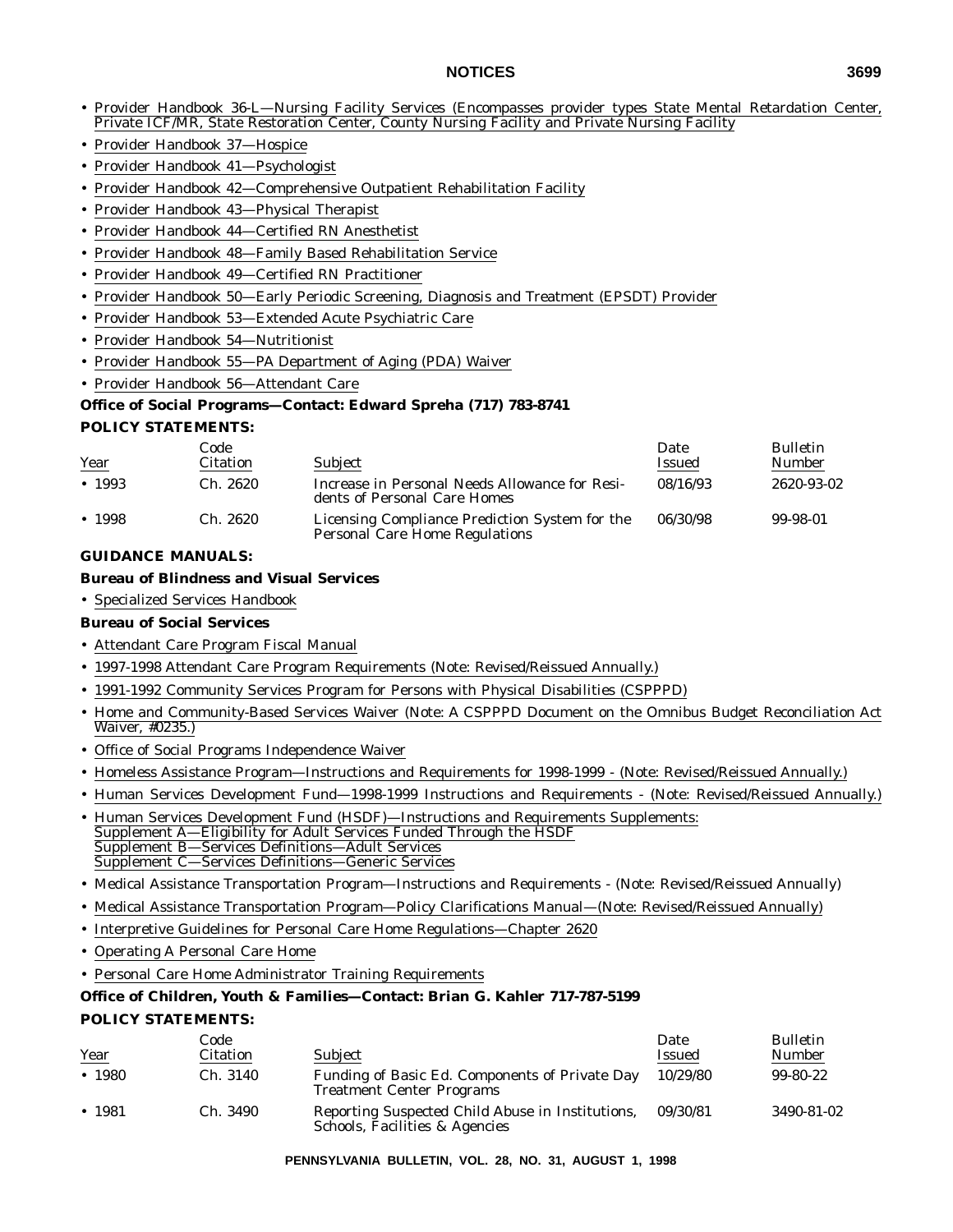- Provider Handbook 36-L—Nursing Facility Services (Encompasses provider types State Mental Retardation Center, Private ICF/MR, State Restoration Center, County Nursing Facility and Private Nursing Facility
- Provider Handbook 37—Hospice
- Provider Handbook 41—Psychologist
- Provider Handbook 42—Comprehensive Outpatient Rehabilitation Facility
- Provider Handbook 43—Physical Therapist
- Provider Handbook 44—Certified RN Anesthetist
- Provider Handbook 48—Family Based Rehabilitation Service
- Provider Handbook 49—Certified RN Practitioner
- Provider Handbook 50—Early Periodic Screening, Diagnosis and Treatment (EPSDT) Provider
- Provider Handbook 53—Extended Acute Psychiatric Care
- Provider Handbook 54—Nutritionist
- Provider Handbook 55—PA Department of Aging (PDA) Waiver
- Provider Handbook 56—Attendant Care

**Office of Social Programs—Contact: Edward Spreha (717) 783-8741**

**POLICY STATEMENTS:**

| Year | Code Citation | Subject | Date Issued | Bulletin Number |
|---|---|---|---|---|
| • 1993 | Ch. 2620 | Increase in Personal Needs Allowance for Residents of Personal Care Homes | 08/16/93 | 2620-93-02 |
| • 1998 | Ch. 2620 | Licensing Compliance Prediction System for the Personal Care Home Regulations | 06/30/98 | 99-98-01 |

**GUIDANCE MANUALS:**

**Bureau of Blindness and Visual Services**

- Specialized Services Handbook

**Bureau of Social Services**

- Attendant Care Program Fiscal Manual
- 1997-1998 Attendant Care Program Requirements (Note: Revised/Reissued Annually.)
- 1991-1992 Community Services Program for Persons with Physical Disabilities (CSPPPD)
- Home and Community-Based Services Waiver (Note: A CSPPPD Document on the Omnibus Budget Reconciliation Act Waiver, #0235.)
- Office of Social Programs Independence Waiver
- Homeless Assistance Program—Instructions and Requirements for 1998-1999 - (Note: Revised/Reissued Annually.)
- Human Services Development Fund—1998-1999 Instructions and Requirements - (Note: Revised/Reissued Annually.)
- Human Services Development Fund (HSDF)—Instructions and Requirements Supplements:
  Supplement A—Eligibility for Adult Services Funded Through the HSDF
  Supplement B—Services Definitions—Adult Services
  Supplement C—Services Definitions—Generic Services
- Medical Assistance Transportation Program—Instructions and Requirements - (Note: Revised/Reissued Annually)
- Medical Assistance Transportation Program—Policy Clarifications Manual—(Note: Revised/Reissued Annually)
- Interpretive Guidelines for Personal Care Home Regulations—Chapter 2620
- Operating A Personal Care Home
- Personal Care Home Administrator Training Requirements

**Office of Children, Youth & Families—Contact: Brian G. Kahler 717-787-5199**

**POLICY STATEMENTS:**

| Year | Code Citation | Subject | Date Issued | Bulletin Number |
|---|---|---|---|---|
| • 1980 | Ch. 3140 | Funding of Basic Ed. Components of Private Day Treatment Center Programs | 10/29/80 | 99-80-22 |
| • 1981 | Ch. 3490 | Reporting Suspected Child Abuse in Institutions, Schools, Facilities & Agencies | 09/30/81 | 3490-81-02 |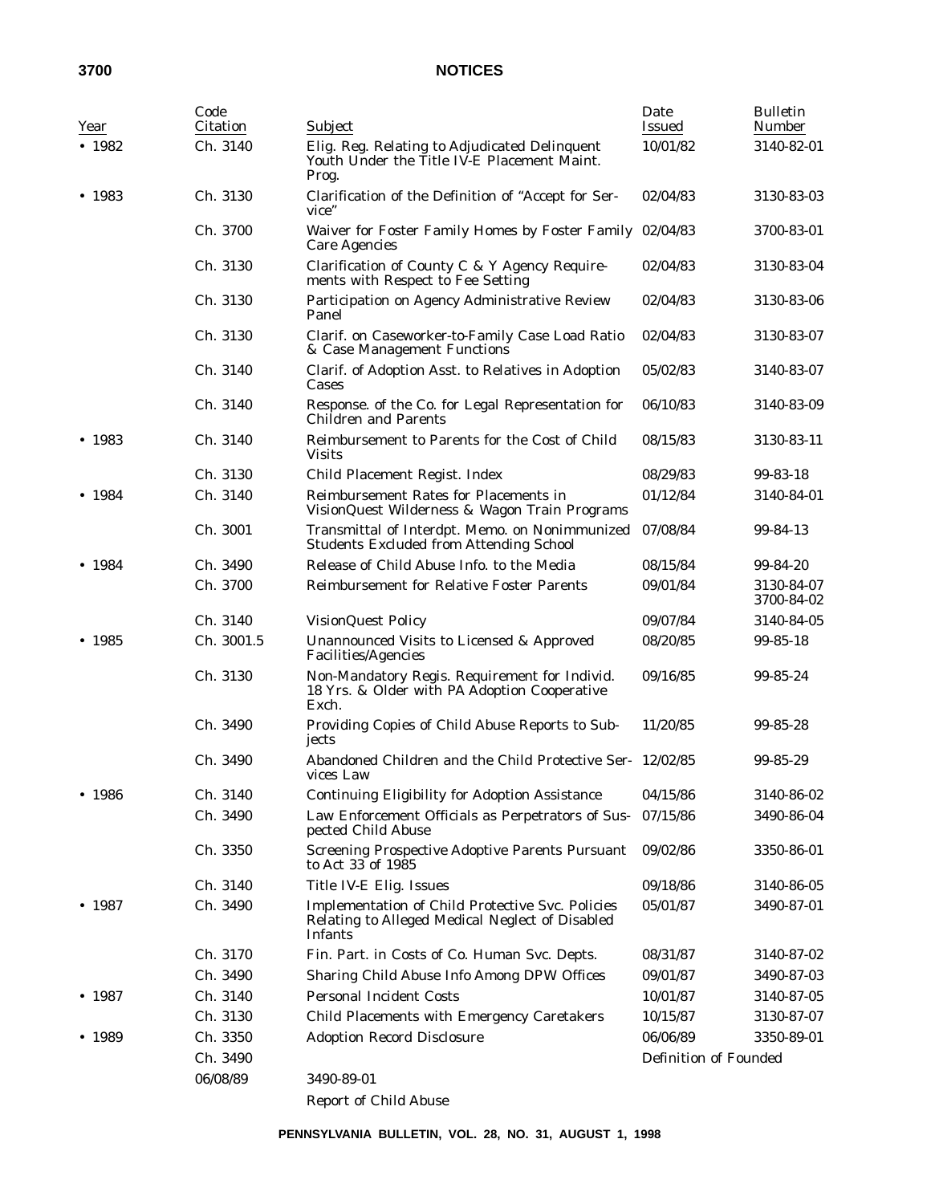| Year | Code Citation | Subject | Date Issued | Bulletin Number |
|---|---|---|---|---|
| • 1982 | Ch. 3140 | Elig. Reg. Relating to Adjudicated Delinquent Youth Under the Title IV-E Placement Maint. Prog. | 10/01/82 | 3140-82-01 |
| • 1983 | Ch. 3130 | Clarification of the Definition of "Accept for Service" | 02/04/83 | 3130-83-03 |
| | Ch. 3700 | Waiver for Foster Family Homes by Foster Family Care Agencies | 02/04/83 | 3700-83-01 |
| | Ch. 3130 | Clarification of County C & Y Agency Requirements with Respect to Fee Setting | 02/04/83 | 3130-83-04 |
| | Ch. 3130 | Participation on Agency Administrative Review Panel | 02/04/83 | 3130-83-06 |
| | Ch. 3130 | Clarif. on Caseworker-to-Family Case Load Ratio & Case Management Functions | 02/04/83 | 3130-83-07 |
| | Ch. 3140 | Clarif. of Adoption Asst. to Relatives in Adoption Cases | 05/02/83 | 3140-83-07 |
| | Ch. 3140 | Response. of the Co. for Legal Representation for Children and Parents | 06/10/83 | 3140-83-09 |
| • 1983 | Ch. 3140 | Reimbursement to Parents for the Cost of Child Visits | 08/15/83 | 3130-83-11 |
| | Ch. 3130 | Child Placement Regist. Index | 08/29/83 | 99-83-18 |
| • 1984 | Ch. 3140 | Reimbursement Rates for Placements in VisionQuest Wilderness & Wagon Train Programs | 01/12/84 | 3140-84-01 |
| | Ch. 3001 | Transmittal of Interdpt. Memo. on Nonimmunized Students Excluded from Attending School | 07/08/84 | 99-84-13 |
| • 1984 | Ch. 3490 | Release of Child Abuse Info. to the Media | 08/15/84 | 99-84-20 |
| | Ch. 3700 | Reimbursement for Relative Foster Parents | 09/01/84 | 3130-84-07 3700-84-02 |
| | Ch. 3140 | VisionQuest Policy | 09/07/84 | 3140-84-05 |
| • 1985 | Ch. 3001.5 | Unannounced Visits to Licensed & Approved Facilities/Agencies | 08/20/85 | 99-85-18 |
| | Ch. 3130 | Non-Mandatory Regis. Requirement for Individ. 18 Yrs. & Older with PA Adoption Cooperative Exch. | 09/16/85 | 99-85-24 |
| | Ch. 3490 | Providing Copies of Child Abuse Reports to Subjects | 11/20/85 | 99-85-28 |
| | Ch. 3490 | Abandoned Children and the Child Protective Services Law | 12/02/85 | 99-85-29 |
| • 1986 | Ch. 3140 | Continuing Eligibility for Adoption Assistance | 04/15/86 | 3140-86-02 |
| | Ch. 3490 | Law Enforcement Officials as Perpetrators of Suspected Child Abuse | 07/15/86 | 3490-86-04 |
| | Ch. 3350 | Screening Prospective Adoptive Parents Pursuant to Act 33 of 1985 | 09/02/86 | 3350-86-01 |
| | Ch. 3140 | Title IV-E Elig. Issues | 09/18/86 | 3140-86-05 |
| • 1987 | Ch. 3490 | Implementation of Child Protective Svc. Policies Relating to Alleged Medical Neglect of Disabled Infants | 05/01/87 | 3490-87-01 |
| | Ch. 3170 | Fin. Part. in Costs of Co. Human Svc. Depts. | 08/31/87 | 3140-87-02 |
| | Ch. 3490 | Sharing Child Abuse Info Among DPW Offices | 09/01/87 | 3490-87-03 |
| • 1987 | Ch. 3140 | Personal Incident Costs | 10/01/87 | 3140-87-05 |
| | Ch. 3130 | Child Placements with Emergency Caretakers | 10/15/87 | 3130-87-07 |
| • 1989 | Ch. 3350 | Adoption Record Disclosure | 06/06/89 | 3350-89-01 |
| | Ch. 3490 | | Definition of Founded | |
| | 06/08/89 | 3490-89-01 | | |
| | | Report of Child Abuse | | |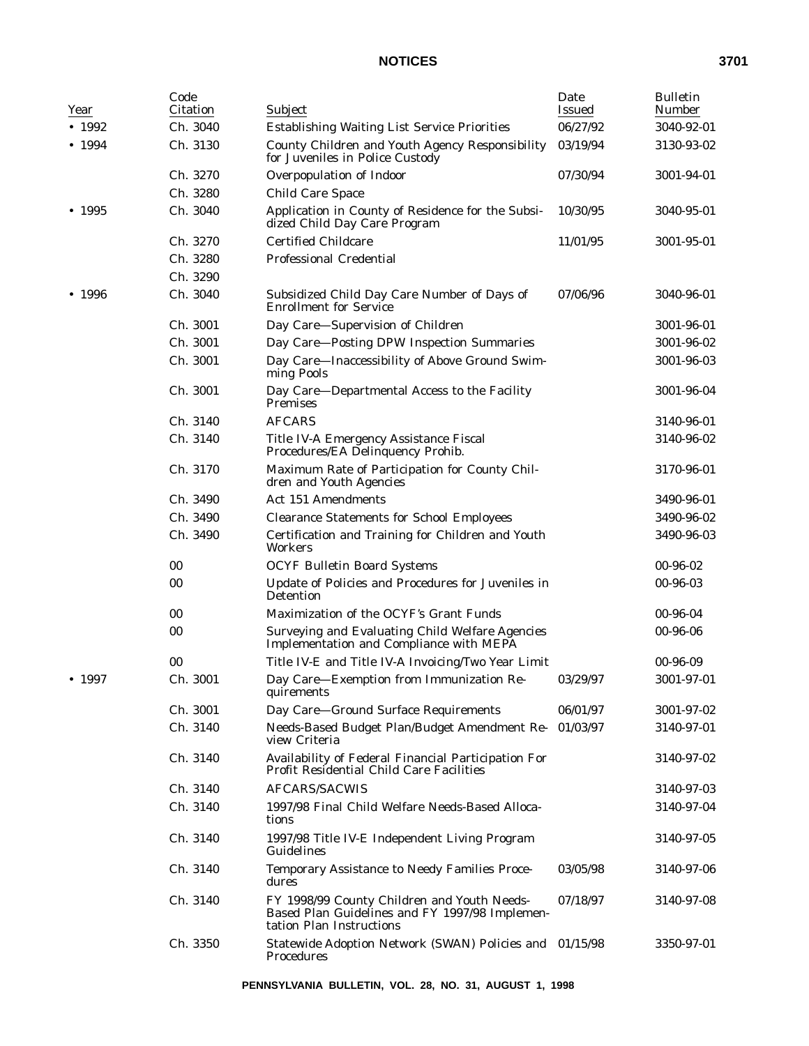| Year | Code Citation | Subject | Date Issued | Bulletin Number |
|---|---|---|---|---|
| • 1992 | Ch. 3040 | Establishing Waiting List Service Priorities | 06/27/92 | 3040-92-01 |
| • 1994 | Ch. 3130 | County Children and Youth Agency Responsibility for Juveniles in Police Custody | 03/19/94 | 3130-93-02 |
| | Ch. 3270 | Overpopulation of Indoor | 07/30/94 | 3001-94-01 |
| | Ch. 3280 | Child Care Space | | |
| • 1995 | Ch. 3040 | Application in County of Residence for the Subsidized Child Day Care Program | 10/30/95 | 3040-95-01 |
| | Ch. 3270 | Certified Childcare | 11/01/95 | 3001-95-01 |
| | Ch. 3280 | Professional Credential | | |
| | Ch. 3290 | | | |
| • 1996 | Ch. 3040 | Subsidized Child Day Care Number of Days of Enrollment for Service | 07/06/96 | 3040-96-01 |
| | Ch. 3001 | Day Care—Supervision of Children | | 3001-96-01 |
| | Ch. 3001 | Day Care—Posting DPW Inspection Summaries | | 3001-96-02 |
| | Ch. 3001 | Day Care—Inaccessibility of Above Ground Swimming Pools | | 3001-96-03 |
| | Ch. 3001 | Day Care—Departmental Access to the Facility Premises | | 3001-96-04 |
| | Ch. 3140 | AFCARS | | 3140-96-01 |
| | Ch. 3140 | Title IV-A Emergency Assistance Fiscal Procedures/EA Delinquency Prohib. | | 3140-96-02 |
| | Ch. 3170 | Maximum Rate of Participation for County Children and Youth Agencies | | 3170-96-01 |
| | Ch. 3490 | Act 151 Amendments | | 3490-96-01 |
| | Ch. 3490 | Clearance Statements for School Employees | | 3490-96-02 |
| | Ch. 3490 | Certification and Training for Children and Youth Workers | | 3490-96-03 |
| | 00 | OCYF Bulletin Board Systems | | 00-96-02 |
| | 00 | Update of Policies and Procedures for Juveniles in Detention | | 00-96-03 |
| | 00 | Maximization of the OCYF's Grant Funds | | 00-96-04 |
| | 00 | Surveying and Evaluating Child Welfare Agencies Implementation and Compliance with MEPA | | 00-96-06 |
| | 00 | Title IV-E and Title IV-A Invoicing/Two Year Limit | | 00-96-09 |
| • 1997 | Ch. 3001 | Day Care—Exemption from Immunization Requirements | 03/29/97 | 3001-97-01 |
| | Ch. 3001 | Day Care—Ground Surface Requirements | 06/01/97 | 3001-97-02 |
| | Ch. 3140 | Needs-Based Budget Plan/Budget Amendment Review Criteria | 01/03/97 | 3140-97-01 |
| | Ch. 3140 | Availability of Federal Financial Participation For Profit Residential Child Care Facilities | | 3140-97-02 |
| | Ch. 3140 | AFCARS/SACWIS | | 3140-97-03 |
| | Ch. 3140 | 1997/98 Final Child Welfare Needs-Based Allocations | | 3140-97-04 |
| | Ch. 3140 | 1997/98 Title IV-E Independent Living Program Guidelines | | 3140-97-05 |
| | Ch. 3140 | Temporary Assistance to Needy Families Procedures | 03/05/98 | 3140-97-06 |
| | Ch. 3140 | FY 1998/99 County Children and Youth Needs-Based Plan Guidelines and FY 1997/98 Implementation Plan Instructions | 07/18/97 | 3140-97-08 |
| | Ch. 3350 | Statewide Adoption Network (SWAN) Policies and Procedures | 01/15/98 | 3350-97-01 |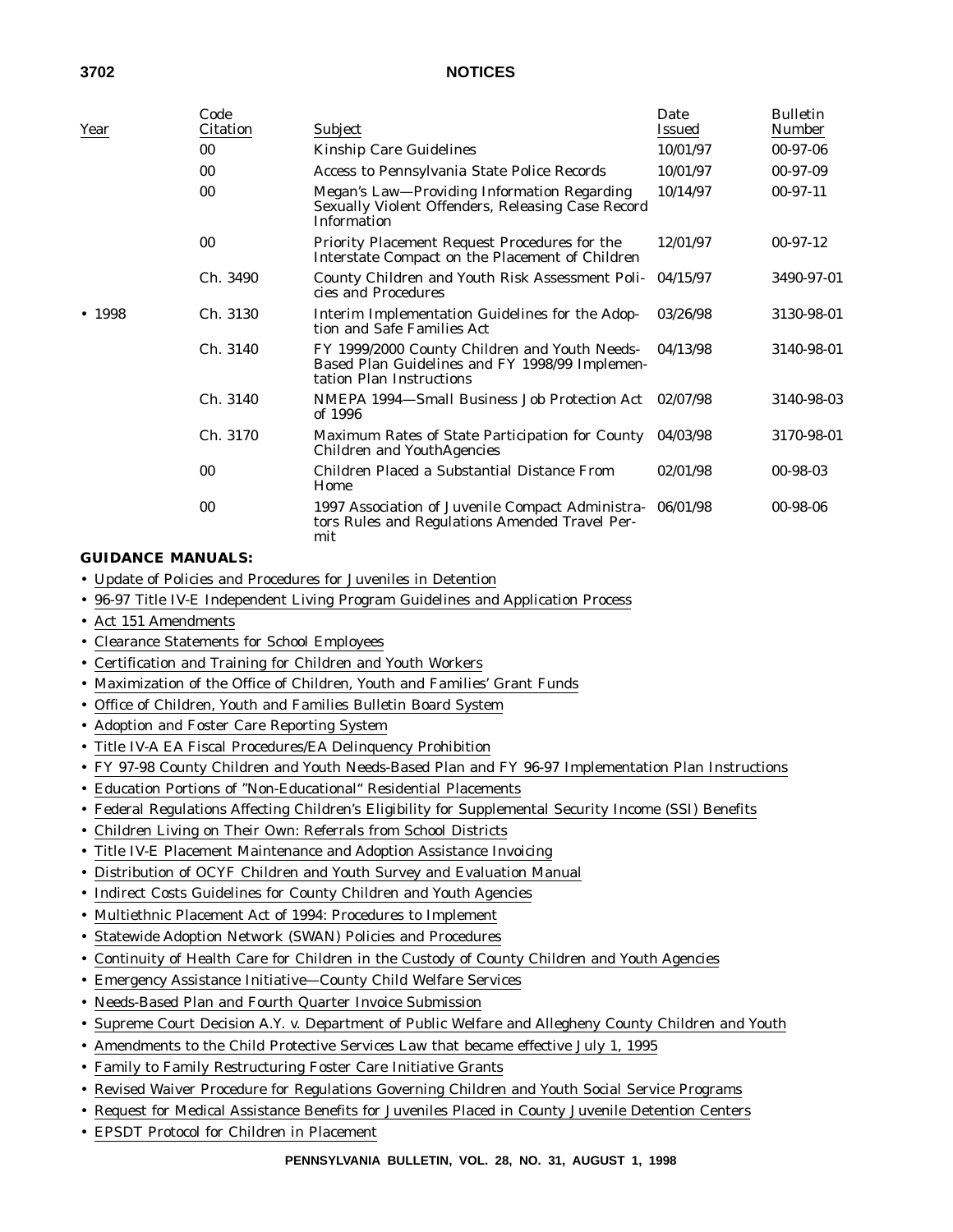| Year | Code Citation | Subject | Date Issued | Bulletin Number |
|---|---|---|---|---|
| | 00 | Kinship Care Guidelines | 10/01/97 | 00-97-06 |
| | 00 | Access to Pennsylvania State Police Records | 10/01/97 | 00-97-09 |
| | 00 | Megan's Law—Providing Information Regarding Sexually Violent Offenders, Releasing Case Record Information | 10/14/97 | 00-97-11 |
| | 00 | Priority Placement Request Procedures for the Interstate Compact on the Placement of Children | 12/01/97 | 00-97-12 |
| | Ch. 3490 | County Children and Youth Risk Assessment Policies and Procedures | 04/15/97 | 3490-97-01 |
| • 1998 | Ch. 3130 | Interim Implementation Guidelines for the Adoption and Safe Families Act | 03/26/98 | 3130-98-01 |
| | Ch. 3140 | FY 1999/2000 County Children and Youth Needs-Based Plan Guidelines and FY 1998/99 Implementation Plan Instructions | 04/13/98 | 3140-98-01 |
| | Ch. 3140 | NMEPA 1994—Small Business Job Protection Act of 1996 | 02/07/98 | 3140-98-03 |
| | Ch. 3170 | Maximum Rates of State Participation for County Children and YouthAgencies | 04/03/98 | 3170-98-01 |
| | 00 | Children Placed a Substantial Distance From Home | 02/01/98 | 00-98-03 |
| | 00 | 1997 Association of Juvenile Compact Administrators Rules and Regulations Amended Travel Permit | 06/01/98 | 00-98-06 |

**GUIDANCE MANUALS:**

- Update of Policies and Procedures for Juveniles in Detention
- 96-97 Title IV-E Independent Living Program Guidelines and Application Process
- Act 151 Amendments
- Clearance Statements for School Employees
- Certification and Training for Children and Youth Workers
- Maximization of the Office of Children, Youth and Families' Grant Funds
- Office of Children, Youth and Families Bulletin Board System
- Adoption and Foster Care Reporting System
- Title IV-A EA Fiscal Procedures/EA Delinquency Prohibition
- FY 97-98 County Children and Youth Needs-Based Plan and FY 96-97 Implementation Plan Instructions
- Education Portions of "Non-Educational" Residential Placements
- Federal Regulations Affecting Children's Eligibility for Supplemental Security Income (SSI) Benefits
- Children Living on Their Own: Referrals from School Districts
- Title IV-E Placement Maintenance and Adoption Assistance Invoicing
- Distribution of OCYF Children and Youth Survey and Evaluation Manual
- Indirect Costs Guidelines for County Children and Youth Agencies
- Multiethnic Placement Act of 1994: Procedures to Implement
- Statewide Adoption Network (SWAN) Policies and Procedures
- Continuity of Health Care for Children in the Custody of County Children and Youth Agencies
- Emergency Assistance Initiative—County Child Welfare Services
- Needs-Based Plan and Fourth Quarter Invoice Submission
- Supreme Court Decision A.Y. v. Department of Public Welfare and Allegheny County Children and Youth
- Amendments to the Child Protective Services Law that became effective July 1, 1995
- Family to Family Restructuring Foster Care Initiative Grants
- Revised Waiver Procedure for Regulations Governing Children and Youth Social Service Programs
- Request for Medical Assistance Benefits for Juveniles Placed in County Juvenile Detention Centers
- EPSDT Protocol for Children in Placement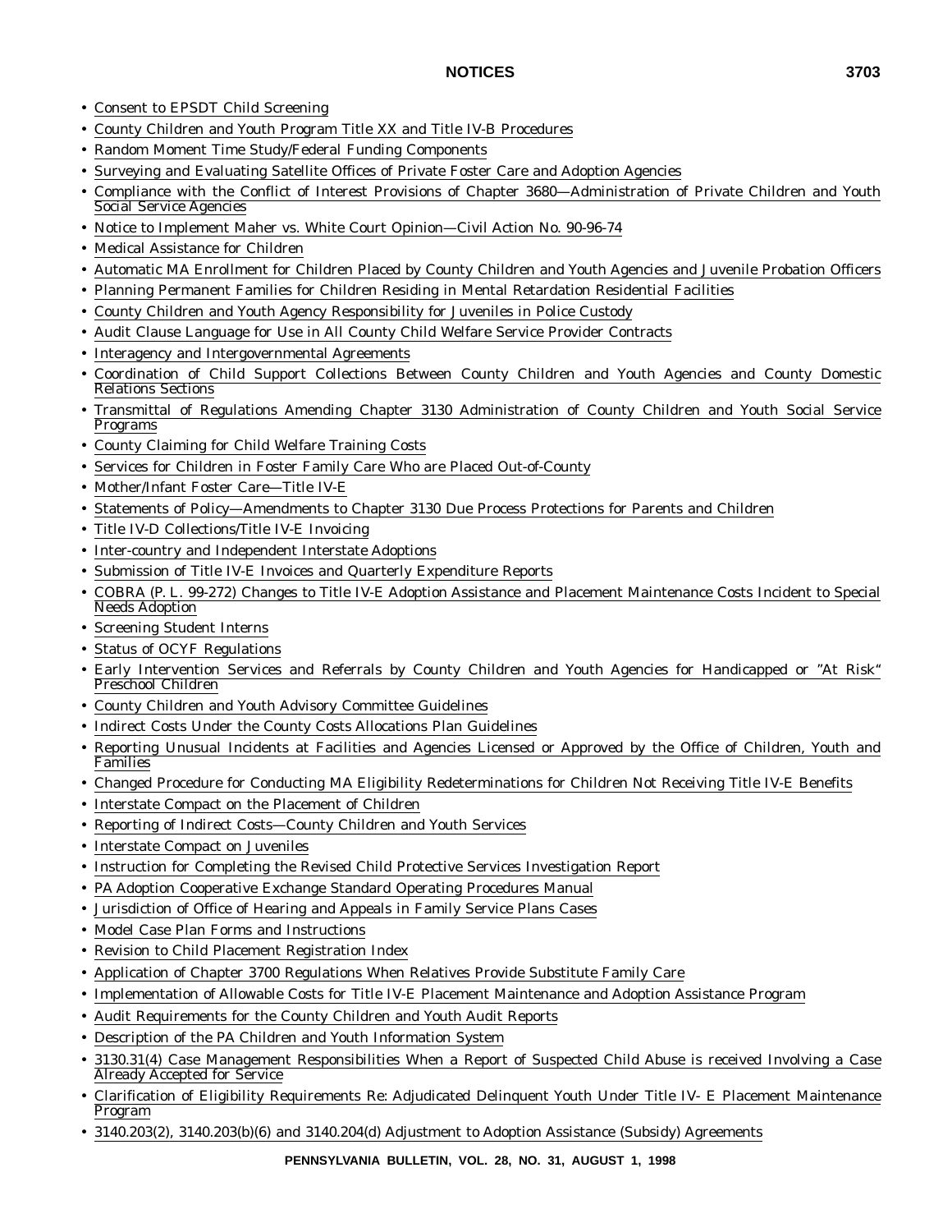- Consent to EPSDT Child Screening
- County Children and Youth Program Title XX and Title IV-B Procedures
- Random Moment Time Study/Federal Funding Components
- Surveying and Evaluating Satellite Offices of Private Foster Care and Adoption Agencies
- Compliance with the Conflict of Interest Provisions of Chapter 3680—Administration of Private Children and Youth Social Service Agencies
- Notice to Implement Maher vs. White Court Opinion—Civil Action No. 90-96-74
- Medical Assistance for Children
- Automatic MA Enrollment for Children Placed by County Children and Youth Agencies and Juvenile Probation Officers
- Planning Permanent Families for Children Residing in Mental Retardation Residential Facilities
- County Children and Youth Agency Responsibility for Juveniles in Police Custody
- Audit Clause Language for Use in All County Child Welfare Service Provider Contracts
- Interagency and Intergovernmental Agreements
- Coordination of Child Support Collections Between County Children and Youth Agencies and County Domestic Relations Sections
- Transmittal of Regulations Amending Chapter 3130 Administration of County Children and Youth Social Service Programs
- County Claiming for Child Welfare Training Costs
- Services for Children in Foster Family Care Who are Placed Out-of-County
- Mother/Infant Foster Care—Title IV-E
- Statements of Policy—Amendments to Chapter 3130 Due Process Protections for Parents and Children
- Title IV-D Collections/Title IV-E Invoicing
- Inter-country and Independent Interstate Adoptions
- Submission of Title IV-E Invoices and Quarterly Expenditure Reports
- COBRA (P. L. 99-272) Changes to Title IV-E Adoption Assistance and Placement Maintenance Costs Incident to Special Needs Adoption
- Screening Student Interns
- Status of OCYF Regulations
- Early Intervention Services and Referrals by County Children and Youth Agencies for Handicapped or "At Risk" Preschool Children
- County Children and Youth Advisory Committee Guidelines
- Indirect Costs Under the County Costs Allocations Plan Guidelines
- Reporting Unusual Incidents at Facilities and Agencies Licensed or Approved by the Office of Children, Youth and Families
- Changed Procedure for Conducting MA Eligibility Redeterminations for Children Not Receiving Title IV-E Benefits
- Interstate Compact on the Placement of Children
- Reporting of Indirect Costs—County Children and Youth Services
- Interstate Compact on Juveniles
- Instruction for Completing the Revised Child Protective Services Investigation Report
- PA Adoption Cooperative Exchange Standard Operating Procedures Manual
- Jurisdiction of Office of Hearing and Appeals in Family Service Plans Cases
- Model Case Plan Forms and Instructions
- Revision to Child Placement Registration Index
- Application of Chapter 3700 Regulations When Relatives Provide Substitute Family Care
- Implementation of Allowable Costs for Title IV-E Placement Maintenance and Adoption Assistance Program
- Audit Requirements for the County Children and Youth Audit Reports
- Description of the PA Children and Youth Information System
- 3130.31(4) Case Management Responsibilities When a Report of Suspected Child Abuse is received Involving a Case Already Accepted for Service
- Clarification of Eligibility Requirements Re: Adjudicated Delinquent Youth Under Title IV- E Placement Maintenance Program
- 3140.203(2), 3140.203(b)(6) and 3140.204(d) Adjustment to Adoption Assistance (Subsidy) Agreements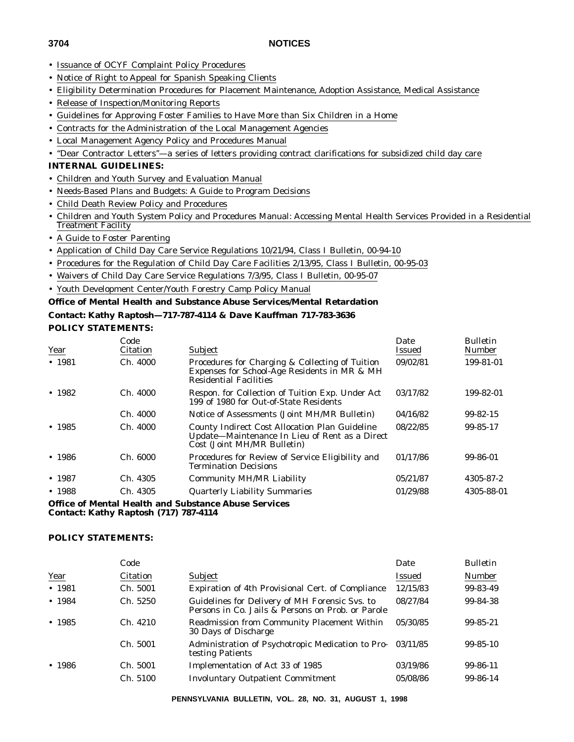- Issuance of OCYF Complaint Policy Procedures
- Notice of Right to Appeal for Spanish Speaking Clients
- Eligibility Determination Procedures for Placement Maintenance, Adoption Assistance, Medical Assistance
- Release of Inspection/Monitoring Reports
- Guidelines for Approving Foster Families to Have More than Six Children in a Home
- Contracts for the Administration of the Local Management Agencies
- Local Management Agency Policy and Procedures Manual
- "Dear Contractor Letters"—a series of letters providing contract clarifications for subsidized child day care

**INTERNAL GUIDELINES:**

- Children and Youth Survey and Evaluation Manual
- Needs-Based Plans and Budgets: A Guide to Program Decisions
- Child Death Review Policy and Procedures
- Children and Youth System Policy and Procedures Manual: Accessing Mental Health Services Provided in a Residential Treatment Facility
- A Guide to Foster Parenting
- Application of Child Day Care Service Regulations 10/21/94, Class I Bulletin, 00-94-10
- Procedures for the Regulation of Child Day Care Facilities 2/13/95, Class I Bulletin, 00-95-03
- Waivers of Child Day Care Service Regulations 7/3/95, Class I Bulletin, 00-95-07
- Youth Development Center/Youth Forestry Camp Policy Manual

**Office of Mental Health and Substance Abuse Services/Mental Retardation**

**Contact: Kathy Raptosh—717-787-4114 & Dave Kauffman 717-783-3636**

**POLICY STATEMENTS:**

| Year | Code Citation | Subject | Date Issued | Bulletin Number |
|---|---|---|---|---|
| • 1981 | Ch. 4000 | Procedures for Charging & Collecting of Tuition Expenses for School-Age Residents in MR & MH Residential Facilities | 09/02/81 | 199-81-01 |
| • 1982 | Ch. 4000 | Respon. for Collection of Tuition Exp. Under Act 199 of 1980 for Out-of-State Residents | 03/17/82 | 199-82-01 |
| | Ch. 4000 | Notice of Assessments (Joint MH/MR Bulletin) | 04/16/82 | 99-82-15 |
| • 1985 | Ch. 4000 | County Indirect Cost Allocation Plan Guideline Update—Maintenance In Lieu of Rent as a Direct Cost (Joint MH/MR Bulletin) | 08/22/85 | 99-85-17 |
| • 1986 | Ch. 6000 | Procedures for Review of Service Eligibility and Termination Decisions | 01/17/86 | 99-86-01 |
| • 1987 | Ch. 4305 | Community MH/MR Liability | 05/21/87 | 4305-87-2 |
| • 1988 | Ch. 4305 | Quarterly Liability Summaries | 01/29/88 | 4305-88-01 |

**Office of Mental Health and Substance Abuse Services**

**Contact: Kathy Raptosh (717) 787-4114**

**POLICY STATEMENTS:**

| Year | Code Citation | Subject | Date Issued | Bulletin Number |
|---|---|---|---|---|
| • 1981 | Ch. 5001 | Expiration of 4th Provisional Cert. of Compliance | 12/15/83 | 99-83-49 |
| • 1984 | Ch. 5250 | Guidelines for Delivery of MH Forensic Svs. to Persons in Co. Jails & Persons on Prob. or Parole | 08/27/84 | 99-84-38 |
| • 1985 | Ch. 4210 | Readmission from Community Placement Within 30 Days of Discharge | 05/30/85 | 99-85-21 |
| | Ch. 5001 | Administration of Psychotropic Medication to Protesting Patients | 03/11/85 | 99-85-10 |
| • 1986 | Ch. 5001 | Implementation of Act 33 of 1985 | 03/19/86 | 99-86-11 |
| | Ch. 5100 | Involuntary Outpatient Commitment | 05/08/86 | 99-86-14 |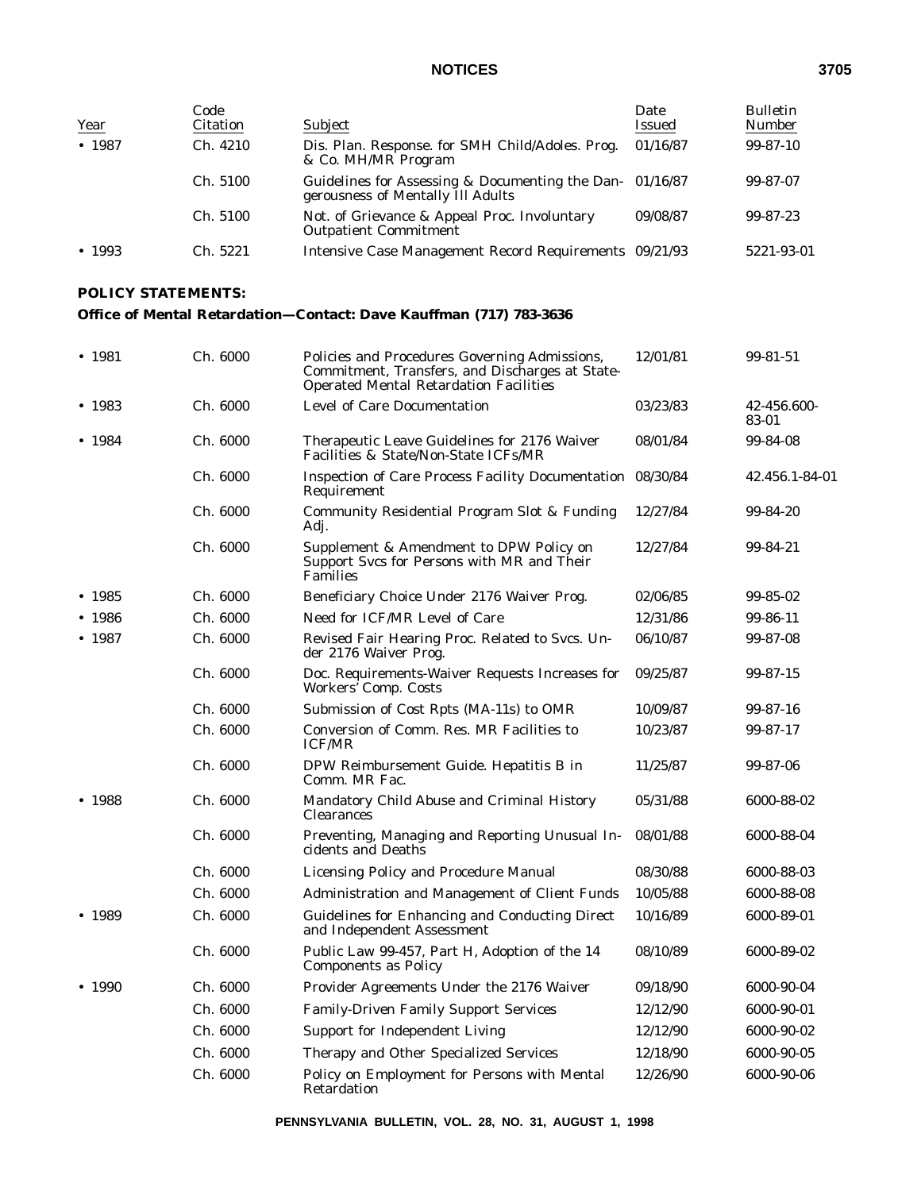| Year | Code Citation | Subject | Date Issued | Bulletin Number |
|---|---|---|---|---|
| • 1987 | Ch. 4210 | Dis. Plan. Response. for SMH Child/Adoles. Prog. & Co. MH/MR Program | 01/16/87 | 99-87-10 |
| | Ch. 5100 | Guidelines for Assessing & Documenting the Dangerousness of Mentally Ill Adults | 01/16/87 | 99-87-07 |
| | Ch. 5100 | Not. of Grievance & Appeal Proc. Involuntary Outpatient Commitment | 09/08/87 | 99-87-23 |
| • 1993 | Ch. 5221 | Intensive Case Management Record Requirements | 09/21/93 | 5221-93-01 |

**POLICY STATEMENTS:**

**Office of Mental Retardation—Contact: Dave Kauffman (717) 783-3636**

| Year | Code Citation | Subject | Date Issued | Bulletin Number |
|---|---|---|---|---|
| • 1981 | Ch. 6000 | Policies and Procedures Governing Admissions, Commitment, Transfers, and Discharges at State-Operated Mental Retardation Facilities | 12/01/81 | 99-81-51 |
| • 1983 | Ch. 6000 | Level of Care Documentation | 03/23/83 | 42-456.600-83-01 |
| • 1984 | Ch. 6000 | Therapeutic Leave Guidelines for 2176 Waiver Facilities & State/Non-State ICFs/MR | 08/01/84 | 99-84-08 |
| | Ch. 6000 | Inspection of Care Process Facility Documentation Requirement | 08/30/84 | 42.456.1-84-01 |
| | Ch. 6000 | Community Residential Program Slot & Funding Adj. | 12/27/84 | 99-84-20 |
| | Ch. 6000 | Supplement & Amendment to DPW Policy on Support Svcs for Persons with MR and Their Families | 12/27/84 | 99-84-21 |
| • 1985 | Ch. 6000 | Beneficiary Choice Under 2176 Waiver Prog. | 02/06/85 | 99-85-02 |
| • 1986 | Ch. 6000 | Need for ICF/MR Level of Care | 12/31/86 | 99-86-11 |
| • 1987 | Ch. 6000 | Revised Fair Hearing Proc. Related to Svcs. Under 2176 Waiver Prog. | 06/10/87 | 99-87-08 |
| | Ch. 6000 | Doc. Requirements-Waiver Requests Increases for Workers' Comp. Costs | 09/25/87 | 99-87-15 |
| | Ch. 6000 | Submission of Cost Rpts (MA-11s) to OMR | 10/09/87 | 99-87-16 |
| | Ch. 6000 | Conversion of Comm. Res. MR Facilities to ICF/MR | 10/23/87 | 99-87-17 |
| | Ch. 6000 | DPW Reimbursement Guide. Hepatitis B in Comm. MR Fac. | 11/25/87 | 99-87-06 |
| • 1988 | Ch. 6000 | Mandatory Child Abuse and Criminal History Clearances | 05/31/88 | 6000-88-02 |
| | Ch. 6000 | Preventing, Managing and Reporting Unusual Incidents and Deaths | 08/01/88 | 6000-88-04 |
| | Ch. 6000 | Licensing Policy and Procedure Manual | 08/30/88 | 6000-88-03 |
| | Ch. 6000 | Administration and Management of Client Funds | 10/05/88 | 6000-88-08 |
| • 1989 | Ch. 6000 | Guidelines for Enhancing and Conducting Direct and Independent Assessment | 10/16/89 | 6000-89-01 |
| | Ch. 6000 | Public Law 99-457, Part H, Adoption of the 14 Components as Policy | 08/10/89 | 6000-89-02 |
| • 1990 | Ch. 6000 | Provider Agreements Under the 2176 Waiver | 09/18/90 | 6000-90-04 |
| | Ch. 6000 | Family-Driven Family Support Services | 12/12/90 | 6000-90-01 |
| | Ch. 6000 | Support for Independent Living | 12/12/90 | 6000-90-02 |
| | Ch. 6000 | Therapy and Other Specialized Services | 12/18/90 | 6000-90-05 |
| | Ch. 6000 | Policy on Employment for Persons with Mental Retardation | 12/26/90 | 6000-90-06 |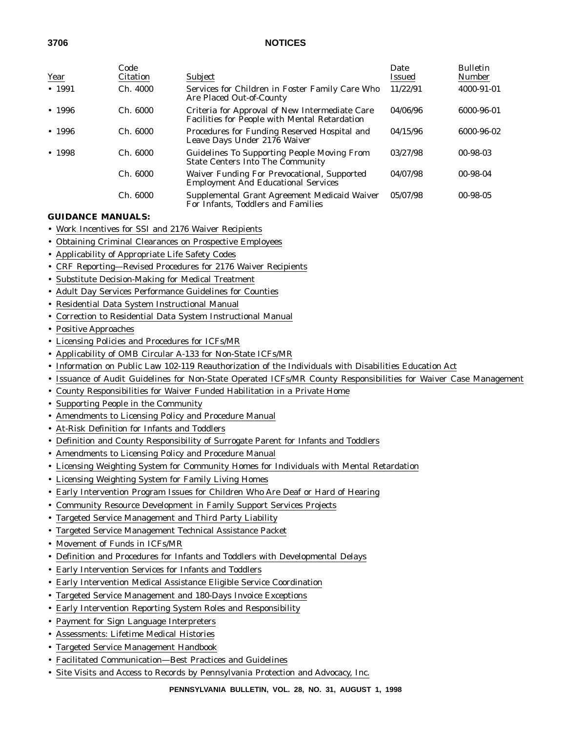| Year | Code Citation | Subject | Date Issued | Bulletin Number |
| --- | --- | --- | --- | --- |
| • 1991 | Ch. 4000 | Services for Children in Foster Family Care Who Are Placed Out-of-County | 11/22/91 | 4000-91-01 |
| • 1996 | Ch. 6000 | Criteria for Approval of New Intermediate Care Facilities for People with Mental Retardation | 04/06/96 | 6000-96-01 |
| • 1996 | Ch. 6000 | Procedures for Funding Reserved Hospital and Leave Days Under 2176 Waiver | 04/15/96 | 6000-96-02 |
| • 1998 | Ch. 6000 | Guidelines To Supporting People Moving From State Centers Into The Community | 03/27/98 | 00-98-03 |
| | Ch. 6000 | Waiver Funding For Prevocational, Supported Employment And Educational Services | 04/07/98 | 00-98-04 |
| | Ch. 6000 | Supplemental Grant Agreement Medicaid Waiver For Infants, Toddlers and Families | 05/07/98 | 00-98-05 |

**GUIDANCE MANUALS:**

- Work Incentives for SSI and 2176 Waiver Recipients
- Obtaining Criminal Clearances on Prospective Employees
- Applicability of Appropriate Life Safety Codes
- CRF Reporting—Revised Procedures for 2176 Waiver Recipients
- Substitute Decision-Making for Medical Treatment
- Adult Day Services Performance Guidelines for Counties
- Residential Data System Instructional Manual
- Correction to Residential Data System Instructional Manual
- Positive Approaches
- Licensing Policies and Procedures for ICFs/MR
- Applicability of OMB Circular A-133 for Non-State ICFs/MR
- Information on Public Law 102-119 Reauthorization of the Individuals with Disabilities Education Act
- Issuance of Audit Guidelines for Non-State Operated ICFs/MR County Responsibilities for Waiver Case Management
- County Responsibilities for Waiver Funded Habilitation in a Private Home
- Supporting People in the Community
- Amendments to Licensing Policy and Procedure Manual
- At-Risk Definition for Infants and Toddlers
- Definition and County Responsibility of Surrogate Parent for Infants and Toddlers
- Amendments to Licensing Policy and Procedure Manual
- Licensing Weighting System for Community Homes for Individuals with Mental Retardation
- Licensing Weighting System for Family Living Homes
- Early Intervention Program Issues for Children Who Are Deaf or Hard of Hearing
- Community Resource Development in Family Support Services Projects
- Targeted Service Management and Third Party Liability
- Targeted Service Management Technical Assistance Packet
- Movement of Funds in ICFs/MR
- Definition and Procedures for Infants and Toddlers with Developmental Delays
- Early Intervention Services for Infants and Toddlers
- Early Intervention Medical Assistance Eligible Service Coordination
- Targeted Service Management and 180-Days Invoice Exceptions
- Early Intervention Reporting System Roles and Responsibility
- Payment for Sign Language Interpreters
- Assessments: Lifetime Medical Histories
- Targeted Service Management Handbook
- Facilitated Communication—Best Practices and Guidelines
- Site Visits and Access to Records by Pennsylvania Protection and Advocacy, Inc.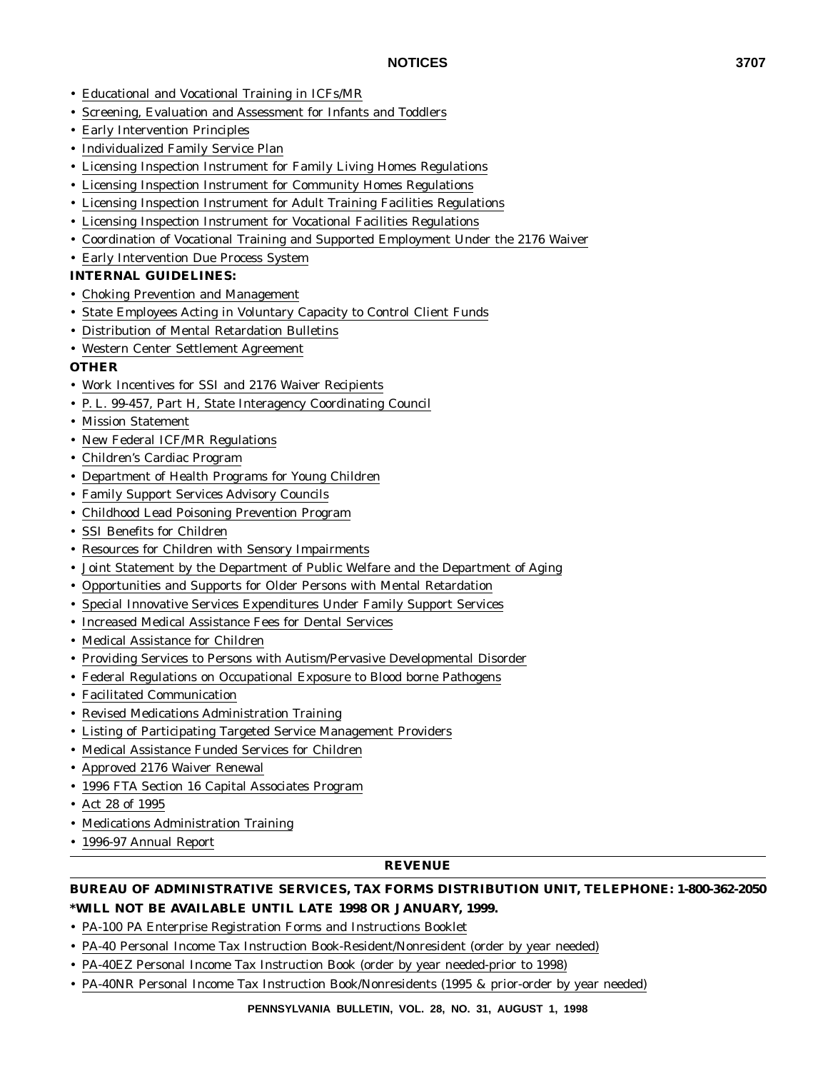- Educational and Vocational Training in ICFs/MR
- Screening, Evaluation and Assessment for Infants and Toddlers
- Early Intervention Principles
- Individualized Family Service Plan
- Licensing Inspection Instrument for Family Living Homes Regulations
- Licensing Inspection Instrument for Community Homes Regulations
- Licensing Inspection Instrument for Adult Training Facilities Regulations
- Licensing Inspection Instrument for Vocational Facilities Regulations
- Coordination of Vocational Training and Supported Employment Under the 2176 Waiver
- Early Intervention Due Process System

**INTERNAL GUIDELINES:**

- Choking Prevention and Management
- State Employees Acting in Voluntary Capacity to Control Client Funds
- Distribution of Mental Retardation Bulletins
- Western Center Settlement Agreement

**OTHER**

- Work Incentives for SSI and 2176 Waiver Recipients
- P. L. 99-457, Part H, State Interagency Coordinating Council
- Mission Statement
- New Federal ICF/MR Regulations
- Children's Cardiac Program
- Department of Health Programs for Young Children
- Family Support Services Advisory Councils
- Childhood Lead Poisoning Prevention Program
- SSI Benefits for Children
- Resources for Children with Sensory Impairments
- Joint Statement by the Department of Public Welfare and the Department of Aging
- Opportunities and Supports for Older Persons with Mental Retardation
- Special Innovative Services Expenditures Under Family Support Services
- Increased Medical Assistance Fees for Dental Services
- Medical Assistance for Children
- Providing Services to Persons with Autism/Pervasive Developmental Disorder
- Federal Regulations on Occupational Exposure to Blood borne Pathogens
- Facilitated Communication
- Revised Medications Administration Training
- Listing of Participating Targeted Service Management Providers
- Medical Assistance Funded Services for Children
- Approved 2176 Waiver Renewal
- 1996 FTA Section 16 Capital Associates Program
- Act 28 of 1995
- Medications Administration Training
- 1996-97 Annual Report

## REVENUE

**BUREAU OF ADMINISTRATIVE SERVICES, TAX FORMS DISTRIBUTION UNIT, TELEPHONE: 1-800-362-2050**
**\*WILL NOT BE AVAILABLE UNTIL LATE 1998 OR JANUARY, 1999.**

- PA-100 PA Enterprise Registration Forms and Instructions Booklet
- PA-40 Personal Income Tax Instruction Book-Resident/Nonresident (order by year needed)
- PA-40EZ Personal Income Tax Instruction Book (order by year needed-prior to 1998)
- PA-40NR Personal Income Tax Instruction Book/Nonresidents (1995 & prior-order by year needed)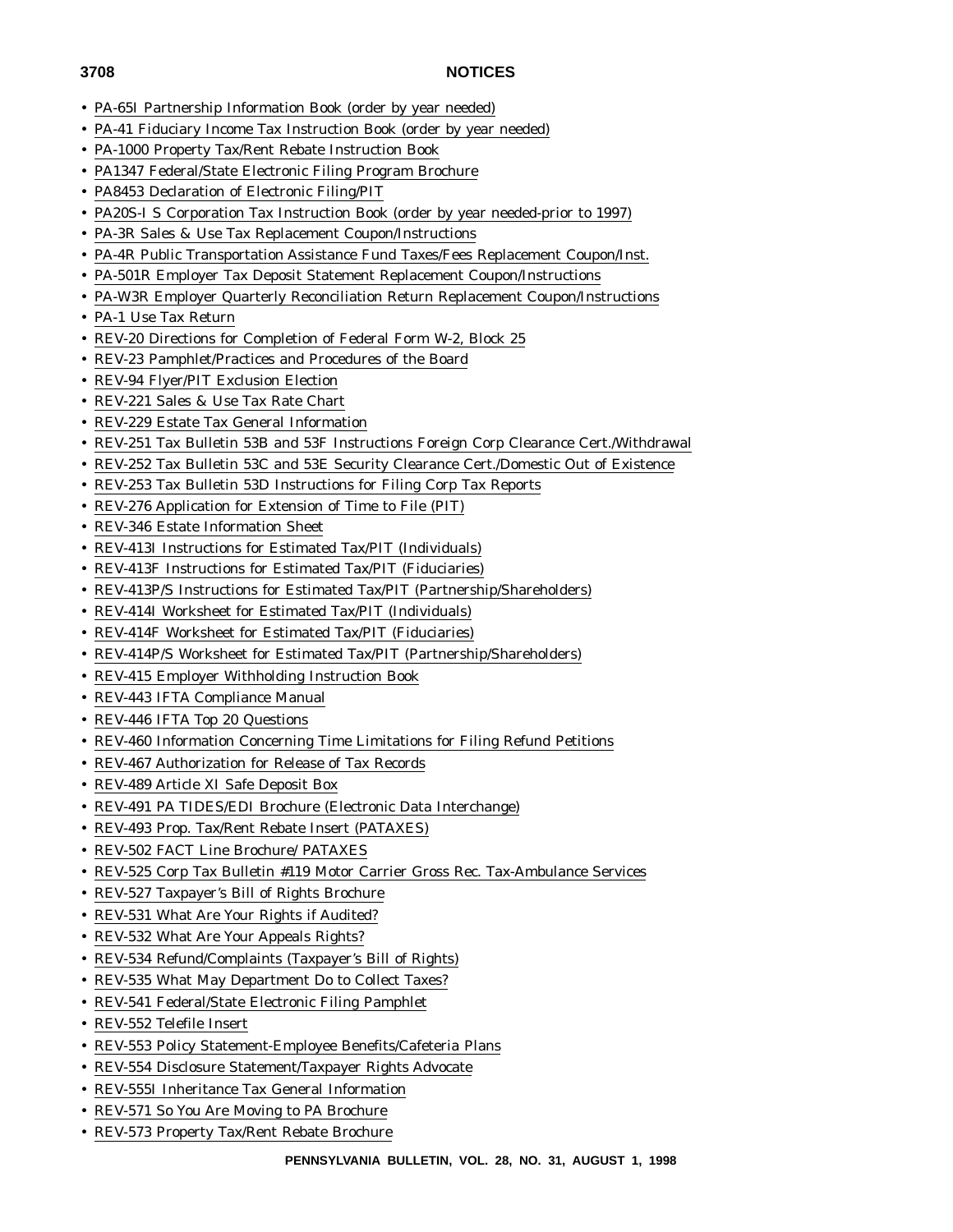- PA-65I Partnership Information Book (order by year needed)
- PA-41 Fiduciary Income Tax Instruction Book (order by year needed)
- PA-1000 Property Tax/Rent Rebate Instruction Book
- PA1347 Federal/State Electronic Filing Program Brochure
- PA8453 Declaration of Electronic Filing/PIT
- PA20S-I S Corporation Tax Instruction Book (order by year needed-prior to 1997)
- PA-3R Sales & Use Tax Replacement Coupon/Instructions
- PA-4R Public Transportation Assistance Fund Taxes/Fees Replacement Coupon/Inst.
- PA-501R Employer Tax Deposit Statement Replacement Coupon/Instructions
- PA-W3R Employer Quarterly Reconciliation Return Replacement Coupon/Instructions
- PA-1 Use Tax Return
- REV-20 Directions for Completion of Federal Form W-2, Block 25
- REV-23 Pamphlet/Practices and Procedures of the Board
- REV-94 Flyer/PIT Exclusion Election
- REV-221 Sales & Use Tax Rate Chart
- REV-229 Estate Tax General Information
- REV-251 Tax Bulletin 53B and 53F Instructions Foreign Corp Clearance Cert./Withdrawal
- REV-252 Tax Bulletin 53C and 53E Security Clearance Cert./Domestic Out of Existence
- REV-253 Tax Bulletin 53D Instructions for Filing Corp Tax Reports
- REV-276 Application for Extension of Time to File (PIT)
- REV-346 Estate Information Sheet
- REV-413I Instructions for Estimated Tax/PIT (Individuals)
- REV-413F Instructions for Estimated Tax/PIT (Fiduciaries)
- REV-413P/S Instructions for Estimated Tax/PIT (Partnership/Shareholders)
- REV-414I Worksheet for Estimated Tax/PIT (Individuals)
- REV-414F Worksheet for Estimated Tax/PIT (Fiduciaries)
- REV-414P/S Worksheet for Estimated Tax/PIT (Partnership/Shareholders)
- REV-415 Employer Withholding Instruction Book
- REV-443 IFTA Compliance Manual
- REV-446 IFTA Top 20 Questions
- REV-460 Information Concerning Time Limitations for Filing Refund Petitions
- REV-467 Authorization for Release of Tax Records
- REV-489 Article XI Safe Deposit Box
- REV-491 PA TIDES/EDI Brochure (Electronic Data Interchange)
- REV-493 Prop. Tax/Rent Rebate Insert (PATAXES)
- REV-502 FACT Line Brochure/ PATAXES
- REV-525 Corp Tax Bulletin #119 Motor Carrier Gross Rec. Tax-Ambulance Services
- REV-527 Taxpayer's Bill of Rights Brochure
- REV-531 What Are Your Rights if Audited?
- REV-532 What Are Your Appeals Rights?
- REV-534 Refund/Complaints (Taxpayer's Bill of Rights)
- REV-535 What May Department Do to Collect Taxes?
- REV-541 Federal/State Electronic Filing Pamphlet
- REV-552 Telefile Insert
- REV-553 Policy Statement-Employee Benefits/Cafeteria Plans
- REV-554 Disclosure Statement/Taxpayer Rights Advocate
- REV-555I Inheritance Tax General Information
- REV-571 So You Are Moving to PA Brochure
- REV-573 Property Tax/Rent Rebate Brochure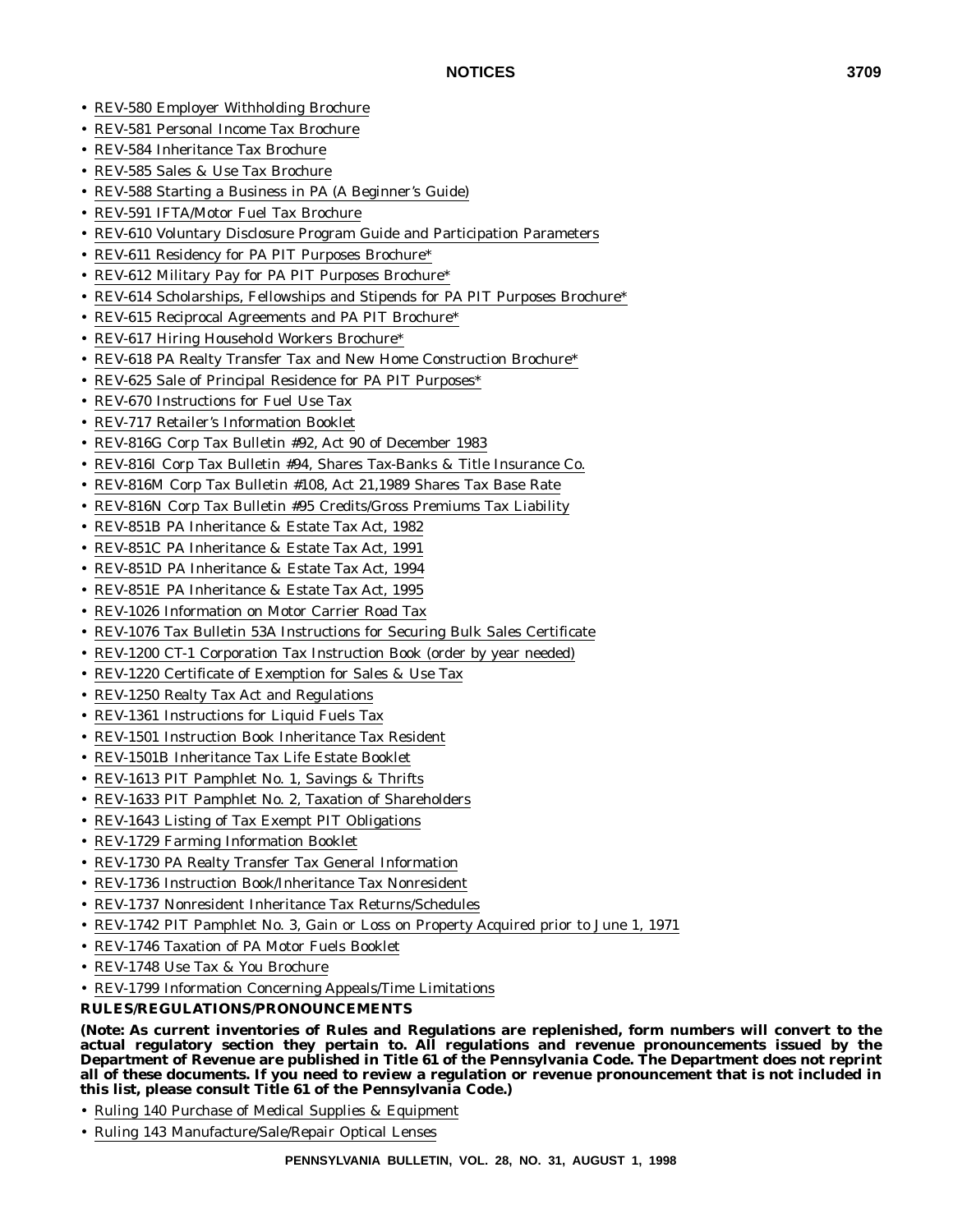- REV-580 Employer Withholding Brochure
- REV-581 Personal Income Tax Brochure
- REV-584 Inheritance Tax Brochure
- REV-585 Sales & Use Tax Brochure
- REV-588 Starting a Business in PA (A Beginner's Guide)
- REV-591 IFTA/Motor Fuel Tax Brochure
- REV-610 Voluntary Disclosure Program Guide and Participation Parameters
- REV-611 Residency for PA PIT Purposes Brochure*
- REV-612 Military Pay for PA PIT Purposes Brochure*
- REV-614 Scholarships, Fellowships and Stipends for PA PIT Purposes Brochure*
- REV-615 Reciprocal Agreements and PA PIT Brochure*
- REV-617 Hiring Household Workers Brochure*
- REV-618 PA Realty Transfer Tax and New Home Construction Brochure*
- REV-625 Sale of Principal Residence for PA PIT Purposes*
- REV-670 Instructions for Fuel Use Tax
- REV-717 Retailer's Information Booklet
- REV-816G Corp Tax Bulletin #92, Act 90 of December 1983
- REV-816I Corp Tax Bulletin #94, Shares Tax-Banks & Title Insurance Co.
- REV-816M Corp Tax Bulletin #108, Act 21,1989 Shares Tax Base Rate
- REV-816N Corp Tax Bulletin #95 Credits/Gross Premiums Tax Liability
- REV-851B PA Inheritance & Estate Tax Act, 1982
- REV-851C PA Inheritance & Estate Tax Act, 1991
- REV-851D PA Inheritance & Estate Tax Act, 1994
- REV-851E PA Inheritance & Estate Tax Act, 1995
- REV-1026 Information on Motor Carrier Road Tax
- REV-1076 Tax Bulletin 53A Instructions for Securing Bulk Sales Certificate
- REV-1200 CT-1 Corporation Tax Instruction Book (order by year needed)
- REV-1220 Certificate of Exemption for Sales & Use Tax
- REV-1250 Realty Tax Act and Regulations
- REV-1361 Instructions for Liquid Fuels Tax
- REV-1501 Instruction Book Inheritance Tax Resident
- REV-1501B Inheritance Tax Life Estate Booklet
- REV-1613 PIT Pamphlet No. 1, Savings & Thrifts
- REV-1633 PIT Pamphlet No. 2, Taxation of Shareholders
- REV-1643 Listing of Tax Exempt PIT Obligations
- REV-1729 Farming Information Booklet
- REV-1730 PA Realty Transfer Tax General Information
- REV-1736 Instruction Book/Inheritance Tax Nonresident
- REV-1737 Nonresident Inheritance Tax Returns/Schedules
- REV-1742 PIT Pamphlet No. 3, Gain or Loss on Property Acquired prior to June 1, 1971
- REV-1746 Taxation of PA Motor Fuels Booklet
- REV-1748 Use Tax & You Brochure
- REV-1799 Information Concerning Appeals/Time Limitations

**RULES/REGULATIONS/PRONOUNCEMENTS**

**(Note: As current inventories of Rules and Regulations are replenished, form numbers will convert to the actual regulatory section they pertain to. All regulations and revenue pronouncements issued by the Department of Revenue are published in Title 61 of the Pennsylvania Code. The Department does not reprint all of these documents. If you need to review a regulation or revenue pronouncement that is not included in this list, please consult Title 61 of the Pennsylvania Code.)**

- Ruling 140 Purchase of Medical Supplies & Equipment
- Ruling 143 Manufacture/Sale/Repair Optical Lenses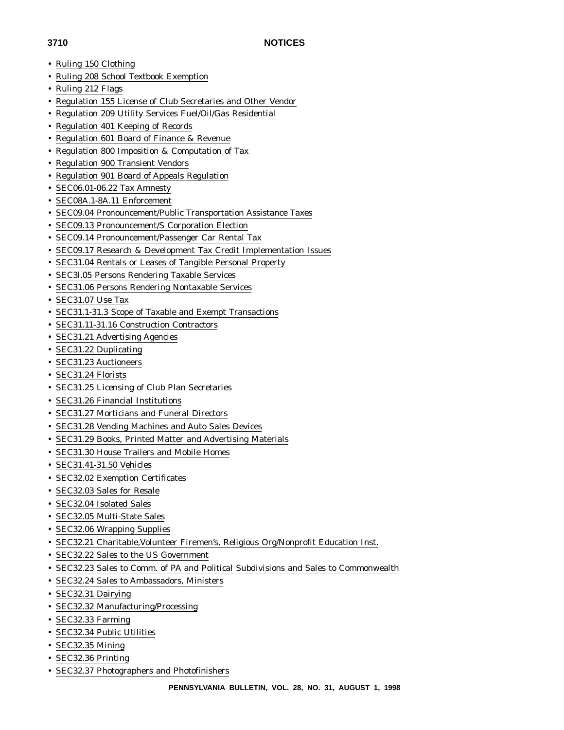- Ruling 150 Clothing
- Ruling 208 School Textbook Exemption
- Ruling 212 Flags
- Regulation 155 License of Club Secretaries and Other Vendor
- Regulation 209 Utility Services Fuel/Oil/Gas Residential
- Regulation 401 Keeping of Records
- Regulation 601 Board of Finance & Revenue
- Regulation 800 Imposition & Computation of Tax
- Regulation 900 Transient Vendors
- Regulation 901 Board of Appeals Regulation
- SEC06.01-06.22 Tax Amnesty
- SEC08A.1-8A.11 Enforcement
- SEC09.04 Pronouncement/Public Transportation Assistance Taxes
- SEC09.13 Pronouncement/S Corporation Election
- SEC09.14 Pronouncement/Passenger Car Rental Tax
- SEC09.17 Research & Development Tax Credit Implementation Issues
- SEC31.04 Rentals or Leases of Tangible Personal Property
- SEC3l.05 Persons Rendering Taxable Services
- SEC31.06 Persons Rendering Nontaxable Services
- SEC31.07 Use Tax
- SEC31.1-31.3 Scope of Taxable and Exempt Transactions
- SEC31.11-31.16 Construction Contractors
- SEC31.21 Advertising Agencies
- SEC31.22 Duplicating
- SEC31.23 Auctioneers
- SEC31.24 Florists
- SEC31.25 Licensing of Club Plan Secretaries
- SEC31.26 Financial Institutions
- SEC31.27 Morticians and Funeral Directors
- SEC31.28 Vending Machines and Auto Sales Devices
- SEC31.29 Books, Printed Matter and Advertising Materials
- SEC31.30 House Trailers and Mobile Homes
- SEC31.41-31.50 Vehicles
- SEC32.02 Exemption Certificates
- SEC32.03 Sales for Resale
- SEC32.04 Isolated Sales
- SEC32.05 Multi-State Sales
- SEC32.06 Wrapping Supplies
- SEC32.21 Charitable,Volunteer Firemen's, Religious Org/Nonprofit Education Inst.
- SEC32.22 Sales to the US Government
- SEC32.23 Sales to Comm. of PA and Political Subdivisions and Sales to Commonwealth
- SEC32.24 Sales to Ambassadors, Ministers
- SEC32.31 Dairying
- SEC32.32 Manufacturing/Processing
- SEC32.33 Farming
- SEC32.34 Public Utilities
- SEC32.35 Mining
- SEC32.36 Printing
- SEC32.37 Photographers and Photofinishers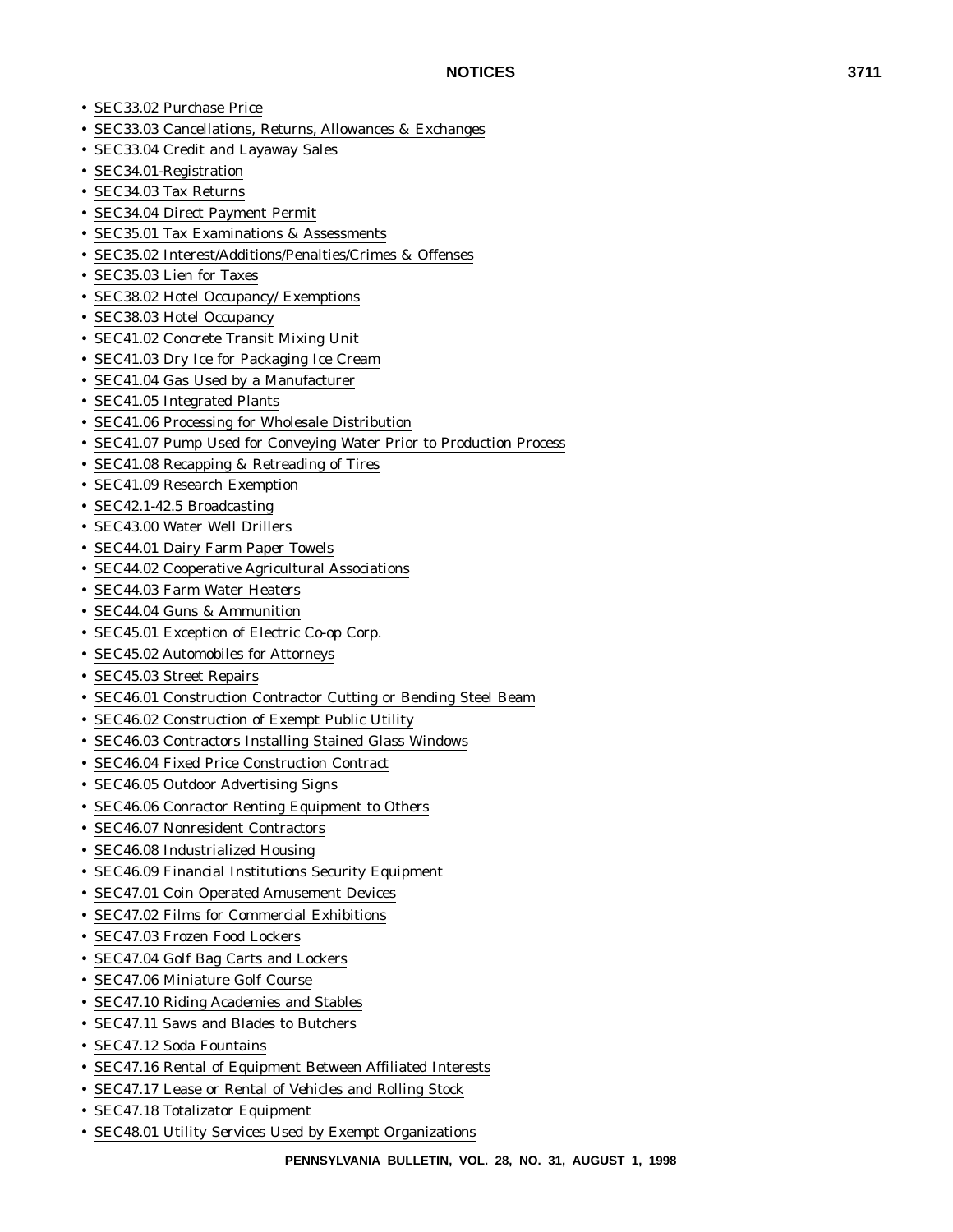- SEC33.02 Purchase Price
- SEC33.03 Cancellations, Returns, Allowances & Exchanges
- SEC33.04 Credit and Layaway Sales
- SEC34.01-Registration
- SEC34.03 Tax Returns
- SEC34.04 Direct Payment Permit
- SEC35.01 Tax Examinations & Assessments
- SEC35.02 Interest/Additions/Penalties/Crimes & Offenses
- SEC35.03 Lien for Taxes
- SEC38.02 Hotel Occupancy/ Exemptions
- SEC38.03 Hotel Occupancy
- SEC41.02 Concrete Transit Mixing Unit
- SEC41.03 Dry Ice for Packaging Ice Cream
- SEC41.04 Gas Used by a Manufacturer
- SEC41.05 Integrated Plants
- SEC41.06 Processing for Wholesale Distribution
- SEC41.07 Pump Used for Conveying Water Prior to Production Process
- SEC41.08 Recapping & Retreading of Tires
- SEC41.09 Research Exemption
- SEC42.1-42.5 Broadcasting
- SEC43.00 Water Well Drillers
- SEC44.01 Dairy Farm Paper Towels
- SEC44.02 Cooperative Agricultural Associations
- SEC44.03 Farm Water Heaters
- SEC44.04 Guns & Ammunition
- SEC45.01 Exception of Electric Co-op Corp.
- SEC45.02 Automobiles for Attorneys
- SEC45.03 Street Repairs
- SEC46.01 Construction Contractor Cutting or Bending Steel Beam
- SEC46.02 Construction of Exempt Public Utility
- SEC46.03 Contractors Installing Stained Glass Windows
- SEC46.04 Fixed Price Construction Contract
- SEC46.05 Outdoor Advertising Signs
- SEC46.06 Conractor Renting Equipment to Others
- SEC46.07 Nonresident Contractors
- SEC46.08 Industrialized Housing
- SEC46.09 Financial Institutions Security Equipment
- SEC47.01 Coin Operated Amusement Devices
- SEC47.02 Films for Commercial Exhibitions
- SEC47.03 Frozen Food Lockers
- SEC47.04 Golf Bag Carts and Lockers
- SEC47.06 Miniature Golf Course
- SEC47.10 Riding Academies and Stables
- SEC47.11 Saws and Blades to Butchers
- SEC47.12 Soda Fountains
- SEC47.16 Rental of Equipment Between Affiliated Interests
- SEC47.17 Lease or Rental of Vehicles and Rolling Stock
- SEC47.18 Totalizator Equipment
- SEC48.01 Utility Services Used by Exempt Organizations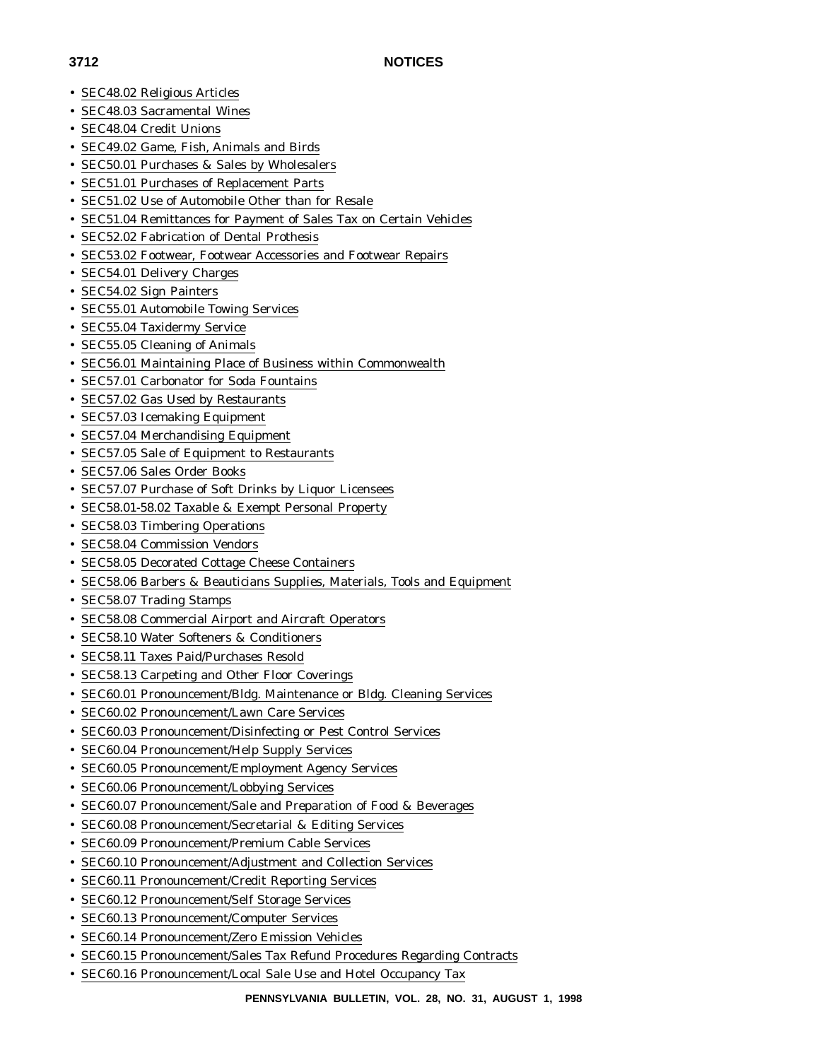- SEC48.02 Religious Articles
- SEC48.03 Sacramental Wines
- SEC48.04 Credit Unions
- SEC49.02 Game, Fish, Animals and Birds
- SEC50.01 Purchases & Sales by Wholesalers
- SEC51.01 Purchases of Replacement Parts
- SEC51.02 Use of Automobile Other than for Resale
- SEC51.04 Remittances for Payment of Sales Tax on Certain Vehicles
- SEC52.02 Fabrication of Dental Prothesis
- SEC53.02 Footwear, Footwear Accessories and Footwear Repairs
- SEC54.01 Delivery Charges
- SEC54.02 Sign Painters
- SEC55.01 Automobile Towing Services
- SEC55.04 Taxidermy Service
- SEC55.05 Cleaning of Animals
- SEC56.01 Maintaining Place of Business within Commonwealth
- SEC57.01 Carbonator for Soda Fountains
- SEC57.02 Gas Used by Restaurants
- SEC57.03 Icemaking Equipment
- SEC57.04 Merchandising Equipment
- SEC57.05 Sale of Equipment to Restaurants
- SEC57.06 Sales Order Books
- SEC57.07 Purchase of Soft Drinks by Liquor Licensees
- SEC58.01-58.02 Taxable & Exempt Personal Property
- SEC58.03 Timbering Operations
- SEC58.04 Commission Vendors
- SEC58.05 Decorated Cottage Cheese Containers
- SEC58.06 Barbers & Beauticians Supplies, Materials, Tools and Equipment
- SEC58.07 Trading Stamps
- SEC58.08 Commercial Airport and Aircraft Operators
- SEC58.10 Water Softeners & Conditioners
- SEC58.11 Taxes Paid/Purchases Resold
- SEC58.13 Carpeting and Other Floor Coverings
- SEC60.01 Pronouncement/Bldg. Maintenance or Bldg. Cleaning Services
- SEC60.02 Pronouncement/Lawn Care Services
- SEC60.03 Pronouncement/Disinfecting or Pest Control Services
- SEC60.04 Pronouncement/Help Supply Services
- SEC60.05 Pronouncement/Employment Agency Services
- SEC60.06 Pronouncement/Lobbying Services
- SEC60.07 Pronouncement/Sale and Preparation of Food & Beverages
- SEC60.08 Pronouncement/Secretarial & Editing Services
- SEC60.09 Pronouncement/Premium Cable Services
- SEC60.10 Pronouncement/Adjustment and Collection Services
- SEC60.11 Pronouncement/Credit Reporting Services
- SEC60.12 Pronouncement/Self Storage Services
- SEC60.13 Pronouncement/Computer Services
- SEC60.14 Pronouncement/Zero Emission Vehicles
- SEC60.15 Pronouncement/Sales Tax Refund Procedures Regarding Contracts
- SEC60.16 Pronouncement/Local Sale Use and Hotel Occupancy Tax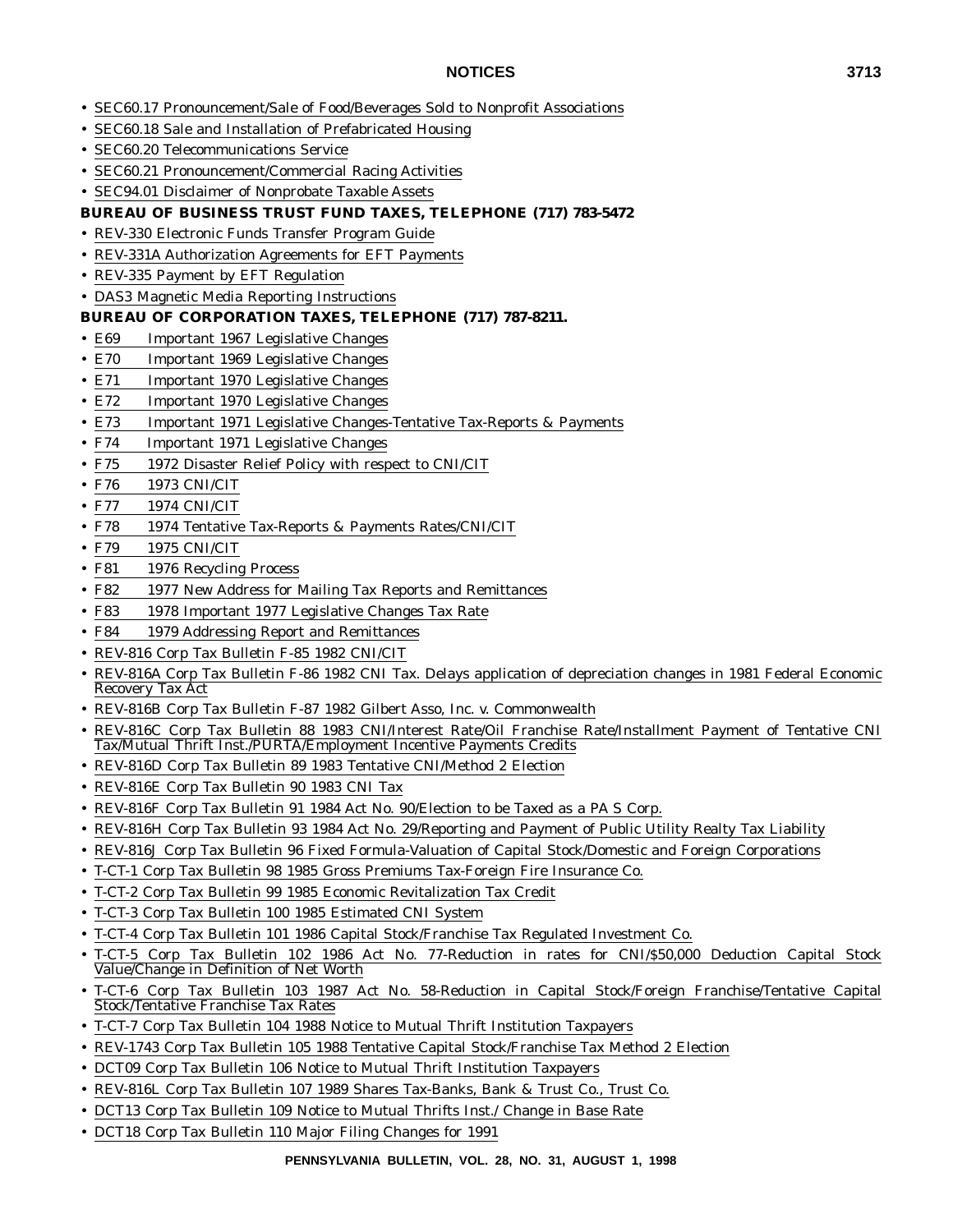- SEC60.17 Pronouncement/Sale of Food/Beverages Sold to Nonprofit Associations
- SEC60.18 Sale and Installation of Prefabricated Housing
- SEC60.20 Telecommunications Service
- SEC60.21 Pronouncement/Commercial Racing Activities
- SEC94.01 Disclaimer of Nonprobate Taxable Assets

**BUREAU OF BUSINESS TRUST FUND TAXES, TELEPHONE (717) 783-5472**

- REV-330 Electronic Funds Transfer Program Guide
- REV-331A Authorization Agreements for EFT Payments
- REV-335 Payment by EFT Regulation
- DAS3 Magnetic Media Reporting Instructions

**BUREAU OF CORPORATION TAXES, TELEPHONE (717) 787-8211.**

- E69 Important 1967 Legislative Changes
- E70 Important 1969 Legislative Changes
- E71 Important 1970 Legislative Changes
- E72 Important 1970 Legislative Changes
- E73 Important 1971 Legislative Changes-Tentative Tax-Reports & Payments
- F74 Important 1971 Legislative Changes
- F75 1972 Disaster Relief Policy with respect to CNI/CIT
- F76 1973 CNI/CIT
- F77 1974 CNI/CIT
- F78 1974 Tentative Tax-Reports & Payments Rates/CNI/CIT
- F79 1975 CNI/CIT
- F81 1976 Recycling Process
- F82 1977 New Address for Mailing Tax Reports and Remittances
- F83 1978 Important 1977 Legislative Changes Tax Rate
- F84 1979 Addressing Report and Remittances
- REV-816 Corp Tax Bulletin F-85 1982 CNI/CIT
- REV-816A Corp Tax Bulletin F-86 1982 CNI Tax. Delays application of depreciation changes in 1981 Federal Economic Recovery Tax Act
- REV-816B Corp Tax Bulletin F-87 1982 Gilbert Asso, Inc. v. Commonwealth
- REV-816C Corp Tax Bulletin 88 1983 CNI/Interest Rate/Oil Franchise Rate/Installment Payment of Tentative CNI Tax/Mutual Thrift Inst./PURTA/Employment Incentive Payments Credits
- REV-816D Corp Tax Bulletin 89 1983 Tentative CNI/Method 2 Election
- REV-816E Corp Tax Bulletin 90 1983 CNI Tax
- REV-816F Corp Tax Bulletin 91 1984 Act No. 90/Election to be Taxed as a PA S Corp.
- REV-816H Corp Tax Bulletin 93 1984 Act No. 29/Reporting and Payment of Public Utility Realty Tax Liability
- REV-816J Corp Tax Bulletin 96 Fixed Formula-Valuation of Capital Stock/Domestic and Foreign Corporations
- T-CT-1 Corp Tax Bulletin 98 1985 Gross Premiums Tax-Foreign Fire Insurance Co.
- T-CT-2 Corp Tax Bulletin 99 1985 Economic Revitalization Tax Credit
- T-CT-3 Corp Tax Bulletin 100 1985 Estimated CNI System
- T-CT-4 Corp Tax Bulletin 101 1986 Capital Stock/Franchise Tax Regulated Investment Co.
- T-CT-5 Corp Tax Bulletin 102 1986 Act No. 77-Reduction in rates for CNI/$50,000 Deduction Capital Stock Value/Change in Definition of Net Worth
- T-CT-6 Corp Tax Bulletin 103 1987 Act No. 58-Reduction in Capital Stock/Foreign Franchise/Tentative Capital Stock/Tentative Franchise Tax Rates
- T-CT-7 Corp Tax Bulletin 104 1988 Notice to Mutual Thrift Institution Taxpayers
- REV-1743 Corp Tax Bulletin 105 1988 Tentative Capital Stock/Franchise Tax Method 2 Election
- DCT09 Corp Tax Bulletin 106 Notice to Mutual Thrift Institution Taxpayers
- REV-816L Corp Tax Bulletin 107 1989 Shares Tax-Banks, Bank & Trust Co., Trust Co.
- DCT13 Corp Tax Bulletin 109 Notice to Mutual Thrifts Inst./ Change in Base Rate
- DCT18 Corp Tax Bulletin 110 Major Filing Changes for 1991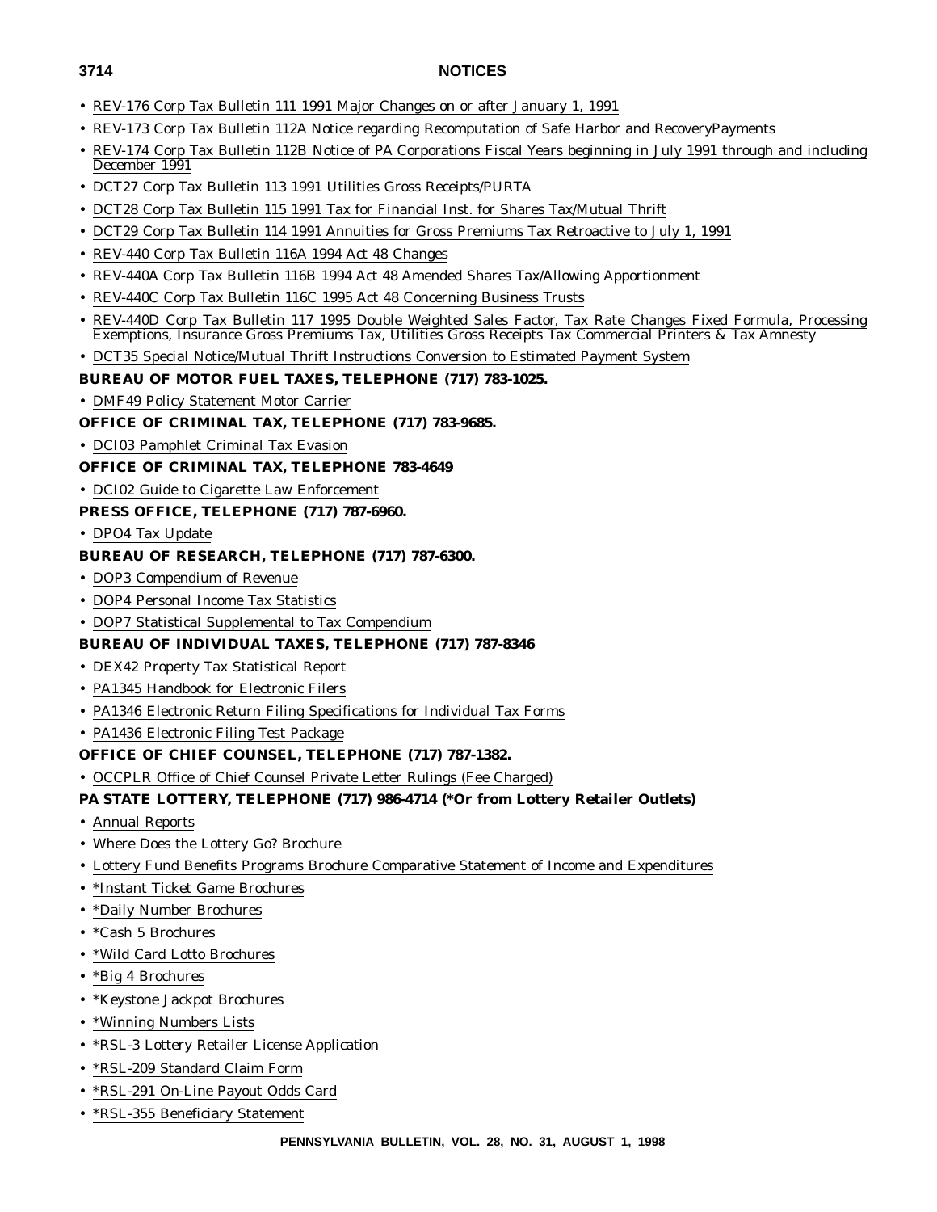- REV-176 Corp Tax Bulletin 111 1991 Major Changes on or after January 1, 1991
- REV-173 Corp Tax Bulletin 112A Notice regarding Recomputation of Safe Harbor and RecoveryPayments
- REV-174 Corp Tax Bulletin 112B Notice of PA Corporations Fiscal Years beginning in July 1991 through and including December 1991
- DCT27 Corp Tax Bulletin 113 1991 Utilities Gross Receipts/PURTA
- DCT28 Corp Tax Bulletin 115 1991 Tax for Financial Inst. for Shares Tax/Mutual Thrift
- DCT29 Corp Tax Bulletin 114 1991 Annuities for Gross Premiums Tax Retroactive to July 1, 1991
- REV-440 Corp Tax Bulletin 116A 1994 Act 48 Changes
- REV-440A Corp Tax Bulletin 116B 1994 Act 48 Amended Shares Tax/Allowing Apportionment
- REV-440C Corp Tax Bulletin 116C 1995 Act 48 Concerning Business Trusts
- REV-440D Corp Tax Bulletin 117 1995 Double Weighted Sales Factor, Tax Rate Changes Fixed Formula, Processing Exemptions, Insurance Gross Premiums Tax, Utilities Gross Receipts Tax Commercial Printers & Tax Amnesty
- DCT35 Special Notice/Mutual Thrift Instructions Conversion to Estimated Payment System

**BUREAU OF MOTOR FUEL TAXES, TELEPHONE (717) 783-1025.**

- DMF49 Policy Statement Motor Carrier

**OFFICE OF CRIMINAL TAX, TELEPHONE (717) 783-9685.**

- DCI03 Pamphlet Criminal Tax Evasion

**OFFICE OF CRIMINAL TAX, TELEPHONE 783-4649**

- DCI02 Guide to Cigarette Law Enforcement

**PRESS OFFICE, TELEPHONE (717) 787-6960.**

- DPO4 Tax Update

**BUREAU OF RESEARCH, TELEPHONE (717) 787-6300.**

- DOP3 Compendium of Revenue
- DOP4 Personal Income Tax Statistics
- DOP7 Statistical Supplemental to Tax Compendium

**BUREAU OF INDIVIDUAL TAXES, TELEPHONE (717) 787-8346**

- DEX42 Property Tax Statistical Report
- PA1345 Handbook for Electronic Filers
- PA1346 Electronic Return Filing Specifications for Individual Tax Forms
- PA1436 Electronic Filing Test Package

**OFFICE OF CHIEF COUNSEL, TELEPHONE (717) 787-1382.**

- OCCPLR Office of Chief Counsel Private Letter Rulings (Fee Charged)

**PA STATE LOTTERY, TELEPHONE (717) 986-4714 (*Or from Lottery Retailer Outlets)**

- Annual Reports
- Where Does the Lottery Go? Brochure
- Lottery Fund Benefits Programs Brochure Comparative Statement of Income and Expenditures
- *Instant Ticket Game Brochures
- *Daily Number Brochures
- *Cash 5 Brochures
- *Wild Card Lotto Brochures
- *Big 4 Brochures
- *Keystone Jackpot Brochures
- *Winning Numbers Lists
- *RSL-3 Lottery Retailer License Application
- *RSL-209 Standard Claim Form
- *RSL-291 On-Line Payout Odds Card
- *RSL-355 Beneficiary Statement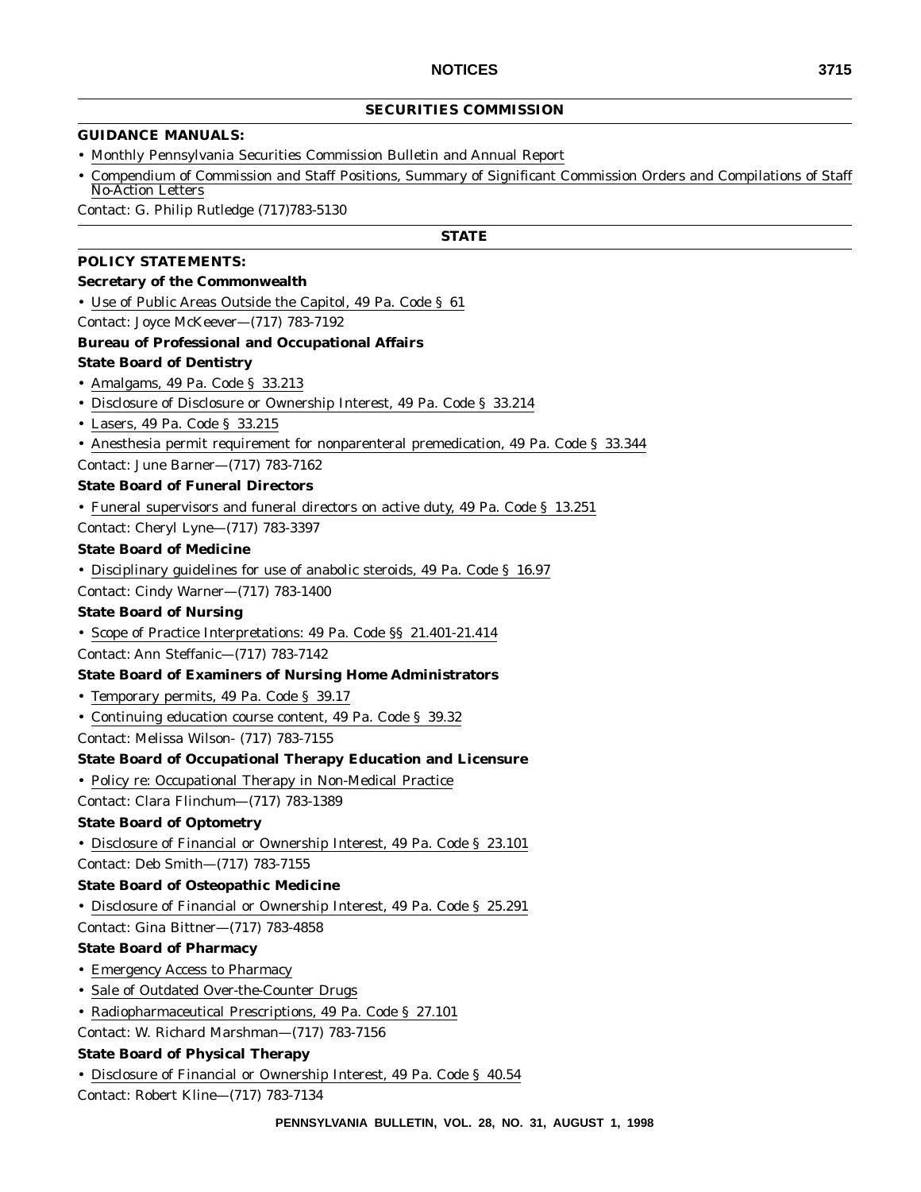## SECURITIES COMMISSION

**GUIDANCE MANUALS:**

- Monthly Pennsylvania Securities Commission Bulletin and Annual Report
- Compendium of Commission and Staff Positions, Summary of Significant Commission Orders and Compilations of Staff No-Action Letters

Contact: G. Philip Rutledge (717)783-5130

## STATE

**POLICY STATEMENTS:**

**Secretary of the Commonwealth**

- Use of Public Areas Outside the Capitol, 49 Pa. Code § 61

Contact: Joyce McKeever—(717) 783-7192

**Bureau of Professional and Occupational Affairs**

**State Board of Dentistry**

- Amalgams, 49 Pa. Code § 33.213
- Disclosure of Disclosure or Ownership Interest, 49 Pa. Code § 33.214
- Lasers, 49 Pa. Code § 33.215
- Anesthesia permit requirement for nonparenteral premedication, 49 Pa. Code § 33.344

Contact: June Barner—(717) 783-7162

**State Board of Funeral Directors**

- Funeral supervisors and funeral directors on active duty, 49 Pa. Code § 13.251

Contact: Cheryl Lyne—(717) 783-3397

**State Board of Medicine**

- Disciplinary guidelines for use of anabolic steroids, 49 Pa. Code § 16.97

Contact: Cindy Warner—(717) 783-1400

**State Board of Nursing**

- Scope of Practice Interpretations: 49 Pa. Code §§ 21.401-21.414

Contact: Ann Steffanic—(717) 783-7142

**State Board of Examiners of Nursing Home Administrators**

- Temporary permits, 49 Pa. Code § 39.17
- Continuing education course content, 49 Pa. Code § 39.32

Contact: Melissa Wilson- (717) 783-7155

**State Board of Occupational Therapy Education and Licensure**

- Policy re: Occupational Therapy in Non-Medical Practice

Contact: Clara Flinchum—(717) 783-1389

**State Board of Optometry**

- Disclosure of Financial or Ownership Interest, 49 Pa. Code § 23.101

Contact: Deb Smith—(717) 783-7155

**State Board of Osteopathic Medicine**

- Disclosure of Financial or Ownership Interest, 49 Pa. Code § 25.291

Contact: Gina Bittner—(717) 783-4858

**State Board of Pharmacy**

- Emergency Access to Pharmacy
- Sale of Outdated Over-the-Counter Drugs
- Radiopharmaceutical Prescriptions, 49 Pa. Code § 27.101

Contact: W. Richard Marshman—(717) 783-7156

**State Board of Physical Therapy**

- Disclosure of Financial or Ownership Interest, 49 Pa. Code § 40.54

Contact: Robert Kline—(717) 783-7134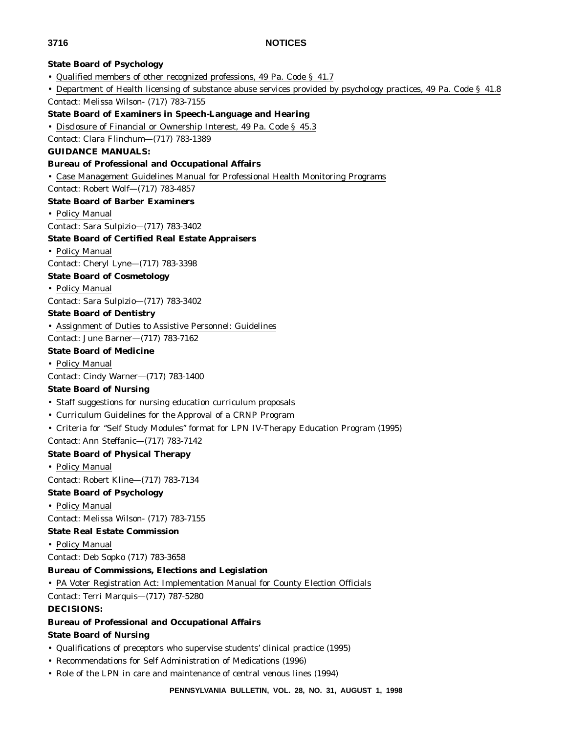**State Board of Psychology**

- Qualified members of other recognized professions, 49 Pa. Code § 41.7
- Department of Health licensing of substance abuse services provided by psychology practices, 49 Pa. Code § 41.8

Contact: Melissa Wilson- (717) 783-7155

**State Board of Examiners in Speech-Language and Hearing**

- Disclosure of Financial or Ownership Interest, 49 Pa. Code § 45.3

Contact: Clara Flinchum—(717) 783-1389

**GUIDANCE MANUALS:**

**Bureau of Professional and Occupational Affairs**

- Case Management Guidelines Manual for Professional Health Monitoring Programs

Contact: Robert Wolf—(717) 783-4857

**State Board of Barber Examiners**

- Policy Manual

Contact: Sara Sulpizio—(717) 783-3402

**State Board of Certified Real Estate Appraisers**

- Policy Manual

Contact: Cheryl Lyne—(717) 783-3398

**State Board of Cosmetology**

- Policy Manual

Contact: Sara Sulpizio—(717) 783-3402

**State Board of Dentistry**

- Assignment of Duties to Assistive Personnel: Guidelines

Contact: June Barner—(717) 783-7162

**State Board of Medicine**

- Policy Manual

Contact: Cindy Warner—(717) 783-1400

**State Board of Nursing**

- Staff suggestions for nursing education curriculum proposals
- Curriculum Guidelines for the Approval of a CRNP Program
- Criteria for "Self Study Modules" format for LPN IV-Therapy Education Program (1995)

Contact: Ann Steffanic—(717) 783-7142

**State Board of Physical Therapy**

- Policy Manual

Contact: Robert Kline—(717) 783-7134

**State Board of Psychology**

- Policy Manual

Contact: Melissa Wilson- (717) 783-7155

**State Real Estate Commission**

- Policy Manual

Contact: Deb Sopko (717) 783-3658

**Bureau of Commissions, Elections and Legislation**

- PA Voter Registration Act: Implementation Manual for County Election Officials

Contact: Terri Marquis—(717) 787-5280

**DECISIONS:**

**Bureau of Professional and Occupational Affairs**

**State Board of Nursing**

- Qualifications of preceptors who supervise students' clinical practice (1995)
- Recommendations for Self Administration of Medications (1996)
- Role of the LPN in care and maintenance of central venous lines (1994)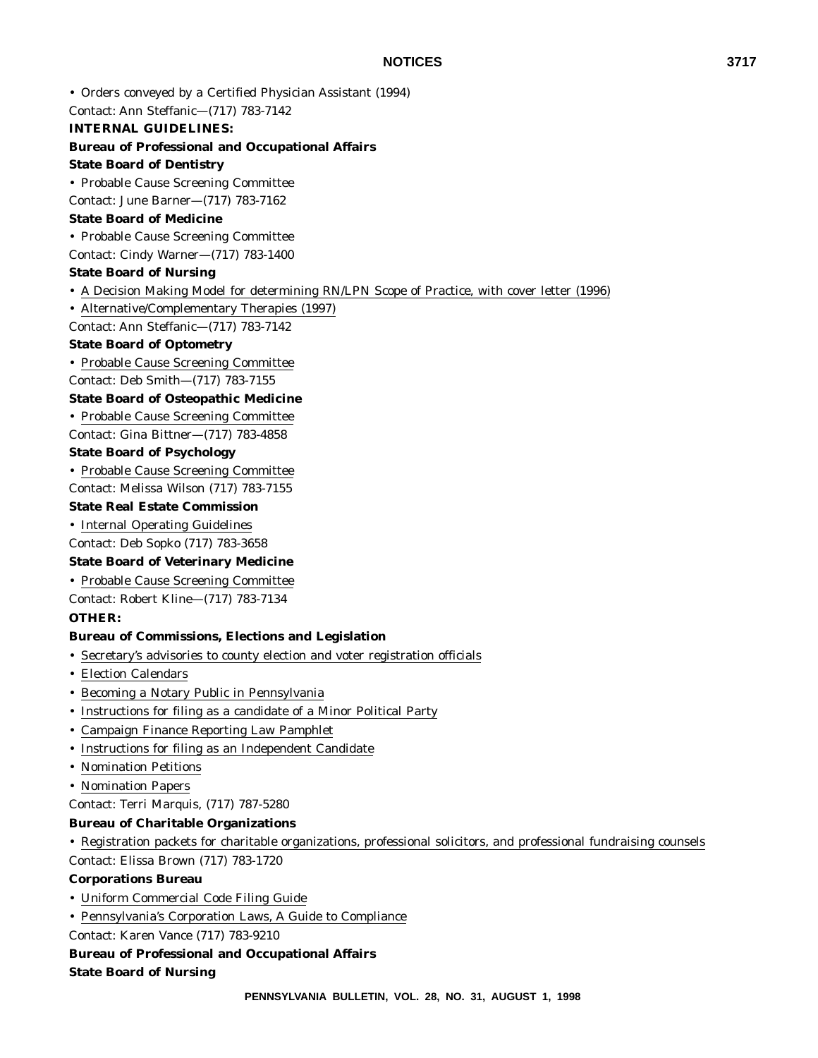• Orders conveyed by a Certified Physician Assistant (1994)

Contact: Ann Steffanic—(717) 783-7142

**INTERNAL GUIDELINES:**

**Bureau of Professional and Occupational Affairs**

**State Board of Dentistry**

• Probable Cause Screening Committee

Contact: June Barner—(717) 783-7162

**State Board of Medicine**

• Probable Cause Screening Committee

Contact: Cindy Warner—(717) 783-1400

**State Board of Nursing**

• A Decision Making Model for determining RN/LPN Scope of Practice, with cover letter (1996)

• Alternative/Complementary Therapies (1997)

Contact: Ann Steffanic—(717) 783-7142

**State Board of Optometry**

• Probable Cause Screening Committee

Contact: Deb Smith—(717) 783-7155

**State Board of Osteopathic Medicine**

• Probable Cause Screening Committee

Contact: Gina Bittner—(717) 783-4858

**State Board of Psychology**

• Probable Cause Screening Committee

Contact: Melissa Wilson (717) 783-7155

**State Real Estate Commission**

• Internal Operating Guidelines

Contact: Deb Sopko (717) 783-3658

**State Board of Veterinary Medicine**

• Probable Cause Screening Committee

Contact: Robert Kline—(717) 783-7134

**OTHER:**

**Bureau of Commissions, Elections and Legislation**

• Secretary's advisories to county election and voter registration officials

• Election Calendars

• Becoming a Notary Public in Pennsylvania

• Instructions for filing as a candidate of a Minor Political Party

• Campaign Finance Reporting Law Pamphlet

• Instructions for filing as an Independent Candidate

• Nomination Petitions

• Nomination Papers

Contact: Terri Marquis, (717) 787-5280

**Bureau of Charitable Organizations**

• Registration packets for charitable organizations, professional solicitors, and professional fundraising counsels

Contact: Elissa Brown (717) 783-1720

**Corporations Bureau**

• Uniform Commercial Code Filing Guide

• Pennsylvania's Corporation Laws, A Guide to Compliance

Contact: Karen Vance (717) 783-9210

**Bureau of Professional and Occupational Affairs**

**State Board of Nursing**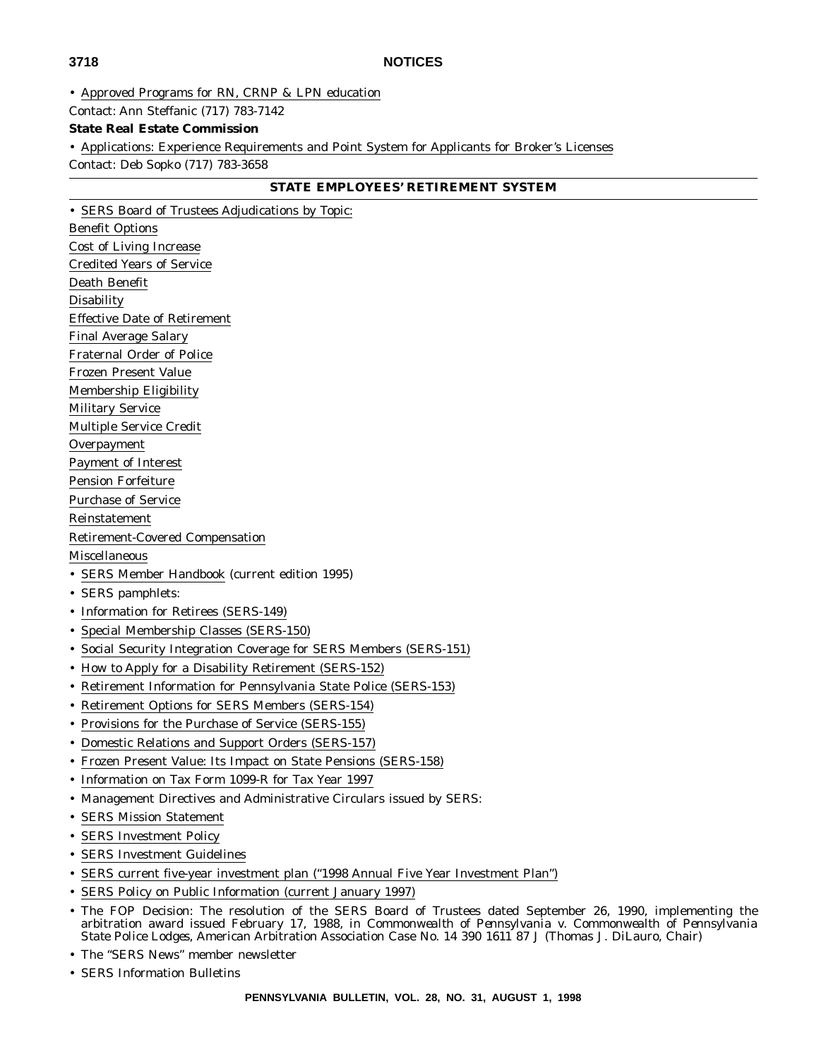• Approved Programs for RN, CRNP & LPN education

Contact: Ann Steffanic (717) 783-7142

**State Real Estate Commission**

• Applications: Experience Requirements and Point System for Applicants for Broker's Licenses

Contact: Deb Sopko (717) 783-3658

## STATE EMPLOYEES' RETIREMENT SYSTEM

• SERS Board of Trustees Adjudications by Topic:

Benefit Options

Cost of Living Increase

Credited Years of Service

Death Benefit

Disability

Effective Date of Retirement

Final Average Salary

Fraternal Order of Police

Frozen Present Value

Membership Eligibility

Military Service

Multiple Service Credit

Overpayment

Payment of Interest

Pension Forfeiture

Purchase of Service

Reinstatement

Retirement-Covered Compensation

Miscellaneous

• SERS Member Handbook (current edition 1995)
• SERS pamphlets:
• Information for Retirees (SERS-149)
• Special Membership Classes (SERS-150)
• Social Security Integration Coverage for SERS Members (SERS-151)
• How to Apply for a Disability Retirement (SERS-152)
• Retirement Information for Pennsylvania State Police (SERS-153)
• Retirement Options for SERS Members (SERS-154)
• Provisions for the Purchase of Service (SERS-155)
• Domestic Relations and Support Orders (SERS-157)
• Frozen Present Value: Its Impact on State Pensions (SERS-158)
• Information on Tax Form 1099-R for Tax Year 1997
• Management Directives and Administrative Circulars issued by SERS:
• SERS Mission Statement
• SERS Investment Policy
• SERS Investment Guidelines
• SERS current five-year investment plan ("1998 Annual Five Year Investment Plan")
• SERS Policy on Public Information (current January 1997)
• The FOP Decision: The resolution of the SERS Board of Trustees dated September 26, 1990, implementing the arbitration award issued February 17, 1988, in *Commonwealth of Pennsylvania v. Commonwealth of Pennsylvania State Police Lodges*, American Arbitration Association Case No. 14 390 1611 87 J (Thomas J. DiLauro, Chair)
• The "SERS News" member newsletter
• SERS Information Bulletins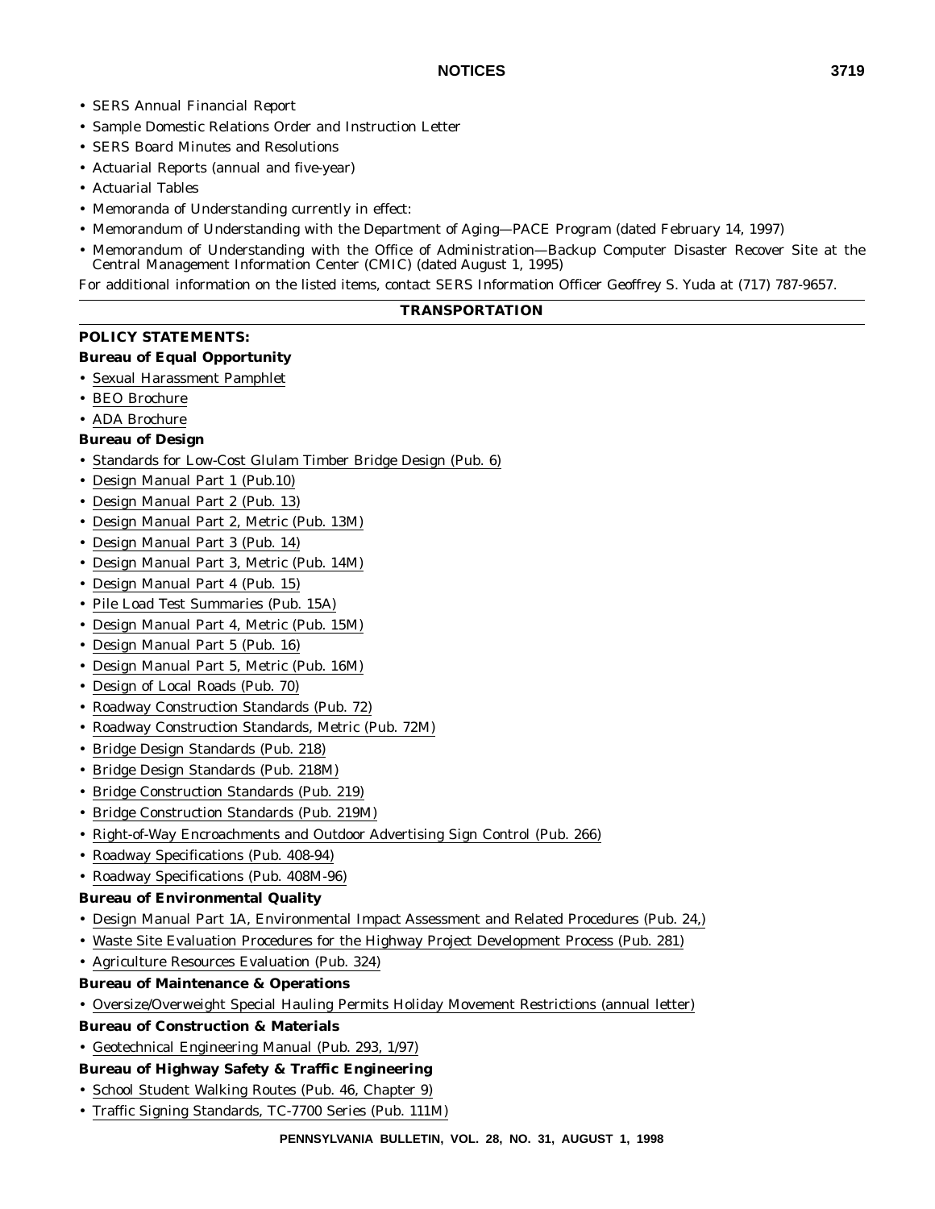- SERS Annual Financial Report
- Sample Domestic Relations Order and Instruction Letter
- SERS Board Minutes and Resolutions
- Actuarial Reports (annual and five-year)
- Actuarial Tables
- Memoranda of Understanding currently in effect:
- Memorandum of Understanding with the Department of Aging—PACE Program (dated February 14, 1997)
- Memorandum of Understanding with the Office of Administration—Backup Computer Disaster Recover Site at the Central Management Information Center (CMIC) (dated August 1, 1995)

For additional information on the listed items, contact SERS Information Officer Geoffrey S. Yuda at (717) 787-9657.

## TRANSPORTATION

**POLICY STATEMENTS:**

**Bureau of Equal Opportunity**

- Sexual Harassment Pamphlet
- BEO Brochure
- ADA Brochure

**Bureau of Design**

- Standards for Low-Cost Glulam Timber Bridge Design (Pub. 6)
- Design Manual Part 1 (Pub.10)
- Design Manual Part 2 (Pub. 13)
- Design Manual Part 2, Metric (Pub. 13M)
- Design Manual Part 3 (Pub. 14)
- Design Manual Part 3, Metric (Pub. 14M)
- Design Manual Part 4 (Pub. 15)
- Pile Load Test Summaries (Pub. 15A)
- Design Manual Part 4, Metric (Pub. 15M)
- Design Manual Part 5 (Pub. 16)
- Design Manual Part 5, Metric (Pub. 16M)
- Design of Local Roads (Pub. 70)
- Roadway Construction Standards (Pub. 72)
- Roadway Construction Standards, Metric (Pub. 72M)
- Bridge Design Standards (Pub. 218)
- Bridge Design Standards (Pub. 218M)
- Bridge Construction Standards (Pub. 219)
- Bridge Construction Standards (Pub. 219M)
- Right-of-Way Encroachments and Outdoor Advertising Sign Control (Pub. 266)
- Roadway Specifications (Pub. 408-94)
- Roadway Specifications (Pub. 408M-96)

**Bureau of Environmental Quality**

- Design Manual Part 1A, Environmental Impact Assessment and Related Procedures (Pub. 24,)
- Waste Site Evaluation Procedures for the Highway Project Development Process (Pub. 281)
- Agriculture Resources Evaluation (Pub. 324)

**Bureau of Maintenance & Operations**

- Oversize/Overweight Special Hauling Permits Holiday Movement Restrictions (annual letter)

**Bureau of Construction & Materials**

- Geotechnical Engineering Manual (Pub. 293, 1/97)

**Bureau of Highway Safety & Traffic Engineering**

- School Student Walking Routes (Pub. 46, Chapter 9)
- Traffic Signing Standards, TC-7700 Series (Pub. 111M)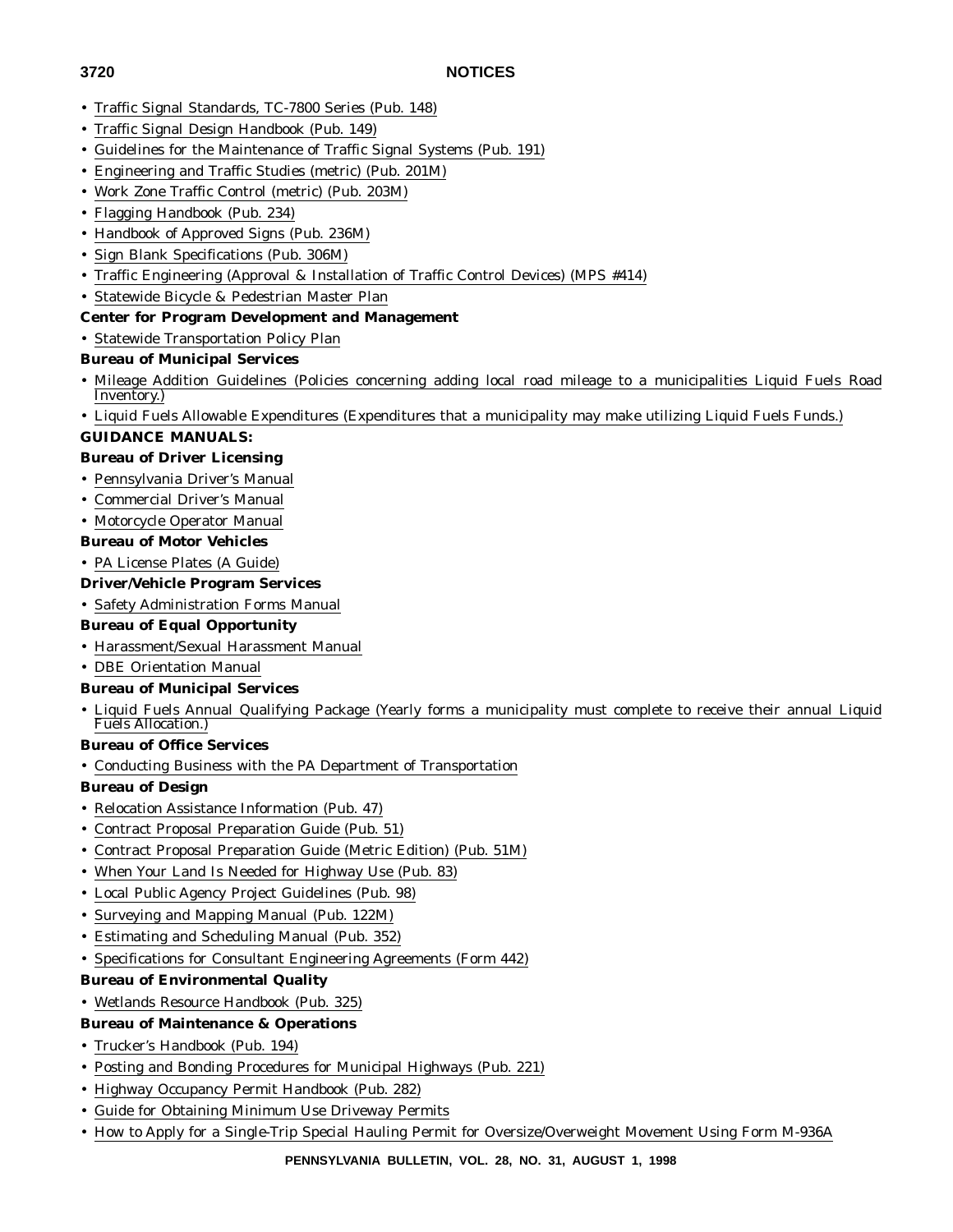- Traffic Signal Standards, TC-7800 Series (Pub. 148)
- Traffic Signal Design Handbook (Pub. 149)
- Guidelines for the Maintenance of Traffic Signal Systems (Pub. 191)
- Engineering and Traffic Studies (metric) (Pub. 201M)
- Work Zone Traffic Control (metric) (Pub. 203M)
- Flagging Handbook (Pub. 234)
- Handbook of Approved Signs (Pub. 236M)
- Sign Blank Specifications (Pub. 306M)
- Traffic Engineering (Approval & Installation of Traffic Control Devices) (MPS #414)
- Statewide Bicycle & Pedestrian Master Plan

**Center for Program Development and Management**

- Statewide Transportation Policy Plan

**Bureau of Municipal Services**

- Mileage Addition Guidelines (Policies concerning adding local road mileage to a municipalities Liquid Fuels Road Inventory.)
- Liquid Fuels Allowable Expenditures (Expenditures that a municipality may make utilizing Liquid Fuels Funds.)

**GUIDANCE MANUALS:**

**Bureau of Driver Licensing**

- Pennsylvania Driver's Manual
- Commercial Driver's Manual
- Motorcycle Operator Manual

**Bureau of Motor Vehicles**

- PA License Plates (A Guide)

**Driver/Vehicle Program Services**

- Safety Administration Forms Manual

**Bureau of Equal Opportunity**

- Harassment/Sexual Harassment Manual
- DBE Orientation Manual

**Bureau of Municipal Services**

- Liquid Fuels Annual Qualifying Package (Yearly forms a municipality must complete to receive their annual Liquid Fuels Allocation.)

**Bureau of Office Services**

- Conducting Business with the PA Department of Transportation

**Bureau of Design**

- Relocation Assistance Information (Pub. 47)
- Contract Proposal Preparation Guide (Pub. 51)
- Contract Proposal Preparation Guide (Metric Edition) (Pub. 51M)
- When Your Land Is Needed for Highway Use (Pub. 83)
- Local Public Agency Project Guidelines (Pub. 98)
- Surveying and Mapping Manual (Pub. 122M)
- Estimating and Scheduling Manual (Pub. 352)
- Specifications for Consultant Engineering Agreements (Form 442)

**Bureau of Environmental Quality**

- Wetlands Resource Handbook (Pub. 325)

**Bureau of Maintenance & Operations**

- Trucker's Handbook (Pub. 194)
- Posting and Bonding Procedures for Municipal Highways (Pub. 221)
- Highway Occupancy Permit Handbook (Pub. 282)
- Guide for Obtaining Minimum Use Driveway Permits
- How to Apply for a Single-Trip Special Hauling Permit for Oversize/Overweight Movement Using Form M-936A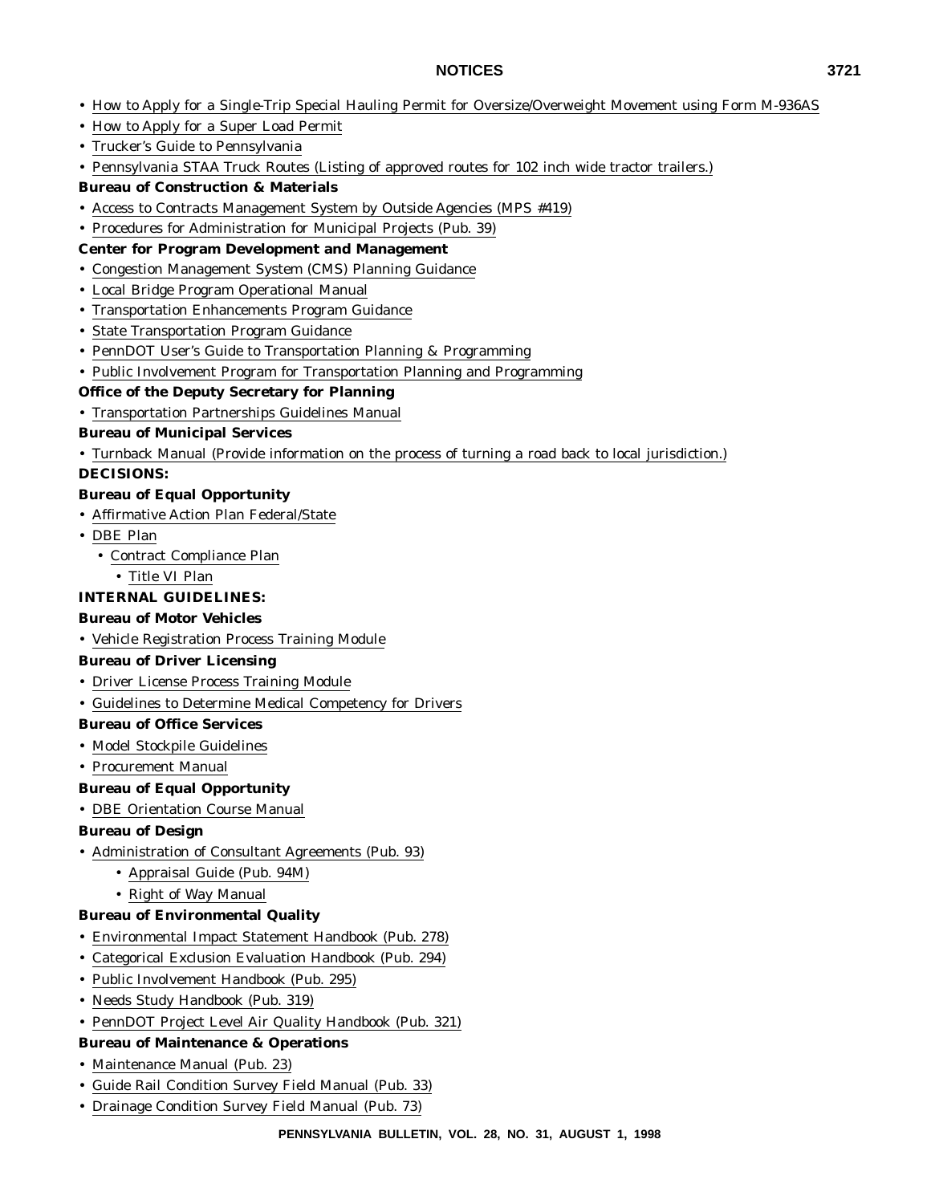- How to Apply for a Single-Trip Special Hauling Permit for Oversize/Overweight Movement using Form M-936AS
- How to Apply for a Super Load Permit
- Trucker's Guide to Pennsylvania
- Pennsylvania STAA Truck Routes (Listing of approved routes for 102 inch wide tractor trailers.)

**Bureau of Construction & Materials**

- Access to Contracts Management System by Outside Agencies (MPS #419)
- Procedures for Administration for Municipal Projects (Pub. 39)

**Center for Program Development and Management**

- Congestion Management System (CMS) Planning Guidance
- Local Bridge Program Operational Manual
- Transportation Enhancements Program Guidance
- State Transportation Program Guidance
- PennDOT User's Guide to Transportation Planning & Programming
- Public Involvement Program for Transportation Planning and Programming

**Office of the Deputy Secretary for Planning**

- Transportation Partnerships Guidelines Manual

**Bureau of Municipal Services**

- Turnback Manual (Provide information on the process of turning a road back to local jurisdiction.)

**DECISIONS:**

**Bureau of Equal Opportunity**

- Affirmative Action Plan Federal/State
- DBE Plan
  - Contract Compliance Plan
    - Title VI Plan

**INTERNAL GUIDELINES:**

**Bureau of Motor Vehicles**

- Vehicle Registration Process Training Module

**Bureau of Driver Licensing**

- Driver License Process Training Module
- Guidelines to Determine Medical Competency for Drivers

**Bureau of Office Services**

- Model Stockpile Guidelines
- Procurement Manual

**Bureau of Equal Opportunity**

- DBE Orientation Course Manual

**Bureau of Design**

- Administration of Consultant Agreements (Pub. 93)
  - Appraisal Guide (Pub. 94M)
  - Right of Way Manual

**Bureau of Environmental Quality**

- Environmental Impact Statement Handbook (Pub. 278)
- Categorical Exclusion Evaluation Handbook (Pub. 294)
- Public Involvement Handbook (Pub. 295)
- Needs Study Handbook (Pub. 319)
- PennDOT Project Level Air Quality Handbook (Pub. 321)

**Bureau of Maintenance & Operations**

- Maintenance Manual (Pub. 23)
- Guide Rail Condition Survey Field Manual (Pub. 33)
- Drainage Condition Survey Field Manual (Pub. 73)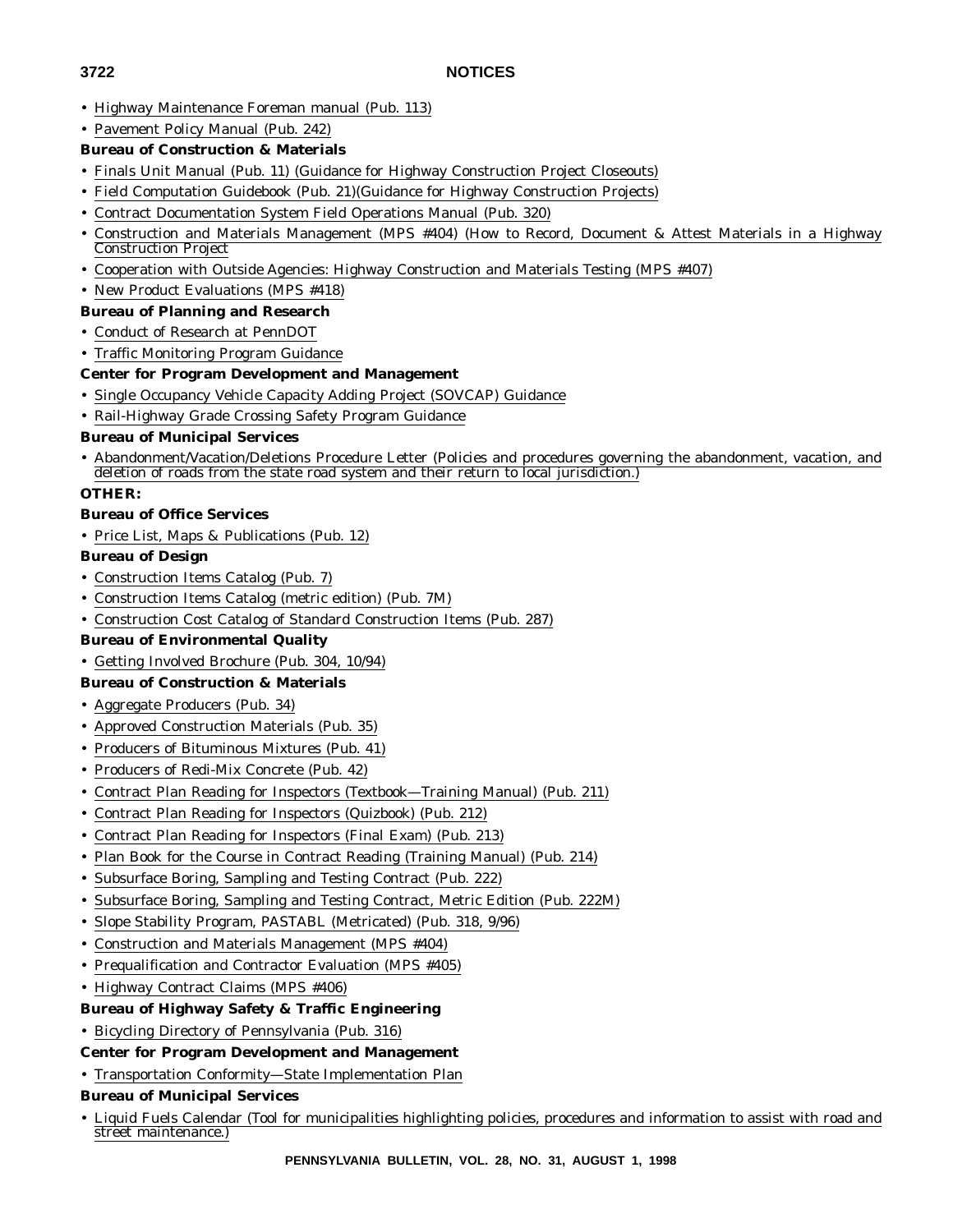- Highway Maintenance Foreman manual (Pub. 113)
- Pavement Policy Manual (Pub. 242)

**Bureau of Construction & Materials**

- Finals Unit Manual (Pub. 11) (Guidance for Highway Construction Project Closeouts)
- Field Computation Guidebook (Pub. 21)(Guidance for Highway Construction Projects)
- Contract Documentation System Field Operations Manual (Pub. 320)
- Construction and Materials Management (MPS #404) (How to Record, Document & Attest Materials in a Highway Construction Project
- Cooperation with Outside Agencies: Highway Construction and Materials Testing (MPS #407)
- New Product Evaluations (MPS #418)

**Bureau of Planning and Research**

- Conduct of Research at PennDOT
- Traffic Monitoring Program Guidance

**Center for Program Development and Management**

- Single Occupancy Vehicle Capacity Adding Project (SOVCAP) Guidance
- Rail-Highway Grade Crossing Safety Program Guidance

**Bureau of Municipal Services**

- Abandonment/Vacation/Deletions Procedure Letter (Policies and procedures governing the abandonment, vacation, and deletion of roads from the state road system and their return to local jurisdiction.)

**OTHER:**

**Bureau of Office Services**

- Price List, Maps & Publications (Pub. 12)

**Bureau of Design**

- Construction Items Catalog (Pub. 7)
- Construction Items Catalog (metric edition) (Pub. 7M)
- Construction Cost Catalog of Standard Construction Items (Pub. 287)

**Bureau of Environmental Quality**

- Getting Involved Brochure (Pub. 304, 10/94)

**Bureau of Construction & Materials**

- Aggregate Producers (Pub. 34)
- Approved Construction Materials (Pub. 35)
- Producers of Bituminous Mixtures (Pub. 41)
- Producers of Redi-Mix Concrete (Pub. 42)
- Contract Plan Reading for Inspectors (Textbook—Training Manual) (Pub. 211)
- Contract Plan Reading for Inspectors (Quizbook) (Pub. 212)
- Contract Plan Reading for Inspectors (Final Exam) (Pub. 213)
- Plan Book for the Course in Contract Reading (Training Manual) (Pub. 214)
- Subsurface Boring, Sampling and Testing Contract (Pub. 222)
- Subsurface Boring, Sampling and Testing Contract, Metric Edition (Pub. 222M)
- Slope Stability Program, PASTABL (Metricated) (Pub. 318, 9/96)
- Construction and Materials Management (MPS #404)
- Prequalification and Contractor Evaluation (MPS #405)
- Highway Contract Claims (MPS #406)

**Bureau of Highway Safety & Traffic Engineering**

- Bicycling Directory of Pennsylvania (Pub. 316)

**Center for Program Development and Management**

- Transportation Conformity—State Implementation Plan

**Bureau of Municipal Services**

- Liquid Fuels Calendar (Tool for municipalities highlighting policies, procedures and information to assist with road and street maintenance.)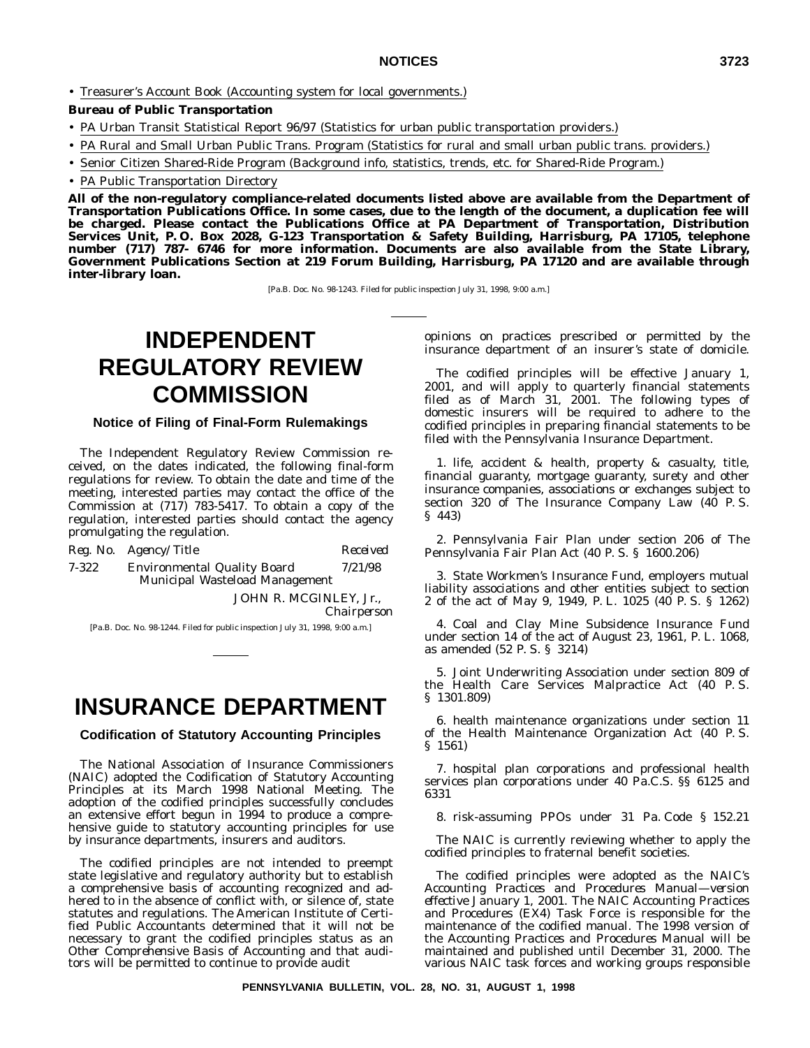• Treasurer's Account Book (Accounting system for local governments.)

**Bureau of Public Transportation**

• PA Urban Transit Statistical Report 96/97 (Statistics for urban public transportation providers.)

• PA Rural and Small Urban Public Trans. Program (Statistics for rural and small urban public trans. providers.)

• Senior Citizen Shared-Ride Program (Background info, statistics, trends, etc. for Shared-Ride Program.)

• PA Public Transportation Directory

**All of the non-regulatory compliance-related documents listed above are available from the Department of Transportation Publications Office. In some cases, due to the length of the document, a duplication fee will be charged. Please contact the Publications Office at PA Department of Transportation, Distribution Services Unit, P. O. Box 2028, G-123 Transportation & Safety Building, Harrisburg, PA 17105, telephone number (717) 787- 6746 for more information. Documents are also available from the State Library, Government Publications Section at 219 Forum Building, Harrisburg, PA 17120 and are available through inter-library loan.**

[Pa.B. Doc. No. 98-1243. Filed for public inspection July 31, 1998, 9:00 a.m.]

# INDEPENDENT REGULATORY REVIEW COMMISSION

## Notice of Filing of Final-Form Rulemakings

The Independent Regulatory Review Commission received, on the dates indicated, the following final-form regulations for review. To obtain the date and time of the meeting, interested parties may contact the office of the Commission at (717) 783-5417. To obtain a copy of the regulation, interested parties should contact the agency promulgating the regulation.

| *Reg. No.* | *Agency/Title* | *Received* |
|---|---|---|
| 7-322 | Environmental Quality Board<br>Municipal Wasteload Management | 7/21/98 |

JOHN R. MCGINLEY, Jr.,
*Chairperson*

[Pa.B. Doc. No. 98-1244. Filed for public inspection July 31, 1998, 9:00 a.m.]

# INSURANCE DEPARTMENT

## Codification of Statutory Accounting Principles

The National Association of Insurance Commissioners (NAIC) adopted the Codification of Statutory Accounting Principles at its March 1998 National Meeting. The adoption of the codified principles successfully concludes an extensive effort begun in 1994 to produce a comprehensive guide to statutory accounting principles for use by insurance departments, insurers and auditors.

The codified principles are not intended to preempt state legislative and regulatory authority but to establish a comprehensive basis of accounting recognized and adhered to in the absence of conflict with, or silence of, state statutes and regulations. The American Institute of Certified Public Accountants determined that it will not be necessary to grant the codified principles status as an *Other Comprehensive Basis of Accounting* and that auditors will be permitted to continue to provide audit opinions on practices prescribed or permitted by the insurance department of an insurer's state of domicile.

The codified principles will be effective January 1, 2001, and will apply to quarterly financial statements filed as of March 31, 2001. The following types of domestic insurers will be required to adhere to the codified principles in preparing financial statements to be filed with the Pennsylvania Insurance Department.

1. life, accident & health, property & casualty, title, financial guaranty, mortgage guaranty, surety and other insurance companies, associations or exchanges subject to section 320 of The Insurance Company Law (40 P. S. § 443)

2. Pennsylvania Fair Plan under section 206 of The Pennsylvania Fair Plan Act (40 P. S. § 1600.206)

3. State Workmen's Insurance Fund, employers mutual liability associations and other entities subject to section 2 of the act of May 9, 1949, P. L. 1025 (40 P. S. § 1262)

4. Coal and Clay Mine Subsidence Insurance Fund under section 14 of the act of August 23, 1961, P. L. 1068, as amended (52 P. S. § 3214)

5. Joint Underwriting Association under section 809 of the Health Care Services Malpractice Act (40 P. S. § 1301.809)

6. health maintenance organizations under section 11 of the Health Maintenance Organization Act (40 P. S. § 1561)

7. hospital plan corporations and professional health services plan corporations under 40 Pa.C.S. §§ 6125 and 6331

8. risk-assuming PPOs under 31 Pa. Code § 152.21

The NAIC is currently reviewing whether to apply the codified principles to fraternal benefit societies.

The codified principles were adopted as the NAIC's *Accounting Practices and Procedures Manual—version effective January 1, 2001*. The NAIC Accounting Practices and Procedures (EX4) Task Force is responsible for the maintenance of the codified manual. The 1998 version of the *Accounting Practices and Procedures Manual* will be maintained and published until December 31, 2000. The various NAIC task forces and working groups responsible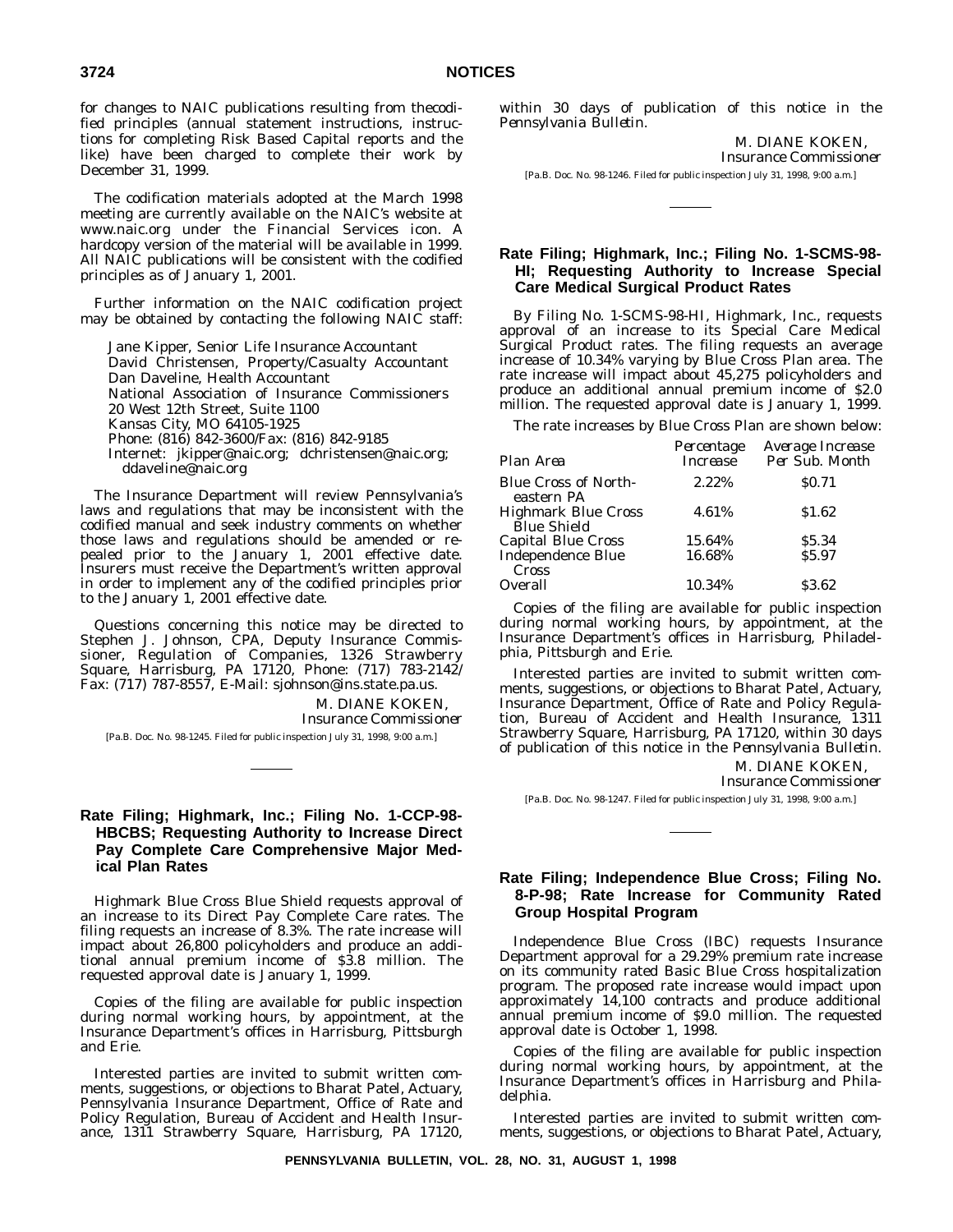for changes to NAIC publications resulting from thecodified principles (annual statement instructions, instructions for completing Risk Based Capital reports and the like) have been charged to complete their work by December 31, 1999.

The codification materials adopted at the March 1998 meeting are currently available on the NAIC's website at www.naic.org under the Financial Services icon. A hardcopy version of the material will be available in 1999. All NAIC publications will be consistent with the codified principles as of January 1, 2001.

Further information on the NAIC codification project may be obtained by contacting the following NAIC staff:

Jane Kipper, Senior Life Insurance Accountant
David Christensen, Property/Casualty Accountant
Dan Daveline, Health Accountant
National Association of Insurance Commissioners
20 West 12th Street, Suite 1100
Kansas City, MO 64105-1925
Phone: (816) 842-3600/Fax: (816) 842-9185
Internet: jkipper@naic.org; dchristensen@naic.org; ddaveline@naic.org

The Insurance Department will review Pennsylvania's laws and regulations that may be inconsistent with the codified manual and seek industry comments on whether those laws and regulations should be amended or repealed prior to the January 1, 2001 effective date. Insurers must receive the Department's written approval in order to implement any of the codified principles prior to the January 1, 2001 effective date.

Questions concerning this notice may be directed to Stephen J. Johnson, CPA, Deputy Insurance Commissioner, Regulation of Companies, 1326 Strawberry Square, Harrisburg, PA 17120, Phone: (717) 783-2142/ Fax: (717) 787-8557, E-Mail: sjohnson@ins.state.pa.us.

M. DIANE KOKEN,
*Insurance Commissioner*

[Pa.B. Doc. No. 98-1245. Filed for public inspection July 31, 1998, 9:00 a.m.]

## Rate Filing; Highmark, Inc.; Filing No. 1-CCP-98-HBCBS; Requesting Authority to Increase Direct Pay Complete Care Comprehensive Major Medical Plan Rates

Highmark Blue Cross Blue Shield requests approval of an increase to its Direct Pay Complete Care rates. The filing requests an increase of 8.3%. The rate increase will impact about 26,800 policyholders and produce an additional annual premium income of $3.8 million. The requested approval date is January 1, 1999.

Copies of the filing are available for public inspection during normal working hours, by appointment, at the Insurance Department's offices in Harrisburg, Pittsburgh and Erie.

Interested parties are invited to submit written comments, suggestions, or objections to Bharat Patel, Actuary, Pennsylvania Insurance Department, Office of Rate and Policy Regulation, Bureau of Accident and Health Insurance, 1311 Strawberry Square, Harrisburg, PA 17120, within 30 days of publication of this notice in the *Pennsylvania Bulletin*.

M. DIANE KOKEN,
*Insurance Commissioner*

[Pa.B. Doc. No. 98-1246. Filed for public inspection July 31, 1998, 9:00 a.m.]

## Rate Filing; Highmark, Inc.; Filing No. 1-SCMS-98-HI; Requesting Authority to Increase Special Care Medical Surgical Product Rates

By Filing No. 1-SCMS-98-HI, Highmark, Inc., requests approval of an increase to its Special Care Medical Surgical Product rates. The filing requests an average increase of 10.34% varying by Blue Cross Plan area. The rate increase will impact about 45,275 policyholders and produce an additional annual premium income of $2.0 million. The requested approval date is January 1, 1999.

The rate increases by Blue Cross Plan are shown below:

| *Plan Area* | *Percentage Increase* | *Average Increase Per Sub. Month* |
|---|---|---|
| Blue Cross of Northeastern PA | 2.22% | $0.71 |
| Highmark Blue Cross Blue Shield | 4.61% | $1.62 |
| Capital Blue Cross | 15.64% | $5.34 |
| Independence Blue Cross | 16.68% | $5.97 |
| Overall | 10.34% | $3.62 |

Copies of the filing are available for public inspection during normal working hours, by appointment, at the Insurance Department's offices in Harrisburg, Philadelphia, Pittsburgh and Erie.

Interested parties are invited to submit written comments, suggestions, or objections to Bharat Patel, Actuary, Insurance Department, Office of Rate and Policy Regulation, Bureau of Accident and Health Insurance, 1311 Strawberry Square, Harrisburg, PA 17120, within 30 days of publication of this notice in the *Pennsylvania Bulletin*.

M. DIANE KOKEN,
*Insurance Commissioner*

[Pa.B. Doc. No. 98-1247. Filed for public inspection July 31, 1998, 9:00 a.m.]

## Rate Filing; Independence Blue Cross; Filing No. 8-P-98; Rate Increase for Community Rated Group Hospital Program

Independence Blue Cross (IBC) requests Insurance Department approval for a 29.29% premium rate increase on its community rated Basic Blue Cross hospitalization program. The proposed rate increase would impact upon approximately 14,100 contracts and produce additional annual premium income of $9.0 million. The requested approval date is October 1, 1998.

Copies of the filing are available for public inspection during normal working hours, by appointment, at the Insurance Department's offices in Harrisburg and Philadelphia.

Interested parties are invited to submit written comments, suggestions, or objections to Bharat Patel, Actuary,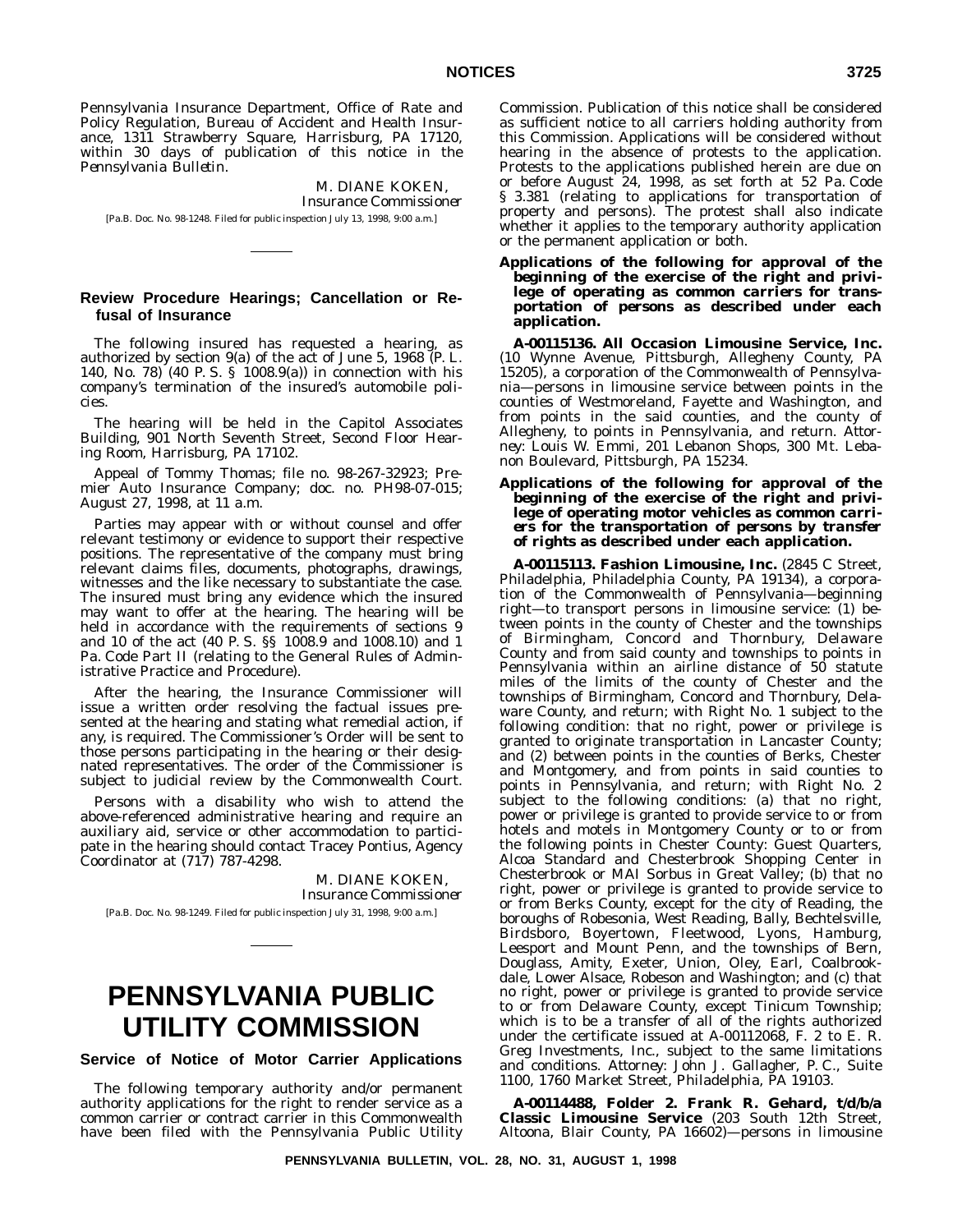Pennsylvania Insurance Department, Office of Rate and Policy Regulation, Bureau of Accident and Health Insurance, 1311 Strawberry Square, Harrisburg, PA 17120, within 30 days of publication of this notice in the *Pennsylvania Bulletin*.

M. DIANE KOKEN,
*Insurance Commissioner*

[Pa.B. Doc. No. 98-1248. Filed for public inspection July 13, 1998, 9:00 a.m.]

---

### Review Procedure Hearings; Cancellation or Refusal of Insurance

The following insured has requested a hearing, as authorized by section 9(a) of the act of June 5, 1968 (P. L. 140, No. 78) (40 P. S. § 1008.9(a)) in connection with his company's termination of the insured's automobile policies.

The hearing will be held in the Capitol Associates Building, 901 North Seventh Street, Second Floor Hearing Room, Harrisburg, PA 17102.

Appeal of Tommy Thomas; file no. 98-267-32923; Premier Auto Insurance Company; doc. no. PH98-07-015; August 27, 1998, at 11 a.m.

Parties may appear with or without counsel and offer relevant testimony or evidence to support their respective positions. The representative of the company must bring relevant claims files, documents, photographs, drawings, witnesses and the like necessary to substantiate the case. The insured must bring any evidence which the insured may want to offer at the hearing. The hearing will be held in accordance with the requirements of sections 9 and 10 of the act (40 P. S. §§ 1008.9 and 1008.10) and 1 Pa. Code Part II (relating to the General Rules of Administrative Practice and Procedure).

After the hearing, the Insurance Commissioner will issue a written order resolving the factual issues presented at the hearing and stating what remedial action, if any, is required. The Commissioner's Order will be sent to those persons participating in the hearing or their designated representatives. The order of the Commissioner is subject to judicial review by the Commonwealth Court.

Persons with a disability who wish to attend the above-referenced administrative hearing and require an auxiliary aid, service or other accommodation to participate in the hearing should contact Tracey Pontius, Agency Coordinator at (717) 787-4298.

M. DIANE KOKEN,
*Insurance Commissioner*

[Pa.B. Doc. No. 98-1249. Filed for public inspection July 31, 1998, 9:00 a.m.]

---

# PENNSYLVANIA PUBLIC UTILITY COMMISSION

### Service of Notice of Motor Carrier Applications

The following temporary authority and/or permanent authority applications for the right to render service as a common carrier or contract carrier in this Commonwealth have been filed with the Pennsylvania Public Utility Commission. Publication of this notice shall be considered as sufficient notice to all carriers holding authority from this Commission. Applications will be considered without hearing in the absence of protests to the application. Protests to the applications published herein are due on or before August 24, 1998, as set forth at 52 Pa. Code § 3.381 (relating to applications for transportation of property and persons). The protest shall also indicate whether it applies to the temporary authority application or the permanent application or both.

**Applications of the following for approval of the beginning of the exercise of the right and privilege of operating as common carriers for transportation of persons as described under each application.**

**A-00115136. All Occasion Limousine Service, Inc.** (10 Wynne Avenue, Pittsburgh, Allegheny County, PA 15205), a corporation of the Commonwealth of Pennsylvania—persons in limousine service between points in the counties of Westmoreland, Fayette and Washington, and from points in the said counties, and the county of Allegheny, to points in Pennsylvania, and return. Attorney: Louis W. Emmi, 201 Lebanon Shops, 300 Mt. Lebanon Boulevard, Pittsburgh, PA 15234.

**Applications of the following for approval of the beginning of the exercise of the right and privilege of operating motor vehicles as common carriers for the transportation of persons by transfer of rights as described under each application.**

**A-00115113. Fashion Limousine, Inc.** (2845 C Street, Philadelphia, Philadelphia County, PA 19134), a corporation of the Commonwealth of Pennsylvania—beginning right—to transport persons in limousine service: (1) between points in the county of Chester and the townships of Birmingham, Concord and Thornbury, Delaware County and from said county and townships to points in Pennsylvania within an airline distance of 50 statute miles of the limits of the county of Chester and the townships of Birmingham, Concord and Thornbury, Delaware County, and return; with Right No. 1 subject to the following condition: that no right, power or privilege is granted to originate transportation in Lancaster County; and (2) between points in the counties of Berks, Chester and Montgomery, and from points in said counties to points in Pennsylvania, and return; with Right No. 2 subject to the following conditions: (a) that no right, power or privilege is granted to provide service to or from hotels and motels in Montgomery County or to or from the following points in Chester County: Guest Quarters, Alcoa Standard and Chesterbrook Shopping Center in Chesterbrook or MAI Sorbus in Great Valley; (b) that no right, power or privilege is granted to provide service to or from Berks County, except for the city of Reading, the boroughs of Robesonia, West Reading, Bally, Bechtelsville, Birdsboro, Boyertown, Fleetwood, Lyons, Hamburg, Leesport and Mount Penn, and the townships of Bern, Douglass, Amity, Exeter, Union, Oley, Earl, Coalbrookdale, Lower Alsace, Robeson and Washington; and (c) that no right, power or privilege is granted to provide service to or from Delaware County, except Tinicum Township; which is to be a transfer of all of the rights authorized under the certificate issued at A-00112068, F. 2 to E. R. Greg Investments, Inc., subject to the same limitations and conditions. Attorney: John J. Gallagher, P. C., Suite 1100, 1760 Market Street, Philadelphia, PA 19103.

**A-00114488, Folder 2. Frank R. Gehard, t/d/b/a Classic Limousine Service** (203 South 12th Street, Altoona, Blair County, PA 16602)—persons in limousine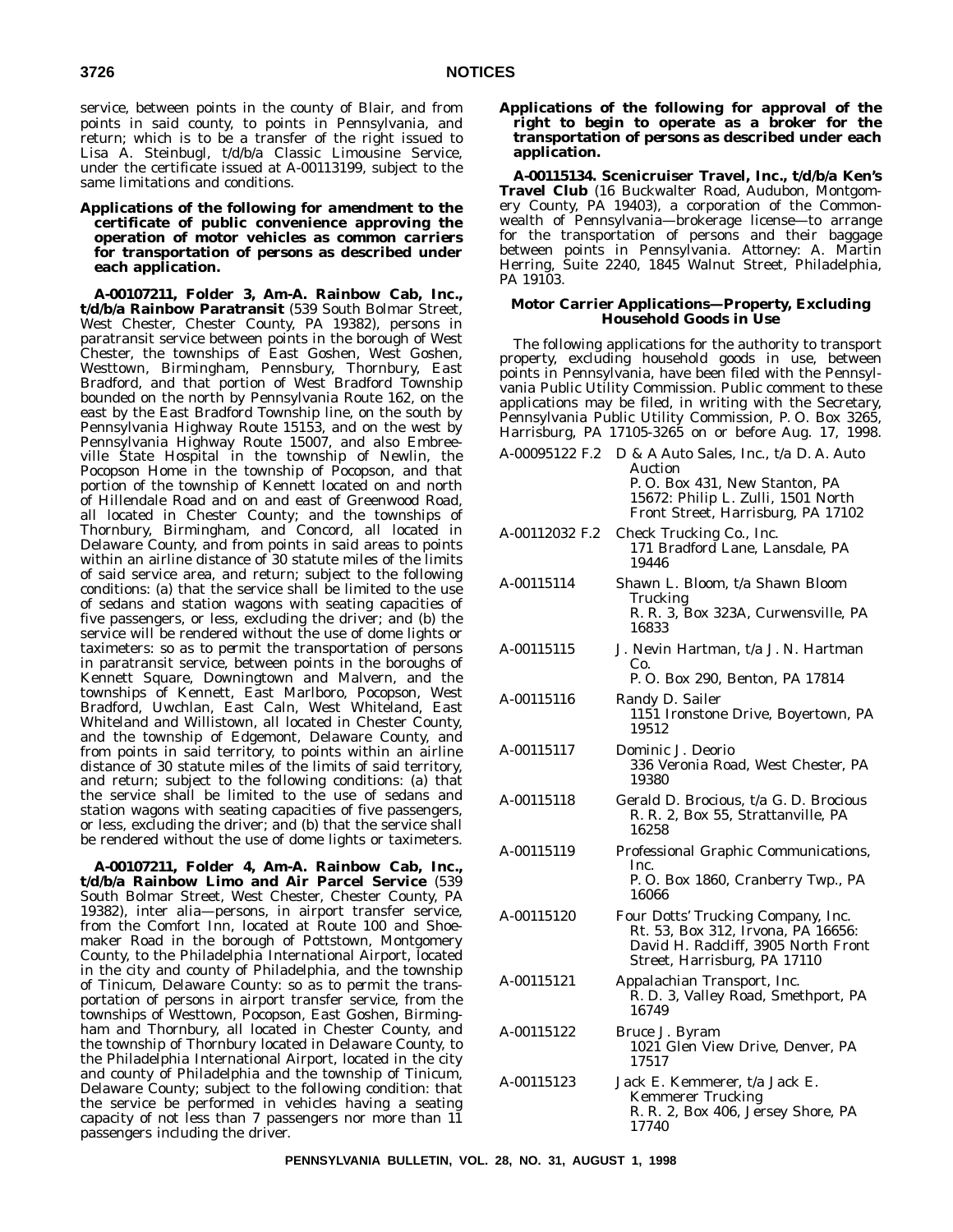service, between points in the county of Blair, and from points in said county, to points in Pennsylvania, and return; which is to be a transfer of the right issued to Lisa A. Steinbugl, t/d/b/a Classic Limousine Service, under the certificate issued at A-00113199, subject to the same limitations and conditions.

**Applications of the following for amendment to the certificate of public convenience approving the operation of motor vehicles as common carriers for transportation of persons as described under each application.**

**A-00107211, Folder 3, Am-A. Rainbow Cab, Inc., t/d/b/a Rainbow Paratransit** (539 South Bolmar Street, West Chester, Chester County, PA 19382), persons in paratransit service between points in the borough of West Chester, the townships of East Goshen, West Goshen, Westtown, Birmingham, Pennsbury, Thornbury, East Bradford, and that portion of West Bradford Township bounded on the north by Pennsylvania Route 162, on the east by the East Bradford Township line, on the south by Pennsylvania Highway Route 15153, and on the west by Pennsylvania Highway Route 15007, and also Embreeville State Hospital in the township of Newlin, the Pocopson Home in the township of Pocopson, and that portion of the township of Kennett located on and north of Hillendale Road and on and east of Greenwood Road, all located in Chester County; and the townships of Thornbury, Birmingham, and Concord, all located in Delaware County, and from points in said areas to points within an airline distance of 30 statute miles of the limits of said service area, and return; subject to the following conditions: (a) that the service shall be limited to the use of sedans and station wagons with seating capacities of five passengers, or less, excluding the driver; and (b) the service will be rendered without the use of dome lights or taximeters: so as to permit the transportation of persons in paratransit service, between points in the boroughs of Kennett Square, Downingtown and Malvern, and the townships of Kennett, East Marlboro, Pocopson, West Bradford, Uwchlan, East Caln, West Whiteland, East Whiteland and Willistown, all located in Chester County, and the township of Edgemont, Delaware County, and from points in said territory, to points within an airline distance of 30 statute miles of the limits of said territory, and return; subject to the following conditions: (a) that the service shall be limited to the use of sedans and station wagons with seating capacities of five passengers, or less, excluding the driver; and (b) that the service shall be rendered without the use of dome lights or taximeters.

**A-00107211, Folder 4, Am-A. Rainbow Cab, Inc., t/d/b/a Rainbow Limo and Air Parcel Service** (539 South Bolmar Street, West Chester, Chester County, PA 19382), inter alia—persons, in airport transfer service, from the Comfort Inn, located at Route 100 and Shoemaker Road in the borough of Pottstown, Montgomery County, to the Philadelphia International Airport, located in the city and county of Philadelphia, and the township of Tinicum, Delaware County: so as to permit the transportation of persons in airport transfer service, from the townships of Westtown, Pocopson, East Goshen, Birmingham and Thornbury, all located in Chester County, and the township of Thornbury located in Delaware County, to the Philadelphia International Airport, located in the city and county of Philadelphia and the township of Tinicum, Delaware County; subject to the following condition: that the service be performed in vehicles having a seating capacity of not less than 7 passengers nor more than 11 passengers including the driver.

**Applications of the following for approval of the right to begin to operate as a broker for the transportation of persons as described under each application.**

**A-00115134. Scenicruiser Travel, Inc., t/d/b/a Ken's Travel Club** (16 Buckwalter Road, Audubon, Montgomery County, PA 19403), a corporation of the Commonwealth of Pennsylvania—brokerage license—to arrange for the transportation of persons and their baggage between points in Pennsylvania. *Attorney*: A. Martin Herring, Suite 2240, 1845 Walnut Street, Philadelphia, PA 19103.

### Motor Carrier Applications—Property, Excluding Household Goods in Use

The following applications for the authority to transport property, excluding household goods in use, between points in Pennsylvania, have been filed with the Pennsylvania Public Utility Commission. Public comment to these applications may be filed, in writing with the Secretary, Pennsylvania Public Utility Commission, P. O. Box 3265, Harrisburg, PA 17105-3265 on or before Aug. 17, 1998.

| | |
|---|---|
| A-00095122 F.2 | D & A Auto Sales, Inc., t/a D. A. Auto Auction<br>P. O. Box 431, New Stanton, PA 15672: Philip L. Zulli, 1501 North Front Street, Harrisburg, PA 17102 |
| A-00112032 F.2 | Check Trucking Co., Inc.<br>171 Bradford Lane, Lansdale, PA 19446 |
| A-00115114 | Shawn L. Bloom, t/a Shawn Bloom Trucking<br>R. R. 3, Box 323A, Curwensville, PA 16833 |
| A-00115115 | J. Nevin Hartman, t/a J. N. Hartman Co.<br>P. O. Box 290, Benton, PA 17814 |
| A-00115116 | Randy D. Sailer<br>1151 Ironstone Drive, Boyertown, PA 19512 |
| A-00115117 | Dominic J. Deorio<br>336 Veronia Road, West Chester, PA 19380 |
| A-00115118 | Gerald D. Brocious, t/a G. D. Brocious<br>R. R. 2, Box 55, Strattanville, PA 16258 |
| A-00115119 | Professional Graphic Communications, Inc.<br>P. O. Box 1860, Cranberry Twp., PA 16066 |
| A-00115120 | Four Dotts' Trucking Company, Inc.<br>Rt. 53, Box 312, Irvona, PA 16656: David H. Radcliff, 3905 North Front Street, Harrisburg, PA 17110 |
| A-00115121 | Appalachian Transport, Inc.<br>R. D. 3, Valley Road, Smethport, PA 16749 |
| A-00115122 | Bruce J. Byram<br>1021 Glen View Drive, Denver, PA 17517 |
| A-00115123 | Jack E. Kemmerer, t/a Jack E. Kemmerer Trucking<br>R. R. 2, Box 406, Jersey Shore, PA 17740 |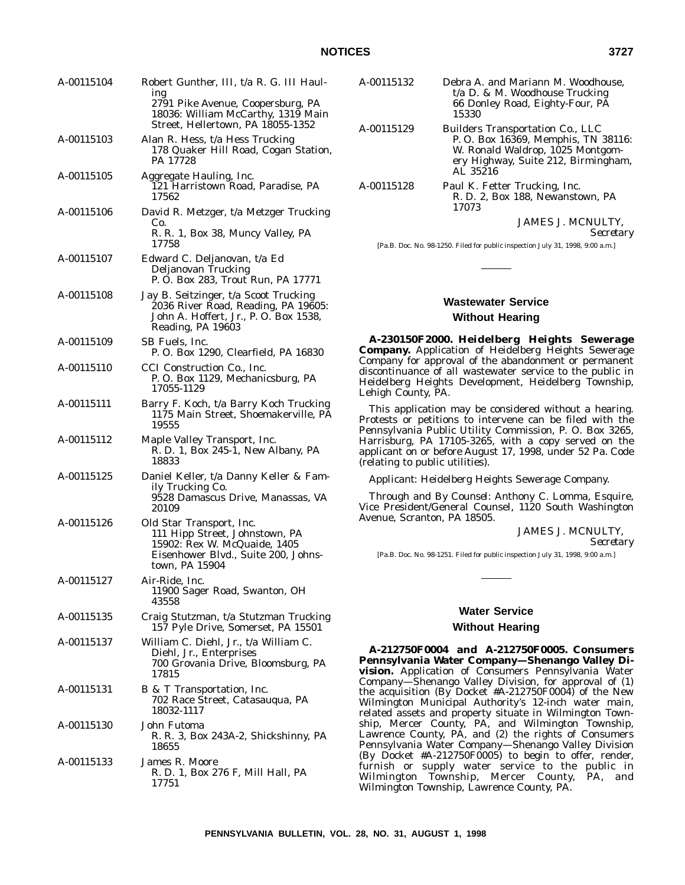| | |
|---|---|
| A-00115104 | Robert Gunther, III, t/a R. G. III Hauling 2791 Pike Avenue, Coopersburg, PA 18036: William McCarthy, 1319 Main Street, Hellertown, PA 18055-1352 |
| A-00115103 | Alan R. Hess, t/a Hess Trucking 178 Quaker Hill Road, Cogan Station, PA 17728 |
| A-00115105 | Aggregate Hauling, Inc. 121 Harristown Road, Paradise, PA 17562 |
| A-00115106 | David R. Metzger, t/a Metzger Trucking Co. R. R. 1, Box 38, Muncy Valley, PA 17758 |
| A-00115107 | Edward C. Deljanovan, t/a Ed Deljanovan Trucking P. O. Box 283, Trout Run, PA 17771 |
| A-00115108 | Jay B. Seitzinger, t/a Scoot Trucking 2036 River Road, Reading, PA 19605: John A. Hoffert, Jr., P. O. Box 1538, Reading, PA 19603 |
| A-00115109 | SB Fuels, Inc. P. O. Box 1290, Clearfield, PA 16830 |
| A-00115110 | CCI Construction Co., Inc. P. O. Box 1129, Mechanicsburg, PA 17055-1129 |
| A-00115111 | Barry F. Koch, t/a Barry Koch Trucking 1175 Main Street, Shoemakerville, PA 19555 |
| A-00115112 | Maple Valley Transport, Inc. R. D. 1, Box 245-1, New Albany, PA 18833 |
| A-00115125 | Daniel Keller, t/a Danny Keller & Family Trucking Co. 9528 Damascus Drive, Manassas, VA 20109 |
| A-00115126 | Old Star Transport, Inc. 111 Hipp Street, Johnstown, PA 15902: Rex W. McQuaide, 1405 Eisenhower Blvd., Suite 200, Johnstown, PA 15904 |
| A-00115127 | Air-Ride, Inc. 11900 Sager Road, Swanton, OH 43558 |
| A-00115135 | Craig Stutzman, t/a Stutzman Trucking 157 Pyle Drive, Somerset, PA 15501 |
| A-00115137 | William C. Diehl, Jr., t/a William C. Diehl, Jr., Enterprises 700 Grovania Drive, Bloomsburg, PA 17815 |
| A-00115131 | B & T Transportation, Inc. 702 Race Street, Catasauqua, PA 18032-1117 |
| A-00115130 | John Futoma R. R. 3, Box 243A-2, Shickshinny, PA 18655 |
| A-00115133 | James R. Moore R. D. 1, Box 276 F, Mill Hall, PA 17751 |
| A-00115132 | Debra A. and Mariann M. Woodhouse, t/a D. & M. Woodhouse Trucking 66 Donley Road, Eighty-Four, PA 15330 |
| A-00115129 | Builders Transportation Co., LLC P. O. Box 16369, Memphis, TN 38116: W. Ronald Waldrop, 1025 Montgomery Highway, Suite 212, Birmingham, AL 35216 |
| A-00115128 | Paul K. Fetter Trucking, Inc. R. D. 2, Box 188, Newanstown, PA 17073 |

JAMES J. MCNULTY,
*Secretary*

[Pa.B. Doc. No. 98-1250. Filed for public inspection July 31, 1998, 9:00 a.m.]

## Wastewater Service
### Without Hearing

**A-230150F2000. Heidelberg Heights Sewerage Company.** Application of Heidelberg Heights Sewerage Company for approval of the abandonment or permanent discontinuance of all wastewater service to the public in Heidelberg Heights Development, Heidelberg Township, Lehigh County, PA.

This application may be considered without a hearing. Protests or petitions to intervene can be filed with the Pennsylvania Public Utility Commission, P. O. Box 3265, Harrisburg, PA 17105-3265, with a copy served on the applicant on or before August 17, 1998, under 52 Pa. Code (relating to public utilities).

Applicant: Heidelberg Heights Sewerage Company.

Through and By Counsel: Anthony C. Lomma, Esquire, Vice President/General Counsel, 1120 South Washington Avenue, Scranton, PA 18505.

JAMES J. MCNULTY,
*Secretary*

[Pa.B. Doc. No. 98-1251. Filed for public inspection July 31, 1998, 9:00 a.m.]

## Water Service
### Without Hearing

**A-212750F0004 and A-212750F0005. Consumers Pennsylvania Water Company—Shenango Valley Division.** Application of Consumers Pennsylvania Water Company—Shenango Valley Division, for approval of (1) the acquisition (By Docket #A-212750F0004) of the New Wilmington Municipal Authority's 12-inch water main, related assets and property situate in Wilmington Township, Mercer County, PA, and Wilmington Township, Lawrence County, PA, and (2) the rights of Consumers Pennsylvania Water Company—Shenango Valley Division (By Docket #A-212750F0005) to begin to offer, render, furnish or supply water service to the public in Wilmington Township, Mercer County, PA, and Wilmington Township, Lawrence County, PA.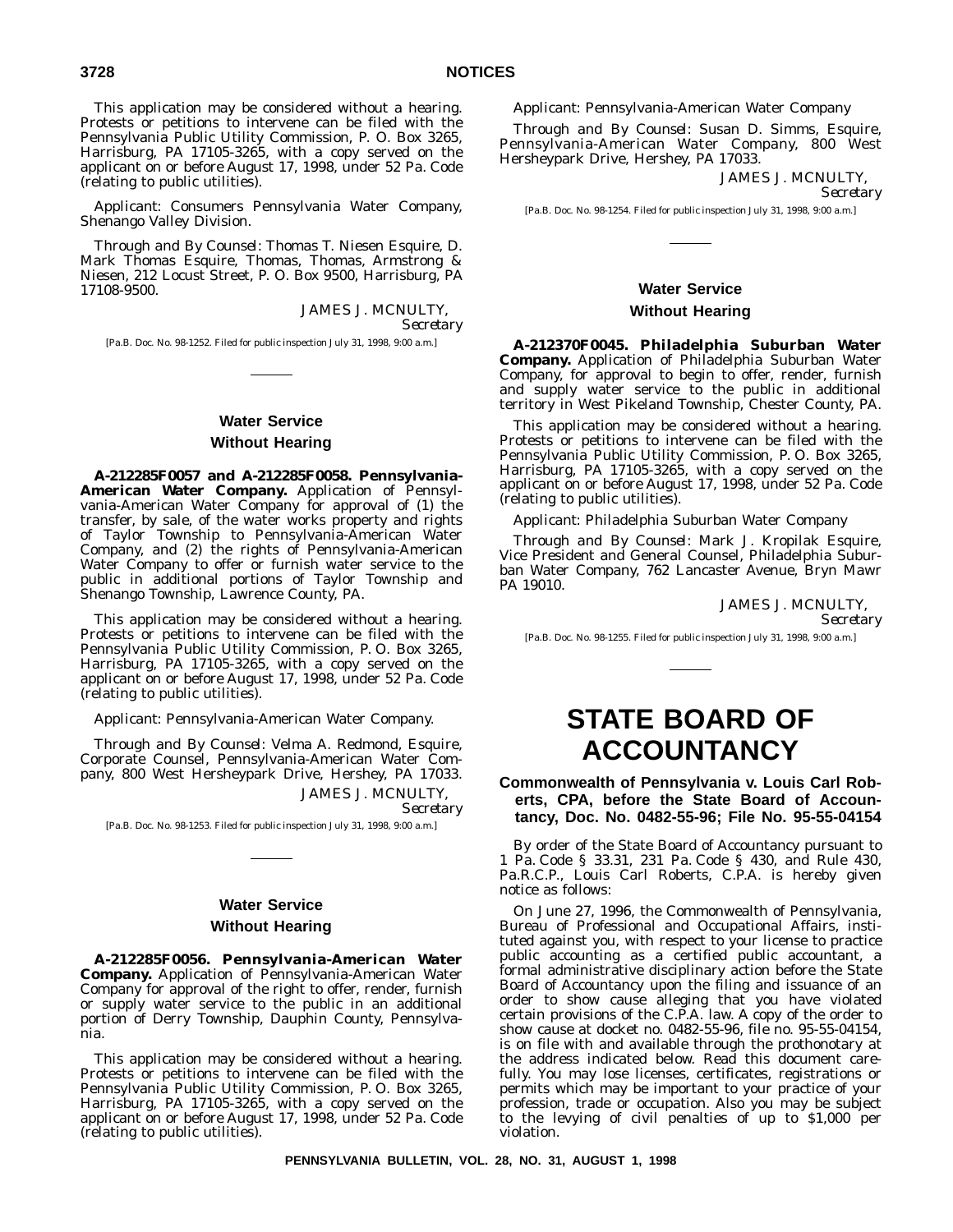This application may be considered without a hearing. Protests or petitions to intervene can be filed with the Pennsylvania Public Utility Commission, P. O. Box 3265, Harrisburg, PA 17105-3265, with a copy served on the applicant on or before August 17, 1998, under 52 Pa. Code (relating to public utilities).

Applicant: Consumers Pennsylvania Water Company, Shenango Valley Division.

Through and By Counsel: Thomas T. Niesen Esquire, D. Mark Thomas Esquire, Thomas, Thomas, Armstrong & Niesen, 212 Locust Street, P. O. Box 9500, Harrisburg, PA 17108-9500.

JAMES J. MCNULTY,
*Secretary*

[Pa.B. Doc. No. 98-1252. Filed for public inspection July 31, 1998, 9:00 a.m.]

## Water Service Without Hearing

**A-212285F0057 and A-212285F0058. Pennsylvania-American Water Company.** Application of Pennsylvania-American Water Company for approval of (1) the transfer, by sale, of the water works property and rights of Taylor Township to Pennsylvania-American Water Company, and (2) the rights of Pennsylvania-American Water Company to offer or furnish water service to the public in additional portions of Taylor Township and Shenango Township, Lawrence County, PA.

This application may be considered without a hearing. Protests or petitions to intervene can be filed with the Pennsylvania Public Utility Commission, P. O. Box 3265, Harrisburg, PA 17105-3265, with a copy served on the applicant on or before August 17, 1998, under 52 Pa. Code (relating to public utilities).

Applicant: Pennsylvania-American Water Company.

Through and By Counsel: Velma A. Redmond, Esquire, Corporate Counsel, Pennsylvania-American Water Company, 800 West Hersheypark Drive, Hershey, PA 17033.

JAMES J. MCNULTY,
*Secretary*

[Pa.B. Doc. No. 98-1253. Filed for public inspection July 31, 1998, 9:00 a.m.]

## Water Service Without Hearing

**A-212285F0056. Pennsylvania-American Water Company.** Application of Pennsylvania-American Water Company for approval of the right to offer, render, furnish or supply water service to the public in an additional portion of Derry Township, Dauphin County, Pennsylvania.

This application may be considered without a hearing. Protests or petitions to intervene can be filed with the Pennsylvania Public Utility Commission, P. O. Box 3265, Harrisburg, PA 17105-3265, with a copy served on the applicant on or before August 17, 1998, under 52 Pa. Code (relating to public utilities).

Applicant: Pennsylvania-American Water Company

Through and By Counsel: Susan D. Simms, Esquire, Pennsylvania-American Water Company, 800 West Hersheypark Drive, Hershey, PA 17033.

JAMES J. MCNULTY,
*Secretary*

[Pa.B. Doc. No. 98-1254. Filed for public inspection July 31, 1998, 9:00 a.m.]

## Water Service Without Hearing

**A-212370F0045. Philadelphia Suburban Water Company.** Application of Philadelphia Suburban Water Company, for approval to begin to offer, render, furnish and supply water service to the public in additional territory in West Pikeland Township, Chester County, PA.

This application may be considered without a hearing. Protests or petitions to intervene can be filed with the Pennsylvania Public Utility Commission, P. O. Box 3265, Harrisburg, PA 17105-3265, with a copy served on the applicant on or before August 17, 1998, under 52 Pa. Code (relating to public utilities).

Applicant: Philadelphia Suburban Water Company

Through and By Counsel: Mark J. Kropilak Esquire, Vice President and General Counsel, Philadelphia Suburban Water Company, 762 Lancaster Avenue, Bryn Mawr PA 19010.

JAMES J. MCNULTY,
*Secretary*

[Pa.B. Doc. No. 98-1255. Filed for public inspection July 31, 1998, 9:00 a.m.]

# STATE BOARD OF ACCOUNTANCY

### Commonwealth of Pennsylvania v. Louis Carl Roberts, CPA, before the State Board of Accountancy, Doc. No. 0482-55-96; File No. 95-55-04154

By order of the State Board of Accountancy pursuant to 1 Pa. Code § 33.31, 231 Pa. Code § 430, and Rule 430, Pa.R.C.P., Louis Carl Roberts, C.P.A. is hereby given notice as follows:

On June 27, 1996, the Commonwealth of Pennsylvania, Bureau of Professional and Occupational Affairs, instituted against you, with respect to your license to practice public accounting as a certified public accountant, a formal administrative disciplinary action before the State Board of Accountancy upon the filing and issuance of an order to show cause alleging that you have violated certain provisions of the C.P.A. law. A copy of the order to show cause at docket no. 0482-55-96, file no. 95-55-04154, is on file with and available through the prothonotary at the address indicated below. Read this document carefully. You may lose licenses, certificates, registrations or permits which may be important to your practice of your profession, trade or occupation. Also you may be subject to the levying of civil penalties of up to $1,000 per violation.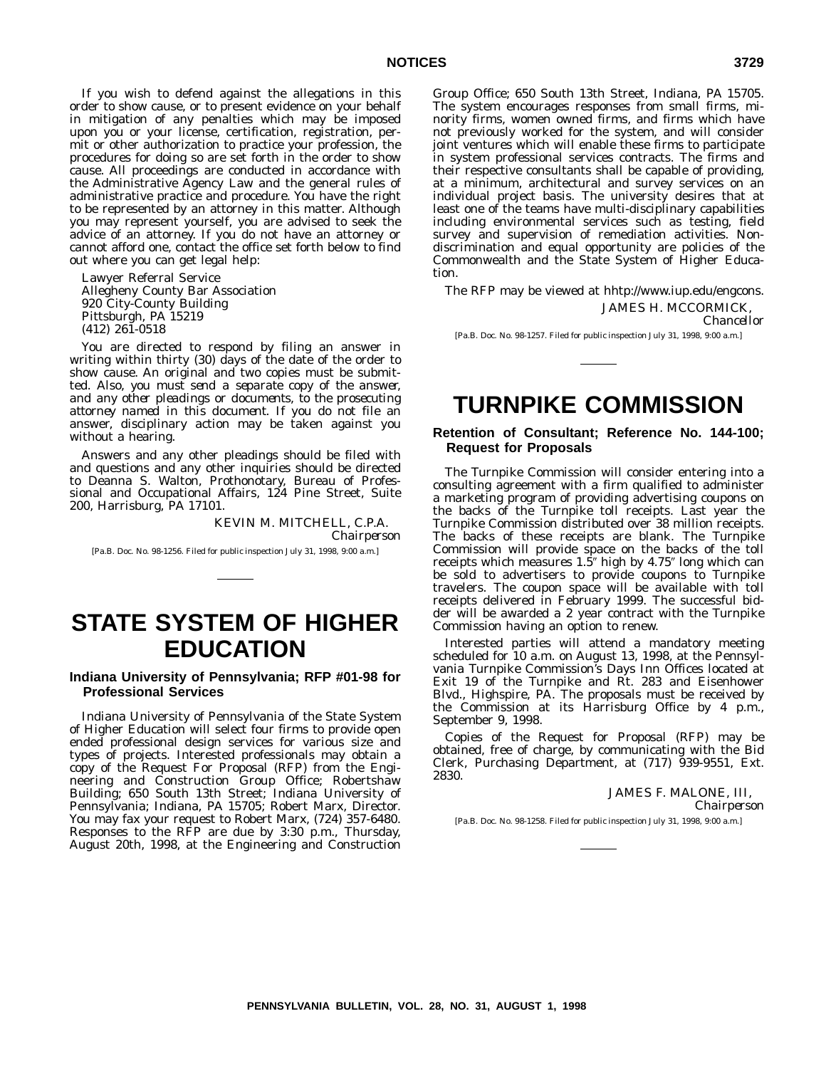If you wish to defend against the allegations in this order to show cause, or to present evidence on your behalf in mitigation of any penalties which may be imposed upon you or your license, certification, registration, permit or other authorization to practice your profession, the procedures for doing so are set forth in the order to show cause. All proceedings are conducted in accordance with the Administrative Agency Law and the general rules of administrative practice and procedure. You have the right to be represented by an attorney in this matter. Although you may represent yourself, you are advised to seek the advice of an attorney. If you do not have an attorney or cannot afford one, contact the office set forth below to find out where you can get legal help:

Lawyer Referral Service
Allegheny County Bar Association
920 City-County Building
Pittsburgh, PA 15219
(412) 261-0518

You are directed to respond by filing an answer in writing within thirty (30) days of the date of the order to show cause. An original and two copies must be submitted. *Also, you must send a separate copy of the answer, and any other pleadings or documents, to the prosecuting attorney named in this document.* If you do not file an answer, disciplinary action may be taken against you without a hearing.

Answers and any other pleadings should be filed with and questions and any other inquiries should be directed to Deanna S. Walton, Prothonotary, Bureau of Professional and Occupational Affairs, 124 Pine Street, Suite 200, Harrisburg, PA 17101.

KEVIN M. MITCHELL, C.P.A.,
*Chairperson*

[Pa.B. Doc. No. 98-1256. Filed for public inspection July 31, 1998, 9:00 a.m.]

# STATE SYSTEM OF HIGHER EDUCATION

## Indiana University of Pennsylvania; RFP #01-98 for Professional Services

Indiana University of Pennsylvania of the State System of Higher Education will select four firms to provide open ended professional design services for various size and types of projects. Interested professionals may obtain a copy of the Request For Proposal (RFP) from the Engineering and Construction Group Office; Robertshaw Building; 650 South 13th Street; Indiana University of Pennsylvania; Indiana, PA 15705; Robert Marx, Director. You may fax your request to Robert Marx, (724) 357-6480. Responses to the RFP are due by 3:30 p.m., Thursday, August 20th, 1998, at the Engineering and Construction Group Office; 650 South 13th Street, Indiana, PA 15705. The system encourages responses from small firms, minority firms, women owned firms, and firms which have not previously worked for the system, and will consider joint ventures which will enable these firms to participate in system professional services contracts. The firms and their respective consultants shall be capable of providing, at a minimum, architectural and survey services on an individual project basis. The university desires that at least one of the teams have multi-disciplinary capabilities including environmental services such as testing, field survey and supervision of remediation activities. Nondiscrimination and equal opportunity are policies of the Commonwealth and the State System of Higher Education.

The RFP may be viewed at hhtp://www.iup.edu/engcons.

JAMES H. MCCORMICK,
*Chancellor*

[Pa.B. Doc. No. 98-1257. Filed for public inspection July 31, 1998, 9:00 a.m.]

# TURNPIKE COMMISSION

## Retention of Consultant; Reference No. 144-100; Request for Proposals

The Turnpike Commission will consider entering into a consulting agreement with a firm qualified to administer a marketing program of providing advertising coupons on the backs of the Turnpike toll receipts. Last year the Turnpike Commission distributed over 38 million receipts. The backs of these receipts are blank. The Turnpike Commission will provide space on the backs of the toll receipts which measures 1.5″ high by 4.75″ long which can be sold to advertisers to provide coupons to Turnpike travelers. The coupon space will be available with toll receipts delivered in February 1999. The successful bidder will be awarded a 2 year contract with the Turnpike Commission having an option to renew.

Interested parties will attend a mandatory meeting scheduled for 10 a.m. on August 13, 1998, at the Pennsylvania Turnpike Commission's Days Inn Offices located at Exit 19 of the Turnpike and Rt. 283 and Eisenhower Blvd., Highspire, PA. The proposals must be received by the Commission at its Harrisburg Office by 4 p.m., September 9, 1998.

Copies of the Request for Proposal (RFP) may be obtained, free of charge, by communicating with the Bid Clerk, Purchasing Department, at (717) 939-9551, Ext. 2830.

JAMES F. MALONE, III,
*Chairperson*

[Pa.B. Doc. No. 98-1258. Filed for public inspection July 31, 1998, 9:00 a.m.]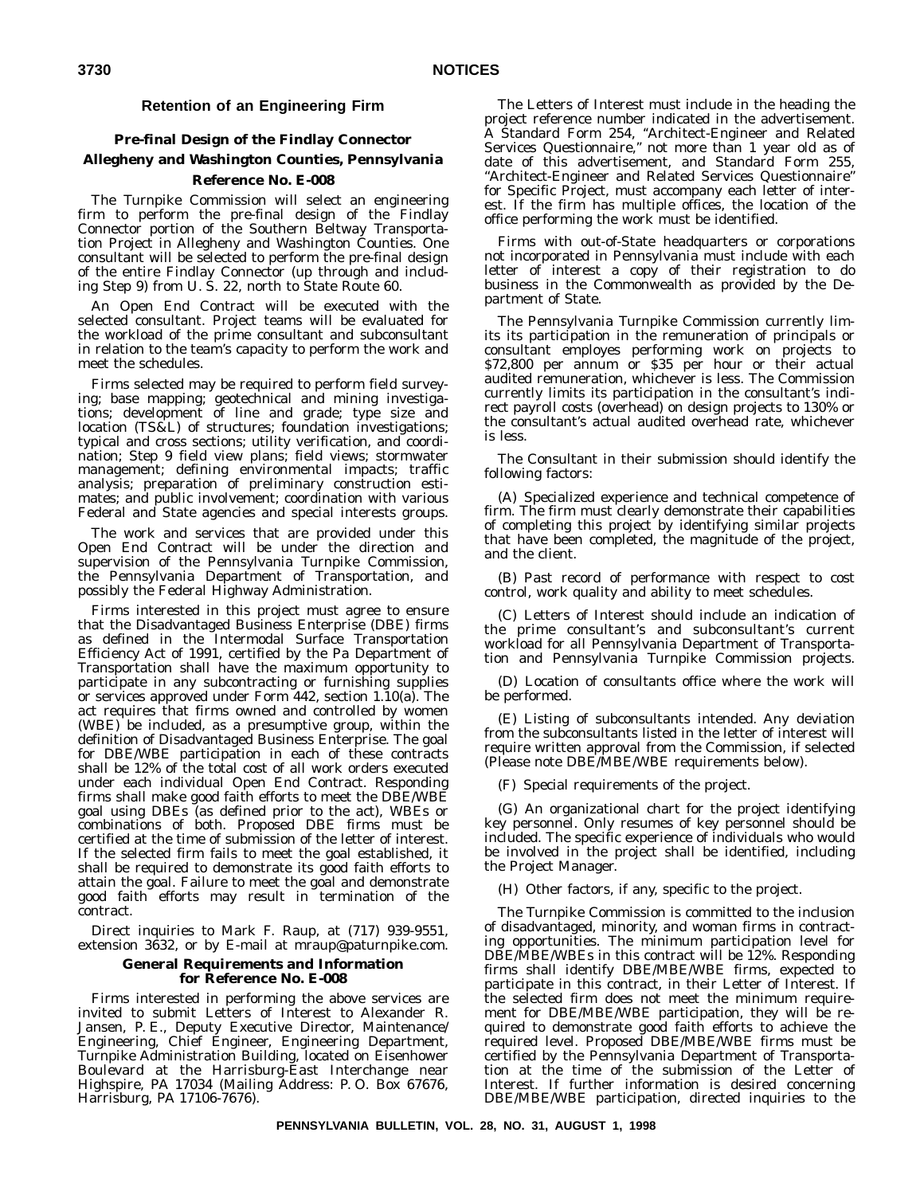## Retention of an Engineering Firm

### Pre-final Design of the Findlay Connector

### Allegheny and Washington Counties, Pennsylvania

### Reference No. E-008

The Turnpike Commission will select an engineering firm to perform the pre-final design of the Findlay Connector portion of the Southern Beltway Transportation Project in Allegheny and Washington Counties. One consultant will be selected to perform the pre-final design of the entire Findlay Connector (up through and including Step 9) from U. S. 22, north to State Route 60.

An Open End Contract will be executed with the selected consultant. Project teams will be evaluated for the workload of the prime consultant and subconsultant in relation to the team's capacity to perform the work and meet the schedules.

Firms selected may be required to perform field surveying; base mapping; geotechnical and mining investigations; development of line and grade; type size and location (TS&L) of structures; foundation investigations; typical and cross sections; utility verification, and coordination; Step 9 field view plans; field views; stormwater management; defining environmental impacts; traffic analysis; preparation of preliminary construction estimates; and public involvement; coordination with various Federal and State agencies and special interests groups.

The work and services that are provided under this Open End Contract will be under the direction and supervision of the Pennsylvania Turnpike Commission, the Pennsylvania Department of Transportation, and possibly the Federal Highway Administration.

Firms interested in this project must agree to ensure that the Disadvantaged Business Enterprise (DBE) firms as defined in the Intermodal Surface Transportation Efficiency Act of 1991, certified by the Pa Department of Transportation shall have the maximum opportunity to participate in any subcontracting or furnishing supplies or services approved under Form 442, section 1.10(a). The act requires that firms owned and controlled by women (WBE) be included, as a presumptive group, within the definition of Disadvantaged Business Enterprise. The goal for DBE/WBE participation in each of these contracts shall be 12% of the total cost of all work orders executed under each individual Open End Contract. Responding firms shall make good faith efforts to meet the DBE/WBE goal using DBEs (as defined prior to the act), WBEs or combinations of both. Proposed DBE firms must be certified at the time of submission of the letter of interest. If the selected firm fails to meet the goal established, it shall be required to demonstrate its good faith efforts to attain the goal. Failure to meet the goal and demonstrate good faith efforts may result in termination of the contract.

Direct inquiries to Mark F. Raup, at (717) 939-9551, extension 3632, or by E-mail at mraup@paturnpike.com.

### General Requirements and Information for Reference No. E-008

Firms interested in performing the above services are invited to submit Letters of Interest to Alexander R. Jansen, P. E., Deputy Executive Director, Maintenance/Engineering, Chief Engineer, Engineering Department, Turnpike Administration Building, located on Eisenhower Boulevard at the Harrisburg-East Interchange near Highspire, PA 17034 (Mailing Address: P. O. Box 67676, Harrisburg, PA 17106-7676).

The Letters of Interest must include in the heading the project reference number indicated in the advertisement. A Standard Form 254, "Architect-Engineer and Related Services Questionnaire," not more than 1 year old as of date of this advertisement, and Standard Form 255, "Architect-Engineer and Related Services Questionnaire" for Specific Project, must accompany each letter of interest. If the firm has multiple offices, the location of the office performing the work must be identified.

Firms with out-of-State headquarters or corporations not incorporated in Pennsylvania must include with each letter of interest a copy of their registration to do business in the Commonwealth as provided by the Department of State.

The Pennsylvania Turnpike Commission currently limits its participation in the remuneration of principals or consultant employes performing work on projects to $72,800 per annum or $35 per hour or their actual audited remuneration, whichever is less. The Commission currently limits its participation in the consultant's indirect payroll costs (overhead) on design projects to 130% or the consultant's actual audited overhead rate, whichever is less.

The Consultant in their submission should identify the following factors:

(A) Specialized experience and technical competence of firm. The firm must clearly demonstrate their capabilities of completing this project by identifying similar projects that have been completed, the magnitude of the project, and the client.

(B) Past record of performance with respect to cost control, work quality and ability to meet schedules.

(C) Letters of Interest should include an indication of the prime consultant's and subconsultant's current workload for all Pennsylvania Department of Transportation and Pennsylvania Turnpike Commission projects.

(D) Location of consultants office where the work will be performed.

(E) Listing of subconsultants intended. Any deviation from the subconsultants listed in the letter of interest will require written approval from the Commission, if selected (Please note DBE/MBE/WBE requirements below).

(F) Special requirements of the project.

(G) An organizational chart for the project identifying key personnel. Only resumes of key personnel should be included. The specific experience of individuals who would be involved in the project shall be identified, including the Project Manager.

(H) Other factors, if any, specific to the project.

The Turnpike Commission is committed to the inclusion of disadvantaged, minority, and woman firms in contracting opportunities. The minimum participation level for DBE/MBE/WBEs in this contract will be 12%. Responding firms shall identify DBE/MBE/WBE firms, expected to participate in this contract, in their Letter of Interest. If the selected firm does not meet the minimum requirement for DBE/MBE/WBE participation, they will be required to demonstrate good faith efforts to achieve the required level. Proposed DBE/MBE/WBE firms must be certified by the Pennsylvania Department of Transportation at the time of the submission of the Letter of Interest. If further information is desired concerning DBE/MBE/WBE participation, directed inquiries to the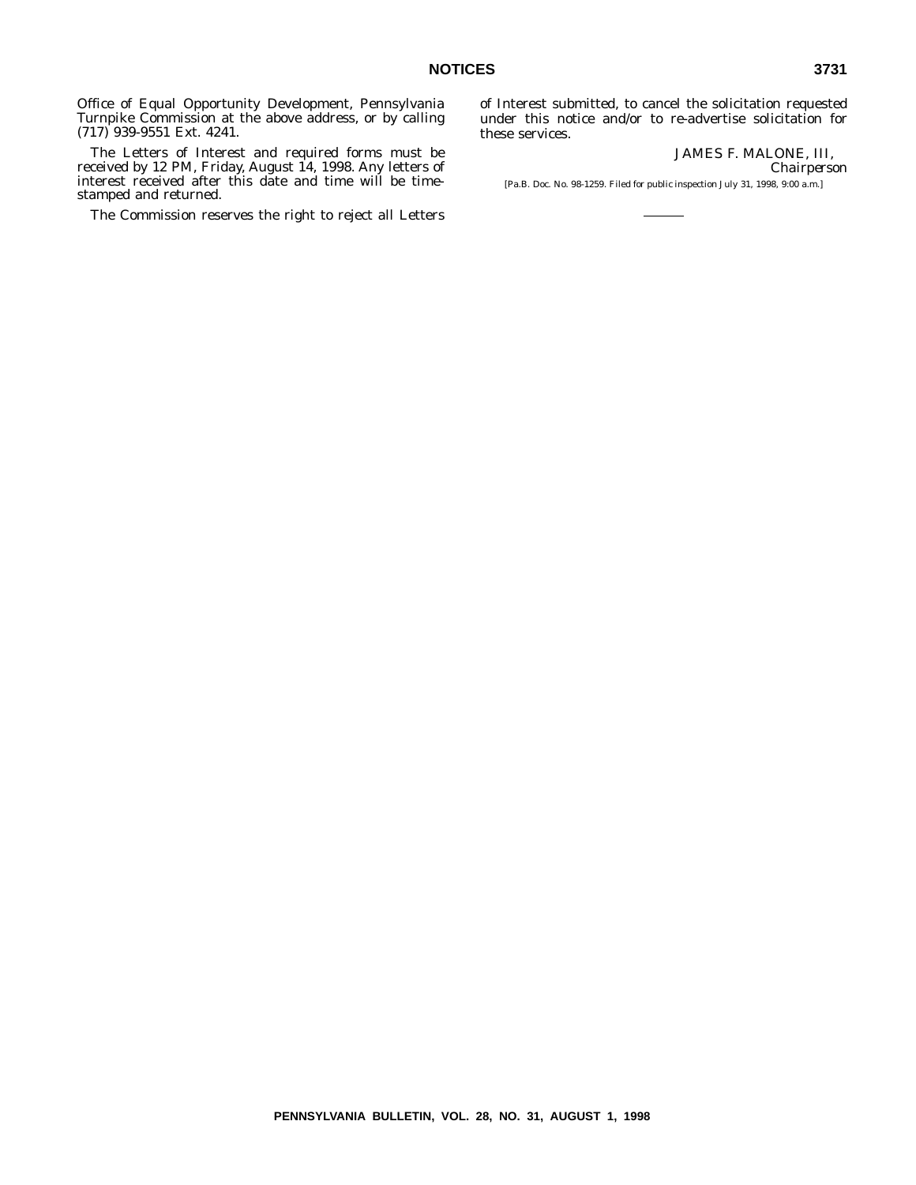Office of Equal Opportunity Development, Pennsylvania Turnpike Commission at the above address, or by calling (717) 939-9551 Ext. 4241.

The Letters of Interest and required forms must be received by 12 PM, Friday, August 14, 1998. Any letters of interest received after this date and time will be time-stamped and returned.

The Commission reserves the right to reject all Letters of Interest submitted, to cancel the solicitation requested under this notice and/or to re-advertise solicitation for these services.

JAMES F. MALONE, III,
*Chairperson*

[Pa.B. Doc. No. 98-1259. Filed for public inspection July 31, 1998, 9:00 a.m.]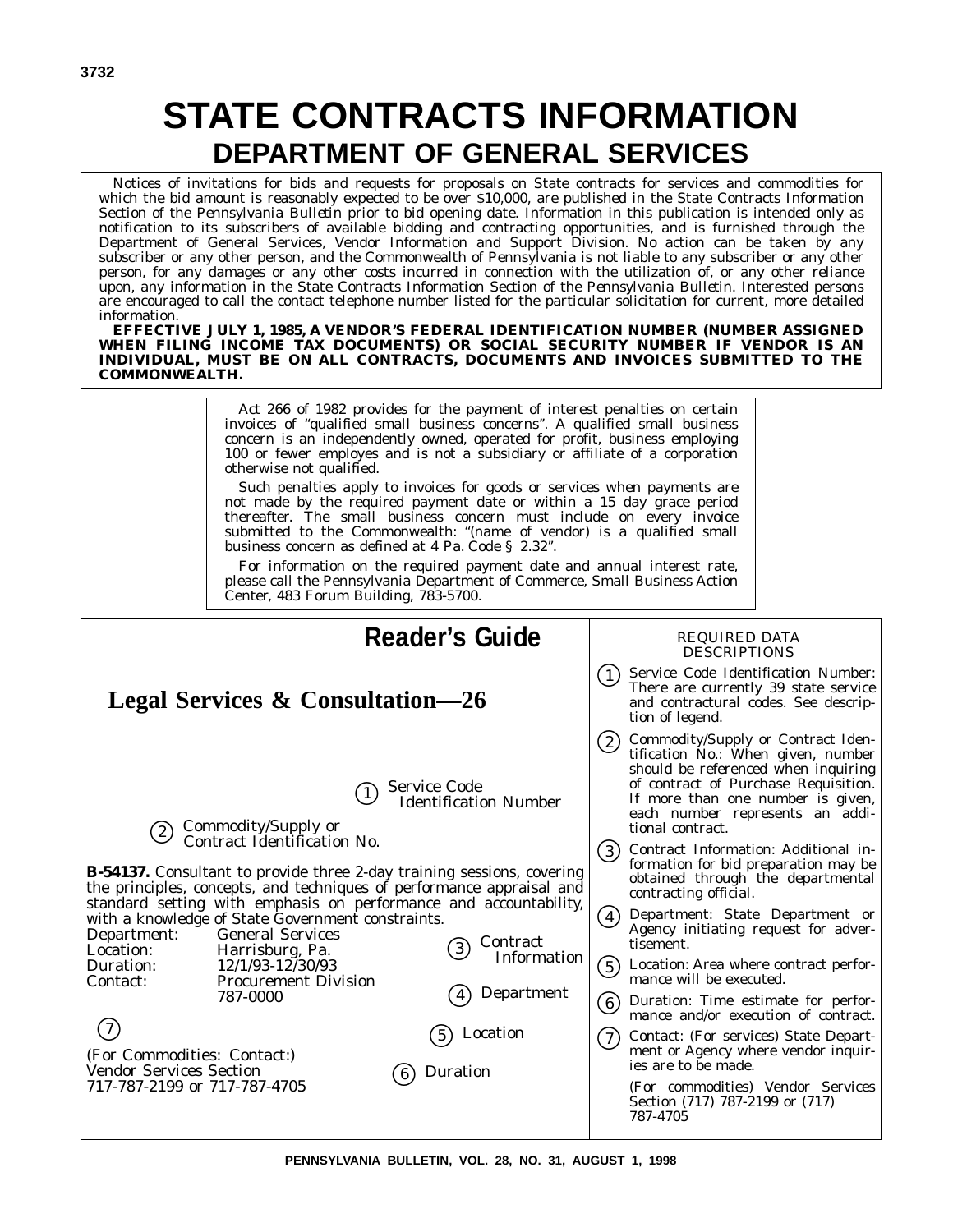# STATE CONTRACTS INFORMATION

## DEPARTMENT OF GENERAL SERVICES

Notices of invitations for bids and requests for proposals on State contracts for services and commodities for which the bid amount is reasonably expected to be over $10,000, are published in the State Contracts Information Section of the *Pennsylvania Bulletin* prior to bid opening date. Information in this publication is intended only as notification to its subscribers of available bidding and contracting opportunities, and is furnished through the Department of General Services, Vendor Information and Support Division. No action can be taken by any subscriber or any other person, and the Commonwealth of Pennsylvania is not liable to any subscriber or any other person, for any damages or any other costs incurred in connection with the utilization of, or any other reliance upon, any information in the State Contracts Information Section of the *Pennsylvania Bulletin*. Interested persons are encouraged to call the contact telephone number listed for the particular solicitation for current, more detailed information.

**EFFECTIVE JULY 1, 1985, A VENDOR'S FEDERAL IDENTIFICATION NUMBER (NUMBER ASSIGNED WHEN FILING INCOME TAX DOCUMENTS) OR SOCIAL SECURITY NUMBER IF VENDOR IS AN INDIVIDUAL, MUST BE ON ALL CONTRACTS, DOCUMENTS AND INVOICES SUBMITTED TO THE COMMONWEALTH.**

Act 266 of 1982 provides for the payment of interest penalties on certain invoices of "qualified small business concerns". A qualified small business concern is an independently owned, operated for profit, business employing 100 or fewer employes and is not a subsidiary or affiliate of a corporation otherwise not qualified.

Such penalties apply to invoices for goods or services when payments are not made by the required payment date or within a 15 day grace period thereafter. The small business concern must include on every invoice submitted to the Commonwealth: "(name of vendor) is a qualified small business concern as defined at 4 Pa. Code § 2.32".

For information on the required payment date and annual interest rate, please call the Pennsylvania Department of Commerce, Small Business Action Center, 483 Forum Building, 783-5700.

## Reader's Guide

### Legal Services & Consultation—26

(1) Service Code Identification Number

(2) Commodity/Supply or Contract Identification No.

**B-54137.** Consultant to provide three 2-day training sessions, covering the principles, concepts, and techniques of performance appraisal and standard setting with emphasis on performance and accountability, with a knowledge of State Government constraints.

Department: General Services
Location: Harrisburg, Pa.
Duration: 12/1/93-12/30/93
Contact: Procurement Division
787-0000

(3) Contract Information

(4) Department

(5) Location

(6) Duration

(7)

(For Commodities: Contact:)
Vendor Services Section
717-787-2199 or 717-787-4705

### REQUIRED DATA DESCRIPTIONS

1. Service Code Identification Number: There are currently 39 state service and contractural codes. See description of legend.
2. Commodity/Supply or Contract Identification No.: When given, number should be referenced when inquiring of contract of Purchase Requisition. If more than one number is given, each number represents an additional contract.
3. Contract Information: Additional information for bid preparation may be obtained through the departmental contracting official.
4. Department: State Department or Agency initiating request for advertisement.
5. Location: Area where contract performance will be executed.
6. Duration: Time estimate for performance and/or execution of contract.
7. Contact: (For services) State Department or Agency where vendor inquiries are to be made.

   (For commodities) Vendor Services Section (717) 787-2199 or (717) 787-4705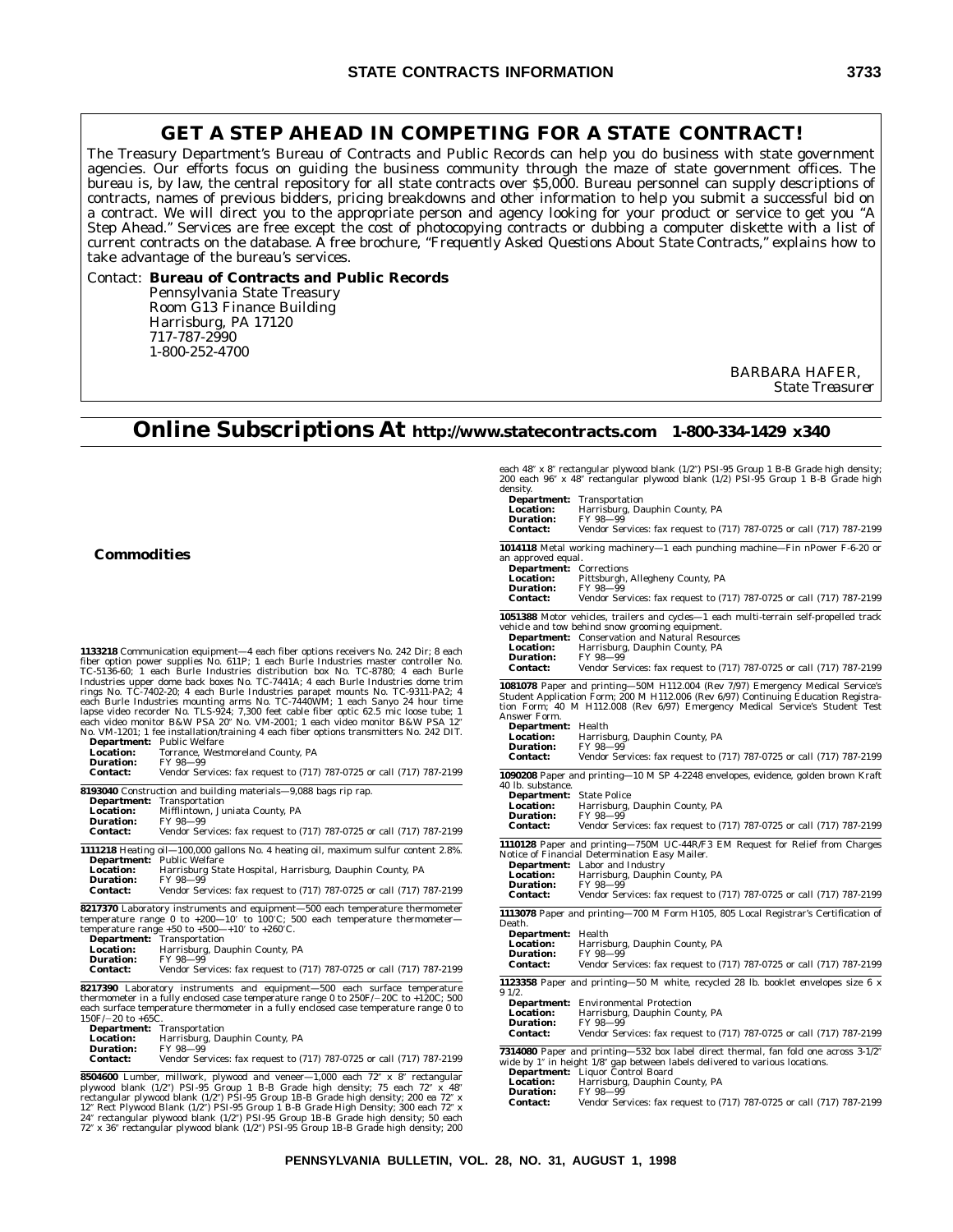## GET A STEP AHEAD IN COMPETING FOR A STATE CONTRACT!

The Treasury Department's Bureau of Contracts and Public Records can help you do business with state government agencies. Our efforts focus on guiding the business community through the maze of state government offices. The bureau is, by law, the central repository for all state contracts over $5,000. Bureau personnel can supply descriptions of contracts, names of previous bidders, pricing breakdowns and other information to help you submit a successful bid on a contract. We will direct you to the appropriate person and agency looking for your product or service to get you "A Step Ahead." Services are free except the cost of photocopying contracts or dubbing a computer diskette with a list of current contracts on the database. A free brochure, "*Frequently Asked Questions About State Contracts*," explains how to take advantage of the bureau's services.

Contact: **Bureau of Contracts and Public Records**
Pennsylvania State Treasury
Room G13 Finance Building
Harrisburg, PA 17120
717-787-2990
1-800-252-4700

BARBARA HAFER,
*State Treasurer*

# Online Subscriptions At http://www.statecontracts.com 1-800-334-1429 x340

### Commodities

**1133218** Communication equipment—4 each fiber options receivers No. 242 Dir; 8 each fiber option power supplies No. 611P; 1 each Burle Industries master controller No. TC-5136-60; 1 each Burle Industries distribution box No. TC-8780; 4 each Burle Industries upper dome back boxes No. TC-7441A; 4 each Burle Industries dome trim rings No. TC-7402-20; 4 each Burle Industries parapet mounts No. TC-9311-PA2; 4 each Burle Industries mounting arms No. TC-7440WM; 1 each Sanyo 24 hour time lapse video recorder No. TLS-924; 7,300 feet cable fiber optic 62.5 mic loose tube; 1 each video monitor B&W PSA 20" No. VM-2001; 1 each video monitor B&W PSA 12" No. VM-1201; 1 fee installation/training 4 each fiber options transmitters No. 242 DIT.
**Department:** Public Welfare
**Location:** Torrance, Westmoreland County, PA
**Duration:** FY 98—99
**Contact:** Vendor Services: fax request to (717) 787-0725 or call (717) 787-2199

**8193040** Construction and building materials—9,088 bags rip rap.
**Department:** Transportation
**Location:** Mifflintown, Juniata County, PA
**Duration:** FY 98—99
**Contact:** Vendor Services: fax request to (717) 787-0725 or call (717) 787-2199

**1111218** Heating oil—100,000 gallons No. 4 heating oil, maximum sulfur content 2.8%.
**Department:** Public Welfare
**Location:** Harrisburg State Hospital, Harrisburg, Dauphin County, PA
**Duration:** FY 98—99
**Contact:** Vendor Services: fax request to (717) 787-0725 or call (717) 787-2199

**8217370** Laboratory instruments and equipment—500 each temperature thermometer temperature range 0 to +200—10' to 100'C; 500 each temperature thermometer—temperature range +50 to +500—+10' to +260'C.
**Department:** Transportation
**Location:** Harrisburg, Dauphin County, PA
**Duration:** FY 98—99
**Contact:** Vendor Services: fax request to (717) 787-0725 or call (717) 787-2199

**8217390** Laboratory instruments and equipment—500 each surface temperature thermometer in a fully enclosed case temperature range 0 to 250F/−20C to +120C; 500 each surface temperature thermometer in a fully enclosed case temperature range 0 to 150F/−20 to +65C.
**Department:** Transportation
**Location:** Harrisburg, Dauphin County, PA
**Duration:** FY 98—99
**Contact:** Vendor Services: fax request to (717) 787-0725 or call (717) 787-2199

**8504600** Lumber, millwork, plywood and veneer—1,000 each 72" x 8" rectangular plywood blank (1/2") PSI-95 Group 1 B-B Grade high density; 75 each 72" x 48" rectangular plywood blank (1/2") PSI-95 Group 1B-B Grade high density; 200 ea 72" x 12" Rect Plywood Blank (1/2") PSI-95 Group 1 B-B Grade High Density; 300 each 72" x 24" rectangular plywood blank (1/2") PSI-95 Group 1B-B Grade high density; 50 each 72" x 36" rectangular plywood blank (1/2") PSI-95 Group 1B-B Grade high density; 200 each 48" x 8" rectangular plywood blank (1/2") PSI-95 Group 1 B-B Grade high density; 200 each 96" x 48" rectangular plywood blank (1/2) PSI-95 Group 1 B-B Grade high density.
**Department:** Transportation
**Location:** Harrisburg, Dauphin County, PA
**Duration:** FY 98—99
**Contact:** Vendor Services: fax request to (717) 787-0725 or call (717) 787-2199

**1014118** Metal working machinery—1 each punching machine—Fin nPower F-6-20 or an approved equal.
**Department:** Corrections
**Location:** Pittsburgh, Allegheny County, PA
**Duration:** FY 98—99
**Contact:** Vendor Services: fax request to (717) 787-0725 or call (717) 787-2199

**1051388** Motor vehicles, trailers and cycles—1 each multi-terrain self-propelled track vehicle and tow behind snow grooming equipment.
**Department:** Conservation and Natural Resources
**Location:** Harrisburg, Dauphin County, PA
**Duration:** FY 98—99
**Contact:** Vendor Services: fax request to (717) 787-0725 or call (717) 787-2199

**1081078** Paper and printing—50M H112.004 (Rev 7/97) Emergency Medical Service's Student Application Form; 200 M H112.006 (Rev 6/97) Continuing Education Registration Form; 40 M H112.008 (Rev 6/97) Emergency Medical Service's Student Test Answer Form.
**Department:** Health
**Location:** Harrisburg, Dauphin County, PA
**Duration:** FY 98—99
**Contact:** Vendor Services: fax request to (717) 787-0725 or call (717) 787-2199

**1090208** Paper and printing—10 M SP 4-2248 envelopes, evidence, golden brown Kraft 40 lb. substance.
**Department:** State Police
**Location:** Harrisburg, Dauphin County, PA
**Duration:** FY 98—99
**Contact:** Vendor Services: fax request to (717) 787-0725 or call (717) 787-2199

**1110128** Paper and printing—750M UC-44R/F3 EM Request for Relief from Charges Notice of Financial Determination Easy Mailer.
**Department:** Labor and Industry
**Location:** Harrisburg, Dauphin County, PA
**Duration:** FY 98—99
**Contact:** Vendor Services: fax request to (717) 787-0725 or call (717) 787-2199

**1113078** Paper and printing—700 M Form H105, 805 Local Registrar's Certification of Death.
**Department:** Health
**Location:** Harrisburg, Dauphin County, PA
**Duration:** FY 98—99
**Contact:** Vendor Services: fax request to (717) 787-0725 or call (717) 787-2199

**1123358** Paper and printing—50 M white, recycled 28 lb. booklet envelopes size 6 x 9 1/2.
**Department:** Environmental Protection
**Location:** Harrisburg, Dauphin County, PA
**Duration:** FY 98—99
**Contact:** Vendor Services: fax request to (717) 787-0725 or call (717) 787-2199

**7314080** Paper and printing—532 box label direct thermal, fan fold one across 3-1/2" wide by 1" in height 1/8" gap between labels delivered to various locations.
**Department:** Liquor Control Board
**Location:** Harrisburg, Dauphin County, PA
**Duration:** FY 98—99
**Contact:** Vendor Services: fax request to (717) 787-0725 or call (717) 787-2199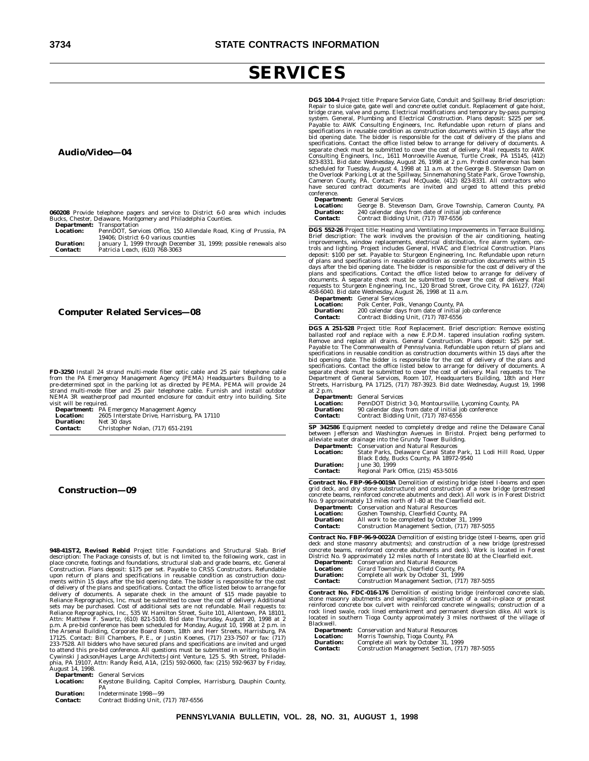# SERVICES

## Audio/Video—04

**060208** Provide telephone pagers and service to District 6-0 area which includes Bucks, Chester, Delaware, Montgomery and Philadelphia Counties.

**Department:** Transportation
**Location:** PennDOT, Services Office, 150 Allendale Road, King of Prussia, PA 19406; District 6-0 various counties
**Duration:** January 1, 1999 through December 31, 1999; possible renewals also
**Contact:** Patricia Leach, (610) 768-3063

## Computer Related Services—08

**FD-3250** Install 24 strand multi-mode fiber optic cable and 25 pair telephone cable from the PA Emergency Management Agency (PEMA) Headquarters Building to a pre-determined spot in the parking lot as directed by PEMA. PEMA will provide 24 strand multi-mode fiber and 25 pair telephone cable. Furnish and install outdoor NEMA 3R weatherproof pad mounted enclosure for conduit entry into building. Site visit will be required.

**Department:** PA Emergency Management Agency
**Location:** 2605 Interstate Drive, Harrisburg, PA 17110
**Duration:** Net 30 days
**Contact:** Christopher Nolan, (717) 651-2191

## Construction—09

**948-41ST2, Revised Rebid** Project title: Foundations and Structural Slab. Brief description: The Package consists of, but is not limited to, the following work, cast in place concrete, footings and foundations, structural slab and grade beams, etc. General Construction. Plans deposit: $175 per set. Payable to CRSS Constructors. Refundable upon return of plans and specifications in reusable condition as construction documents within 15 days after the bid opening date. The bidder is responsible for the cost of delivery of the plans and specifications. Contact the office listed below to arrange for delivery of documents. A separate check in the amount of $15 made payable to Reliance Reprographics, Inc. must be submitted to cover the cost of delivery. Additional sets may be purchased. Cost of additional sets are not refundable. Mail requests to: Reliance Reprographics, Inc., 535 W. Hamilton Street, Suite 101, Allentown, PA 18101, Attn: Matthew F. Swartz, (610) 821-5100. Bid date Thursday, August 20, 1998 at 2 p.m. A pre-bid conference has been scheduled for Monday, August 10, 1998 at 2 p.m. in the Arsenal Building, Corporate Board Room, 18th and Herr Streets, Harrisburg, PA 17125. Contact: Bill Chambers, P. E., or Justin Koenes, (717) 233-7507 or fax: (717) 233-7528. All bidders who have secured plans and specifications are invited and urged to attend this pre-bid conference. All questions must be submitted in writing to Boylin Cywinski Jackson/Hayes Large Architects-Joint Venture, 125 S. 9th Street, Philadelphia, PA 19107, Attn: Randy Reid, A1A, (215) 592-0600, fax: (215) 592-9637 by Friday, August 14, 1998.

**Department:** General Services
**Location:** Keystone Building, Capitol Complex, Harrisburg, Dauphin County, PA
**Duration:** Indeterminate 1998—99
**Contact:** Contract Bidding Unit, (717) 787-6556

**DGS 104-4** Project title: Prepare Service Gate, Conduit and Spillway. Brief description: Repair to sluice gate, gate well and concrete outlet conduit. Replacement of gate hoist, bridge crane, valve and pump. Electrical modifications and temporary by-pass pumping system. General, Plumbing and Electrical Construction. Plans deposit: $225 per set. Payable to: AWK Consulting Engineers, Inc. Refundable upon return of plans and specifications in reusable condition as construction documents within 15 days after the bid opening date. The bidder is responsible for the cost of delivery of the plans and specifications. Contact the office listed below to arrange for delivery of documents. A separate check must be submitted to cover the cost of delivery. Mail requests to: AWK Consulting Engineers, Inc., 1611 Monroeville Avenue, Turtle Creek, PA 15145, (412) 823-8331. Bid date: Wednesday, August 26, 1998 at 2 p.m. Prebid conference has been scheduled for Tuesday, August 4, 1998 at 11 a.m. at the George B. Stevenson Dam on the Overlook Parking Lot at the Spillway, Sinnemahoning State Park, Grove Township, Cameron County, PA. Contact: Paul McQuade, (412) 823-8331. All contractors who have secured contract documents are invited and urged to attend this prebid conference.

**Department:** General Services
**Location:** George B. Stevenson Dam, Grove Township, Cameron County, PA
**Duration:** 240 calendar days from date of initial job conference
**Contact:** Contract Bidding Unit, (717) 787-6556

**DGS 552-26** Project title: Heating and Ventilating Improvements in Terrace Building. Brief description: The work involves the provision of the air conditioning, heating improvements, window replacements, electrical distribution, fire alarm system, controls and lighting. Project includes General, HVAC and Electrical Construction. Plans deposit: $100 per set. Payable to: Sturgeon Engineering, Inc. Refundable upon return of plans and specifications in reusable condition as construction documents within 15 days after the bid opening date. The bidder is responsible for the cost of delivery of the plans and specifications. Contact the office listed below to arrange for delivery of documents. A separate check must be submitted to cover the cost of delivery. Mail requests to: Sturgeon Engineering, Inc., 120 Broad Street, Grove City, PA 16127, (724) 458-6040. Bid date Wednesday, August 26, 1998 at 11 a.m.

**Department:** General Services
**Location:** Polk Center, Polk, Venango County, PA
**Duration:** 200 calendar days from date of initial job conference
**Contact:** Contract Bidding Unit, (717) 787-6556

**DGS A 251-528** Project title: Roof Replacement. Brief description: Remove existing ballasted roof and replace with a new E.P.D.M. tapered insulation roofing system. Remove and replace all drains. General Construction. Plans deposit: $25 per set. Payable to: The Commonwealth of Pennsylvania. Refundable upon return of plans and specifications in reusable condition as construction documents within 15 days after the bid opening date. The bidder is responsible for the cost of delivery of the plans and specifications. Contact the office listed below to arrange for delivery of documents. A separate check must be submitted to cover the cost of delivery. Mail requests to: The Department of General Services, Room 107, Headquarters Building, 18th and Herr Streets, Harrisburg, PA 17125, (717) 787-3923. Bid date: Wednesday, August 19, 1998 at 2 p.m.

**Department:** General Services
**Location:** PennDOT District 3-0, Montoursville, Lycoming County, PA
**Duration:** 90 calendar days from date of initial job conference
**Contact:** Contract Bidding Unit, (717) 787-6556

**SP 342586** Equipment needed to completely dredge and reline the Delaware Canal between Jefferson and Washington Avenues in Bristol. Project being performed to alleviate water drainage into the Grundy Tower Building.

**Department:** Conservation and Natural Resources
**Location:** State Parks, Delaware Canal State Park, 11 Lodi Hill Road, Upper Black Eddy, Bucks County, PA 18972-9540
**Duration:** June 30, 1999
**Contact:** Regional Park Office, (215) 453-5016

**Contract No. FBP-96-9-0019A** Demolition of existing bridge (steel I-beams and open grid deck, and dry stone substructure) and construction of a new bridge (prestressed concrete beams, reinforced concrete abutments and deck). All work is in Forest District No. 9 approximately 13 miles north of I-80 at the Clearfield exit.

**Department:** Conservation and Natural Resources
**Location:** Goshen Township, Clearfield County, PA
**Duration:** All work to be completed by October 31, 1999
**Contact:** Construction Management Section, (717) 787-5055

**Contract No. FBP-96-9-0022A** Demolition of existing bridge (steel I-beams, open grid deck and stone masonry abutments); and construction of a new bridge (prestressed concrete beams, reinforced concrete abutments and deck). Work is located in Forest District No. 9 approximately 12 miles north of Interstate 80 at the Clearfield exit.

**Department:** Conservation and Natural Resources
**Location:** Girard Township, Clearfield County, PA
**Duration:** Complete all work by October 31, 1999
**Contact:** Construction Management Section, (717) 787-5055

**Contract No. FDC-016-176** Demolition of existing bridge (reinforced concrete slab, stone masonry abutments and wingwalls); construction of a cast-in-place or precast reinforced concrete box culvert with reinforced concrete wingwalls; construction of a rock lined swale, rock lined embankment and permanent diversion dike. All work is located in southern Tioga County approximately 3 miles northwest of the village of Blackwell.

**Department:** Conservation and Natural Resources
**Location:** Morris Township, Tioga County, PA
**Duration:** Complete all work by October 31, 1999
**Contact:** Construction Management Section, (717) 787-5055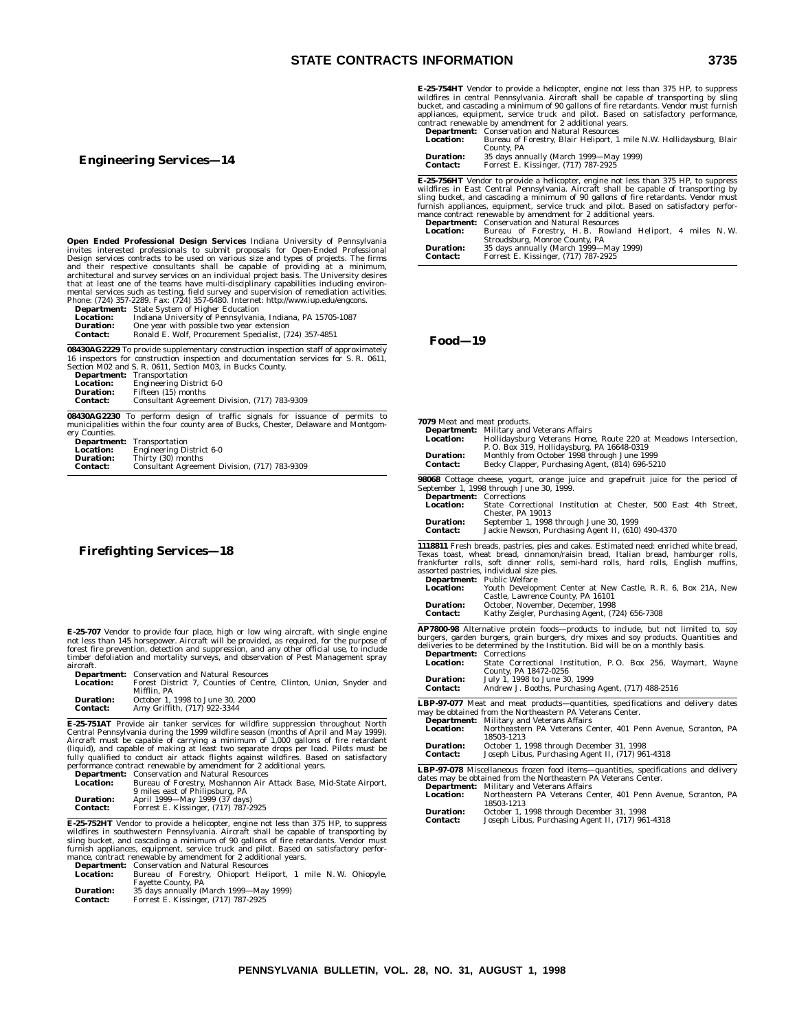## Engineering Services—14

**Open Ended Professional Design Services** Indiana University of Pennsylvania invites interested professionals to submit proposals for Open-Ended Professional Design services contracts to be used on various size and types of projects. The firms and their respective consultants shall be capable of providing at a minimum, architectural and survey services on an individual project basis. The University desires that at least one of the teams have multi-disciplinary capabilities including environmental services such as testing, field survey and supervision of remediation activities. Phone: (724) 357-2289. Fax: (724) 357-6480. Internet: http://www.iup.edu/engcons.

**Department:** State System of Higher Education
**Location:** Indiana University of Pennsylvania, Indiana, PA 15705-1087
**Duration:** One year with possible two year extension
**Contact:** Ronald E. Wolf, Procurement Specialist, (724) 357-4851

**08430AG2229** To provide supplementary construction inspection staff of approximately 16 inspectors for construction inspection and documentation services for S. R. 0611, Section M02 and S. R. 0611, Section M03, in Bucks County.

**Department:** Transportation
**Location:** Engineering District 6-0
**Duration:** Fifteen (15) months
**Contact:** Consultant Agreement Division, (717) 783-9309

**08430AG2230** To perform design of traffic signals for issuance of permits to municipalities within the four county area of Bucks, Chester, Delaware and Montgomery Counties.

**Department:** Transportation
**Location:** Engineering District 6-0
**Duration:** Thirty (30) months
**Contact:** Consultant Agreement Division, (717) 783-9309

## Firefighting Services—18

**E-25-707** Vendor to provide four place, high or low wing aircraft, with single engine not less than 145 horsepower. Aircraft will be provided, as required, for the purpose of forest fire prevention, detection and suppression, and any other official use, to include timber defoliation and mortality surveys, and observation of Pest Management spray aircraft.

**Department:** Conservation and Natural Resources
**Location:** Forest District 7, Counties of Centre, Clinton, Union, Snyder and Mifflin, PA
**Duration:** October 1, 1998 to June 30, 2000
**Contact:** Amy Griffith, (717) 922-3344

**E-25-751AT** Provide air tanker services for wildfire suppression throughout North Central Pennsylvania during the 1999 wildfire season (months of April and May 1999). Aircraft must be capable of carrying a minimum of 1,000 gallons of fire retardant (liquid), and capable of making at least two separate drops per load. Pilots must be fully qualified to conduct air attack flights against wildfires. Based on satisfactory performance contract renewable by amendment for 2 additional years.

**Department:** Conservation and Natural Resources
**Location:** Bureau of Forestry, Moshannon Air Attack Base, Mid-State Airport, 9 miles east of Philipsburg, PA
**Duration:** April 1999—May 1999 (37 days)
**Contact:** Forrest E. Kissinger, (717) 787-2925

**E-25-752HT** Vendor to provide a helicopter, engine not less than 375 HP, to suppress wildfires in southwestern Pennsylvania. Aircraft shall be capable of transporting by sling bucket, and cascading a minimum of 90 gallons of fire retardants. Vendor must furnish appliances, equipment, service truck and pilot. Based on satisfactory performance, contract renewable by amendment for 2 additional years.

**Department:** Conservation and Natural Resources
**Location:** Bureau of Forestry, Ohioport Heliport, 1 mile N. W. Ohiopyle, Fayette County, PA
**Duration:** 35 days annually (March 1999—May 1999)
**Contact:** Forrest E. Kissinger, (717) 787-2925

**E-25-754HT** Vendor to provide a helicopter, engine not less than 375 HP, to suppress wildfires in central Pennsylvania. Aircraft shall be capable of transporting by sling bucket, and cascading a minimum of 90 gallons of fire retardants. Vendor must furnish appliances, equipment, service truck and pilot. Based on satisfactory performance, contract renewable by amendment for 2 additional years.

**Department:** Conservation and Natural Resources
**Location:** Bureau of Forestry, Blair Heliport, 1 mile N.W. Hollidaysburg, Blair County, PA
**Duration:** 35 days annually (March 1999—May 1999)
**Contact:** Forrest E. Kissinger, (717) 787-2925

**E-25-756HT** Vendor to provide a helicopter, engine not less than 375 HP, to suppress wildfires in East Central Pennsylvania. Aircraft shall be capable of transporting by sling bucket, and cascading a minimum of 90 gallons of fire retardants. Vendor must furnish appliances, equipment, service truck and pilot. Based on satisfactory performance contract renewable by amendment for 2 additional years.

**Department:** Conservation and Natural Resources
**Location:** Bureau of Forestry, H. B. Rowland Heliport, 4 miles N. W. Stroudsburg, Monroe County, PA
**Duration:** 35 days annually (March 1999—May 1999)
**Contact:** Forrest E. Kissinger, (717) 787-2925

## Food—19

**7079** Meat and meat products.

**Department:** Military and Veterans Affairs
**Location:** Hollidaysburg Veterans Home, Route 220 at Meadows Intersection, P. O. Box 319, Hollidaysburg, PA 16648-0319
**Duration:** Monthly from October 1998 through June 1999
**Contact:** Becky Clapper, Purchasing Agent, (814) 696-5210

**98068** Cottage cheese, yogurt, orange juice and grapefruit juice for the period of September 1, 1998 through June 30, 1999.

**Department:** Corrections
**Location:** State Correctional Institution at Chester, 500 East 4th Street, Chester, PA 19013
**Duration:** September 1, 1998 through June 30, 1999
**Contact:** Jackie Newson, Purchasing Agent II, (610) 490-4370

**1118811** Fresh breads, pastries, pies and cakes. Estimated need: enriched white bread, Texas toast, wheat bread, cinnamon/raisin bread, Italian bread, hamburger rolls, frankfurter rolls, soft dinner rolls, semi-hard rolls, hard rolls, English muffins, assorted pastries, individual size pies.

**Department:** Public Welfare
**Location:** Youth Development Center at New Castle, R. R. 6, Box 21A, New Castle, Lawrence County, PA 16101
**Duration:** October, November, December, 1998
**Contact:** Kathy Zeigler, Purchasing Agent, (724) 656-7308

**AP7800-98** Alternative protein foods—products to include, but not limited to, soy burgers, garden burgers, grain burgers, dry mixes and soy products. Quantities and deliveries to be determined by the Institution. Bid will be on a monthly basis.

**Department:** Corrections
**Location:** State Correctional Institution, P. O. Box 256, Waymart, Wayne County, PA 18472-0256
**Duration:** July 1, 1998 to June 30, 1999
**Contact:** Andrew J. Booths, Purchasing Agent, (717) 488-2516

**LBP-97-077** Meat and meat products—quantities, specifications and delivery dates may be obtained from the Northeastern PA Veterans Center.

**Department:** Military and Veterans Affairs
**Location:** Northeastern PA Veterans Center, 401 Penn Avenue, Scranton, PA 18503-1213
**Duration:** October 1, 1998 through December 31, 1998
**Contact:** Joseph Libus, Purchasing Agent II, (717) 961-4318

**LBP-97-078** Miscellaneous frozen food items—quantities, specifications and delivery dates may be obtained from the Northeastern PA Veterans Center.

**Department:** Military and Veterans Affairs
**Location:** Northeastern PA Veterans Center, 401 Penn Avenue, Scranton, PA 18503-1213
**Duration:** October 1, 1998 through December 31, 1998
**Contact:** Joseph Libus, Purchasing Agent II, (717) 961-4318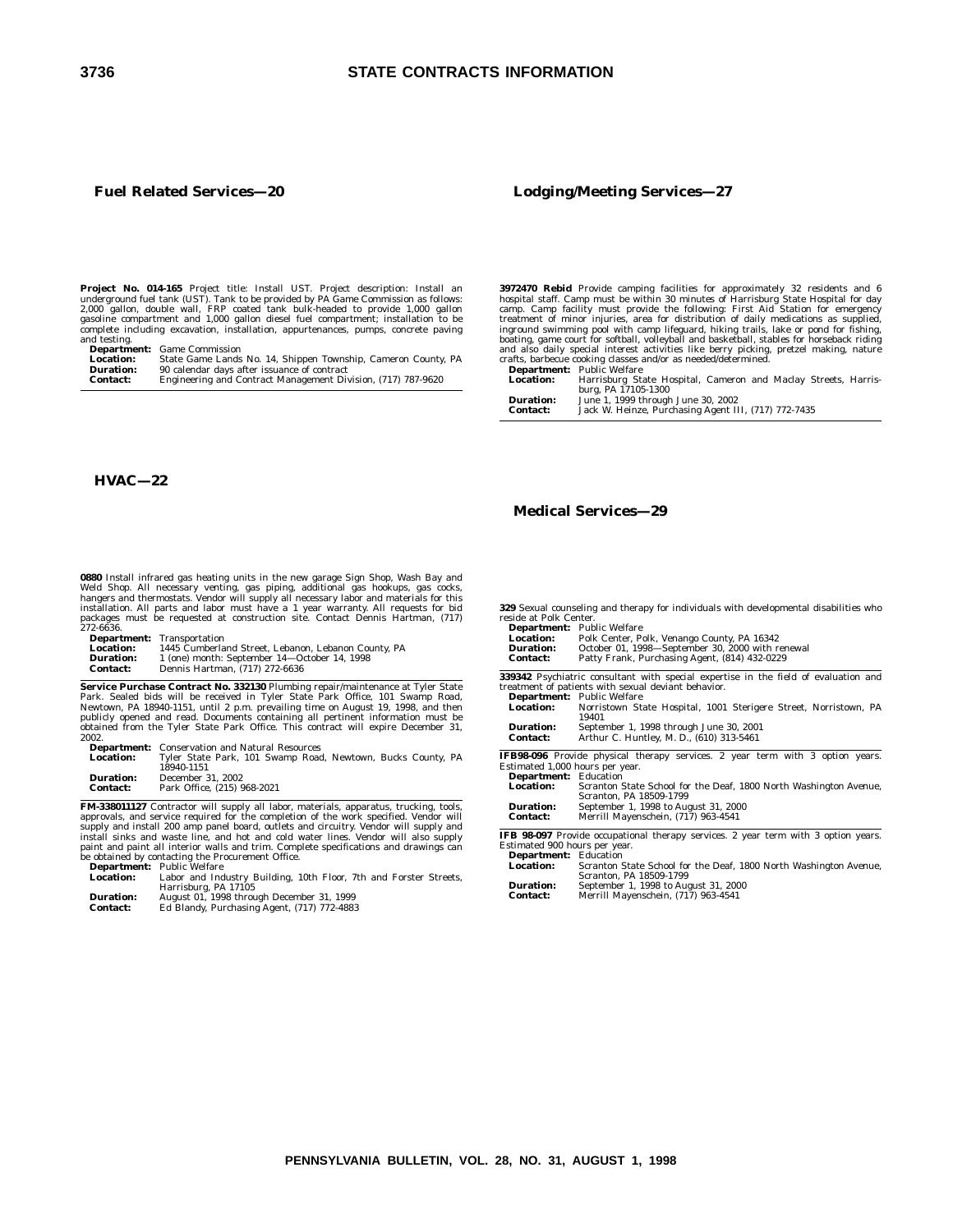## Fuel Related Services—20

**Project No. 014-165** Project title: Install UST. Project description: Install an underground fuel tank (UST). Tank to be provided by PA Game Commission as follows: 2,000 gallon, double wall, FRP coated tank bulk-headed to provide 1,000 gallon gasoline compartment and 1,000 gallon diesel fuel compartment; installation to be complete including excavation, installation, appurtenances, pumps, concrete paving and testing.

**Department:** Game Commission
**Location:** State Game Lands No. 14, Shippen Township, Cameron County, PA
**Duration:** 90 calendar days after issuance of contract
**Contact:** Engineering and Contract Management Division, (717) 787-9620

## HVAC—22

**0880** Install infrared gas heating units in the new garage Sign Shop, Wash Bay and Weld Shop. All necessary venting, gas piping, additional gas hookups, gas cocks, hangers and thermostats. Vendor will supply all necessary labor and materials for this installation. All parts and labor must have a 1 year warranty. All requests for bid packages must be requested at construction site. Contact Dennis Hartman, (717) 272-6636.

**Department:** Transportation
**Location:** 1445 Cumberland Street, Lebanon, Lebanon County, PA
**Duration:** 1 (one) month: September 14—October 14, 1998
**Contact:** Dennis Hartman, (717) 272-6636

**Service Purchase Contract No. 332130** Plumbing repair/maintenance at Tyler State Park. Sealed bids will be received in Tyler State Park Office, 101 Swamp Road, Newtown, PA 18940-1151, until 2 p.m. prevailing time on August 19, 1998, and then publicly opened and read. Documents containing all pertinent information must be obtained from the Tyler State Park Office. This contract will expire December 31, 2002.

**Department:** Conservation and Natural Resources
**Location:** Tyler State Park, 101 Swamp Road, Newtown, Bucks County, PA 18940-1151
**Duration:** December 31, 2002
**Contact:** Park Office, (215) 968-2021

**FM-338011127** Contractor will supply all labor, materials, apparatus, trucking, tools, approvals, and service required for the completion of the work specified. Vendor will supply and install 200 amp panel board, outlets and circuitry. Vendor will supply and install sinks and waste line, and hot and cold water lines. Vendor will also supply paint and paint all interior walls and trim. Complete specifications and drawings can be obtained by contacting the Procurement Office.

**Department:** Public Welfare
**Location:** Labor and Industry Building, 10th Floor, 7th and Forster Streets, Harrisburg, PA 17105
**Duration:** August 01, 1998 through December 31, 1999
**Contact:** Ed Blandy, Purchasing Agent, (717) 772-4883

## Lodging/Meeting Services—27

**3972470 Rebid** Provide camping facilities for approximately 32 residents and 6 hospital staff. Camp must be within 30 minutes of Harrisburg State Hospital for day camp. Camp facility must provide the following: First Aid Station for emergency treatment of minor injuries, area for distribution of daily medications as supplied, inground swimming pool with camp lifeguard, hiking trails, lake or pond for fishing, boating, game court for softball, volleyball and basketball, stables for horseback riding and also daily special interest activities like berry picking, pretzel making, nature crafts, barbecue cooking classes and/or as needed/determined.

**Department:** Public Welfare
**Location:** Harrisburg State Hospital, Cameron and Maclay Streets, Harrisburg, PA 17105-1300
**Duration:** June 1, 1999 through June 30, 2002
**Contact:** Jack W. Heinze, Purchasing Agent III, (717) 772-7435

## Medical Services—29

**329** Sexual counseling and therapy for individuals with developmental disabilities who reside at Polk Center.

**Department:** Public Welfare
**Location:** Polk Center, Polk, Venango County, PA 16342
**Duration:** October 01, 1998—September 30, 2000 with renewal
**Contact:** Patty Frank, Purchasing Agent, (814) 432-0229

**339342** Psychiatric consultant with special expertise in the field of evaluation and treatment of patients with sexual deviant behavior.

**Department:** Public Welfare
**Location:** Norristown State Hospital, 1001 Sterigere Street, Norristown, PA 19401
**Duration:** September 1, 1998 through June 30, 2001
**Contact:** Arthur C. Huntley, M. D., (610) 313-5461

**IFB98-096** Provide physical therapy services. 2 year term with 3 option years. Estimated 1,000 hours per year.

**Department:** Education
**Location:** Scranton State School for the Deaf, 1800 North Washington Avenue, Scranton, PA 18509-1799
**Duration:** September 1, 1998 to August 31, 2000
**Contact:** Merrill Mayenschein, (717) 963-4541

**IFB 98-097** Provide occupational therapy services. 2 year term with 3 option years. Estimated 900 hours per year.

**Department:** Education
**Location:** Scranton State School for the Deaf, 1800 North Washington Avenue, Scranton, PA 18509-1799
**Duration:** September 1, 1998 to August 31, 2000
**Contact:** Merrill Mayenschein, (717) 963-4541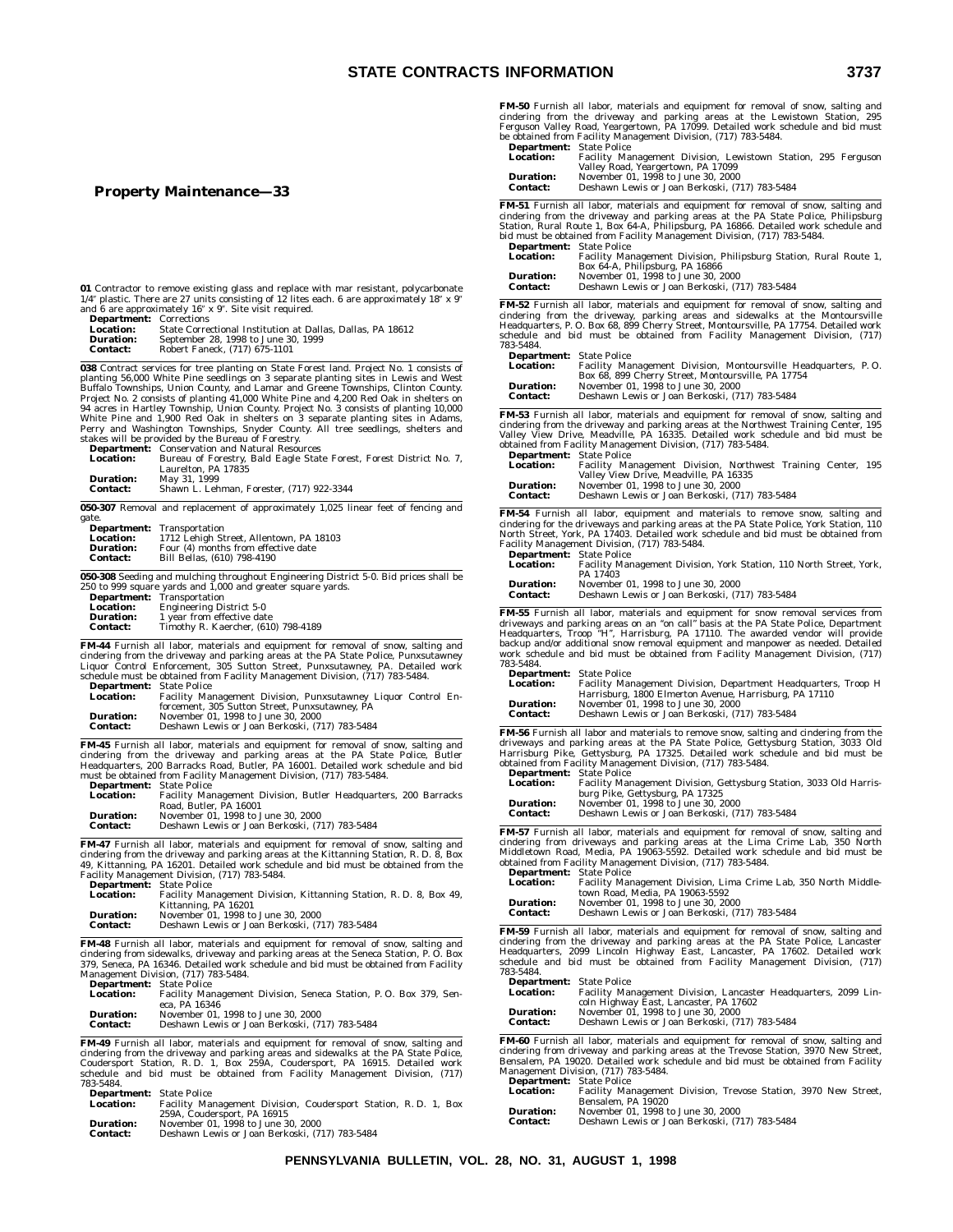## Property Maintenance—33

**01** Contractor to remove existing glass and replace with mar resistant, polycarbonate 1/4″ plastic. There are 27 units consisting of 12 lites each. 6 are approximately 18″ x 9″ and 6 are approximately 16″ x 9″. Site visit required.

**Department:** Corrections
**Location:** State Correctional Institution at Dallas, Dallas, PA 18612
**Duration:** September 28, 1998 to June 30, 1999
**Contact:** Robert Faneck, (717) 675-1101

**038** Contract services for tree planting on State Forest land. Project No. 1 consists of planting 56,000 White Pine seedlings on 3 separate planting sites in Lewis and West Buffalo Townships, Union County, and Lamar and Greene Townships, Clinton County. Project No. 2 consists of planting 41,000 White Pine and 4,200 Red Oak in shelters on 94 acres in Hartley Township, Union County. Project No. 3 consists of planting 10,000 White Pine and 1,900 Red Oak in shelters on 3 separate planting sites in Adams, Perry and Washington Townships, Snyder County. All tree seedlings, shelters and stakes will be provided by the Bureau of Forestry.

**Department:** Conservation and Natural Resources
**Location:** Bureau of Forestry, Bald Eagle State Forest, Forest District No. 7, Laurelton, PA 17835
**Duration:** May 31, 1999
**Contact:** Shawn L. Lehman, Forester, (717) 922-3344

**050-307** Removal and replacement of approximately 1,025 linear feet of fencing and gate.

**Department:** Transportation
**Location:** 1712 Lehigh Street, Allentown, PA 18103
**Duration:** Four (4) months from effective date
**Contact:** Bill Bellas, (610) 798-4190

**050-308** Seeding and mulching throughout Engineering District 5-0. Bid prices shall be 250 to 999 square yards and 1,000 and greater square yards.

**Department:** Transportation
**Location:** Engineering District 5-0
**Duration:** 1 year from effective date
**Contact:** Timothy R. Kaercher, (610) 798-4189

**FM-44** Furnish all labor, materials and equipment for removal of snow, salting and cindering from the driveway and parking areas at the PA State Police, Punxsutawney Liquor Control Enforcement, 305 Sutton Street, Punxsutawney, PA. Detailed work schedule must be obtained from Facility Management Division, (717) 783-5484.

**Department:** State Police
**Location:** Facility Management Division, Punxsutawney Liquor Control Enforcement, 305 Sutton Street, Punxsutawney, PA
**Duration:** November 01, 1998 to June 30, 2000
**Contact:** Deshawn Lewis or Joan Berkoski, (717) 783-5484

**FM-45** Furnish all labor, materials and equipment for removal of snow, salting and cindering from the driveway and parking areas at the PA State Police, Butler Headquarters, 200 Barracks Road, Butler, PA 16001. Detailed work schedule and bid must be obtained from Facility Management Division, (717) 783-5484.

**Department:** State Police
**Location:** Facility Management Division, Butler Headquarters, 200 Barracks Road, Butler, PA 16001
**Duration:** November 01, 1998 to June 30, 2000
**Contact:** Deshawn Lewis or Joan Berkoski, (717) 783-5484

**FM-47** Furnish all labor, materials and equipment for removal of snow, salting and cindering from the driveway and parking areas at the Kittanning Station, R. D. 8, Box 49, Kittanning, PA 16201. Detailed work schedule and bid must be obtained from the Facility Management Division, (717) 783-5484.

**Department:** State Police
**Location:** Facility Management Division, Kittanning Station, R. D. 8, Box 49, Kittanning, PA 16201
**Duration:** November 01, 1998 to June 30, 2000
**Contact:** Deshawn Lewis or Joan Berkoski, (717) 783-5484

**FM-48** Furnish all labor, materials and equipment for removal of snow, salting and cindering from sidewalks, driveway and parking areas at the Seneca Station, P. O. Box 379, Seneca, PA 16346. Detailed work schedule and bid must be obtained from Facility Management Division, (717) 783-5484.

**Department:** State Police
**Location:** Facility Management Division, Seneca Station, P. O. Box 379, Seneca, PA 16346
**Duration:** November 01, 1998 to June 30, 2000
**Contact:** Deshawn Lewis or Joan Berkoski, (717) 783-5484

**FM-49** Furnish all labor, materials and equipment for removal of snow, salting and cindering from the driveway and parking areas and sidewalks at the PA State Police, Coudersport Station, R.D. 1, Box 259A, Coudersport, PA 16915. Detailed work schedule and bid must be obtained from Facility Management Division, (717) 783-5484.

**Department:** State Police
**Location:** Facility Management Division, Coudersport Station, R.D. 1, Box 259A, Coudersport, PA 16915
**Duration:** November 01, 1998 to June 30, 2000
**Contact:** Deshawn Lewis or Joan Berkoski, (717) 783-5484

**FM-50** Furnish all labor, materials and equipment for removal of snow, salting and cindering from the driveway and parking areas at the Lewistown Station, 295 Ferguson Valley Road, Yeargertown, PA 17099. Detailed work schedule and bid must be obtained from Facility Management Division, (717) 783-5484.

**Department:** State Police
**Location:** Facility Management Division, Lewistown Station, 295 Ferguson Valley Road, Yeargertown, PA 17099
**Duration:** November 01, 1998 to June 30, 2000
**Contact:** Deshawn Lewis or Joan Berkoski, (717) 783-5484

**FM-51** Furnish all labor, materials and equipment for removal of snow, salting and cindering from the driveway and parking areas at the PA State Police, Philipsburg Station, Rural Route 1, Box 64-A, Philipsburg, PA 16866. Detailed work schedule and bid must be obtained from Facility Management Division, (717) 783-5484.

**Department:** State Police
**Location:** Facility Management Division, Philipsburg Station, Rural Route 1, Box 64-A, Philipsburg, PA 16866
**Duration:** November 01, 1998 to June 30, 2000
**Contact:** Deshawn Lewis or Joan Berkoski, (717) 783-5484

**FM-52** Furnish all labor, materials and equipment for removal of snow, salting and cindering from the driveway, parking areas and sidewalks at the Montoursville Headquarters, P. O. Box 68, 899 Cherry Street, Montoursville, PA 17754. Detailed work schedule and bid must be obtained from Facility Management Division, (717) 783-5484.

**Department:** State Police
**Location:** Facility Management Division, Montoursville Headquarters, P. O. Box 68, 899 Cherry Street, Montoursville, PA 17754
**Duration:** November 01, 1998 to June 30, 2000
**Contact:** Deshawn Lewis or Joan Berkoski, (717) 783-5484

**FM-53** Furnish all labor, materials and equipment for removal of snow, salting and cindering from the driveway and parking areas at the Northwest Training Center, 195 Valley View Drive, Meadville, PA 16335. Detailed work schedule and bid must be obtained from Facility Management Division, (717) 783-5484.

**Department:** State Police
**Location:** Facility Management Division, Northwest Training Center, 195 Valley View Drive, Meadville, PA 16335
**Duration:** November 01, 1998 to June 30, 2000
**Contact:** Deshawn Lewis or Joan Berkoski, (717) 783-5484

**FM-54** Furnish all labor, equipment and materials to remove snow, salting and cindering for the driveways and parking areas at the PA State Police, York Station, 110 North Street, York, PA 17403. Detailed work schedule and bid must be obtained from Facility Management Division, (717) 783-5484.

**Department:** State Police
**Location:** Facility Management Division, York Station, 110 North Street, York, PA 17403
**Duration:** November 01, 1998 to June 30, 2000
**Contact:** Deshawn Lewis or Joan Berkoski, (717) 783-5484

**FM-55** Furnish all labor, materials and equipment for snow removal services from driveways and parking areas on an "on call" basis at the PA State Police, Department Headquarters, Troop "H", Harrisburg, PA 17110. The awarded vendor will provide backup and/or additional snow removal equipment and manpower as needed. Detailed work schedule and bid must be obtained from Facility Management Division, (717) 783-5484.

**Department:** State Police
**Location:** Facility Management Division, Department Headquarters, Troop H Harrisburg, 1800 Elmerton Avenue, Harrisburg, PA 17110
**Duration:** November 01, 1998 to June 30, 2000
**Contact:** Deshawn Lewis or Joan Berkoski, (717) 783-5484

**FM-56** Furnish all labor and materials to remove snow, salting and cindering from the driveways and parking areas at the PA State Police, Gettysburg Station, 3033 Old Harrisburg Pike, Gettysburg, PA 17325. Detailed work schedule and bid must be obtained from Facility Management Division, (717) 783-5484.

**Department:** State Police
**Location:** Facility Management Division, Gettysburg Station, 3033 Old Harrisburg Pike, Gettysburg, PA 17325
**Duration:** November 01, 1998 to June 30, 2000
**Contact:** Deshawn Lewis or Joan Berkoski, (717) 783-5484

**FM-57** Furnish all labor, materials and equipment for removal of snow, salting and cindering from driveways and parking areas at the Lima Crime Lab, 350 North Middletown Road, Media, PA 19063-5592. Detailed work schedule and bid must be obtained from Facility Management Division, (717) 783-5484.

**Department:** State Police
**Location:** Facility Management Division, Lima Crime Lab, 350 North Middletown Road, Media, PA 19063-5592
**Duration:** November 01, 1998 to June 30, 2000
**Contact:** Deshawn Lewis or Joan Berkoski, (717) 783-5484

**FM-59** Furnish all labor, materials and equipment for removal of snow, salting and cindering from the driveway and parking areas at the PA State Police, Lancaster Headquarters, 2099 Lincoln Highway East, Lancaster, PA 17602. Detailed work schedule and bid must be obtained from Facility Management Division, (717) 783-5484.

**Department:** State Police
**Location:** Facility Management Division, Lancaster Headquarters, 2099 Lincoln Highway East, Lancaster, PA 17602
**Duration:** November 01, 1998 to June 30, 2000
**Contact:** Deshawn Lewis or Joan Berkoski, (717) 783-5484

**FM-60** Furnish all labor, materials and equipment for removal of snow, salting and cindering from driveway and parking areas at the Trevose Station, 3970 New Street, Bensalem, PA 19020. Detailed work schedule and bid must be obtained from Facility Management Division, (717) 783-5484.

**Department:** State Police
**Location:** Facility Management Division, Trevose Station, 3970 New Street, Bensalem, PA 19020
**Duration:** November 01, 1998 to June 30, 2000
**Contact:** Deshawn Lewis or Joan Berkoski, (717) 783-5484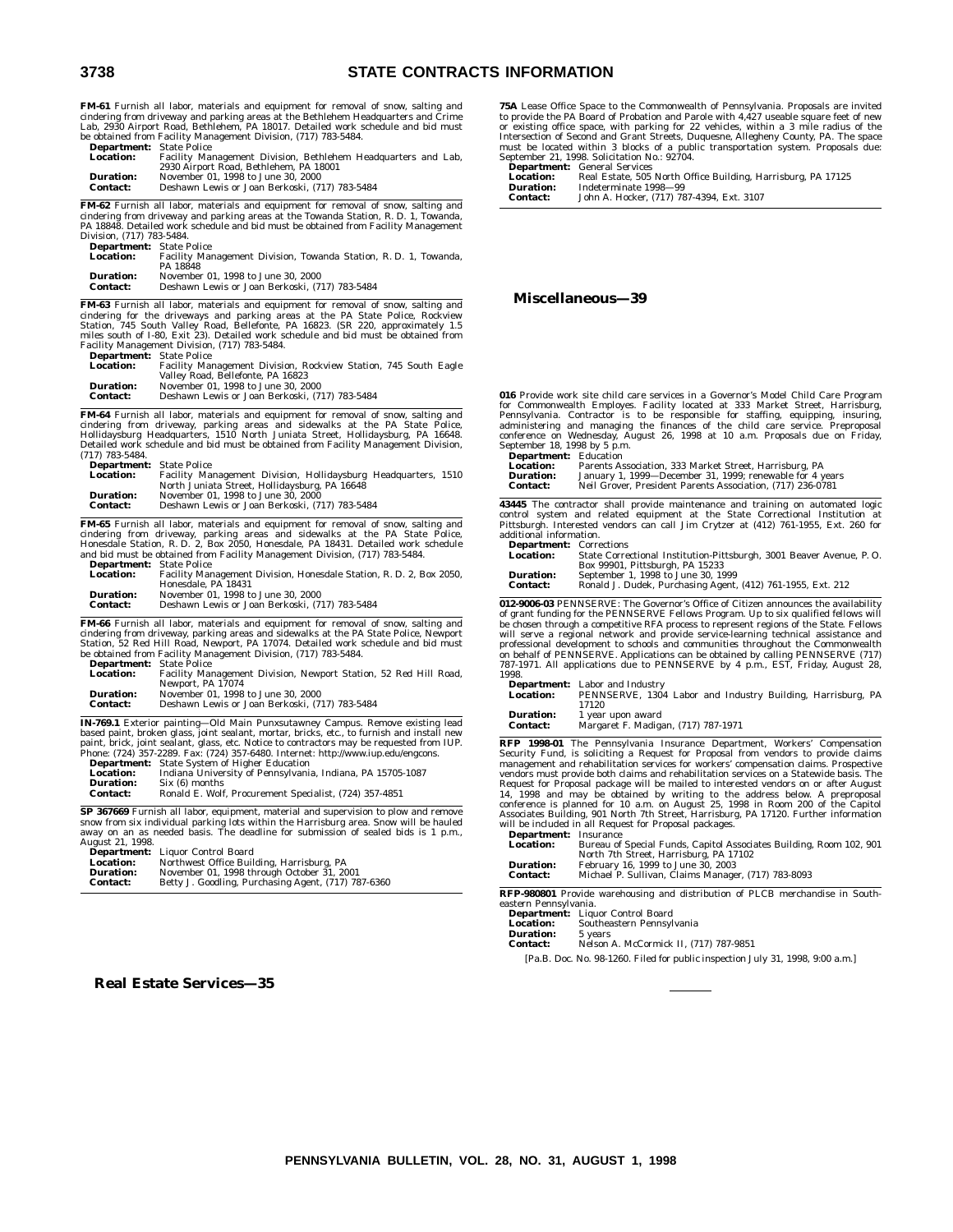**FM-61** Furnish all labor, materials and equipment for removal of snow, salting and cindering from driveway and parking areas at the Bethlehem Headquarters and Crime Lab, 2930 Airport Road, Bethlehem, PA 18017. Detailed work schedule and bid must be obtained from Facility Management Division, (717) 783-5484.

**Department:** State Police
**Location:** Facility Management Division, Bethlehem Headquarters and Lab, 2930 Airport Road, Bethlehem, PA 18001
**Duration:** November 01, 1998 to June 30, 2000
**Contact:** Deshawn Lewis or Joan Berkoski, (717) 783-5484

**FM-62** Furnish all labor, materials and equipment for removal of snow, salting and cindering from driveway and parking areas at the Towanda Station, R. D. 1, Towanda, PA 18848. Detailed work schedule and bid must be obtained from Facility Management Division, (717) 783-5484.

**Department:** State Police
**Location:** Facility Management Division, Towanda Station, R. D. 1, Towanda, PA 18848
**Duration:** November 01, 1998 to June 30, 2000
**Contact:** Deshawn Lewis or Joan Berkoski, (717) 783-5484

**FM-63** Furnish all labor, materials and equipment for removal of snow, salting and cindering for the driveways and parking areas at the PA State Police, Rockview Station, 745 South Valley Road, Bellefonte, PA 16823. (SR 220, approximately 1.5 miles south of I-80, Exit 23). Detailed work schedule and bid must be obtained from Facility Management Division, (717) 783-5484.

**Department:** State Police
**Location:** Facility Management Division, Rockview Station, 745 South Eagle Valley Road, Bellefonte, PA 16823
**Duration:** November 01, 1998 to June 30, 2000
**Contact:** Deshawn Lewis or Joan Berkoski, (717) 783-5484

**FM-64** Furnish all labor, materials and equipment for removal of snow, salting and cindering from driveway, parking areas and sidewalks at the PA State Police, Hollidaysburg Headquarters, 1510 North Juniata Street, Hollidaysburg, PA 16648. Detailed work schedule and bid must be obtained from Facility Management Division, (717) 783-5484.

**Department:** State Police
**Location:** Facility Management Division, Hollidaysburg Headquarters, 1510 North Juniata Street, Hollidaysburg, PA 16648
**Duration:** November 01, 1998 to June 30, 2000
**Contact:** Deshawn Lewis or Joan Berkoski, (717) 783-5484

**FM-65** Furnish all labor, materials and equipment for removal of snow, salting and cindering from driveway, parking areas and sidewalks at the PA State Police, Honesdale Station, R. D. 2, Box 2050, Honesdale, PA 18431. Detailed work schedule and bid must be obtained from Facility Management Division, (717) 783-5484.

**Department:** State Police
**Location:** Facility Management Division, Honesdale Station, R. D. 2, Box 2050, Honesdale, PA 18431
**Duration:** November 01, 1998 to June 30, 2000
**Contact:** Deshawn Lewis or Joan Berkoski, (717) 783-5484

**FM-66** Furnish all labor, materials and equipment for removal of snow, salting and cindering from driveway, parking areas and sidewalks at the PA State Police, Newport Station, 52 Red Hill Road, Newport, PA 17074. Detailed work schedule and bid must be obtained from Facility Management Division, (717) 783-5484.

**Department:** State Police
**Location:** Facility Management Division, Newport Station, 52 Red Hill Road, Newport, PA 17074
**Duration:** November 01, 1998 to June 30, 2000
**Contact:** Deshawn Lewis or Joan Berkoski, (717) 783-5484

**IN-769.1** Exterior painting—Old Main Punxsutawney Campus. Remove existing lead based paint, broken glass, joint sealant, mortar, bricks, etc., to furnish and install new paint, brick, joint sealant, glass, etc. Notice to contractors may be requested from IUP. Phone: (724) 357-2289. Fax: (724) 357-6480. Internet: http://www.iup.edu/engcons.

**Department:** State System of Higher Education
**Location:** Indiana University of Pennsylvania, Indiana, PA 15705-1087
**Duration:** Six (6) months
**Contact:** Ronald E. Wolf, Procurement Specialist, (724) 357-4851

**SP 367669** Furnish all labor, equipment, material and supervision to plow and remove snow from six individual parking lots within the Harrisburg area. Snow will be hauled away on an as needed basis. The deadline for submission of sealed bids is 1 p.m., August 21, 1998.

**Department:** Liquor Control Board
**Location:** Northwest Office Building, Harrisburg, PA
**Duration:** November 01, 1998 through October 31, 2001
**Contact:** Betty J. Goodling, Purchasing Agent, (717) 787-6360

## Real Estate Services—35

**75A** Lease Office Space to the Commonwealth of Pennsylvania. Proposals are invited to provide the PA Board of Probation and Parole with 4,427 useable square feet of new or existing office space, with parking for 22 vehicles, within a 3 mile radius of the Intersection of Second and Grant Streets, Duquesne, Allegheny County, PA. The space must be located within 3 blocks of a public transportation system. Proposals due: September 21, 1998. Solicitation No.: 92704.

**Department:** General Services
**Location:** Real Estate, 505 North Office Building, Harrisburg, PA 17125
**Duration:** Indeterminate 1998—99
**Contact:** John A. Hocker, (717) 787-4394, Ext. 3107

## Miscellaneous—39

**016** Provide work site child care services in a Governor's Model Child Care Program for Commonwealth Employes. Facility located at 333 Market Street, Harrisburg, Pennsylvania. Contractor is to be responsible for staffing, equipping, insuring, administering and managing the finances of the child care service. Preproposal conference on Wednesday, August 26, 1998 at 10 a.m. Proposals due on Friday, September 18, 1998 by 5 p.m.

**Department:** Education
**Location:** Parents Association, 333 Market Street, Harrisburg, PA
**Duration:** January 1, 1999—December 31, 1999; renewable for 4 years
**Contact:** Neil Grover, President Parents Association, (717) 236-0781

**43445** The contractor shall provide maintenance and training on automated logic control system and related equipment at the State Correctional Institution at Pittsburgh. Interested vendors can call Jim Crytzer at (412) 761-1955, Ext. 260 for additional information.

**Department:** Corrections
**Location:** State Correctional Institution-Pittsburgh, 3001 Beaver Avenue, P. O. Box 99901, Pittsburgh, PA 15233
**Duration:** September 1, 1998 to June 30, 1999
**Contact:** Ronald J. Dudek, Purchasing Agent, (412) 761-1955, Ext. 212

**012-9006-03** PENNSERVE: The Governor's Office of Citizen announces the availability of grant funding for the PENNSERVE Fellows Program. Up to six qualified fellows will be chosen through a competitive RFA process to represent regions of the State. Fellows will serve a regional network and provide service-learning technical assistance and professional development to schools and communities throughout the Commonwealth on behalf of PENNSERVE. Applications can be obtained by calling PENNSERVE (717) 787-1971. All applications due to PENNSERVE by 4 p.m., EST, Friday, August 28, 1998.

**Department:** Labor and Industry
**Location:** PENNSERVE, 1304 Labor and Industry Building, Harrisburg, PA 17120
**Duration:** 1 year upon award
**Contact:** Margaret F. Madigan, (717) 787-1971

**RFP 1998-01** The Pennsylvania Insurance Department, Workers' Compensation Security Fund, is soliciting a Request for Proposal from vendors to provide claims management and rehabilitation services for workers' compensation claims. Prospective vendors must provide both claims and rehabilitation services on a Statewide basis. The Request for Proposal package will be mailed to interested vendors on or after August 14, 1998 and may be obtained by writing to the address below. A preproposal conference is planned for 10 a.m. on August 25, 1998 in Room 200 of the Capitol Associates Building, 901 North 7th Street, Harrisburg, PA 17120. Further information will be included in all Request for Proposal packages.

**Department:** Insurance
**Location:** Bureau of Special Funds, Capitol Associates Building, Room 102, 901 North 7th Street, Harrisburg, PA 17102
**Duration:** February 16, 1999 to June 30, 2003
**Contact:** Michael P. Sullivan, Claims Manager, (717) 783-8093

**RFP-980801** Provide warehousing and distribution of PLCB merchandise in Southeastern Pennsylvania.

**Department:** Liquor Control Board
**Location:** Southeastern Pennsylvania
**Duration:** 5 years
**Contact:** Nelson A. McCormick II, (717) 787-9851

[Pa.B. Doc. No. 98-1260. Filed for public inspection July 31, 1998, 9:00 a.m.]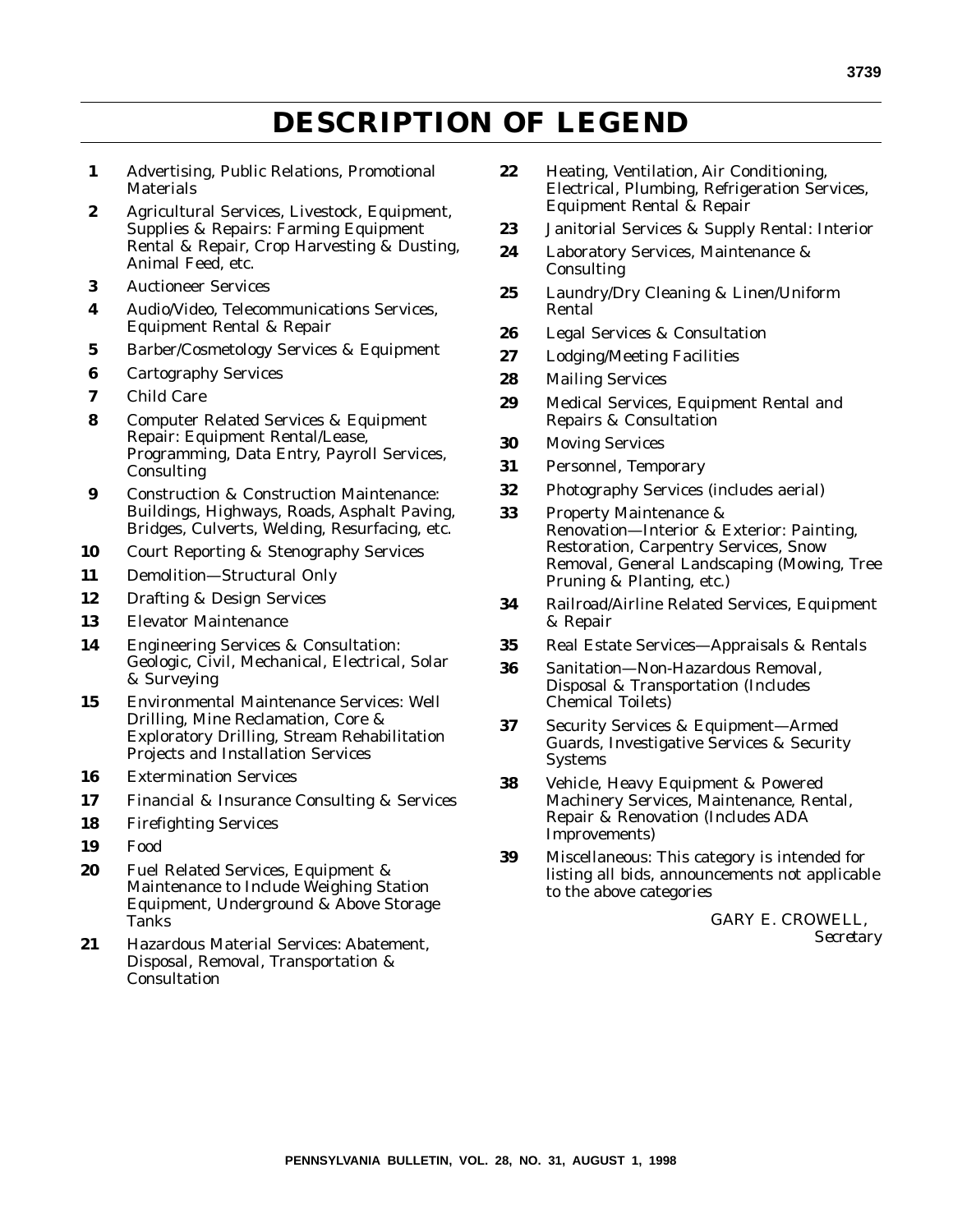# DESCRIPTION OF LEGEND

**1** Advertising, Public Relations, Promotional Materials

**2** Agricultural Services, Livestock, Equipment, Supplies & Repairs: Farming Equipment Rental & Repair, Crop Harvesting & Dusting, Animal Feed, etc.

**3** Auctioneer Services

**4** Audio/Video, Telecommunications Services, Equipment Rental & Repair

**5** Barber/Cosmetology Services & Equipment

**6** Cartography Services

**7** Child Care

**8** Computer Related Services & Equipment Repair: Equipment Rental/Lease, Programming, Data Entry, Payroll Services, Consulting

**9** Construction & Construction Maintenance: Buildings, Highways, Roads, Asphalt Paving, Bridges, Culverts, Welding, Resurfacing, etc.

**10** Court Reporting & Stenography Services

**11** Demolition—Structural Only

**12** Drafting & Design Services

**13** Elevator Maintenance

**14** Engineering Services & Consultation: Geologic, Civil, Mechanical, Electrical, Solar & Surveying

**15** Environmental Maintenance Services: Well Drilling, Mine Reclamation, Core & Exploratory Drilling, Stream Rehabilitation Projects and Installation Services

**16** Extermination Services

**17** Financial & Insurance Consulting & Services

**18** Firefighting Services

**19** Food

**20** Fuel Related Services, Equipment & Maintenance to Include Weighing Station Equipment, Underground & Above Storage Tanks

**21** Hazardous Material Services: Abatement, Disposal, Removal, Transportation & Consultation

**22** Heating, Ventilation, Air Conditioning, Electrical, Plumbing, Refrigeration Services, Equipment Rental & Repair

**23** Janitorial Services & Supply Rental: Interior

**24** Laboratory Services, Maintenance & Consulting

**25** Laundry/Dry Cleaning & Linen/Uniform Rental

**26** Legal Services & Consultation

**27** Lodging/Meeting Facilities

**28** Mailing Services

**29** Medical Services, Equipment Rental and Repairs & Consultation

**30** Moving Services

**31** Personnel, Temporary

**32** Photography Services (includes aerial)

**33** Property Maintenance & Renovation—Interior & Exterior: Painting, Restoration, Carpentry Services, Snow Removal, General Landscaping (Mowing, Tree Pruning & Planting, etc.)

**34** Railroad/Airline Related Services, Equipment & Repair

**35** Real Estate Services—Appraisals & Rentals

**36** Sanitation—Non-Hazardous Removal, Disposal & Transportation (Includes Chemical Toilets)

**37** Security Services & Equipment—Armed Guards, Investigative Services & Security Systems

**38** Vehicle, Heavy Equipment & Powered Machinery Services, Maintenance, Rental, Repair & Renovation (Includes ADA Improvements)

**39** Miscellaneous: This category is intended for listing all bids, announcements not applicable to the above categories

GARY E. CROWELL,
*Secretary*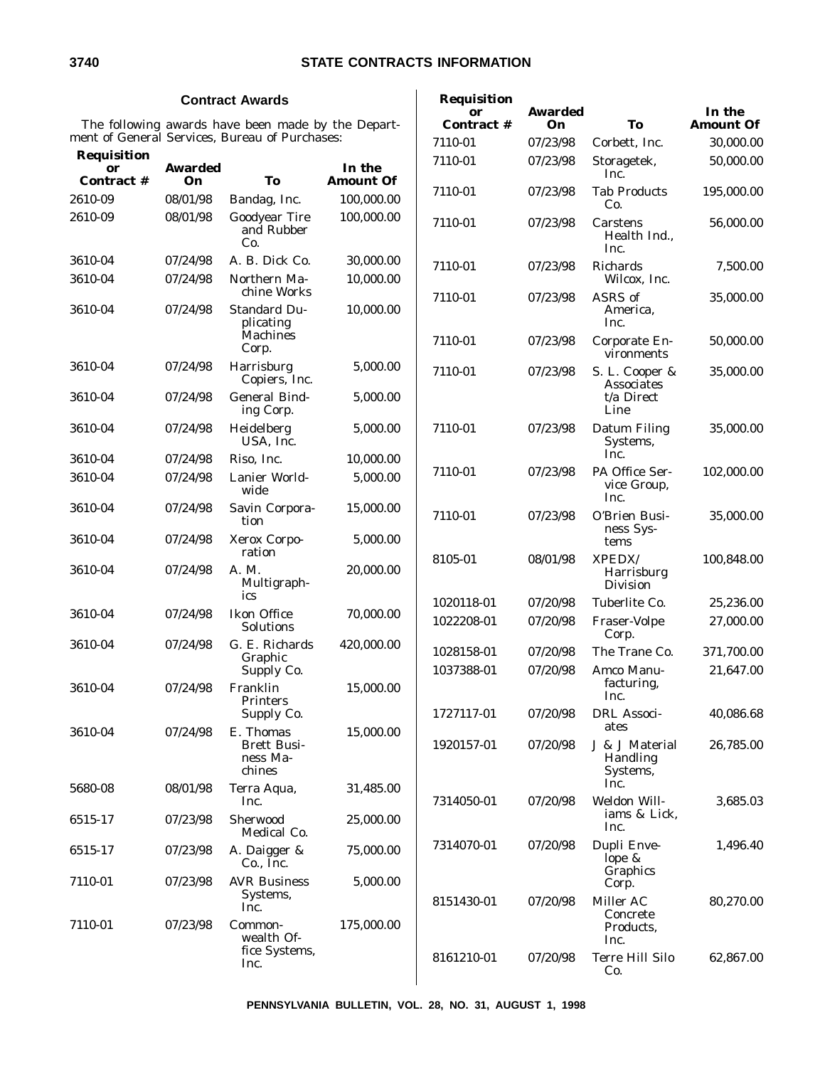### Contract Awards

The following awards have been made by the Department of General Services, Bureau of Purchases:

| Requisition or Contract # | Awarded On | To | In the Amount Of |
|---|---|---|---|
| 2610-09 | 08/01/98 | Bandag, Inc. | 100,000.00 |
| 2610-09 | 08/01/98 | Goodyear Tire and Rubber Co. | 100,000.00 |
| 3610-04 | 07/24/98 | A. B. Dick Co. | 30,000.00 |
| 3610-04 | 07/24/98 | Northern Machine Works | 10,000.00 |
| 3610-04 | 07/24/98 | Standard Duplicating Machines Corp. | 10,000.00 |
| 3610-04 | 07/24/98 | Harrisburg Copiers, Inc. | 5,000.00 |
| 3610-04 | 07/24/98 | General Binding Corp. | 5,000.00 |
| 3610-04 | 07/24/98 | Heidelberg USA, Inc. | 5,000.00 |
| 3610-04 | 07/24/98 | Riso, Inc. | 10,000.00 |
| 3610-04 | 07/24/98 | Lanier Worldwide | 5,000.00 |
| 3610-04 | 07/24/98 | Savin Corporation | 15,000.00 |
| 3610-04 | 07/24/98 | Xerox Corporation | 5,000.00 |
| 3610-04 | 07/24/98 | A. M. Multigraphics | 20,000.00 |
| 3610-04 | 07/24/98 | Ikon Office Solutions | 70,000.00 |
| 3610-04 | 07/24/98 | G. E. Richards Graphic Supply Co. | 420,000.00 |
| 3610-04 | 07/24/98 | Franklin Printers Supply Co. | 15,000.00 |
| 3610-04 | 07/24/98 | E. Thomas Brett Business Machines | 15,000.00 |
| 5680-08 | 08/01/98 | Terra Aqua, Inc. | 31,485.00 |
| 6515-17 | 07/23/98 | Sherwood Medical Co. | 25,000.00 |
| 6515-17 | 07/23/98 | A. Daigger & Co., Inc. | 75,000.00 |
| 7110-01 | 07/23/98 | AVR Business Systems, Inc. | 5,000.00 |
| 7110-01 | 07/23/98 | Commonwealth Office Systems, Inc. | 175,000.00 |
| 7110-01 | 07/23/98 | Corbett, Inc. | 30,000.00 |
| 7110-01 | 07/23/98 | Storagetek, Inc. | 50,000.00 |
| 7110-01 | 07/23/98 | Tab Products Co. | 195,000.00 |
| 7110-01 | 07/23/98 | Carstens Health Ind., Inc. | 56,000.00 |
| 7110-01 | 07/23/98 | Richards Wilcox, Inc. | 7,500.00 |
| 7110-01 | 07/23/98 | ASRS of America, Inc. | 35,000.00 |
| 7110-01 | 07/23/98 | Corporate Environments | 50,000.00 |
| 7110-01 | 07/23/98 | S. L. Cooper & Associates t/a Direct Line | 35,000.00 |
| 7110-01 | 07/23/98 | Datum Filing Systems, Inc. | 35,000.00 |
| 7110-01 | 07/23/98 | PA Office Service Group, Inc. | 102,000.00 |
| 7110-01 | 07/23/98 | O'Brien Business Systems | 35,000.00 |
| 8105-01 | 08/01/98 | XPEDX/ Harrisburg Division | 100,848.00 |
| 1020118-01 | 07/20/98 | Tuberlite Co. | 25,236.00 |
| 1022208-01 | 07/20/98 | Fraser-Volpe Corp. | 27,000.00 |
| 1028158-01 | 07/20/98 | The Trane Co. | 371,700.00 |
| 1037388-01 | 07/20/98 | Amco Manufacturing, Inc. | 21,647.00 |
| 1727117-01 | 07/20/98 | DRL Associates | 40,086.68 |
| 1920157-01 | 07/20/98 | J & J Material Handling Systems, Inc. | 26,785.00 |
| 7314050-01 | 07/20/98 | Weldon Williams & Lick, Inc. | 3,685.03 |
| 7314070-01 | 07/20/98 | Dupli Envelope & Graphics Corp. | 1,496.40 |
| 8151430-01 | 07/20/98 | Miller AC Concrete Products, Inc. | 80,270.00 |
| 8161210-01 | 07/20/98 | Terre Hill Silo Co. | 62,867.00 |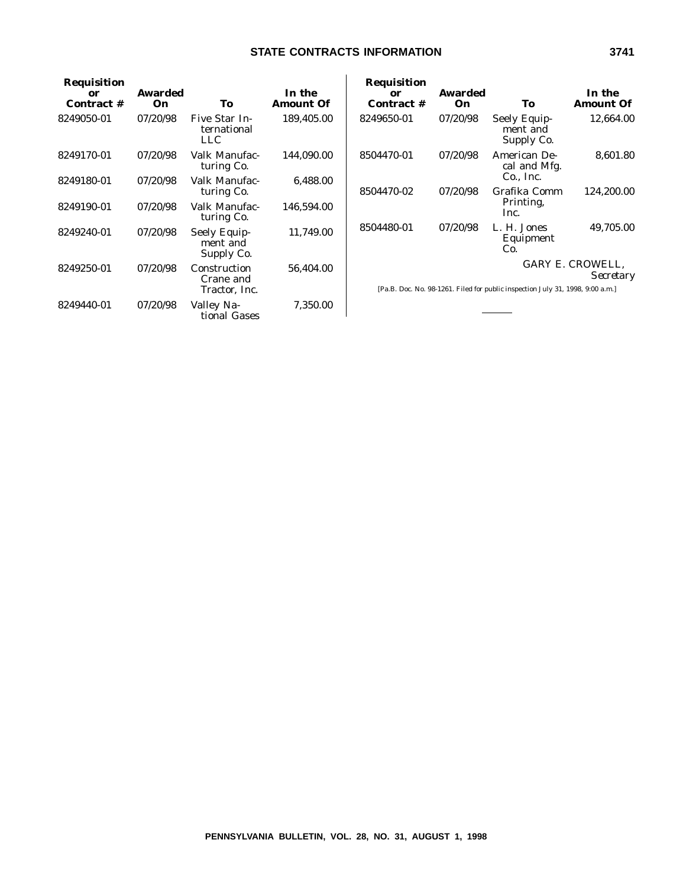| Requisition or Contract # | Awarded On | To | In the Amount Of |
|---|---|---|---|
| 8249050-01 | 07/20/98 | Five Star International LLC | 189,405.00 |
| 8249170-01 | 07/20/98 | Valk Manufacturing Co. | 144,090.00 |
| 8249180-01 | 07/20/98 | Valk Manufacturing Co. | 6,488.00 |
| 8249190-01 | 07/20/98 | Valk Manufacturing Co. | 146,594.00 |
| 8249240-01 | 07/20/98 | Seely Equipment and Supply Co. | 11,749.00 |
| 8249250-01 | 07/20/98 | Construction Crane and Tractor, Inc. | 56,404.00 |
| 8249440-01 | 07/20/98 | Valley National Gases | 7,350.00 |
| 8249650-01 | 07/20/98 | Seely Equipment and Supply Co. | 12,664.00 |
| 8504470-01 | 07/20/98 | American Decal and Mfg. Co., Inc. | 8,601.80 |
| 8504470-02 | 07/20/98 | Grafika Comm Printing, Inc. | 124,200.00 |
| 8504480-01 | 07/20/98 | L. H. Jones Equipment Co. | 49,705.00 |

GARY E. CROWELL,
*Secretary*

[Pa.B. Doc. No. 98-1261. Filed for public inspection July 31, 1998, 9:00 a.m.]